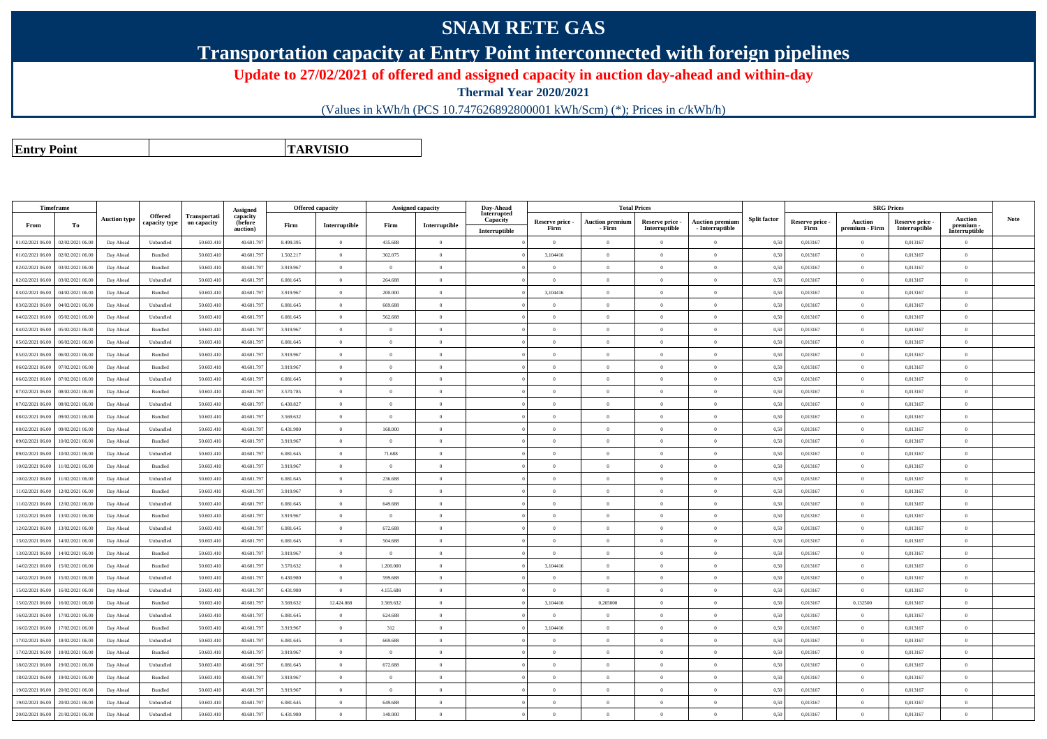# SNAM RETE GAS

## Transportation capacity at Entry Point interconnected with foreign pipelines

### Update to 27/02/2021 of offered and assigned capacity in auction day-ahead and within-day

**Thermal Year 2020/2021**

(Values in kWh/h (PCS 10.747626892800001 kWh/Scm) (*); Prices in c/kWh/h)

| **Entry Point** | | **TARVISIO** |
|---|---|---|

| Timeframe | | Auction type | Offered capacity type | Transportation capacity | Assigned capacity (before auction) | Offered capacity | | Assigned capacity | | Day-Ahead Interrupted Capacity | Total Prices | | | | Split factor | SRG Prices | | | | Note |
|---|---|---|---|---|---|---|---|---|---|---|---|---|---|---|---|---|---|---|---|---|
| From | To | | | | | Firm | Interruptible | Firm | Interruptible | Interruptible | Reserve price - Firm | Auction premium - Firm | Reserve price - Interruptible | Auction premium - Interruptible | | Reserve price - Firm | Auction premium - Firm | Reserve price - Interruptible | Auction premium - Interruptible | |
| 01/02/2021 06.00 | 02/02/2021 06.00 | Day Ahead | Unbundled | 50.603.410 | 40.601.797 | 8.499.395 | 0 | 435.688 | 0 | | 0 | 0 | 0 | 0 | 0,50 | 0,013167 | 0 | 0,013167 | 0 | |
| 01/02/2021 06.00 | 02/02/2021 06.00 | Day Ahead | Bundled | 50.603.410 | 40.601.797 | 1.502.217 | 0 | 302.075 | 0 | | 3,104416 | 0 | 0 | 0 | 0,50 | 0,013167 | 0 | 0,013167 | 0 | |
| 02/02/2021 06.00 | 03/02/2021 06.00 | Day Ahead | Bundled | 50.603.410 | 40.601.797 | 3.919.967 | 0 | 0 | 0 | | 0 | 0 | 0 | 0 | 0,50 | 0,013167 | 0 | 0,013167 | 0 | |
| 02/02/2021 06.00 | 03/02/2021 06.00 | Day Ahead | Unbundled | 50.603.410 | 40.601.797 | 6.081.645 | 0 | 264.688 | 0 | | 0 | 0 | 0 | 0 | 0,50 | 0,013167 | 0 | 0,013167 | 0 | |
| 03/02/2021 06.00 | 04/02/2021 06.00 | Day Ahead | Bundled | 50.603.410 | 40.601.797 | 3.919.967 | 0 | 200.000 | 0 | | 3,104416 | 0 | 0 | 0 | 0,50 | 0,013167 | 0 | 0,013167 | 0 | |
| 03/02/2021 06.00 | 04/02/2021 06.00 | Day Ahead | Unbundled | 50.603.410 | 40.601.797 | 6.081.645 | 0 | 669.688 | 0 | | 0 | 0 | 0 | 0 | 0,50 | 0,013167 | 0 | 0,013167 | 0 | |
| 04/02/2021 06.00 | 05/02/2021 06.00 | Day Ahead | Unbundled | 50.603.410 | 40.601.797 | 6.081.645 | 0 | 562.688 | 0 | | 0 | 0 | 0 | 0 | 0,50 | 0,013167 | 0 | 0,013167 | 0 | |
| 04/02/2021 06.00 | 05/02/2021 06.00 | Day Ahead | Bundled | 50.603.410 | 40.601.797 | 3.919.967 | 0 | 0 | 0 | | 0 | 0 | 0 | 0 | 0,50 | 0,013167 | 0 | 0,013167 | 0 | |
| 05/02/2021 06.00 | 06/02/2021 06.00 | Day Ahead | Unbundled | 50.603.410 | 40.601.797 | 6.081.645 | 0 | 0 | 0 | | 0 | 0 | 0 | 0 | 0,50 | 0,013167 | 0 | 0,013167 | 0 | |
| 05/02/2021 06.00 | 06/02/2021 06.00 | Day Ahead | Bundled | 50.603.410 | 40.601.797 | 3.919.967 | 0 | 0 | 0 | | 0 | 0 | 0 | 0 | 0,50 | 0,013167 | 0 | 0,013167 | 0 | |
| 06/02/2021 06.00 | 07/02/2021 06.00 | Day Ahead | Bundled | 50.603.410 | 40.601.797 | 3.919.967 | 0 | 0 | 0 | | 0 | 0 | 0 | 0 | 0,50 | 0,013167 | 0 | 0,013167 | 0 | |
| 06/02/2021 06.00 | 07/02/2021 06.00 | Day Ahead | Unbundled | 50.603.410 | 40.601.797 | 6.081.645 | 0 | 0 | 0 | | 0 | 0 | 0 | 0 | 0,50 | 0,013167 | 0 | 0,013167 | 0 | |
| 07/02/2021 06.00 | 08/02/2021 06.00 | Day Ahead | Bundled | 50.603.410 | 40.601.797 | 3.570.785 | 0 | 0 | 0 | | 0 | 0 | 0 | 0 | 0,50 | 0,013167 | 0 | 0,013167 | 0 | |
| 07/02/2021 06.00 | 08/02/2021 06.00 | Day Ahead | Unbundled | 50.603.410 | 40.601.797 | 6.430.827 | 0 | 0 | 0 | | 0 | 0 | 0 | 0 | 0,50 | 0,013167 | 0 | 0,013167 | 0 | |
| 08/02/2021 06.00 | 09/02/2021 06.00 | Day Ahead | Bundled | 50.603.410 | 40.601.797 | 3.569.632 | 0 | 0 | 0 | | 0 | 0 | 0 | 0 | 0,50 | 0,013167 | 0 | 0,013167 | 0 | |
| 08/02/2021 06.00 | 09/02/2021 06.00 | Day Ahead | Unbundled | 50.603.410 | 40.601.797 | 6.431.980 | 0 | 168.000 | 0 | | 0 | 0 | 0 | 0 | 0,50 | 0,013167 | 0 | 0,013167 | 0 | |
| 09/02/2021 06.00 | 10/02/2021 06.00 | Day Ahead | Bundled | 50.603.410 | 40.601.797 | 3.919.967 | 0 | 0 | 0 | | 0 | 0 | 0 | 0 | 0,50 | 0,013167 | 0 | 0,013167 | 0 | |
| 09/02/2021 06.00 | 10/02/2021 06.00 | Day Ahead | Unbundled | 50.603.410 | 40.601.797 | 6.081.645 | 0 | 71.688 | 0 | | 0 | 0 | 0 | 0 | 0,50 | 0,013167 | 0 | 0,013167 | 0 | |
| 10/02/2021 06.00 | 11/02/2021 06.00 | Day Ahead | Bundled | 50.603.410 | 40.601.797 | 3.919.967 | 0 | 0 | 0 | | 0 | 0 | 0 | 0 | 0,50 | 0,013167 | 0 | 0,013167 | 0 | |
| 10/02/2021 06.00 | 11/02/2021 06.00 | Day Ahead | Unbundled | 50.603.410 | 40.601.797 | 6.081.645 | 0 | 236.688 | 0 | | 0 | 0 | 0 | 0 | 0,50 | 0,013167 | 0 | 0,013167 | 0 | |
| 11/02/2021 06.00 | 12/02/2021 06.00 | Day Ahead | Bundled | 50.603.410 | 40.601.797 | 3.919.967 | 0 | 0 | 0 | | 0 | 0 | 0 | 0 | 0,50 | 0,013167 | 0 | 0,013167 | 0 | |
| 11/02/2021 06.00 | 12/02/2021 06.00 | Day Ahead | Unbundled | 50.603.410 | 40.601.797 | 6.081.645 | 0 | 649.688 | 0 | | 0 | 0 | 0 | 0 | 0,50 | 0,013167 | 0 | 0,013167 | 0 | |
| 12/02/2021 06.00 | 13/02/2021 06.00 | Day Ahead | Bundled | 50.603.410 | 40.601.797 | 3.919.967 | 0 | 0 | 0 | | 0 | 0 | 0 | 0 | 0,50 | 0,013167 | 0 | 0,013167 | 0 | |
| 12/02/2021 06.00 | 13/02/2021 06.00 | Day Ahead | Unbundled | 50.603.410 | 40.601.797 | 6.081.645 | 0 | 672.688 | 0 | | 0 | 0 | 0 | 0 | 0,50 | 0,013167 | 0 | 0,013167 | 0 | |
| 13/02/2021 06.00 | 14/02/2021 06.00 | Day Ahead | Unbundled | 50.603.410 | 40.601.797 | 6.081.645 | 0 | 504.688 | 0 | | 0 | 0 | 0 | 0 | 0,50 | 0,013167 | 0 | 0,013167 | 0 | |
| 13/02/2021 06.00 | 14/02/2021 06.00 | Day Ahead | Bundled | 50.603.410 | 40.601.797 | 3.919.967 | 0 | 0 | 0 | | 0 | 0 | 0 | 0 | 0,50 | 0,013167 | 0 | 0,013167 | 0 | |
| 14/02/2021 06.00 | 15/02/2021 06.00 | Day Ahead | Bundled | 50.603.410 | 40.601.797 | 3.570.632 | 0 | 1.200.000 | 0 | | 3,104416 | 0 | 0 | 0 | 0,50 | 0,013167 | 0 | 0,013167 | 0 | |
| 14/02/2021 06.00 | 15/02/2021 06.00 | Day Ahead | Unbundled | 50.603.410 | 40.601.797 | 6.430.980 | 0 | 599.688 | 0 | | 0 | 0 | 0 | 0 | 0,50 | 0,013167 | 0 | 0,013167 | 0 | |
| 15/02/2021 06.00 | 16/02/2021 06.00 | Day Ahead | Unbundled | 50.603.410 | 40.601.797 | 6.431.980 | 0 | 4.155.688 | 0 | | 0 | 0 | 0 | 0 | 0,50 | 0,013167 | 0 | 0,013167 | 0 | |
| 15/02/2021 06.00 | 16/02/2021 06.00 | Day Ahead | Bundled | 50.603.410 | 40.601.797 | 3.569.632 | 12.424.868 | 3.569.632 | 0 | | 3,104416 | 0,265000 | 0 | 0 | 0,50 | 0,013167 | 0,132500 | 0,013167 | 0 | |
| 16/02/2021 06.00 | 17/02/2021 06.00 | Day Ahead | Unbundled | 50.603.410 | 40.601.797 | 6.081.645 | 0 | 624.688 | 0 | | 0 | 0 | 0 | 0 | 0,50 | 0,013167 | 0 | 0,013167 | 0 | |
| 16/02/2021 06.00 | 17/02/2021 06.00 | Day Ahead | Bundled | 50.603.410 | 40.601.797 | 3.919.967 | 0 | 312 | 0 | | 3,104416 | 0 | 0 | 0 | 0,50 | 0,013167 | 0 | 0,013167 | 0 | |
| 17/02/2021 06.00 | 18/02/2021 06.00 | Day Ahead | Unbundled | 50.603.410 | 40.601.797 | 6.081.645 | 0 | 669.688 | 0 | | 0 | 0 | 0 | 0 | 0,50 | 0,013167 | 0 | 0,013167 | 0 | |
| 17/02/2021 06.00 | 18/02/2021 06.00 | Day Ahead | Bundled | 50.603.410 | 40.601.797 | 3.919.967 | 0 | 0 | 0 | | 0 | 0 | 0 | 0 | 0,50 | 0,013167 | 0 | 0,013167 | 0 | |
| 18/02/2021 06.00 | 19/02/2021 06.00 | Day Ahead | Unbundled | 50.603.410 | 40.601.797 | 6.081.645 | 0 | 672.688 | 0 | | 0 | 0 | 0 | 0 | 0,50 | 0,013167 | 0 | 0,013167 | 0 | |
| 18/02/2021 06.00 | 19/02/2021 06.00 | Day Ahead | Bundled | 50.603.410 | 40.601.797 | 3.919.967 | 0 | 0 | 0 | | 0 | 0 | 0 | 0 | 0,50 | 0,013167 | 0 | 0,013167 | 0 | |
| 19/02/2021 06.00 | 20/02/2021 06.00 | Day Ahead | Bundled | 50.603.410 | 40.601.797 | 3.919.967 | 0 | 0 | 0 | | 0 | 0 | 0 | 0 | 0,50 | 0,013167 | 0 | 0,013167 | 0 | |
| 19/02/2021 06.00 | 20/02/2021 06.00 | Day Ahead | Unbundled | 50.603.410 | 40.601.797 | 6.081.645 | 0 | 649.688 | 0 | | 0 | 0 | 0 | 0 | 0,50 | 0,013167 | 0 | 0,013167 | 0 | |
| 20/02/2021 06.00 | 21/02/2021 06.00 | Day Ahead | Unbundled | 50.603.410 | 40.601.797 | 6.431.980 | 0 | 140.000 | 0 | | 0 | 0 | 0 | 0 | 0,50 | 0,013167 | 0 | 0,013167 | 0 | |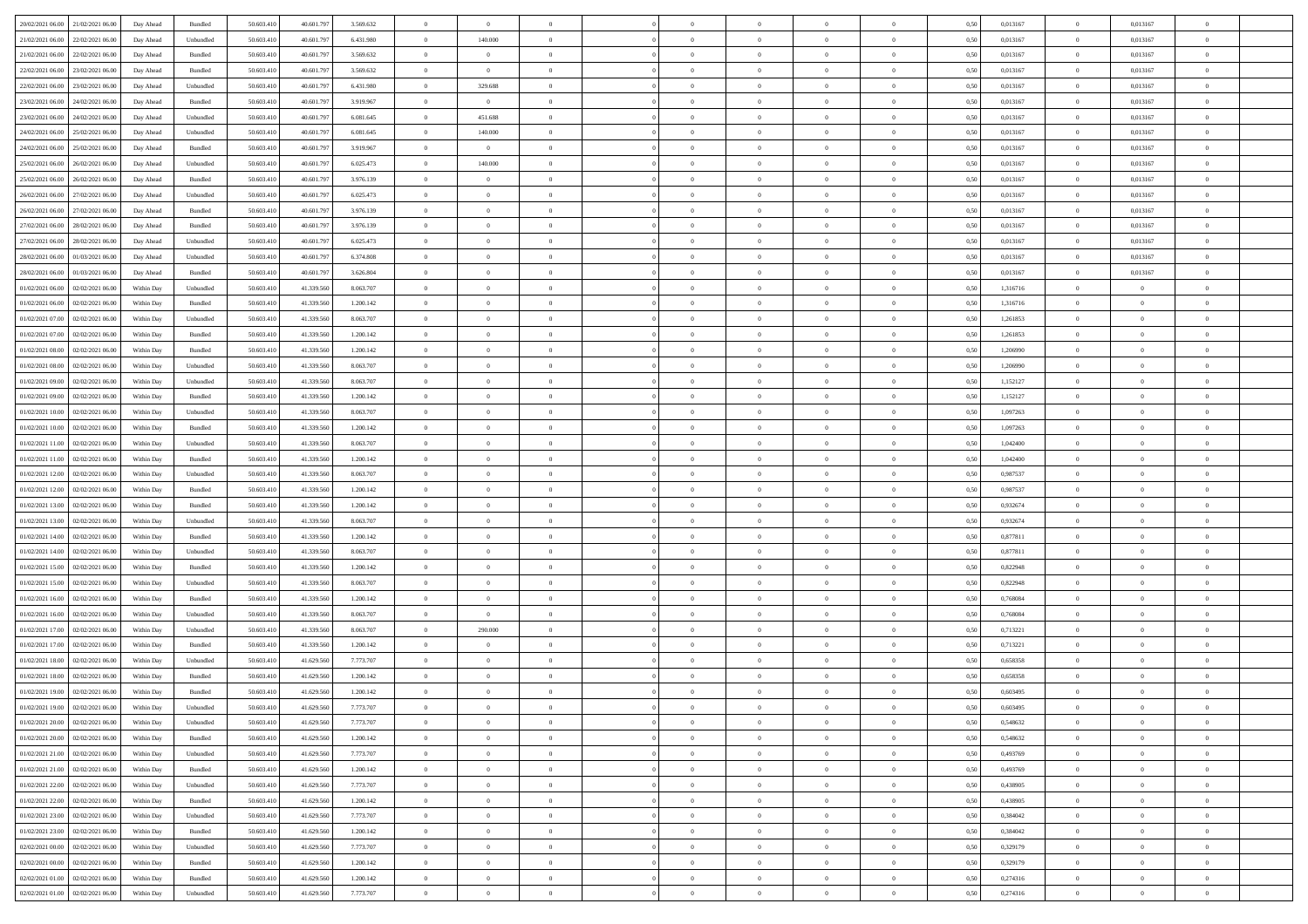| | | | | | | | | | | | | | | | | | | | | |
|---|---|---|---|---|---|---|---|---|---|---|---|---|---|---|---|---|---|---|---|---|
| 20/02/2021 06.00 | 21/02/2021 06.00 | Day Ahead | Bundled | 50.603.410 | 40.601.797 | 3.569.632 | 0 | 0 | 0 | | 0 | 0 | 0 | 0 | 0,50 | 0,013167 | 0 | 0,013167 | 0 | |
| 21/02/2021 06.00 | 22/02/2021 06.00 | Day Ahead | Unbundled | 50.603.410 | 40.601.797 | 6.431.980 | 0 | 140.000 | 0 | | 0 | 0 | 0 | 0 | 0,50 | 0,013167 | 0 | 0,013167 | 0 | |
| 21/02/2021 06.00 | 22/02/2021 06.00 | Day Ahead | Bundled | 50.603.410 | 40.601.797 | 3.569.632 | 0 | 0 | 0 | | 0 | 0 | 0 | 0 | 0,50 | 0,013167 | 0 | 0,013167 | 0 | |
| 22/02/2021 06.00 | 23/02/2021 06.00 | Day Ahead | Bundled | 50.603.410 | 40.601.797 | 3.569.632 | 0 | 0 | 0 | | 0 | 0 | 0 | 0 | 0,50 | 0,013167 | 0 | 0,013167 | 0 | |
| 22/02/2021 06.00 | 23/02/2021 06.00 | Day Ahead | Unbundled | 50.603.410 | 40.601.797 | 6.431.980 | 0 | 329.688 | 0 | | 0 | 0 | 0 | 0 | 0,50 | 0,013167 | 0 | 0,013167 | 0 | |
| 23/02/2021 06.00 | 24/02/2021 06.00 | Day Ahead | Bundled | 50.603.410 | 40.601.797 | 3.919.967 | 0 | 0 | 0 | | 0 | 0 | 0 | 0 | 0,50 | 0,013167 | 0 | 0,013167 | 0 | |
| 23/02/2021 06.00 | 24/02/2021 06.00 | Day Ahead | Unbundled | 50.603.410 | 40.601.797 | 6.081.645 | 0 | 451.688 | 0 | | 0 | 0 | 0 | 0 | 0,50 | 0,013167 | 0 | 0,013167 | 0 | |
| 24/02/2021 06.00 | 25/02/2021 06.00 | Day Ahead | Unbundled | 50.603.410 | 40.601.797 | 6.081.645 | 0 | 140.000 | 0 | | 0 | 0 | 0 | 0 | 0,50 | 0,013167 | 0 | 0,013167 | 0 | |
| 24/02/2021 06.00 | 25/02/2021 06.00 | Day Ahead | Bundled | 50.603.410 | 40.601.797 | 3.919.967 | 0 | 0 | 0 | | 0 | 0 | 0 | 0 | 0,50 | 0,013167 | 0 | 0,013167 | 0 | |
| 25/02/2021 06.00 | 26/02/2021 06.00 | Day Ahead | Unbundled | 50.603.410 | 40.601.797 | 6.025.473 | 0 | 140.000 | 0 | | 0 | 0 | 0 | 0 | 0,50 | 0,013167 | 0 | 0,013167 | 0 | |
| 25/02/2021 06.00 | 26/02/2021 06.00 | Day Ahead | Bundled | 50.603.410 | 40.601.797 | 3.976.139 | 0 | 0 | 0 | | 0 | 0 | 0 | 0 | 0,50 | 0,013167 | 0 | 0,013167 | 0 | |
| 26/02/2021 06.00 | 27/02/2021 06.00 | Day Ahead | Unbundled | 50.603.410 | 40.601.797 | 6.025.473 | 0 | 0 | 0 | | 0 | 0 | 0 | 0 | 0,50 | 0,013167 | 0 | 0,013167 | 0 | |
| 26/02/2021 06.00 | 27/02/2021 06.00 | Day Ahead | Bundled | 50.603.410 | 40.601.797 | 3.976.139 | 0 | 0 | 0 | | 0 | 0 | 0 | 0 | 0,50 | 0,013167 | 0 | 0,013167 | 0 | |
| 27/02/2021 06.00 | 28/02/2021 06.00 | Day Ahead | Bundled | 50.603.410 | 40.601.797 | 3.976.139 | 0 | 0 | 0 | | 0 | 0 | 0 | 0 | 0,50 | 0,013167 | 0 | 0,013167 | 0 | |
| 27/02/2021 06.00 | 28/02/2021 06.00 | Day Ahead | Unbundled | 50.603.410 | 40.601.797 | 6.025.473 | 0 | 0 | 0 | | 0 | 0 | 0 | 0 | 0,50 | 0,013167 | 0 | 0,013167 | 0 | |
| 28/02/2021 06.00 | 01/03/2021 06.00 | Day Ahead | Unbundled | 50.603.410 | 40.601.797 | 6.374.808 | 0 | 0 | 0 | | 0 | 0 | 0 | 0 | 0,50 | 0,013167 | 0 | 0,013167 | 0 | |
| 28/02/2021 06.00 | 01/03/2021 06.00 | Day Ahead | Bundled | 50.603.410 | 40.601.797 | 3.626.804 | 0 | 0 | 0 | | 0 | 0 | 0 | 0 | 0,50 | 0,013167 | 0 | 0,013167 | 0 | |
| 01/02/2021 06.00 | 02/02/2021 06.00 | Within Day | Unbundled | 50.603.410 | 41.339.560 | 8.063.707 | 0 | 0 | 0 | | 0 | 0 | 0 | 0 | 0,50 | 1,316716 | 0 | 0 | 0 | |
| 01/02/2021 06.00 | 02/02/2021 06.00 | Within Day | Bundled | 50.603.410 | 41.339.560 | 1.200.142 | 0 | 0 | 0 | | 0 | 0 | 0 | 0 | 0,50 | 1,316716 | 0 | 0 | 0 | |
| 01/02/2021 07.00 | 02/02/2021 06.00 | Within Day | Unbundled | 50.603.410 | 41.339.560 | 8.063.707 | 0 | 0 | 0 | | 0 | 0 | 0 | 0 | 0,50 | 1,261853 | 0 | 0 | 0 | |
| 01/02/2021 07.00 | 02/02/2021 06.00 | Within Day | Bundled | 50.603.410 | 41.339.560 | 1.200.142 | 0 | 0 | 0 | | 0 | 0 | 0 | 0 | 0,50 | 1,261853 | 0 | 0 | 0 | |
| 01/02/2021 08.00 | 02/02/2021 06.00 | Within Day | Bundled | 50.603.410 | 41.339.560 | 1.200.142 | 0 | 0 | 0 | | 0 | 0 | 0 | 0 | 0,50 | 1,206990 | 0 | 0 | 0 | |
| 01/02/2021 08.00 | 02/02/2021 06.00 | Within Day | Unbundled | 50.603.410 | 41.339.560 | 8.063.707 | 0 | 0 | 0 | | 0 | 0 | 0 | 0 | 0,50 | 1,206990 | 0 | 0 | 0 | |
| 01/02/2021 09.00 | 02/02/2021 06.00 | Within Day | Unbundled | 50.603.410 | 41.339.560 | 8.063.707 | 0 | 0 | 0 | | 0 | 0 | 0 | 0 | 0,50 | 1,152127 | 0 | 0 | 0 | |
| 01/02/2021 09.00 | 02/02/2021 06.00 | Within Day | Bundled | 50.603.410 | 41.339.560 | 1.200.142 | 0 | 0 | 0 | | 0 | 0 | 0 | 0 | 0,50 | 1,152127 | 0 | 0 | 0 | |
| 01/02/2021 10.00 | 02/02/2021 06.00 | Within Day | Unbundled | 50.603.410 | 41.339.560 | 8.063.707 | 0 | 0 | 0 | | 0 | 0 | 0 | 0 | 0,50 | 1,097263 | 0 | 0 | 0 | |
| 01/02/2021 10.00 | 02/02/2021 06.00 | Within Day | Bundled | 50.603.410 | 41.339.560 | 1.200.142 | 0 | 0 | 0 | | 0 | 0 | 0 | 0 | 0,50 | 1,097263 | 0 | 0 | 0 | |
| 01/02/2021 11.00 | 02/02/2021 06.00 | Within Day | Unbundled | 50.603.410 | 41.339.560 | 8.063.707 | 0 | 0 | 0 | | 0 | 0 | 0 | 0 | 0,50 | 1,042400 | 0 | 0 | 0 | |
| 01/02/2021 11.00 | 02/02/2021 06.00 | Within Day | Bundled | 50.603.410 | 41.339.560 | 1.200.142 | 0 | 0 | 0 | | 0 | 0 | 0 | 0 | 0,50 | 1,042400 | 0 | 0 | 0 | |
| 01/02/2021 12.00 | 02/02/2021 06.00 | Within Day | Unbundled | 50.603.410 | 41.339.560 | 8.063.707 | 0 | 0 | 0 | | 0 | 0 | 0 | 0 | 0,50 | 0,987537 | 0 | 0 | 0 | |
| 01/02/2021 12.00 | 02/02/2021 06.00 | Within Day | Bundled | 50.603.410 | 41.339.560 | 1.200.142 | 0 | 0 | 0 | | 0 | 0 | 0 | 0 | 0,50 | 0,987537 | 0 | 0 | 0 | |
| 01/02/2021 13.00 | 02/02/2021 06.00 | Within Day | Bundled | 50.603.410 | 41.339.560 | 1.200.142 | 0 | 0 | 0 | | 0 | 0 | 0 | 0 | 0,50 | 0,932674 | 0 | 0 | 0 | |
| 01/02/2021 13.00 | 02/02/2021 06.00 | Within Day | Unbundled | 50.603.410 | 41.339.560 | 8.063.707 | 0 | 0 | 0 | | 0 | 0 | 0 | 0 | 0,50 | 0,932674 | 0 | 0 | 0 | |
| 01/02/2021 14.00 | 02/02/2021 06.00 | Within Day | Bundled | 50.603.410 | 41.339.560 | 1.200.142 | 0 | 0 | 0 | | 0 | 0 | 0 | 0 | 0,50 | 0,877811 | 0 | 0 | 0 | |
| 01/02/2021 14.00 | 02/02/2021 06.00 | Within Day | Unbundled | 50.603.410 | 41.339.560 | 8.063.707 | 0 | 0 | 0 | | 0 | 0 | 0 | 0 | 0,50 | 0,877811 | 0 | 0 | 0 | |
| 01/02/2021 15.00 | 02/02/2021 06.00 | Within Day | Bundled | 50.603.410 | 41.339.560 | 1.200.142 | 0 | 0 | 0 | | 0 | 0 | 0 | 0 | 0,50 | 0,822948 | 0 | 0 | 0 | |
| 01/02/2021 15.00 | 02/02/2021 06.00 | Within Day | Unbundled | 50.603.410 | 41.339.560 | 8.063.707 | 0 | 0 | 0 | | 0 | 0 | 0 | 0 | 0,50 | 0,822948 | 0 | 0 | 0 | |
| 01/02/2021 16.00 | 02/02/2021 06.00 | Within Day | Bundled | 50.603.410 | 41.339.560 | 1.200.142 | 0 | 0 | 0 | | 0 | 0 | 0 | 0 | 0,50 | 0,768084 | 0 | 0 | 0 | |
| 01/02/2021 16.00 | 02/02/2021 06.00 | Within Day | Unbundled | 50.603.410 | 41.339.560 | 8.063.707 | 0 | 0 | 0 | | 0 | 0 | 0 | 0 | 0,50 | 0,768084 | 0 | 0 | 0 | |
| 01/02/2021 17.00 | 02/02/2021 06.00 | Within Day | Unbundled | 50.603.410 | 41.339.560 | 8.063.707 | 0 | 290.000 | 0 | | 0 | 0 | 0 | 0 | 0,50 | 0,713221 | 0 | 0 | 0 | |
| 01/02/2021 17.00 | 02/02/2021 06.00 | Within Day | Bundled | 50.603.410 | 41.339.560 | 1.200.142 | 0 | 0 | 0 | | 0 | 0 | 0 | 0 | 0,50 | 0,713221 | 0 | 0 | 0 | |
| 01/02/2021 18.00 | 02/02/2021 06.00 | Within Day | Unbundled | 50.603.410 | 41.629.560 | 7.773.707 | 0 | 0 | 0 | | 0 | 0 | 0 | 0 | 0,50 | 0,658358 | 0 | 0 | 0 | |
| 01/02/2021 18.00 | 02/02/2021 06.00 | Within Day | Bundled | 50.603.410 | 41.629.560 | 1.200.142 | 0 | 0 | 0 | | 0 | 0 | 0 | 0 | 0,50 | 0,658358 | 0 | 0 | 0 | |
| 01/02/2021 19.00 | 02/02/2021 06.00 | Within Day | Bundled | 50.603.410 | 41.629.560 | 1.200.142 | 0 | 0 | 0 | | 0 | 0 | 0 | 0 | 0,50 | 0,603495 | 0 | 0 | 0 | |
| 01/02/2021 19.00 | 02/02/2021 06.00 | Within Day | Unbundled | 50.603.410 | 41.629.560 | 7.773.707 | 0 | 0 | 0 | | 0 | 0 | 0 | 0 | 0,50 | 0,603495 | 0 | 0 | 0 | |
| 01/02/2021 20.00 | 02/02/2021 06.00 | Within Day | Unbundled | 50.603.410 | 41.629.560 | 7.773.707 | 0 | 0 | 0 | | 0 | 0 | 0 | 0 | 0,50 | 0,548632 | 0 | 0 | 0 | |
| 01/02/2021 20.00 | 02/02/2021 06.00 | Within Day | Bundled | 50.603.410 | 41.629.560 | 1.200.142 | 0 | 0 | 0 | | 0 | 0 | 0 | 0 | 0,50 | 0,548632 | 0 | 0 | 0 | |
| 01/02/2021 21.00 | 02/02/2021 06.00 | Within Day | Unbundled | 50.603.410 | 41.629.560 | 7.773.707 | 0 | 0 | 0 | | 0 | 0 | 0 | 0 | 0,50 | 0,493769 | 0 | 0 | 0 | |
| 01/02/2021 21.00 | 02/02/2021 06.00 | Within Day | Bundled | 50.603.410 | 41.629.560 | 1.200.142 | 0 | 0 | 0 | | 0 | 0 | 0 | 0 | 0,50 | 0,493769 | 0 | 0 | 0 | |
| 01/02/2021 22.00 | 02/02/2021 06.00 | Within Day | Unbundled | 50.603.410 | 41.629.560 | 7.773.707 | 0 | 0 | 0 | | 0 | 0 | 0 | 0 | 0,50 | 0,438905 | 0 | 0 | 0 | |
| 01/02/2021 22.00 | 02/02/2021 06.00 | Within Day | Bundled | 50.603.410 | 41.629.560 | 1.200.142 | 0 | 0 | 0 | | 0 | 0 | 0 | 0 | 0,50 | 0,438905 | 0 | 0 | 0 | |
| 01/02/2021 23.00 | 02/02/2021 06.00 | Within Day | Unbundled | 50.603.410 | 41.629.560 | 7.773.707 | 0 | 0 | 0 | | 0 | 0 | 0 | 0 | 0,50 | 0,384042 | 0 | 0 | 0 | |
| 01/02/2021 23.00 | 02/02/2021 06.00 | Within Day | Bundled | 50.603.410 | 41.629.560 | 1.200.142 | 0 | 0 | 0 | | 0 | 0 | 0 | 0 | 0,50 | 0,384042 | 0 | 0 | 0 | |
| 02/02/2021 00.00 | 02/02/2021 06.00 | Within Day | Unbundled | 50.603.410 | 41.629.560 | 7.773.707 | 0 | 0 | 0 | | 0 | 0 | 0 | 0 | 0,50 | 0,329179 | 0 | 0 | 0 | |
| 02/02/2021 00.00 | 02/02/2021 06.00 | Within Day | Bundled | 50.603.410 | 41.629.560 | 1.200.142 | 0 | 0 | 0 | | 0 | 0 | 0 | 0 | 0,50 | 0,329179 | 0 | 0 | 0 | |
| 02/02/2021 01.00 | 02/02/2021 06.00 | Within Day | Bundled | 50.603.410 | 41.629.560 | 1.200.142 | 0 | 0 | 0 | | 0 | 0 | 0 | 0 | 0,50 | 0,274316 | 0 | 0 | 0 | |
| 02/02/2021 01.00 | 02/02/2021 06.00 | Within Day | Unbundled | 50.603.410 | 41.629.560 | 7.773.707 | 0 | 0 | 0 | | 0 | 0 | 0 | 0 | 0,50 | 0,274316 | 0 | 0 | 0 | |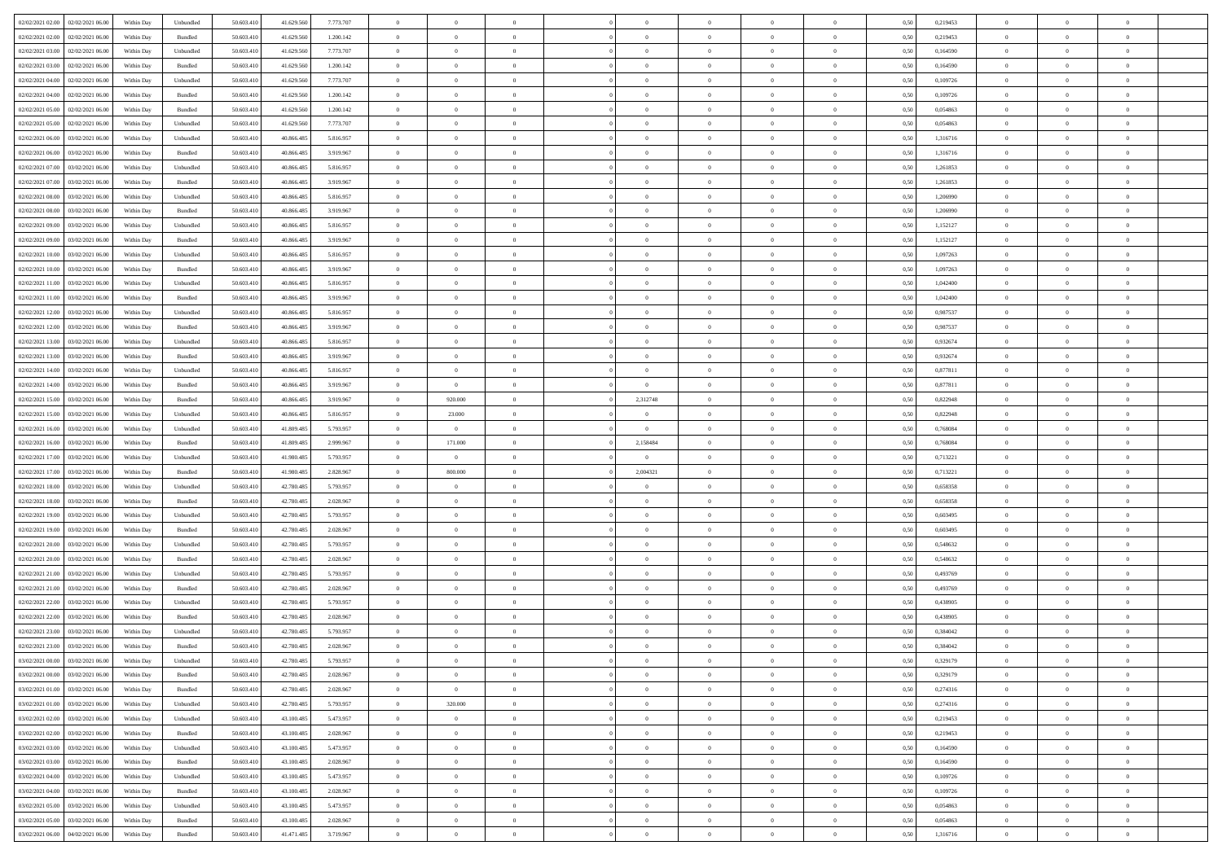| | | | | | | | | | | | | | | | | | | | | |
|---|---|---|---|---|---|---|---|---|---|---|---|---|---|---|---|---|---|---|---|---|
| 02/02/2021 02:00 | 02/02/2021 06:00 | Within Day | Unbundled | 50.603.410 | 41.629.560 | 7.773.707 | 0 | 0 | 0 | | 0 | 0 | 0 | 0 | 0,50 | 0,219453 | 0 | 0 | 0 | |
| 02/02/2021 02:00 | 02/02/2021 06:00 | Within Day | Bundled | 50.603.410 | 41.629.560 | 1.200.142 | 0 | 0 | 0 | | 0 | 0 | 0 | 0 | 0,50 | 0,219453 | 0 | 0 | 0 | |
| 02/02/2021 03:00 | 02/02/2021 06:00 | Within Day | Unbundled | 50.603.410 | 41.629.560 | 7.773.707 | 0 | 0 | 0 | | 0 | 0 | 0 | 0 | 0,50 | 0,164590 | 0 | 0 | 0 | |
| 02/02/2021 03:00 | 02/02/2021 06:00 | Within Day | Bundled | 50.603.410 | 41.629.560 | 1.200.142 | 0 | 0 | 0 | | 0 | 0 | 0 | 0 | 0,50 | 0,164590 | 0 | 0 | 0 | |
| 02/02/2021 04:00 | 02/02/2021 06:00 | Within Day | Unbundled | 50.603.410 | 41.629.560 | 7.773.707 | 0 | 0 | 0 | | 0 | 0 | 0 | 0 | 0,50 | 0,109726 | 0 | 0 | 0 | |
| 02/02/2021 04:00 | 02/02/2021 06:00 | Within Day | Bundled | 50.603.410 | 41.629.560 | 1.200.142 | 0 | 0 | 0 | | 0 | 0 | 0 | 0 | 0,50 | 0,109726 | 0 | 0 | 0 | |
| 02/02/2021 05:00 | 02/02/2021 06:00 | Within Day | Bundled | 50.603.410 | 41.629.560 | 1.200.142 | 0 | 0 | 0 | | 0 | 0 | 0 | 0 | 0,50 | 0,054863 | 0 | 0 | 0 | |
| 02/02/2021 05:00 | 02/02/2021 06:00 | Within Day | Unbundled | 50.603.410 | 41.629.560 | 7.773.707 | 0 | 0 | 0 | | 0 | 0 | 0 | 0 | 0,50 | 0,054863 | 0 | 0 | 0 | |
| 02/02/2021 06:00 | 03/02/2021 06:00 | Within Day | Unbundled | 50.603.410 | 40.866.485 | 5.816.957 | 0 | 0 | 0 | | 0 | 0 | 0 | 0 | 0,50 | 1,316716 | 0 | 0 | 0 | |
| 02/02/2021 06:00 | 03/02/2021 06:00 | Within Day | Bundled | 50.603.410 | 40.866.485 | 3.919.967 | 0 | 0 | 0 | | 0 | 0 | 0 | 0 | 0,50 | 1,316716 | 0 | 0 | 0 | |
| 02/02/2021 07:00 | 03/02/2021 06:00 | Within Day | Unbundled | 50.603.410 | 40.866.485 | 5.816.957 | 0 | 0 | 0 | | 0 | 0 | 0 | 0 | 0,50 | 1,261853 | 0 | 0 | 0 | |
| 02/02/2021 07:00 | 03/02/2021 06:00 | Within Day | Bundled | 50.603.410 | 40.866.485 | 3.919.967 | 0 | 0 | 0 | | 0 | 0 | 0 | 0 | 0,50 | 1,261853 | 0 | 0 | 0 | |
| 02/02/2021 08:00 | 03/02/2021 06:00 | Within Day | Unbundled | 50.603.410 | 40.866.485 | 5.816.957 | 0 | 0 | 0 | | 0 | 0 | 0 | 0 | 0,50 | 1,206990 | 0 | 0 | 0 | |
| 02/02/2021 08:00 | 03/02/2021 06:00 | Within Day | Bundled | 50.603.410 | 40.866.485 | 3.919.967 | 0 | 0 | 0 | | 0 | 0 | 0 | 0 | 0,50 | 1,206990 | 0 | 0 | 0 | |
| 02/02/2021 09:00 | 03/02/2021 06:00 | Within Day | Unbundled | 50.603.410 | 40.866.485 | 5.816.957 | 0 | 0 | 0 | | 0 | 0 | 0 | 0 | 0,50 | 1,152127 | 0 | 0 | 0 | |
| 02/02/2021 09:00 | 03/02/2021 06:00 | Within Day | Bundled | 50.603.410 | 40.866.485 | 3.919.967 | 0 | 0 | 0 | | 0 | 0 | 0 | 0 | 0,50 | 1,152127 | 0 | 0 | 0 | |
| 02/02/2021 10:00 | 03/02/2021 06:00 | Within Day | Unbundled | 50.603.410 | 40.866.485 | 5.816.957 | 0 | 0 | 0 | | 0 | 0 | 0 | 0 | 0,50 | 1,097263 | 0 | 0 | 0 | |
| 02/02/2021 10:00 | 03/02/2021 06:00 | Within Day | Bundled | 50.603.410 | 40.866.485 | 3.919.967 | 0 | 0 | 0 | | 0 | 0 | 0 | 0 | 0,50 | 1,097263 | 0 | 0 | 0 | |
| 02/02/2021 11:00 | 03/02/2021 06:00 | Within Day | Unbundled | 50.603.410 | 40.866.485 | 5.816.957 | 0 | 0 | 0 | | 0 | 0 | 0 | 0 | 0,50 | 1,042400 | 0 | 0 | 0 | |
| 02/02/2021 11:00 | 03/02/2021 06:00 | Within Day | Bundled | 50.603.410 | 40.866.485 | 3.919.967 | 0 | 0 | 0 | | 0 | 0 | 0 | 0 | 0,50 | 1,042400 | 0 | 0 | 0 | |
| 02/02/2021 12:00 | 03/02/2021 06:00 | Within Day | Unbundled | 50.603.410 | 40.866.485 | 5.816.957 | 0 | 0 | 0 | | 0 | 0 | 0 | 0 | 0,50 | 0,987537 | 0 | 0 | 0 | |
| 02/02/2021 12:00 | 03/02/2021 06:00 | Within Day | Bundled | 50.603.410 | 40.866.485 | 3.919.967 | 0 | 0 | 0 | | 0 | 0 | 0 | 0 | 0,50 | 0,987537 | 0 | 0 | 0 | |
| 02/02/2021 13:00 | 03/02/2021 06:00 | Within Day | Unbundled | 50.603.410 | 40.866.485 | 5.816.957 | 0 | 0 | 0 | | 0 | 0 | 0 | 0 | 0,50 | 0,932674 | 0 | 0 | 0 | |
| 02/02/2021 13:00 | 03/02/2021 06:00 | Within Day | Bundled | 50.603.410 | 40.866.485 | 3.919.967 | 0 | 0 | 0 | | 0 | 0 | 0 | 0 | 0,50 | 0,932674 | 0 | 0 | 0 | |
| 02/02/2021 14:00 | 03/02/2021 06:00 | Within Day | Unbundled | 50.603.410 | 40.866.485 | 5.816.957 | 0 | 0 | 0 | | 0 | 0 | 0 | 0 | 0,50 | 0,877811 | 0 | 0 | 0 | |
| 02/02/2021 14:00 | 03/02/2021 06:00 | Within Day | Bundled | 50.603.410 | 40.866.485 | 3.919.967 | 0 | 0 | 0 | | 0 | 0 | 0 | 0 | 0,50 | 0,877811 | 0 | 0 | 0 | |
| 02/02/2021 15:00 | 03/02/2021 06:00 | Within Day | Bundled | 50.603.410 | 40.866.485 | 3.919.967 | 0 | 920.000 | 0 | | 2,312748 | 0 | 0 | 0 | 0,50 | 0,822948 | 0 | 0 | 0 | |
| 02/02/2021 15:00 | 03/02/2021 06:00 | Within Day | Unbundled | 50.603.410 | 40.866.485 | 5.816.957 | 0 | 23.000 | 0 | | 0 | 0 | 0 | 0 | 0,50 | 0,822948 | 0 | 0 | 0 | |
| 02/02/2021 16:00 | 03/02/2021 06:00 | Within Day | Unbundled | 50.603.410 | 41.809.485 | 5.793.957 | 0 | 0 | 0 | | 0 | 0 | 0 | 0 | 0,50 | 0,768084 | 0 | 0 | 0 | |
| 02/02/2021 16:00 | 03/02/2021 06:00 | Within Day | Bundled | 50.603.410 | 41.809.485 | 2.999.967 | 0 | 171.000 | 0 | | 2,158484 | 0 | 0 | 0 | 0,50 | 0,768084 | 0 | 0 | 0 | |
| 02/02/2021 17:00 | 03/02/2021 06:00 | Within Day | Unbundled | 50.603.410 | 41.980.485 | 5.793.957 | 0 | 0 | 0 | | 0 | 0 | 0 | 0 | 0,50 | 0,713221 | 0 | 0 | 0 | |
| 02/02/2021 17:00 | 03/02/2021 06:00 | Within Day | Bundled | 50.603.410 | 41.980.485 | 2.828.967 | 0 | 800.000 | 0 | | 2,004321 | 0 | 0 | 0 | 0,50 | 0,713221 | 0 | 0 | 0 | |
| 02/02/2021 18:00 | 03/02/2021 06:00 | Within Day | Unbundled | 50.603.410 | 42.780.485 | 5.793.957 | 0 | 0 | 0 | | 0 | 0 | 0 | 0 | 0,50 | 0,658358 | 0 | 0 | 0 | |
| 02/02/2021 18:00 | 03/02/2021 06:00 | Within Day | Bundled | 50.603.410 | 42.780.485 | 2.028.967 | 0 | 0 | 0 | | 0 | 0 | 0 | 0 | 0,50 | 0,658358 | 0 | 0 | 0 | |
| 02/02/2021 19:00 | 03/02/2021 06:00 | Within Day | Unbundled | 50.603.410 | 42.780.485 | 5.793.957 | 0 | 0 | 0 | | 0 | 0 | 0 | 0 | 0,50 | 0,603495 | 0 | 0 | 0 | |
| 02/02/2021 19:00 | 03/02/2021 06:00 | Within Day | Bundled | 50.603.410 | 42.780.485 | 2.028.967 | 0 | 0 | 0 | | 0 | 0 | 0 | 0 | 0,50 | 0,603495 | 0 | 0 | 0 | |
| 02/02/2021 20:00 | 03/02/2021 06:00 | Within Day | Unbundled | 50.603.410 | 42.780.485 | 5.793.957 | 0 | 0 | 0 | | 0 | 0 | 0 | 0 | 0,50 | 0,548632 | 0 | 0 | 0 | |
| 02/02/2021 20:00 | 03/02/2021 06:00 | Within Day | Bundled | 50.603.410 | 42.780.485 | 2.028.967 | 0 | 0 | 0 | | 0 | 0 | 0 | 0 | 0,50 | 0,548632 | 0 | 0 | 0 | |
| 02/02/2021 21:00 | 03/02/2021 06:00 | Within Day | Unbundled | 50.603.410 | 42.780.485 | 5.793.957 | 0 | 0 | 0 | | 0 | 0 | 0 | 0 | 0,50 | 0,493769 | 0 | 0 | 0 | |
| 02/02/2021 21:00 | 03/02/2021 06:00 | Within Day | Bundled | 50.603.410 | 42.780.485 | 2.028.967 | 0 | 0 | 0 | | 0 | 0 | 0 | 0 | 0,50 | 0,493769 | 0 | 0 | 0 | |
| 02/02/2021 22:00 | 03/02/2021 06:00 | Within Day | Unbundled | 50.603.410 | 42.780.485 | 5.793.957 | 0 | 0 | 0 | | 0 | 0 | 0 | 0 | 0,50 | 0,438905 | 0 | 0 | 0 | |
| 02/02/2021 22:00 | 03/02/2021 06:00 | Within Day | Bundled | 50.603.410 | 42.780.485 | 2.028.967 | 0 | 0 | 0 | | 0 | 0 | 0 | 0 | 0,50 | 0,438905 | 0 | 0 | 0 | |
| 02/02/2021 23:00 | 03/02/2021 06:00 | Within Day | Unbundled | 50.603.410 | 42.780.485 | 5.793.957 | 0 | 0 | 0 | | 0 | 0 | 0 | 0 | 0,50 | 0,384042 | 0 | 0 | 0 | |
| 02/02/2021 23:00 | 03/02/2021 06:00 | Within Day | Bundled | 50.603.410 | 42.780.485 | 2.028.967 | 0 | 0 | 0 | | 0 | 0 | 0 | 0 | 0,50 | 0,384042 | 0 | 0 | 0 | |
| 03/02/2021 00:00 | 03/02/2021 06:00 | Within Day | Unbundled | 50.603.410 | 42.780.485 | 5.793.957 | 0 | 0 | 0 | | 0 | 0 | 0 | 0 | 0,50 | 0,329179 | 0 | 0 | 0 | |
| 03/02/2021 00:00 | 03/02/2021 06:00 | Within Day | Bundled | 50.603.410 | 42.780.485 | 2.028.967 | 0 | 0 | 0 | | 0 | 0 | 0 | 0 | 0,50 | 0,329179 | 0 | 0 | 0 | |
| 03/02/2021 01:00 | 03/02/2021 06:00 | Within Day | Bundled | 50.603.410 | 42.780.485 | 2.028.967 | 0 | 0 | 0 | | 0 | 0 | 0 | 0 | 0,50 | 0,274316 | 0 | 0 | 0 | |
| 03/02/2021 01:00 | 03/02/2021 06:00 | Within Day | Unbundled | 50.603.410 | 42.780.485 | 5.793.957 | 0 | 320.000 | 0 | | 0 | 0 | 0 | 0 | 0,50 | 0,274316 | 0 | 0 | 0 | |
| 03/02/2021 02:00 | 03/02/2021 06:00 | Within Day | Unbundled | 50.603.410 | 43.100.485 | 5.473.957 | 0 | 0 | 0 | | 0 | 0 | 0 | 0 | 0,50 | 0,219453 | 0 | 0 | 0 | |
| 03/02/2021 02:00 | 03/02/2021 06:00 | Within Day | Bundled | 50.603.410 | 43.100.485 | 2.028.967 | 0 | 0 | 0 | | 0 | 0 | 0 | 0 | 0,50 | 0,219453 | 0 | 0 | 0 | |
| 03/02/2021 03:00 | 03/02/2021 06:00 | Within Day | Unbundled | 50.603.410 | 43.100.485 | 5.473.957 | 0 | 0 | 0 | | 0 | 0 | 0 | 0 | 0,50 | 0,164590 | 0 | 0 | 0 | |
| 03/02/2021 03:00 | 03/02/2021 06:00 | Within Day | Bundled | 50.603.410 | 43.100.485 | 2.028.967 | 0 | 0 | 0 | | 0 | 0 | 0 | 0 | 0,50 | 0,164590 | 0 | 0 | 0 | |
| 03/02/2021 04:00 | 03/02/2021 06:00 | Within Day | Unbundled | 50.603.410 | 43.100.485 | 5.473.957 | 0 | 0 | 0 | | 0 | 0 | 0 | 0 | 0,50 | 0,109726 | 0 | 0 | 0 | |
| 03/02/2021 04:00 | 03/02/2021 06:00 | Within Day | Bundled | 50.603.410 | 43.100.485 | 2.028.967 | 0 | 0 | 0 | | 0 | 0 | 0 | 0 | 0,50 | 0,109726 | 0 | 0 | 0 | |
| 03/02/2021 05:00 | 03/02/2021 06:00 | Within Day | Unbundled | 50.603.410 | 43.100.485 | 5.473.957 | 0 | 0 | 0 | | 0 | 0 | 0 | 0 | 0,50 | 0,054863 | 0 | 0 | 0 | |
| 03/02/2021 05:00 | 03/02/2021 06:00 | Within Day | Bundled | 50.603.410 | 43.100.485 | 2.028.967 | 0 | 0 | 0 | | 0 | 0 | 0 | 0 | 0,50 | 0,054863 | 0 | 0 | 0 | |
| 03/02/2021 06:00 | 04/02/2021 06:00 | Within Day | Bundled | 50.603.410 | 41.471.485 | 3.719.967 | 0 | 0 | 0 | | 0 | 0 | 0 | 0 | 0,50 | 1,316716 | 0 | 0 | 0 | |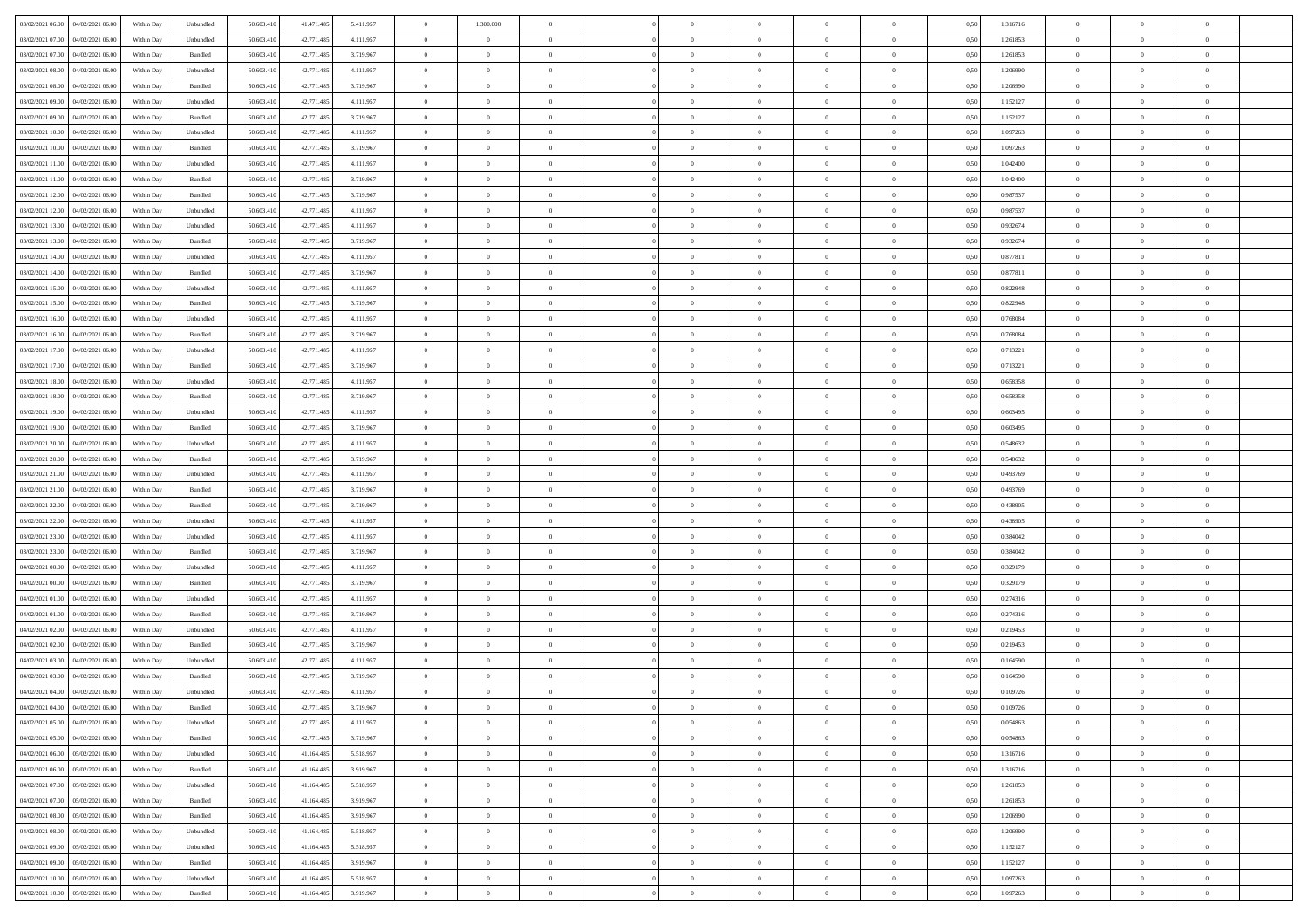| | | | | | | | | | | | | | | | | | | | | |
|---|---|---|---|---|---|---|---|---|---|---|---|---|---|---|---|---|---|---|---|---|
| 03/02/2021 06:00 | 04/02/2021 06.00 | Within Day | Unbundled | 50.603.410 | 41.471.485 | 5.411.957 | 0 | 1.300.000 | 0 | | 0 | 0 | 0 | 0 | 0,50 | 1,316716 | 0 | 0 | 0 | |
| 03/02/2021 07:00 | 04/02/2021 06.00 | Within Day | Unbundled | 50.603.410 | 42.771.485 | 4.111.957 | 0 | 0 | 0 | | 0 | 0 | 0 | 0 | 0,50 | 1,261853 | 0 | 0 | 0 | |
| 03/02/2021 07:00 | 04/02/2021 06.00 | Within Day | Bundled | 50.603.410 | 42.771.485 | 3.719.967 | 0 | 0 | 0 | | 0 | 0 | 0 | 0 | 0,50 | 1,261853 | 0 | 0 | 0 | |
| 03/02/2021 08:00 | 04/02/2021 06.00 | Within Day | Unbundled | 50.603.410 | 42.771.485 | 4.111.957 | 0 | 0 | 0 | | 0 | 0 | 0 | 0 | 0,50 | 1,206990 | 0 | 0 | 0 | |
| 03/02/2021 08:00 | 04/02/2021 06.00 | Within Day | Bundled | 50.603.410 | 42.771.485 | 3.719.967 | 0 | 0 | 0 | | 0 | 0 | 0 | 0 | 0,50 | 1,206990 | 0 | 0 | 0 | |
| 03/02/2021 09:00 | 04/02/2021 06.00 | Within Day | Unbundled | 50.603.410 | 42.771.485 | 4.111.957 | 0 | 0 | 0 | | 0 | 0 | 0 | 0 | 0,50 | 1,152127 | 0 | 0 | 0 | |
| 03/02/2021 09:00 | 04/02/2021 06.00 | Within Day | Bundled | 50.603.410 | 42.771.485 | 3.719.967 | 0 | 0 | 0 | | 0 | 0 | 0 | 0 | 0,50 | 1,152127 | 0 | 0 | 0 | |
| 03/02/2021 10:00 | 04/02/2021 06.00 | Within Day | Unbundled | 50.603.410 | 42.771.485 | 4.111.957 | 0 | 0 | 0 | | 0 | 0 | 0 | 0 | 0,50 | 1,097263 | 0 | 0 | 0 | |
| 03/02/2021 10:00 | 04/02/2021 06.00 | Within Day | Bundled | 50.603.410 | 42.771.485 | 3.719.967 | 0 | 0 | 0 | | 0 | 0 | 0 | 0 | 0,50 | 1,097263 | 0 | 0 | 0 | |
| 03/02/2021 11:00 | 04/02/2021 06.00 | Within Day | Unbundled | 50.603.410 | 42.771.485 | 4.111.957 | 0 | 0 | 0 | | 0 | 0 | 0 | 0 | 0,50 | 1,042400 | 0 | 0 | 0 | |
| 03/02/2021 11:00 | 04/02/2021 06.00 | Within Day | Bundled | 50.603.410 | 42.771.485 | 3.719.967 | 0 | 0 | 0 | | 0 | 0 | 0 | 0 | 0,50 | 1,042400 | 0 | 0 | 0 | |
| 03/02/2021 12:00 | 04/02/2021 06.00 | Within Day | Bundled | 50.603.410 | 42.771.485 | 3.719.967 | 0 | 0 | 0 | | 0 | 0 | 0 | 0 | 0,50 | 0,987537 | 0 | 0 | 0 | |
| 03/02/2021 12:00 | 04/02/2021 06.00 | Within Day | Unbundled | 50.603.410 | 42.771.485 | 4.111.957 | 0 | 0 | 0 | | 0 | 0 | 0 | 0 | 0,50 | 0,987537 | 0 | 0 | 0 | |
| 03/02/2021 13:00 | 04/02/2021 06.00 | Within Day | Unbundled | 50.603.410 | 42.771.485 | 4.111.957 | 0 | 0 | 0 | | 0 | 0 | 0 | 0 | 0,50 | 0,932674 | 0 | 0 | 0 | |
| 03/02/2021 13:00 | 04/02/2021 06.00 | Within Day | Bundled | 50.603.410 | 42.771.485 | 3.719.967 | 0 | 0 | 0 | | 0 | 0 | 0 | 0 | 0,50 | 0,932674 | 0 | 0 | 0 | |
| 03/02/2021 14:00 | 04/02/2021 06.00 | Within Day | Unbundled | 50.603.410 | 42.771.485 | 4.111.957 | 0 | 0 | 0 | | 0 | 0 | 0 | 0 | 0,50 | 0,877811 | 0 | 0 | 0 | |
| 03/02/2021 14:00 | 04/02/2021 06.00 | Within Day | Bundled | 50.603.410 | 42.771.485 | 3.719.967 | 0 | 0 | 0 | | 0 | 0 | 0 | 0 | 0,50 | 0,877811 | 0 | 0 | 0 | |
| 03/02/2021 15:00 | 04/02/2021 06.00 | Within Day | Unbundled | 50.603.410 | 42.771.485 | 4.111.957 | 0 | 0 | 0 | | 0 | 0 | 0 | 0 | 0,50 | 0,822948 | 0 | 0 | 0 | |
| 03/02/2021 15:00 | 04/02/2021 06.00 | Within Day | Bundled | 50.603.410 | 42.771.485 | 3.719.967 | 0 | 0 | 0 | | 0 | 0 | 0 | 0 | 0,50 | 0,822948 | 0 | 0 | 0 | |
| 03/02/2021 16:00 | 04/02/2021 06.00 | Within Day | Unbundled | 50.603.410 | 42.771.485 | 4.111.957 | 0 | 0 | 0 | | 0 | 0 | 0 | 0 | 0,50 | 0,768084 | 0 | 0 | 0 | |
| 03/02/2021 16:00 | 04/02/2021 06.00 | Within Day | Bundled | 50.603.410 | 42.771.485 | 3.719.967 | 0 | 0 | 0 | | 0 | 0 | 0 | 0 | 0,50 | 0,768084 | 0 | 0 | 0 | |
| 03/02/2021 17:00 | 04/02/2021 06.00 | Within Day | Unbundled | 50.603.410 | 42.771.485 | 4.111.957 | 0 | 0 | 0 | | 0 | 0 | 0 | 0 | 0,50 | 0,713221 | 0 | 0 | 0 | |
| 03/02/2021 17:00 | 04/02/2021 06.00 | Within Day | Bundled | 50.603.410 | 42.771.485 | 3.719.967 | 0 | 0 | 0 | | 0 | 0 | 0 | 0 | 0,50 | 0,713221 | 0 | 0 | 0 | |
| 03/02/2021 18:00 | 04/02/2021 06.00 | Within Day | Unbundled | 50.603.410 | 42.771.485 | 4.111.957 | 0 | 0 | 0 | | 0 | 0 | 0 | 0 | 0,50 | 0,658358 | 0 | 0 | 0 | |
| 03/02/2021 18:00 | 04/02/2021 06.00 | Within Day | Bundled | 50.603.410 | 42.771.485 | 3.719.967 | 0 | 0 | 0 | | 0 | 0 | 0 | 0 | 0,50 | 0,658358 | 0 | 0 | 0 | |
| 03/02/2021 19:00 | 04/02/2021 06.00 | Within Day | Unbundled | 50.603.410 | 42.771.485 | 4.111.957 | 0 | 0 | 0 | | 0 | 0 | 0 | 0 | 0,50 | 0,603495 | 0 | 0 | 0 | |
| 03/02/2021 19:00 | 04/02/2021 06.00 | Within Day | Bundled | 50.603.410 | 42.771.485 | 3.719.967 | 0 | 0 | 0 | | 0 | 0 | 0 | 0 | 0,50 | 0,603495 | 0 | 0 | 0 | |
| 03/02/2021 20:00 | 04/02/2021 06.00 | Within Day | Unbundled | 50.603.410 | 42.771.485 | 4.111.957 | 0 | 0 | 0 | | 0 | 0 | 0 | 0 | 0,50 | 0,548632 | 0 | 0 | 0 | |
| 03/02/2021 20:00 | 04/02/2021 06.00 | Within Day | Bundled | 50.603.410 | 42.771.485 | 3.719.967 | 0 | 0 | 0 | | 0 | 0 | 0 | 0 | 0,50 | 0,548632 | 0 | 0 | 0 | |
| 03/02/2021 21:00 | 04/02/2021 06.00 | Within Day | Unbundled | 50.603.410 | 42.771.485 | 4.111.957 | 0 | 0 | 0 | | 0 | 0 | 0 | 0 | 0,50 | 0,493769 | 0 | 0 | 0 | |
| 03/02/2021 21:00 | 04/02/2021 06.00 | Within Day | Bundled | 50.603.410 | 42.771.485 | 3.719.967 | 0 | 0 | 0 | | 0 | 0 | 0 | 0 | 0,50 | 0,493769 | 0 | 0 | 0 | |
| 03/02/2021 22:00 | 04/02/2021 06.00 | Within Day | Bundled | 50.603.410 | 42.771.485 | 3.719.967 | 0 | 0 | 0 | | 0 | 0 | 0 | 0 | 0,50 | 0,438905 | 0 | 0 | 0 | |
| 03/02/2021 22:00 | 04/02/2021 06.00 | Within Day | Unbundled | 50.603.410 | 42.771.485 | 4.111.957 | 0 | 0 | 0 | | 0 | 0 | 0 | 0 | 0,50 | 0,438905 | 0 | 0 | 0 | |
| 03/02/2021 23:00 | 04/02/2021 06.00 | Within Day | Unbundled | 50.603.410 | 42.771.485 | 4.111.957 | 0 | 0 | 0 | | 0 | 0 | 0 | 0 | 0,50 | 0,384042 | 0 | 0 | 0 | |
| 03/02/2021 23:00 | 04/02/2021 06.00 | Within Day | Bundled | 50.603.410 | 42.771.485 | 3.719.967 | 0 | 0 | 0 | | 0 | 0 | 0 | 0 | 0,50 | 0,384042 | 0 | 0 | 0 | |
| 04/02/2021 00:00 | 04/02/2021 06.00 | Within Day | Unbundled | 50.603.410 | 42.771.485 | 4.111.957 | 0 | 0 | 0 | | 0 | 0 | 0 | 0 | 0,50 | 0,329179 | 0 | 0 | 0 | |
| 04/02/2021 00:00 | 04/02/2021 06.00 | Within Day | Bundled | 50.603.410 | 42.771.485 | 3.719.967 | 0 | 0 | 0 | | 0 | 0 | 0 | 0 | 0,50 | 0,329179 | 0 | 0 | 0 | |
| 04/02/2021 01:00 | 04/02/2021 06.00 | Within Day | Unbundled | 50.603.410 | 42.771.485 | 4.111.957 | 0 | 0 | 0 | | 0 | 0 | 0 | 0 | 0,50 | 0,274316 | 0 | 0 | 0 | |
| 04/02/2021 01:00 | 04/02/2021 06.00 | Within Day | Bundled | 50.603.410 | 42.771.485 | 3.719.967 | 0 | 0 | 0 | | 0 | 0 | 0 | 0 | 0,50 | 0,274316 | 0 | 0 | 0 | |
| 04/02/2021 02:00 | 04/02/2021 06.00 | Within Day | Unbundled | 50.603.410 | 42.771.485 | 4.111.957 | 0 | 0 | 0 | | 0 | 0 | 0 | 0 | 0,50 | 0,219453 | 0 | 0 | 0 | |
| 04/02/2021 02:00 | 04/02/2021 06.00 | Within Day | Bundled | 50.603.410 | 42.771.485 | 3.719.967 | 0 | 0 | 0 | | 0 | 0 | 0 | 0 | 0,50 | 0,219453 | 0 | 0 | 0 | |
| 04/02/2021 03:00 | 04/02/2021 06.00 | Within Day | Unbundled | 50.603.410 | 42.771.485 | 4.111.957 | 0 | 0 | 0 | | 0 | 0 | 0 | 0 | 0,50 | 0,164590 | 0 | 0 | 0 | |
| 04/02/2021 03:00 | 04/02/2021 06.00 | Within Day | Bundled | 50.603.410 | 42.771.485 | 3.719.967 | 0 | 0 | 0 | | 0 | 0 | 0 | 0 | 0,50 | 0,164590 | 0 | 0 | 0 | |
| 04/02/2021 04:00 | 04/02/2021 06.00 | Within Day | Unbundled | 50.603.410 | 42.771.485 | 4.111.957 | 0 | 0 | 0 | | 0 | 0 | 0 | 0 | 0,50 | 0,109726 | 0 | 0 | 0 | |
| 04/02/2021 04:00 | 04/02/2021 06.00 | Within Day | Bundled | 50.603.410 | 42.771.485 | 3.719.967 | 0 | 0 | 0 | | 0 | 0 | 0 | 0 | 0,50 | 0,109726 | 0 | 0 | 0 | |
| 04/02/2021 05:00 | 04/02/2021 06.00 | Within Day | Unbundled | 50.603.410 | 42.771.485 | 4.111.957 | 0 | 0 | 0 | | 0 | 0 | 0 | 0 | 0,50 | 0,054863 | 0 | 0 | 0 | |
| 04/02/2021 05:00 | 04/02/2021 06.00 | Within Day | Bundled | 50.603.410 | 42.771.485 | 3.719.967 | 0 | 0 | 0 | | 0 | 0 | 0 | 0 | 0,50 | 0,054863 | 0 | 0 | 0 | |
| 04/02/2021 06:00 | 05/02/2021 06.00 | Within Day | Unbundled | 50.603.410 | 41.164.485 | 5.518.957 | 0 | 0 | 0 | | 0 | 0 | 0 | 0 | 0,50 | 1,316716 | 0 | 0 | 0 | |
| 04/02/2021 06:00 | 05/02/2021 06.00 | Within Day | Bundled | 50.603.410 | 41.164.485 | 3.919.967 | 0 | 0 | 0 | | 0 | 0 | 0 | 0 | 0,50 | 1,316716 | 0 | 0 | 0 | |
| 04/02/2021 07:00 | 05/02/2021 06.00 | Within Day | Unbundled | 50.603.410 | 41.164.485 | 5.518.957 | 0 | 0 | 0 | | 0 | 0 | 0 | 0 | 0,50 | 1,261853 | 0 | 0 | 0 | |
| 04/02/2021 07:00 | 05/02/2021 06.00 | Within Day | Bundled | 50.603.410 | 41.164.485 | 3.919.967 | 0 | 0 | 0 | | 0 | 0 | 0 | 0 | 0,50 | 1,261853 | 0 | 0 | 0 | |
| 04/02/2021 08:00 | 05/02/2021 06.00 | Within Day | Bundled | 50.603.410 | 41.164.485 | 3.919.967 | 0 | 0 | 0 | | 0 | 0 | 0 | 0 | 0,50 | 1,206990 | 0 | 0 | 0 | |
| 04/02/2021 08:00 | 05/02/2021 06.00 | Within Day | Unbundled | 50.603.410 | 41.164.485 | 5.518.957 | 0 | 0 | 0 | | 0 | 0 | 0 | 0 | 0,50 | 1,206990 | 0 | 0 | 0 | |
| 04/02/2021 09:00 | 05/02/2021 06.00 | Within Day | Unbundled | 50.603.410 | 41.164.485 | 5.518.957 | 0 | 0 | 0 | | 0 | 0 | 0 | 0 | 0,50 | 1,152127 | 0 | 0 | 0 | |
| 04/02/2021 09:00 | 05/02/2021 06.00 | Within Day | Bundled | 50.603.410 | 41.164.485 | 3.919.967 | 0 | 0 | 0 | | 0 | 0 | 0 | 0 | 0,50 | 1,152127 | 0 | 0 | 0 | |
| 04/02/2021 10:00 | 05/02/2021 06.00 | Within Day | Unbundled | 50.603.410 | 41.164.485 | 5.518.957 | 0 | 0 | 0 | | 0 | 0 | 0 | 0 | 0,50 | 1,097263 | 0 | 0 | 0 | |
| 04/02/2021 10:00 | 05/02/2021 06.00 | Within Day | Bundled | 50.603.410 | 41.164.485 | 3.919.967 | 0 | 0 | 0 | | 0 | 0 | 0 | 0 | 0,50 | 1,097263 | 0 | 0 | 0 | |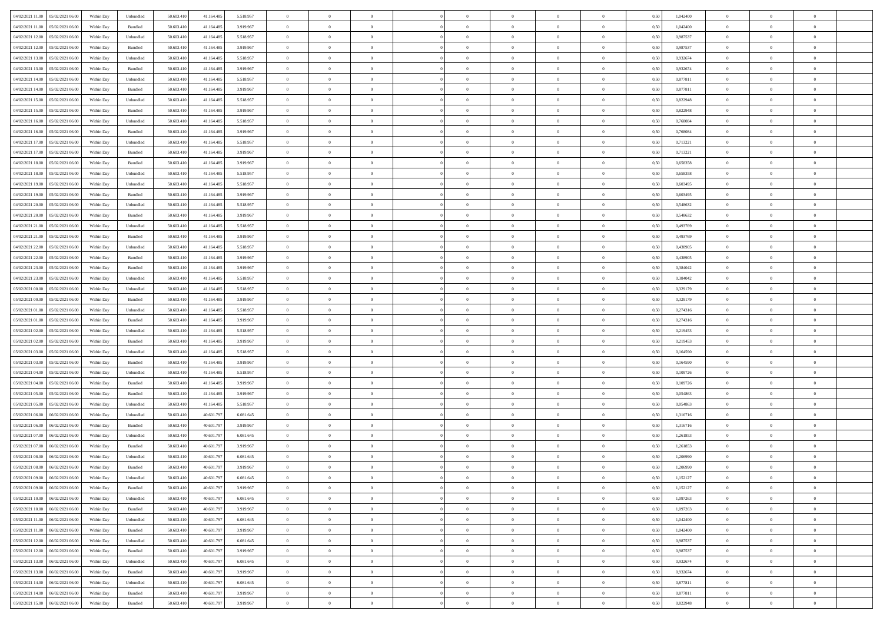| | | | | | | | | | | | | | | | | | | | | | |
|---|---|---|---|---|---|---|---|---|---|---|---|---|---|---|---|---|---|---|---|---|---|
| 04/02/2021 11:00 | 05/02/2021 06:00 | Within Day | Unbundled | 50.603.410 | 41.164.485 | 5.518.957 | 0 | 0 | 0 | | 0 | 0 | 0 | 0 | 0,50 | 1,042400 | 0 | 0 | 0 | |
| 04/02/2021 11:00 | 05/02/2021 06:00 | Within Day | Bundled | 50.603.410 | 41.164.485 | 3.919.967 | 0 | 0 | 0 | | 0 | 0 | 0 | 0 | 0,50 | 1,042400 | 0 | 0 | 0 | |
| 04/02/2021 12:00 | 05/02/2021 06:00 | Within Day | Unbundled | 50.603.410 | 41.164.485 | 5.518.957 | 0 | 0 | 0 | | 0 | 0 | 0 | 0 | 0,50 | 0,987537 | 0 | 0 | 0 | |
| 04/02/2021 12:00 | 05/02/2021 06:00 | Within Day | Bundled | 50.603.410 | 41.164.485 | 3.919.967 | 0 | 0 | 0 | | 0 | 0 | 0 | 0 | 0,50 | 0,987537 | 0 | 0 | 0 | |
| 04/02/2021 13:00 | 05/02/2021 06:00 | Within Day | Unbundled | 50.603.410 | 41.164.485 | 5.518.957 | 0 | 0 | 0 | | 0 | 0 | 0 | 0 | 0,50 | 0,932674 | 0 | 0 | 0 | |
| 04/02/2021 13:00 | 05/02/2021 06:00 | Within Day | Bundled | 50.603.410 | 41.164.485 | 3.919.967 | 0 | 0 | 0 | | 0 | 0 | 0 | 0 | 0,50 | 0,932674 | 0 | 0 | 0 | |
| 04/02/2021 14:00 | 05/02/2021 06:00 | Within Day | Unbundled | 50.603.410 | 41.164.485 | 5.518.957 | 0 | 0 | 0 | | 0 | 0 | 0 | 0 | 0,50 | 0,877811 | 0 | 0 | 0 | |
| 04/02/2021 14:00 | 05/02/2021 06:00 | Within Day | Bundled | 50.603.410 | 41.164.485 | 3.919.967 | 0 | 0 | 0 | | 0 | 0 | 0 | 0 | 0,50 | 0,877811 | 0 | 0 | 0 | |
| 04/02/2021 15:00 | 05/02/2021 06:00 | Within Day | Unbundled | 50.603.410 | 41.164.485 | 5.518.957 | 0 | 0 | 0 | | 0 | 0 | 0 | 0 | 0,50 | 0,822948 | 0 | 0 | 0 | |
| 04/02/2021 15:00 | 05/02/2021 06:00 | Within Day | Bundled | 50.603.410 | 41.164.485 | 3.919.967 | 0 | 0 | 0 | | 0 | 0 | 0 | 0 | 0,50 | 0,822948 | 0 | 0 | 0 | |
| 04/02/2021 16:00 | 05/02/2021 06:00 | Within Day | Unbundled | 50.603.410 | 41.164.485 | 5.518.957 | 0 | 0 | 0 | | 0 | 0 | 0 | 0 | 0,50 | 0,768084 | 0 | 0 | 0 | |
| 04/02/2021 16:00 | 05/02/2021 06:00 | Within Day | Bundled | 50.603.410 | 41.164.485 | 3.919.967 | 0 | 0 | 0 | | 0 | 0 | 0 | 0 | 0,50 | 0,768084 | 0 | 0 | 0 | |
| 04/02/2021 17:00 | 05/02/2021 06:00 | Within Day | Unbundled | 50.603.410 | 41.164.485 | 5.518.957 | 0 | 0 | 0 | | 0 | 0 | 0 | 0 | 0,50 | 0,713221 | 0 | 0 | 0 | |
| 04/02/2021 17:00 | 05/02/2021 06:00 | Within Day | Bundled | 50.603.410 | 41.164.485 | 3.919.967 | 0 | 0 | 0 | | 0 | 0 | 0 | 0 | 0,50 | 0,713221 | 0 | 0 | 0 | |
| 04/02/2021 18:00 | 05/02/2021 06:00 | Within Day | Bundled | 50.603.410 | 41.164.485 | 3.919.967 | 0 | 0 | 0 | | 0 | 0 | 0 | 0 | 0,50 | 0,658358 | 0 | 0 | 0 | |
| 04/02/2021 18:00 | 05/02/2021 06:00 | Within Day | Unbundled | 50.603.410 | 41.164.485 | 5.518.957 | 0 | 0 | 0 | | 0 | 0 | 0 | 0 | 0,50 | 0,658358 | 0 | 0 | 0 | |
| 04/02/2021 19:00 | 05/02/2021 06:00 | Within Day | Unbundled | 50.603.410 | 41.164.485 | 5.518.957 | 0 | 0 | 0 | | 0 | 0 | 0 | 0 | 0,50 | 0,603495 | 0 | 0 | 0 | |
| 04/02/2021 19:00 | 05/02/2021 06:00 | Within Day | Bundled | 50.603.410 | 41.164.485 | 3.919.967 | 0 | 0 | 0 | | 0 | 0 | 0 | 0 | 0,50 | 0,603495 | 0 | 0 | 0 | |
| 04/02/2021 20:00 | 05/02/2021 06:00 | Within Day | Unbundled | 50.603.410 | 41.164.485 | 5.518.957 | 0 | 0 | 0 | | 0 | 0 | 0 | 0 | 0,50 | 0,548632 | 0 | 0 | 0 | |
| 04/02/2021 20:00 | 05/02/2021 06:00 | Within Day | Bundled | 50.603.410 | 41.164.485 | 3.919.967 | 0 | 0 | 0 | | 0 | 0 | 0 | 0 | 0,50 | 0,548632 | 0 | 0 | 0 | |
| 04/02/2021 21:00 | 05/02/2021 06:00 | Within Day | Unbundled | 50.603.410 | 41.164.485 | 5.518.957 | 0 | 0 | 0 | | 0 | 0 | 0 | 0 | 0,50 | 0,493769 | 0 | 0 | 0 | |
| 04/02/2021 21:00 | 05/02/2021 06:00 | Within Day | Bundled | 50.603.410 | 41.164.485 | 3.919.967 | 0 | 0 | 0 | | 0 | 0 | 0 | 0 | 0,50 | 0,493769 | 0 | 0 | 0 | |
| 04/02/2021 22:00 | 05/02/2021 06:00 | Within Day | Unbundled | 50.603.410 | 41.164.485 | 5.518.957 | 0 | 0 | 0 | | 0 | 0 | 0 | 0 | 0,50 | 0,438905 | 0 | 0 | 0 | |
| 04/02/2021 22:00 | 05/02/2021 06:00 | Within Day | Bundled | 50.603.410 | 41.164.485 | 3.919.967 | 0 | 0 | 0 | | 0 | 0 | 0 | 0 | 0,50 | 0,438905 | 0 | 0 | 0 | |
| 04/02/2021 23:00 | 05/02/2021 06:00 | Within Day | Bundled | 50.603.410 | 41.164.485 | 3.919.967 | 0 | 0 | 0 | | 0 | 0 | 0 | 0 | 0,50 | 0,384042 | 0 | 0 | 0 | |
| 04/02/2021 23:00 | 05/02/2021 06:00 | Within Day | Unbundled | 50.603.410 | 41.164.485 | 5.518.957 | 0 | 0 | 0 | | 0 | 0 | 0 | 0 | 0,50 | 0,384042 | 0 | 0 | 0 | |
| 05/02/2021 00:00 | 05/02/2021 06:00 | Within Day | Unbundled | 50.603.410 | 41.164.485 | 5.518.957 | 0 | 0 | 0 | | 0 | 0 | 0 | 0 | 0,50 | 0,329179 | 0 | 0 | 0 | |
| 05/02/2021 00:00 | 05/02/2021 06:00 | Within Day | Bundled | 50.603.410 | 41.164.485 | 3.919.967 | 0 | 0 | 0 | | 0 | 0 | 0 | 0 | 0,50 | 0,329179 | 0 | 0 | 0 | |
| 05/02/2021 01:00 | 05/02/2021 06:00 | Within Day | Unbundled | 50.603.410 | 41.164.485 | 5.518.957 | 0 | 0 | 0 | | 0 | 0 | 0 | 0 | 0,50 | 0,274316 | 0 | 0 | 0 | |
| 05/02/2021 01:00 | 05/02/2021 06:00 | Within Day | Bundled | 50.603.410 | 41.164.485 | 3.919.967 | 0 | 0 | 0 | | 0 | 0 | 0 | 0 | 0,50 | 0,274316 | 0 | 0 | 0 | |
| 05/02/2021 02:00 | 05/02/2021 06:00 | Within Day | Unbundled | 50.603.410 | 41.164.485 | 5.518.957 | 0 | 0 | 0 | | 0 | 0 | 0 | 0 | 0,50 | 0,219453 | 0 | 0 | 0 | |
| 05/02/2021 02:00 | 05/02/2021 06:00 | Within Day | Bundled | 50.603.410 | 41.164.485 | 3.919.967 | 0 | 0 | 0 | | 0 | 0 | 0 | 0 | 0,50 | 0,219453 | 0 | 0 | 0 | |
| 05/02/2021 03:00 | 05/02/2021 06:00 | Within Day | Unbundled | 50.603.410 | 41.164.485 | 5.518.957 | 0 | 0 | 0 | | 0 | 0 | 0 | 0 | 0,50 | 0,164590 | 0 | 0 | 0 | |
| 05/02/2021 03:00 | 05/02/2021 06:00 | Within Day | Bundled | 50.603.410 | 41.164.485 | 3.919.967 | 0 | 0 | 0 | | 0 | 0 | 0 | 0 | 0,50 | 0,164590 | 0 | 0 | 0 | |
| 05/02/2021 04:00 | 05/02/2021 06:00 | Within Day | Unbundled | 50.603.410 | 41.164.485 | 5.518.957 | 0 | 0 | 0 | | 0 | 0 | 0 | 0 | 0,50 | 0,109726 | 0 | 0 | 0 | |
| 05/02/2021 04:00 | 05/02/2021 06:00 | Within Day | Bundled | 50.603.410 | 41.164.485 | 3.919.967 | 0 | 0 | 0 | | 0 | 0 | 0 | 0 | 0,50 | 0,109726 | 0 | 0 | 0 | |
| 05/02/2021 05:00 | 05/02/2021 06:00 | Within Day | Bundled | 50.603.410 | 41.164.485 | 3.919.967 | 0 | 0 | 0 | | 0 | 0 | 0 | 0 | 0,50 | 0,054863 | 0 | 0 | 0 | |
| 05/02/2021 05:00 | 05/02/2021 06:00 | Within Day | Unbundled | 50.603.410 | 41.164.485 | 5.518.957 | 0 | 0 | 0 | | 0 | 0 | 0 | 0 | 0,50 | 0,054863 | 0 | 0 | 0 | |
| 05/02/2021 06:00 | 06/02/2021 06:00 | Within Day | Unbundled | 50.603.410 | 40.601.797 | 6.081.645 | 0 | 0 | 0 | | 0 | 0 | 0 | 0 | 0,50 | 1,316716 | 0 | 0 | 0 | |
| 05/02/2021 06:00 | 06/02/2021 06:00 | Within Day | Bundled | 50.603.410 | 40.601.797 | 3.919.967 | 0 | 0 | 0 | | 0 | 0 | 0 | 0 | 0,50 | 1,316716 | 0 | 0 | 0 | |
| 05/02/2021 07:00 | 06/02/2021 06:00 | Within Day | Unbundled | 50.603.410 | 40.601.797 | 6.081.645 | 0 | 0 | 0 | | 0 | 0 | 0 | 0 | 0,50 | 1,261853 | 0 | 0 | 0 | |
| 05/02/2021 07:00 | 06/02/2021 06:00 | Within Day | Bundled | 50.603.410 | 40.601.797 | 3.919.967 | 0 | 0 | 0 | | 0 | 0 | 0 | 0 | 0,50 | 1,261853 | 0 | 0 | 0 | |
| 05/02/2021 08:00 | 06/02/2021 06:00 | Within Day | Unbundled | 50.603.410 | 40.601.797 | 6.081.645 | 0 | 0 | 0 | | 0 | 0 | 0 | 0 | 0,50 | 1,206990 | 0 | 0 | 0 | |
| 05/02/2021 08:00 | 06/02/2021 06:00 | Within Day | Bundled | 50.603.410 | 40.601.797 | 3.919.967 | 0 | 0 | 0 | | 0 | 0 | 0 | 0 | 0,50 | 1,206990 | 0 | 0 | 0 | |
| 05/02/2021 09:00 | 06/02/2021 06:00 | Within Day | Unbundled | 50.603.410 | 40.601.797 | 6.081.645 | 0 | 0 | 0 | | 0 | 0 | 0 | 0 | 0,50 | 1,152127 | 0 | 0 | 0 | |
| 05/02/2021 09:00 | 06/02/2021 06:00 | Within Day | Bundled | 50.603.410 | 40.601.797 | 3.919.967 | 0 | 0 | 0 | | 0 | 0 | 0 | 0 | 0,50 | 1,152127 | 0 | 0 | 0 | |
| 05/02/2021 10:00 | 06/02/2021 06:00 | Within Day | Unbundled | 50.603.410 | 40.601.797 | 6.081.645 | 0 | 0 | 0 | | 0 | 0 | 0 | 0 | 0,50 | 1,097263 | 0 | 0 | 0 | |
| 05/02/2021 10:00 | 06/02/2021 06:00 | Within Day | Bundled | 50.603.410 | 40.601.797 | 3.919.967 | 0 | 0 | 0 | | 0 | 0 | 0 | 0 | 0,50 | 1,097263 | 0 | 0 | 0 | |
| 05/02/2021 11:00 | 06/02/2021 06:00 | Within Day | Unbundled | 50.603.410 | 40.601.797 | 6.081.645 | 0 | 0 | 0 | | 0 | 0 | 0 | 0 | 0,50 | 1,042400 | 0 | 0 | 0 | |
| 05/02/2021 11:00 | 06/02/2021 06:00 | Within Day | Bundled | 50.603.410 | 40.601.797 | 3.919.967 | 0 | 0 | 0 | | 0 | 0 | 0 | 0 | 0,50 | 1,042400 | 0 | 0 | 0 | |
| 05/02/2021 12:00 | 06/02/2021 06:00 | Within Day | Unbundled | 50.603.410 | 40.601.797 | 6.081.645 | 0 | 0 | 0 | | 0 | 0 | 0 | 0 | 0,50 | 0,987537 | 0 | 0 | 0 | |
| 05/02/2021 12:00 | 06/02/2021 06:00 | Within Day | Bundled | 50.603.410 | 40.601.797 | 3.919.967 | 0 | 0 | 0 | | 0 | 0 | 0 | 0 | 0,50 | 0,987537 | 0 | 0 | 0 | |
| 05/02/2021 13:00 | 06/02/2021 06:00 | Within Day | Unbundled | 50.603.410 | 40.601.797 | 6.081.645 | 0 | 0 | 0 | | 0 | 0 | 0 | 0 | 0,50 | 0,932674 | 0 | 0 | 0 | |
| 05/02/2021 13:00 | 06/02/2021 06:00 | Within Day | Bundled | 50.603.410 | 40.601.797 | 3.919.967 | 0 | 0 | 0 | | 0 | 0 | 0 | 0 | 0,50 | 0,932674 | 0 | 0 | 0 | |
| 05/02/2021 14:00 | 06/02/2021 06:00 | Within Day | Unbundled | 50.603.410 | 40.601.797 | 6.081.645 | 0 | 0 | 0 | | 0 | 0 | 0 | 0 | 0,50 | 0,877811 | 0 | 0 | 0 | |
| 05/02/2021 14:00 | 06/02/2021 06:00 | Within Day | Bundled | 50.603.410 | 40.601.797 | 3.919.967 | 0 | 0 | 0 | | 0 | 0 | 0 | 0 | 0,50 | 0,877811 | 0 | 0 | 0 | |
| 05/02/2021 15:00 | 06/02/2021 06:00 | Within Day | Bundled | 50.603.410 | 40.601.797 | 3.919.967 | 0 | 0 | 0 | | 0 | 0 | 0 | 0 | 0,50 | 0,822948 | 0 | 0 | 0 | |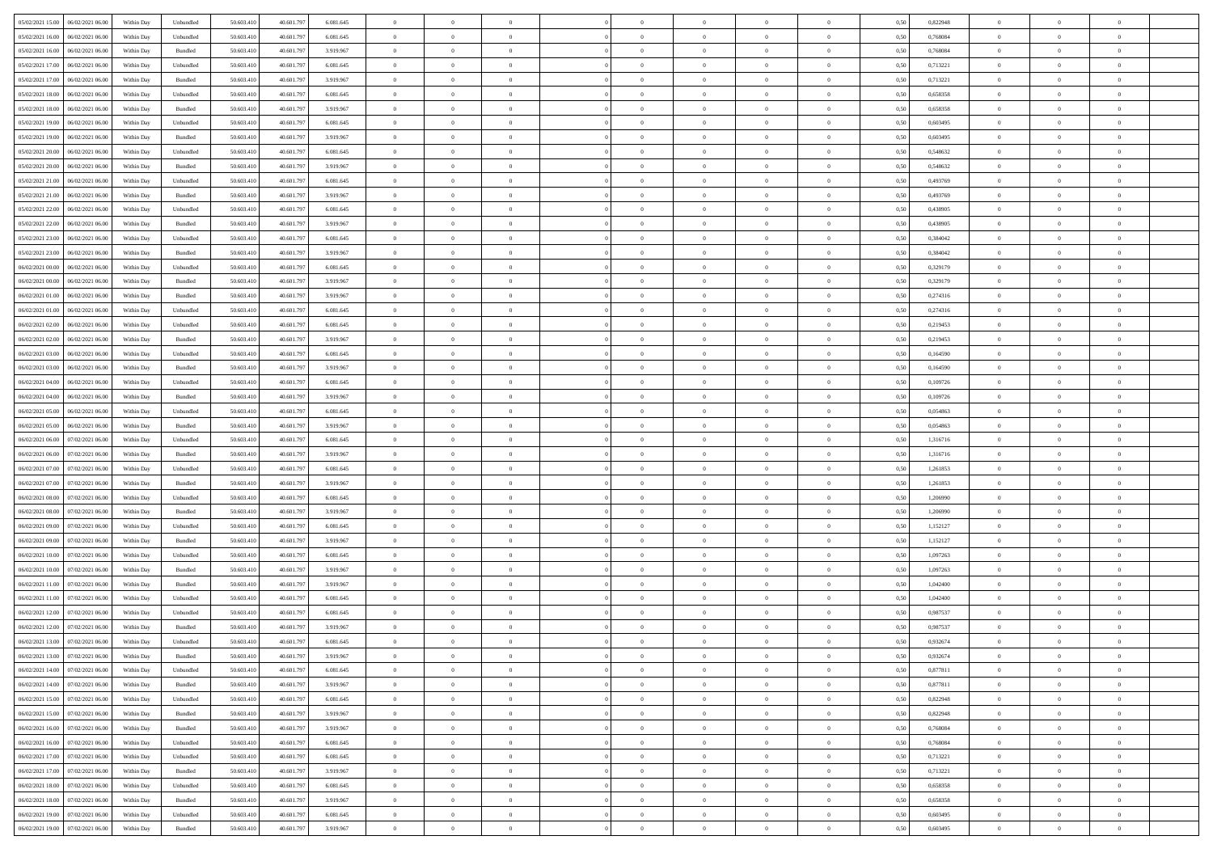| | | | | | | | | | | | | | | | | | | | | | |
|---|---|---|---|---|---|---|---|---|---|---|---|---|---|---|---|---|---|---|---|---|---|
| 05/02/2021 15:00 | 06/02/2021 06:00 | Within Day | Unbundled | 50.603.410 | 40.601.797 | 6.081.645 | 0 | 0 | 0 | | 0 | 0 | 0 | 0 | 0,50 | 0,822948 | 0 | 0 | 0 | |
| 05/02/2021 16:00 | 06/02/2021 06:00 | Within Day | Unbundled | 50.603.410 | 40.601.797 | 6.081.645 | 0 | 0 | 0 | | 0 | 0 | 0 | 0 | 0,50 | 0,768084 | 0 | 0 | 0 | |
| 05/02/2021 16:00 | 06/02/2021 06:00 | Within Day | Bundled | 50.603.410 | 40.601.797 | 3.919.967 | 0 | 0 | 0 | | 0 | 0 | 0 | 0 | 0,50 | 0,768084 | 0 | 0 | 0 | |
| 05/02/2021 17:00 | 06/02/2021 06:00 | Within Day | Unbundled | 50.603.410 | 40.601.797 | 6.081.645 | 0 | 0 | 0 | | 0 | 0 | 0 | 0 | 0,50 | 0,713221 | 0 | 0 | 0 | |
| 05/02/2021 17:00 | 06/02/2021 06:00 | Within Day | Bundled | 50.603.410 | 40.601.797 | 3.919.967 | 0 | 0 | 0 | | 0 | 0 | 0 | 0 | 0,50 | 0,713221 | 0 | 0 | 0 | |
| 05/02/2021 18:00 | 06/02/2021 06:00 | Within Day | Unbundled | 50.603.410 | 40.601.797 | 6.081.645 | 0 | 0 | 0 | | 0 | 0 | 0 | 0 | 0,50 | 0,658358 | 0 | 0 | 0 | |
| 05/02/2021 18:00 | 06/02/2021 06:00 | Within Day | Bundled | 50.603.410 | 40.601.797 | 3.919.967 | 0 | 0 | 0 | | 0 | 0 | 0 | 0 | 0,50 | 0,658358 | 0 | 0 | 0 | |
| 05/02/2021 19:00 | 06/02/2021 06:00 | Within Day | Unbundled | 50.603.410 | 40.601.797 | 6.081.645 | 0 | 0 | 0 | | 0 | 0 | 0 | 0 | 0,50 | 0,603495 | 0 | 0 | 0 | |
| 05/02/2021 19:00 | 06/02/2021 06:00 | Within Day | Bundled | 50.603.410 | 40.601.797 | 3.919.967 | 0 | 0 | 0 | | 0 | 0 | 0 | 0 | 0,50 | 0,603495 | 0 | 0 | 0 | |
| 05/02/2021 20:00 | 06/02/2021 06:00 | Within Day | Unbundled | 50.603.410 | 40.601.797 | 6.081.645 | 0 | 0 | 0 | | 0 | 0 | 0 | 0 | 0,50 | 0,548632 | 0 | 0 | 0 | |
| 05/02/2021 20:00 | 06/02/2021 06:00 | Within Day | Bundled | 50.603.410 | 40.601.797 | 3.919.967 | 0 | 0 | 0 | | 0 | 0 | 0 | 0 | 0,50 | 0,548632 | 0 | 0 | 0 | |
| 05/02/2021 21:00 | 06/02/2021 06:00 | Within Day | Unbundled | 50.603.410 | 40.601.797 | 6.081.645 | 0 | 0 | 0 | | 0 | 0 | 0 | 0 | 0,50 | 0,493769 | 0 | 0 | 0 | |
| 05/02/2021 21:00 | 06/02/2021 06:00 | Within Day | Bundled | 50.603.410 | 40.601.797 | 3.919.967 | 0 | 0 | 0 | | 0 | 0 | 0 | 0 | 0,50 | 0,493769 | 0 | 0 | 0 | |
| 05/02/2021 22:00 | 06/02/2021 06:00 | Within Day | Unbundled | 50.603.410 | 40.601.797 | 6.081.645 | 0 | 0 | 0 | | 0 | 0 | 0 | 0 | 0,50 | 0,438905 | 0 | 0 | 0 | |
| 05/02/2021 22:00 | 06/02/2021 06:00 | Within Day | Bundled | 50.603.410 | 40.601.797 | 3.919.967 | 0 | 0 | 0 | | 0 | 0 | 0 | 0 | 0,50 | 0,438905 | 0 | 0 | 0 | |
| 05/02/2021 23:00 | 06/02/2021 06:00 | Within Day | Unbundled | 50.603.410 | 40.601.797 | 6.081.645 | 0 | 0 | 0 | | 0 | 0 | 0 | 0 | 0,50 | 0,384042 | 0 | 0 | 0 | |
| 05/02/2021 23:00 | 06/02/2021 06:00 | Within Day | Bundled | 50.603.410 | 40.601.797 | 3.919.967 | 0 | 0 | 0 | | 0 | 0 | 0 | 0 | 0,50 | 0,384042 | 0 | 0 | 0 | |
| 06/02/2021 00:00 | 06/02/2021 06:00 | Within Day | Unbundled | 50.603.410 | 40.601.797 | 6.081.645 | 0 | 0 | 0 | | 0 | 0 | 0 | 0 | 0,50 | 0,329179 | 0 | 0 | 0 | |
| 06/02/2021 00:00 | 06/02/2021 06:00 | Within Day | Bundled | 50.603.410 | 40.601.797 | 3.919.967 | 0 | 0 | 0 | | 0 | 0 | 0 | 0 | 0,50 | 0,329179 | 0 | 0 | 0 | |
| 06/02/2021 01:00 | 06/02/2021 06:00 | Within Day | Bundled | 50.603.410 | 40.601.797 | 3.919.967 | 0 | 0 | 0 | | 0 | 0 | 0 | 0 | 0,50 | 0,274316 | 0 | 0 | 0 | |
| 06/02/2021 01:00 | 06/02/2021 06:00 | Within Day | Unbundled | 50.603.410 | 40.601.797 | 6.081.645 | 0 | 0 | 0 | | 0 | 0 | 0 | 0 | 0,50 | 0,274316 | 0 | 0 | 0 | |
| 06/02/2021 02:00 | 06/02/2021 06:00 | Within Day | Unbundled | 50.603.410 | 40.601.797 | 6.081.645 | 0 | 0 | 0 | | 0 | 0 | 0 | 0 | 0,50 | 0,219453 | 0 | 0 | 0 | |
| 06/02/2021 02:00 | 06/02/2021 06:00 | Within Day | Bundled | 50.603.410 | 40.601.797 | 3.919.967 | 0 | 0 | 0 | | 0 | 0 | 0 | 0 | 0,50 | 0,219453 | 0 | 0 | 0 | |
| 06/02/2021 03:00 | 06/02/2021 06:00 | Within Day | Unbundled | 50.603.410 | 40.601.797 | 6.081.645 | 0 | 0 | 0 | | 0 | 0 | 0 | 0 | 0,50 | 0,164590 | 0 | 0 | 0 | |
| 06/02/2021 03:00 | 06/02/2021 06:00 | Within Day | Bundled | 50.603.410 | 40.601.797 | 3.919.967 | 0 | 0 | 0 | | 0 | 0 | 0 | 0 | 0,50 | 0,164590 | 0 | 0 | 0 | |
| 06/02/2021 04:00 | 06/02/2021 06:00 | Within Day | Unbundled | 50.603.410 | 40.601.797 | 6.081.645 | 0 | 0 | 0 | | 0 | 0 | 0 | 0 | 0,50 | 0,109726 | 0 | 0 | 0 | |
| 06/02/2021 04:00 | 06/02/2021 06:00 | Within Day | Bundled | 50.603.410 | 40.601.797 | 3.919.967 | 0 | 0 | 0 | | 0 | 0 | 0 | 0 | 0,50 | 0,109726 | 0 | 0 | 0 | |
| 06/02/2021 05:00 | 06/02/2021 06:00 | Within Day | Unbundled | 50.603.410 | 40.601.797 | 6.081.645 | 0 | 0 | 0 | | 0 | 0 | 0 | 0 | 0,50 | 0,054863 | 0 | 0 | 0 | |
| 06/02/2021 05:00 | 06/02/2021 06:00 | Within Day | Bundled | 50.603.410 | 40.601.797 | 3.919.967 | 0 | 0 | 0 | | 0 | 0 | 0 | 0 | 0,50 | 0,054863 | 0 | 0 | 0 | |
| 06/02/2021 06:00 | 07/02/2021 06:00 | Within Day | Unbundled | 50.603.410 | 40.601.797 | 6.081.645 | 0 | 0 | 0 | | 0 | 0 | 0 | 0 | 0,50 | 1,316716 | 0 | 0 | 0 | |
| 06/02/2021 06:00 | 07/02/2021 06:00 | Within Day | Bundled | 50.603.410 | 40.601.797 | 3.919.967 | 0 | 0 | 0 | | 0 | 0 | 0 | 0 | 0,50 | 1,316716 | 0 | 0 | 0 | |
| 06/02/2021 07:00 | 07/02/2021 06:00 | Within Day | Unbundled | 50.603.410 | 40.601.797 | 6.081.645 | 0 | 0 | 0 | | 0 | 0 | 0 | 0 | 0,50 | 1,261853 | 0 | 0 | 0 | |
| 06/02/2021 07:00 | 07/02/2021 06:00 | Within Day | Bundled | 50.603.410 | 40.601.797 | 3.919.967 | 0 | 0 | 0 | | 0 | 0 | 0 | 0 | 0,50 | 1,261853 | 0 | 0 | 0 | |
| 06/02/2021 08:00 | 07/02/2021 06:00 | Within Day | Unbundled | 50.603.410 | 40.601.797 | 6.081.645 | 0 | 0 | 0 | | 0 | 0 | 0 | 0 | 0,50 | 1,206990 | 0 | 0 | 0 | |
| 06/02/2021 08:00 | 07/02/2021 06:00 | Within Day | Bundled | 50.603.410 | 40.601.797 | 3.919.967 | 0 | 0 | 0 | | 0 | 0 | 0 | 0 | 0,50 | 1,206990 | 0 | 0 | 0 | |
| 06/02/2021 09:00 | 07/02/2021 06:00 | Within Day | Unbundled | 50.603.410 | 40.601.797 | 6.081.645 | 0 | 0 | 0 | | 0 | 0 | 0 | 0 | 0,50 | 1,152127 | 0 | 0 | 0 | |
| 06/02/2021 09:00 | 07/02/2021 06:00 | Within Day | Bundled | 50.603.410 | 40.601.797 | 3.919.967 | 0 | 0 | 0 | | 0 | 0 | 0 | 0 | 0,50 | 1,152127 | 0 | 0 | 0 | |
| 06/02/2021 10:00 | 07/02/2021 06:00 | Within Day | Unbundled | 50.603.410 | 40.601.797 | 6.081.645 | 0 | 0 | 0 | | 0 | 0 | 0 | 0 | 0,50 | 1,097263 | 0 | 0 | 0 | |
| 06/02/2021 10:00 | 07/02/2021 06:00 | Within Day | Bundled | 50.603.410 | 40.601.797 | 3.919.967 | 0 | 0 | 0 | | 0 | 0 | 0 | 0 | 0,50 | 1,097263 | 0 | 0 | 0 | |
| 06/02/2021 11:00 | 07/02/2021 06:00 | Within Day | Bundled | 50.603.410 | 40.601.797 | 3.919.967 | 0 | 0 | 0 | | 0 | 0 | 0 | 0 | 0,50 | 1,042400 | 0 | 0 | 0 | |
| 06/02/2021 11:00 | 07/02/2021 06:00 | Within Day | Unbundled | 50.603.410 | 40.601.797 | 6.081.645 | 0 | 0 | 0 | | 0 | 0 | 0 | 0 | 0,50 | 1,042400 | 0 | 0 | 0 | |
| 06/02/2021 12:00 | 07/02/2021 06:00 | Within Day | Unbundled | 50.603.410 | 40.601.797 | 6.081.645 | 0 | 0 | 0 | | 0 | 0 | 0 | 0 | 0,50 | 0,987537 | 0 | 0 | 0 | |
| 06/02/2021 12:00 | 07/02/2021 06:00 | Within Day | Bundled | 50.603.410 | 40.601.797 | 3.919.967 | 0 | 0 | 0 | | 0 | 0 | 0 | 0 | 0,50 | 0,987537 | 0 | 0 | 0 | |
| 06/02/2021 13:00 | 07/02/2021 06:00 | Within Day | Unbundled | 50.603.410 | 40.601.797 | 6.081.645 | 0 | 0 | 0 | | 0 | 0 | 0 | 0 | 0,50 | 0,932674 | 0 | 0 | 0 | |
| 06/02/2021 13:00 | 07/02/2021 06:00 | Within Day | Bundled | 50.603.410 | 40.601.797 | 3.919.967 | 0 | 0 | 0 | | 0 | 0 | 0 | 0 | 0,50 | 0,932674 | 0 | 0 | 0 | |
| 06/02/2021 14:00 | 07/02/2021 06:00 | Within Day | Unbundled | 50.603.410 | 40.601.797 | 6.081.645 | 0 | 0 | 0 | | 0 | 0 | 0 | 0 | 0,50 | 0,877811 | 0 | 0 | 0 | |
| 06/02/2021 14:00 | 07/02/2021 06:00 | Within Day | Bundled | 50.603.410 | 40.601.797 | 3.919.967 | 0 | 0 | 0 | | 0 | 0 | 0 | 0 | 0,50 | 0,877811 | 0 | 0 | 0 | |
| 06/02/2021 15:00 | 07/02/2021 06:00 | Within Day | Unbundled | 50.603.410 | 40.601.797 | 6.081.645 | 0 | 0 | 0 | | 0 | 0 | 0 | 0 | 0,50 | 0,822948 | 0 | 0 | 0 | |
| 06/02/2021 15:00 | 07/02/2021 06:00 | Within Day | Bundled | 50.603.410 | 40.601.797 | 3.919.967 | 0 | 0 | 0 | | 0 | 0 | 0 | 0 | 0,50 | 0,822948 | 0 | 0 | 0 | |
| 06/02/2021 16:00 | 07/02/2021 06:00 | Within Day | Bundled | 50.603.410 | 40.601.797 | 3.919.967 | 0 | 0 | 0 | | 0 | 0 | 0 | 0 | 0,50 | 0,768084 | 0 | 0 | 0 | |
| 06/02/2021 16:00 | 07/02/2021 06:00 | Within Day | Unbundled | 50.603.410 | 40.601.797 | 6.081.645 | 0 | 0 | 0 | | 0 | 0 | 0 | 0 | 0,50 | 0,768084 | 0 | 0 | 0 | |
| 06/02/2021 17:00 | 07/02/2021 06:00 | Within Day | Unbundled | 50.603.410 | 40.601.797 | 6.081.645 | 0 | 0 | 0 | | 0 | 0 | 0 | 0 | 0,50 | 0,713221 | 0 | 0 | 0 | |
| 06/02/2021 17:00 | 07/02/2021 06:00 | Within Day | Bundled | 50.603.410 | 40.601.797 | 3.919.967 | 0 | 0 | 0 | | 0 | 0 | 0 | 0 | 0,50 | 0,713221 | 0 | 0 | 0 | |
| 06/02/2021 18:00 | 07/02/2021 06:00 | Within Day | Unbundled | 50.603.410 | 40.601.797 | 6.081.645 | 0 | 0 | 0 | | 0 | 0 | 0 | 0 | 0,50 | 0,658358 | 0 | 0 | 0 | |
| 06/02/2021 18:00 | 07/02/2021 06:00 | Within Day | Bundled | 50.603.410 | 40.601.797 | 3.919.967 | 0 | 0 | 0 | | 0 | 0 | 0 | 0 | 0,50 | 0,658358 | 0 | 0 | 0 | |
| 06/02/2021 19:00 | 07/02/2021 06:00 | Within Day | Unbundled | 50.603.410 | 40.601.797 | 6.081.645 | 0 | 0 | 0 | | 0 | 0 | 0 | 0 | 0,50 | 0,603495 | 0 | 0 | 0 | |
| 06/02/2021 19:00 | 07/02/2021 06:00 | Within Day | Bundled | 50.603.410 | 40.601.797 | 3.919.967 | 0 | 0 | 0 | | 0 | 0 | 0 | 0 | 0,50 | 0,603495 | 0 | 0 | 0 | |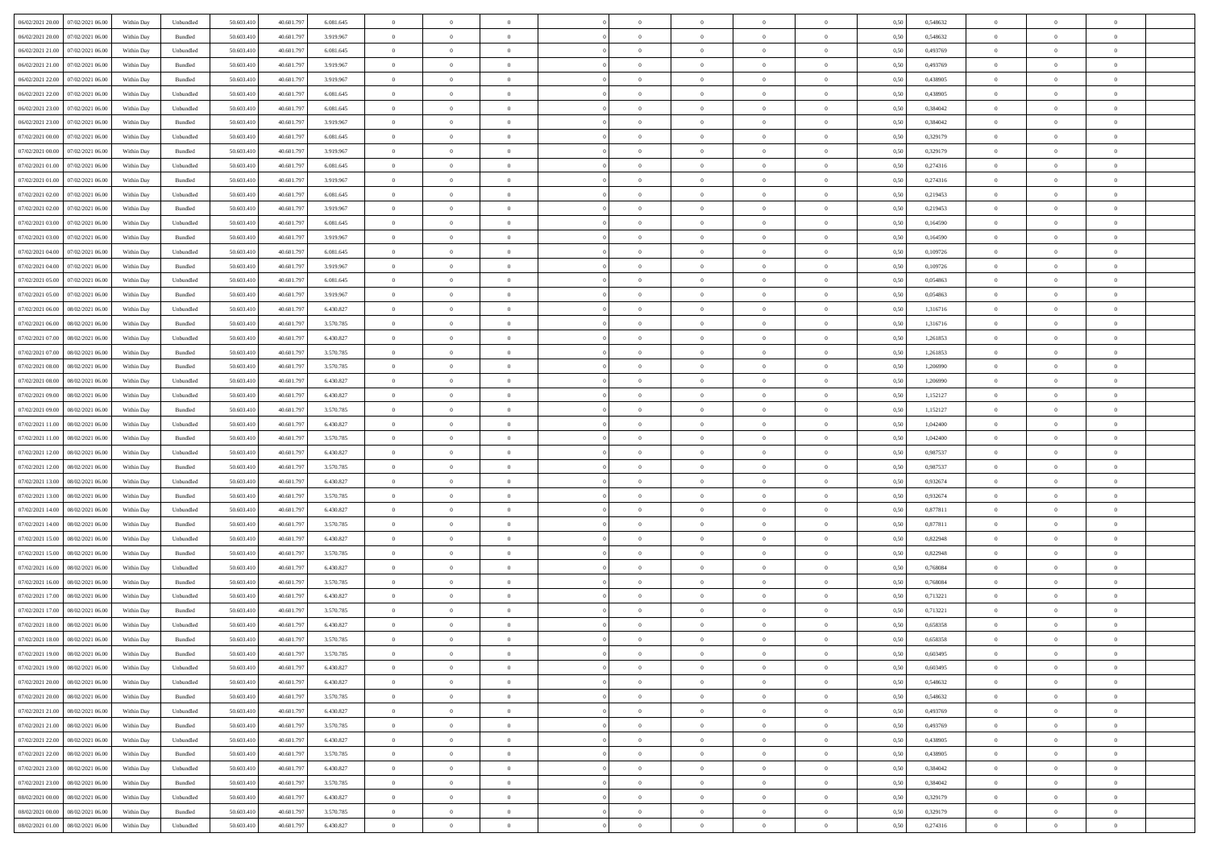| | | | | | | | | | | | | | | | | | | | | | |
|---|---|---|---|---|---|---|---|---|---|---|---|---|---|---|---|---|---|---|---|---|---|
| 06/02/2021 20:00 | 07/02/2021 06:00 | Within Day | Unbundled | 50.603.410 | 40.601.797 | 6.081.645 | 0 | 0 | 0 | | 0 | 0 | 0 | 0 | 0,50 | 0,548632 | 0 | 0 | 0 | |
| 06/02/2021 20:00 | 07/02/2021 06:00 | Within Day | Bundled | 50.603.410 | 40.601.797 | 3.919.967 | 0 | 0 | 0 | | 0 | 0 | 0 | 0 | 0,50 | 0,548632 | 0 | 0 | 0 | |
| 06/02/2021 21:00 | 07/02/2021 06:00 | Within Day | Unbundled | 50.603.410 | 40.601.797 | 6.081.645 | 0 | 0 | 0 | | 0 | 0 | 0 | 0 | 0,50 | 0,493769 | 0 | 0 | 0 | |
| 06/02/2021 21:00 | 07/02/2021 06:00 | Within Day | Bundled | 50.603.410 | 40.601.797 | 3.919.967 | 0 | 0 | 0 | | 0 | 0 | 0 | 0 | 0,50 | 0,493769 | 0 | 0 | 0 | |
| 06/02/2021 22:00 | 07/02/2021 06:00 | Within Day | Bundled | 50.603.410 | 40.601.797 | 3.919.967 | 0 | 0 | 0 | | 0 | 0 | 0 | 0 | 0,50 | 0,438905 | 0 | 0 | 0 | |
| 06/02/2021 22:00 | 07/02/2021 06:00 | Within Day | Unbundled | 50.603.410 | 40.601.797 | 6.081.645 | 0 | 0 | 0 | | 0 | 0 | 0 | 0 | 0,50 | 0,438905 | 0 | 0 | 0 | |
| 06/02/2021 23:00 | 07/02/2021 06:00 | Within Day | Unbundled | 50.603.410 | 40.601.797 | 6.081.645 | 0 | 0 | 0 | | 0 | 0 | 0 | 0 | 0,50 | 0,384042 | 0 | 0 | 0 | |
| 06/02/2021 23:00 | 07/02/2021 06:00 | Within Day | Bundled | 50.603.410 | 40.601.797 | 3.919.967 | 0 | 0 | 0 | | 0 | 0 | 0 | 0 | 0,50 | 0,384042 | 0 | 0 | 0 | |
| 07/02/2021 00:00 | 07/02/2021 06:00 | Within Day | Unbundled | 50.603.410 | 40.601.797 | 6.081.645 | 0 | 0 | 0 | | 0 | 0 | 0 | 0 | 0,50 | 0,329179 | 0 | 0 | 0 | |
| 07/02/2021 00:00 | 07/02/2021 06:00 | Within Day | Bundled | 50.603.410 | 40.601.797 | 3.919.967 | 0 | 0 | 0 | | 0 | 0 | 0 | 0 | 0,50 | 0,329179 | 0 | 0 | 0 | |
| 07/02/2021 01:00 | 07/02/2021 06:00 | Within Day | Unbundled | 50.603.410 | 40.601.797 | 6.081.645 | 0 | 0 | 0 | | 0 | 0 | 0 | 0 | 0,50 | 0,274316 | 0 | 0 | 0 | |
| 07/02/2021 01:00 | 07/02/2021 06:00 | Within Day | Bundled | 50.603.410 | 40.601.797 | 3.919.967 | 0 | 0 | 0 | | 0 | 0 | 0 | 0 | 0,50 | 0,274316 | 0 | 0 | 0 | |
| 07/02/2021 02:00 | 07/02/2021 06:00 | Within Day | Unbundled | 50.603.410 | 40.601.797 | 6.081.645 | 0 | 0 | 0 | | 0 | 0 | 0 | 0 | 0,50 | 0,219453 | 0 | 0 | 0 | |
| 07/02/2021 02:00 | 07/02/2021 06:00 | Within Day | Bundled | 50.603.410 | 40.601.797 | 3.919.967 | 0 | 0 | 0 | | 0 | 0 | 0 | 0 | 0,50 | 0,219453 | 0 | 0 | 0 | |
| 07/02/2021 03:00 | 07/02/2021 06:00 | Within Day | Unbundled | 50.603.410 | 40.601.797 | 6.081.645 | 0 | 0 | 0 | | 0 | 0 | 0 | 0 | 0,50 | 0,164590 | 0 | 0 | 0 | |
| 07/02/2021 03:00 | 07/02/2021 06:00 | Within Day | Bundled | 50.603.410 | 40.601.797 | 3.919.967 | 0 | 0 | 0 | | 0 | 0 | 0 | 0 | 0,50 | 0,164590 | 0 | 0 | 0 | |
| 07/02/2021 04:00 | 07/02/2021 06:00 | Within Day | Unbundled | 50.603.410 | 40.601.797 | 6.081.645 | 0 | 0 | 0 | | 0 | 0 | 0 | 0 | 0,50 | 0,109726 | 0 | 0 | 0 | |
| 07/02/2021 04:00 | 07/02/2021 06:00 | Within Day | Bundled | 50.603.410 | 40.601.797 | 3.919.967 | 0 | 0 | 0 | | 0 | 0 | 0 | 0 | 0,50 | 0,109726 | 0 | 0 | 0 | |
| 07/02/2021 05:00 | 07/02/2021 06:00 | Within Day | Unbundled | 50.603.410 | 40.601.797 | 6.081.645 | 0 | 0 | 0 | | 0 | 0 | 0 | 0 | 0,50 | 0,054863 | 0 | 0 | 0 | |
| 07/02/2021 05:00 | 07/02/2021 06:00 | Within Day | Bundled | 50.603.410 | 40.601.797 | 3.919.967 | 0 | 0 | 0 | | 0 | 0 | 0 | 0 | 0,50 | 0,054863 | 0 | 0 | 0 | |
| 07/02/2021 06:00 | 08/02/2021 06:00 | Within Day | Unbundled | 50.603.410 | 40.601.797 | 6.430.827 | 0 | 0 | 0 | | 0 | 0 | 0 | 0 | 0,50 | 1,316716 | 0 | 0 | 0 | |
| 07/02/2021 06:00 | 08/02/2021 06:00 | Within Day | Bundled | 50.603.410 | 40.601.797 | 3.570.785 | 0 | 0 | 0 | | 0 | 0 | 0 | 0 | 0,50 | 1,316716 | 0 | 0 | 0 | |
| 07/02/2021 07:00 | 08/02/2021 06:00 | Within Day | Unbundled | 50.603.410 | 40.601.797 | 6.430.827 | 0 | 0 | 0 | | 0 | 0 | 0 | 0 | 0,50 | 1,261853 | 0 | 0 | 0 | |
| 07/02/2021 07:00 | 08/02/2021 06:00 | Within Day | Bundled | 50.603.410 | 40.601.797 | 3.570.785 | 0 | 0 | 0 | | 0 | 0 | 0 | 0 | 0,50 | 1,261853 | 0 | 0 | 0 | |
| 07/02/2021 08:00 | 08/02/2021 06:00 | Within Day | Bundled | 50.603.410 | 40.601.797 | 3.570.785 | 0 | 0 | 0 | | 0 | 0 | 0 | 0 | 0,50 | 1,206990 | 0 | 0 | 0 | |
| 07/02/2021 08:00 | 08/02/2021 06:00 | Within Day | Unbundled | 50.603.410 | 40.601.797 | 6.430.827 | 0 | 0 | 0 | | 0 | 0 | 0 | 0 | 0,50 | 1,206990 | 0 | 0 | 0 | |
| 07/02/2021 09:00 | 08/02/2021 06:00 | Within Day | Unbundled | 50.603.410 | 40.601.797 | 6.430.827 | 0 | 0 | 0 | | 0 | 0 | 0 | 0 | 0,50 | 1,152127 | 0 | 0 | 0 | |
| 07/02/2021 09:00 | 08/02/2021 06:00 | Within Day | Bundled | 50.603.410 | 40.601.797 | 3.570.785 | 0 | 0 | 0 | | 0 | 0 | 0 | 0 | 0,50 | 1,152127 | 0 | 0 | 0 | |
| 07/02/2021 11:00 | 08/02/2021 06:00 | Within Day | Unbundled | 50.603.410 | 40.601.797 | 6.430.827 | 0 | 0 | 0 | | 0 | 0 | 0 | 0 | 0,50 | 1,042400 | 0 | 0 | 0 | |
| 07/02/2021 11:00 | 08/02/2021 06:00 | Within Day | Bundled | 50.603.410 | 40.601.797 | 3.570.785 | 0 | 0 | 0 | | 0 | 0 | 0 | 0 | 0,50 | 1,042400 | 0 | 0 | 0 | |
| 07/02/2021 12:00 | 08/02/2021 06:00 | Within Day | Unbundled | 50.603.410 | 40.601.797 | 6.430.827 | 0 | 0 | 0 | | 0 | 0 | 0 | 0 | 0,50 | 0,987537 | 0 | 0 | 0 | |
| 07/02/2021 12:00 | 08/02/2021 06:00 | Within Day | Bundled | 50.603.410 | 40.601.797 | 3.570.785 | 0 | 0 | 0 | | 0 | 0 | 0 | 0 | 0,50 | 0,987537 | 0 | 0 | 0 | |
| 07/02/2021 13:00 | 08/02/2021 06:00 | Within Day | Unbundled | 50.603.410 | 40.601.797 | 6.430.827 | 0 | 0 | 0 | | 0 | 0 | 0 | 0 | 0,50 | 0,932674 | 0 | 0 | 0 | |
| 07/02/2021 13:00 | 08/02/2021 06:00 | Within Day | Bundled | 50.603.410 | 40.601.797 | 3.570.785 | 0 | 0 | 0 | | 0 | 0 | 0 | 0 | 0,50 | 0,932674 | 0 | 0 | 0 | |
| 07/02/2021 14:00 | 08/02/2021 06:00 | Within Day | Unbundled | 50.603.410 | 40.601.797 | 6.430.827 | 0 | 0 | 0 | | 0 | 0 | 0 | 0 | 0,50 | 0,877811 | 0 | 0 | 0 | |
| 07/02/2021 14:00 | 08/02/2021 06:00 | Within Day | Bundled | 50.603.410 | 40.601.797 | 3.570.785 | 0 | 0 | 0 | | 0 | 0 | 0 | 0 | 0,50 | 0,877811 | 0 | 0 | 0 | |
| 07/02/2021 15:00 | 08/02/2021 06:00 | Within Day | Unbundled | 50.603.410 | 40.601.797 | 6.430.827 | 0 | 0 | 0 | | 0 | 0 | 0 | 0 | 0,50 | 0,822948 | 0 | 0 | 0 | |
| 07/02/2021 15:00 | 08/02/2021 06:00 | Within Day | Bundled | 50.603.410 | 40.601.797 | 3.570.785 | 0 | 0 | 0 | | 0 | 0 | 0 | 0 | 0,50 | 0,822948 | 0 | 0 | 0 | |
| 07/02/2021 16:00 | 08/02/2021 06:00 | Within Day | Unbundled | 50.603.410 | 40.601.797 | 6.430.827 | 0 | 0 | 0 | | 0 | 0 | 0 | 0 | 0,50 | 0,768084 | 0 | 0 | 0 | |
| 07/02/2021 16:00 | 08/02/2021 06:00 | Within Day | Bundled | 50.603.410 | 40.601.797 | 3.570.785 | 0 | 0 | 0 | | 0 | 0 | 0 | 0 | 0,50 | 0,768084 | 0 | 0 | 0 | |
| 07/02/2021 17:00 | 08/02/2021 06:00 | Within Day | Unbundled | 50.603.410 | 40.601.797 | 6.430.827 | 0 | 0 | 0 | | 0 | 0 | 0 | 0 | 0,50 | 0,713221 | 0 | 0 | 0 | |
| 07/02/2021 17:00 | 08/02/2021 06:00 | Within Day | Bundled | 50.603.410 | 40.601.797 | 3.570.785 | 0 | 0 | 0 | | 0 | 0 | 0 | 0 | 0,50 | 0,713221 | 0 | 0 | 0 | |
| 07/02/2021 18:00 | 08/02/2021 06:00 | Within Day | Unbundled | 50.603.410 | 40.601.797 | 6.430.827 | 0 | 0 | 0 | | 0 | 0 | 0 | 0 | 0,50 | 0,658358 | 0 | 0 | 0 | |
| 07/02/2021 18:00 | 08/02/2021 06:00 | Within Day | Bundled | 50.603.410 | 40.601.797 | 3.570.785 | 0 | 0 | 0 | | 0 | 0 | 0 | 0 | 0,50 | 0,658358 | 0 | 0 | 0 | |
| 07/02/2021 19:00 | 08/02/2021 06:00 | Within Day | Bundled | 50.603.410 | 40.601.797 | 3.570.785 | 0 | 0 | 0 | | 0 | 0 | 0 | 0 | 0,50 | 0,603495 | 0 | 0 | 0 | |
| 07/02/2021 19:00 | 08/02/2021 06:00 | Within Day | Unbundled | 50.603.410 | 40.601.797 | 6.430.827 | 0 | 0 | 0 | | 0 | 0 | 0 | 0 | 0,50 | 0,603495 | 0 | 0 | 0 | |
| 07/02/2021 20:00 | 08/02/2021 06:00 | Within Day | Unbundled | 50.603.410 | 40.601.797 | 6.430.827 | 0 | 0 | 0 | | 0 | 0 | 0 | 0 | 0,50 | 0,548632 | 0 | 0 | 0 | |
| 07/02/2021 20:00 | 08/02/2021 06:00 | Within Day | Bundled | 50.603.410 | 40.601.797 | 3.570.785 | 0 | 0 | 0 | | 0 | 0 | 0 | 0 | 0,50 | 0,548632 | 0 | 0 | 0 | |
| 07/02/2021 21:00 | 08/02/2021 06:00 | Within Day | Unbundled | 50.603.410 | 40.601.797 | 6.430.827 | 0 | 0 | 0 | | 0 | 0 | 0 | 0 | 0,50 | 0,493769 | 0 | 0 | 0 | |
| 07/02/2021 21:00 | 08/02/2021 06:00 | Within Day | Bundled | 50.603.410 | 40.601.797 | 3.570.785 | 0 | 0 | 0 | | 0 | 0 | 0 | 0 | 0,50 | 0,493769 | 0 | 0 | 0 | |
| 07/02/2021 22:00 | 08/02/2021 06:00 | Within Day | Unbundled | 50.603.410 | 40.601.797 | 6.430.827 | 0 | 0 | 0 | | 0 | 0 | 0 | 0 | 0,50 | 0,438905 | 0 | 0 | 0 | |
| 07/02/2021 22:00 | 08/02/2021 06:00 | Within Day | Bundled | 50.603.410 | 40.601.797 | 3.570.785 | 0 | 0 | 0 | | 0 | 0 | 0 | 0 | 0,50 | 0,438905 | 0 | 0 | 0 | |
| 07/02/2021 23:00 | 08/02/2021 06:00 | Within Day | Unbundled | 50.603.410 | 40.601.797 | 6.430.827 | 0 | 0 | 0 | | 0 | 0 | 0 | 0 | 0,50 | 0,384042 | 0 | 0 | 0 | |
| 07/02/2021 23:00 | 08/02/2021 06:00 | Within Day | Bundled | 50.603.410 | 40.601.797 | 3.570.785 | 0 | 0 | 0 | | 0 | 0 | 0 | 0 | 0,50 | 0,384042 | 0 | 0 | 0 | |
| 08/02/2021 00:00 | 08/02/2021 06:00 | Within Day | Unbundled | 50.603.410 | 40.601.797 | 6.430.827 | 0 | 0 | 0 | | 0 | 0 | 0 | 0 | 0,50 | 0,329179 | 0 | 0 | 0 | |
| 08/02/2021 00:00 | 08/02/2021 06:00 | Within Day | Bundled | 50.603.410 | 40.601.797 | 3.570.785 | 0 | 0 | 0 | | 0 | 0 | 0 | 0 | 0,50 | 0,329179 | 0 | 0 | 0 | |
| 08/02/2021 01:00 | 08/02/2021 06:00 | Within Day | Unbundled | 50.603.410 | 40.601.797 | 6.430.827 | 0 | 0 | 0 | | 0 | 0 | 0 | 0 | 0,50 | 0,274316 | 0 | 0 | 0 | |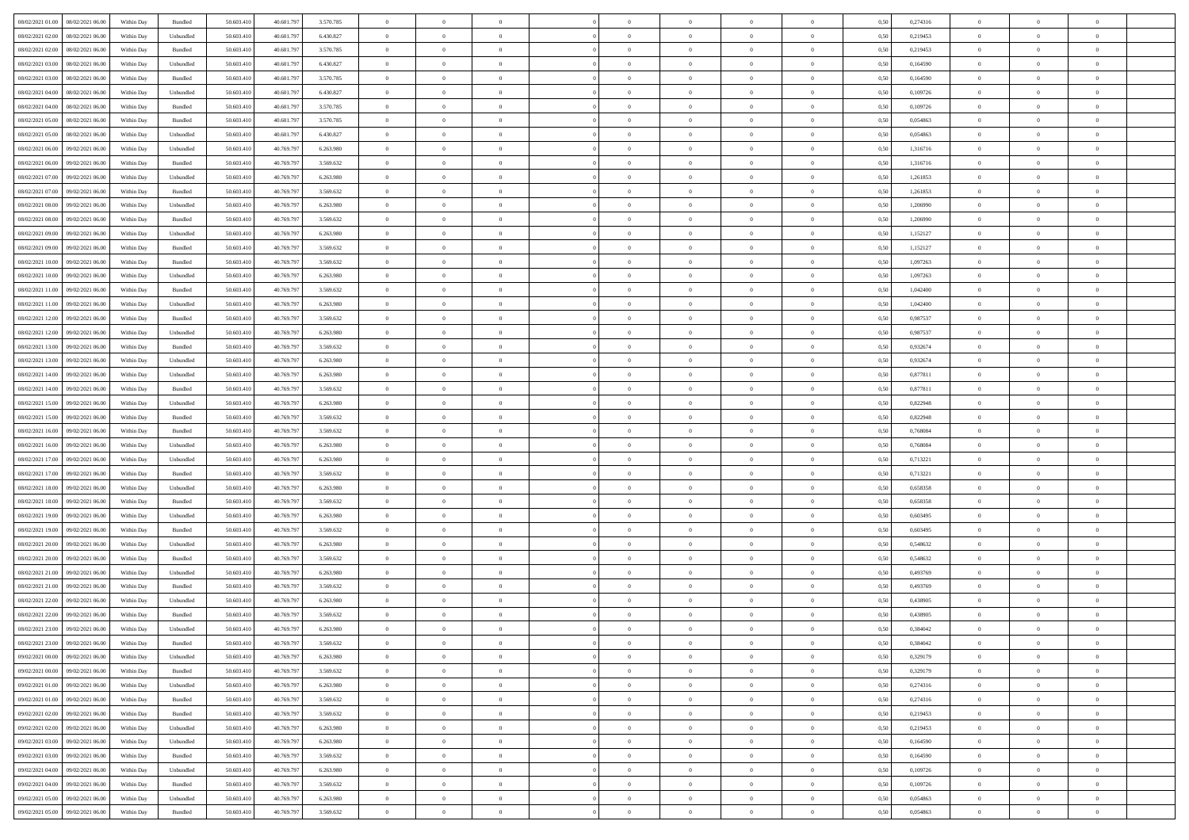| | | | | | | | | | | | | | | | | | | | | |
|---|---|---|---|---|---|---|---|---|---|---|---|---|---|---|---|---|---|---|---|---|
| 08/02/2021 01:00 | 08/02/2021 06:00 | Within Day | Bundled | 50.603.410 | 40.601.797 | 3.570.785 | 0 | 0 | 0 | | 0 | 0 | 0 | 0 | 0,50 | 0,274316 | 0 | 0 | 0 | |
| 08/02/2021 02:00 | 08/02/2021 06:00 | Within Day | Unbundled | 50.603.410 | 40.601.797 | 6.430.827 | 0 | 0 | 0 | | 0 | 0 | 0 | 0 | 0,50 | 0,219453 | 0 | 0 | 0 | |
| 08/02/2021 02:00 | 08/02/2021 06:00 | Within Day | Bundled | 50.603.410 | 40.601.797 | 3.570.785 | 0 | 0 | 0 | | 0 | 0 | 0 | 0 | 0,50 | 0,219453 | 0 | 0 | 0 | |
| 08/02/2021 03:00 | 08/02/2021 06:00 | Within Day | Unbundled | 50.603.410 | 40.601.797 | 6.430.827 | 0 | 0 | 0 | | 0 | 0 | 0 | 0 | 0,50 | 0,164590 | 0 | 0 | 0 | |
| 08/02/2021 03:00 | 08/02/2021 06:00 | Within Day | Bundled | 50.603.410 | 40.601.797 | 3.570.785 | 0 | 0 | 0 | | 0 | 0 | 0 | 0 | 0,50 | 0,164590 | 0 | 0 | 0 | |
| 08/02/2021 04:00 | 08/02/2021 06:00 | Within Day | Unbundled | 50.603.410 | 40.601.797 | 6.430.827 | 0 | 0 | 0 | | 0 | 0 | 0 | 0 | 0,50 | 0,109726 | 0 | 0 | 0 | |
| 08/02/2021 04:00 | 08/02/2021 06:00 | Within Day | Bundled | 50.603.410 | 40.601.797 | 3.570.785 | 0 | 0 | 0 | | 0 | 0 | 0 | 0 | 0,50 | 0,109726 | 0 | 0 | 0 | |
| 08/02/2021 05:00 | 08/02/2021 06:00 | Within Day | Bundled | 50.603.410 | 40.601.797 | 3.570.785 | 0 | 0 | 0 | | 0 | 0 | 0 | 0 | 0,50 | 0,054863 | 0 | 0 | 0 | |
| 08/02/2021 05:00 | 08/02/2021 06:00 | Within Day | Unbundled | 50.603.410 | 40.601.797 | 6.430.827 | 0 | 0 | 0 | | 0 | 0 | 0 | 0 | 0,50 | 0,054863 | 0 | 0 | 0 | |
| 08/02/2021 06:00 | 09/02/2021 06:00 | Within Day | Unbundled | 50.603.410 | 40.769.797 | 6.263.980 | 0 | 0 | 0 | | 0 | 0 | 0 | 0 | 0,50 | 1,316716 | 0 | 0 | 0 | |
| 08/02/2021 06:00 | 09/02/2021 06:00 | Within Day | Bundled | 50.603.410 | 40.769.797 | 3.569.632 | 0 | 0 | 0 | | 0 | 0 | 0 | 0 | 0,50 | 1,316716 | 0 | 0 | 0 | |
| 08/02/2021 07:00 | 09/02/2021 06:00 | Within Day | Unbundled | 50.603.410 | 40.769.797 | 6.263.980 | 0 | 0 | 0 | | 0 | 0 | 0 | 0 | 0,50 | 1,261853 | 0 | 0 | 0 | |
| 08/02/2021 07:00 | 09/02/2021 06:00 | Within Day | Bundled | 50.603.410 | 40.769.797 | 3.569.632 | 0 | 0 | 0 | | 0 | 0 | 0 | 0 | 0,50 | 1,261853 | 0 | 0 | 0 | |
| 08/02/2021 08:00 | 09/02/2021 06:00 | Within Day | Unbundled | 50.603.410 | 40.769.797 | 6.263.980 | 0 | 0 | 0 | | 0 | 0 | 0 | 0 | 0,50 | 1,206990 | 0 | 0 | 0 | |
| 08/02/2021 08:00 | 09/02/2021 06:00 | Within Day | Bundled | 50.603.410 | 40.769.797 | 3.569.632 | 0 | 0 | 0 | | 0 | 0 | 0 | 0 | 0,50 | 1,206990 | 0 | 0 | 0 | |
| 08/02/2021 09:00 | 09/02/2021 06:00 | Within Day | Unbundled | 50.603.410 | 40.769.797 | 6.263.980 | 0 | 0 | 0 | | 0 | 0 | 0 | 0 | 0,50 | 1,152127 | 0 | 0 | 0 | |
| 08/02/2021 09:00 | 09/02/2021 06:00 | Within Day | Bundled | 50.603.410 | 40.769.797 | 3.569.632 | 0 | 0 | 0 | | 0 | 0 | 0 | 0 | 0,50 | 1,152127 | 0 | 0 | 0 | |
| 08/02/2021 10:00 | 09/02/2021 06:00 | Within Day | Bundled | 50.603.410 | 40.769.797 | 3.569.632 | 0 | 0 | 0 | | 0 | 0 | 0 | 0 | 0,50 | 1,097263 | 0 | 0 | 0 | |
| 08/02/2021 10:00 | 09/02/2021 06:00 | Within Day | Unbundled | 50.603.410 | 40.769.797 | 6.263.980 | 0 | 0 | 0 | | 0 | 0 | 0 | 0 | 0,50 | 1,097263 | 0 | 0 | 0 | |
| 08/02/2021 11:00 | 09/02/2021 06:00 | Within Day | Bundled | 50.603.410 | 40.769.797 | 3.569.632 | 0 | 0 | 0 | | 0 | 0 | 0 | 0 | 0,50 | 1,042400 | 0 | 0 | 0 | |
| 08/02/2021 11:00 | 09/02/2021 06:00 | Within Day | Unbundled | 50.603.410 | 40.769.797 | 6.263.980 | 0 | 0 | 0 | | 0 | 0 | 0 | 0 | 0,50 | 1,042400 | 0 | 0 | 0 | |
| 08/02/2021 12:00 | 09/02/2021 06:00 | Within Day | Bundled | 50.603.410 | 40.769.797 | 3.569.632 | 0 | 0 | 0 | | 0 | 0 | 0 | 0 | 0,50 | 0,987537 | 0 | 0 | 0 | |
| 08/02/2021 12:00 | 09/02/2021 06:00 | Within Day | Unbundled | 50.603.410 | 40.769.797 | 6.263.980 | 0 | 0 | 0 | | 0 | 0 | 0 | 0 | 0,50 | 0,987537 | 0 | 0 | 0 | |
| 08/02/2021 13:00 | 09/02/2021 06:00 | Within Day | Bundled | 50.603.410 | 40.769.797 | 3.569.632 | 0 | 0 | 0 | | 0 | 0 | 0 | 0 | 0,50 | 0,932674 | 0 | 0 | 0 | |
| 08/02/2021 13:00 | 09/02/2021 06:00 | Within Day | Unbundled | 50.603.410 | 40.769.797 | 6.263.980 | 0 | 0 | 0 | | 0 | 0 | 0 | 0 | 0,50 | 0,932674 | 0 | 0 | 0 | |
| 08/02/2021 14:00 | 09/02/2021 06:00 | Within Day | Unbundled | 50.603.410 | 40.769.797 | 6.263.980 | 0 | 0 | 0 | | 0 | 0 | 0 | 0 | 0,50 | 0,877811 | 0 | 0 | 0 | |
| 08/02/2021 14:00 | 09/02/2021 06:00 | Within Day | Bundled | 50.603.410 | 40.769.797 | 3.569.632 | 0 | 0 | 0 | | 0 | 0 | 0 | 0 | 0,50 | 0,877811 | 0 | 0 | 0 | |
| 08/02/2021 15:00 | 09/02/2021 06:00 | Within Day | Unbundled | 50.603.410 | 40.769.797 | 6.263.980 | 0 | 0 | 0 | | 0 | 0 | 0 | 0 | 0,50 | 0,822948 | 0 | 0 | 0 | |
| 08/02/2021 15:00 | 09/02/2021 06:00 | Within Day | Bundled | 50.603.410 | 40.769.797 | 3.569.632 | 0 | 0 | 0 | | 0 | 0 | 0 | 0 | 0,50 | 0,822948 | 0 | 0 | 0 | |
| 08/02/2021 16:00 | 09/02/2021 06:00 | Within Day | Bundled | 50.603.410 | 40.769.797 | 3.569.632 | 0 | 0 | 0 | | 0 | 0 | 0 | 0 | 0,50 | 0,768084 | 0 | 0 | 0 | |
| 08/02/2021 16:00 | 09/02/2021 06:00 | Within Day | Unbundled | 50.603.410 | 40.769.797 | 6.263.980 | 0 | 0 | 0 | | 0 | 0 | 0 | 0 | 0,50 | 0,768084 | 0 | 0 | 0 | |
| 08/02/2021 17:00 | 09/02/2021 06:00 | Within Day | Unbundled | 50.603.410 | 40.769.797 | 6.263.980 | 0 | 0 | 0 | | 0 | 0 | 0 | 0 | 0,50 | 0,713221 | 0 | 0 | 0 | |
| 08/02/2021 17:00 | 09/02/2021 06:00 | Within Day | Bundled | 50.603.410 | 40.769.797 | 3.569.632 | 0 | 0 | 0 | | 0 | 0 | 0 | 0 | 0,50 | 0,713221 | 0 | 0 | 0 | |
| 08/02/2021 18:00 | 09/02/2021 06:00 | Within Day | Unbundled | 50.603.410 | 40.769.797 | 6.263.980 | 0 | 0 | 0 | | 0 | 0 | 0 | 0 | 0,50 | 0,658358 | 0 | 0 | 0 | |
| 08/02/2021 18:00 | 09/02/2021 06:00 | Within Day | Bundled | 50.603.410 | 40.769.797 | 3.569.632 | 0 | 0 | 0 | | 0 | 0 | 0 | 0 | 0,50 | 0,658358 | 0 | 0 | 0 | |
| 08/02/2021 19:00 | 09/02/2021 06:00 | Within Day | Unbundled | 50.603.410 | 40.769.797 | 6.263.980 | 0 | 0 | 0 | | 0 | 0 | 0 | 0 | 0,50 | 0,603495 | 0 | 0 | 0 | |
| 08/02/2021 19:00 | 09/02/2021 06:00 | Within Day | Bundled | 50.603.410 | 40.769.797 | 3.569.632 | 0 | 0 | 0 | | 0 | 0 | 0 | 0 | 0,50 | 0,603495 | 0 | 0 | 0 | |
| 08/02/2021 20:00 | 09/02/2021 06:00 | Within Day | Unbundled | 50.603.410 | 40.769.797 | 6.263.980 | 0 | 0 | 0 | | 0 | 0 | 0 | 0 | 0,50 | 0,548632 | 0 | 0 | 0 | |
| 08/02/2021 20:00 | 09/02/2021 06:00 | Within Day | Bundled | 50.603.410 | 40.769.797 | 3.569.632 | 0 | 0 | 0 | | 0 | 0 | 0 | 0 | 0,50 | 0,548632 | 0 | 0 | 0 | |
| 08/02/2021 21:00 | 09/02/2021 06:00 | Within Day | Unbundled | 50.603.410 | 40.769.797 | 6.263.980 | 0 | 0 | 0 | | 0 | 0 | 0 | 0 | 0,50 | 0,493769 | 0 | 0 | 0 | |
| 08/02/2021 21:00 | 09/02/2021 06:00 | Within Day | Bundled | 50.603.410 | 40.769.797 | 3.569.632 | 0 | 0 | 0 | | 0 | 0 | 0 | 0 | 0,50 | 0,493769 | 0 | 0 | 0 | |
| 08/02/2021 22:00 | 09/02/2021 06:00 | Within Day | Unbundled | 50.603.410 | 40.769.797 | 6.263.980 | 0 | 0 | 0 | | 0 | 0 | 0 | 0 | 0,50 | 0,438905 | 0 | 0 | 0 | |
| 08/02/2021 22:00 | 09/02/2021 06:00 | Within Day | Bundled | 50.603.410 | 40.769.797 | 3.569.632 | 0 | 0 | 0 | | 0 | 0 | 0 | 0 | 0,50 | 0,438905 | 0 | 0 | 0 | |
| 08/02/2021 23:00 | 09/02/2021 06:00 | Within Day | Unbundled | 50.603.410 | 40.769.797 | 6.263.980 | 0 | 0 | 0 | | 0 | 0 | 0 | 0 | 0,50 | 0,384042 | 0 | 0 | 0 | |
| 08/02/2021 23:00 | 09/02/2021 06:00 | Within Day | Bundled | 50.603.410 | 40.769.797 | 3.569.632 | 0 | 0 | 0 | | 0 | 0 | 0 | 0 | 0,50 | 0,384042 | 0 | 0 | 0 | |
| 09/02/2021 00:00 | 09/02/2021 06:00 | Within Day | Unbundled | 50.603.410 | 40.769.797 | 6.263.980 | 0 | 0 | 0 | | 0 | 0 | 0 | 0 | 0,50 | 0,329179 | 0 | 0 | 0 | |
| 09/02/2021 00:00 | 09/02/2021 06:00 | Within Day | Bundled | 50.603.410 | 40.769.797 | 3.569.632 | 0 | 0 | 0 | | 0 | 0 | 0 | 0 | 0,50 | 0,329179 | 0 | 0 | 0 | |
| 09/02/2021 01:00 | 09/02/2021 06:00 | Within Day | Unbundled | 50.603.410 | 40.769.797 | 6.263.980 | 0 | 0 | 0 | | 0 | 0 | 0 | 0 | 0,50 | 0,274316 | 0 | 0 | 0 | |
| 09/02/2021 01:00 | 09/02/2021 06:00 | Within Day | Bundled | 50.603.410 | 40.769.797 | 3.569.632 | 0 | 0 | 0 | | 0 | 0 | 0 | 0 | 0,50 | 0,274316 | 0 | 0 | 0 | |
| 09/02/2021 02:00 | 09/02/2021 06:00 | Within Day | Bundled | 50.603.410 | 40.769.797 | 3.569.632 | 0 | 0 | 0 | | 0 | 0 | 0 | 0 | 0,50 | 0,219453 | 0 | 0 | 0 | |
| 09/02/2021 02:00 | 09/02/2021 06:00 | Within Day | Unbundled | 50.603.410 | 40.769.797 | 6.263.980 | 0 | 0 | 0 | | 0 | 0 | 0 | 0 | 0,50 | 0,219453 | 0 | 0 | 0 | |
| 09/02/2021 03:00 | 09/02/2021 06:00 | Within Day | Unbundled | 50.603.410 | 40.769.797 | 6.263.980 | 0 | 0 | 0 | | 0 | 0 | 0 | 0 | 0,50 | 0,164590 | 0 | 0 | 0 | |
| 09/02/2021 03:00 | 09/02/2021 06:00 | Within Day | Bundled | 50.603.410 | 40.769.797 | 3.569.632 | 0 | 0 | 0 | | 0 | 0 | 0 | 0 | 0,50 | 0,164590 | 0 | 0 | 0 | |
| 09/02/2021 04:00 | 09/02/2021 06:00 | Within Day | Unbundled | 50.603.410 | 40.769.797 | 6.263.980 | 0 | 0 | 0 | | 0 | 0 | 0 | 0 | 0,50 | 0,109726 | 0 | 0 | 0 | |
| 09/02/2021 04:00 | 09/02/2021 06:00 | Within Day | Bundled | 50.603.410 | 40.769.797 | 3.569.632 | 0 | 0 | 0 | | 0 | 0 | 0 | 0 | 0,50 | 0,109726 | 0 | 0 | 0 | |
| 09/02/2021 05:00 | 09/02/2021 06:00 | Within Day | Unbundled | 50.603.410 | 40.769.797 | 6.263.980 | 0 | 0 | 0 | | 0 | 0 | 0 | 0 | 0,50 | 0,054863 | 0 | 0 | 0 | |
| 09/02/2021 05:00 | 09/02/2021 06:00 | Within Day | Bundled | 50.603.410 | 40.769.797 | 3.569.632 | 0 | 0 | 0 | | 0 | 0 | 0 | 0 | 0,50 | 0,054863 | 0 | 0 | 0 | |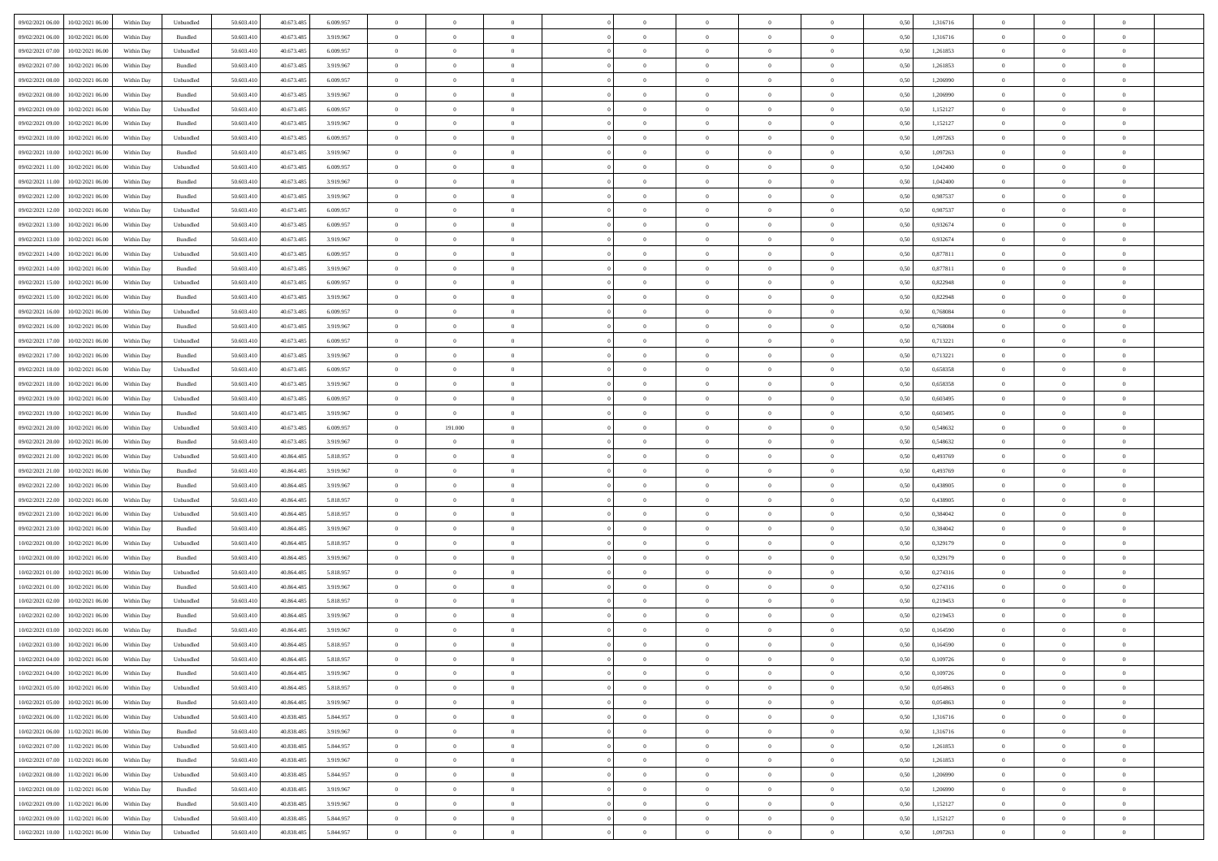| 09/02/2021 06:00 | 10/02/2021 06:00 | Within Day | Unbundled | 50.603.410 | 40.673.485 | 6.009.957 | 0 | 0 | 0 | | 0 | 0 | 0 | 0 | 0,50 | 1,316716 | 0 | 0 | 0 | |
|---|---|---|---|---|---|---|---|---|---|---|---|---|---|---|---|---|---|---|---|---|
| 09/02/2021 06:00 | 10/02/2021 06:00 | Within Day | Bundled | 50.603.410 | 40.673.485 | 3.919.967 | 0 | 0 | 0 | | 0 | 0 | 0 | 0 | 0,50 | 1,316716 | 0 | 0 | 0 | |
| 09/02/2021 07:00 | 10/02/2021 06:00 | Within Day | Unbundled | 50.603.410 | 40.673.485 | 6.009.957 | 0 | 0 | 0 | | 0 | 0 | 0 | 0 | 0,50 | 1,261853 | 0 | 0 | 0 | |
| 09/02/2021 07:00 | 10/02/2021 06:00 | Within Day | Bundled | 50.603.410 | 40.673.485 | 3.919.967 | 0 | 0 | 0 | | 0 | 0 | 0 | 0 | 0,50 | 1,261853 | 0 | 0 | 0 | |
| 09/02/2021 08:00 | 10/02/2021 06:00 | Within Day | Unbundled | 50.603.410 | 40.673.485 | 6.009.957 | 0 | 0 | 0 | | 0 | 0 | 0 | 0 | 0,50 | 1,206990 | 0 | 0 | 0 | |
| 09/02/2021 08:00 | 10/02/2021 06:00 | Within Day | Bundled | 50.603.410 | 40.673.485 | 3.919.967 | 0 | 0 | 0 | | 0 | 0 | 0 | 0 | 0,50 | 1,206990 | 0 | 0 | 0 | |
| 09/02/2021 09:00 | 10/02/2021 06:00 | Within Day | Unbundled | 50.603.410 | 40.673.485 | 6.009.957 | 0 | 0 | 0 | | 0 | 0 | 0 | 0 | 0,50 | 1,152127 | 0 | 0 | 0 | |
| 09/02/2021 09:00 | 10/02/2021 06:00 | Within Day | Bundled | 50.603.410 | 40.673.485 | 3.919.967 | 0 | 0 | 0 | | 0 | 0 | 0 | 0 | 0,50 | 1,152127 | 0 | 0 | 0 | |
| 09/02/2021 10:00 | 10/02/2021 06:00 | Within Day | Unbundled | 50.603.410 | 40.673.485 | 6.009.957 | 0 | 0 | 0 | | 0 | 0 | 0 | 0 | 0,50 | 1,097263 | 0 | 0 | 0 | |
| 09/02/2021 10:00 | 10/02/2021 06:00 | Within Day | Bundled | 50.603.410 | 40.673.485 | 3.919.967 | 0 | 0 | 0 | | 0 | 0 | 0 | 0 | 0,50 | 1,097263 | 0 | 0 | 0 | |
| 09/02/2021 11:00 | 10/02/2021 06:00 | Within Day | Unbundled | 50.603.410 | 40.673.485 | 6.009.957 | 0 | 0 | 0 | | 0 | 0 | 0 | 0 | 0,50 | 1,042400 | 0 | 0 | 0 | |
| 09/02/2021 11:00 | 10/02/2021 06:00 | Within Day | Bundled | 50.603.410 | 40.673.485 | 3.919.967 | 0 | 0 | 0 | | 0 | 0 | 0 | 0 | 0,50 | 1,042400 | 0 | 0 | 0 | |
| 09/02/2021 12:00 | 10/02/2021 06:00 | Within Day | Bundled | 50.603.410 | 40.673.485 | 3.919.967 | 0 | 0 | 0 | | 0 | 0 | 0 | 0 | 0,50 | 0,987537 | 0 | 0 | 0 | |
| 09/02/2021 12:00 | 10/02/2021 06:00 | Within Day | Unbundled | 50.603.410 | 40.673.485 | 6.009.957 | 0 | 0 | 0 | | 0 | 0 | 0 | 0 | 0,50 | 0,987537 | 0 | 0 | 0 | |
| 09/02/2021 13:00 | 10/02/2021 06:00 | Within Day | Unbundled | 50.603.410 | 40.673.485 | 6.009.957 | 0 | 0 | 0 | | 0 | 0 | 0 | 0 | 0,50 | 0,932674 | 0 | 0 | 0 | |
| 09/02/2021 13:00 | 10/02/2021 06:00 | Within Day | Bundled | 50.603.410 | 40.673.485 | 3.919.967 | 0 | 0 | 0 | | 0 | 0 | 0 | 0 | 0,50 | 0,932674 | 0 | 0 | 0 | |
| 09/02/2021 14:00 | 10/02/2021 06:00 | Within Day | Unbundled | 50.603.410 | 40.673.485 | 6.009.957 | 0 | 0 | 0 | | 0 | 0 | 0 | 0 | 0,50 | 0,877811 | 0 | 0 | 0 | |
| 09/02/2021 14:00 | 10/02/2021 06:00 | Within Day | Bundled | 50.603.410 | 40.673.485 | 3.919.967 | 0 | 0 | 0 | | 0 | 0 | 0 | 0 | 0,50 | 0,877811 | 0 | 0 | 0 | |
| 09/02/2021 15:00 | 10/02/2021 06:00 | Within Day | Unbundled | 50.603.410 | 40.673.485 | 6.009.957 | 0 | 0 | 0 | | 0 | 0 | 0 | 0 | 0,50 | 0,822948 | 0 | 0 | 0 | |
| 09/02/2021 15:00 | 10/02/2021 06:00 | Within Day | Bundled | 50.603.410 | 40.673.485 | 3.919.967 | 0 | 0 | 0 | | 0 | 0 | 0 | 0 | 0,50 | 0,822948 | 0 | 0 | 0 | |
| 09/02/2021 16:00 | 10/02/2021 06:00 | Within Day | Unbundled | 50.603.410 | 40.673.485 | 6.009.957 | 0 | 0 | 0 | | 0 | 0 | 0 | 0 | 0,50 | 0,768084 | 0 | 0 | 0 | |
| 09/02/2021 16:00 | 10/02/2021 06:00 | Within Day | Bundled | 50.603.410 | 40.673.485 | 3.919.967 | 0 | 0 | 0 | | 0 | 0 | 0 | 0 | 0,50 | 0,768084 | 0 | 0 | 0 | |
| 09/02/2021 17:00 | 10/02/2021 06:00 | Within Day | Unbundled | 50.603.410 | 40.673.485 | 6.009.957 | 0 | 0 | 0 | | 0 | 0 | 0 | 0 | 0,50 | 0,713221 | 0 | 0 | 0 | |
| 09/02/2021 17:00 | 10/02/2021 06:00 | Within Day | Bundled | 50.603.410 | 40.673.485 | 3.919.967 | 0 | 0 | 0 | | 0 | 0 | 0 | 0 | 0,50 | 0,713221 | 0 | 0 | 0 | |
| 09/02/2021 18:00 | 10/02/2021 06:00 | Within Day | Unbundled | 50.603.410 | 40.673.485 | 6.009.957 | 0 | 0 | 0 | | 0 | 0 | 0 | 0 | 0,50 | 0,658358 | 0 | 0 | 0 | |
| 09/02/2021 18:00 | 10/02/2021 06:00 | Within Day | Bundled | 50.603.410 | 40.673.485 | 3.919.967 | 0 | 0 | 0 | | 0 | 0 | 0 | 0 | 0,50 | 0,658358 | 0 | 0 | 0 | |
| 09/02/2021 19:00 | 10/02/2021 06:00 | Within Day | Unbundled | 50.603.410 | 40.673.485 | 6.009.957 | 0 | 0 | 0 | | 0 | 0 | 0 | 0 | 0,50 | 0,603495 | 0 | 0 | 0 | |
| 09/02/2021 19:00 | 10/02/2021 06:00 | Within Day | Bundled | 50.603.410 | 40.673.485 | 3.919.967 | 0 | 0 | 0 | | 0 | 0 | 0 | 0 | 0,50 | 0,603495 | 0 | 0 | 0 | |
| 09/02/2021 20:00 | 10/02/2021 06:00 | Within Day | Unbundled | 50.603.410 | 40.673.485 | 6.009.957 | 0 | 191.000 | 0 | | 0 | 0 | 0 | 0 | 0,50 | 0,548632 | 0 | 0 | 0 | |
| 09/02/2021 20:00 | 10/02/2021 06:00 | Within Day | Bundled | 50.603.410 | 40.673.485 | 3.919.967 | 0 | 0 | 0 | | 0 | 0 | 0 | 0 | 0,50 | 0,548632 | 0 | 0 | 0 | |
| 09/02/2021 21:00 | 10/02/2021 06:00 | Within Day | Unbundled | 50.603.410 | 40.864.485 | 5.818.957 | 0 | 0 | 0 | | 0 | 0 | 0 | 0 | 0,50 | 0,493769 | 0 | 0 | 0 | |
| 09/02/2021 21:00 | 10/02/2021 06:00 | Within Day | Bundled | 50.603.410 | 40.864.485 | 3.919.967 | 0 | 0 | 0 | | 0 | 0 | 0 | 0 | 0,50 | 0,493769 | 0 | 0 | 0 | |
| 09/02/2021 22:00 | 10/02/2021 06:00 | Within Day | Bundled | 50.603.410 | 40.864.485 | 3.919.967 | 0 | 0 | 0 | | 0 | 0 | 0 | 0 | 0,50 | 0,438905 | 0 | 0 | 0 | |
| 09/02/2021 22:00 | 10/02/2021 06:00 | Within Day | Unbundled | 50.603.410 | 40.864.485 | 5.818.957 | 0 | 0 | 0 | | 0 | 0 | 0 | 0 | 0,50 | 0,438905 | 0 | 0 | 0 | |
| 09/02/2021 23:00 | 10/02/2021 06:00 | Within Day | Unbundled | 50.603.410 | 40.864.485 | 5.818.957 | 0 | 0 | 0 | | 0 | 0 | 0 | 0 | 0,50 | 0,384042 | 0 | 0 | 0 | |
| 09/02/2021 23:00 | 10/02/2021 06:00 | Within Day | Bundled | 50.603.410 | 40.864.485 | 3.919.967 | 0 | 0 | 0 | | 0 | 0 | 0 | 0 | 0,50 | 0,384042 | 0 | 0 | 0 | |
| 10/02/2021 00:00 | 10/02/2021 06:00 | Within Day | Unbundled | 50.603.410 | 40.864.485 | 5.818.957 | 0 | 0 | 0 | | 0 | 0 | 0 | 0 | 0,50 | 0,329179 | 0 | 0 | 0 | |
| 10/02/2021 00:00 | 10/02/2021 06:00 | Within Day | Bundled | 50.603.410 | 40.864.485 | 3.919.967 | 0 | 0 | 0 | | 0 | 0 | 0 | 0 | 0,50 | 0,329179 | 0 | 0 | 0 | |
| 10/02/2021 01:00 | 10/02/2021 06:00 | Within Day | Unbundled | 50.603.410 | 40.864.485 | 5.818.957 | 0 | 0 | 0 | | 0 | 0 | 0 | 0 | 0,50 | 0,274316 | 0 | 0 | 0 | |
| 10/02/2021 01:00 | 10/02/2021 06:00 | Within Day | Bundled | 50.603.410 | 40.864.485 | 3.919.967 | 0 | 0 | 0 | | 0 | 0 | 0 | 0 | 0,50 | 0,274316 | 0 | 0 | 0 | |
| 10/02/2021 02:00 | 10/02/2021 06:00 | Within Day | Unbundled | 50.603.410 | 40.864.485 | 5.818.957 | 0 | 0 | 0 | | 0 | 0 | 0 | 0 | 0,50 | 0,219453 | 0 | 0 | 0 | |
| 10/02/2021 02:00 | 10/02/2021 06:00 | Within Day | Bundled | 50.603.410 | 40.864.485 | 3.919.967 | 0 | 0 | 0 | | 0 | 0 | 0 | 0 | 0,50 | 0,219453 | 0 | 0 | 0 | |
| 10/02/2021 03:00 | 10/02/2021 06:00 | Within Day | Bundled | 50.603.410 | 40.864.485 | 3.919.967 | 0 | 0 | 0 | | 0 | 0 | 0 | 0 | 0,50 | 0,164590 | 0 | 0 | 0 | |
| 10/02/2021 03:00 | 10/02/2021 06:00 | Within Day | Unbundled | 50.603.410 | 40.864.485 | 5.818.957 | 0 | 0 | 0 | | 0 | 0 | 0 | 0 | 0,50 | 0,164590 | 0 | 0 | 0 | |
| 10/02/2021 04:00 | 10/02/2021 06:00 | Within Day | Unbundled | 50.603.410 | 40.864.485 | 5.818.957 | 0 | 0 | 0 | | 0 | 0 | 0 | 0 | 0,50 | 0,109726 | 0 | 0 | 0 | |
| 10/02/2021 04:00 | 10/02/2021 06:00 | Within Day | Bundled | 50.603.410 | 40.864.485 | 3.919.967 | 0 | 0 | 0 | | 0 | 0 | 0 | 0 | 0,50 | 0,109726 | 0 | 0 | 0 | |
| 10/02/2021 05:00 | 10/02/2021 06:00 | Within Day | Unbundled | 50.603.410 | 40.864.485 | 5.818.957 | 0 | 0 | 0 | | 0 | 0 | 0 | 0 | 0,50 | 0,054863 | 0 | 0 | 0 | |
| 10/02/2021 05:00 | 10/02/2021 06:00 | Within Day | Bundled | 50.603.410 | 40.864.485 | 3.919.967 | 0 | 0 | 0 | | 0 | 0 | 0 | 0 | 0,50 | 0,054863 | 0 | 0 | 0 | |
| 10/02/2021 06:00 | 11/02/2021 06:00 | Within Day | Unbundled | 50.603.410 | 40.838.485 | 5.844.957 | 0 | 0 | 0 | | 0 | 0 | 0 | 0 | 0,50 | 1,316716 | 0 | 0 | 0 | |
| 10/02/2021 06:00 | 11/02/2021 06:00 | Within Day | Bundled | 50.603.410 | 40.838.485 | 3.919.967 | 0 | 0 | 0 | | 0 | 0 | 0 | 0 | 0,50 | 1,316716 | 0 | 0 | 0 | |
| 10/02/2021 07:00 | 11/02/2021 06:00 | Within Day | Unbundled | 50.603.410 | 40.838.485 | 5.844.957 | 0 | 0 | 0 | | 0 | 0 | 0 | 0 | 0,50 | 1,261853 | 0 | 0 | 0 | |
| 10/02/2021 07:00 | 11/02/2021 06:00 | Within Day | Bundled | 50.603.410 | 40.838.485 | 3.919.967 | 0 | 0 | 0 | | 0 | 0 | 0 | 0 | 0,50 | 1,261853 | 0 | 0 | 0 | |
| 10/02/2021 08:00 | 11/02/2021 06:00 | Within Day | Unbundled | 50.603.410 | 40.838.485 | 5.844.957 | 0 | 0 | 0 | | 0 | 0 | 0 | 0 | 0,50 | 1,206990 | 0 | 0 | 0 | |
| 10/02/2021 08:00 | 11/02/2021 06:00 | Within Day | Bundled | 50.603.410 | 40.838.485 | 3.919.967 | 0 | 0 | 0 | | 0 | 0 | 0 | 0 | 0,50 | 1,206990 | 0 | 0 | 0 | |
| 10/02/2021 09:00 | 11/02/2021 06:00 | Within Day | Bundled | 50.603.410 | 40.838.485 | 3.919.967 | 0 | 0 | 0 | | 0 | 0 | 0 | 0 | 0,50 | 1,152127 | 0 | 0 | 0 | |
| 10/02/2021 09:00 | 11/02/2021 06:00 | Within Day | Unbundled | 50.603.410 | 40.838.485 | 5.844.957 | 0 | 0 | 0 | | 0 | 0 | 0 | 0 | 0,50 | 1,152127 | 0 | 0 | 0 | |
| 10/02/2021 10:00 | 11/02/2021 06:00 | Within Day | Unbundled | 50.603.410 | 40.838.485 | 5.844.957 | 0 | 0 | 0 | | 0 | 0 | 0 | 0 | 0,50 | 1,097263 | 0 | 0 | 0 | |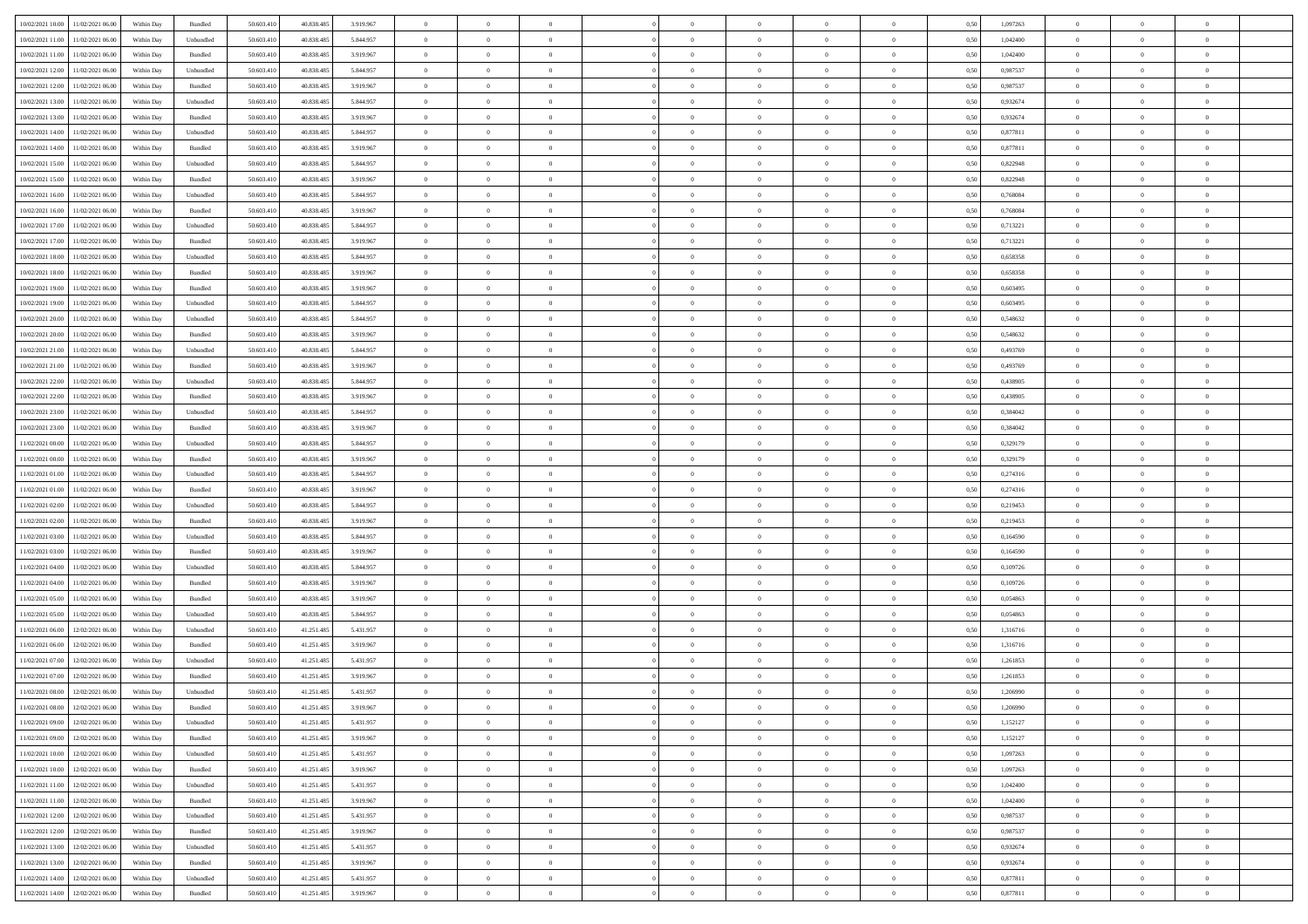| | | | | | | | | | | | | | | | | | | | | |
|---|---|---|---|---|---|---|---|---|---|---|---|---|---|---|---|---|---|---|---|---|
| 10/02/2021 10.00 | 11/02/2021 06.00 | Within Day | Bundled | 50.603.410 | 40.838.485 | 3.919.967 | 0 | 0 | 0 | | 0 | 0 | 0 | 0 | 0,50 | 1,097263 | 0 | 0 | 0 | |
| 10/02/2021 11.00 | 11/02/2021 06.00 | Within Day | Unbundled | 50.603.410 | 40.838.485 | 5.844.957 | 0 | 0 | 0 | | 0 | 0 | 0 | 0 | 0,50 | 1,042400 | 0 | 0 | 0 | |
| 10/02/2021 11.00 | 11/02/2021 06.00 | Within Day | Bundled | 50.603.410 | 40.838.485 | 3.919.967 | 0 | 0 | 0 | | 0 | 0 | 0 | 0 | 0,50 | 1,042400 | 0 | 0 | 0 | |
| 10/02/2021 12.00 | 11/02/2021 06.00 | Within Day | Unbundled | 50.603.410 | 40.838.485 | 5.844.957 | 0 | 0 | 0 | | 0 | 0 | 0 | 0 | 0,50 | 0,987537 | 0 | 0 | 0 | |
| 10/02/2021 12.00 | 11/02/2021 06.00 | Within Day | Bundled | 50.603.410 | 40.838.485 | 3.919.967 | 0 | 0 | 0 | | 0 | 0 | 0 | 0 | 0,50 | 0,987537 | 0 | 0 | 0 | |
| 10/02/2021 13.00 | 11/02/2021 06.00 | Within Day | Unbundled | 50.603.410 | 40.838.485 | 5.844.957 | 0 | 0 | 0 | | 0 | 0 | 0 | 0 | 0,50 | 0,932674 | 0 | 0 | 0 | |
| 10/02/2021 13.00 | 11/02/2021 06.00 | Within Day | Bundled | 50.603.410 | 40.838.485 | 3.919.967 | 0 | 0 | 0 | | 0 | 0 | 0 | 0 | 0,50 | 0,932674 | 0 | 0 | 0 | |
| 10/02/2021 14.00 | 11/02/2021 06.00 | Within Day | Unbundled | 50.603.410 | 40.838.485 | 5.844.957 | 0 | 0 | 0 | | 0 | 0 | 0 | 0 | 0,50 | 0,877811 | 0 | 0 | 0 | |
| 10/02/2021 14.00 | 11/02/2021 06.00 | Within Day | Bundled | 50.603.410 | 40.838.485 | 3.919.967 | 0 | 0 | 0 | | 0 | 0 | 0 | 0 | 0,50 | 0,877811 | 0 | 0 | 0 | |
| 10/02/2021 15.00 | 11/02/2021 06.00 | Within Day | Unbundled | 50.603.410 | 40.838.485 | 5.844.957 | 0 | 0 | 0 | | 0 | 0 | 0 | 0 | 0,50 | 0,822948 | 0 | 0 | 0 | |
| 10/02/2021 15.00 | 11/02/2021 06.00 | Within Day | Bundled | 50.603.410 | 40.838.485 | 3.919.967 | 0 | 0 | 0 | | 0 | 0 | 0 | 0 | 0,50 | 0,822948 | 0 | 0 | 0 | |
| 10/02/2021 16.00 | 11/02/2021 06.00 | Within Day | Unbundled | 50.603.410 | 40.838.485 | 5.844.957 | 0 | 0 | 0 | | 0 | 0 | 0 | 0 | 0,50 | 0,768084 | 0 | 0 | 0 | |
| 10/02/2021 16.00 | 11/02/2021 06.00 | Within Day | Bundled | 50.603.410 | 40.838.485 | 3.919.967 | 0 | 0 | 0 | | 0 | 0 | 0 | 0 | 0,50 | 0,768084 | 0 | 0 | 0 | |
| 10/02/2021 17.00 | 11/02/2021 06.00 | Within Day | Unbundled | 50.603.410 | 40.838.485 | 5.844.957 | 0 | 0 | 0 | | 0 | 0 | 0 | 0 | 0,50 | 0,713221 | 0 | 0 | 0 | |
| 10/02/2021 17.00 | 11/02/2021 06.00 | Within Day | Bundled | 50.603.410 | 40.838.485 | 3.919.967 | 0 | 0 | 0 | | 0 | 0 | 0 | 0 | 0,50 | 0,713221 | 0 | 0 | 0 | |
| 10/02/2021 18.00 | 11/02/2021 06.00 | Within Day | Unbundled | 50.603.410 | 40.838.485 | 5.844.957 | 0 | 0 | 0 | | 0 | 0 | 0 | 0 | 0,50 | 0,658358 | 0 | 0 | 0 | |
| 10/02/2021 18.00 | 11/02/2021 06.00 | Within Day | Bundled | 50.603.410 | 40.838.485 | 3.919.967 | 0 | 0 | 0 | | 0 | 0 | 0 | 0 | 0,50 | 0,658358 | 0 | 0 | 0 | |
| 10/02/2021 19.00 | 11/02/2021 06.00 | Within Day | Bundled | 50.603.410 | 40.838.485 | 3.919.967 | 0 | 0 | 0 | | 0 | 0 | 0 | 0 | 0,50 | 0,603495 | 0 | 0 | 0 | |
| 10/02/2021 19.00 | 11/02/2021 06.00 | Within Day | Unbundled | 50.603.410 | 40.838.485 | 5.844.957 | 0 | 0 | 0 | | 0 | 0 | 0 | 0 | 0,50 | 0,603495 | 0 | 0 | 0 | |
| 10/02/2021 20.00 | 11/02/2021 06.00 | Within Day | Unbundled | 50.603.410 | 40.838.485 | 5.844.957 | 0 | 0 | 0 | | 0 | 0 | 0 | 0 | 0,50 | 0,548632 | 0 | 0 | 0 | |
| 10/02/2021 20.00 | 11/02/2021 06.00 | Within Day | Bundled | 50.603.410 | 40.838.485 | 3.919.967 | 0 | 0 | 0 | | 0 | 0 | 0 | 0 | 0,50 | 0,548632 | 0 | 0 | 0 | |
| 10/02/2021 21.00 | 11/02/2021 06.00 | Within Day | Unbundled | 50.603.410 | 40.838.485 | 5.844.957 | 0 | 0 | 0 | | 0 | 0 | 0 | 0 | 0,50 | 0,493769 | 0 | 0 | 0 | |
| 10/02/2021 21.00 | 11/02/2021 06.00 | Within Day | Bundled | 50.603.410 | 40.838.485 | 3.919.967 | 0 | 0 | 0 | | 0 | 0 | 0 | 0 | 0,50 | 0,493769 | 0 | 0 | 0 | |
| 10/02/2021 22.00 | 11/02/2021 06.00 | Within Day | Unbundled | 50.603.410 | 40.838.485 | 5.844.957 | 0 | 0 | 0 | | 0 | 0 | 0 | 0 | 0,50 | 0,438905 | 0 | 0 | 0 | |
| 10/02/2021 22.00 | 11/02/2021 06.00 | Within Day | Bundled | 50.603.410 | 40.838.485 | 3.919.967 | 0 | 0 | 0 | | 0 | 0 | 0 | 0 | 0,50 | 0,438905 | 0 | 0 | 0 | |
| 10/02/2021 23.00 | 11/02/2021 06.00 | Within Day | Unbundled | 50.603.410 | 40.838.485 | 5.844.957 | 0 | 0 | 0 | | 0 | 0 | 0 | 0 | 0,50 | 0,384042 | 0 | 0 | 0 | |
| 10/02/2021 23.00 | 11/02/2021 06.00 | Within Day | Bundled | 50.603.410 | 40.838.485 | 3.919.967 | 0 | 0 | 0 | | 0 | 0 | 0 | 0 | 0,50 | 0,384042 | 0 | 0 | 0 | |
| 11/02/2021 00.00 | 11/02/2021 06.00 | Within Day | Unbundled | 50.603.410 | 40.838.485 | 5.844.957 | 0 | 0 | 0 | | 0 | 0 | 0 | 0 | 0,50 | 0,329179 | 0 | 0 | 0 | |
| 11/02/2021 00.00 | 11/02/2021 06.00 | Within Day | Bundled | 50.603.410 | 40.838.485 | 3.919.967 | 0 | 0 | 0 | | 0 | 0 | 0 | 0 | 0,50 | 0,329179 | 0 | 0 | 0 | |
| 11/02/2021 01.00 | 11/02/2021 06.00 | Within Day | Unbundled | 50.603.410 | 40.838.485 | 5.844.957 | 0 | 0 | 0 | | 0 | 0 | 0 | 0 | 0,50 | 0,274316 | 0 | 0 | 0 | |
| 11/02/2021 01.00 | 11/02/2021 06.00 | Within Day | Bundled | 50.603.410 | 40.838.485 | 3.919.967 | 0 | 0 | 0 | | 0 | 0 | 0 | 0 | 0,50 | 0,274316 | 0 | 0 | 0 | |
| 11/02/2021 02.00 | 11/02/2021 06.00 | Within Day | Unbundled | 50.603.410 | 40.838.485 | 5.844.957 | 0 | 0 | 0 | | 0 | 0 | 0 | 0 | 0,50 | 0,219453 | 0 | 0 | 0 | |
| 11/02/2021 02.00 | 11/02/2021 06.00 | Within Day | Bundled | 50.603.410 | 40.838.485 | 3.919.967 | 0 | 0 | 0 | | 0 | 0 | 0 | 0 | 0,50 | 0,219453 | 0 | 0 | 0 | |
| 11/02/2021 03.00 | 11/02/2021 06.00 | Within Day | Unbundled | 50.603.410 | 40.838.485 | 5.844.957 | 0 | 0 | 0 | | 0 | 0 | 0 | 0 | 0,50 | 0,164590 | 0 | 0 | 0 | |
| 11/02/2021 03.00 | 11/02/2021 06.00 | Within Day | Bundled | 50.603.410 | 40.838.485 | 3.919.967 | 0 | 0 | 0 | | 0 | 0 | 0 | 0 | 0,50 | 0,164590 | 0 | 0 | 0 | |
| 11/02/2021 04.00 | 11/02/2021 06.00 | Within Day | Unbundled | 50.603.410 | 40.838.485 | 5.844.957 | 0 | 0 | 0 | | 0 | 0 | 0 | 0 | 0,50 | 0,109726 | 0 | 0 | 0 | |
| 11/02/2021 04.00 | 11/02/2021 06.00 | Within Day | Bundled | 50.603.410 | 40.838.485 | 3.919.967 | 0 | 0 | 0 | | 0 | 0 | 0 | 0 | 0,50 | 0,109726 | 0 | 0 | 0 | |
| 11/02/2021 05.00 | 11/02/2021 06.00 | Within Day | Bundled | 50.603.410 | 40.838.485 | 3.919.967 | 0 | 0 | 0 | | 0 | 0 | 0 | 0 | 0,50 | 0,054863 | 0 | 0 | 0 | |
| 11/02/2021 05.00 | 11/02/2021 06.00 | Within Day | Unbundled | 50.603.410 | 40.838.485 | 5.844.957 | 0 | 0 | 0 | | 0 | 0 | 0 | 0 | 0,50 | 0,054863 | 0 | 0 | 0 | |
| 11/02/2021 06.00 | 12/02/2021 06.00 | Within Day | Unbundled | 50.603.410 | 41.251.485 | 5.431.957 | 0 | 0 | 0 | | 0 | 0 | 0 | 0 | 0,50 | 1,316716 | 0 | 0 | 0 | |
| 11/02/2021 06.00 | 12/02/2021 06.00 | Within Day | Bundled | 50.603.410 | 41.251.485 | 3.919.967 | 0 | 0 | 0 | | 0 | 0 | 0 | 0 | 0,50 | 1,316716 | 0 | 0 | 0 | |
| 11/02/2021 07.00 | 12/02/2021 06.00 | Within Day | Unbundled | 50.603.410 | 41.251.485 | 5.431.957 | 0 | 0 | 0 | | 0 | 0 | 0 | 0 | 0,50 | 1,261853 | 0 | 0 | 0 | |
| 11/02/2021 07.00 | 12/02/2021 06.00 | Within Day | Bundled | 50.603.410 | 41.251.485 | 3.919.967 | 0 | 0 | 0 | | 0 | 0 | 0 | 0 | 0,50 | 1,261853 | 0 | 0 | 0 | |
| 11/02/2021 08.00 | 12/02/2021 06.00 | Within Day | Unbundled | 50.603.410 | 41.251.485 | 5.431.957 | 0 | 0 | 0 | | 0 | 0 | 0 | 0 | 0,50 | 1,206990 | 0 | 0 | 0 | |
| 11/02/2021 08.00 | 12/02/2021 06.00 | Within Day | Bundled | 50.603.410 | 41.251.485 | 3.919.967 | 0 | 0 | 0 | | 0 | 0 | 0 | 0 | 0,50 | 1,206990 | 0 | 0 | 0 | |
| 11/02/2021 09.00 | 12/02/2021 06.00 | Within Day | Unbundled | 50.603.410 | 41.251.485 | 5.431.957 | 0 | 0 | 0 | | 0 | 0 | 0 | 0 | 0,50 | 1,152127 | 0 | 0 | 0 | |
| 11/02/2021 09.00 | 12/02/2021 06.00 | Within Day | Bundled | 50.603.410 | 41.251.485 | 3.919.967 | 0 | 0 | 0 | | 0 | 0 | 0 | 0 | 0,50 | 1,152127 | 0 | 0 | 0 | |
| 11/02/2021 10.00 | 12/02/2021 06.00 | Within Day | Unbundled | 50.603.410 | 41.251.485 | 5.431.957 | 0 | 0 | 0 | | 0 | 0 | 0 | 0 | 0,50 | 1,097263 | 0 | 0 | 0 | |
| 11/02/2021 10.00 | 12/02/2021 06.00 | Within Day | Bundled | 50.603.410 | 41.251.485 | 3.919.967 | 0 | 0 | 0 | | 0 | 0 | 0 | 0 | 0,50 | 1,097263 | 0 | 0 | 0 | |
| 11/02/2021 11.00 | 12/02/2021 06.00 | Within Day | Unbundled | 50.603.410 | 41.251.485 | 5.431.957 | 0 | 0 | 0 | | 0 | 0 | 0 | 0 | 0,50 | 1,042400 | 0 | 0 | 0 | |
| 11/02/2021 11.00 | 12/02/2021 06.00 | Within Day | Bundled | 50.603.410 | 41.251.485 | 3.919.967 | 0 | 0 | 0 | | 0 | 0 | 0 | 0 | 0,50 | 1,042400 | 0 | 0 | 0 | |
| 11/02/2021 12.00 | 12/02/2021 06.00 | Within Day | Unbundled | 50.603.410 | 41.251.485 | 5.431.957 | 0 | 0 | 0 | | 0 | 0 | 0 | 0 | 0,50 | 0,987537 | 0 | 0 | 0 | |
| 11/02/2021 12.00 | 12/02/2021 06.00 | Within Day | Bundled | 50.603.410 | 41.251.485 | 3.919.967 | 0 | 0 | 0 | | 0 | 0 | 0 | 0 | 0,50 | 0,987537 | 0 | 0 | 0 | |
| 11/02/2021 13.00 | 12/02/2021 06.00 | Within Day | Unbundled | 50.603.410 | 41.251.485 | 5.431.957 | 0 | 0 | 0 | | 0 | 0 | 0 | 0 | 0,50 | 0,932674 | 0 | 0 | 0 | |
| 11/02/2021 13.00 | 12/02/2021 06.00 | Within Day | Bundled | 50.603.410 | 41.251.485 | 3.919.967 | 0 | 0 | 0 | | 0 | 0 | 0 | 0 | 0,50 | 0,932674 | 0 | 0 | 0 | |
| 11/02/2021 14.00 | 12/02/2021 06.00 | Within Day | Unbundled | 50.603.410 | 41.251.485 | 5.431.957 | 0 | 0 | 0 | | 0 | 0 | 0 | 0 | 0,50 | 0,877811 | 0 | 0 | 0 | |
| 11/02/2021 14.00 | 12/02/2021 06.00 | Within Day | Bundled | 50.603.410 | 41.251.485 | 3.919.967 | 0 | 0 | 0 | | 0 | 0 | 0 | 0 | 0,50 | 0,877811 | 0 | 0 | 0 | |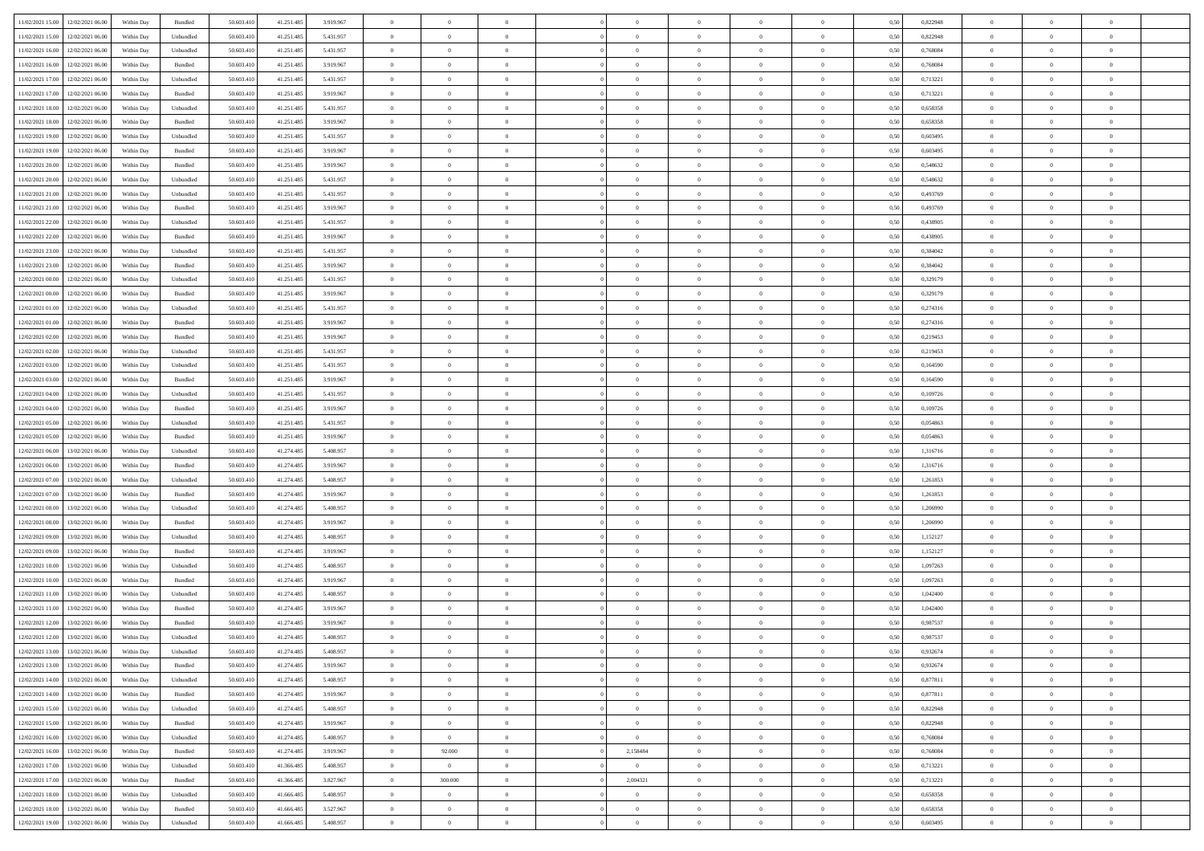| | | | | | | | | | | | | | | | | | | | | |
|---|---|---|---|---|---|---|---|---|---|---|---|---|---|---|---|---|---|---|---|---|
| 11/02/2021 15.00 | 12/02/2021 06.00 | Within Day | Bundled | 50.603.410 | 41.251.485 | 3.919.967 | 0 | 0 | 0 | | 0 | 0 | 0 | 0 | 0,50 | 0,822948 | 0 | 0 | 0 | |
| 11/02/2021 15.00 | 12/02/2021 06.00 | Within Day | Unbundled | 50.603.410 | 41.251.485 | 5.431.957 | 0 | 0 | 0 | | 0 | 0 | 0 | 0 | 0,50 | 0,822948 | 0 | 0 | 0 | |
| 11/02/2021 16.00 | 12/02/2021 06.00 | Within Day | Unbundled | 50.603.410 | 41.251.485 | 5.431.957 | 0 | 0 | 0 | | 0 | 0 | 0 | 0 | 0,50 | 0,768084 | 0 | 0 | 0 | |
| 11/02/2021 16.00 | 12/02/2021 06.00 | Within Day | Bundled | 50.603.410 | 41.251.485 | 3.919.967 | 0 | 0 | 0 | | 0 | 0 | 0 | 0 | 0,50 | 0,768084 | 0 | 0 | 0 | |
| 11/02/2021 17.00 | 12/02/2021 06.00 | Within Day | Unbundled | 50.603.410 | 41.251.485 | 5.431.957 | 0 | 0 | 0 | | 0 | 0 | 0 | 0 | 0,50 | 0,713221 | 0 | 0 | 0 | |
| 11/02/2021 17.00 | 12/02/2021 06.00 | Within Day | Bundled | 50.603.410 | 41.251.485 | 3.919.967 | 0 | 0 | 0 | | 0 | 0 | 0 | 0 | 0,50 | 0,713221 | 0 | 0 | 0 | |
| 11/02/2021 18.00 | 12/02/2021 06.00 | Within Day | Unbundled | 50.603.410 | 41.251.485 | 5.431.957 | 0 | 0 | 0 | | 0 | 0 | 0 | 0 | 0,50 | 0,658358 | 0 | 0 | 0 | |
| 11/02/2021 18.00 | 12/02/2021 06.00 | Within Day | Bundled | 50.603.410 | 41.251.485 | 3.919.967 | 0 | 0 | 0 | | 0 | 0 | 0 | 0 | 0,50 | 0,658358 | 0 | 0 | 0 | |
| 11/02/2021 19.00 | 12/02/2021 06.00 | Within Day | Unbundled | 50.603.410 | 41.251.485 | 5.431.957 | 0 | 0 | 0 | | 0 | 0 | 0 | 0 | 0,50 | 0,603495 | 0 | 0 | 0 | |
| 11/02/2021 19.00 | 12/02/2021 06.00 | Within Day | Bundled | 50.603.410 | 41.251.485 | 3.919.967 | 0 | 0 | 0 | | 0 | 0 | 0 | 0 | 0,50 | 0,603495 | 0 | 0 | 0 | |
| 11/02/2021 20.00 | 12/02/2021 06.00 | Within Day | Bundled | 50.603.410 | 41.251.485 | 3.919.967 | 0 | 0 | 0 | | 0 | 0 | 0 | 0 | 0,50 | 0,548632 | 0 | 0 | 0 | |
| 11/02/2021 20.00 | 12/02/2021 06.00 | Within Day | Unbundled | 50.603.410 | 41.251.485 | 5.431.957 | 0 | 0 | 0 | | 0 | 0 | 0 | 0 | 0,50 | 0,548632 | 0 | 0 | 0 | |
| 11/02/2021 21.00 | 12/02/2021 06.00 | Within Day | Unbundled | 50.603.410 | 41.251.485 | 5.431.957 | 0 | 0 | 0 | | 0 | 0 | 0 | 0 | 0,50 | 0,493769 | 0 | 0 | 0 | |
| 11/02/2021 21.00 | 12/02/2021 06.00 | Within Day | Bundled | 50.603.410 | 41.251.485 | 3.919.967 | 0 | 0 | 0 | | 0 | 0 | 0 | 0 | 0,50 | 0,493769 | 0 | 0 | 0 | |
| 11/02/2021 22.00 | 12/02/2021 06.00 | Within Day | Unbundled | 50.603.410 | 41.251.485 | 5.431.957 | 0 | 0 | 0 | | 0 | 0 | 0 | 0 | 0,50 | 0,438905 | 0 | 0 | 0 | |
| 11/02/2021 22.00 | 12/02/2021 06.00 | Within Day | Bundled | 50.603.410 | 41.251.485 | 3.919.967 | 0 | 0 | 0 | | 0 | 0 | 0 | 0 | 0,50 | 0,438905 | 0 | 0 | 0 | |
| 11/02/2021 23.00 | 12/02/2021 06.00 | Within Day | Unbundled | 50.603.410 | 41.251.485 | 5.431.957 | 0 | 0 | 0 | | 0 | 0 | 0 | 0 | 0,50 | 0,384042 | 0 | 0 | 0 | |
| 11/02/2021 23.00 | 12/02/2021 06.00 | Within Day | Bundled | 50.603.410 | 41.251.485 | 3.919.967 | 0 | 0 | 0 | | 0 | 0 | 0 | 0 | 0,50 | 0,384042 | 0 | 0 | 0 | |
| 12/02/2021 00.00 | 12/02/2021 06.00 | Within Day | Unbundled | 50.603.410 | 41.251.485 | 5.431.957 | 0 | 0 | 0 | | 0 | 0 | 0 | 0 | 0,50 | 0,329179 | 0 | 0 | 0 | |
| 12/02/2021 00.00 | 12/02/2021 06.00 | Within Day | Bundled | 50.603.410 | 41.251.485 | 3.919.967 | 0 | 0 | 0 | | 0 | 0 | 0 | 0 | 0,50 | 0,329179 | 0 | 0 | 0 | |
| 12/02/2021 01.00 | 12/02/2021 06.00 | Within Day | Unbundled | 50.603.410 | 41.251.485 | 5.431.957 | 0 | 0 | 0 | | 0 | 0 | 0 | 0 | 0,50 | 0,274316 | 0 | 0 | 0 | |
| 12/02/2021 01.00 | 12/02/2021 06.00 | Within Day | Bundled | 50.603.410 | 41.251.485 | 3.919.967 | 0 | 0 | 0 | | 0 | 0 | 0 | 0 | 0,50 | 0,274316 | 0 | 0 | 0 | |
| 12/02/2021 02.00 | 12/02/2021 06.00 | Within Day | Bundled | 50.603.410 | 41.251.485 | 3.919.967 | 0 | 0 | 0 | | 0 | 0 | 0 | 0 | 0,50 | 0,219453 | 0 | 0 | 0 | |
| 12/02/2021 02.00 | 12/02/2021 06.00 | Within Day | Unbundled | 50.603.410 | 41.251.485 | 5.431.957 | 0 | 0 | 0 | | 0 | 0 | 0 | 0 | 0,50 | 0,219453 | 0 | 0 | 0 | |
| 12/02/2021 03.00 | 12/02/2021 06.00 | Within Day | Unbundled | 50.603.410 | 41.251.485 | 5.431.957 | 0 | 0 | 0 | | 0 | 0 | 0 | 0 | 0,50 | 0,164590 | 0 | 0 | 0 | |
| 12/02/2021 03.00 | 12/02/2021 06.00 | Within Day | Bundled | 50.603.410 | 41.251.485 | 3.919.967 | 0 | 0 | 0 | | 0 | 0 | 0 | 0 | 0,50 | 0,164590 | 0 | 0 | 0 | |
| 12/02/2021 04.00 | 12/02/2021 06.00 | Within Day | Unbundled | 50.603.410 | 41.251.485 | 5.431.957 | 0 | 0 | 0 | | 0 | 0 | 0 | 0 | 0,50 | 0,109726 | 0 | 0 | 0 | |
| 12/02/2021 04.00 | 12/02/2021 06.00 | Within Day | Bundled | 50.603.410 | 41.251.485 | 3.919.967 | 0 | 0 | 0 | | 0 | 0 | 0 | 0 | 0,50 | 0,109726 | 0 | 0 | 0 | |
| 12/02/2021 05.00 | 12/02/2021 06.00 | Within Day | Unbundled | 50.603.410 | 41.251.485 | 5.431.957 | 0 | 0 | 0 | | 0 | 0 | 0 | 0 | 0,50 | 0,054863 | 0 | 0 | 0 | |
| 12/02/2021 05.00 | 12/02/2021 06.00 | Within Day | Bundled | 50.603.410 | 41.251.485 | 3.919.967 | 0 | 0 | 0 | | 0 | 0 | 0 | 0 | 0,50 | 0,054863 | 0 | 0 | 0 | |
| 12/02/2021 06.00 | 13/02/2021 06.00 | Within Day | Unbundled | 50.603.410 | 41.274.485 | 5.408.957 | 0 | 0 | 0 | | 0 | 0 | 0 | 0 | 0,50 | 1,316716 | 0 | 0 | 0 | |
| 12/02/2021 06.00 | 13/02/2021 06.00 | Within Day | Bundled | 50.603.410 | 41.274.485 | 3.919.967 | 0 | 0 | 0 | | 0 | 0 | 0 | 0 | 0,50 | 1,316716 | 0 | 0 | 0 | |
| 12/02/2021 07.00 | 13/02/2021 06.00 | Within Day | Unbundled | 50.603.410 | 41.274.485 | 5.408.957 | 0 | 0 | 0 | | 0 | 0 | 0 | 0 | 0,50 | 1,261853 | 0 | 0 | 0 | |
| 12/02/2021 07.00 | 13/02/2021 06.00 | Within Day | Bundled | 50.603.410 | 41.274.485 | 3.919.967 | 0 | 0 | 0 | | 0 | 0 | 0 | 0 | 0,50 | 1,261853 | 0 | 0 | 0 | |
| 12/02/2021 08.00 | 13/02/2021 06.00 | Within Day | Unbundled | 50.603.410 | 41.274.485 | 5.408.957 | 0 | 0 | 0 | | 0 | 0 | 0 | 0 | 0,50 | 1,206990 | 0 | 0 | 0 | |
| 12/02/2021 08.00 | 13/02/2021 06.00 | Within Day | Bundled | 50.603.410 | 41.274.485 | 3.919.967 | 0 | 0 | 0 | | 0 | 0 | 0 | 0 | 0,50 | 1,206990 | 0 | 0 | 0 | |
| 12/02/2021 09.00 | 13/02/2021 06.00 | Within Day | Unbundled | 50.603.410 | 41.274.485 | 5.408.957 | 0 | 0 | 0 | | 0 | 0 | 0 | 0 | 0,50 | 1,152127 | 0 | 0 | 0 | |
| 12/02/2021 09.00 | 13/02/2021 06.00 | Within Day | Bundled | 50.603.410 | 41.274.485 | 3.919.967 | 0 | 0 | 0 | | 0 | 0 | 0 | 0 | 0,50 | 1,152127 | 0 | 0 | 0 | |
| 12/02/2021 10.00 | 13/02/2021 06.00 | Within Day | Unbundled | 50.603.410 | 41.274.485 | 5.408.957 | 0 | 0 | 0 | | 0 | 0 | 0 | 0 | 0,50 | 1,097263 | 0 | 0 | 0 | |
| 12/02/2021 10.00 | 13/02/2021 06.00 | Within Day | Bundled | 50.603.410 | 41.274.485 | 3.919.967 | 0 | 0 | 0 | | 0 | 0 | 0 | 0 | 0,50 | 1,097263 | 0 | 0 | 0 | |
| 12/02/2021 11.00 | 13/02/2021 06.00 | Within Day | Unbundled | 50.603.410 | 41.274.485 | 5.408.957 | 0 | 0 | 0 | | 0 | 0 | 0 | 0 | 0,50 | 1,042400 | 0 | 0 | 0 | |
| 12/02/2021 11.00 | 13/02/2021 06.00 | Within Day | Bundled | 50.603.410 | 41.274.485 | 3.919.967 | 0 | 0 | 0 | | 0 | 0 | 0 | 0 | 0,50 | 1,042400 | 0 | 0 | 0 | |
| 12/02/2021 12.00 | 13/02/2021 06.00 | Within Day | Bundled | 50.603.410 | 41.274.485 | 3.919.967 | 0 | 0 | 0 | | 0 | 0 | 0 | 0 | 0,50 | 0,987537 | 0 | 0 | 0 | |
| 12/02/2021 12.00 | 13/02/2021 06.00 | Within Day | Unbundled | 50.603.410 | 41.274.485 | 5.408.957 | 0 | 0 | 0 | | 0 | 0 | 0 | 0 | 0,50 | 0,987537 | 0 | 0 | 0 | |
| 12/02/2021 13.00 | 13/02/2021 06.00 | Within Day | Unbundled | 50.603.410 | 41.274.485 | 5.408.957 | 0 | 0 | 0 | | 0 | 0 | 0 | 0 | 0,50 | 0,932674 | 0 | 0 | 0 | |
| 12/02/2021 13.00 | 13/02/2021 06.00 | Within Day | Bundled | 50.603.410 | 41.274.485 | 3.919.967 | 0 | 0 | 0 | | 0 | 0 | 0 | 0 | 0,50 | 0,932674 | 0 | 0 | 0 | |
| 12/02/2021 14.00 | 13/02/2021 06.00 | Within Day | Unbundled | 50.603.410 | 41.274.485 | 5.408.957 | 0 | 0 | 0 | | 0 | 0 | 0 | 0 | 0,50 | 0,877811 | 0 | 0 | 0 | |
| 12/02/2021 14.00 | 13/02/2021 06.00 | Within Day | Bundled | 50.603.410 | 41.274.485 | 3.919.967 | 0 | 0 | 0 | | 0 | 0 | 0 | 0 | 0,50 | 0,877811 | 0 | 0 | 0 | |
| 12/02/2021 15.00 | 13/02/2021 06.00 | Within Day | Unbundled | 50.603.410 | 41.274.485 | 5.408.957 | 0 | 0 | 0 | | 0 | 0 | 0 | 0 | 0,50 | 0,822948 | 0 | 0 | 0 | |
| 12/02/2021 15.00 | 13/02/2021 06.00 | Within Day | Bundled | 50.603.410 | 41.274.485 | 3.919.967 | 0 | 0 | 0 | | 0 | 0 | 0 | 0 | 0,50 | 0,822948 | 0 | 0 | 0 | |
| 12/02/2021 16.00 | 13/02/2021 06.00 | Within Day | Unbundled | 50.603.410 | 41.274.485 | 5.408.957 | 0 | 0 | 0 | | 0 | 0 | 0 | 0 | 0,50 | 0,768084 | 0 | 0 | 0 | |
| 12/02/2021 16.00 | 13/02/2021 06.00 | Within Day | Bundled | 50.603.410 | 41.274.485 | 3.919.967 | 0 | 92.000 | 0 | | 2,158484 | 0 | 0 | 0 | 0,50 | 0,768084 | 0 | 0 | 0 | |
| 12/02/2021 17.00 | 13/02/2021 06.00 | Within Day | Unbundled | 50.603.410 | 41.366.485 | 5.408.957 | 0 | 0 | 0 | | 0 | 0 | 0 | 0 | 0,50 | 0,713221 | 0 | 0 | 0 | |
| 12/02/2021 17.00 | 13/02/2021 06.00 | Within Day | Bundled | 50.603.410 | 41.366.485 | 3.827.967 | 0 | 300.000 | 0 | | 2,004321 | 0 | 0 | 0 | 0,50 | 0,713221 | 0 | 0 | 0 | |
| 12/02/2021 18.00 | 13/02/2021 06.00 | Within Day | Unbundled | 50.603.410 | 41.666.485 | 5.408.957 | 0 | 0 | 0 | | 0 | 0 | 0 | 0 | 0,50 | 0,658358 | 0 | 0 | 0 | |
| 12/02/2021 18.00 | 13/02/2021 06.00 | Within Day | Bundled | 50.603.410 | 41.666.485 | 3.527.967 | 0 | 0 | 0 | | 0 | 0 | 0 | 0 | 0,50 | 0,658358 | 0 | 0 | 0 | |
| 12/02/2021 19.00 | 13/02/2021 06.00 | Within Day | Unbundled | 50.603.410 | 41.666.485 | 5.408.957 | 0 | 0 | 0 | | 0 | 0 | 0 | 0 | 0,50 | 0,603495 | 0 | 0 | 0 | |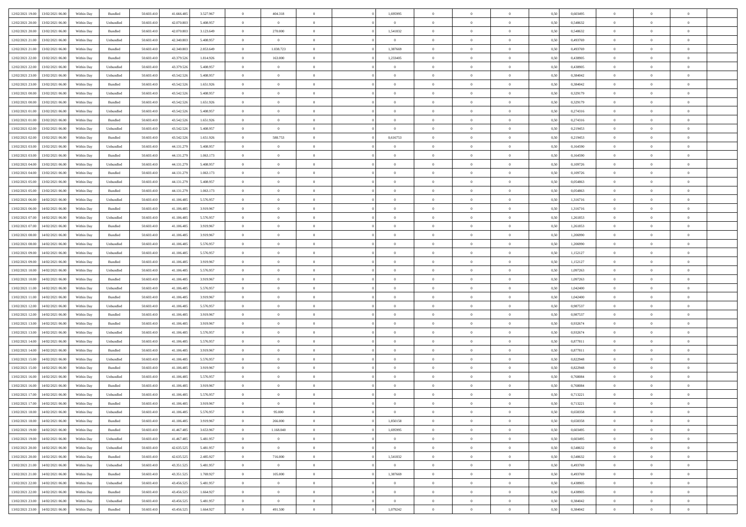| | | | | | | | | | | | | | | | | | | | | |
|---|---|---|---|---|---|---|---|---|---|---|---|---|---|---|---|---|---|---|---|---|
| 12/02/2021 19.00 | 13/02/2021 06.00 | Within Day | Bundled | 50.603.410 | 41.666.485 | 3.527.967 | 0 | 404.318 | 0 | | 1,695995 | 0 | 0 | 0 | 0,50 | 0,603495 | 0 | 0 | 0 | |
| 12/02/2021 20.00 | 13/02/2021 06.00 | Within Day | Unbundled | 50.603.410 | 42.070.803 | 5.408.957 | 0 | 0 | 0 | | 0 | 0 | 0 | 0 | 0,50 | 0,548632 | 0 | 0 | 0 | |
| 12/02/2021 20.00 | 13/02/2021 06.00 | Within Day | Bundled | 50.603.410 | 42.070.803 | 3.123.649 | 0 | 270.000 | 0 | | 1,541832 | 0 | 0 | 0 | 0,50 | 0,548632 | 0 | 0 | 0 | |
| 12/02/2021 21.00 | 13/02/2021 06.00 | Within Day | Unbundled | 50.603.410 | 42.340.803 | 5.408.957 | 0 | 0 | 0 | | 0 | 0 | 0 | 0 | 0,50 | 0,493769 | 0 | 0 | 0 | |
| 12/02/2021 21.00 | 13/02/2021 06.00 | Within Day | Bundled | 50.603.410 | 42.340.803 | 2.853.649 | 0 | 1.038.723 | 0 | | 1,387669 | 0 | 0 | 0 | 0,50 | 0,493769 | 0 | 0 | 0 | |
| 12/02/2021 22.00 | 13/02/2021 06.00 | Within Day | Bundled | 50.603.410 | 43.379.526 | 1.814.926 | 0 | 163.000 | 0 | | 1,233405 | 0 | 0 | 0 | 0,50 | 0,438905 | 0 | 0 | 0 | |
| 12/02/2021 22.00 | 13/02/2021 06.00 | Within Day | Unbundled | 50.603.410 | 43.379.526 | 5.408.957 | 0 | 0 | 0 | | 0 | 0 | 0 | 0 | 0,50 | 0,438905 | 0 | 0 | 0 | |
| 12/02/2021 23.00 | 13/02/2021 06.00 | Within Day | Unbundled | 50.603.410 | 43.542.526 | 5.408.957 | 0 | 0 | 0 | | 0 | 0 | 0 | 0 | 0,50 | 0,384042 | 0 | 0 | 0 | |
| 12/02/2021 23.00 | 13/02/2021 06.00 | Within Day | Bundled | 50.603.410 | 43.542.526 | 1.651.926 | 0 | 0 | 0 | | 0 | 0 | 0 | 0 | 0,50 | 0,384042 | 0 | 0 | 0 | |
| 13/02/2021 00.00 | 13/02/2021 06.00 | Within Day | Unbundled | 50.603.410 | 43.542.526 | 5.408.957 | 0 | 0 | 0 | | 0 | 0 | 0 | 0 | 0,50 | 0,329179 | 0 | 0 | 0 | |
| 13/02/2021 00.00 | 13/02/2021 06.00 | Within Day | Bundled | 50.603.410 | 43.542.526 | 1.651.926 | 0 | 0 | 0 | | 0 | 0 | 0 | 0 | 0,50 | 0,329179 | 0 | 0 | 0 | |
| 13/02/2021 01.00 | 13/02/2021 06.00 | Within Day | Unbundled | 50.603.410 | 43.542.526 | 5.408.957 | 0 | 0 | 0 | | 0 | 0 | 0 | 0 | 0,50 | 0,274316 | 0 | 0 | 0 | |
| 13/02/2021 01.00 | 13/02/2021 06.00 | Within Day | Bundled | 50.603.410 | 43.542.526 | 1.651.926 | 0 | 0 | 0 | | 0 | 0 | 0 | 0 | 0,50 | 0,274316 | 0 | 0 | 0 | |
| 13/02/2021 02.00 | 13/02/2021 06.00 | Within Day | Unbundled | 50.603.410 | 43.542.526 | 5.408.957 | 0 | 0 | 0 | | 0 | 0 | 0 | 0 | 0,50 | 0,219453 | 0 | 0 | 0 | |
| 13/02/2021 02.00 | 13/02/2021 06.00 | Within Day | Bundled | 50.603.410 | 43.542.526 | 1.651.926 | 0 | 588.753 | 0 | | 0,616753 | 0 | 0 | 0 | 0,50 | 0,219453 | 0 | 0 | 0 | |
| 13/02/2021 03.00 | 13/02/2021 06.00 | Within Day | Unbundled | 50.603.410 | 44.131.279 | 5.408.957 | 0 | 0 | 0 | | 0 | 0 | 0 | 0 | 0,50 | 0,164590 | 0 | 0 | 0 | |
| 13/02/2021 03.00 | 13/02/2021 06.00 | Within Day | Bundled | 50.603.410 | 44.131.279 | 1.063.173 | 0 | 0 | 0 | | 0 | 0 | 0 | 0 | 0,50 | 0,164590 | 0 | 0 | 0 | |
| 13/02/2021 04.00 | 13/02/2021 06.00 | Within Day | Unbundled | 50.603.410 | 44.131.279 | 5.408.957 | 0 | 0 | 0 | | 0 | 0 | 0 | 0 | 0,50 | 0,109726 | 0 | 0 | 0 | |
| 13/02/2021 04.00 | 13/02/2021 06.00 | Within Day | Bundled | 50.603.410 | 44.131.279 | 1.063.173 | 0 | 0 | 0 | | 0 | 0 | 0 | 0 | 0,50 | 0,109726 | 0 | 0 | 0 | |
| 13/02/2021 05.00 | 13/02/2021 06.00 | Within Day | Unbundled | 50.603.410 | 44.131.279 | 5.408.957 | 0 | 0 | 0 | | 0 | 0 | 0 | 0 | 0,50 | 0,054863 | 0 | 0 | 0 | |
| 13/02/2021 05.00 | 13/02/2021 06.00 | Within Day | Bundled | 50.603.410 | 44.131.279 | 1.063.173 | 0 | 0 | 0 | | 0 | 0 | 0 | 0 | 0,50 | 0,054863 | 0 | 0 | 0 | |
| 13/02/2021 06.00 | 14/02/2021 06.00 | Within Day | Unbundled | 50.603.410 | 41.106.485 | 5.576.957 | 0 | 0 | 0 | | 0 | 0 | 0 | 0 | 0,50 | 1,316716 | 0 | 0 | 0 | |
| 13/02/2021 06.00 | 14/02/2021 06.00 | Within Day | Bundled | 50.603.410 | 41.106.485 | 3.919.967 | 0 | 0 | 0 | | 0 | 0 | 0 | 0 | 0,50 | 1,316716 | 0 | 0 | 0 | |
| 13/02/2021 07.00 | 14/02/2021 06.00 | Within Day | Unbundled | 50.603.410 | 41.106.485 | 5.576.957 | 0 | 0 | 0 | | 0 | 0 | 0 | 0 | 0,50 | 1,261853 | 0 | 0 | 0 | |
| 13/02/2021 07.00 | 14/02/2021 06.00 | Within Day | Bundled | 50.603.410 | 41.106.485 | 3.919.967 | 0 | 0 | 0 | | 0 | 0 | 0 | 0 | 0,50 | 1,261853 | 0 | 0 | 0 | |
| 13/02/2021 08.00 | 14/02/2021 06.00 | Within Day | Bundled | 50.603.410 | 41.106.485 | 3.919.967 | 0 | 0 | 0 | | 0 | 0 | 0 | 0 | 0,50 | 1,206990 | 0 | 0 | 0 | |
| 13/02/2021 08.00 | 14/02/2021 06.00 | Within Day | Unbundled | 50.603.410 | 41.106.485 | 5.576.957 | 0 | 0 | 0 | | 0 | 0 | 0 | 0 | 0,50 | 1,206990 | 0 | 0 | 0 | |
| 13/02/2021 09.00 | 14/02/2021 06.00 | Within Day | Unbundled | 50.603.410 | 41.106.485 | 5.576.957 | 0 | 0 | 0 | | 0 | 0 | 0 | 0 | 0,50 | 1,152127 | 0 | 0 | 0 | |
| 13/02/2021 09.00 | 14/02/2021 06.00 | Within Day | Bundled | 50.603.410 | 41.106.485 | 3.919.967 | 0 | 0 | 0 | | 0 | 0 | 0 | 0 | 0,50 | 1,152127 | 0 | 0 | 0 | |
| 13/02/2021 10.00 | 14/02/2021 06.00 | Within Day | Unbundled | 50.603.410 | 41.106.485 | 5.576.957 | 0 | 0 | 0 | | 0 | 0 | 0 | 0 | 0,50 | 1,097263 | 0 | 0 | 0 | |
| 13/02/2021 10.00 | 14/02/2021 06.00 | Within Day | Bundled | 50.603.410 | 41.106.485 | 3.919.967 | 0 | 0 | 0 | | 0 | 0 | 0 | 0 | 0,50 | 1,097263 | 0 | 0 | 0 | |
| 13/02/2021 11.00 | 14/02/2021 06.00 | Within Day | Unbundled | 50.603.410 | 41.106.485 | 5.576.957 | 0 | 0 | 0 | | 0 | 0 | 0 | 0 | 0,50 | 1,042400 | 0 | 0 | 0 | |
| 13/02/2021 11.00 | 14/02/2021 06.00 | Within Day | Bundled | 50.603.410 | 41.106.485 | 3.919.967 | 0 | 0 | 0 | | 0 | 0 | 0 | 0 | 0,50 | 1,042400 | 0 | 0 | 0 | |
| 13/02/2021 12.00 | 14/02/2021 06.00 | Within Day | Unbundled | 50.603.410 | 41.106.485 | 5.576.957 | 0 | 0 | 0 | | 0 | 0 | 0 | 0 | 0,50 | 0,987537 | 0 | 0 | 0 | |
| 13/02/2021 12.00 | 14/02/2021 06.00 | Within Day | Bundled | 50.603.410 | 41.106.485 | 3.919.967 | 0 | 0 | 0 | | 0 | 0 | 0 | 0 | 0,50 | 0,987537 | 0 | 0 | 0 | |
| 13/02/2021 13.00 | 14/02/2021 06.00 | Within Day | Bundled | 50.603.410 | 41.106.485 | 3.919.967 | 0 | 0 | 0 | | 0 | 0 | 0 | 0 | 0,50 | 0,932674 | 0 | 0 | 0 | |
| 13/02/2021 13.00 | 14/02/2021 06.00 | Within Day | Unbundled | 50.603.410 | 41.106.485 | 5.576.957 | 0 | 0 | 0 | | 0 | 0 | 0 | 0 | 0,50 | 0,932674 | 0 | 0 | 0 | |
| 13/02/2021 14.00 | 14/02/2021 06.00 | Within Day | Unbundled | 50.603.410 | 41.106.485 | 5.576.957 | 0 | 0 | 0 | | 0 | 0 | 0 | 0 | 0,50 | 0,877811 | 0 | 0 | 0 | |
| 13/02/2021 14.00 | 14/02/2021 06.00 | Within Day | Bundled | 50.603.410 | 41.106.485 | 3.919.967 | 0 | 0 | 0 | | 0 | 0 | 0 | 0 | 0,50 | 0,877811 | 0 | 0 | 0 | |
| 13/02/2021 15.00 | 14/02/2021 06.00 | Within Day | Unbundled | 50.603.410 | 41.106.485 | 5.576.957 | 0 | 0 | 0 | | 0 | 0 | 0 | 0 | 0,50 | 0,822948 | 0 | 0 | 0 | |
| 13/02/2021 15.00 | 14/02/2021 06.00 | Within Day | Bundled | 50.603.410 | 41.106.485 | 3.919.967 | 0 | 0 | 0 | | 0 | 0 | 0 | 0 | 0,50 | 0,822948 | 0 | 0 | 0 | |
| 13/02/2021 16.00 | 14/02/2021 06.00 | Within Day | Unbundled | 50.603.410 | 41.106.485 | 5.576.957 | 0 | 0 | 0 | | 0 | 0 | 0 | 0 | 0,50 | 0,768084 | 0 | 0 | 0 | |
| 13/02/2021 16.00 | 14/02/2021 06.00 | Within Day | Bundled | 50.603.410 | 41.106.485 | 3.919.967 | 0 | 0 | 0 | | 0 | 0 | 0 | 0 | 0,50 | 0,768084 | 0 | 0 | 0 | |
| 13/02/2021 17.00 | 14/02/2021 06.00 | Within Day | Unbundled | 50.603.410 | 41.106.485 | 5.576.957 | 0 | 0 | 0 | | 0 | 0 | 0 | 0 | 0,50 | 0,713221 | 0 | 0 | 0 | |
| 13/02/2021 17.00 | 14/02/2021 06.00 | Within Day | Bundled | 50.603.410 | 41.106.485 | 3.919.967 | 0 | 0 | 0 | | 0 | 0 | 0 | 0 | 0,50 | 0,713221 | 0 | 0 | 0 | |
| 13/02/2021 18.00 | 14/02/2021 06.00 | Within Day | Unbundled | 50.603.410 | 41.106.485 | 5.576.957 | 0 | 95.000 | 0 | | 0 | 0 | 0 | 0 | 0,50 | 0,658358 | 0 | 0 | 0 | |
| 13/02/2021 18.00 | 14/02/2021 06.00 | Within Day | Bundled | 50.603.410 | 41.106.485 | 3.919.967 | 0 | 266.000 | 0 | | 1,850158 | 0 | 0 | 0 | 0,50 | 0,658358 | 0 | 0 | 0 | |
| 13/02/2021 19.00 | 14/02/2021 06.00 | Within Day | Bundled | 50.603.410 | 41.467.485 | 3.653.967 | 0 | 1.168.040 | 0 | | 1,695995 | 0 | 0 | 0 | 0,50 | 0,603495 | 0 | 0 | 0 | |
| 13/02/2021 19.00 | 14/02/2021 06.00 | Within Day | Unbundled | 50.603.410 | 41.467.485 | 5.481.957 | 0 | 0 | 0 | | 0 | 0 | 0 | 0 | 0,50 | 0,603495 | 0 | 0 | 0 | |
| 13/02/2021 20.00 | 14/02/2021 06.00 | Within Day | Unbundled | 50.603.410 | 42.635.525 | 5.481.957 | 0 | 0 | 0 | | 0 | 0 | 0 | 0 | 0,50 | 0,548632 | 0 | 0 | 0 | |
| 13/02/2021 20.00 | 14/02/2021 06.00 | Within Day | Bundled | 50.603.410 | 42.635.525 | 2.485.927 | 0 | 716.000 | 0 | | 1,541832 | 0 | 0 | 0 | 0,50 | 0,548632 | 0 | 0 | 0 | |
| 13/02/2021 21.00 | 14/02/2021 06.00 | Within Day | Unbundled | 50.603.410 | 43.351.525 | 5.481.957 | 0 | 0 | 0 | | 0 | 0 | 0 | 0 | 0,50 | 0,493769 | 0 | 0 | 0 | |
| 13/02/2021 21.00 | 14/02/2021 06.00 | Within Day | Bundled | 50.603.410 | 43.351.525 | 1.769.927 | 0 | 105.000 | 0 | | 1,387669 | 0 | 0 | 0 | 0,50 | 0,493769 | 0 | 0 | 0 | |
| 13/02/2021 22.00 | 14/02/2021 06.00 | Within Day | Unbundled | 50.603.410 | 43.456.525 | 5.481.957 | 0 | 0 | 0 | | 0 | 0 | 0 | 0 | 0,50 | 0,438905 | 0 | 0 | 0 | |
| 13/02/2021 22.00 | 14/02/2021 06.00 | Within Day | Bundled | 50.603.410 | 43.456.525 | 1.664.927 | 0 | 0 | 0 | | 0 | 0 | 0 | 0 | 0,50 | 0,438905 | 0 | 0 | 0 | |
| 13/02/2021 23.00 | 14/02/2021 06.00 | Within Day | Unbundled | 50.603.410 | 43.456.525 | 5.481.957 | 0 | 0 | 0 | | 0 | 0 | 0 | 0 | 0,50 | 0,384042 | 0 | 0 | 0 | |
| 13/02/2021 23.00 | 14/02/2021 06.00 | Within Day | Bundled | 50.603.410 | 43.456.525 | 1.664.927 | 0 | 491.500 | 0 | | 1,079242 | 0 | 0 | 0 | 0,50 | 0,384042 | 0 | 0 | 0 | |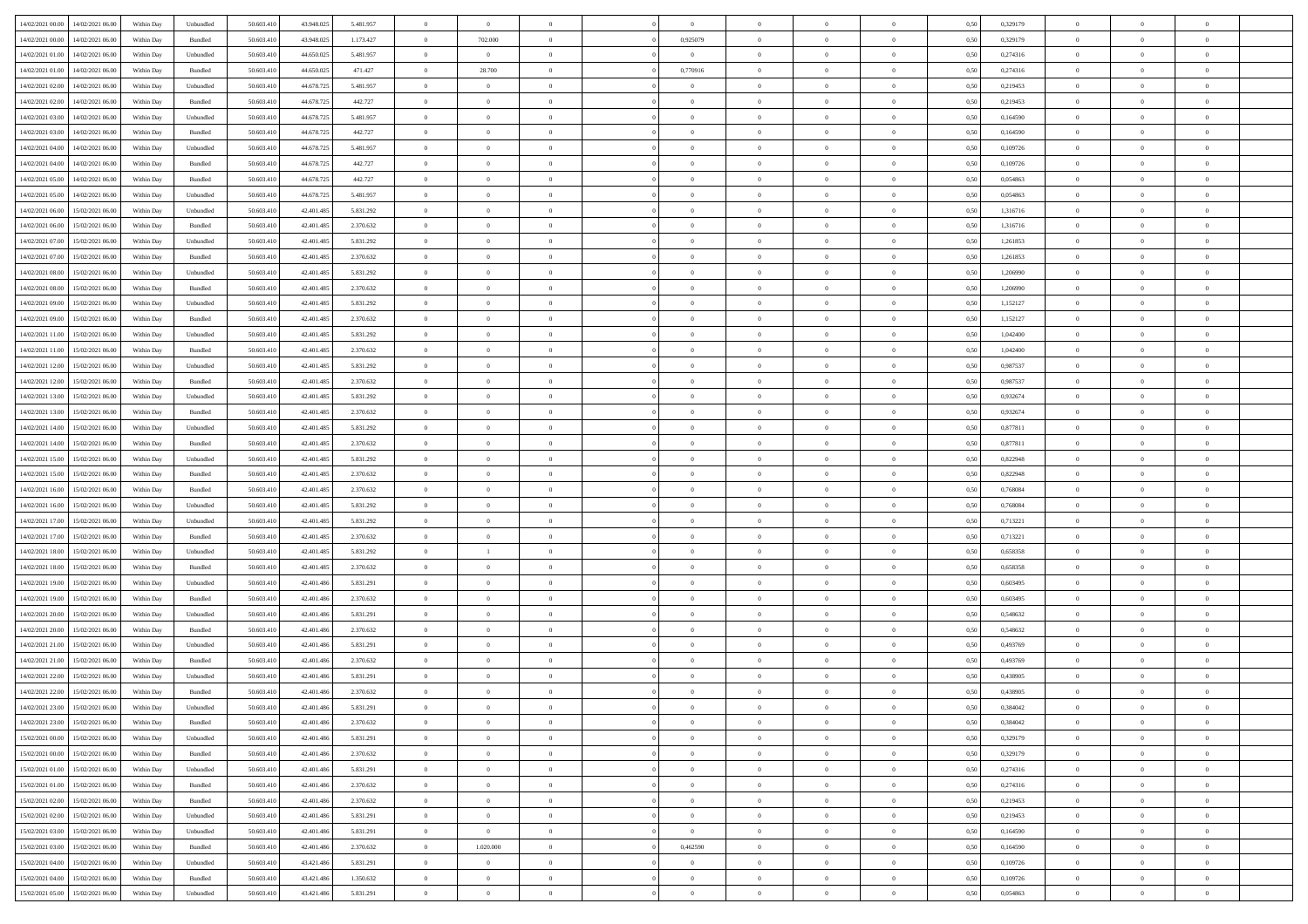| | | | | | | | | | | | | | | | | | | | | |
|---|---|---|---|---|---|---|---|---|---|---|---|---|---|---|---|---|---|---|---|---|
| 14/02/2021 00:00 | 14/02/2021 06:00 | Within Day | Unbundled | 50.603.410 | 43.948.025 | 5.481.957 | 0 | 0 | 0 | | 0 | 0 | 0 | 0 | 0,50 | 0,329179 | 0 | 0 | 0 | |
| 14/02/2021 00:00 | 14/02/2021 06:00 | Within Day | Bundled | 50.603.410 | 43.948.025 | 1.173.427 | 0 | 702.000 | 0 | | 0,925079 | 0 | 0 | 0 | 0,50 | 0,329179 | 0 | 0 | 0 | |
| 14/02/2021 01:00 | 14/02/2021 06:00 | Within Day | Unbundled | 50.603.410 | 44.650.025 | 5.481.957 | 0 | 0 | 0 | | 0 | 0 | 0 | 0 | 0,50 | 0,274316 | 0 | 0 | 0 | |
| 14/02/2021 01:00 | 14/02/2021 06:00 | Within Day | Bundled | 50.603.410 | 44.650.025 | 471.427 | 0 | 28.700 | 0 | | 0,770916 | 0 | 0 | 0 | 0,50 | 0,274316 | 0 | 0 | 0 | |
| 14/02/2021 02:00 | 14/02/2021 06:00 | Within Day | Unbundled | 50.603.410 | 44.678.725 | 5.481.957 | 0 | 0 | 0 | | 0 | 0 | 0 | 0 | 0,50 | 0,219453 | 0 | 0 | 0 | |
| 14/02/2021 02:00 | 14/02/2021 06:00 | Within Day | Bundled | 50.603.410 | 44.678.725 | 442.727 | 0 | 0 | 0 | | 0 | 0 | 0 | 0 | 0,50 | 0,219453 | 0 | 0 | 0 | |
| 14/02/2021 03:00 | 14/02/2021 06:00 | Within Day | Unbundled | 50.603.410 | 44.678.725 | 5.481.957 | 0 | 0 | 0 | | 0 | 0 | 0 | 0 | 0,50 | 0,164590 | 0 | 0 | 0 | |
| 14/02/2021 03:00 | 14/02/2021 06:00 | Within Day | Bundled | 50.603.410 | 44.678.725 | 442.727 | 0 | 0 | 0 | | 0 | 0 | 0 | 0 | 0,50 | 0,164590 | 0 | 0 | 0 | |
| 14/02/2021 04:00 | 14/02/2021 06:00 | Within Day | Unbundled | 50.603.410 | 44.678.725 | 5.481.957 | 0 | 0 | 0 | | 0 | 0 | 0 | 0 | 0,50 | 0,109726 | 0 | 0 | 0 | |
| 14/02/2021 04:00 | 14/02/2021 06:00 | Within Day | Bundled | 50.603.410 | 44.678.725 | 442.727 | 0 | 0 | 0 | | 0 | 0 | 0 | 0 | 0,50 | 0,109726 | 0 | 0 | 0 | |
| 14/02/2021 05:00 | 14/02/2021 06:00 | Within Day | Bundled | 50.603.410 | 44.678.725 | 442.727 | 0 | 0 | 0 | | 0 | 0 | 0 | 0 | 0,50 | 0,054863 | 0 | 0 | 0 | |
| 14/02/2021 05:00 | 14/02/2021 06:00 | Within Day | Unbundled | 50.603.410 | 44.678.725 | 5.481.957 | 0 | 0 | 0 | | 0 | 0 | 0 | 0 | 0,50 | 0,054863 | 0 | 0 | 0 | |
| 14/02/2021 06:00 | 15/02/2021 06:00 | Within Day | Unbundled | 50.603.410 | 42.401.485 | 5.831.292 | 0 | 0 | 0 | | 0 | 0 | 0 | 0 | 0,50 | 1,316716 | 0 | 0 | 0 | |
| 14/02/2021 06:00 | 15/02/2021 06:00 | Within Day | Bundled | 50.603.410 | 42.401.485 | 2.370.632 | 0 | 0 | 0 | | 0 | 0 | 0 | 0 | 0,50 | 1,316716 | 0 | 0 | 0 | |
| 14/02/2021 07:00 | 15/02/2021 06:00 | Within Day | Unbundled | 50.603.410 | 42.401.485 | 5.831.292 | 0 | 0 | 0 | | 0 | 0 | 0 | 0 | 0,50 | 1,261853 | 0 | 0 | 0 | |
| 14/02/2021 07:00 | 15/02/2021 06:00 | Within Day | Bundled | 50.603.410 | 42.401.485 | 2.370.632 | 0 | 0 | 0 | | 0 | 0 | 0 | 0 | 0,50 | 1,261853 | 0 | 0 | 0 | |
| 14/02/2021 08:00 | 15/02/2021 06:00 | Within Day | Unbundled | 50.603.410 | 42.401.485 | 5.831.292 | 0 | 0 | 0 | | 0 | 0 | 0 | 0 | 0,50 | 1,206990 | 0 | 0 | 0 | |
| 14/02/2021 08:00 | 15/02/2021 06:00 | Within Day | Bundled | 50.603.410 | 42.401.485 | 2.370.632 | 0 | 0 | 0 | | 0 | 0 | 0 | 0 | 0,50 | 1,206990 | 0 | 0 | 0 | |
| 14/02/2021 09:00 | 15/02/2021 06:00 | Within Day | Unbundled | 50.603.410 | 42.401.485 | 5.831.292 | 0 | 0 | 0 | | 0 | 0 | 0 | 0 | 0,50 | 1,152127 | 0 | 0 | 0 | |
| 14/02/2021 09:00 | 15/02/2021 06:00 | Within Day | Bundled | 50.603.410 | 42.401.485 | 2.370.632 | 0 | 0 | 0 | | 0 | 0 | 0 | 0 | 0,50 | 1,152127 | 0 | 0 | 0 | |
| 14/02/2021 11:00 | 15/02/2021 06:00 | Within Day | Unbundled | 50.603.410 | 42.401.485 | 5.831.292 | 0 | 0 | 0 | | 0 | 0 | 0 | 0 | 0,50 | 1,042400 | 0 | 0 | 0 | |
| 14/02/2021 11:00 | 15/02/2021 06:00 | Within Day | Bundled | 50.603.410 | 42.401.485 | 2.370.632 | 0 | 0 | 0 | | 0 | 0 | 0 | 0 | 0,50 | 1,042400 | 0 | 0 | 0 | |
| 14/02/2021 12:00 | 15/02/2021 06:00 | Within Day | Unbundled | 50.603.410 | 42.401.485 | 5.831.292 | 0 | 0 | 0 | | 0 | 0 | 0 | 0 | 0,50 | 0,987537 | 0 | 0 | 0 | |
| 14/02/2021 12:00 | 15/02/2021 06:00 | Within Day | Bundled | 50.603.410 | 42.401.485 | 2.370.632 | 0 | 0 | 0 | | 0 | 0 | 0 | 0 | 0,50 | 0,987537 | 0 | 0 | 0 | |
| 14/02/2021 13:00 | 15/02/2021 06:00 | Within Day | Unbundled | 50.603.410 | 42.401.485 | 5.831.292 | 0 | 0 | 0 | | 0 | 0 | 0 | 0 | 0,50 | 0,932674 | 0 | 0 | 0 | |
| 14/02/2021 13:00 | 15/02/2021 06:00 | Within Day | Bundled | 50.603.410 | 42.401.485 | 2.370.632 | 0 | 0 | 0 | | 0 | 0 | 0 | 0 | 0,50 | 0,932674 | 0 | 0 | 0 | |
| 14/02/2021 14:00 | 15/02/2021 06:00 | Within Day | Unbundled | 50.603.410 | 42.401.485 | 5.831.292 | 0 | 0 | 0 | | 0 | 0 | 0 | 0 | 0,50 | 0,877811 | 0 | 0 | 0 | |
| 14/02/2021 14:00 | 15/02/2021 06:00 | Within Day | Bundled | 50.603.410 | 42.401.485 | 2.370.632 | 0 | 0 | 0 | | 0 | 0 | 0 | 0 | 0,50 | 0,877811 | 0 | 0 | 0 | |
| 14/02/2021 15:00 | 15/02/2021 06:00 | Within Day | Unbundled | 50.603.410 | 42.401.485 | 5.831.292 | 0 | 0 | 0 | | 0 | 0 | 0 | 0 | 0,50 | 0,822948 | 0 | 0 | 0 | |
| 14/02/2021 15:00 | 15/02/2021 06:00 | Within Day | Bundled | 50.603.410 | 42.401.485 | 2.370.632 | 0 | 0 | 0 | | 0 | 0 | 0 | 0 | 0,50 | 0,822948 | 0 | 0 | 0 | |
| 14/02/2021 16:00 | 15/02/2021 06:00 | Within Day | Bundled | 50.603.410 | 42.401.485 | 2.370.632 | 0 | 0 | 0 | | 0 | 0 | 0 | 0 | 0,50 | 0,768084 | 0 | 0 | 0 | |
| 14/02/2021 16:00 | 15/02/2021 06:00 | Within Day | Unbundled | 50.603.410 | 42.401.485 | 5.831.292 | 0 | 0 | 0 | | 0 | 0 | 0 | 0 | 0,50 | 0,768084 | 0 | 0 | 0 | |
| 14/02/2021 17:00 | 15/02/2021 06:00 | Within Day | Unbundled | 50.603.410 | 42.401.485 | 5.831.292 | 0 | 0 | 0 | | 0 | 0 | 0 | 0 | 0,50 | 0,713221 | 0 | 0 | 0 | |
| 14/02/2021 17:00 | 15/02/2021 06:00 | Within Day | Bundled | 50.603.410 | 42.401.485 | 2.370.632 | 0 | 0 | 0 | | 0 | 0 | 0 | 0 | 0,50 | 0,713221 | 0 | 0 | 0 | |
| 14/02/2021 18:00 | 15/02/2021 06:00 | Within Day | Unbundled | 50.603.410 | 42.401.485 | 5.831.292 | 0 | 1 | 0 | | 0 | 0 | 0 | 0 | 0,50 | 0,658358 | 0 | 0 | 0 | |
| 14/02/2021 18:00 | 15/02/2021 06:00 | Within Day | Bundled | 50.603.410 | 42.401.485 | 2.370.632 | 0 | 0 | 0 | | 0 | 0 | 0 | 0 | 0,50 | 0,658358 | 0 | 0 | 0 | |
| 14/02/2021 19:00 | 15/02/2021 06:00 | Within Day | Unbundled | 50.603.410 | 42.401.486 | 5.831.291 | 0 | 0 | 0 | | 0 | 0 | 0 | 0 | 0,50 | 0,603495 | 0 | 0 | 0 | |
| 14/02/2021 19:00 | 15/02/2021 06:00 | Within Day | Bundled | 50.603.410 | 42.401.486 | 2.370.632 | 0 | 0 | 0 | | 0 | 0 | 0 | 0 | 0,50 | 0,603495 | 0 | 0 | 0 | |
| 14/02/2021 20:00 | 15/02/2021 06:00 | Within Day | Unbundled | 50.603.410 | 42.401.486 | 5.831.291 | 0 | 0 | 0 | | 0 | 0 | 0 | 0 | 0,50 | 0,548632 | 0 | 0 | 0 | |
| 14/02/2021 20:00 | 15/02/2021 06:00 | Within Day | Bundled | 50.603.410 | 42.401.486 | 2.370.632 | 0 | 0 | 0 | | 0 | 0 | 0 | 0 | 0,50 | 0,548632 | 0 | 0 | 0 | |
| 14/02/2021 21:00 | 15/02/2021 06:00 | Within Day | Unbundled | 50.603.410 | 42.401.486 | 5.831.291 | 0 | 0 | 0 | | 0 | 0 | 0 | 0 | 0,50 | 0,493769 | 0 | 0 | 0 | |
| 14/02/2021 21:00 | 15/02/2021 06:00 | Within Day | Bundled | 50.603.410 | 42.401.486 | 2.370.632 | 0 | 0 | 0 | | 0 | 0 | 0 | 0 | 0,50 | 0,493769 | 0 | 0 | 0 | |
| 14/02/2021 22:00 | 15/02/2021 06:00 | Within Day | Unbundled | 50.603.410 | 42.401.486 | 5.831.291 | 0 | 0 | 0 | | 0 | 0 | 0 | 0 | 0,50 | 0,438905 | 0 | 0 | 0 | |
| 14/02/2021 22:00 | 15/02/2021 06:00 | Within Day | Bundled | 50.603.410 | 42.401.486 | 2.370.632 | 0 | 0 | 0 | | 0 | 0 | 0 | 0 | 0,50 | 0,438905 | 0 | 0 | 0 | |
| 14/02/2021 23:00 | 15/02/2021 06:00 | Within Day | Unbundled | 50.603.410 | 42.401.486 | 5.831.291 | 0 | 0 | 0 | | 0 | 0 | 0 | 0 | 0,50 | 0,384042 | 0 | 0 | 0 | |
| 14/02/2021 23:00 | 15/02/2021 06:00 | Within Day | Bundled | 50.603.410 | 42.401.486 | 2.370.632 | 0 | 0 | 0 | | 0 | 0 | 0 | 0 | 0,50 | 0,384042 | 0 | 0 | 0 | |
| 15/02/2021 00:00 | 15/02/2021 06:00 | Within Day | Unbundled | 50.603.410 | 42.401.486 | 5.831.291 | 0 | 0 | 0 | | 0 | 0 | 0 | 0 | 0,50 | 0,329179 | 0 | 0 | 0 | |
| 15/02/2021 00:00 | 15/02/2021 06:00 | Within Day | Bundled | 50.603.410 | 42.401.486 | 2.370.632 | 0 | 0 | 0 | | 0 | 0 | 0 | 0 | 0,50 | 0,329179 | 0 | 0 | 0 | |
| 15/02/2021 01:00 | 15/02/2021 06:00 | Within Day | Unbundled | 50.603.410 | 42.401.486 | 5.831.291 | 0 | 0 | 0 | | 0 | 0 | 0 | 0 | 0,50 | 0,274316 | 0 | 0 | 0 | |
| 15/02/2021 01:00 | 15/02/2021 06:00 | Within Day | Bundled | 50.603.410 | 42.401.486 | 2.370.632 | 0 | 0 | 0 | | 0 | 0 | 0 | 0 | 0,50 | 0,274316 | 0 | 0 | 0 | |
| 15/02/2021 02:00 | 15/02/2021 06:00 | Within Day | Bundled | 50.603.410 | 42.401.486 | 2.370.632 | 0 | 0 | 0 | | 0 | 0 | 0 | 0 | 0,50 | 0,219453 | 0 | 0 | 0 | |
| 15/02/2021 02:00 | 15/02/2021 06:00 | Within Day | Unbundled | 50.603.410 | 42.401.486 | 5.831.291 | 0 | 0 | 0 | | 0 | 0 | 0 | 0 | 0,50 | 0,219453 | 0 | 0 | 0 | |
| 15/02/2021 03:00 | 15/02/2021 06:00 | Within Day | Unbundled | 50.603.410 | 42.401.486 | 5.831.291 | 0 | 0 | 0 | | 0 | 0 | 0 | 0 | 0,50 | 0,164590 | 0 | 0 | 0 | |
| 15/02/2021 03:00 | 15/02/2021 06:00 | Within Day | Bundled | 50.603.410 | 42.401.486 | 2.370.632 | 0 | 1.020.000 | 0 | | 0,462590 | 0 | 0 | 0 | 0,50 | 0,164590 | 0 | 0 | 0 | |
| 15/02/2021 04:00 | 15/02/2021 06:00 | Within Day | Unbundled | 50.603.410 | 43.421.486 | 5.831.291 | 0 | 0 | 0 | | 0 | 0 | 0 | 0 | 0,50 | 0,109726 | 0 | 0 | 0 | |
| 15/02/2021 04:00 | 15/02/2021 06:00 | Within Day | Bundled | 50.603.410 | 43.421.486 | 1.350.632 | 0 | 0 | 0 | | 0 | 0 | 0 | 0 | 0,50 | 0,109726 | 0 | 0 | 0 | |
| 15/02/2021 05:00 | 15/02/2021 06:00 | Within Day | Unbundled | 50.603.410 | 43.421.486 | 5.831.291 | 0 | 0 | 0 | | 0 | 0 | 0 | 0 | 0,50 | 0,054863 | 0 | 0 | 0 | |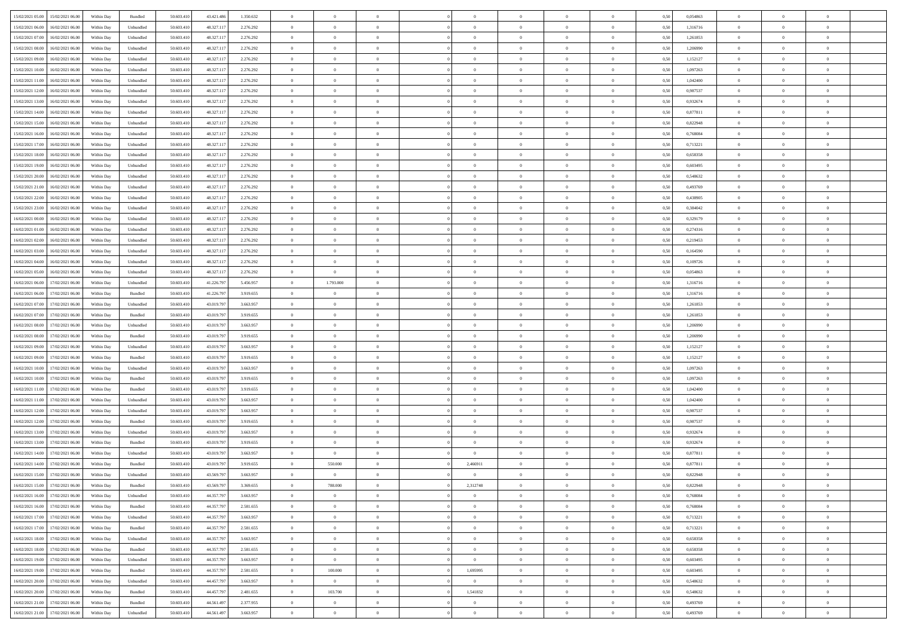| | | | | | | | | | | | | | | | | | | | | |
|---|---|---|---|---|---|---|---|---|---|---|---|---|---|---|---|---|---|---|---|---|
| 15/02/2021 05:00 | 15/02/2021 06:00 | Within Day | Bundled | 50.603.410 | 43.421.486 | 1.350.632 | 0 | 0 | 0 | | 0 | 0 | 0 | 0 | 0,50 | 0,054863 | 0 | 0 | 0 | |
| 15/02/2021 06:00 | 16/02/2021 06:00 | Within Day | Unbundled | 50.603.410 | 48.327.117 | 2.276.292 | 0 | 0 | 0 | | 0 | 0 | 0 | 0 | 0,50 | 1,316716 | 0 | 0 | 0 | |
| 15/02/2021 07:00 | 16/02/2021 06:00 | Within Day | Unbundled | 50.603.410 | 48.327.117 | 2.276.292 | 0 | 0 | 0 | | 0 | 0 | 0 | 0 | 0,50 | 1,261853 | 0 | 0 | 0 | |
| 15/02/2021 08:00 | 16/02/2021 06:00 | Within Day | Unbundled | 50.603.410 | 48.327.117 | 2.276.292 | 0 | 0 | 0 | | 0 | 0 | 0 | 0 | 0,50 | 1,206990 | 0 | 0 | 0 | |
| 15/02/2021 09:00 | 16/02/2021 06:00 | Within Day | Unbundled | 50.603.410 | 48.327.117 | 2.276.292 | 0 | 0 | 0 | | 0 | 0 | 0 | 0 | 0,50 | 1,152127 | 0 | 0 | 0 | |
| 15/02/2021 10:00 | 16/02/2021 06:00 | Within Day | Unbundled | 50.603.410 | 48.327.117 | 2.276.292 | 0 | 0 | 0 | | 0 | 0 | 0 | 0 | 0,50 | 1,097263 | 0 | 0 | 0 | |
| 15/02/2021 11:00 | 16/02/2021 06:00 | Within Day | Unbundled | 50.603.410 | 48.327.117 | 2.276.292 | 0 | 0 | 0 | | 0 | 0 | 0 | 0 | 0,50 | 1,042400 | 0 | 0 | 0 | |
| 15/02/2021 12:00 | 16/02/2021 06:00 | Within Day | Unbundled | 50.603.410 | 48.327.117 | 2.276.292 | 0 | 0 | 0 | | 0 | 0 | 0 | 0 | 0,50 | 0,987537 | 0 | 0 | 0 | |
| 15/02/2021 13:00 | 16/02/2021 06:00 | Within Day | Unbundled | 50.603.410 | 48.327.117 | 2.276.292 | 0 | 0 | 0 | | 0 | 0 | 0 | 0 | 0,50 | 0,932674 | 0 | 0 | 0 | |
| 15/02/2021 14:00 | 16/02/2021 06:00 | Within Day | Unbundled | 50.603.410 | 48.327.117 | 2.276.292 | 0 | 0 | 0 | | 0 | 0 | 0 | 0 | 0,50 | 0,877811 | 0 | 0 | 0 | |
| 15/02/2021 15:00 | 16/02/2021 06:00 | Within Day | Unbundled | 50.603.410 | 48.327.117 | 2.276.292 | 0 | 0 | 0 | | 0 | 0 | 0 | 0 | 0,50 | 0,822948 | 0 | 0 | 0 | |
| 15/02/2021 16:00 | 16/02/2021 06:00 | Within Day | Unbundled | 50.603.410 | 48.327.117 | 2.276.292 | 0 | 0 | 0 | | 0 | 0 | 0 | 0 | 0,50 | 0,768084 | 0 | 0 | 0 | |
| 15/02/2021 17:00 | 16/02/2021 06:00 | Within Day | Unbundled | 50.603.410 | 48.327.117 | 2.276.292 | 0 | 0 | 0 | | 0 | 0 | 0 | 0 | 0,50 | 0,713221 | 0 | 0 | 0 | |
| 15/02/2021 18:00 | 16/02/2021 06:00 | Within Day | Unbundled | 50.603.410 | 48.327.117 | 2.276.292 | 0 | 0 | 0 | | 0 | 0 | 0 | 0 | 0,50 | 0,658358 | 0 | 0 | 0 | |
| 15/02/2021 19:00 | 16/02/2021 06:00 | Within Day | Unbundled | 50.603.410 | 48.327.117 | 2.276.292 | 0 | 0 | 0 | | 0 | 0 | 0 | 0 | 0,50 | 0,603495 | 0 | 0 | 0 | |
| 15/02/2021 20:00 | 16/02/2021 06:00 | Within Day | Unbundled | 50.603.410 | 48.327.117 | 2.276.292 | 0 | 0 | 0 | | 0 | 0 | 0 | 0 | 0,50 | 0,548632 | 0 | 0 | 0 | |
| 15/02/2021 21:00 | 16/02/2021 06:00 | Within Day | Unbundled | 50.603.410 | 48.327.117 | 2.276.292 | 0 | 0 | 0 | | 0 | 0 | 0 | 0 | 0,50 | 0,493769 | 0 | 0 | 0 | |
| 15/02/2021 22:00 | 16/02/2021 06:00 | Within Day | Unbundled | 50.603.410 | 48.327.117 | 2.276.292 | 0 | 0 | 0 | | 0 | 0 | 0 | 0 | 0,50 | 0,438905 | 0 | 0 | 0 | |
| 15/02/2021 23:00 | 16/02/2021 06:00 | Within Day | Unbundled | 50.603.410 | 48.327.117 | 2.276.292 | 0 | 0 | 0 | | 0 | 0 | 0 | 0 | 0,50 | 0,384042 | 0 | 0 | 0 | |
| 16/02/2021 00:00 | 16/02/2021 06:00 | Within Day | Unbundled | 50.603.410 | 48.327.117 | 2.276.292 | 0 | 0 | 0 | | 0 | 0 | 0 | 0 | 0,50 | 0,329179 | 0 | 0 | 0 | |
| 16/02/2021 01:00 | 16/02/2021 06:00 | Within Day | Unbundled | 50.603.410 | 48.327.117 | 2.276.292 | 0 | 0 | 0 | | 0 | 0 | 0 | 0 | 0,50 | 0,274316 | 0 | 0 | 0 | |
| 16/02/2021 02:00 | 16/02/2021 06:00 | Within Day | Unbundled | 50.603.410 | 48.327.117 | 2.276.292 | 0 | 0 | 0 | | 0 | 0 | 0 | 0 | 0,50 | 0,219453 | 0 | 0 | 0 | |
| 16/02/2021 03:00 | 16/02/2021 06:00 | Within Day | Unbundled | 50.603.410 | 48.327.117 | 2.276.292 | 0 | 0 | 0 | | 0 | 0 | 0 | 0 | 0,50 | 0,164590 | 0 | 0 | 0 | |
| 16/02/2021 04:00 | 16/02/2021 06:00 | Within Day | Unbundled | 50.603.410 | 48.327.117 | 2.276.292 | 0 | 0 | 0 | | 0 | 0 | 0 | 0 | 0,50 | 0,109726 | 0 | 0 | 0 | |
| 16/02/2021 05:00 | 16/02/2021 06:00 | Within Day | Unbundled | 50.603.410 | 48.327.117 | 2.276.292 | 0 | 0 | 0 | | 0 | 0 | 0 | 0 | 0,50 | 0,054863 | 0 | 0 | 0 | |
| 16/02/2021 06:00 | 17/02/2021 06:00 | Within Day | Unbundled | 50.603.410 | 41.226.797 | 5.456.957 | 0 | 1.793.000 | 0 | | 0 | 0 | 0 | 0 | 0,50 | 1,316716 | 0 | 0 | 0 | |
| 16/02/2021 06:00 | 17/02/2021 06:00 | Within Day | Bundled | 50.603.410 | 41.226.797 | 3.919.655 | 0 | 0 | 0 | | 0 | 0 | 0 | 0 | 0,50 | 1,316716 | 0 | 0 | 0 | |
| 16/02/2021 07:00 | 17/02/2021 06:00 | Within Day | Unbundled | 50.603.410 | 43.019.797 | 3.663.957 | 0 | 0 | 0 | | 0 | 0 | 0 | 0 | 0,50 | 1,261853 | 0 | 0 | 0 | |
| 16/02/2021 07:00 | 17/02/2021 06:00 | Within Day | Bundled | 50.603.410 | 43.019.797 | 3.919.655 | 0 | 0 | 0 | | 0 | 0 | 0 | 0 | 0,50 | 1,261853 | 0 | 0 | 0 | |
| 16/02/2021 08:00 | 17/02/2021 06:00 | Within Day | Unbundled | 50.603.410 | 43.019.797 | 3.663.957 | 0 | 0 | 0 | | 0 | 0 | 0 | 0 | 0,50 | 1,206990 | 0 | 0 | 0 | |
| 16/02/2021 08:00 | 17/02/2021 06:00 | Within Day | Bundled | 50.603.410 | 43.019.797 | 3.919.655 | 0 | 0 | 0 | | 0 | 0 | 0 | 0 | 0,50 | 1,206990 | 0 | 0 | 0 | |
| 16/02/2021 09:00 | 17/02/2021 06:00 | Within Day | Unbundled | 50.603.410 | 43.019.797 | 3.663.957 | 0 | 0 | 0 | | 0 | 0 | 0 | 0 | 0,50 | 1,152127 | 0 | 0 | 0 | |
| 16/02/2021 09:00 | 17/02/2021 06:00 | Within Day | Bundled | 50.603.410 | 43.019.797 | 3.919.655 | 0 | 0 | 0 | | 0 | 0 | 0 | 0 | 0,50 | 1,152127 | 0 | 0 | 0 | |
| 16/02/2021 10:00 | 17/02/2021 06:00 | Within Day | Unbundled | 50.603.410 | 43.019.797 | 3.663.957 | 0 | 0 | 0 | | 0 | 0 | 0 | 0 | 0,50 | 1,097263 | 0 | 0 | 0 | |
| 16/02/2021 10:00 | 17/02/2021 06:00 | Within Day | Bundled | 50.603.410 | 43.019.797 | 3.919.655 | 0 | 0 | 0 | | 0 | 0 | 0 | 0 | 0,50 | 1,097263 | 0 | 0 | 0 | |
| 16/02/2021 11:00 | 17/02/2021 06:00 | Within Day | Bundled | 50.603.410 | 43.019.797 | 3.919.655 | 0 | 0 | 0 | | 0 | 0 | 0 | 0 | 0,50 | 1,042400 | 0 | 0 | 0 | |
| 16/02/2021 11:00 | 17/02/2021 06:00 | Within Day | Unbundled | 50.603.410 | 43.019.797 | 3.663.957 | 0 | 0 | 0 | | 0 | 0 | 0 | 0 | 0,50 | 1,042400 | 0 | 0 | 0 | |
| 16/02/2021 12:00 | 17/02/2021 06:00 | Within Day | Unbundled | 50.603.410 | 43.019.797 | 3.663.957 | 0 | 0 | 0 | | 0 | 0 | 0 | 0 | 0,50 | 0,987537 | 0 | 0 | 0 | |
| 16/02/2021 12:00 | 17/02/2021 06:00 | Within Day | Bundled | 50.603.410 | 43.019.797 | 3.919.655 | 0 | 0 | 0 | | 0 | 0 | 0 | 0 | 0,50 | 0,987537 | 0 | 0 | 0 | |
| 16/02/2021 13:00 | 17/02/2021 06:00 | Within Day | Unbundled | 50.603.410 | 43.019.797 | 3.663.957 | 0 | 0 | 0 | | 0 | 0 | 0 | 0 | 0,50 | 0,932674 | 0 | 0 | 0 | |
| 16/02/2021 13:00 | 17/02/2021 06:00 | Within Day | Bundled | 50.603.410 | 43.019.797 | 3.919.655 | 0 | 0 | 0 | | 0 | 0 | 0 | 0 | 0,50 | 0,932674 | 0 | 0 | 0 | |
| 16/02/2021 14:00 | 17/02/2021 06:00 | Within Day | Unbundled | 50.603.410 | 43.019.797 | 3.663.957 | 0 | 0 | 0 | | 0 | 0 | 0 | 0 | 0,50 | 0,877811 | 0 | 0 | 0 | |
| 16/02/2021 14:00 | 17/02/2021 06:00 | Within Day | Bundled | 50.603.410 | 43.019.797 | 3.919.655 | 0 | 550.000 | 0 | | 2,466911 | 0 | 0 | 0 | 0,50 | 0,877811 | 0 | 0 | 0 | |
| 16/02/2021 15:00 | 17/02/2021 06:00 | Within Day | Unbundled | 50.603.410 | 43.569.797 | 3.663.957 | 0 | 0 | 0 | | 0 | 0 | 0 | 0 | 0,50 | 0,822948 | 0 | 0 | 0 | |
| 16/02/2021 15:00 | 17/02/2021 06:00 | Within Day | Bundled | 50.603.410 | 43.569.797 | 3.369.655 | 0 | 788.000 | 0 | | 2,312748 | 0 | 0 | 0 | 0,50 | 0,822948 | 0 | 0 | 0 | |
| 16/02/2021 16:00 | 17/02/2021 06:00 | Within Day | Unbundled | 50.603.410 | 44.357.797 | 3.663.957 | 0 | 0 | 0 | | 0 | 0 | 0 | 0 | 0,50 | 0,768084 | 0 | 0 | 0 | |
| 16/02/2021 16:00 | 17/02/2021 06:00 | Within Day | Bundled | 50.603.410 | 44.357.797 | 2.581.655 | 0 | 0 | 0 | | 0 | 0 | 0 | 0 | 0,50 | 0,768084 | 0 | 0 | 0 | |
| 16/02/2021 17:00 | 17/02/2021 06:00 | Within Day | Unbundled | 50.603.410 | 44.357.797 | 3.663.957 | 0 | 0 | 0 | | 0 | 0 | 0 | 0 | 0,50 | 0,713221 | 0 | 0 | 0 | |
| 16/02/2021 17:00 | 17/02/2021 06:00 | Within Day | Bundled | 50.603.410 | 44.357.797 | 2.581.655 | 0 | 0 | 0 | | 0 | 0 | 0 | 0 | 0,50 | 0,713221 | 0 | 0 | 0 | |
| 16/02/2021 18:00 | 17/02/2021 06:00 | Within Day | Unbundled | 50.603.410 | 44.357.797 | 3.663.957 | 0 | 0 | 0 | | 0 | 0 | 0 | 0 | 0,50 | 0,658358 | 0 | 0 | 0 | |
| 16/02/2021 18:00 | 17/02/2021 06:00 | Within Day | Bundled | 50.603.410 | 44.357.797 | 2.581.655 | 0 | 0 | 0 | | 0 | 0 | 0 | 0 | 0,50 | 0,658358 | 0 | 0 | 0 | |
| 16/02/2021 19:00 | 17/02/2021 06:00 | Within Day | Unbundled | 50.603.410 | 44.357.797 | 3.663.957 | 0 | 0 | 0 | | 0 | 0 | 0 | 0 | 0,50 | 0,603495 | 0 | 0 | 0 | |
| 16/02/2021 19:00 | 17/02/2021 06:00 | Within Day | Bundled | 50.603.410 | 44.357.797 | 2.581.655 | 0 | 100.000 | 0 | | 1,695995 | 0 | 0 | 0 | 0,50 | 0,603495 | 0 | 0 | 0 | |
| 16/02/2021 20:00 | 17/02/2021 06:00 | Within Day | Unbundled | 50.603.410 | 44.457.797 | 3.663.957 | 0 | 0 | 0 | | 0 | 0 | 0 | 0 | 0,50 | 0,548632 | 0 | 0 | 0 | |
| 16/02/2021 20:00 | 17/02/2021 06:00 | Within Day | Bundled | 50.603.410 | 44.457.797 | 2.481.655 | 0 | 103.700 | 0 | | 1,541832 | 0 | 0 | 0 | 0,50 | 0,548632 | 0 | 0 | 0 | |
| 16/02/2021 21:00 | 17/02/2021 06:00 | Within Day | Bundled | 50.603.410 | 44.561.497 | 2.377.955 | 0 | 0 | 0 | | 0 | 0 | 0 | 0 | 0,50 | 0,493769 | 0 | 0 | 0 | |
| 16/02/2021 21:00 | 17/02/2021 06:00 | Within Day | Unbundled | 50.603.410 | 44.561.497 | 3.663.957 | 0 | 0 | 0 | | 0 | 0 | 0 | 0 | 0,50 | 0,493769 | 0 | 0 | 0 | |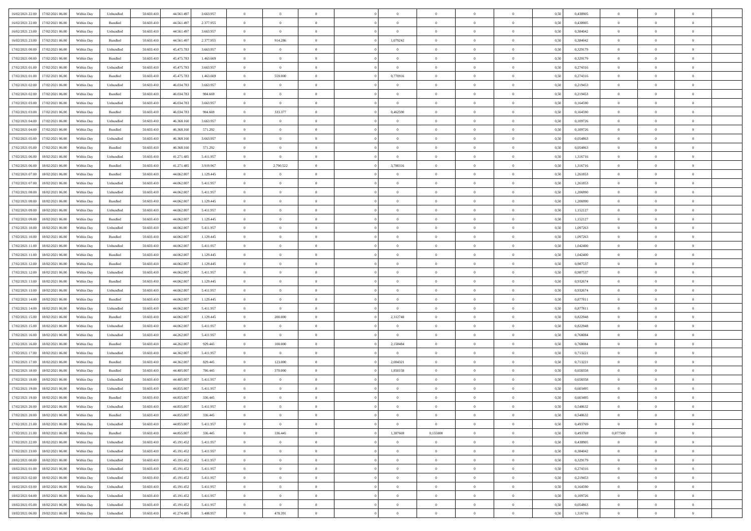| 16/02/2021 22:00 | 17/02/2021 06:00 | Within Day | Unbundled | 50.603.410 | 44.561.497 | 3.663.957 | 0 | 0 | 0 | | 0 | 0 | 0 | 0 | 0,50 | 0,438905 | 0 | 0 | 0 | |
|---|---|---|---|---|---|---|---|---|---|---|---|---|---|---|---|---|---|---|---|---|---|
| 16/02/2021 22:00 | 17/02/2021 06:00 | Within Day | Bundled | 50.603.410 | 44.561.497 | 2.377.955 | 0 | 0 | 0 | | 0 | 0 | 0 | 0 | 0,50 | 0,438905 | 0 | 0 | 0 | |
| 16/02/2021 23:00 | 17/02/2021 06:00 | Within Day | Unbundled | 50.603.410 | 44.561.497 | 3.663.957 | 0 | 0 | 0 | | 0 | 0 | 0 | 0 | 0,50 | 0,384042 | 0 | 0 | 0 | |
| 16/02/2021 23:00 | 17/02/2021 06:00 | Within Day | Bundled | 50.603.410 | 44.561.497 | 2.377.955 | 0 | 914.286 | 0 | | 1,079242 | 0 | 0 | 0 | 0,50 | 0,384042 | 0 | 0 | 0 | |
| 17/02/2021 00:00 | 17/02/2021 06:00 | Within Day | Unbundled | 50.603.410 | 45.475.783 | 3.663.957 | 0 | 0 | 0 | | 0 | 0 | 0 | 0 | 0,50 | 0,329179 | 0 | 0 | 0 | |
| 17/02/2021 00:00 | 17/02/2021 06:00 | Within Day | Bundled | 50.603.410 | 45.475.783 | 1.463.669 | 0 | 0 | 0 | | 0 | 0 | 0 | 0 | 0,50 | 0,329179 | 0 | 0 | 0 | |
| 17/02/2021 01:00 | 17/02/2021 06:00 | Within Day | Unbundled | 50.603.410 | 45.475.783 | 3.663.957 | 0 | 0 | 0 | | 0 | 0 | 0 | 0 | 0,50 | 0,274316 | 0 | 0 | 0 | |
| 17/02/2021 01:00 | 17/02/2021 06:00 | Within Day | Bundled | 50.603.410 | 45.475.783 | 1.463.669 | 0 | 559.000 | 0 | | 0,770916 | 0 | 0 | 0 | 0,50 | 0,274316 | 0 | 0 | 0 | |
| 17/02/2021 02:00 | 17/02/2021 06:00 | Within Day | Unbundled | 50.603.410 | 46.034.783 | 3.663.957 | 0 | 0 | 0 | | 0 | 0 | 0 | 0 | 0,50 | 0,219453 | 0 | 0 | 0 | |
| 17/02/2021 02:00 | 17/02/2021 06:00 | Within Day | Bundled | 50.603.410 | 46.034.783 | 904.669 | 0 | 0 | 0 | | 0 | 0 | 0 | 0 | 0,50 | 0,219453 | 0 | 0 | 0 | |
| 17/02/2021 03:00 | 17/02/2021 06:00 | Within Day | Unbundled | 50.603.410 | 46.034.783 | 3.663.957 | 0 | 0 | 0 | | 0 | 0 | 0 | 0 | 0,50 | 0,164590 | 0 | 0 | 0 | |
| 17/02/2021 03:00 | 17/02/2021 06:00 | Within Day | Bundled | 50.603.410 | 46.034.783 | 904.669 | 0 | 333.377 | 0 | | 0,462590 | 0 | 0 | 0 | 0,50 | 0,164590 | 0 | 0 | 0 | |
| 17/02/2021 04:00 | 17/02/2021 06:00 | Within Day | Unbundled | 50.603.410 | 46.368.160 | 3.663.957 | 0 | 0 | 0 | | 0 | 0 | 0 | 0 | 0,50 | 0,109726 | 0 | 0 | 0 | |
| 17/02/2021 04:00 | 17/02/2021 06:00 | Within Day | Bundled | 50.603.410 | 46.368.160 | 571.292 | 0 | 0 | 0 | | 0 | 0 | 0 | 0 | 0,50 | 0,109726 | 0 | 0 | 0 | |
| 17/02/2021 05:00 | 17/02/2021 06:00 | Within Day | Unbundled | 50.603.410 | 46.368.160 | 3.663.957 | 0 | 0 | 0 | | 0 | 0 | 0 | 0 | 0,50 | 0,054863 | 0 | 0 | 0 | |
| 17/02/2021 05:00 | 17/02/2021 06:00 | Within Day | Bundled | 50.603.410 | 46.368.160 | 571.292 | 0 | 0 | 0 | | 0 | 0 | 0 | 0 | 0,50 | 0,054863 | 0 | 0 | 0 | |
| 17/02/2021 06:00 | 18/02/2021 06:00 | Within Day | Unbundled | 50.603.410 | 41.271.485 | 5.411.957 | 0 | 0 | 0 | | 0 | 0 | 0 | 0 | 0,50 | 1,316716 | 0 | 0 | 0 | |
| 17/02/2021 06:00 | 18/02/2021 06:00 | Within Day | Bundled | 50.603.410 | 41.271.485 | 3.919.967 | 0 | 2.790.522 | 0 | | 3,700316 | 0 | 0 | 0 | 0,50 | 1,316716 | 0 | 0 | 0 | |
| 17/02/2021 07:00 | 18/02/2021 06:00 | Within Day | Bundled | 50.603.410 | 44.062.007 | 1.129.445 | 0 | 0 | 0 | | 0 | 0 | 0 | 0 | 0,50 | 1,261853 | 0 | 0 | 0 | |
| 17/02/2021 07:00 | 18/02/2021 06:00 | Within Day | Unbundled | 50.603.410 | 44.062.007 | 5.411.957 | 0 | 0 | 0 | | 0 | 0 | 0 | 0 | 0,50 | 1,261853 | 0 | 0 | 0 | |
| 17/02/2021 08:00 | 18/02/2021 06:00 | Within Day | Unbundled | 50.603.410 | 44.062.007 | 5.411.957 | 0 | 0 | 0 | | 0 | 0 | 0 | 0 | 0,50 | 1,206990 | 0 | 0 | 0 | |
| 17/02/2021 08:00 | 18/02/2021 06:00 | Within Day | Bundled | 50.603.410 | 44.062.007 | 1.129.445 | 0 | 0 | 0 | | 0 | 0 | 0 | 0 | 0,50 | 1,206990 | 0 | 0 | 0 | |
| 17/02/2021 09:00 | 18/02/2021 06:00 | Within Day | Unbundled | 50.603.410 | 44.062.007 | 5.411.957 | 0 | 0 | 0 | | 0 | 0 | 0 | 0 | 0,50 | 1,152127 | 0 | 0 | 0 | |
| 17/02/2021 09:00 | 18/02/2021 06:00 | Within Day | Bundled | 50.603.410 | 44.062.007 | 1.129.445 | 0 | 0 | 0 | | 0 | 0 | 0 | 0 | 0,50 | 1,152127 | 0 | 0 | 0 | |
| 17/02/2021 10:00 | 18/02/2021 06:00 | Within Day | Unbundled | 50.603.410 | 44.062.007 | 5.411.957 | 0 | 0 | 0 | | 0 | 0 | 0 | 0 | 0,50 | 1,097263 | 0 | 0 | 0 | |
| 17/02/2021 10:00 | 18/02/2021 06:00 | Within Day | Bundled | 50.603.410 | 44.062.007 | 1.129.445 | 0 | 0 | 0 | | 0 | 0 | 0 | 0 | 0,50 | 1,097263 | 0 | 0 | 0 | |
| 17/02/2021 11:00 | 18/02/2021 06:00 | Within Day | Unbundled | 50.603.410 | 44.062.007 | 5.411.957 | 0 | 0 | 0 | | 0 | 0 | 0 | 0 | 0,50 | 1,042400 | 0 | 0 | 0 | |
| 17/02/2021 11:00 | 18/02/2021 06:00 | Within Day | Bundled | 50.603.410 | 44.062.007 | 1.129.445 | 0 | 0 | 0 | | 0 | 0 | 0 | 0 | 0,50 | 1,042400 | 0 | 0 | 0 | |
| 17/02/2021 12:00 | 18/02/2021 06:00 | Within Day | Bundled | 50.603.410 | 44.062.007 | 1.129.445 | 0 | 0 | 0 | | 0 | 0 | 0 | 0 | 0,50 | 0,987537 | 0 | 0 | 0 | |
| 17/02/2021 12:00 | 18/02/2021 06:00 | Within Day | Unbundled | 50.603.410 | 44.062.007 | 5.411.957 | 0 | 0 | 0 | | 0 | 0 | 0 | 0 | 0,50 | 0,987537 | 0 | 0 | 0 | |
| 17/02/2021 13:00 | 18/02/2021 06:00 | Within Day | Bundled | 50.603.410 | 44.062.007 | 1.129.445 | 0 | 0 | 0 | | 0 | 0 | 0 | 0 | 0,50 | 0,932674 | 0 | 0 | 0 | |
| 17/02/2021 13:00 | 18/02/2021 06:00 | Within Day | Unbundled | 50.603.410 | 44.062.007 | 5.411.957 | 0 | 0 | 0 | | 0 | 0 | 0 | 0 | 0,50 | 0,932674 | 0 | 0 | 0 | |
| 17/02/2021 14:00 | 18/02/2021 06:00 | Within Day | Bundled | 50.603.410 | 44.062.007 | 1.129.445 | 0 | 0 | 0 | | 0 | 0 | 0 | 0 | 0,50 | 0,877811 | 0 | 0 | 0 | |
| 17/02/2021 14:00 | 18/02/2021 06:00 | Within Day | Unbundled | 50.603.410 | 44.062.007 | 5.411.957 | 0 | 0 | 0 | | 0 | 0 | 0 | 0 | 0,50 | 0,877811 | 0 | 0 | 0 | |
| 17/02/2021 15:00 | 18/02/2021 06:00 | Within Day | Bundled | 50.603.410 | 44.062.007 | 1.129.445 | 0 | 200.000 | 0 | | 2,312748 | 0 | 0 | 0 | 0,50 | 0,822948 | 0 | 0 | 0 | |
| 17/02/2021 15:00 | 18/02/2021 06:00 | Within Day | Unbundled | 50.603.410 | 44.062.007 | 5.411.957 | 0 | 0 | 0 | | 0 | 0 | 0 | 0 | 0,50 | 0,822948 | 0 | 0 | 0 | |
| 17/02/2021 16:00 | 18/02/2021 06:00 | Within Day | Unbundled | 50.603.410 | 44.262.007 | 5.411.957 | 0 | 0 | 0 | | 0 | 0 | 0 | 0 | 0,50 | 0,768084 | 0 | 0 | 0 | |
| 17/02/2021 16:00 | 18/02/2021 06:00 | Within Day | Bundled | 50.603.410 | 44.262.007 | 929.445 | 0 | 100.000 | 0 | | 2,158484 | 0 | 0 | 0 | 0,50 | 0,768084 | 0 | 0 | 0 | |
| 17/02/2021 17:00 | 18/02/2021 06:00 | Within Day | Unbundled | 50.603.410 | 44.362.007 | 5.411.957 | 0 | 0 | 0 | | 0 | 0 | 0 | 0 | 0,50 | 0,713221 | 0 | 0 | 0 | |
| 17/02/2021 17:00 | 18/02/2021 06:00 | Within Day | Bundled | 50.603.410 | 44.362.007 | 829.445 | 0 | 123.000 | 0 | | 2,004321 | 0 | 0 | 0 | 0,50 | 0,713221 | 0 | 0 | 0 | |
| 17/02/2021 18:00 | 18/02/2021 06:00 | Within Day | Bundled | 50.603.410 | 44.485.007 | 706.445 | 0 | 370.000 | 0 | | 1,850158 | 0 | 0 | 0 | 0,50 | 0,658358 | 0 | 0 | 0 | |
| 17/02/2021 18:00 | 18/02/2021 06:00 | Within Day | Unbundled | 50.603.410 | 44.485.007 | 5.411.957 | 0 | 0 | 0 | | 0 | 0 | 0 | 0 | 0,50 | 0,658358 | 0 | 0 | 0 | |
| 17/02/2021 19:00 | 18/02/2021 06:00 | Within Day | Unbundled | 50.603.410 | 44.855.007 | 5.411.957 | 0 | 0 | 0 | | 0 | 0 | 0 | 0 | 0,50 | 0,603495 | 0 | 0 | 0 | |
| 17/02/2021 19:00 | 18/02/2021 06:00 | Within Day | Bundled | 50.603.410 | 44.855.007 | 336.445 | 0 | 0 | 0 | | 0 | 0 | 0 | 0 | 0,50 | 0,603495 | 0 | 0 | 0 | |
| 17/02/2021 20:00 | 18/02/2021 06:00 | Within Day | Unbundled | 50.603.410 | 44.855.007 | 5.411.957 | 0 | 0 | 0 | | 0 | 0 | 0 | 0 | 0,50 | 0,548632 | 0 | 0 | 0 | |
| 17/02/2021 20:00 | 18/02/2021 06:00 | Within Day | Bundled | 50.603.410 | 44.855.007 | 336.445 | 0 | 0 | 0 | | 0 | 0 | 0 | 0 | 0,50 | 0,548632 | 0 | 0 | 0 | |
| 17/02/2021 21:00 | 18/02/2021 06:00 | Within Day | Unbundled | 50.603.410 | 44.855.007 | 5.411.957 | 0 | 0 | 0 | | 0 | 0 | 0 | 0 | 0,50 | 0,493769 | 0 | 0 | 0 | |
| 17/02/2021 21:00 | 18/02/2021 06:00 | Within Day | Bundled | 50.603.410 | 44.855.007 | 336.445 | 0 | 336.445 | 0 | | 1,387669 | 0,155000 | 0 | 0 | 0,50 | 0,493769 | 0,077500 | 0 | 0 | |
| 17/02/2021 22:00 | 18/02/2021 06:00 | Within Day | Unbundled | 50.603.410 | 45.191.452 | 5.411.957 | 0 | 0 | 0 | | 0 | 0 | 0 | 0 | 0,50 | 0,438905 | 0 | 0 | 0 | |
| 17/02/2021 23:00 | 18/02/2021 06:00 | Within Day | Unbundled | 50.603.410 | 45.191.452 | 5.411.957 | 0 | 0 | 0 | | 0 | 0 | 0 | 0 | 0,50 | 0,384042 | 0 | 0 | 0 | |
| 18/02/2021 00:00 | 18/02/2021 06:00 | Within Day | Unbundled | 50.603.410 | 45.191.452 | 5.411.957 | 0 | 0 | 0 | | 0 | 0 | 0 | 0 | 0,50 | 0,329179 | 0 | 0 | 0 | |
| 18/02/2021 01:00 | 18/02/2021 06:00 | Within Day | Unbundled | 50.603.410 | 45.191.452 | 5.411.957 | 0 | 0 | 0 | | 0 | 0 | 0 | 0 | 0,50 | 0,274316 | 0 | 0 | 0 | |
| 18/02/2021 02:00 | 18/02/2021 06:00 | Within Day | Unbundled | 50.603.410 | 45.191.452 | 5.411.957 | 0 | 0 | 0 | | 0 | 0 | 0 | 0 | 0,50 | 0,219453 | 0 | 0 | 0 | |
| 18/02/2021 03:00 | 18/02/2021 06:00 | Within Day | Unbundled | 50.603.410 | 45.191.452 | 5.411.957 | 0 | 0 | 0 | | 0 | 0 | 0 | 0 | 0,50 | 0,164590 | 0 | 0 | 0 | |
| 18/02/2021 04:00 | 18/02/2021 06:00 | Within Day | Unbundled | 50.603.410 | 45.191.452 | 5.411.957 | 0 | 0 | 0 | | 0 | 0 | 0 | 0 | 0,50 | 0,109726 | 0 | 0 | 0 | |
| 18/02/2021 05:00 | 18/02/2021 06:00 | Within Day | Unbundled | 50.603.410 | 45.191.452 | 5.411.957 | 0 | 0 | 0 | | 0 | 0 | 0 | 0 | 0,50 | 0,054863 | 0 | 0 | 0 | |
| 18/02/2021 06:00 | 19/02/2021 06:00 | Within Day | Unbundled | 50.603.410 | 41.274.485 | 5.408.957 | 0 | 478.391 | 0 | | 0 | 0 | 0 | 0 | 0,50 | 1,316716 | 0 | 0 | 0 | |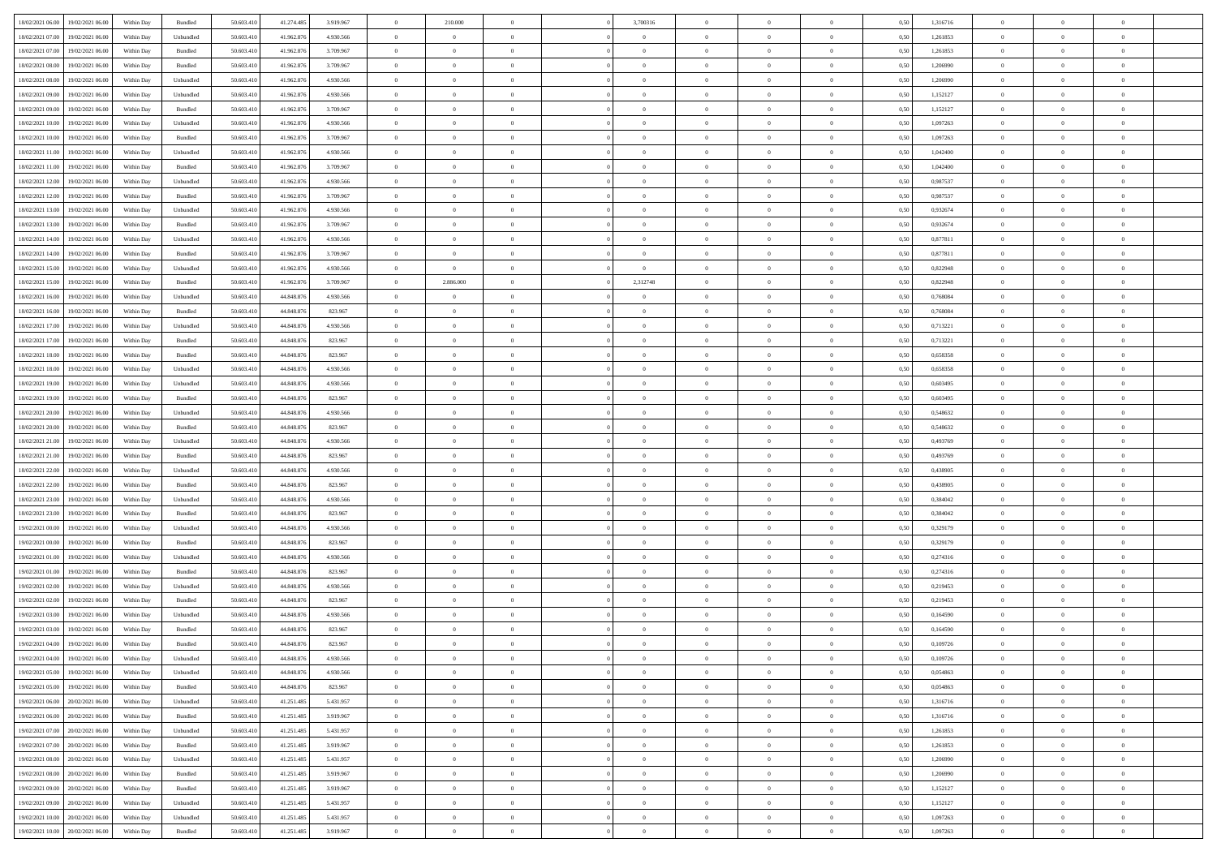| 18/02/2021 06:00 | 19/02/2021 06:00 | Within Day | Bundled | 50.603.410 | 41.274.485 | 3.919.967 | 0 | 210.000 | 0 | | 3,700316 | 0 | 0 | 0 | 0,50 | 1,316716 | 0 | 0 | 0 | |
|---|---|---|---|---|---|---|---|---|---|---|---|---|---|---|---|---|---|---|---|---|
| 18/02/2021 07:00 | 19/02/2021 06:00 | Within Day | Unbundled | 50.603.410 | 41.962.876 | 4.930.566 | 0 | 0 | 0 | | 0 | 0 | 0 | 0 | 0,50 | 1,261853 | 0 | 0 | 0 | |
| 18/02/2021 07:00 | 19/02/2021 06:00 | Within Day | Bundled | 50.603.410 | 41.962.876 | 3.709.967 | 0 | 0 | 0 | | 0 | 0 | 0 | 0 | 0,50 | 1,261853 | 0 | 0 | 0 | |
| 18/02/2021 08:00 | 19/02/2021 06:00 | Within Day | Bundled | 50.603.410 | 41.962.876 | 3.709.967 | 0 | 0 | 0 | | 0 | 0 | 0 | 0 | 0,50 | 1,206990 | 0 | 0 | 0 | |
| 18/02/2021 08:00 | 19/02/2021 06:00 | Within Day | Unbundled | 50.603.410 | 41.962.876 | 4.930.566 | 0 | 0 | 0 | | 0 | 0 | 0 | 0 | 0,50 | 1,206990 | 0 | 0 | 0 | |
| 18/02/2021 09:00 | 19/02/2021 06:00 | Within Day | Unbundled | 50.603.410 | 41.962.876 | 4.930.566 | 0 | 0 | 0 | | 0 | 0 | 0 | 0 | 0,50 | 1,152127 | 0 | 0 | 0 | |
| 18/02/2021 09:00 | 19/02/2021 06:00 | Within Day | Bundled | 50.603.410 | 41.962.876 | 3.709.967 | 0 | 0 | 0 | | 0 | 0 | 0 | 0 | 0,50 | 1,152127 | 0 | 0 | 0 | |
| 18/02/2021 10:00 | 19/02/2021 06:00 | Within Day | Unbundled | 50.603.410 | 41.962.876 | 4.930.566 | 0 | 0 | 0 | | 0 | 0 | 0 | 0 | 0,50 | 1,097263 | 0 | 0 | 0 | |
| 18/02/2021 10:00 | 19/02/2021 06:00 | Within Day | Bundled | 50.603.410 | 41.962.876 | 3.709.967 | 0 | 0 | 0 | | 0 | 0 | 0 | 0 | 0,50 | 1,097263 | 0 | 0 | 0 | |
| 18/02/2021 11:00 | 19/02/2021 06:00 | Within Day | Unbundled | 50.603.410 | 41.962.876 | 4.930.566 | 0 | 0 | 0 | | 0 | 0 | 0 | 0 | 0,50 | 1,042400 | 0 | 0 | 0 | |
| 18/02/2021 11:00 | 19/02/2021 06:00 | Within Day | Bundled | 50.603.410 | 41.962.876 | 3.709.967 | 0 | 0 | 0 | | 0 | 0 | 0 | 0 | 0,50 | 1,042400 | 0 | 0 | 0 | |
| 18/02/2021 12:00 | 19/02/2021 06:00 | Within Day | Unbundled | 50.603.410 | 41.962.876 | 4.930.566 | 0 | 0 | 0 | | 0 | 0 | 0 | 0 | 0,50 | 0,987537 | 0 | 0 | 0 | |
| 18/02/2021 12:00 | 19/02/2021 06:00 | Within Day | Bundled | 50.603.410 | 41.962.876 | 3.709.967 | 0 | 0 | 0 | | 0 | 0 | 0 | 0 | 0,50 | 0,987537 | 0 | 0 | 0 | |
| 18/02/2021 13:00 | 19/02/2021 06:00 | Within Day | Unbundled | 50.603.410 | 41.962.876 | 4.930.566 | 0 | 0 | 0 | | 0 | 0 | 0 | 0 | 0,50 | 0,932674 | 0 | 0 | 0 | |
| 18/02/2021 13:00 | 19/02/2021 06:00 | Within Day | Bundled | 50.603.410 | 41.962.876 | 3.709.967 | 0 | 0 | 0 | | 0 | 0 | 0 | 0 | 0,50 | 0,932674 | 0 | 0 | 0 | |
| 18/02/2021 14:00 | 19/02/2021 06:00 | Within Day | Unbundled | 50.603.410 | 41.962.876 | 4.930.566 | 0 | 0 | 0 | | 0 | 0 | 0 | 0 | 0,50 | 0,877811 | 0 | 0 | 0 | |
| 18/02/2021 14:00 | 19/02/2021 06:00 | Within Day | Bundled | 50.603.410 | 41.962.876 | 3.709.967 | 0 | 0 | 0 | | 0 | 0 | 0 | 0 | 0,50 | 0,877811 | 0 | 0 | 0 | |
| 18/02/2021 15:00 | 19/02/2021 06:00 | Within Day | Unbundled | 50.603.410 | 41.962.876 | 4.930.566 | 0 | 0 | 0 | | 0 | 0 | 0 | 0 | 0,50 | 0,822948 | 0 | 0 | 0 | |
| 18/02/2021 15:00 | 19/02/2021 06:00 | Within Day | Bundled | 50.603.410 | 41.962.876 | 3.709.967 | 0 | 2.886.000 | 0 | | 2,312748 | 0 | 0 | 0 | 0,50 | 0,822948 | 0 | 0 | 0 | |
| 18/02/2021 16:00 | 19/02/2021 06:00 | Within Day | Unbundled | 50.603.410 | 44.848.876 | 4.930.566 | 0 | 0 | 0 | | 0 | 0 | 0 | 0 | 0,50 | 0,768084 | 0 | 0 | 0 | |
| 18/02/2021 16:00 | 19/02/2021 06:00 | Within Day | Bundled | 50.603.410 | 44.848.876 | 823.967 | 0 | 0 | 0 | | 0 | 0 | 0 | 0 | 0,50 | 0,768084 | 0 | 0 | 0 | |
| 18/02/2021 17:00 | 19/02/2021 06:00 | Within Day | Unbundled | 50.603.410 | 44.848.876 | 4.930.566 | 0 | 0 | 0 | | 0 | 0 | 0 | 0 | 0,50 | 0,713221 | 0 | 0 | 0 | |
| 18/02/2021 17:00 | 19/02/2021 06:00 | Within Day | Bundled | 50.603.410 | 44.848.876 | 823.967 | 0 | 0 | 0 | | 0 | 0 | 0 | 0 | 0,50 | 0,713221 | 0 | 0 | 0 | |
| 18/02/2021 18:00 | 19/02/2021 06:00 | Within Day | Bundled | 50.603.410 | 44.848.876 | 823.967 | 0 | 0 | 0 | | 0 | 0 | 0 | 0 | 0,50 | 0,658358 | 0 | 0 | 0 | |
| 18/02/2021 18:00 | 19/02/2021 06:00 | Within Day | Unbundled | 50.603.410 | 44.848.876 | 4.930.566 | 0 | 0 | 0 | | 0 | 0 | 0 | 0 | 0,50 | 0,658358 | 0 | 0 | 0 | |
| 18/02/2021 19:00 | 19/02/2021 06:00 | Within Day | Unbundled | 50.603.410 | 44.848.876 | 4.930.566 | 0 | 0 | 0 | | 0 | 0 | 0 | 0 | 0,50 | 0,603495 | 0 | 0 | 0 | |
| 18/02/2021 19:00 | 19/02/2021 06:00 | Within Day | Bundled | 50.603.410 | 44.848.876 | 823.967 | 0 | 0 | 0 | | 0 | 0 | 0 | 0 | 0,50 | 0,603495 | 0 | 0 | 0 | |
| 18/02/2021 20:00 | 19/02/2021 06:00 | Within Day | Unbundled | 50.603.410 | 44.848.876 | 4.930.566 | 0 | 0 | 0 | | 0 | 0 | 0 | 0 | 0,50 | 0,548632 | 0 | 0 | 0 | |
| 18/02/2021 20:00 | 19/02/2021 06:00 | Within Day | Bundled | 50.603.410 | 44.848.876 | 823.967 | 0 | 0 | 0 | | 0 | 0 | 0 | 0 | 0,50 | 0,548632 | 0 | 0 | 0 | |
| 18/02/2021 21:00 | 19/02/2021 06:00 | Within Day | Unbundled | 50.603.410 | 44.848.876 | 4.930.566 | 0 | 0 | 0 | | 0 | 0 | 0 | 0 | 0,50 | 0,493769 | 0 | 0 | 0 | |
| 18/02/2021 21:00 | 19/02/2021 06:00 | Within Day | Bundled | 50.603.410 | 44.848.876 | 823.967 | 0 | 0 | 0 | | 0 | 0 | 0 | 0 | 0,50 | 0,493769 | 0 | 0 | 0 | |
| 18/02/2021 22:00 | 19/02/2021 06:00 | Within Day | Unbundled | 50.603.410 | 44.848.876 | 4.930.566 | 0 | 0 | 0 | | 0 | 0 | 0 | 0 | 0,50 | 0,438905 | 0 | 0 | 0 | |
| 18/02/2021 22:00 | 19/02/2021 06:00 | Within Day | Bundled | 50.603.410 | 44.848.876 | 823.967 | 0 | 0 | 0 | | 0 | 0 | 0 | 0 | 0,50 | 0,438905 | 0 | 0 | 0 | |
| 18/02/2021 23:00 | 19/02/2021 06:00 | Within Day | Unbundled | 50.603.410 | 44.848.876 | 4.930.566 | 0 | 0 | 0 | | 0 | 0 | 0 | 0 | 0,50 | 0,384042 | 0 | 0 | 0 | |
| 18/02/2021 23:00 | 19/02/2021 06:00 | Within Day | Bundled | 50.603.410 | 44.848.876 | 823.967 | 0 | 0 | 0 | | 0 | 0 | 0 | 0 | 0,50 | 0,384042 | 0 | 0 | 0 | |
| 19/02/2021 00:00 | 19/02/2021 06:00 | Within Day | Unbundled | 50.603.410 | 44.848.876 | 4.930.566 | 0 | 0 | 0 | | 0 | 0 | 0 | 0 | 0,50 | 0,329179 | 0 | 0 | 0 | |
| 19/02/2021 00:00 | 19/02/2021 06:00 | Within Day | Bundled | 50.603.410 | 44.848.876 | 823.967 | 0 | 0 | 0 | | 0 | 0 | 0 | 0 | 0,50 | 0,329179 | 0 | 0 | 0 | |
| 19/02/2021 01:00 | 19/02/2021 06:00 | Within Day | Unbundled | 50.603.410 | 44.848.876 | 4.930.566 | 0 | 0 | 0 | | 0 | 0 | 0 | 0 | 0,50 | 0,274316 | 0 | 0 | 0 | |
| 19/02/2021 01:00 | 19/02/2021 06:00 | Within Day | Bundled | 50.603.410 | 44.848.876 | 823.967 | 0 | 0 | 0 | | 0 | 0 | 0 | 0 | 0,50 | 0,274316 | 0 | 0 | 0 | |
| 19/02/2021 02:00 | 19/02/2021 06:00 | Within Day | Unbundled | 50.603.410 | 44.848.876 | 4.930.566 | 0 | 0 | 0 | | 0 | 0 | 0 | 0 | 0,50 | 0,219453 | 0 | 0 | 0 | |
| 19/02/2021 02:00 | 19/02/2021 06:00 | Within Day | Bundled | 50.603.410 | 44.848.876 | 823.967 | 0 | 0 | 0 | | 0 | 0 | 0 | 0 | 0,50 | 0,219453 | 0 | 0 | 0 | |
| 19/02/2021 03:00 | 19/02/2021 06:00 | Within Day | Unbundled | 50.603.410 | 44.848.876 | 4.930.566 | 0 | 0 | 0 | | 0 | 0 | 0 | 0 | 0,50 | 0,164590 | 0 | 0 | 0 | |
| 19/02/2021 03:00 | 19/02/2021 06:00 | Within Day | Bundled | 50.603.410 | 44.848.876 | 823.967 | 0 | 0 | 0 | | 0 | 0 | 0 | 0 | 0,50 | 0,164590 | 0 | 0 | 0 | |
| 19/02/2021 04:00 | 19/02/2021 06:00 | Within Day | Bundled | 50.603.410 | 44.848.876 | 823.967 | 0 | 0 | 0 | | 0 | 0 | 0 | 0 | 0,50 | 0,109726 | 0 | 0 | 0 | |
| 19/02/2021 04:00 | 19/02/2021 06:00 | Within Day | Unbundled | 50.603.410 | 44.848.876 | 4.930.566 | 0 | 0 | 0 | | 0 | 0 | 0 | 0 | 0,50 | 0,109726 | 0 | 0 | 0 | |
| 19/02/2021 05:00 | 19/02/2021 06:00 | Within Day | Unbundled | 50.603.410 | 44.848.876 | 4.930.566 | 0 | 0 | 0 | | 0 | 0 | 0 | 0 | 0,50 | 0,054863 | 0 | 0 | 0 | |
| 19/02/2021 05:00 | 19/02/2021 06:00 | Within Day | Bundled | 50.603.410 | 44.848.876 | 823.967 | 0 | 0 | 0 | | 0 | 0 | 0 | 0 | 0,50 | 0,054863 | 0 | 0 | 0 | |
| 19/02/2021 06:00 | 20/02/2021 06:00 | Within Day | Unbundled | 50.603.410 | 41.251.485 | 5.431.957 | 0 | 0 | 0 | | 0 | 0 | 0 | 0 | 0,50 | 1,316716 | 0 | 0 | 0 | |
| 19/02/2021 06:00 | 20/02/2021 06:00 | Within Day | Bundled | 50.603.410 | 41.251.485 | 3.919.967 | 0 | 0 | 0 | | 0 | 0 | 0 | 0 | 0,50 | 1,316716 | 0 | 0 | 0 | |
| 19/02/2021 07:00 | 20/02/2021 06:00 | Within Day | Unbundled | 50.603.410 | 41.251.485 | 5.431.957 | 0 | 0 | 0 | | 0 | 0 | 0 | 0 | 0,50 | 1,261853 | 0 | 0 | 0 | |
| 19/02/2021 07:00 | 20/02/2021 06:00 | Within Day | Bundled | 50.603.410 | 41.251.485 | 3.919.967 | 0 | 0 | 0 | | 0 | 0 | 0 | 0 | 0,50 | 1,261853 | 0 | 0 | 0 | |
| 19/02/2021 08:00 | 20/02/2021 06:00 | Within Day | Unbundled | 50.603.410 | 41.251.485 | 5.431.957 | 0 | 0 | 0 | | 0 | 0 | 0 | 0 | 0,50 | 1,206990 | 0 | 0 | 0 | |
| 19/02/2021 08:00 | 20/02/2021 06:00 | Within Day | Bundled | 50.603.410 | 41.251.485 | 3.919.967 | 0 | 0 | 0 | | 0 | 0 | 0 | 0 | 0,50 | 1,206990 | 0 | 0 | 0 | |
| 19/02/2021 09:00 | 20/02/2021 06:00 | Within Day | Bundled | 50.603.410 | 41.251.485 | 3.919.967 | 0 | 0 | 0 | | 0 | 0 | 0 | 0 | 0,50 | 1,152127 | 0 | 0 | 0 | |
| 19/02/2021 09:00 | 20/02/2021 06:00 | Within Day | Unbundled | 50.603.410 | 41.251.485 | 5.431.957 | 0 | 0 | 0 | | 0 | 0 | 0 | 0 | 0,50 | 1,152127 | 0 | 0 | 0 | |
| 19/02/2021 10:00 | 20/02/2021 06:00 | Within Day | Unbundled | 50.603.410 | 41.251.485 | 5.431.957 | 0 | 0 | 0 | | 0 | 0 | 0 | 0 | 0,50 | 1,097263 | 0 | 0 | 0 | |
| 19/02/2021 10:00 | 20/02/2021 06:00 | Within Day | Bundled | 50.603.410 | 41.251.485 | 3.919.967 | 0 | 0 | 0 | | 0 | 0 | 0 | 0 | 0,50 | 1,097263 | 0 | 0 | 0 | |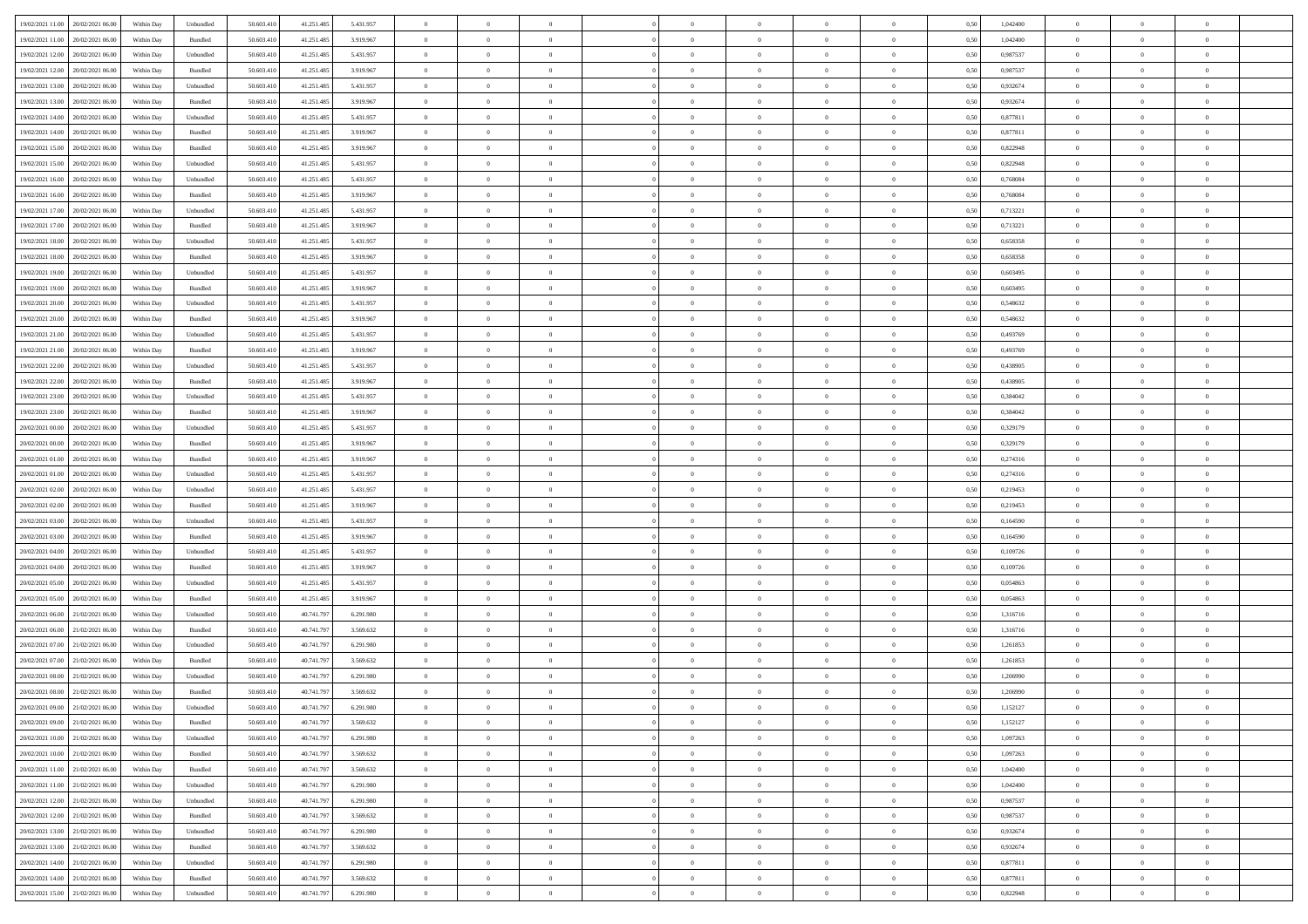| | | | | | | | | | | | | | | | | | | | | |
|---|---|---|---|---|---|---|---|---|---|---|---|---|---|---|---|---|---|---|---|---|
| 19/02/2021 11:00 | 20/02/2021 06:00 | Within Day | Unbundled | 50.603.410 | 41.251.485 | 5.431.957 | 0 | 0 | 0 | | 0 | 0 | 0 | 0 | 0,50 | 1,042400 | 0 | 0 | 0 | |
| 19/02/2021 11:00 | 20/02/2021 06:00 | Within Day | Bundled | 50.603.410 | 41.251.485 | 3.919.967 | 0 | 0 | 0 | | 0 | 0 | 0 | 0 | 0,50 | 1,042400 | 0 | 0 | 0 | |
| 19/02/2021 12:00 | 20/02/2021 06:00 | Within Day | Unbundled | 50.603.410 | 41.251.485 | 5.431.957 | 0 | 0 | 0 | | 0 | 0 | 0 | 0 | 0,50 | 0,987537 | 0 | 0 | 0 | |
| 19/02/2021 12:00 | 20/02/2021 06:00 | Within Day | Bundled | 50.603.410 | 41.251.485 | 3.919.967 | 0 | 0 | 0 | | 0 | 0 | 0 | 0 | 0,50 | 0,987537 | 0 | 0 | 0 | |
| 19/02/2021 13:00 | 20/02/2021 06:00 | Within Day | Unbundled | 50.603.410 | 41.251.485 | 5.431.957 | 0 | 0 | 0 | | 0 | 0 | 0 | 0 | 0,50 | 0,932674 | 0 | 0 | 0 | |
| 19/02/2021 13:00 | 20/02/2021 06:00 | Within Day | Bundled | 50.603.410 | 41.251.485 | 3.919.967 | 0 | 0 | 0 | | 0 | 0 | 0 | 0 | 0,50 | 0,932674 | 0 | 0 | 0 | |
| 19/02/2021 14:00 | 20/02/2021 06:00 | Within Day | Unbundled | 50.603.410 | 41.251.485 | 5.431.957 | 0 | 0 | 0 | | 0 | 0 | 0 | 0 | 0,50 | 0,877811 | 0 | 0 | 0 | |
| 19/02/2021 14:00 | 20/02/2021 06:00 | Within Day | Bundled | 50.603.410 | 41.251.485 | 3.919.967 | 0 | 0 | 0 | | 0 | 0 | 0 | 0 | 0,50 | 0,877811 | 0 | 0 | 0 | |
| 19/02/2021 15:00 | 20/02/2021 06:00 | Within Day | Bundled | 50.603.410 | 41.251.485 | 3.919.967 | 0 | 0 | 0 | | 0 | 0 | 0 | 0 | 0,50 | 0,822948 | 0 | 0 | 0 | |
| 19/02/2021 15:00 | 20/02/2021 06:00 | Within Day | Unbundled | 50.603.410 | 41.251.485 | 5.431.957 | 0 | 0 | 0 | | 0 | 0 | 0 | 0 | 0,50 | 0,822948 | 0 | 0 | 0 | |
| 19/02/2021 16:00 | 20/02/2021 06:00 | Within Day | Unbundled | 50.603.410 | 41.251.485 | 5.431.957 | 0 | 0 | 0 | | 0 | 0 | 0 | 0 | 0,50 | 0,768084 | 0 | 0 | 0 | |
| 19/02/2021 16:00 | 20/02/2021 06:00 | Within Day | Bundled | 50.603.410 | 41.251.485 | 3.919.967 | 0 | 0 | 0 | | 0 | 0 | 0 | 0 | 0,50 | 0,768084 | 0 | 0 | 0 | |
| 19/02/2021 17:00 | 20/02/2021 06:00 | Within Day | Unbundled | 50.603.410 | 41.251.485 | 5.431.957 | 0 | 0 | 0 | | 0 | 0 | 0 | 0 | 0,50 | 0,713221 | 0 | 0 | 0 | |
| 19/02/2021 17:00 | 20/02/2021 06:00 | Within Day | Bundled | 50.603.410 | 41.251.485 | 3.919.967 | 0 | 0 | 0 | | 0 | 0 | 0 | 0 | 0,50 | 0,713221 | 0 | 0 | 0 | |
| 19/02/2021 18:00 | 20/02/2021 06:00 | Within Day | Unbundled | 50.603.410 | 41.251.485 | 5.431.957 | 0 | 0 | 0 | | 0 | 0 | 0 | 0 | 0,50 | 0,658358 | 0 | 0 | 0 | |
| 19/02/2021 18:00 | 20/02/2021 06:00 | Within Day | Bundled | 50.603.410 | 41.251.485 | 3.919.967 | 0 | 0 | 0 | | 0 | 0 | 0 | 0 | 0,50 | 0,658358 | 0 | 0 | 0 | |
| 19/02/2021 19:00 | 20/02/2021 06:00 | Within Day | Unbundled | 50.603.410 | 41.251.485 | 5.431.957 | 0 | 0 | 0 | | 0 | 0 | 0 | 0 | 0,50 | 0,603495 | 0 | 0 | 0 | |
| 19/02/2021 19:00 | 20/02/2021 06:00 | Within Day | Bundled | 50.603.410 | 41.251.485 | 3.919.967 | 0 | 0 | 0 | | 0 | 0 | 0 | 0 | 0,50 | 0,603495 | 0 | 0 | 0 | |
| 19/02/2021 20:00 | 20/02/2021 06:00 | Within Day | Unbundled | 50.603.410 | 41.251.485 | 5.431.957 | 0 | 0 | 0 | | 0 | 0 | 0 | 0 | 0,50 | 0,548632 | 0 | 0 | 0 | |
| 19/02/2021 20:00 | 20/02/2021 06:00 | Within Day | Bundled | 50.603.410 | 41.251.485 | 3.919.967 | 0 | 0 | 0 | | 0 | 0 | 0 | 0 | 0,50 | 0,548632 | 0 | 0 | 0 | |
| 19/02/2021 21:00 | 20/02/2021 06:00 | Within Day | Unbundled | 50.603.410 | 41.251.485 | 5.431.957 | 0 | 0 | 0 | | 0 | 0 | 0 | 0 | 0,50 | 0,493769 | 0 | 0 | 0 | |
| 19/02/2021 21:00 | 20/02/2021 06:00 | Within Day | Bundled | 50.603.410 | 41.251.485 | 3.919.967 | 0 | 0 | 0 | | 0 | 0 | 0 | 0 | 0,50 | 0,493769 | 0 | 0 | 0 | |
| 19/02/2021 22:00 | 20/02/2021 06:00 | Within Day | Unbundled | 50.603.410 | 41.251.485 | 5.431.957 | 0 | 0 | 0 | | 0 | 0 | 0 | 0 | 0,50 | 0,438905 | 0 | 0 | 0 | |
| 19/02/2021 22:00 | 20/02/2021 06:00 | Within Day | Bundled | 50.603.410 | 41.251.485 | 3.919.967 | 0 | 0 | 0 | | 0 | 0 | 0 | 0 | 0,50 | 0,438905 | 0 | 0 | 0 | |
| 19/02/2021 23:00 | 20/02/2021 06:00 | Within Day | Unbundled | 50.603.410 | 41.251.485 | 5.431.957 | 0 | 0 | 0 | | 0 | 0 | 0 | 0 | 0,50 | 0,384042 | 0 | 0 | 0 | |
| 19/02/2021 23:00 | 20/02/2021 06:00 | Within Day | Bundled | 50.603.410 | 41.251.485 | 3.919.967 | 0 | 0 | 0 | | 0 | 0 | 0 | 0 | 0,50 | 0,384042 | 0 | 0 | 0 | |
| 20/02/2021 00:00 | 20/02/2021 06:00 | Within Day | Unbundled | 50.603.410 | 41.251.485 | 5.431.957 | 0 | 0 | 0 | | 0 | 0 | 0 | 0 | 0,50 | 0,329179 | 0 | 0 | 0 | |
| 20/02/2021 00:00 | 20/02/2021 06:00 | Within Day | Bundled | 50.603.410 | 41.251.485 | 3.919.967 | 0 | 0 | 0 | | 0 | 0 | 0 | 0 | 0,50 | 0,329179 | 0 | 0 | 0 | |
| 20/02/2021 01:00 | 20/02/2021 06:00 | Within Day | Bundled | 50.603.410 | 41.251.485 | 3.919.967 | 0 | 0 | 0 | | 0 | 0 | 0 | 0 | 0,50 | 0,274316 | 0 | 0 | 0 | |
| 20/02/2021 01:00 | 20/02/2021 06:00 | Within Day | Unbundled | 50.603.410 | 41.251.485 | 5.431.957 | 0 | 0 | 0 | | 0 | 0 | 0 | 0 | 0,50 | 0,274316 | 0 | 0 | 0 | |
| 20/02/2021 02:00 | 20/02/2021 06:00 | Within Day | Unbundled | 50.603.410 | 41.251.485 | 5.431.957 | 0 | 0 | 0 | | 0 | 0 | 0 | 0 | 0,50 | 0,219453 | 0 | 0 | 0 | |
| 20/02/2021 02:00 | 20/02/2021 06:00 | Within Day | Bundled | 50.603.410 | 41.251.485 | 3.919.967 | 0 | 0 | 0 | | 0 | 0 | 0 | 0 | 0,50 | 0,219453 | 0 | 0 | 0 | |
| 20/02/2021 03:00 | 20/02/2021 06:00 | Within Day | Unbundled | 50.603.410 | 41.251.485 | 5.431.957 | 0 | 0 | 0 | | 0 | 0 | 0 | 0 | 0,50 | 0,164590 | 0 | 0 | 0 | |
| 20/02/2021 03:00 | 20/02/2021 06:00 | Within Day | Bundled | 50.603.410 | 41.251.485 | 3.919.967 | 0 | 0 | 0 | | 0 | 0 | 0 | 0 | 0,50 | 0,164590 | 0 | 0 | 0 | |
| 20/02/2021 04:00 | 20/02/2021 06:00 | Within Day | Unbundled | 50.603.410 | 41.251.485 | 5.431.957 | 0 | 0 | 0 | | 0 | 0 | 0 | 0 | 0,50 | 0,109726 | 0 | 0 | 0 | |
| 20/02/2021 04:00 | 20/02/2021 06:00 | Within Day | Bundled | 50.603.410 | 41.251.485 | 3.919.967 | 0 | 0 | 0 | | 0 | 0 | 0 | 0 | 0,50 | 0,109726 | 0 | 0 | 0 | |
| 20/02/2021 05:00 | 20/02/2021 06:00 | Within Day | Unbundled | 50.603.410 | 41.251.485 | 5.431.957 | 0 | 0 | 0 | | 0 | 0 | 0 | 0 | 0,50 | 0,054863 | 0 | 0 | 0 | |
| 20/02/2021 05:00 | 20/02/2021 06:00 | Within Day | Bundled | 50.603.410 | 41.251.485 | 3.919.967 | 0 | 0 | 0 | | 0 | 0 | 0 | 0 | 0,50 | 0,054863 | 0 | 0 | 0 | |
| 20/02/2021 06:00 | 21/02/2021 06:00 | Within Day | Unbundled | 50.603.410 | 40.741.797 | 6.291.980 | 0 | 0 | 0 | | 0 | 0 | 0 | 0 | 0,50 | 1,316716 | 0 | 0 | 0 | |
| 20/02/2021 06:00 | 21/02/2021 06:00 | Within Day | Bundled | 50.603.410 | 40.741.797 | 3.569.632 | 0 | 0 | 0 | | 0 | 0 | 0 | 0 | 0,50 | 1,316716 | 0 | 0 | 0 | |
| 20/02/2021 07:00 | 21/02/2021 06:00 | Within Day | Unbundled | 50.603.410 | 40.741.797 | 6.291.980 | 0 | 0 | 0 | | 0 | 0 | 0 | 0 | 0,50 | 1,261853 | 0 | 0 | 0 | |
| 20/02/2021 07:00 | 21/02/2021 06:00 | Within Day | Bundled | 50.603.410 | 40.741.797 | 3.569.632 | 0 | 0 | 0 | | 0 | 0 | 0 | 0 | 0,50 | 1,261853 | 0 | 0 | 0 | |
| 20/02/2021 08:00 | 21/02/2021 06:00 | Within Day | Unbundled | 50.603.410 | 40.741.797 | 6.291.980 | 0 | 0 | 0 | | 0 | 0 | 0 | 0 | 0,50 | 1,206990 | 0 | 0 | 0 | |
| 20/02/2021 08:00 | 21/02/2021 06:00 | Within Day | Bundled | 50.603.410 | 40.741.797 | 3.569.632 | 0 | 0 | 0 | | 0 | 0 | 0 | 0 | 0,50 | 1,206990 | 0 | 0 | 0 | |
| 20/02/2021 09:00 | 21/02/2021 06:00 | Within Day | Unbundled | 50.603.410 | 40.741.797 | 6.291.980 | 0 | 0 | 0 | | 0 | 0 | 0 | 0 | 0,50 | 1,152127 | 0 | 0 | 0 | |
| 20/02/2021 09:00 | 21/02/2021 06:00 | Within Day | Bundled | 50.603.410 | 40.741.797 | 3.569.632 | 0 | 0 | 0 | | 0 | 0 | 0 | 0 | 0,50 | 1,152127 | 0 | 0 | 0 | |
| 20/02/2021 10:00 | 21/02/2021 06:00 | Within Day | Unbundled | 50.603.410 | 40.741.797 | 6.291.980 | 0 | 0 | 0 | | 0 | 0 | 0 | 0 | 0,50 | 1,097263 | 0 | 0 | 0 | |
| 20/02/2021 10:00 | 21/02/2021 06:00 | Within Day | Bundled | 50.603.410 | 40.741.797 | 3.569.632 | 0 | 0 | 0 | | 0 | 0 | 0 | 0 | 0,50 | 1,097263 | 0 | 0 | 0 | |
| 20/02/2021 11:00 | 21/02/2021 06:00 | Within Day | Bundled | 50.603.410 | 40.741.797 | 3.569.632 | 0 | 0 | 0 | | 0 | 0 | 0 | 0 | 0,50 | 1,042400 | 0 | 0 | 0 | |
| 20/02/2021 11:00 | 21/02/2021 06:00 | Within Day | Unbundled | 50.603.410 | 40.741.797 | 6.291.980 | 0 | 0 | 0 | | 0 | 0 | 0 | 0 | 0,50 | 1,042400 | 0 | 0 | 0 | |
| 20/02/2021 12:00 | 21/02/2021 06:00 | Within Day | Unbundled | 50.603.410 | 40.741.797 | 6.291.980 | 0 | 0 | 0 | | 0 | 0 | 0 | 0 | 0,50 | 0,987537 | 0 | 0 | 0 | |
| 20/02/2021 12:00 | 21/02/2021 06:00 | Within Day | Bundled | 50.603.410 | 40.741.797 | 3.569.632 | 0 | 0 | 0 | | 0 | 0 | 0 | 0 | 0,50 | 0,987537 | 0 | 0 | 0 | |
| 20/02/2021 13:00 | 21/02/2021 06:00 | Within Day | Unbundled | 50.603.410 | 40.741.797 | 6.291.980 | 0 | 0 | 0 | | 0 | 0 | 0 | 0 | 0,50 | 0,932674 | 0 | 0 | 0 | |
| 20/02/2021 13:00 | 21/02/2021 06:00 | Within Day | Bundled | 50.603.410 | 40.741.797 | 3.569.632 | 0 | 0 | 0 | | 0 | 0 | 0 | 0 | 0,50 | 0,932674 | 0 | 0 | 0 | |
| 20/02/2021 14:00 | 21/02/2021 06:00 | Within Day | Unbundled | 50.603.410 | 40.741.797 | 6.291.980 | 0 | 0 | 0 | | 0 | 0 | 0 | 0 | 0,50 | 0,877811 | 0 | 0 | 0 | |
| 20/02/2021 14:00 | 21/02/2021 06:00 | Within Day | Bundled | 50.603.410 | 40.741.797 | 3.569.632 | 0 | 0 | 0 | | 0 | 0 | 0 | 0 | 0,50 | 0,877811 | 0 | 0 | 0 | |
| 20/02/2021 15:00 | 21/02/2021 06:00 | Within Day | Unbundled | 50.603.410 | 40.741.797 | 6.291.980 | 0 | 0 | 0 | | 0 | 0 | 0 | 0 | 0,50 | 0,822948 | 0 | 0 | 0 | |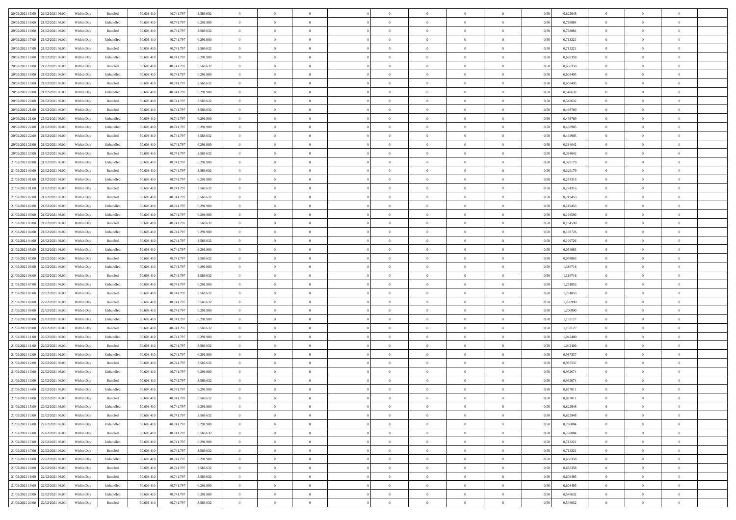| | | | | | | | | | | | | | | | | | | | | | |
|---|---|---|---|---|---|---|---|---|---|---|---|---|---|---|---|---|---|---|---|---|---|
| 20/02/2021 15:00 | 21/02/2021 06:00 | Within Day | Bundled | 50.603.410 | 40.741.797 | 3.569.632 | 0 | 0 | 0 | | 0 | 0 | 0 | 0 | 0,50 | 0,822948 | 0 | 0 | 0 | |
| 20/02/2021 16:00 | 21/02/2021 06:00 | Within Day | Unbundled | 50.603.410 | 40.741.797 | 6.291.980 | 0 | 0 | 0 | | 0 | 0 | 0 | 0 | 0,50 | 0,768084 | 0 | 0 | 0 | |
| 20/02/2021 16:00 | 21/02/2021 06:00 | Within Day | Bundled | 50.603.410 | 40.741.797 | 3.569.632 | 0 | 0 | 0 | | 0 | 0 | 0 | 0 | 0,50 | 0,768084 | 0 | 0 | 0 | |
| 20/02/2021 17:00 | 21/02/2021 06:00 | Within Day | Unbundled | 50.603.410 | 40.741.797 | 6.291.980 | 0 | 0 | 0 | | 0 | 0 | 0 | 0 | 0,50 | 0,713221 | 0 | 0 | 0 | |
| 20/02/2021 17:00 | 21/02/2021 06:00 | Within Day | Bundled | 50.603.410 | 40.741.797 | 3.569.632 | 0 | 0 | 0 | | 0 | 0 | 0 | 0 | 0,50 | 0,713221 | 0 | 0 | 0 | |
| 20/02/2021 18:00 | 21/02/2021 06:00 | Within Day | Unbundled | 50.603.410 | 40.741.797 | 6.291.980 | 0 | 0 | 0 | | 0 | 0 | 0 | 0 | 0,50 | 0,658358 | 0 | 0 | 0 | |
| 20/02/2021 18:00 | 21/02/2021 06:00 | Within Day | Bundled | 50.603.410 | 40.741.797 | 3.569.632 | 0 | 0 | 0 | | 0 | 0 | 0 | 0 | 0,50 | 0,658358 | 0 | 0 | 0 | |
| 20/02/2021 19:00 | 21/02/2021 06:00 | Within Day | Unbundled | 50.603.410 | 40.741.797 | 6.291.980 | 0 | 0 | 0 | | 0 | 0 | 0 | 0 | 0,50 | 0,603495 | 0 | 0 | 0 | |
| 20/02/2021 19:00 | 21/02/2021 06:00 | Within Day | Bundled | 50.603.410 | 40.741.797 | 3.569.632 | 0 | 0 | 0 | | 0 | 0 | 0 | 0 | 0,50 | 0,603495 | 0 | 0 | 0 | |
| 20/02/2021 20:00 | 21/02/2021 06:00 | Within Day | Unbundled | 50.603.410 | 40.741.797 | 6.291.980 | 0 | 0 | 0 | | 0 | 0 | 0 | 0 | 0,50 | 0,548632 | 0 | 0 | 0 | |
| 20/02/2021 20:00 | 21/02/2021 06:00 | Within Day | Bundled | 50.603.410 | 40.741.797 | 3.569.632 | 0 | 0 | 0 | | 0 | 0 | 0 | 0 | 0,50 | 0,548632 | 0 | 0 | 0 | |
| 20/02/2021 21:00 | 21/02/2021 06:00 | Within Day | Bundled | 50.603.410 | 40.741.797 | 3.569.632 | 0 | 0 | 0 | | 0 | 0 | 0 | 0 | 0,50 | 0,493769 | 0 | 0 | 0 | |
| 20/02/2021 21:00 | 21/02/2021 06:00 | Within Day | Unbundled | 50.603.410 | 40.741.797 | 6.291.980 | 0 | 0 | 0 | | 0 | 0 | 0 | 0 | 0,50 | 0,493769 | 0 | 0 | 0 | |
| 20/02/2021 22:00 | 21/02/2021 06:00 | Within Day | Unbundled | 50.603.410 | 40.741.797 | 6.291.980 | 0 | 0 | 0 | | 0 | 0 | 0 | 0 | 0,50 | 0,438905 | 0 | 0 | 0 | |
| 20/02/2021 22:00 | 21/02/2021 06:00 | Within Day | Bundled | 50.603.410 | 40.741.797 | 3.569.632 | 0 | 0 | 0 | | 0 | 0 | 0 | 0 | 0,50 | 0,438905 | 0 | 0 | 0 | |
| 20/02/2021 23:00 | 21/02/2021 06:00 | Within Day | Unbundled | 50.603.410 | 40.741.797 | 6.291.980 | 0 | 0 | 0 | | 0 | 0 | 0 | 0 | 0,50 | 0,384042 | 0 | 0 | 0 | |
| 20/02/2021 23:00 | 21/02/2021 06:00 | Within Day | Bundled | 50.603.410 | 40.741.797 | 3.569.632 | 0 | 0 | 0 | | 0 | 0 | 0 | 0 | 0,50 | 0,384042 | 0 | 0 | 0 | |
| 21/02/2021 00:00 | 21/02/2021 06:00 | Within Day | Unbundled | 50.603.410 | 40.741.797 | 6.291.980 | 0 | 0 | 0 | | 0 | 0 | 0 | 0 | 0,50 | 0,329179 | 0 | 0 | 0 | |
| 21/02/2021 00:00 | 21/02/2021 06:00 | Within Day | Bundled | 50.603.410 | 40.741.797 | 3.569.632 | 0 | 0 | 0 | | 0 | 0 | 0 | 0 | 0,50 | 0,329179 | 0 | 0 | 0 | |
| 21/02/2021 01:00 | 21/02/2021 06:00 | Within Day | Unbundled | 50.603.410 | 40.741.797 | 6.291.980 | 0 | 0 | 0 | | 0 | 0 | 0 | 0 | 0,50 | 0,274316 | 0 | 0 | 0 | |
| 21/02/2021 01:00 | 21/02/2021 06:00 | Within Day | Bundled | 50.603.410 | 40.741.797 | 3.569.632 | 0 | 0 | 0 | | 0 | 0 | 0 | 0 | 0,50 | 0,274316 | 0 | 0 | 0 | |
| 21/02/2021 02:00 | 21/02/2021 06:00 | Within Day | Bundled | 50.603.410 | 40.741.797 | 3.569.632 | 0 | 0 | 0 | | 0 | 0 | 0 | 0 | 0,50 | 0,219453 | 0 | 0 | 0 | |
| 21/02/2021 02:00 | 21/02/2021 06:00 | Within Day | Unbundled | 50.603.410 | 40.741.797 | 6.291.980 | 0 | 0 | 0 | | 0 | 0 | 0 | 0 | 0,50 | 0,219453 | 0 | 0 | 0 | |
| 21/02/2021 03:00 | 21/02/2021 06:00 | Within Day | Unbundled | 50.603.410 | 40.741.797 | 6.291.980 | 0 | 0 | 0 | | 0 | 0 | 0 | 0 | 0,50 | 0,164590 | 0 | 0 | 0 | |
| 21/02/2021 03:00 | 21/02/2021 06:00 | Within Day | Bundled | 50.603.410 | 40.741.797 | 3.569.632 | 0 | 0 | 0 | | 0 | 0 | 0 | 0 | 0,50 | 0,164590 | 0 | 0 | 0 | |
| 21/02/2021 04:00 | 21/02/2021 06:00 | Within Day | Unbundled | 50.603.410 | 40.741.797 | 6.291.980 | 0 | 0 | 0 | | 0 | 0 | 0 | 0 | 0,50 | 0,109726 | 0 | 0 | 0 | |
| 21/02/2021 04:00 | 21/02/2021 06:00 | Within Day | Bundled | 50.603.410 | 40.741.797 | 3.569.632 | 0 | 0 | 0 | | 0 | 0 | 0 | 0 | 0,50 | 0,109726 | 0 | 0 | 0 | |
| 21/02/2021 05:00 | 21/02/2021 06:00 | Within Day | Unbundled | 50.603.410 | 40.741.797 | 6.291.980 | 0 | 0 | 0 | | 0 | 0 | 0 | 0 | 0,50 | 0,054863 | 0 | 0 | 0 | |
| 21/02/2021 05:00 | 21/02/2021 06:00 | Within Day | Bundled | 50.603.410 | 40.741.797 | 3.569.632 | 0 | 0 | 0 | | 0 | 0 | 0 | 0 | 0,50 | 0,054863 | 0 | 0 | 0 | |
| 21/02/2021 06:00 | 22/02/2021 06:00 | Within Day | Unbundled | 50.603.410 | 40.741.797 | 6.291.980 | 0 | 0 | 0 | | 0 | 0 | 0 | 0 | 0,50 | 1,316716 | 0 | 0 | 0 | |
| 21/02/2021 06:00 | 22/02/2021 06:00 | Within Day | Bundled | 50.603.410 | 40.741.797 | 3.569.632 | 0 | 0 | 0 | | 0 | 0 | 0 | 0 | 0,50 | 1,316716 | 0 | 0 | 0 | |
| 21/02/2021 07:00 | 22/02/2021 06:00 | Within Day | Unbundled | 50.603.410 | 40.741.797 | 6.291.980 | 0 | 0 | 0 | | 0 | 0 | 0 | 0 | 0,50 | 1,261853 | 0 | 0 | 0 | |
| 21/02/2021 07:00 | 22/02/2021 06:00 | Within Day | Bundled | 50.603.410 | 40.741.797 | 3.569.632 | 0 | 0 | 0 | | 0 | 0 | 0 | 0 | 0,50 | 1,261853 | 0 | 0 | 0 | |
| 21/02/2021 08:00 | 22/02/2021 06:00 | Within Day | Bundled | 50.603.410 | 40.741.797 | 3.569.632 | 0 | 0 | 0 | | 0 | 0 | 0 | 0 | 0,50 | 1,206990 | 0 | 0 | 0 | |
| 21/02/2021 08:00 | 22/02/2021 06:00 | Within Day | Unbundled | 50.603.410 | 40.741.797 | 6.291.980 | 0 | 0 | 0 | | 0 | 0 | 0 | 0 | 0,50 | 1,206990 | 0 | 0 | 0 | |
| 21/02/2021 09:00 | 22/02/2021 06:00 | Within Day | Unbundled | 50.603.410 | 40.741.797 | 6.291.980 | 0 | 0 | 0 | | 0 | 0 | 0 | 0 | 0,50 | 1,152127 | 0 | 0 | 0 | |
| 21/02/2021 09:00 | 22/02/2021 06:00 | Within Day | Bundled | 50.603.410 | 40.741.797 | 3.569.632 | 0 | 0 | 0 | | 0 | 0 | 0 | 0 | 0,50 | 1,152127 | 0 | 0 | 0 | |
| 21/02/2021 11:00 | 22/02/2021 06:00 | Within Day | Unbundled | 50.603.410 | 40.741.797 | 6.291.980 | 0 | 0 | 0 | | 0 | 0 | 0 | 0 | 0,50 | 1,042400 | 0 | 0 | 0 | |
| 21/02/2021 11:00 | 22/02/2021 06:00 | Within Day | Bundled | 50.603.410 | 40.741.797 | 3.569.632 | 0 | 0 | 0 | | 0 | 0 | 0 | 0 | 0,50 | 1,042400 | 0 | 0 | 0 | |
| 21/02/2021 12:00 | 22/02/2021 06:00 | Within Day | Unbundled | 50.603.410 | 40.741.797 | 6.291.980 | 0 | 0 | 0 | | 0 | 0 | 0 | 0 | 0,50 | 0,987537 | 0 | 0 | 0 | |
| 21/02/2021 12:00 | 22/02/2021 06:00 | Within Day | Bundled | 50.603.410 | 40.741.797 | 3.569.632 | 0 | 0 | 0 | | 0 | 0 | 0 | 0 | 0,50 | 0,987537 | 0 | 0 | 0 | |
| 21/02/2021 13:00 | 22/02/2021 06:00 | Within Day | Unbundled | 50.603.410 | 40.741.797 | 6.291.980 | 0 | 0 | 0 | | 0 | 0 | 0 | 0 | 0,50 | 0,932674 | 0 | 0 | 0 | |
| 21/02/2021 13:00 | 22/02/2021 06:00 | Within Day | Bundled | 50.603.410 | 40.741.797 | 3.569.632 | 0 | 0 | 0 | | 0 | 0 | 0 | 0 | 0,50 | 0,932674 | 0 | 0 | 0 | |
| 21/02/2021 14:00 | 22/02/2021 06:00 | Within Day | Unbundled | 50.603.410 | 40.741.797 | 6.291.980 | 0 | 0 | 0 | | 0 | 0 | 0 | 0 | 0,50 | 0,877811 | 0 | 0 | 0 | |
| 21/02/2021 14:00 | 22/02/2021 06:00 | Within Day | Bundled | 50.603.410 | 40.741.797 | 3.569.632 | 0 | 0 | 0 | | 0 | 0 | 0 | 0 | 0,50 | 0,877811 | 0 | 0 | 0 | |
| 21/02/2021 15:00 | 22/02/2021 06:00 | Within Day | Unbundled | 50.603.410 | 40.741.797 | 6.291.980 | 0 | 0 | 0 | | 0 | 0 | 0 | 0 | 0,50 | 0,822948 | 0 | 0 | 0 | |
| 21/02/2021 15:00 | 22/02/2021 06:00 | Within Day | Bundled | 50.603.410 | 40.741.797 | 3.569.632 | 0 | 0 | 0 | | 0 | 0 | 0 | 0 | 0,50 | 0,822948 | 0 | 0 | 0 | |
| 21/02/2021 16:00 | 22/02/2021 06:00 | Within Day | Unbundled | 50.603.410 | 40.741.797 | 6.291.980 | 0 | 0 | 0 | | 0 | 0 | 0 | 0 | 0,50 | 0,768084 | 0 | 0 | 0 | |
| 21/02/2021 16:00 | 22/02/2021 06:00 | Within Day | Bundled | 50.603.410 | 40.741.797 | 3.569.632 | 0 | 0 | 0 | | 0 | 0 | 0 | 0 | 0,50 | 0,768084 | 0 | 0 | 0 | |
| 21/02/2021 17:00 | 22/02/2021 06:00 | Within Day | Unbundled | 50.603.410 | 40.741.797 | 6.291.980 | 0 | 0 | 0 | | 0 | 0 | 0 | 0 | 0,50 | 0,713221 | 0 | 0 | 0 | |
| 21/02/2021 17:00 | 22/02/2021 06:00 | Within Day | Bundled | 50.603.410 | 40.741.797 | 3.569.632 | 0 | 0 | 0 | | 0 | 0 | 0 | 0 | 0,50 | 0,713221 | 0 | 0 | 0 | |
| 21/02/2021 18:00 | 22/02/2021 06:00 | Within Day | Unbundled | 50.603.410 | 40.741.797 | 6.291.980 | 0 | 0 | 0 | | 0 | 0 | 0 | 0 | 0,50 | 0,658358 | 0 | 0 | 0 | |
| 21/02/2021 18:00 | 22/02/2021 06:00 | Within Day | Bundled | 50.603.410 | 40.741.797 | 3.569.632 | 0 | 0 | 0 | | 0 | 0 | 0 | 0 | 0,50 | 0,658358 | 0 | 0 | 0 | |
| 21/02/2021 19:00 | 22/02/2021 06:00 | Within Day | Bundled | 50.603.410 | 40.741.797 | 3.569.632 | 0 | 0 | 0 | | 0 | 0 | 0 | 0 | 0,50 | 0,603495 | 0 | 0 | 0 | |
| 21/02/2021 19:00 | 22/02/2021 06:00 | Within Day | Unbundled | 50.603.410 | 40.741.797 | 6.291.980 | 0 | 0 | 0 | | 0 | 0 | 0 | 0 | 0,50 | 0,603495 | 0 | 0 | 0 | |
| 21/02/2021 20:00 | 22/02/2021 06:00 | Within Day | Unbundled | 50.603.410 | 40.741.797 | 6.291.980 | 0 | 0 | 0 | | 0 | 0 | 0 | 0 | 0,50 | 0,548632 | 0 | 0 | 0 | |
| 21/02/2021 20:00 | 22/02/2021 06:00 | Within Day | Bundled | 50.603.410 | 40.741.797 | 3.569.632 | 0 | 0 | 0 | | 0 | 0 | 0 | 0 | 0,50 | 0,548632 | 0 | 0 | 0 | |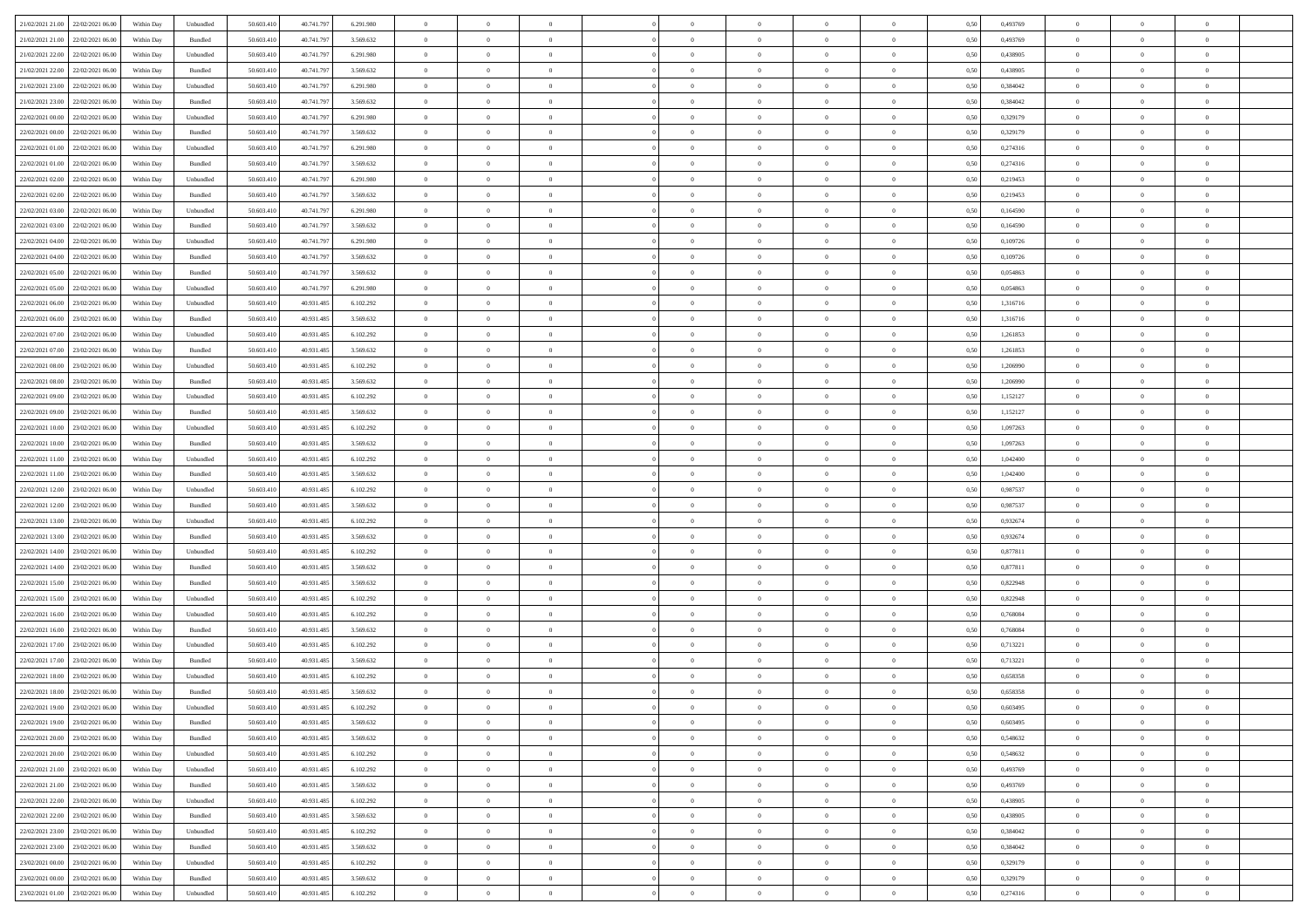| | | | | | | | | | | | | | | | | | | | | |
|---|---|---|---|---|---|---|---|---|---|---|---|---|---|---|---|---|---|---|---|---|
| 21/02/2021 21:00 | 22/02/2021 06:00 | Within Day | Unbundled | 50.603.410 | 40.741.797 | 6.291.980 | 0 | 0 | 0 | | 0 | 0 | 0 | 0 | 0,50 | 0,493769 | 0 | 0 | 0 | |
| 21/02/2021 21:00 | 22/02/2021 06:00 | Within Day | Bundled | 50.603.410 | 40.741.797 | 3.569.632 | 0 | 0 | 0 | | 0 | 0 | 0 | 0 | 0,50 | 0,493769 | 0 | 0 | 0 | |
| 21/02/2021 22:00 | 22/02/2021 06:00 | Within Day | Unbundled | 50.603.410 | 40.741.797 | 6.291.980 | 0 | 0 | 0 | | 0 | 0 | 0 | 0 | 0,50 | 0,438905 | 0 | 0 | 0 | |
| 21/02/2021 22:00 | 22/02/2021 06:00 | Within Day | Bundled | 50.603.410 | 40.741.797 | 3.569.632 | 0 | 0 | 0 | | 0 | 0 | 0 | 0 | 0,50 | 0,438905 | 0 | 0 | 0 | |
| 21/02/2021 23:00 | 22/02/2021 06:00 | Within Day | Unbundled | 50.603.410 | 40.741.797 | 6.291.980 | 0 | 0 | 0 | | 0 | 0 | 0 | 0 | 0,50 | 0,384042 | 0 | 0 | 0 | |
| 21/02/2021 23:00 | 22/02/2021 06:00 | Within Day | Bundled | 50.603.410 | 40.741.797 | 3.569.632 | 0 | 0 | 0 | | 0 | 0 | 0 | 0 | 0,50 | 0,384042 | 0 | 0 | 0 | |
| 22/02/2021 00:00 | 22/02/2021 06:00 | Within Day | Unbundled | 50.603.410 | 40.741.797 | 6.291.980 | 0 | 0 | 0 | | 0 | 0 | 0 | 0 | 0,50 | 0,329179 | 0 | 0 | 0 | |
| 22/02/2021 00:00 | 22/02/2021 06:00 | Within Day | Bundled | 50.603.410 | 40.741.797 | 3.569.632 | 0 | 0 | 0 | | 0 | 0 | 0 | 0 | 0,50 | 0,329179 | 0 | 0 | 0 | |
| 22/02/2021 01:00 | 22/02/2021 06:00 | Within Day | Unbundled | 50.603.410 | 40.741.797 | 6.291.980 | 0 | 0 | 0 | | 0 | 0 | 0 | 0 | 0,50 | 0,274316 | 0 | 0 | 0 | |
| 22/02/2021 01:00 | 22/02/2021 06:00 | Within Day | Bundled | 50.603.410 | 40.741.797 | 3.569.632 | 0 | 0 | 0 | | 0 | 0 | 0 | 0 | 0,50 | 0,274316 | 0 | 0 | 0 | |
| 22/02/2021 02:00 | 22/02/2021 06:00 | Within Day | Unbundled | 50.603.410 | 40.741.797 | 6.291.980 | 0 | 0 | 0 | | 0 | 0 | 0 | 0 | 0,50 | 0,219453 | 0 | 0 | 0 | |
| 22/02/2021 02:00 | 22/02/2021 06:00 | Within Day | Bundled | 50.603.410 | 40.741.797 | 3.569.632 | 0 | 0 | 0 | | 0 | 0 | 0 | 0 | 0,50 | 0,219453 | 0 | 0 | 0 | |
| 22/02/2021 03:00 | 22/02/2021 06:00 | Within Day | Unbundled | 50.603.410 | 40.741.797 | 6.291.980 | 0 | 0 | 0 | | 0 | 0 | 0 | 0 | 0,50 | 0,164590 | 0 | 0 | 0 | |
| 22/02/2021 03:00 | 22/02/2021 06:00 | Within Day | Bundled | 50.603.410 | 40.741.797 | 3.569.632 | 0 | 0 | 0 | | 0 | 0 | 0 | 0 | 0,50 | 0,164590 | 0 | 0 | 0 | |
| 22/02/2021 04:00 | 22/02/2021 06:00 | Within Day | Unbundled | 50.603.410 | 40.741.797 | 6.291.980 | 0 | 0 | 0 | | 0 | 0 | 0 | 0 | 0,50 | 0,109726 | 0 | 0 | 0 | |
| 22/02/2021 04:00 | 22/02/2021 06:00 | Within Day | Bundled | 50.603.410 | 40.741.797 | 3.569.632 | 0 | 0 | 0 | | 0 | 0 | 0 | 0 | 0,50 | 0,109726 | 0 | 0 | 0 | |
| 22/02/2021 05:00 | 22/02/2021 06:00 | Within Day | Bundled | 50.603.410 | 40.741.797 | 3.569.632 | 0 | 0 | 0 | | 0 | 0 | 0 | 0 | 0,50 | 0,054863 | 0 | 0 | 0 | |
| 22/02/2021 05:00 | 22/02/2021 06:00 | Within Day | Unbundled | 50.603.410 | 40.741.797 | 6.291.980 | 0 | 0 | 0 | | 0 | 0 | 0 | 0 | 0,50 | 0,054863 | 0 | 0 | 0 | |
| 22/02/2021 06:00 | 23/02/2021 06:00 | Within Day | Unbundled | 50.603.410 | 40.931.485 | 6.102.292 | 0 | 0 | 0 | | 0 | 0 | 0 | 0 | 0,50 | 1,316716 | 0 | 0 | 0 | |
| 22/02/2021 06:00 | 23/02/2021 06:00 | Within Day | Bundled | 50.603.410 | 40.931.485 | 3.569.632 | 0 | 0 | 0 | | 0 | 0 | 0 | 0 | 0,50 | 1,316716 | 0 | 0 | 0 | |
| 22/02/2021 07:00 | 23/02/2021 06:00 | Within Day | Unbundled | 50.603.410 | 40.931.485 | 6.102.292 | 0 | 0 | 0 | | 0 | 0 | 0 | 0 | 0,50 | 1,261853 | 0 | 0 | 0 | |
| 22/02/2021 07:00 | 23/02/2021 06:00 | Within Day | Bundled | 50.603.410 | 40.931.485 | 3.569.632 | 0 | 0 | 0 | | 0 | 0 | 0 | 0 | 0,50 | 1,261853 | 0 | 0 | 0 | |
| 22/02/2021 08:00 | 23/02/2021 06:00 | Within Day | Unbundled | 50.603.410 | 40.931.485 | 6.102.292 | 0 | 0 | 0 | | 0 | 0 | 0 | 0 | 0,50 | 1,206990 | 0 | 0 | 0 | |
| 22/02/2021 08:00 | 23/02/2021 06:00 | Within Day | Bundled | 50.603.410 | 40.931.485 | 3.569.632 | 0 | 0 | 0 | | 0 | 0 | 0 | 0 | 0,50 | 1,206990 | 0 | 0 | 0 | |
| 22/02/2021 09:00 | 23/02/2021 06:00 | Within Day | Unbundled | 50.603.410 | 40.931.485 | 6.102.292 | 0 | 0 | 0 | | 0 | 0 | 0 | 0 | 0,50 | 1,152127 | 0 | 0 | 0 | |
| 22/02/2021 09:00 | 23/02/2021 06:00 | Within Day | Bundled | 50.603.410 | 40.931.485 | 3.569.632 | 0 | 0 | 0 | | 0 | 0 | 0 | 0 | 0,50 | 1,152127 | 0 | 0 | 0 | |
| 22/02/2021 10:00 | 23/02/2021 06:00 | Within Day | Unbundled | 50.603.410 | 40.931.485 | 6.102.292 | 0 | 0 | 0 | | 0 | 0 | 0 | 0 | 0,50 | 1,097263 | 0 | 0 | 0 | |
| 22/02/2021 10:00 | 23/02/2021 06:00 | Within Day | Bundled | 50.603.410 | 40.931.485 | 3.569.632 | 0 | 0 | 0 | | 0 | 0 | 0 | 0 | 0,50 | 1,097263 | 0 | 0 | 0 | |
| 22/02/2021 11:00 | 23/02/2021 06:00 | Within Day | Unbundled | 50.603.410 | 40.931.485 | 6.102.292 | 0 | 0 | 0 | | 0 | 0 | 0 | 0 | 0,50 | 1,042400 | 0 | 0 | 0 | |
| 22/02/2021 11:00 | 23/02/2021 06:00 | Within Day | Bundled | 50.603.410 | 40.931.485 | 3.569.632 | 0 | 0 | 0 | | 0 | 0 | 0 | 0 | 0,50 | 1,042400 | 0 | 0 | 0 | |
| 22/02/2021 12:00 | 23/02/2021 06:00 | Within Day | Unbundled | 50.603.410 | 40.931.485 | 6.102.292 | 0 | 0 | 0 | | 0 | 0 | 0 | 0 | 0,50 | 0,987537 | 0 | 0 | 0 | |
| 22/02/2021 12:00 | 23/02/2021 06:00 | Within Day | Bundled | 50.603.410 | 40.931.485 | 3.569.632 | 0 | 0 | 0 | | 0 | 0 | 0 | 0 | 0,50 | 0,987537 | 0 | 0 | 0 | |
| 22/02/2021 13:00 | 23/02/2021 06:00 | Within Day | Unbundled | 50.603.410 | 40.931.485 | 6.102.292 | 0 | 0 | 0 | | 0 | 0 | 0 | 0 | 0,50 | 0,932674 | 0 | 0 | 0 | |
| 22/02/2021 13:00 | 23/02/2021 06:00 | Within Day | Bundled | 50.603.410 | 40.931.485 | 3.569.632 | 0 | 0 | 0 | | 0 | 0 | 0 | 0 | 0,50 | 0,932674 | 0 | 0 | 0 | |
| 22/02/2021 14:00 | 23/02/2021 06:00 | Within Day | Unbundled | 50.603.410 | 40.931.485 | 6.102.292 | 0 | 0 | 0 | | 0 | 0 | 0 | 0 | 0,50 | 0,877811 | 0 | 0 | 0 | |
| 22/02/2021 14:00 | 23/02/2021 06:00 | Within Day | Bundled | 50.603.410 | 40.931.485 | 3.569.632 | 0 | 0 | 0 | | 0 | 0 | 0 | 0 | 0,50 | 0,877811 | 0 | 0 | 0 | |
| 22/02/2021 15:00 | 23/02/2021 06:00 | Within Day | Bundled | 50.603.410 | 40.931.485 | 3.569.632 | 0 | 0 | 0 | | 0 | 0 | 0 | 0 | 0,50 | 0,822948 | 0 | 0 | 0 | |
| 22/02/2021 15:00 | 23/02/2021 06:00 | Within Day | Unbundled | 50.603.410 | 40.931.485 | 6.102.292 | 0 | 0 | 0 | | 0 | 0 | 0 | 0 | 0,50 | 0,822948 | 0 | 0 | 0 | |
| 22/02/2021 16:00 | 23/02/2021 06:00 | Within Day | Unbundled | 50.603.410 | 40.931.485 | 6.102.292 | 0 | 0 | 0 | | 0 | 0 | 0 | 0 | 0,50 | 0,768084 | 0 | 0 | 0 | |
| 22/02/2021 16:00 | 23/02/2021 06:00 | Within Day | Bundled | 50.603.410 | 40.931.485 | 3.569.632 | 0 | 0 | 0 | | 0 | 0 | 0 | 0 | 0,50 | 0,768084 | 0 | 0 | 0 | |
| 22/02/2021 17:00 | 23/02/2021 06:00 | Within Day | Unbundled | 50.603.410 | 40.931.485 | 6.102.292 | 0 | 0 | 0 | | 0 | 0 | 0 | 0 | 0,50 | 0,713221 | 0 | 0 | 0 | |
| 22/02/2021 17:00 | 23/02/2021 06:00 | Within Day | Bundled | 50.603.410 | 40.931.485 | 3.569.632 | 0 | 0 | 0 | | 0 | 0 | 0 | 0 | 0,50 | 0,713221 | 0 | 0 | 0 | |
| 22/02/2021 18:00 | 23/02/2021 06:00 | Within Day | Unbundled | 50.603.410 | 40.931.485 | 6.102.292 | 0 | 0 | 0 | | 0 | 0 | 0 | 0 | 0,50 | 0,658358 | 0 | 0 | 0 | |
| 22/02/2021 18:00 | 23/02/2021 06:00 | Within Day | Bundled | 50.603.410 | 40.931.485 | 3.569.632 | 0 | 0 | 0 | | 0 | 0 | 0 | 0 | 0,50 | 0,658358 | 0 | 0 | 0 | |
| 22/02/2021 19:00 | 23/02/2021 06:00 | Within Day | Unbundled | 50.603.410 | 40.931.485 | 6.102.292 | 0 | 0 | 0 | | 0 | 0 | 0 | 0 | 0,50 | 0,603495 | 0 | 0 | 0 | |
| 22/02/2021 19:00 | 23/02/2021 06:00 | Within Day | Bundled | 50.603.410 | 40.931.485 | 3.569.632 | 0 | 0 | 0 | | 0 | 0 | 0 | 0 | 0,50 | 0,603495 | 0 | 0 | 0 | |
| 22/02/2021 20:00 | 23/02/2021 06:00 | Within Day | Bundled | 50.603.410 | 40.931.485 | 3.569.632 | 0 | 0 | 0 | | 0 | 0 | 0 | 0 | 0,50 | 0,548632 | 0 | 0 | 0 | |
| 22/02/2021 20:00 | 23/02/2021 06:00 | Within Day | Unbundled | 50.603.410 | 40.931.485 | 6.102.292 | 0 | 0 | 0 | | 0 | 0 | 0 | 0 | 0,50 | 0,548632 | 0 | 0 | 0 | |
| 22/02/2021 21:00 | 23/02/2021 06:00 | Within Day | Unbundled | 50.603.410 | 40.931.485 | 6.102.292 | 0 | 0 | 0 | | 0 | 0 | 0 | 0 | 0,50 | 0,493769 | 0 | 0 | 0 | |
| 22/02/2021 21:00 | 23/02/2021 06:00 | Within Day | Bundled | 50.603.410 | 40.931.485 | 3.569.632 | 0 | 0 | 0 | | 0 | 0 | 0 | 0 | 0,50 | 0,493769 | 0 | 0 | 0 | |
| 22/02/2021 22:00 | 23/02/2021 06:00 | Within Day | Unbundled | 50.603.410 | 40.931.485 | 6.102.292 | 0 | 0 | 0 | | 0 | 0 | 0 | 0 | 0,50 | 0,438905 | 0 | 0 | 0 | |
| 22/02/2021 22:00 | 23/02/2021 06:00 | Within Day | Bundled | 50.603.410 | 40.931.485 | 3.569.632 | 0 | 0 | 0 | | 0 | 0 | 0 | 0 | 0,50 | 0,438905 | 0 | 0 | 0 | |
| 22/02/2021 23:00 | 23/02/2021 06:00 | Within Day | Unbundled | 50.603.410 | 40.931.485 | 6.102.292 | 0 | 0 | 0 | | 0 | 0 | 0 | 0 | 0,50 | 0,384042 | 0 | 0 | 0 | |
| 22/02/2021 23:00 | 23/02/2021 06:00 | Within Day | Bundled | 50.603.410 | 40.931.485 | 3.569.632 | 0 | 0 | 0 | | 0 | 0 | 0 | 0 | 0,50 | 0,384042 | 0 | 0 | 0 | |
| 23/02/2021 00:00 | 23/02/2021 06:00 | Within Day | Unbundled | 50.603.410 | 40.931.485 | 6.102.292 | 0 | 0 | 0 | | 0 | 0 | 0 | 0 | 0,50 | 0,329179 | 0 | 0 | 0 | |
| 23/02/2021 00:00 | 23/02/2021 06:00 | Within Day | Bundled | 50.603.410 | 40.931.485 | 3.569.632 | 0 | 0 | 0 | | 0 | 0 | 0 | 0 | 0,50 | 0,329179 | 0 | 0 | 0 | |
| 23/02/2021 01:00 | 23/02/2021 06:00 | Within Day | Unbundled | 50.603.410 | 40.931.485 | 6.102.292 | 0 | 0 | 0 | | 0 | 0 | 0 | 0 | 0,50 | 0,274316 | 0 | 0 | 0 | |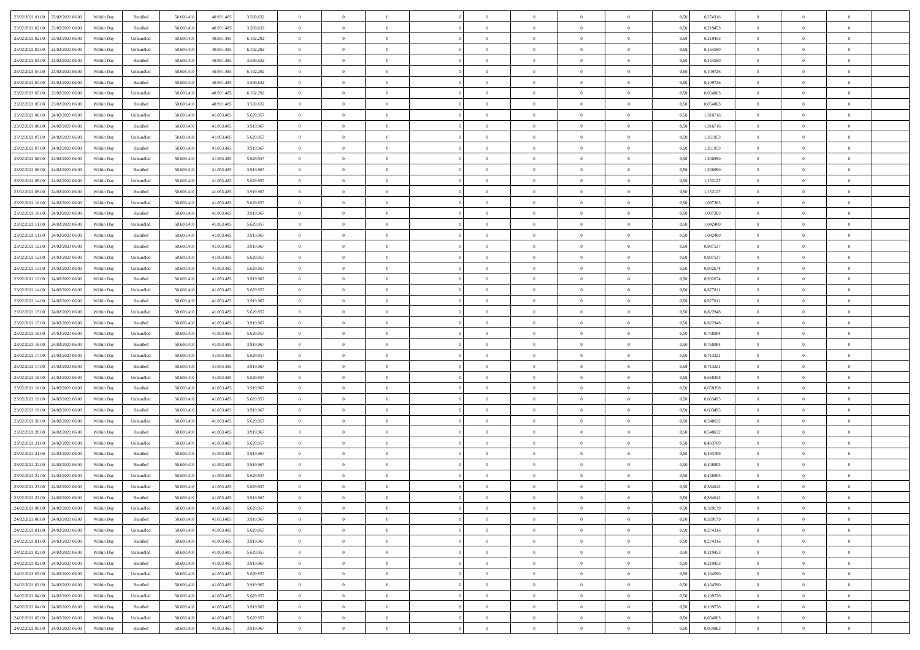| | | | | | | | | | | | | | | | | | | | | |
|---|---|---|---|---|---|---|---|---|---|---|---|---|---|---|---|---|---|---|---|---|
| 23/02/2021 01:00 | 23/02/2021 06:00 | Within Day | Bundled | 50.603.410 | 40.931.485 | 3.569.632 | 0 | 0 | 0 | | 0 | 0 | 0 | 0 | 0,50 | 0,274316 | 0 | 0 | 0 | |
| 23/02/2021 02:00 | 23/02/2021 06:00 | Within Day | Bundled | 50.603.410 | 40.931.485 | 3.569.632 | 0 | 0 | 0 | | 0 | 0 | 0 | 0 | 0,50 | 0,219453 | 0 | 0 | 0 | |
| 23/02/2021 02:00 | 23/02/2021 06:00 | Within Day | Unbundled | 50.603.410 | 40.931.485 | 6.102.292 | 0 | 0 | 0 | | 0 | 0 | 0 | 0 | 0,50 | 0,219453 | 0 | 0 | 0 | |
| 23/02/2021 03:00 | 23/02/2021 06:00 | Within Day | Unbundled | 50.603.410 | 40.931.485 | 6.102.292 | 0 | 0 | 0 | | 0 | 0 | 0 | 0 | 0,50 | 0,164590 | 0 | 0 | 0 | |
| 23/02/2021 03:00 | 23/02/2021 06:00 | Within Day | Bundled | 50.603.410 | 40.931.485 | 3.569.632 | 0 | 0 | 0 | | 0 | 0 | 0 | 0 | 0,50 | 0,164590 | 0 | 0 | 0 | |
| 23/02/2021 04:00 | 23/02/2021 06:00 | Within Day | Unbundled | 50.603.410 | 40.931.485 | 6.102.292 | 0 | 0 | 0 | | 0 | 0 | 0 | 0 | 0,50 | 0,109726 | 0 | 0 | 0 | |
| 23/02/2021 04:00 | 23/02/2021 06:00 | Within Day | Bundled | 50.603.410 | 40.931.485 | 3.569.632 | 0 | 0 | 0 | | 0 | 0 | 0 | 0 | 0,50 | 0,109726 | 0 | 0 | 0 | |
| 23/02/2021 05:00 | 23/02/2021 06:00 | Within Day | Unbundled | 50.603.410 | 40.931.485 | 6.102.292 | 0 | 0 | 0 | | 0 | 0 | 0 | 0 | 0,50 | 0,054863 | 0 | 0 | 0 | |
| 23/02/2021 05:00 | 23/02/2021 06:00 | Within Day | Bundled | 50.603.410 | 40.931.485 | 3.569.632 | 0 | 0 | 0 | | 0 | 0 | 0 | 0 | 0,50 | 0,054863 | 0 | 0 | 0 | |
| 23/02/2021 06:00 | 24/02/2021 06:00 | Within Day | Unbundled | 50.603.410 | 41.053.485 | 5.629.957 | 0 | 0 | 0 | | 0 | 0 | 0 | 0 | 0,50 | 1,316716 | 0 | 0 | 0 | |
| 23/02/2021 06:00 | 24/02/2021 06:00 | Within Day | Bundled | 50.603.410 | 41.053.485 | 3.919.967 | 0 | 0 | 0 | | 0 | 0 | 0 | 0 | 0,50 | 1,316716 | 0 | 0 | 0 | |
| 23/02/2021 07:00 | 24/02/2021 06:00 | Within Day | Unbundled | 50.603.410 | 41.053.485 | 5.629.957 | 0 | 0 | 0 | | 0 | 0 | 0 | 0 | 0,50 | 1,261853 | 0 | 0 | 0 | |
| 23/02/2021 07:00 | 24/02/2021 06:00 | Within Day | Bundled | 50.603.410 | 41.053.485 | 3.919.967 | 0 | 0 | 0 | | 0 | 0 | 0 | 0 | 0,50 | 1,261853 | 0 | 0 | 0 | |
| 23/02/2021 08:00 | 24/02/2021 06:00 | Within Day | Unbundled | 50.603.410 | 41.053.485 | 5.629.957 | 0 | 0 | 0 | | 0 | 0 | 0 | 0 | 0,50 | 1,206990 | 0 | 0 | 0 | |
| 23/02/2021 08:00 | 24/02/2021 06:00 | Within Day | Bundled | 50.603.410 | 41.053.485 | 3.919.967 | 0 | 0 | 0 | | 0 | 0 | 0 | 0 | 0,50 | 1,206990 | 0 | 0 | 0 | |
| 23/02/2021 09:00 | 24/02/2021 06:00 | Within Day | Unbundled | 50.603.410 | 41.053.485 | 5.629.957 | 0 | 0 | 0 | | 0 | 0 | 0 | 0 | 0,50 | 1,152127 | 0 | 0 | 0 | |
| 23/02/2021 09:00 | 24/02/2021 06:00 | Within Day | Bundled | 50.603.410 | 41.053.485 | 3.919.967 | 0 | 0 | 0 | | 0 | 0 | 0 | 0 | 0,50 | 1,152127 | 0 | 0 | 0 | |
| 23/02/2021 10:00 | 24/02/2021 06:00 | Within Day | Unbundled | 50.603.410 | 41.053.485 | 5.629.957 | 0 | 0 | 0 | | 0 | 0 | 0 | 0 | 0,50 | 1,097263 | 0 | 0 | 0 | |
| 23/02/2021 10:00 | 24/02/2021 06:00 | Within Day | Bundled | 50.603.410 | 41.053.485 | 3.919.967 | 0 | 0 | 0 | | 0 | 0 | 0 | 0 | 0,50 | 1,097263 | 0 | 0 | 0 | |
| 23/02/2021 11:00 | 24/02/2021 06:00 | Within Day | Unbundled | 50.603.410 | 41.053.485 | 5.629.957 | 0 | 0 | 0 | | 0 | 0 | 0 | 0 | 0,50 | 1,042400 | 0 | 0 | 0 | |
| 23/02/2021 11:00 | 24/02/2021 06:00 | Within Day | Bundled | 50.603.410 | 41.053.485 | 3.919.967 | 0 | 0 | 0 | | 0 | 0 | 0 | 0 | 0,50 | 1,042400 | 0 | 0 | 0 | |
| 23/02/2021 12:00 | 24/02/2021 06:00 | Within Day | Bundled | 50.603.410 | 41.053.485 | 3.919.967 | 0 | 0 | 0 | | 0 | 0 | 0 | 0 | 0,50 | 0,987537 | 0 | 0 | 0 | |
| 23/02/2021 12:00 | 24/02/2021 06:00 | Within Day | Unbundled | 50.603.410 | 41.053.485 | 5.629.957 | 0 | 0 | 0 | | 0 | 0 | 0 | 0 | 0,50 | 0,987537 | 0 | 0 | 0 | |
| 23/02/2021 13:00 | 24/02/2021 06:00 | Within Day | Unbundled | 50.603.410 | 41.053.485 | 5.629.957 | 0 | 0 | 0 | | 0 | 0 | 0 | 0 | 0,50 | 0,932674 | 0 | 0 | 0 | |
| 23/02/2021 13:00 | 24/02/2021 06:00 | Within Day | Bundled | 50.603.410 | 41.053.485 | 3.919.967 | 0 | 0 | 0 | | 0 | 0 | 0 | 0 | 0,50 | 0,932674 | 0 | 0 | 0 | |
| 23/02/2021 14:00 | 24/02/2021 06:00 | Within Day | Unbundled | 50.603.410 | 41.053.485 | 5.629.957 | 0 | 0 | 0 | | 0 | 0 | 0 | 0 | 0,50 | 0,877811 | 0 | 0 | 0 | |
| 23/02/2021 14:00 | 24/02/2021 06:00 | Within Day | Bundled | 50.603.410 | 41.053.485 | 3.919.967 | 0 | 0 | 0 | | 0 | 0 | 0 | 0 | 0,50 | 0,877811 | 0 | 0 | 0 | |
| 23/02/2021 15:00 | 24/02/2021 06:00 | Within Day | Unbundled | 50.603.410 | 41.053.485 | 5.629.957 | 0 | 0 | 0 | | 0 | 0 | 0 | 0 | 0,50 | 0,822948 | 0 | 0 | 0 | |
| 23/02/2021 15:00 | 24/02/2021 06:00 | Within Day | Bundled | 50.603.410 | 41.053.485 | 3.919.967 | 0 | 0 | 0 | | 0 | 0 | 0 | 0 | 0,50 | 0,822948 | 0 | 0 | 0 | |
| 23/02/2021 16:00 | 24/02/2021 06:00 | Within Day | Unbundled | 50.603.410 | 41.053.485 | 5.629.957 | 0 | 0 | 0 | | 0 | 0 | 0 | 0 | 0,50 | 0,768084 | 0 | 0 | 0 | |
| 23/02/2021 16:00 | 24/02/2021 06:00 | Within Day | Bundled | 50.603.410 | 41.053.485 | 3.919.967 | 0 | 0 | 0 | | 0 | 0 | 0 | 0 | 0,50 | 0,768084 | 0 | 0 | 0 | |
| 23/02/2021 17:00 | 24/02/2021 06:00 | Within Day | Unbundled | 50.603.410 | 41.053.485 | 5.629.957 | 0 | 0 | 0 | | 0 | 0 | 0 | 0 | 0,50 | 0,713221 | 0 | 0 | 0 | |
| 23/02/2021 17:00 | 24/02/2021 06:00 | Within Day | Bundled | 50.603.410 | 41.053.485 | 3.919.967 | 0 | 0 | 0 | | 0 | 0 | 0 | 0 | 0,50 | 0,713221 | 0 | 0 | 0 | |
| 23/02/2021 18:00 | 24/02/2021 06:00 | Within Day | Unbundled | 50.603.410 | 41.053.485 | 5.629.957 | 0 | 0 | 0 | | 0 | 0 | 0 | 0 | 0,50 | 0,658358 | 0 | 0 | 0 | |
| 23/02/2021 18:00 | 24/02/2021 06:00 | Within Day | Bundled | 50.603.410 | 41.053.485 | 3.919.967 | 0 | 0 | 0 | | 0 | 0 | 0 | 0 | 0,50 | 0,658358 | 0 | 0 | 0 | |
| 23/02/2021 19:00 | 24/02/2021 06:00 | Within Day | Unbundled | 50.603.410 | 41.053.485 | 5.629.957 | 0 | 0 | 0 | | 0 | 0 | 0 | 0 | 0,50 | 0,603495 | 0 | 0 | 0 | |
| 23/02/2021 19:00 | 24/02/2021 06:00 | Within Day | Bundled | 50.603.410 | 41.053.485 | 3.919.967 | 0 | 0 | 0 | | 0 | 0 | 0 | 0 | 0,50 | 0,603495 | 0 | 0 | 0 | |
| 23/02/2021 20:00 | 24/02/2021 06:00 | Within Day | Unbundled | 50.603.410 | 41.053.485 | 5.629.957 | 0 | 0 | 0 | | 0 | 0 | 0 | 0 | 0,50 | 0,548632 | 0 | 0 | 0 | |
| 23/02/2021 20:00 | 24/02/2021 06:00 | Within Day | Bundled | 50.603.410 | 41.053.485 | 3.919.967 | 0 | 0 | 0 | | 0 | 0 | 0 | 0 | 0,50 | 0,548632 | 0 | 0 | 0 | |
| 23/02/2021 21:00 | 24/02/2021 06:00 | Within Day | Unbundled | 50.603.410 | 41.053.485 | 5.629.957 | 0 | 0 | 0 | | 0 | 0 | 0 | 0 | 0,50 | 0,493769 | 0 | 0 | 0 | |
| 23/02/2021 21:00 | 24/02/2021 06:00 | Within Day | Bundled | 50.603.410 | 41.053.485 | 3.919.967 | 0 | 0 | 0 | | 0 | 0 | 0 | 0 | 0,50 | 0,493769 | 0 | 0 | 0 | |
| 23/02/2021 22:00 | 24/02/2021 06:00 | Within Day | Bundled | 50.603.410 | 41.053.485 | 3.919.967 | 0 | 0 | 0 | | 0 | 0 | 0 | 0 | 0,50 | 0,438905 | 0 | 0 | 0 | |
| 23/02/2021 22:00 | 24/02/2021 06:00 | Within Day | Unbundled | 50.603.410 | 41.053.485 | 5.629.957 | 0 | 0 | 0 | | 0 | 0 | 0 | 0 | 0,50 | 0,438905 | 0 | 0 | 0 | |
| 23/02/2021 23:00 | 24/02/2021 06:00 | Within Day | Unbundled | 50.603.410 | 41.053.485 | 5.629.957 | 0 | 0 | 0 | | 0 | 0 | 0 | 0 | 0,50 | 0,384042 | 0 | 0 | 0 | |
| 23/02/2021 23:00 | 24/02/2021 06:00 | Within Day | Bundled | 50.603.410 | 41.053.485 | 3.919.967 | 0 | 0 | 0 | | 0 | 0 | 0 | 0 | 0,50 | 0,384042 | 0 | 0 | 0 | |
| 24/02/2021 00:00 | 24/02/2021 06:00 | Within Day | Unbundled | 50.603.410 | 41.053.485 | 5.629.957 | 0 | 0 | 0 | | 0 | 0 | 0 | 0 | 0,50 | 0,329179 | 0 | 0 | 0 | |
| 24/02/2021 00:00 | 24/02/2021 06:00 | Within Day | Bundled | 50.603.410 | 41.053.485 | 3.919.967 | 0 | 0 | 0 | | 0 | 0 | 0 | 0 | 0,50 | 0,329179 | 0 | 0 | 0 | |
| 24/02/2021 01:00 | 24/02/2021 06:00 | Within Day | Unbundled | 50.603.410 | 41.053.485 | 5.629.957 | 0 | 0 | 0 | | 0 | 0 | 0 | 0 | 0,50 | 0,274316 | 0 | 0 | 0 | |
| 24/02/2021 01:00 | 24/02/2021 06:00 | Within Day | Bundled | 50.603.410 | 41.053.485 | 3.919.967 | 0 | 0 | 0 | | 0 | 0 | 0 | 0 | 0,50 | 0,274316 | 0 | 0 | 0 | |
| 24/02/2021 02:00 | 24/02/2021 06:00 | Within Day | Unbundled | 50.603.410 | 41.053.485 | 5.629.957 | 0 | 0 | 0 | | 0 | 0 | 0 | 0 | 0,50 | 0,219453 | 0 | 0 | 0 | |
| 24/02/2021 02:00 | 24/02/2021 06:00 | Within Day | Bundled | 50.603.410 | 41.053.485 | 3.919.967 | 0 | 0 | 0 | | 0 | 0 | 0 | 0 | 0,50 | 0,219453 | 0 | 0 | 0 | |
| 24/02/2021 03:00 | 24/02/2021 06:00 | Within Day | Unbundled | 50.603.410 | 41.053.485 | 5.629.957 | 0 | 0 | 0 | | 0 | 0 | 0 | 0 | 0,50 | 0,164590 | 0 | 0 | 0 | |
| 24/02/2021 03:00 | 24/02/2021 06:00 | Within Day | Bundled | 50.603.410 | 41.053.485 | 3.919.967 | 0 | 0 | 0 | | 0 | 0 | 0 | 0 | 0,50 | 0,164590 | 0 | 0 | 0 | |
| 24/02/2021 04:00 | 24/02/2021 06:00 | Within Day | Unbundled | 50.603.410 | 41.053.485 | 5.629.957 | 0 | 0 | 0 | | 0 | 0 | 0 | 0 | 0,50 | 0,109726 | 0 | 0 | 0 | |
| 24/02/2021 04:00 | 24/02/2021 06:00 | Within Day | Bundled | 50.603.410 | 41.053.485 | 3.919.967 | 0 | 0 | 0 | | 0 | 0 | 0 | 0 | 0,50 | 0,109726 | 0 | 0 | 0 | |
| 24/02/2021 05:00 | 24/02/2021 06:00 | Within Day | Unbundled | 50.603.410 | 41.053.485 | 5.629.957 | 0 | 0 | 0 | | 0 | 0 | 0 | 0 | 0,50 | 0,054863 | 0 | 0 | 0 | |
| 24/02/2021 05:00 | 24/02/2021 06:00 | Within Day | Bundled | 50.603.410 | 41.053.485 | 3.919.967 | 0 | 0 | 0 | | 0 | 0 | 0 | 0 | 0,50 | 0,054863 | 0 | 0 | 0 | |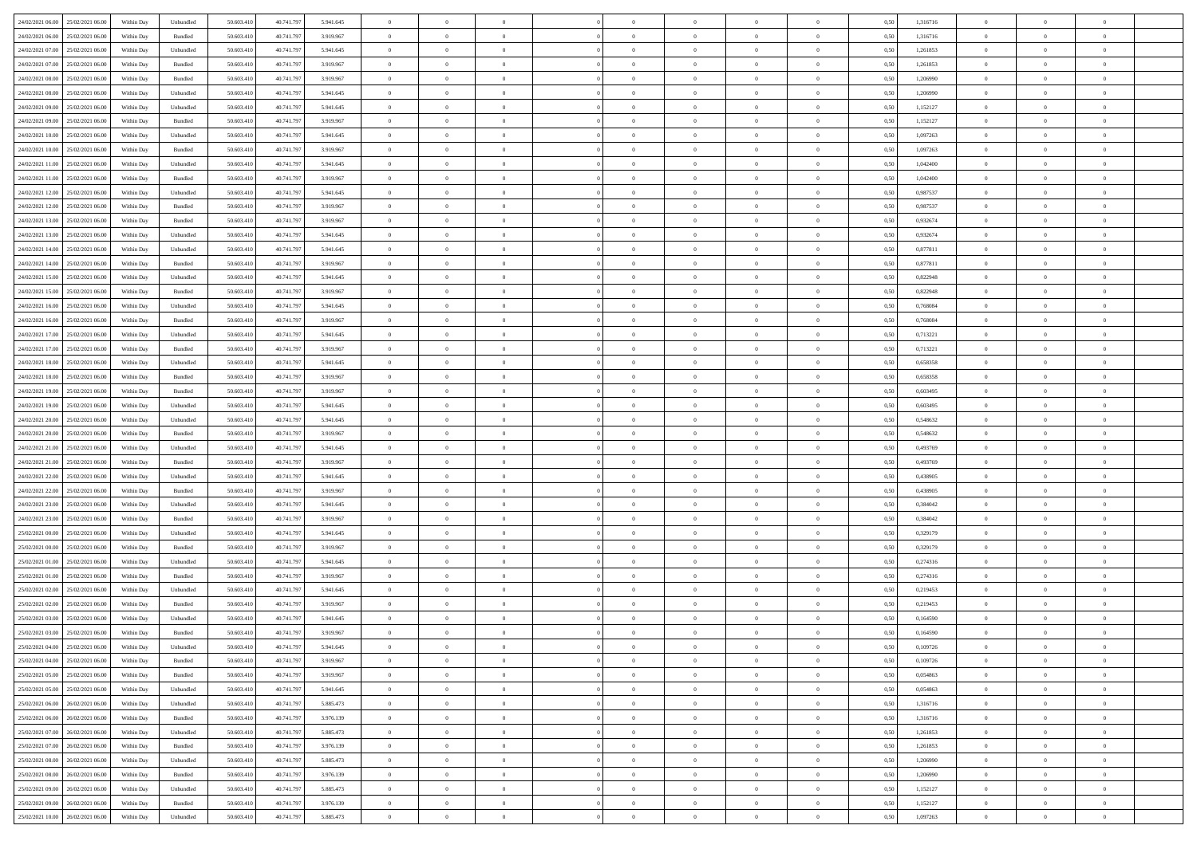| | | | | | | | | | | | | | | | | | | | | |
|---|---|---|---|---|---|---|---|---|---|---|---|---|---|---|---|---|---|---|---|---|
| 24/02/2021 06.00 | 25/02/2021 06.00 | Within Day | Unbundled | 50.603.410 | 40.741.797 | 5.941.645 | 0 | 0 | 0 | | 0 | 0 | 0 | 0 | 0,50 | 1,316716 | 0 | 0 | 0 | |
| 24/02/2021 06.00 | 25/02/2021 06.00 | Within Day | Bundled | 50.603.410 | 40.741.797 | 3.919.967 | 0 | 0 | 0 | | 0 | 0 | 0 | 0 | 0,50 | 1,316716 | 0 | 0 | 0 | |
| 24/02/2021 07.00 | 25/02/2021 06.00 | Within Day | Unbundled | 50.603.410 | 40.741.797 | 5.941.645 | 0 | 0 | 0 | | 0 | 0 | 0 | 0 | 0,50 | 1,261853 | 0 | 0 | 0 | |
| 24/02/2021 07.00 | 25/02/2021 06.00 | Within Day | Bundled | 50.603.410 | 40.741.797 | 3.919.967 | 0 | 0 | 0 | | 0 | 0 | 0 | 0 | 0,50 | 1,261853 | 0 | 0 | 0 | |
| 24/02/2021 08.00 | 25/02/2021 06.00 | Within Day | Bundled | 50.603.410 | 40.741.797 | 3.919.967 | 0 | 0 | 0 | | 0 | 0 | 0 | 0 | 0,50 | 1,206990 | 0 | 0 | 0 | |
| 24/02/2021 08.00 | 25/02/2021 06.00 | Within Day | Unbundled | 50.603.410 | 40.741.797 | 5.941.645 | 0 | 0 | 0 | | 0 | 0 | 0 | 0 | 0,50 | 1,206990 | 0 | 0 | 0 | |
| 24/02/2021 09.00 | 25/02/2021 06.00 | Within Day | Unbundled | 50.603.410 | 40.741.797 | 5.941.645 | 0 | 0 | 0 | | 0 | 0 | 0 | 0 | 0,50 | 1,152127 | 0 | 0 | 0 | |
| 24/02/2021 09.00 | 25/02/2021 06.00 | Within Day | Bundled | 50.603.410 | 40.741.797 | 3.919.967 | 0 | 0 | 0 | | 0 | 0 | 0 | 0 | 0,50 | 1,152127 | 0 | 0 | 0 | |
| 24/02/2021 10.00 | 25/02/2021 06.00 | Within Day | Unbundled | 50.603.410 | 40.741.797 | 5.941.645 | 0 | 0 | 0 | | 0 | 0 | 0 | 0 | 0,50 | 1,097263 | 0 | 0 | 0 | |
| 24/02/2021 10.00 | 25/02/2021 06.00 | Within Day | Bundled | 50.603.410 | 40.741.797 | 3.919.967 | 0 | 0 | 0 | | 0 | 0 | 0 | 0 | 0,50 | 1,097263 | 0 | 0 | 0 | |
| 24/02/2021 11.00 | 25/02/2021 06.00 | Within Day | Unbundled | 50.603.410 | 40.741.797 | 5.941.645 | 0 | 0 | 0 | | 0 | 0 | 0 | 0 | 0,50 | 1,042400 | 0 | 0 | 0 | |
| 24/02/2021 11.00 | 25/02/2021 06.00 | Within Day | Bundled | 50.603.410 | 40.741.797 | 3.919.967 | 0 | 0 | 0 | | 0 | 0 | 0 | 0 | 0,50 | 1,042400 | 0 | 0 | 0 | |
| 24/02/2021 12.00 | 25/02/2021 06.00 | Within Day | Unbundled | 50.603.410 | 40.741.797 | 5.941.645 | 0 | 0 | 0 | | 0 | 0 | 0 | 0 | 0,50 | 0,987537 | 0 | 0 | 0 | |
| 24/02/2021 12.00 | 25/02/2021 06.00 | Within Day | Bundled | 50.603.410 | 40.741.797 | 3.919.967 | 0 | 0 | 0 | | 0 | 0 | 0 | 0 | 0,50 | 0,987537 | 0 | 0 | 0 | |
| 24/02/2021 13.00 | 25/02/2021 06.00 | Within Day | Bundled | 50.603.410 | 40.741.797 | 3.919.967 | 0 | 0 | 0 | | 0 | 0 | 0 | 0 | 0,50 | 0,932674 | 0 | 0 | 0 | |
| 24/02/2021 13.00 | 25/02/2021 06.00 | Within Day | Unbundled | 50.603.410 | 40.741.797 | 5.941.645 | 0 | 0 | 0 | | 0 | 0 | 0 | 0 | 0,50 | 0,932674 | 0 | 0 | 0 | |
| 24/02/2021 14.00 | 25/02/2021 06.00 | Within Day | Unbundled | 50.603.410 | 40.741.797 | 5.941.645 | 0 | 0 | 0 | | 0 | 0 | 0 | 0 | 0,50 | 0,877811 | 0 | 0 | 0 | |
| 24/02/2021 14.00 | 25/02/2021 06.00 | Within Day | Bundled | 50.603.410 | 40.741.797 | 3.919.967 | 0 | 0 | 0 | | 0 | 0 | 0 | 0 | 0,50 | 0,877811 | 0 | 0 | 0 | |
| 24/02/2021 15.00 | 25/02/2021 06.00 | Within Day | Unbundled | 50.603.410 | 40.741.797 | 5.941.645 | 0 | 0 | 0 | | 0 | 0 | 0 | 0 | 0,50 | 0,822948 | 0 | 0 | 0 | |
| 24/02/2021 15.00 | 25/02/2021 06.00 | Within Day | Bundled | 50.603.410 | 40.741.797 | 3.919.967 | 0 | 0 | 0 | | 0 | 0 | 0 | 0 | 0,50 | 0,822948 | 0 | 0 | 0 | |
| 24/02/2021 16.00 | 25/02/2021 06.00 | Within Day | Unbundled | 50.603.410 | 40.741.797 | 5.941.645 | 0 | 0 | 0 | | 0 | 0 | 0 | 0 | 0,50 | 0,768084 | 0 | 0 | 0 | |
| 24/02/2021 16.00 | 25/02/2021 06.00 | Within Day | Bundled | 50.603.410 | 40.741.797 | 3.919.967 | 0 | 0 | 0 | | 0 | 0 | 0 | 0 | 0,50 | 0,768084 | 0 | 0 | 0 | |
| 24/02/2021 17.00 | 25/02/2021 06.00 | Within Day | Unbundled | 50.603.410 | 40.741.797 | 5.941.645 | 0 | 0 | 0 | | 0 | 0 | 0 | 0 | 0,50 | 0,713221 | 0 | 0 | 0 | |
| 24/02/2021 17.00 | 25/02/2021 06.00 | Within Day | Bundled | 50.603.410 | 40.741.797 | 3.919.967 | 0 | 0 | 0 | | 0 | 0 | 0 | 0 | 0,50 | 0,713221 | 0 | 0 | 0 | |
| 24/02/2021 18.00 | 25/02/2021 06.00 | Within Day | Unbundled | 50.603.410 | 40.741.797 | 5.941.645 | 0 | 0 | 0 | | 0 | 0 | 0 | 0 | 0,50 | 0,658358 | 0 | 0 | 0 | |
| 24/02/2021 18.00 | 25/02/2021 06.00 | Within Day | Bundled | 50.603.410 | 40.741.797 | 3.919.967 | 0 | 0 | 0 | | 0 | 0 | 0 | 0 | 0,50 | 0,658358 | 0 | 0 | 0 | |
| 24/02/2021 19.00 | 25/02/2021 06.00 | Within Day | Bundled | 50.603.410 | 40.741.797 | 3.919.967 | 0 | 0 | 0 | | 0 | 0 | 0 | 0 | 0,50 | 0,603495 | 0 | 0 | 0 | |
| 24/02/2021 19.00 | 25/02/2021 06.00 | Within Day | Unbundled | 50.603.410 | 40.741.797 | 5.941.645 | 0 | 0 | 0 | | 0 | 0 | 0 | 0 | 0,50 | 0,603495 | 0 | 0 | 0 | |
| 24/02/2021 20.00 | 25/02/2021 06.00 | Within Day | Unbundled | 50.603.410 | 40.741.797 | 5.941.645 | 0 | 0 | 0 | | 0 | 0 | 0 | 0 | 0,50 | 0,548632 | 0 | 0 | 0 | |
| 24/02/2021 20.00 | 25/02/2021 06.00 | Within Day | Bundled | 50.603.410 | 40.741.797 | 3.919.967 | 0 | 0 | 0 | | 0 | 0 | 0 | 0 | 0,50 | 0,548632 | 0 | 0 | 0 | |
| 24/02/2021 21.00 | 25/02/2021 06.00 | Within Day | Unbundled | 50.603.410 | 40.741.797 | 5.941.645 | 0 | 0 | 0 | | 0 | 0 | 0 | 0 | 0,50 | 0,493769 | 0 | 0 | 0 | |
| 24/02/2021 21.00 | 25/02/2021 06.00 | Within Day | Bundled | 50.603.410 | 40.741.797 | 3.919.967 | 0 | 0 | 0 | | 0 | 0 | 0 | 0 | 0,50 | 0,493769 | 0 | 0 | 0 | |
| 24/02/2021 22.00 | 25/02/2021 06.00 | Within Day | Unbundled | 50.603.410 | 40.741.797 | 5.941.645 | 0 | 0 | 0 | | 0 | 0 | 0 | 0 | 0,50 | 0,438905 | 0 | 0 | 0 | |
| 24/02/2021 22.00 | 25/02/2021 06.00 | Within Day | Bundled | 50.603.410 | 40.741.797 | 3.919.967 | 0 | 0 | 0 | | 0 | 0 | 0 | 0 | 0,50 | 0,438905 | 0 | 0 | 0 | |
| 24/02/2021 23.00 | 25/02/2021 06.00 | Within Day | Unbundled | 50.603.410 | 40.741.797 | 5.941.645 | 0 | 0 | 0 | | 0 | 0 | 0 | 0 | 0,50 | 0,384042 | 0 | 0 | 0 | |
| 24/02/2021 23.00 | 25/02/2021 06.00 | Within Day | Bundled | 50.603.410 | 40.741.797 | 3.919.967 | 0 | 0 | 0 | | 0 | 0 | 0 | 0 | 0,50 | 0,384042 | 0 | 0 | 0 | |
| 25/02/2021 00.00 | 25/02/2021 06.00 | Within Day | Unbundled | 50.603.410 | 40.741.797 | 5.941.645 | 0 | 0 | 0 | | 0 | 0 | 0 | 0 | 0,50 | 0,329179 | 0 | 0 | 0 | |
| 25/02/2021 00.00 | 25/02/2021 06.00 | Within Day | Bundled | 50.603.410 | 40.741.797 | 3.919.967 | 0 | 0 | 0 | | 0 | 0 | 0 | 0 | 0,50 | 0,329179 | 0 | 0 | 0 | |
| 25/02/2021 01.00 | 25/02/2021 06.00 | Within Day | Unbundled | 50.603.410 | 40.741.797 | 5.941.645 | 0 | 0 | 0 | | 0 | 0 | 0 | 0 | 0,50 | 0,274316 | 0 | 0 | 0 | |
| 25/02/2021 01.00 | 25/02/2021 06.00 | Within Day | Bundled | 50.603.410 | 40.741.797 | 3.919.967 | 0 | 0 | 0 | | 0 | 0 | 0 | 0 | 0,50 | 0,274316 | 0 | 0 | 0 | |
| 25/02/2021 02.00 | 25/02/2021 06.00 | Within Day | Unbundled | 50.603.410 | 40.741.797 | 5.941.645 | 0 | 0 | 0 | | 0 | 0 | 0 | 0 | 0,50 | 0,219453 | 0 | 0 | 0 | |
| 25/02/2021 02.00 | 25/02/2021 06.00 | Within Day | Bundled | 50.603.410 | 40.741.797 | 3.919.967 | 0 | 0 | 0 | | 0 | 0 | 0 | 0 | 0,50 | 0,219453 | 0 | 0 | 0 | |
| 25/02/2021 03.00 | 25/02/2021 06.00 | Within Day | Unbundled | 50.603.410 | 40.741.797 | 5.941.645 | 0 | 0 | 0 | | 0 | 0 | 0 | 0 | 0,50 | 0,164590 | 0 | 0 | 0 | |
| 25/02/2021 03.00 | 25/02/2021 06.00 | Within Day | Bundled | 50.603.410 | 40.741.797 | 3.919.967 | 0 | 0 | 0 | | 0 | 0 | 0 | 0 | 0,50 | 0,164590 | 0 | 0 | 0 | |
| 25/02/2021 04.00 | 25/02/2021 06.00 | Within Day | Unbundled | 50.603.410 | 40.741.797 | 5.941.645 | 0 | 0 | 0 | | 0 | 0 | 0 | 0 | 0,50 | 0,109726 | 0 | 0 | 0 | |
| 25/02/2021 04.00 | 25/02/2021 06.00 | Within Day | Bundled | 50.603.410 | 40.741.797 | 3.919.967 | 0 | 0 | 0 | | 0 | 0 | 0 | 0 | 0,50 | 0,109726 | 0 | 0 | 0 | |
| 25/02/2021 05.00 | 25/02/2021 06.00 | Within Day | Bundled | 50.603.410 | 40.741.797 | 3.919.967 | 0 | 0 | 0 | | 0 | 0 | 0 | 0 | 0,50 | 0,054863 | 0 | 0 | 0 | |
| 25/02/2021 05.00 | 25/02/2021 06.00 | Within Day | Unbundled | 50.603.410 | 40.741.797 | 5.941.645 | 0 | 0 | 0 | | 0 | 0 | 0 | 0 | 0,50 | 0,054863 | 0 | 0 | 0 | |
| 25/02/2021 06.00 | 26/02/2021 06.00 | Within Day | Unbundled | 50.603.410 | 40.741.797 | 5.885.473 | 0 | 0 | 0 | | 0 | 0 | 0 | 0 | 0,50 | 1,316716 | 0 | 0 | 0 | |
| 25/02/2021 06.00 | 26/02/2021 06.00 | Within Day | Bundled | 50.603.410 | 40.741.797 | 3.976.139 | 0 | 0 | 0 | | 0 | 0 | 0 | 0 | 0,50 | 1,316716 | 0 | 0 | 0 | |
| 25/02/2021 07.00 | 26/02/2021 06.00 | Within Day | Unbundled | 50.603.410 | 40.741.797 | 5.885.473 | 0 | 0 | 0 | | 0 | 0 | 0 | 0 | 0,50 | 1,261853 | 0 | 0 | 0 | |
| 25/02/2021 07.00 | 26/02/2021 06.00 | Within Day | Bundled | 50.603.410 | 40.741.797 | 3.976.139 | 0 | 0 | 0 | | 0 | 0 | 0 | 0 | 0,50 | 1,261853 | 0 | 0 | 0 | |
| 25/02/2021 08.00 | 26/02/2021 06.00 | Within Day | Unbundled | 50.603.410 | 40.741.797 | 5.885.473 | 0 | 0 | 0 | | 0 | 0 | 0 | 0 | 0,50 | 1,206990 | 0 | 0 | 0 | |
| 25/02/2021 08.00 | 26/02/2021 06.00 | Within Day | Bundled | 50.603.410 | 40.741.797 | 3.976.139 | 0 | 0 | 0 | | 0 | 0 | 0 | 0 | 0,50 | 1,206990 | 0 | 0 | 0 | |
| 25/02/2021 09.00 | 26/02/2021 06.00 | Within Day | Unbundled | 50.603.410 | 40.741.797 | 5.885.473 | 0 | 0 | 0 | | 0 | 0 | 0 | 0 | 0,50 | 1,152127 | 0 | 0 | 0 | |
| 25/02/2021 09.00 | 26/02/2021 06.00 | Within Day | Bundled | 50.603.410 | 40.741.797 | 3.976.139 | 0 | 0 | 0 | | 0 | 0 | 0 | 0 | 0,50 | 1,152127 | 0 | 0 | 0 | |
| 25/02/2021 10.00 | 26/02/2021 06.00 | Within Day | Unbundled | 50.603.410 | 40.741.797 | 5.885.473 | 0 | 0 | 0 | | 0 | 0 | 0 | 0 | 0,50 | 1,097263 | 0 | 0 | 0 | |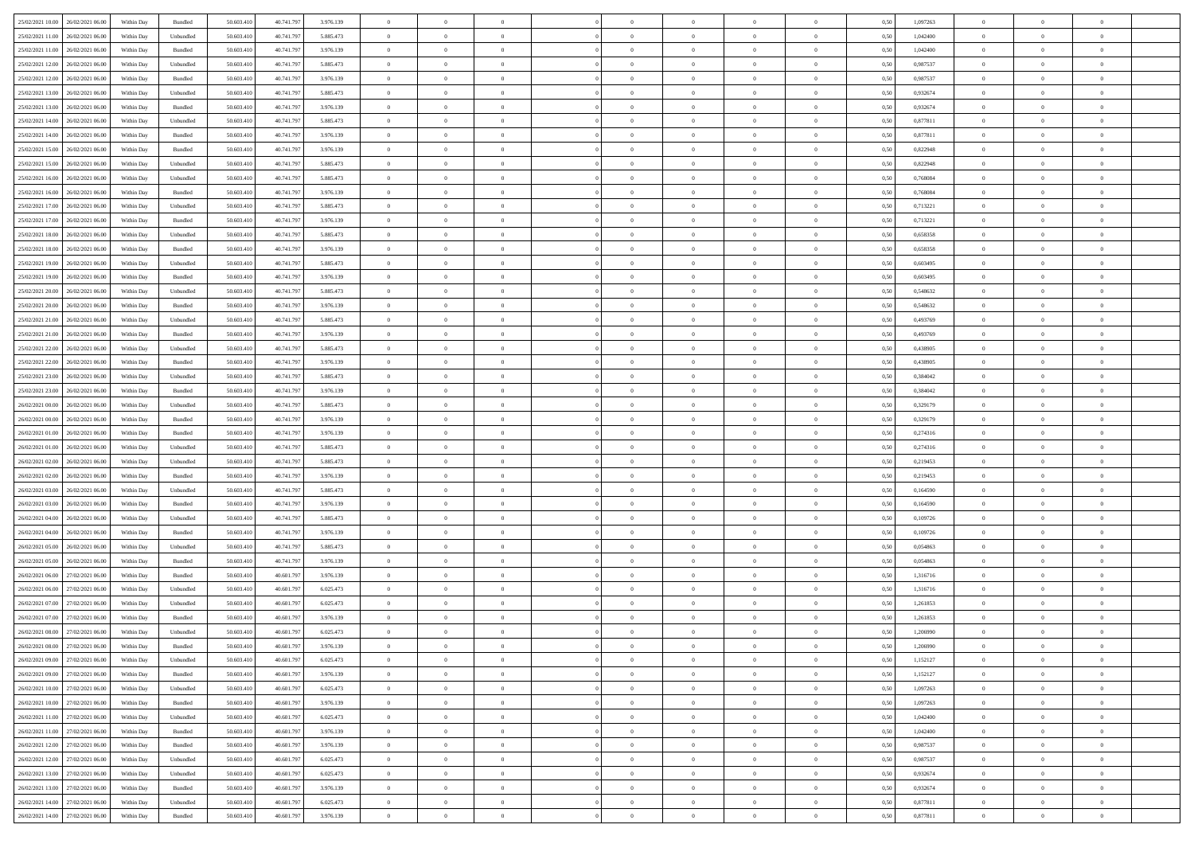| | | | | | | | | | | | | | | | | | | | | |
|---|---|---|---|---|---|---|---|---|---|---|---|---|---|---|---|---|---|---|---|---|
| 25/02/2021 10:00 | 26/02/2021 06:00 | Within Day | Bundled | 50.603.410 | 40.741.797 | 3.976.139 | 0 | 0 | 0 | | 0 | 0 | 0 | 0 | 0,50 | 1,097263 | 0 | 0 | 0 | |
| 25/02/2021 11:00 | 26/02/2021 06:00 | Within Day | Unbundled | 50.603.410 | 40.741.797 | 5.885.473 | 0 | 0 | 0 | | 0 | 0 | 0 | 0 | 0,50 | 1,042400 | 0 | 0 | 0 | |
| 25/02/2021 11:00 | 26/02/2021 06:00 | Within Day | Bundled | 50.603.410 | 40.741.797 | 3.976.139 | 0 | 0 | 0 | | 0 | 0 | 0 | 0 | 0,50 | 1,042400 | 0 | 0 | 0 | |
| 25/02/2021 12:00 | 26/02/2021 06:00 | Within Day | Unbundled | 50.603.410 | 40.741.797 | 5.885.473 | 0 | 0 | 0 | | 0 | 0 | 0 | 0 | 0,50 | 0,987537 | 0 | 0 | 0 | |
| 25/02/2021 12:00 | 26/02/2021 06:00 | Within Day | Bundled | 50.603.410 | 40.741.797 | 3.976.139 | 0 | 0 | 0 | | 0 | 0 | 0 | 0 | 0,50 | 0,987537 | 0 | 0 | 0 | |
| 25/02/2021 13:00 | 26/02/2021 06:00 | Within Day | Unbundled | 50.603.410 | 40.741.797 | 5.885.473 | 0 | 0 | 0 | | 0 | 0 | 0 | 0 | 0,50 | 0,932674 | 0 | 0 | 0 | |
| 25/02/2021 13:00 | 26/02/2021 06:00 | Within Day | Bundled | 50.603.410 | 40.741.797 | 3.976.139 | 0 | 0 | 0 | | 0 | 0 | 0 | 0 | 0,50 | 0,932674 | 0 | 0 | 0 | |
| 25/02/2021 14:00 | 26/02/2021 06:00 | Within Day | Unbundled | 50.603.410 | 40.741.797 | 5.885.473 | 0 | 0 | 0 | | 0 | 0 | 0 | 0 | 0,50 | 0,877811 | 0 | 0 | 0 | |
| 25/02/2021 14:00 | 26/02/2021 06:00 | Within Day | Bundled | 50.603.410 | 40.741.797 | 3.976.139 | 0 | 0 | 0 | | 0 | 0 | 0 | 0 | 0,50 | 0,877811 | 0 | 0 | 0 | |
| 25/02/2021 15:00 | 26/02/2021 06:00 | Within Day | Bundled | 50.603.410 | 40.741.797 | 3.976.139 | 0 | 0 | 0 | | 0 | 0 | 0 | 0 | 0,50 | 0,822948 | 0 | 0 | 0 | |
| 25/02/2021 15:00 | 26/02/2021 06:00 | Within Day | Unbundled | 50.603.410 | 40.741.797 | 5.885.473 | 0 | 0 | 0 | | 0 | 0 | 0 | 0 | 0,50 | 0,822948 | 0 | 0 | 0 | |
| 25/02/2021 16:00 | 26/02/2021 06:00 | Within Day | Unbundled | 50.603.410 | 40.741.797 | 5.885.473 | 0 | 0 | 0 | | 0 | 0 | 0 | 0 | 0,50 | 0,768084 | 0 | 0 | 0 | |
| 25/02/2021 16:00 | 26/02/2021 06:00 | Within Day | Bundled | 50.603.410 | 40.741.797 | 3.976.139 | 0 | 0 | 0 | | 0 | 0 | 0 | 0 | 0,50 | 0,768084 | 0 | 0 | 0 | |
| 25/02/2021 17:00 | 26/02/2021 06:00 | Within Day | Unbundled | 50.603.410 | 40.741.797 | 5.885.473 | 0 | 0 | 0 | | 0 | 0 | 0 | 0 | 0,50 | 0,713221 | 0 | 0 | 0 | |
| 25/02/2021 17:00 | 26/02/2021 06:00 | Within Day | Bundled | 50.603.410 | 40.741.797 | 3.976.139 | 0 | 0 | 0 | | 0 | 0 | 0 | 0 | 0,50 | 0,713221 | 0 | 0 | 0 | |
| 25/02/2021 18:00 | 26/02/2021 06:00 | Within Day | Unbundled | 50.603.410 | 40.741.797 | 5.885.473 | 0 | 0 | 0 | | 0 | 0 | 0 | 0 | 0,50 | 0,658358 | 0 | 0 | 0 | |
| 25/02/2021 18:00 | 26/02/2021 06:00 | Within Day | Bundled | 50.603.410 | 40.741.797 | 3.976.139 | 0 | 0 | 0 | | 0 | 0 | 0 | 0 | 0,50 | 0,658358 | 0 | 0 | 0 | |
| 25/02/2021 19:00 | 26/02/2021 06:00 | Within Day | Unbundled | 50.603.410 | 40.741.797 | 5.885.473 | 0 | 0 | 0 | | 0 | 0 | 0 | 0 | 0,50 | 0,603495 | 0 | 0 | 0 | |
| 25/02/2021 19:00 | 26/02/2021 06:00 | Within Day | Bundled | 50.603.410 | 40.741.797 | 3.976.139 | 0 | 0 | 0 | | 0 | 0 | 0 | 0 | 0,50 | 0,603495 | 0 | 0 | 0 | |
| 25/02/2021 20:00 | 26/02/2021 06:00 | Within Day | Unbundled | 50.603.410 | 40.741.797 | 5.885.473 | 0 | 0 | 0 | | 0 | 0 | 0 | 0 | 0,50 | 0,548632 | 0 | 0 | 0 | |
| 25/02/2021 20:00 | 26/02/2021 06:00 | Within Day | Bundled | 50.603.410 | 40.741.797 | 3.976.139 | 0 | 0 | 0 | | 0 | 0 | 0 | 0 | 0,50 | 0,548632 | 0 | 0 | 0 | |
| 25/02/2021 21:00 | 26/02/2021 06:00 | Within Day | Unbundled | 50.603.410 | 40.741.797 | 5.885.473 | 0 | 0 | 0 | | 0 | 0 | 0 | 0 | 0,50 | 0,493769 | 0 | 0 | 0 | |
| 25/02/2021 21:00 | 26/02/2021 06:00 | Within Day | Bundled | 50.603.410 | 40.741.797 | 3.976.139 | 0 | 0 | 0 | | 0 | 0 | 0 | 0 | 0,50 | 0,493769 | 0 | 0 | 0 | |
| 25/02/2021 22:00 | 26/02/2021 06:00 | Within Day | Unbundled | 50.603.410 | 40.741.797 | 5.885.473 | 0 | 0 | 0 | | 0 | 0 | 0 | 0 | 0,50 | 0,438905 | 0 | 0 | 0 | |
| 25/02/2021 22:00 | 26/02/2021 06:00 | Within Day | Bundled | 50.603.410 | 40.741.797 | 3.976.139 | 0 | 0 | 0 | | 0 | 0 | 0 | 0 | 0,50 | 0,438905 | 0 | 0 | 0 | |
| 25/02/2021 23:00 | 26/02/2021 06:00 | Within Day | Unbundled | 50.603.410 | 40.741.797 | 5.885.473 | 0 | 0 | 0 | | 0 | 0 | 0 | 0 | 0,50 | 0,384042 | 0 | 0 | 0 | |
| 25/02/2021 23:00 | 26/02/2021 06:00 | Within Day | Bundled | 50.603.410 | 40.741.797 | 3.976.139 | 0 | 0 | 0 | | 0 | 0 | 0 | 0 | 0,50 | 0,384042 | 0 | 0 | 0 | |
| 26/02/2021 00:00 | 26/02/2021 06:00 | Within Day | Unbundled | 50.603.410 | 40.741.797 | 5.885.473 | 0 | 0 | 0 | | 0 | 0 | 0 | 0 | 0,50 | 0,329179 | 0 | 0 | 0 | |
| 26/02/2021 00:00 | 26/02/2021 06:00 | Within Day | Bundled | 50.603.410 | 40.741.797 | 3.976.139 | 0 | 0 | 0 | | 0 | 0 | 0 | 0 | 0,50 | 0,329179 | 0 | 0 | 0 | |
| 26/02/2021 01:00 | 26/02/2021 06:00 | Within Day | Bundled | 50.603.410 | 40.741.797 | 3.976.139 | 0 | 0 | 0 | | 0 | 0 | 0 | 0 | 0,50 | 0,274316 | 0 | 0 | 0 | |
| 26/02/2021 01:00 | 26/02/2021 06:00 | Within Day | Unbundled | 50.603.410 | 40.741.797 | 5.885.473 | 0 | 0 | 0 | | 0 | 0 | 0 | 0 | 0,50 | 0,274316 | 0 | 0 | 0 | |
| 26/02/2021 02:00 | 26/02/2021 06:00 | Within Day | Unbundled | 50.603.410 | 40.741.797 | 5.885.473 | 0 | 0 | 0 | | 0 | 0 | 0 | 0 | 0,50 | 0,219453 | 0 | 0 | 0 | |
| 26/02/2021 02:00 | 26/02/2021 06:00 | Within Day | Bundled | 50.603.410 | 40.741.797 | 3.976.139 | 0 | 0 | 0 | | 0 | 0 | 0 | 0 | 0,50 | 0,219453 | 0 | 0 | 0 | |
| 26/02/2021 03:00 | 26/02/2021 06:00 | Within Day | Unbundled | 50.603.410 | 40.741.797 | 5.885.473 | 0 | 0 | 0 | | 0 | 0 | 0 | 0 | 0,50 | 0,164590 | 0 | 0 | 0 | |
| 26/02/2021 03:00 | 26/02/2021 06:00 | Within Day | Bundled | 50.603.410 | 40.741.797 | 3.976.139 | 0 | 0 | 0 | | 0 | 0 | 0 | 0 | 0,50 | 0,164590 | 0 | 0 | 0 | |
| 26/02/2021 04:00 | 26/02/2021 06:00 | Within Day | Unbundled | 50.603.410 | 40.741.797 | 5.885.473 | 0 | 0 | 0 | | 0 | 0 | 0 | 0 | 0,50 | 0,109726 | 0 | 0 | 0 | |
| 26/02/2021 04:00 | 26/02/2021 06:00 | Within Day | Bundled | 50.603.410 | 40.741.797 | 3.976.139 | 0 | 0 | 0 | | 0 | 0 | 0 | 0 | 0,50 | 0,109726 | 0 | 0 | 0 | |
| 26/02/2021 05:00 | 26/02/2021 06:00 | Within Day | Unbundled | 50.603.410 | 40.741.797 | 5.885.473 | 0 | 0 | 0 | | 0 | 0 | 0 | 0 | 0,50 | 0,054863 | 0 | 0 | 0 | |
| 26/02/2021 05:00 | 26/02/2021 06:00 | Within Day | Bundled | 50.603.410 | 40.741.797 | 3.976.139 | 0 | 0 | 0 | | 0 | 0 | 0 | 0 | 0,50 | 0,054863 | 0 | 0 | 0 | |
| 26/02/2021 06:00 | 27/02/2021 06:00 | Within Day | Bundled | 50.603.410 | 40.601.797 | 3.976.139 | 0 | 0 | 0 | | 0 | 0 | 0 | 0 | 0,50 | 1,316716 | 0 | 0 | 0 | |
| 26/02/2021 06:00 | 27/02/2021 06:00 | Within Day | Unbundled | 50.603.410 | 40.601.797 | 6.025.473 | 0 | 0 | 0 | | 0 | 0 | 0 | 0 | 0,50 | 1,316716 | 0 | 0 | 0 | |
| 26/02/2021 07:00 | 27/02/2021 06:00 | Within Day | Unbundled | 50.603.410 | 40.601.797 | 6.025.473 | 0 | 0 | 0 | | 0 | 0 | 0 | 0 | 0,50 | 1,261853 | 0 | 0 | 0 | |
| 26/02/2021 07:00 | 27/02/2021 06:00 | Within Day | Bundled | 50.603.410 | 40.601.797 | 3.976.139 | 0 | 0 | 0 | | 0 | 0 | 0 | 0 | 0,50 | 1,261853 | 0 | 0 | 0 | |
| 26/02/2021 08:00 | 27/02/2021 06:00 | Within Day | Unbundled | 50.603.410 | 40.601.797 | 6.025.473 | 0 | 0 | 0 | | 0 | 0 | 0 | 0 | 0,50 | 1,206990 | 0 | 0 | 0 | |
| 26/02/2021 08:00 | 27/02/2021 06:00 | Within Day | Bundled | 50.603.410 | 40.601.797 | 3.976.139 | 0 | 0 | 0 | | 0 | 0 | 0 | 0 | 0,50 | 1,206990 | 0 | 0 | 0 | |
| 26/02/2021 09:00 | 27/02/2021 06:00 | Within Day | Unbundled | 50.603.410 | 40.601.797 | 6.025.473 | 0 | 0 | 0 | | 0 | 0 | 0 | 0 | 0,50 | 1,152127 | 0 | 0 | 0 | |
| 26/02/2021 09:00 | 27/02/2021 06:00 | Within Day | Bundled | 50.603.410 | 40.601.797 | 3.976.139 | 0 | 0 | 0 | | 0 | 0 | 0 | 0 | 0,50 | 1,152127 | 0 | 0 | 0 | |
| 26/02/2021 10:00 | 27/02/2021 06:00 | Within Day | Unbundled | 50.603.410 | 40.601.797 | 6.025.473 | 0 | 0 | 0 | | 0 | 0 | 0 | 0 | 0,50 | 1,097263 | 0 | 0 | 0 | |
| 26/02/2021 10:00 | 27/02/2021 06:00 | Within Day | Bundled | 50.603.410 | 40.601.797 | 3.976.139 | 0 | 0 | 0 | | 0 | 0 | 0 | 0 | 0,50 | 1,097263 | 0 | 0 | 0 | |
| 26/02/2021 11:00 | 27/02/2021 06:00 | Within Day | Unbundled | 50.603.410 | 40.601.797 | 6.025.473 | 0 | 0 | 0 | | 0 | 0 | 0 | 0 | 0,50 | 1,042400 | 0 | 0 | 0 | |
| 26/02/2021 11:00 | 27/02/2021 06:00 | Within Day | Bundled | 50.603.410 | 40.601.797 | 3.976.139 | 0 | 0 | 0 | | 0 | 0 | 0 | 0 | 0,50 | 1,042400 | 0 | 0 | 0 | |
| 26/02/2021 12:00 | 27/02/2021 06:00 | Within Day | Bundled | 50.603.410 | 40.601.797 | 3.976.139 | 0 | 0 | 0 | | 0 | 0 | 0 | 0 | 0,50 | 0,987537 | 0 | 0 | 0 | |
| 26/02/2021 12:00 | 27/02/2021 06:00 | Within Day | Unbundled | 50.603.410 | 40.601.797 | 6.025.473 | 0 | 0 | 0 | | 0 | 0 | 0 | 0 | 0,50 | 0,987537 | 0 | 0 | 0 | |
| 26/02/2021 13:00 | 27/02/2021 06:00 | Within Day | Unbundled | 50.603.410 | 40.601.797 | 6.025.473 | 0 | 0 | 0 | | 0 | 0 | 0 | 0 | 0,50 | 0,932674 | 0 | 0 | 0 | |
| 26/02/2021 13:00 | 27/02/2021 06:00 | Within Day | Bundled | 50.603.410 | 40.601.797 | 3.976.139 | 0 | 0 | 0 | | 0 | 0 | 0 | 0 | 0,50 | 0,932674 | 0 | 0 | 0 | |
| 26/02/2021 14:00 | 27/02/2021 06:00 | Within Day | Unbundled | 50.603.410 | 40.601.797 | 6.025.473 | 0 | 0 | 0 | | 0 | 0 | 0 | 0 | 0,50 | 0,877811 | 0 | 0 | 0 | |
| 26/02/2021 14:00 | 27/02/2021 06:00 | Within Day | Bundled | 50.603.410 | 40.601.797 | 3.976.139 | 0 | 0 | 0 | | 0 | 0 | 0 | 0 | 0,50 | 0,877811 | 0 | 0 | 0 | |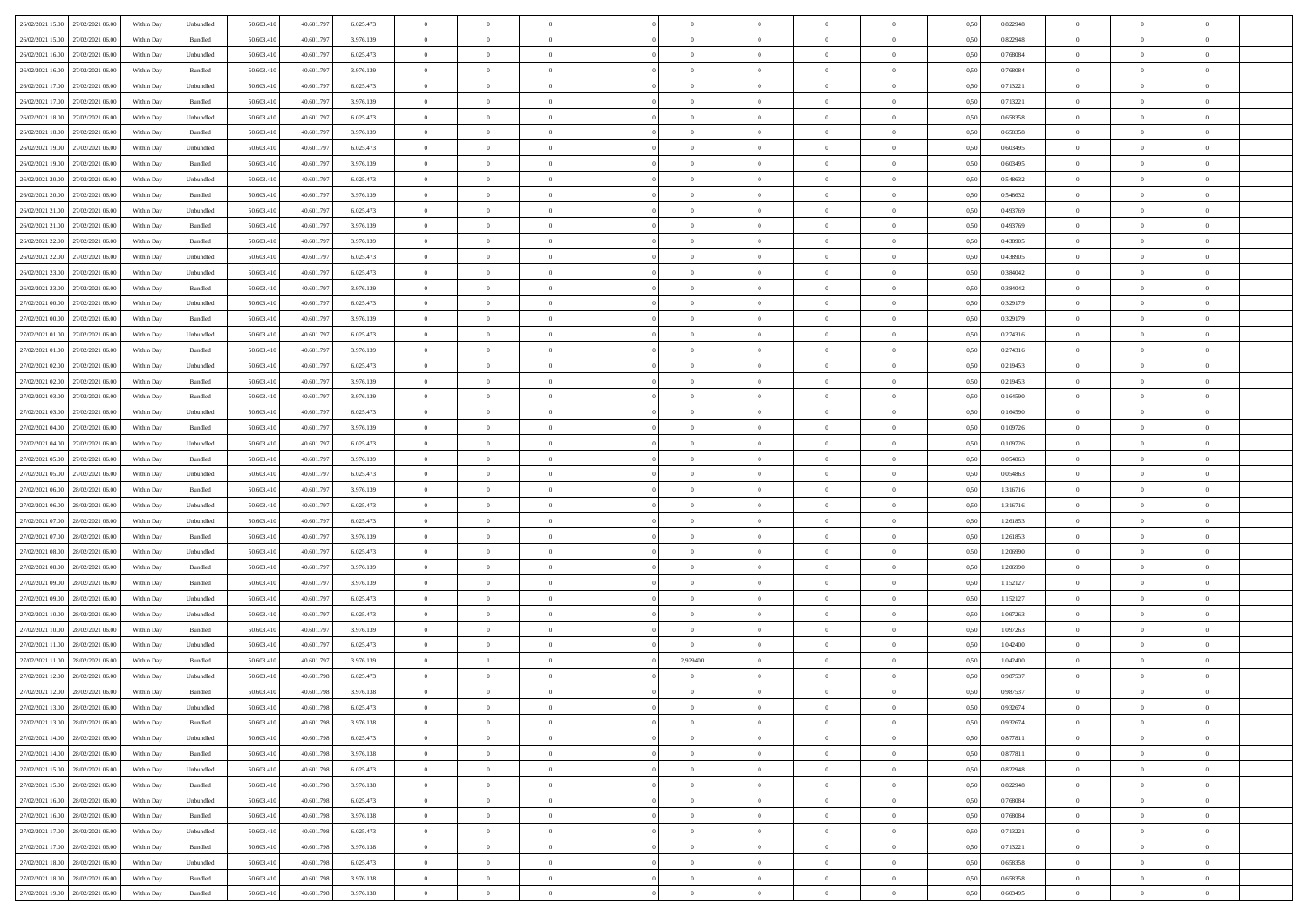| | | | | | | | | | | | | | | | | | | | | | |
|---|---|---|---|---|---|---|---|---|---|---|---|---|---|---|---|---|---|---|---|---|---|
| 26/02/2021 15.00 | 27/02/2021 06.00 | Within Day | Unbundled | 50.603.410 | 40.601.797 | 6.025.473 | 0 | 0 | 0 | | 0 | 0 | 0 | 0 | 0 | 0,50 | 0,822948 | 0 | 0 | 0 | |
| 26/02/2021 15.00 | 27/02/2021 06.00 | Within Day | Bundled | 50.603.410 | 40.601.797 | 3.976.139 | 0 | 0 | 0 | | 0 | 0 | 0 | 0 | 0 | 0,50 | 0,822948 | 0 | 0 | 0 | |
| 26/02/2021 16.00 | 27/02/2021 06.00 | Within Day | Unbundled | 50.603.410 | 40.601.797 | 6.025.473 | 0 | 0 | 0 | | 0 | 0 | 0 | 0 | 0 | 0,50 | 0,768084 | 0 | 0 | 0 | |
| 26/02/2021 16.00 | 27/02/2021 06.00 | Within Day | Bundled | 50.603.410 | 40.601.797 | 3.976.139 | 0 | 0 | 0 | | 0 | 0 | 0 | 0 | 0 | 0,50 | 0,768084 | 0 | 0 | 0 | |
| 26/02/2021 17.00 | 27/02/2021 06.00 | Within Day | Unbundled | 50.603.410 | 40.601.797 | 6.025.473 | 0 | 0 | 0 | | 0 | 0 | 0 | 0 | 0 | 0,50 | 0,713221 | 0 | 0 | 0 | |
| 26/02/2021 17.00 | 27/02/2021 06.00 | Within Day | Bundled | 50.603.410 | 40.601.797 | 3.976.139 | 0 | 0 | 0 | | 0 | 0 | 0 | 0 | 0 | 0,50 | 0,713221 | 0 | 0 | 0 | |
| 26/02/2021 18.00 | 27/02/2021 06.00 | Within Day | Unbundled | 50.603.410 | 40.601.797 | 6.025.473 | 0 | 0 | 0 | | 0 | 0 | 0 | 0 | 0 | 0,50 | 0,658358 | 0 | 0 | 0 | |
| 26/02/2021 18.00 | 27/02/2021 06.00 | Within Day | Bundled | 50.603.410 | 40.601.797 | 3.976.139 | 0 | 0 | 0 | | 0 | 0 | 0 | 0 | 0 | 0,50 | 0,658358 | 0 | 0 | 0 | |
| 26/02/2021 19.00 | 27/02/2021 06.00 | Within Day | Unbundled | 50.603.410 | 40.601.797 | 6.025.473 | 0 | 0 | 0 | | 0 | 0 | 0 | 0 | 0 | 0,50 | 0,603495 | 0 | 0 | 0 | |
| 26/02/2021 19.00 | 27/02/2021 06.00 | Within Day | Bundled | 50.603.410 | 40.601.797 | 3.976.139 | 0 | 0 | 0 | | 0 | 0 | 0 | 0 | 0 | 0,50 | 0,603495 | 0 | 0 | 0 | |
| 26/02/2021 20.00 | 27/02/2021 06.00 | Within Day | Unbundled | 50.603.410 | 40.601.797 | 6.025.473 | 0 | 0 | 0 | | 0 | 0 | 0 | 0 | 0 | 0,50 | 0,548632 | 0 | 0 | 0 | |
| 26/02/2021 20.00 | 27/02/2021 06.00 | Within Day | Bundled | 50.603.410 | 40.601.797 | 3.976.139 | 0 | 0 | 0 | | 0 | 0 | 0 | 0 | 0 | 0,50 | 0,548632 | 0 | 0 | 0 | |
| 26/02/2021 21.00 | 27/02/2021 06.00 | Within Day | Unbundled | 50.603.410 | 40.601.797 | 6.025.473 | 0 | 0 | 0 | | 0 | 0 | 0 | 0 | 0 | 0,50 | 0,493769 | 0 | 0 | 0 | |
| 26/02/2021 21.00 | 27/02/2021 06.00 | Within Day | Bundled | 50.603.410 | 40.601.797 | 3.976.139 | 0 | 0 | 0 | | 0 | 0 | 0 | 0 | 0 | 0,50 | 0,493769 | 0 | 0 | 0 | |
| 26/02/2021 22.00 | 27/02/2021 06.00 | Within Day | Bundled | 50.603.410 | 40.601.797 | 3.976.139 | 0 | 0 | 0 | | 0 | 0 | 0 | 0 | 0 | 0,50 | 0,438905 | 0 | 0 | 0 | |
| 26/02/2021 22.00 | 27/02/2021 06.00 | Within Day | Unbundled | 50.603.410 | 40.601.797 | 6.025.473 | 0 | 0 | 0 | | 0 | 0 | 0 | 0 | 0 | 0,50 | 0,438905 | 0 | 0 | 0 | |
| 26/02/2021 23.00 | 27/02/2021 06.00 | Within Day | Unbundled | 50.603.410 | 40.601.797 | 6.025.473 | 0 | 0 | 0 | | 0 | 0 | 0 | 0 | 0 | 0,50 | 0,384042 | 0 | 0 | 0 | |
| 26/02/2021 23.00 | 27/02/2021 06.00 | Within Day | Bundled | 50.603.410 | 40.601.797 | 3.976.139 | 0 | 0 | 0 | | 0 | 0 | 0 | 0 | 0 | 0,50 | 0,384042 | 0 | 0 | 0 | |
| 27/02/2021 00.00 | 27/02/2021 06.00 | Within Day | Unbundled | 50.603.410 | 40.601.797 | 6.025.473 | 0 | 0 | 0 | | 0 | 0 | 0 | 0 | 0 | 0,50 | 0,329179 | 0 | 0 | 0 | |
| 27/02/2021 00.00 | 27/02/2021 06.00 | Within Day | Bundled | 50.603.410 | 40.601.797 | 3.976.139 | 0 | 0 | 0 | | 0 | 0 | 0 | 0 | 0 | 0,50 | 0,329179 | 0 | 0 | 0 | |
| 27/02/2021 01.00 | 27/02/2021 06.00 | Within Day | Unbundled | 50.603.410 | 40.601.797 | 6.025.473 | 0 | 0 | 0 | | 0 | 0 | 0 | 0 | 0 | 0,50 | 0,274316 | 0 | 0 | 0 | |
| 27/02/2021 01.00 | 27/02/2021 06.00 | Within Day | Bundled | 50.603.410 | 40.601.797 | 3.976.139 | 0 | 0 | 0 | | 0 | 0 | 0 | 0 | 0 | 0,50 | 0,274316 | 0 | 0 | 0 | |
| 27/02/2021 02.00 | 27/02/2021 06.00 | Within Day | Unbundled | 50.603.410 | 40.601.797 | 6.025.473 | 0 | 0 | 0 | | 0 | 0 | 0 | 0 | 0 | 0,50 | 0,219453 | 0 | 0 | 0 | |
| 27/02/2021 02.00 | 27/02/2021 06.00 | Within Day | Bundled | 50.603.410 | 40.601.797 | 3.976.139 | 0 | 0 | 0 | | 0 | 0 | 0 | 0 | 0 | 0,50 | 0,219453 | 0 | 0 | 0 | |
| 27/02/2021 03.00 | 27/02/2021 06.00 | Within Day | Bundled | 50.603.410 | 40.601.797 | 3.976.139 | 0 | 0 | 0 | | 0 | 0 | 0 | 0 | 0 | 0,50 | 0,164590 | 0 | 0 | 0 | |
| 27/02/2021 03.00 | 27/02/2021 06.00 | Within Day | Unbundled | 50.603.410 | 40.601.797 | 6.025.473 | 0 | 0 | 0 | | 0 | 0 | 0 | 0 | 0 | 0,50 | 0,164590 | 0 | 0 | 0 | |
| 27/02/2021 04.00 | 27/02/2021 06.00 | Within Day | Bundled | 50.603.410 | 40.601.797 | 3.976.139 | 0 | 0 | 0 | | 0 | 0 | 0 | 0 | 0 | 0,50 | 0,109726 | 0 | 0 | 0 | |
| 27/02/2021 04.00 | 27/02/2021 06.00 | Within Day | Unbundled | 50.603.410 | 40.601.797 | 6.025.473 | 0 | 0 | 0 | | 0 | 0 | 0 | 0 | 0 | 0,50 | 0,109726 | 0 | 0 | 0 | |
| 27/02/2021 05.00 | 27/02/2021 06.00 | Within Day | Bundled | 50.603.410 | 40.601.797 | 3.976.139 | 0 | 0 | 0 | | 0 | 0 | 0 | 0 | 0 | 0,50 | 0,054863 | 0 | 0 | 0 | |
| 27/02/2021 05.00 | 27/02/2021 06.00 | Within Day | Unbundled | 50.603.410 | 40.601.797 | 6.025.473 | 0 | 0 | 0 | | 0 | 0 | 0 | 0 | 0 | 0,50 | 0,054863 | 0 | 0 | 0 | |
| 27/02/2021 06.00 | 28/02/2021 06.00 | Within Day | Bundled | 50.603.410 | 40.601.797 | 3.976.139 | 0 | 0 | 0 | | 0 | 0 | 0 | 0 | 0 | 0,50 | 1,316716 | 0 | 0 | 0 | |
| 27/02/2021 06.00 | 28/02/2021 06.00 | Within Day | Unbundled | 50.603.410 | 40.601.797 | 6.025.473 | 0 | 0 | 0 | | 0 | 0 | 0 | 0 | 0 | 0,50 | 1,316716 | 0 | 0 | 0 | |
| 27/02/2021 07.00 | 28/02/2021 06.00 | Within Day | Unbundled | 50.603.410 | 40.601.797 | 6.025.473 | 0 | 0 | 0 | | 0 | 0 | 0 | 0 | 0 | 0,50 | 1,261853 | 0 | 0 | 0 | |
| 27/02/2021 07.00 | 28/02/2021 06.00 | Within Day | Bundled | 50.603.410 | 40.601.797 | 3.976.139 | 0 | 0 | 0 | | 0 | 0 | 0 | 0 | 0 | 0,50 | 1,261853 | 0 | 0 | 0 | |
| 27/02/2021 08.00 | 28/02/2021 06.00 | Within Day | Unbundled | 50.603.410 | 40.601.797 | 6.025.473 | 0 | 0 | 0 | | 0 | 0 | 0 | 0 | 0 | 0,50 | 1,206990 | 0 | 0 | 0 | |
| 27/02/2021 08.00 | 28/02/2021 06.00 | Within Day | Bundled | 50.603.410 | 40.601.797 | 3.976.139 | 0 | 0 | 0 | | 0 | 0 | 0 | 0 | 0 | 0,50 | 1,206990 | 0 | 0 | 0 | |
| 27/02/2021 09.00 | 28/02/2021 06.00 | Within Day | Bundled | 50.603.410 | 40.601.797 | 3.976.139 | 0 | 0 | 0 | | 0 | 0 | 0 | 0 | 0 | 0,50 | 1,152127 | 0 | 0 | 0 | |
| 27/02/2021 09.00 | 28/02/2021 06.00 | Within Day | Unbundled | 50.603.410 | 40.601.797 | 6.025.473 | 0 | 0 | 0 | | 0 | 0 | 0 | 0 | 0 | 0,50 | 1,152127 | 0 | 0 | 0 | |
| 27/02/2021 10.00 | 28/02/2021 06.00 | Within Day | Unbundled | 50.603.410 | 40.601.797 | 6.025.473 | 0 | 0 | 0 | | 0 | 0 | 0 | 0 | 0 | 0,50 | 1,097263 | 0 | 0 | 0 | |
| 27/02/2021 10.00 | 28/02/2021 06.00 | Within Day | Bundled | 50.603.410 | 40.601.797 | 3.976.139 | 0 | 0 | 0 | | 0 | 0 | 0 | 0 | 0 | 0,50 | 1,097263 | 0 | 0 | 0 | |
| 27/02/2021 11.00 | 28/02/2021 06.00 | Within Day | Unbundled | 50.603.410 | 40.601.797 | 6.025.473 | 0 | 0 | 0 | | 0 | 0 | 0 | 0 | 0 | 0,50 | 1,042400 | 0 | 0 | 0 | |
| 27/02/2021 11.00 | 28/02/2021 06.00 | Within Day | Bundled | 50.603.410 | 40.601.797 | 3.976.139 | 0 | 1 | 0 | | 2,929400 | 0 | 0 | 0 | 0 | 0,50 | 1,042400 | 0 | 0 | 0 | |
| 27/02/2021 12.00 | 28/02/2021 06.00 | Within Day | Unbundled | 50.603.410 | 40.601.798 | 6.025.473 | 0 | 0 | 0 | | 0 | 0 | 0 | 0 | 0 | 0,50 | 0,987537 | 0 | 0 | 0 | |
| 27/02/2021 12.00 | 28/02/2021 06.00 | Within Day | Bundled | 50.603.410 | 40.601.798 | 3.976.138 | 0 | 0 | 0 | | 0 | 0 | 0 | 0 | 0 | 0,50 | 0,987537 | 0 | 0 | 0 | |
| 27/02/2021 13.00 | 28/02/2021 06.00 | Within Day | Unbundled | 50.603.410 | 40.601.798 | 6.025.473 | 0 | 0 | 0 | | 0 | 0 | 0 | 0 | 0 | 0,50 | 0,932674 | 0 | 0 | 0 | |
| 27/02/2021 13.00 | 28/02/2021 06.00 | Within Day | Bundled | 50.603.410 | 40.601.798 | 3.976.138 | 0 | 0 | 0 | | 0 | 0 | 0 | 0 | 0 | 0,50 | 0,932674 | 0 | 0 | 0 | |
| 27/02/2021 14.00 | 28/02/2021 06.00 | Within Day | Unbundled | 50.603.410 | 40.601.798 | 6.025.473 | 0 | 0 | 0 | | 0 | 0 | 0 | 0 | 0 | 0,50 | 0,877811 | 0 | 0 | 0 | |
| 27/02/2021 14.00 | 28/02/2021 06.00 | Within Day | Bundled | 50.603.410 | 40.601.798 | 3.976.138 | 0 | 0 | 0 | | 0 | 0 | 0 | 0 | 0 | 0,50 | 0,877811 | 0 | 0 | 0 | |
| 27/02/2021 15.00 | 28/02/2021 06.00 | Within Day | Unbundled | 50.603.410 | 40.601.798 | 6.025.473 | 0 | 0 | 0 | | 0 | 0 | 0 | 0 | 0 | 0,50 | 0,822948 | 0 | 0 | 0 | |
| 27/02/2021 15.00 | 28/02/2021 06.00 | Within Day | Bundled | 50.603.410 | 40.601.798 | 3.976.138 | 0 | 0 | 0 | | 0 | 0 | 0 | 0 | 0 | 0,50 | 0,822948 | 0 | 0 | 0 | |
| 27/02/2021 16.00 | 28/02/2021 06.00 | Within Day | Unbundled | 50.603.410 | 40.601.798 | 6.025.473 | 0 | 0 | 0 | | 0 | 0 | 0 | 0 | 0 | 0,50 | 0,768084 | 0 | 0 | 0 | |
| 27/02/2021 16.00 | 28/02/2021 06.00 | Within Day | Bundled | 50.603.410 | 40.601.798 | 3.976.138 | 0 | 0 | 0 | | 0 | 0 | 0 | 0 | 0 | 0,50 | 0,768084 | 0 | 0 | 0 | |
| 27/02/2021 17.00 | 28/02/2021 06.00 | Within Day | Unbundled | 50.603.410 | 40.601.798 | 6.025.473 | 0 | 0 | 0 | | 0 | 0 | 0 | 0 | 0 | 0,50 | 0,713221 | 0 | 0 | 0 | |
| 27/02/2021 17.00 | 28/02/2021 06.00 | Within Day | Bundled | 50.603.410 | 40.601.798 | 3.976.138 | 0 | 0 | 0 | | 0 | 0 | 0 | 0 | 0 | 0,50 | 0,713221 | 0 | 0 | 0 | |
| 27/02/2021 18.00 | 28/02/2021 06.00 | Within Day | Unbundled | 50.603.410 | 40.601.798 | 6.025.473 | 0 | 0 | 0 | | 0 | 0 | 0 | 0 | 0 | 0,50 | 0,658358 | 0 | 0 | 0 | |
| 27/02/2021 18.00 | 28/02/2021 06.00 | Within Day | Bundled | 50.603.410 | 40.601.798 | 3.976.138 | 0 | 0 | 0 | | 0 | 0 | 0 | 0 | 0 | 0,50 | 0,658358 | 0 | 0 | 0 | |
| 27/02/2021 19.00 | 28/02/2021 06.00 | Within Day | Bundled | 50.603.410 | 40.601.798 | 3.976.138 | 0 | 0 | 0 | | 0 | 0 | 0 | 0 | 0 | 0,50 | 0,603495 | 0 | 0 | 0 | |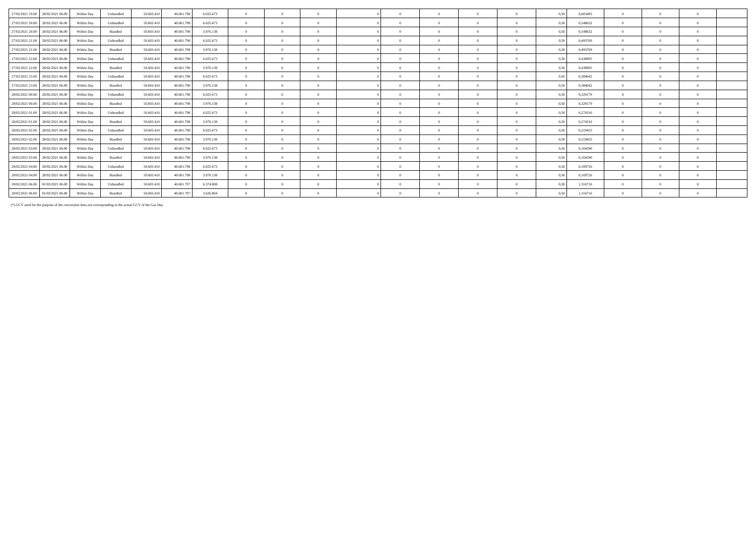| | | | | | | | | | | | | | | | | | | | | |
|---|---|---|---|---|---|---|---|---|---|---|---|---|---|---|---|---|---|---|---|---|
| 27/02/2021 19.00 | 28/02/2021 06.00 | Within Day | Unbundled | 50.603.410 | 40.601.798 | 6.025.473 | 0 | 0 | 0 | 0 | 0 | 0 | 0 | 0 | 0,50 | 0,603495 | 0 | 0 | 0 | |
| 27/02/2021 20.00 | 28/02/2021 06.00 | Within Day | Unbundled | 50.603.410 | 40.601.798 | 6.025.473 | 0 | 0 | 0 | 0 | 0 | 0 | 0 | 0 | 0,50 | 0,548632 | 0 | 0 | 0 | |
| 27/02/2021 20.00 | 28/02/2021 06.00 | Within Day | Bundled | 50.603.410 | 40.601.798 | 3.976.138 | 0 | 0 | 0 | 0 | 0 | 0 | 0 | 0 | 0,50 | 0,548632 | 0 | 0 | 0 | |
| 27/02/2021 21.00 | 28/02/2021 06.00 | Within Day | Unbundled | 50.603.410 | 40.601.798 | 6.025.473 | 0 | 0 | 0 | 0 | 0 | 0 | 0 | 0 | 0,50 | 0,493769 | 0 | 0 | 0 | |
| 27/02/2021 21.00 | 28/02/2021 06.00 | Within Day | Bundled | 50.603.410 | 40.601.798 | 3.976.138 | 0 | 0 | 0 | 0 | 0 | 0 | 0 | 0 | 0,50 | 0,493769 | 0 | 0 | 0 | |
| 27/02/2021 22.00 | 28/02/2021 06.00 | Within Day | Unbundled | 50.603.410 | 40.601.798 | 6.025.473 | 0 | 0 | 0 | 0 | 0 | 0 | 0 | 0 | 0,50 | 0,438905 | 0 | 0 | 0 | |
| 27/02/2021 22.00 | 28/02/2021 06.00 | Within Day | Bundled | 50.603.410 | 40.601.798 | 3.976.138 | 0 | 0 | 0 | 0 | 0 | 0 | 0 | 0 | 0,50 | 0,438905 | 0 | 0 | 0 | |
| 27/02/2021 23.00 | 28/02/2021 06.00 | Within Day | Unbundled | 50.603.410 | 40.601.798 | 6.025.473 | 0 | 0 | 0 | 0 | 0 | 0 | 0 | 0 | 0,50 | 0,384042 | 0 | 0 | 0 | |
| 27/02/2021 23.00 | 28/02/2021 06.00 | Within Day | Bundled | 50.603.410 | 40.601.798 | 3.976.138 | 0 | 0 | 0 | 0 | 0 | 0 | 0 | 0 | 0,50 | 0,384042 | 0 | 0 | 0 | |
| 28/02/2021 00.00 | 28/02/2021 06.00 | Within Day | Unbundled | 50.603.410 | 40.601.798 | 6.025.473 | 0 | 0 | 0 | 0 | 0 | 0 | 0 | 0 | 0,50 | 0,329179 | 0 | 0 | 0 | |
| 28/02/2021 00.00 | 28/02/2021 06.00 | Within Day | Bundled | 50.603.410 | 40.601.798 | 3.976.138 | 0 | 0 | 0 | 0 | 0 | 0 | 0 | 0 | 0,50 | 0,329179 | 0 | 0 | 0 | |
| 28/02/2021 01.00 | 28/02/2021 06.00 | Within Day | Unbundled | 50.603.410 | 40.601.798 | 6.025.473 | 0 | 0 | 0 | 0 | 0 | 0 | 0 | 0 | 0,50 | 0,274316 | 0 | 0 | 0 | |
| 28/02/2021 01.00 | 28/02/2021 06.00 | Within Day | Bundled | 50.603.410 | 40.601.798 | 3.976.138 | 0 | 0 | 0 | 0 | 0 | 0 | 0 | 0 | 0,50 | 0,274316 | 0 | 0 | 0 | |
| 28/02/2021 02.00 | 28/02/2021 06.00 | Within Day | Unbundled | 50.603.410 | 40.601.798 | 6.025.473 | 0 | 0 | 0 | 0 | 0 | 0 | 0 | 0 | 0,50 | 0,219453 | 0 | 0 | 0 | |
| 28/02/2021 02.00 | 28/02/2021 06.00 | Within Day | Bundled | 50.603.410 | 40.601.798 | 3.976.138 | 0 | 0 | 0 | 0 | 0 | 0 | 0 | 0 | 0,50 | 0,219453 | 0 | 0 | 0 | |
| 28/02/2021 03.00 | 28/02/2021 06.00 | Within Day | Unbundled | 50.603.410 | 40.601.798 | 6.025.473 | 0 | 0 | 0 | 0 | 0 | 0 | 0 | 0 | 0,50 | 0,164590 | 0 | 0 | 0 | |
| 28/02/2021 03.00 | 28/02/2021 06.00 | Within Day | Bundled | 50.603.410 | 40.601.798 | 3.976.138 | 0 | 0 | 0 | 0 | 0 | 0 | 0 | 0 | 0,50 | 0,164590 | 0 | 0 | 0 | |
| 28/02/2021 04.00 | 28/02/2021 06.00 | Within Day | Unbundled | 50.603.410 | 40.601.798 | 6.025.473 | 0 | 0 | 0 | 0 | 0 | 0 | 0 | 0 | 0,50 | 0,109726 | 0 | 0 | 0 | |
| 28/02/2021 04.00 | 28/02/2021 06.00 | Within Day | Bundled | 50.603.410 | 40.601.798 | 3.976.138 | 0 | 0 | 0 | 0 | 0 | 0 | 0 | 0 | 0,50 | 0,109726 | 0 | 0 | 0 | |
| 28/02/2021 06.00 | 01/03/2021 06.00 | Within Day | Unbundled | 50.603.410 | 40.601.797 | 6.374.808 | 0 | 0 | 0 | 0 | 0 | 0 | 0 | 0 | 0,50 | 1,316716 | 0 | 0 | 0 | |
| 28/02/2021 06.00 | 01/03/2021 06.00 | Within Day | Bundled | 50.603.410 | 40.601.797 | 3.626.804 | 0 | 0 | 0 | 0 | 0 | 0 | 0 | 0 | 0,50 | 1,316716 | 0 | 0 | 0 | |

(*) GCV used for the purpose of the conversion does not corresponding to the actual GCV of the Gas Day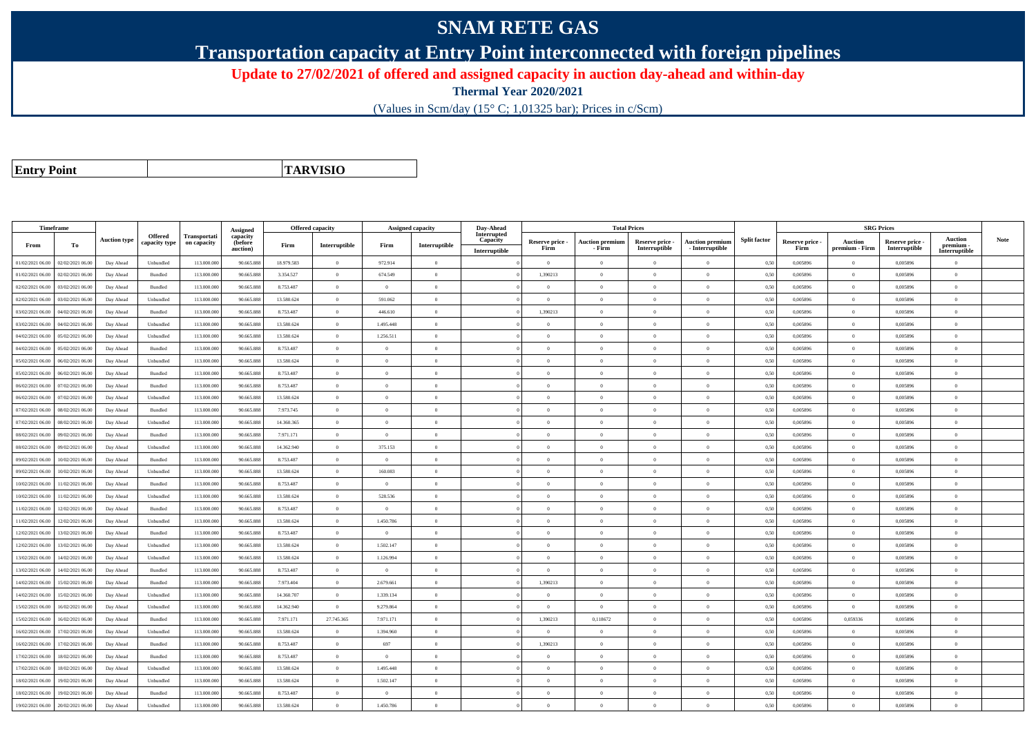# SNAM RETE GAS

## Transportation capacity at Entry Point interconnected with foreign pipelines

### Update to 27/02/2021 of offered and assigned capacity in auction day-ahead and within-day

**Thermal Year 2020/2021**

(Values in Scm/day (15° C; 1,01325 bar); Prices in c/Scm)

| **Entry Point** | | **TARVISIO** |
|---|---|---|

| Timeframe | | Auction type | Offered capacity type | Transportation capacity | Assigned capacity (before auction) | Offered capacity | | Assigned capacity | | Day-Ahead Interrupted Capacity | Total Prices | | | | Split factor | SRG Prices | | | | Note |
|---|---|---|---|---|---|---|---|---|---|---|---|---|---|---|---|---|---|---|---|---|
| From | To | | | | | Firm | Interruptible | Firm | Interruptible | Interruptible | Reserve price - Firm | Auction premium - Firm | Reserve price - Interruptible | Auction premium - Interruptible | | Reserve price - Firm | Auction premium - Firm | Reserve price - Interruptible | Auction premium - Interruptible | |
| 01/02/2021 06.00 | 02/02/2021 06.00 | Day Ahead | Unbundled | 113.000.000 | 90.665.888 | 18.979.583 | 0 | 972.914 | 0 | 0 | 0 | 0 | 0 | 0 | 0,50 | 0,005896 | 0 | 0,005896 | 0 | |
| 01/02/2021 06.00 | 02/02/2021 06.00 | Day Ahead | Bundled | 113.000.000 | 90.665.888 | 3.354.527 | 0 | 674.549 | 0 | 0 | 1,390213 | 0 | 0 | 0 | 0,50 | 0,005896 | 0 | 0,005896 | 0 | |
| 02/02/2021 06.00 | 03/02/2021 06.00 | Day Ahead | Bundled | 113.000.000 | 90.665.888 | 8.753.487 | 0 | 0 | 0 | 0 | 0 | 0 | 0 | 0 | 0,50 | 0,005896 | 0 | 0,005896 | 0 | |
| 02/02/2021 06.00 | 03/02/2021 06.00 | Day Ahead | Unbundled | 113.000.000 | 90.665.888 | 13.580.624 | 0 | 591.062 | 0 | 0 | 0 | 0 | 0 | 0 | 0,50 | 0,005896 | 0 | 0,005896 | 0 | |
| 03/02/2021 06.00 | 04/02/2021 06.00 | Day Ahead | Bundled | 113.000.000 | 90.665.888 | 8.753.487 | 0 | 446.610 | 0 | 0 | 1,390213 | 0 | 0 | 0 | 0,50 | 0,005896 | 0 | 0,005896 | 0 | |
| 03/02/2021 06.00 | 04/02/2021 06.00 | Day Ahead | Unbundled | 113.000.000 | 90.665.888 | 13.580.624 | 0 | 1.495.448 | 0 | 0 | 0 | 0 | 0 | 0 | 0,50 | 0,005896 | 0 | 0,005896 | 0 | |
| 04/02/2021 06.00 | 05/02/2021 06.00 | Day Ahead | Unbundled | 113.000.000 | 90.665.888 | 13.580.624 | 0 | 1.256.511 | 0 | 0 | 0 | 0 | 0 | 0 | 0,50 | 0,005896 | 0 | 0,005896 | 0 | |
| 04/02/2021 06.00 | 05/02/2021 06.00 | Day Ahead | Bundled | 113.000.000 | 90.665.888 | 8.753.487 | 0 | 0 | 0 | 0 | 0 | 0 | 0 | 0 | 0,50 | 0,005896 | 0 | 0,005896 | 0 | |
| 05/02/2021 06.00 | 06/02/2021 06.00 | Day Ahead | Unbundled | 113.000.000 | 90.665.888 | 13.580.624 | 0 | 0 | 0 | 0 | 0 | 0 | 0 | 0 | 0,50 | 0,005896 | 0 | 0,005896 | 0 | |
| 05/02/2021 06.00 | 06/02/2021 06.00 | Day Ahead | Bundled | 113.000.000 | 90.665.888 | 8.753.487 | 0 | 0 | 0 | 0 | 0 | 0 | 0 | 0 | 0,50 | 0,005896 | 0 | 0,005896 | 0 | |
| 06/02/2021 06.00 | 07/02/2021 06.00 | Day Ahead | Bundled | 113.000.000 | 90.665.888 | 8.753.487 | 0 | 0 | 0 | 0 | 0 | 0 | 0 | 0 | 0,50 | 0,005896 | 0 | 0,005896 | 0 | |
| 06/02/2021 06.00 | 07/02/2021 06.00 | Day Ahead | Unbundled | 113.000.000 | 90.665.888 | 13.580.624 | 0 | 0 | 0 | 0 | 0 | 0 | 0 | 0 | 0,50 | 0,005896 | 0 | 0,005896 | 0 | |
| 07/02/2021 06.00 | 08/02/2021 06.00 | Day Ahead | Bundled | 113.000.000 | 90.665.888 | 7.973.745 | 0 | 0 | 0 | 0 | 0 | 0 | 0 | 0 | 0,50 | 0,005896 | 0 | 0,005896 | 0 | |
| 07/02/2021 06.00 | 08/02/2021 06.00 | Day Ahead | Unbundled | 113.000.000 | 90.665.888 | 14.360.365 | 0 | 0 | 0 | 0 | 0 | 0 | 0 | 0 | 0,50 | 0,005896 | 0 | 0,005896 | 0 | |
| 08/02/2021 06.00 | 09/02/2021 06.00 | Day Ahead | Bundled | 113.000.000 | 90.665.888 | 7.971.171 | 0 | 0 | 0 | 0 | 0 | 0 | 0 | 0 | 0,50 | 0,005896 | 0 | 0,005896 | 0 | |
| 08/02/2021 06.00 | 09/02/2021 06.00 | Day Ahead | Unbundled | 113.000.000 | 90.665.888 | 14.362.940 | 0 | 375.153 | 0 | 0 | 0 | 0 | 0 | 0 | 0,50 | 0,005896 | 0 | 0,005896 | 0 | |
| 09/02/2021 06.00 | 10/02/2021 06.00 | Day Ahead | Bundled | 113.000.000 | 90.665.888 | 8.753.487 | 0 | 0 | 0 | 0 | 0 | 0 | 0 | 0 | 0,50 | 0,005896 | 0 | 0,005896 | 0 | |
| 09/02/2021 06.00 | 10/02/2021 06.00 | Day Ahead | Unbundled | 113.000.000 | 90.665.888 | 13.580.624 | 0 | 160.083 | 0 | 0 | 0 | 0 | 0 | 0 | 0,50 | 0,005896 | 0 | 0,005896 | 0 | |
| 10/02/2021 06.00 | 11/02/2021 06.00 | Day Ahead | Bundled | 113.000.000 | 90.665.888 | 8.753.487 | 0 | 0 | 0 | 0 | 0 | 0 | 0 | 0 | 0,50 | 0,005896 | 0 | 0,005896 | 0 | |
| 10/02/2021 06.00 | 11/02/2021 06.00 | Day Ahead | Unbundled | 113.000.000 | 90.665.888 | 13.580.624 | 0 | 528.536 | 0 | 0 | 0 | 0 | 0 | 0 | 0,50 | 0,005896 | 0 | 0,005896 | 0 | |
| 11/02/2021 06.00 | 12/02/2021 06.00 | Day Ahead | Bundled | 113.000.000 | 90.665.888 | 8.753.487 | 0 | 0 | 0 | 0 | 0 | 0 | 0 | 0 | 0,50 | 0,005896 | 0 | 0,005896 | 0 | |
| 11/02/2021 06.00 | 12/02/2021 06.00 | Day Ahead | Unbundled | 113.000.000 | 90.665.888 | 13.580.624 | 0 | 1.450.786 | 0 | 0 | 0 | 0 | 0 | 0 | 0,50 | 0,005896 | 0 | 0,005896 | 0 | |
| 12/02/2021 06.00 | 13/02/2021 06.00 | Day Ahead | Bundled | 113.000.000 | 90.665.888 | 8.753.487 | 0 | 0 | 0 | 0 | 0 | 0 | 0 | 0 | 0,50 | 0,005896 | 0 | 0,005896 | 0 | |
| 12/02/2021 06.00 | 13/02/2021 06.00 | Day Ahead | Unbundled | 113.000.000 | 90.665.888 | 13.580.624 | 0 | 1.502.147 | 0 | 0 | 0 | 0 | 0 | 0 | 0,50 | 0,005896 | 0 | 0,005896 | 0 | |
| 13/02/2021 06.00 | 14/02/2021 06.00 | Day Ahead | Unbundled | 113.000.000 | 90.665.888 | 13.580.624 | 0 | 1.126.994 | 0 | 0 | 0 | 0 | 0 | 0 | 0,50 | 0,005896 | 0 | 0,005896 | 0 | |
| 13/02/2021 06.00 | 14/02/2021 06.00 | Day Ahead | Bundled | 113.000.000 | 90.665.888 | 8.753.487 | 0 | 0 | 0 | 0 | 0 | 0 | 0 | 0 | 0,50 | 0,005896 | 0 | 0,005896 | 0 | |
| 14/02/2021 06.00 | 15/02/2021 06.00 | Day Ahead | Bundled | 113.000.000 | 90.665.888 | 7.973.404 | 0 | 2.679.661 | 0 | 0 | 1,390213 | 0 | 0 | 0 | 0,50 | 0,005896 | 0 | 0,005896 | 0 | |
| 14/02/2021 06.00 | 15/02/2021 06.00 | Day Ahead | Unbundled | 113.000.000 | 90.665.888 | 14.360.707 | 0 | 1.339.134 | 0 | 0 | 0 | 0 | 0 | 0 | 0,50 | 0,005896 | 0 | 0,005896 | 0 | |
| 15/02/2021 06.00 | 16/02/2021 06.00 | Day Ahead | Unbundled | 113.000.000 | 90.665.888 | 14.362.940 | 0 | 9.279.864 | 0 | 0 | 0 | 0 | 0 | 0 | 0,50 | 0,005896 | 0 | 0,005896 | 0 | |
| 15/02/2021 06.00 | 16/02/2021 06.00 | Day Ahead | Bundled | 113.000.000 | 90.665.888 | 7.971.171 | 27.745.365 | 7.971.171 | 0 | 0 | 1,390213 | 0,118672 | 0 | 0 | 0,50 | 0,005896 | 0,059336 | 0,005896 | 0 | |
| 16/02/2021 06.00 | 17/02/2021 06.00 | Day Ahead | Unbundled | 113.000.000 | 90.665.888 | 13.580.624 | 0 | 1.394.960 | 0 | 0 | 0 | 0 | 0 | 0 | 0,50 | 0,005896 | 0 | 0,005896 | 0 | |
| 16/02/2021 06.00 | 17/02/2021 06.00 | Day Ahead | Bundled | 113.000.000 | 90.665.888 | 8.753.487 | 0 | 697 | 0 | 0 | 1,390213 | 0 | 0 | 0 | 0,50 | 0,005896 | 0 | 0,005896 | 0 | |
| 17/02/2021 06.00 | 18/02/2021 06.00 | Day Ahead | Bundled | 113.000.000 | 90.665.888 | 8.753.487 | 0 | 0 | 0 | 0 | 0 | 0 | 0 | 0 | 0,50 | 0,005896 | 0 | 0,005896 | 0 | |
| 17/02/2021 06.00 | 18/02/2021 06.00 | Day Ahead | Unbundled | 113.000.000 | 90.665.888 | 13.580.624 | 0 | 1.495.448 | 0 | 0 | 0 | 0 | 0 | 0 | 0,50 | 0,005896 | 0 | 0,005896 | 0 | |
| 18/02/2021 06.00 | 19/02/2021 06.00 | Day Ahead | Unbundled | 113.000.000 | 90.665.888 | 13.580.624 | 0 | 1.502.147 | 0 | 0 | 0 | 0 | 0 | 0 | 0,50 | 0,005896 | 0 | 0,005896 | 0 | |
| 18/02/2021 06.00 | 19/02/2021 06.00 | Day Ahead | Bundled | 113.000.000 | 90.665.888 | 8.753.487 | 0 | 0 | 0 | 0 | 0 | 0 | 0 | 0 | 0,50 | 0,005896 | 0 | 0,005896 | 0 | |
| 19/02/2021 06.00 | 20/02/2021 06.00 | Day Ahead | Unbundled | 113.000.000 | 90.665.888 | 13.580.624 | 0 | 1.450.786 | 0 | 0 | 0 | 0 | 0 | 0 | 0,50 | 0,005896 | 0 | 0,005896 | 0 | |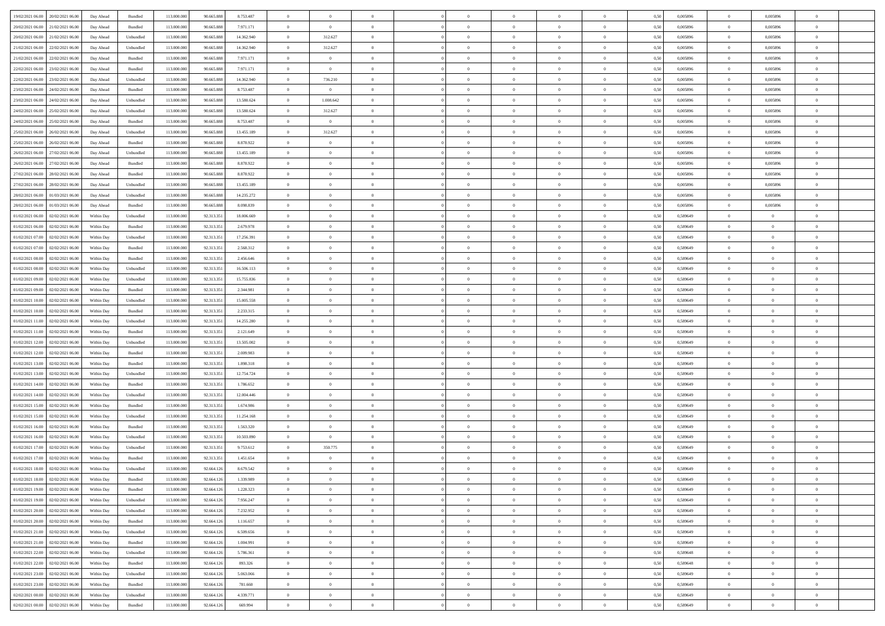| | | | | | | | | | | | | | | | | | | | | | |
|---|---|---|---|---|---|---|---|---|---|---|---|---|---|---|---|---|---|---|---|---|---|
| 19/02/2021 06.00 | 20/02/2021 06.00 | Day Ahead | Bundled | 113.000.000 | 90.665.888 | 8.753.487 | 0 | 0 | 0 | | 0 | 0 | 0 | 0 | 0 | 0,50 | 0,005896 | 0 | 0,005896 | 0 | |
| 20/02/2021 06.00 | 21/02/2021 06.00 | Day Ahead | Bundled | 113.000.000 | 90.665.888 | 7.971.171 | 0 | 0 | 0 | | 0 | 0 | 0 | 0 | 0 | 0,50 | 0,005896 | 0 | 0,005896 | 0 | |
| 20/02/2021 06.00 | 21/02/2021 06.00 | Day Ahead | Unbundled | 113.000.000 | 90.665.888 | 14.362.940 | 0 | 312.627 | 0 | | 0 | 0 | 0 | 0 | 0 | 0,50 | 0,005896 | 0 | 0,005896 | 0 | |
| 21/02/2021 06.00 | 22/02/2021 06.00 | Day Ahead | Unbundled | 113.000.000 | 90.665.888 | 14.362.940 | 0 | 312.627 | 0 | | 0 | 0 | 0 | 0 | 0 | 0,50 | 0,005896 | 0 | 0,005896 | 0 | |
| 21/02/2021 06.00 | 22/02/2021 06.00 | Day Ahead | Bundled | 113.000.000 | 90.665.888 | 7.971.171 | 0 | 0 | 0 | | 0 | 0 | 0 | 0 | 0 | 0,50 | 0,005896 | 0 | 0,005896 | 0 | |
| 22/02/2021 06.00 | 23/02/2021 06.00 | Day Ahead | Bundled | 113.000.000 | 90.665.888 | 7.971.171 | 0 | 0 | 0 | | 0 | 0 | 0 | 0 | 0 | 0,50 | 0,005896 | 0 | 0,005896 | 0 | |
| 22/02/2021 06.00 | 23/02/2021 06.00 | Day Ahead | Unbundled | 113.000.000 | 90.665.888 | 14.362.940 | 0 | 736.210 | 0 | | 0 | 0 | 0 | 0 | 0 | 0,50 | 0,005896 | 0 | 0,005896 | 0 | |
| 23/02/2021 06.00 | 24/02/2021 06.00 | Day Ahead | Bundled | 113.000.000 | 90.665.888 | 8.753.487 | 0 | 0 | 0 | | 0 | 0 | 0 | 0 | 0 | 0,50 | 0,005896 | 0 | 0,005896 | 0 | |
| 23/02/2021 06.00 | 24/02/2021 06.00 | Day Ahead | Unbundled | 113.000.000 | 90.665.888 | 13.580.624 | 0 | 1.008.642 | 0 | | 0 | 0 | 0 | 0 | 0 | 0,50 | 0,005896 | 0 | 0,005896 | 0 | |
| 24/02/2021 06.00 | 25/02/2021 06.00 | Day Ahead | Unbundled | 113.000.000 | 90.665.888 | 13.580.624 | 0 | 312.627 | 0 | | 0 | 0 | 0 | 0 | 0 | 0,50 | 0,005896 | 0 | 0,005896 | 0 | |
| 24/02/2021 06.00 | 25/02/2021 06.00 | Day Ahead | Bundled | 113.000.000 | 90.665.888 | 8.753.487 | 0 | 0 | 0 | | 0 | 0 | 0 | 0 | 0 | 0,50 | 0,005896 | 0 | 0,005896 | 0 | |
| 25/02/2021 06.00 | 26/02/2021 06.00 | Day Ahead | Unbundled | 113.000.000 | 90.665.888 | 13.455.189 | 0 | 312.627 | 0 | | 0 | 0 | 0 | 0 | 0 | 0,50 | 0,005896 | 0 | 0,005896 | 0 | |
| 25/02/2021 06.00 | 26/02/2021 06.00 | Day Ahead | Bundled | 113.000.000 | 90.665.888 | 8.878.922 | 0 | 0 | 0 | | 0 | 0 | 0 | 0 | 0 | 0,50 | 0,005896 | 0 | 0,005896 | 0 | |
| 26/02/2021 06.00 | 27/02/2021 06.00 | Day Ahead | Unbundled | 113.000.000 | 90.665.888 | 13.455.189 | 0 | 0 | 0 | | 0 | 0 | 0 | 0 | 0 | 0,50 | 0,005896 | 0 | 0,005896 | 0 | |
| 26/02/2021 06.00 | 27/02/2021 06.00 | Day Ahead | Bundled | 113.000.000 | 90.665.888 | 8.878.922 | 0 | 0 | 0 | | 0 | 0 | 0 | 0 | 0 | 0,50 | 0,005896 | 0 | 0,005896 | 0 | |
| 27/02/2021 06.00 | 28/02/2021 06.00 | Day Ahead | Bundled | 113.000.000 | 90.665.888 | 8.878.922 | 0 | 0 | 0 | | 0 | 0 | 0 | 0 | 0 | 0,50 | 0,005896 | 0 | 0,005896 | 0 | |
| 27/02/2021 06.00 | 28/02/2021 06.00 | Day Ahead | Unbundled | 113.000.000 | 90.665.888 | 13.455.189 | 0 | 0 | 0 | | 0 | 0 | 0 | 0 | 0 | 0,50 | 0,005896 | 0 | 0,005896 | 0 | |
| 28/02/2021 06.00 | 01/03/2021 06.00 | Day Ahead | Unbundled | 113.000.000 | 90.665.888 | 14.235.272 | 0 | 0 | 0 | | 0 | 0 | 0 | 0 | 0 | 0,50 | 0,005896 | 0 | 0,005896 | 0 | |
| 28/02/2021 06.00 | 01/03/2021 06.00 | Day Ahead | Bundled | 113.000.000 | 90.665.888 | 8.098.839 | 0 | 0 | 0 | | 0 | 0 | 0 | 0 | 0 | 0,50 | 0,005896 | 0 | 0,005896 | 0 | |
| 01/02/2021 06.00 | 02/02/2021 06.00 | Within Day | Unbundled | 113.000.000 | 92.313.351 | 18.006.669 | 0 | 0 | 0 | | 0 | 0 | 0 | 0 | 0 | 0,50 | 0,589649 | 0 | 0 | 0 | |
| 01/02/2021 06.00 | 02/02/2021 06.00 | Within Day | Bundled | 113.000.000 | 92.313.351 | 2.679.978 | 0 | 0 | 0 | | 0 | 0 | 0 | 0 | 0 | 0,50 | 0,589649 | 0 | 0 | 0 | |
| 01/02/2021 07.00 | 02/02/2021 06.00 | Within Day | Unbundled | 113.000.000 | 92.313.351 | 17.256.391 | 0 | 0 | 0 | | 0 | 0 | 0 | 0 | 0 | 0,50 | 0,589649 | 0 | 0 | 0 | |
| 01/02/2021 07.00 | 02/02/2021 06.00 | Within Day | Bundled | 113.000.000 | 92.313.351 | 2.568.312 | 0 | 0 | 0 | | 0 | 0 | 0 | 0 | 0 | 0,50 | 0,589649 | 0 | 0 | 0 | |
| 01/02/2021 08.00 | 02/02/2021 06.00 | Within Day | Bundled | 113.000.000 | 92.313.351 | 2.456.646 | 0 | 0 | 0 | | 0 | 0 | 0 | 0 | 0 | 0,50 | 0,589649 | 0 | 0 | 0 | |
| 01/02/2021 08.00 | 02/02/2021 06.00 | Within Day | Unbundled | 113.000.000 | 92.313.351 | 16.506.113 | 0 | 0 | 0 | | 0 | 0 | 0 | 0 | 0 | 0,50 | 0,589649 | 0 | 0 | 0 | |
| 01/02/2021 09.00 | 02/02/2021 06.00 | Within Day | Unbundled | 113.000.000 | 92.313.351 | 15.755.836 | 0 | 0 | 0 | | 0 | 0 | 0 | 0 | 0 | 0,50 | 0,589649 | 0 | 0 | 0 | |
| 01/02/2021 09.00 | 02/02/2021 06.00 | Within Day | Bundled | 113.000.000 | 92.313.351 | 2.344.981 | 0 | 0 | 0 | | 0 | 0 | 0 | 0 | 0 | 0,50 | 0,589649 | 0 | 0 | 0 | |
| 01/02/2021 10.00 | 02/02/2021 06.00 | Within Day | Unbundled | 113.000.000 | 92.313.351 | 15.005.558 | 0 | 0 | 0 | | 0 | 0 | 0 | 0 | 0 | 0,50 | 0,589649 | 0 | 0 | 0 | |
| 01/02/2021 10.00 | 02/02/2021 06.00 | Within Day | Bundled | 113.000.000 | 92.313.351 | 2.233.315 | 0 | 0 | 0 | | 0 | 0 | 0 | 0 | 0 | 0,50 | 0,589649 | 0 | 0 | 0 | |
| 01/02/2021 11.00 | 02/02/2021 06.00 | Within Day | Unbundled | 113.000.000 | 92.313.351 | 14.255.280 | 0 | 0 | 0 | | 0 | 0 | 0 | 0 | 0 | 0,50 | 0,589649 | 0 | 0 | 0 | |
| 01/02/2021 11.00 | 02/02/2021 06.00 | Within Day | Bundled | 113.000.000 | 92.313.351 | 2.121.649 | 0 | 0 | 0 | | 0 | 0 | 0 | 0 | 0 | 0,50 | 0,589649 | 0 | 0 | 0 | |
| 01/02/2021 12.00 | 02/02/2021 06.00 | Within Day | Unbundled | 113.000.000 | 92.313.351 | 13.505.002 | 0 | 0 | 0 | | 0 | 0 | 0 | 0 | 0 | 0,50 | 0,589649 | 0 | 0 | 0 | |
| 01/02/2021 12.00 | 02/02/2021 06.00 | Within Day | Bundled | 113.000.000 | 92.313.351 | 2.009.983 | 0 | 0 | 0 | | 0 | 0 | 0 | 0 | 0 | 0,50 | 0,589649 | 0 | 0 | 0 | |
| 01/02/2021 13.00 | 02/02/2021 06.00 | Within Day | Bundled | 113.000.000 | 92.313.351 | 1.898.318 | 0 | 0 | 0 | | 0 | 0 | 0 | 0 | 0 | 0,50 | 0,589649 | 0 | 0 | 0 | |
| 01/02/2021 13.00 | 02/02/2021 06.00 | Within Day | Unbundled | 113.000.000 | 92.313.351 | 12.754.724 | 0 | 0 | 0 | | 0 | 0 | 0 | 0 | 0 | 0,50 | 0,589649 | 0 | 0 | 0 | |
| 01/02/2021 14.00 | 02/02/2021 06.00 | Within Day | Bundled | 113.000.000 | 92.313.351 | 1.786.652 | 0 | 0 | 0 | | 0 | 0 | 0 | 0 | 0 | 0,50 | 0,589649 | 0 | 0 | 0 | |
| 01/02/2021 14.00 | 02/02/2021 06.00 | Within Day | Unbundled | 113.000.000 | 92.313.351 | 12.004.446 | 0 | 0 | 0 | | 0 | 0 | 0 | 0 | 0 | 0,50 | 0,589649 | 0 | 0 | 0 | |
| 01/02/2021 15.00 | 02/02/2021 06.00 | Within Day | Bundled | 113.000.000 | 92.313.351 | 1.674.986 | 0 | 0 | 0 | | 0 | 0 | 0 | 0 | 0 | 0,50 | 0,589649 | 0 | 0 | 0 | |
| 01/02/2021 15.00 | 02/02/2021 06.00 | Within Day | Unbundled | 113.000.000 | 92.313.351 | 11.254.168 | 0 | 0 | 0 | | 0 | 0 | 0 | 0 | 0 | 0,50 | 0,589649 | 0 | 0 | 0 | |
| 01/02/2021 16.00 | 02/02/2021 06.00 | Within Day | Bundled | 113.000.000 | 92.313.351 | 1.563.320 | 0 | 0 | 0 | | 0 | 0 | 0 | 0 | 0 | 0,50 | 0,589649 | 0 | 0 | 0 | |
| 01/02/2021 16.00 | 02/02/2021 06.00 | Within Day | Unbundled | 113.000.000 | 92.313.351 | 10.503.890 | 0 | 0 | 0 | | 0 | 0 | 0 | 0 | 0 | 0,50 | 0,589649 | 0 | 0 | 0 | |
| 01/02/2021 17.00 | 02/02/2021 06.00 | Within Day | Unbundled | 113.000.000 | 92.313.351 | 9.753.612 | 0 | 350.775 | 0 | | 0 | 0 | 0 | 0 | 0 | 0,50 | 0,589649 | 0 | 0 | 0 | |
| 01/02/2021 17.00 | 02/02/2021 06.00 | Within Day | Bundled | 113.000.000 | 92.313.351 | 1.451.654 | 0 | 0 | 0 | | 0 | 0 | 0 | 0 | 0 | 0,50 | 0,589649 | 0 | 0 | 0 | |
| 01/02/2021 18.00 | 02/02/2021 06.00 | Within Day | Unbundled | 113.000.000 | 92.664.126 | 8.679.542 | 0 | 0 | 0 | | 0 | 0 | 0 | 0 | 0 | 0,50 | 0,589649 | 0 | 0 | 0 | |
| 01/02/2021 18.00 | 02/02/2021 06.00 | Within Day | Bundled | 113.000.000 | 92.664.126 | 1.339.989 | 0 | 0 | 0 | | 0 | 0 | 0 | 0 | 0 | 0,50 | 0,589649 | 0 | 0 | 0 | |
| 01/02/2021 19.00 | 02/02/2021 06.00 | Within Day | Bundled | 113.000.000 | 92.664.126 | 1.228.323 | 0 | 0 | 0 | | 0 | 0 | 0 | 0 | 0 | 0,50 | 0,589649 | 0 | 0 | 0 | |
| 01/02/2021 19.00 | 02/02/2021 06.00 | Within Day | Unbundled | 113.000.000 | 92.664.126 | 7.956.247 | 0 | 0 | 0 | | 0 | 0 | 0 | 0 | 0 | 0,50 | 0,589649 | 0 | 0 | 0 | |
| 01/02/2021 20.00 | 02/02/2021 06.00 | Within Day | Unbundled | 113.000.000 | 92.664.126 | 7.232.952 | 0 | 0 | 0 | | 0 | 0 | 0 | 0 | 0 | 0,50 | 0,589649 | 0 | 0 | 0 | |
| 01/02/2021 20.00 | 02/02/2021 06.00 | Within Day | Bundled | 113.000.000 | 92.664.126 | 1.116.657 | 0 | 0 | 0 | | 0 | 0 | 0 | 0 | 0 | 0,50 | 0,589649 | 0 | 0 | 0 | |
| 01/02/2021 21.00 | 02/02/2021 06.00 | Within Day | Unbundled | 113.000.000 | 92.664.126 | 6.509.656 | 0 | 0 | 0 | | 0 | 0 | 0 | 0 | 0 | 0,50 | 0,589649 | 0 | 0 | 0 | |
| 01/02/2021 21.00 | 02/02/2021 06.00 | Within Day | Bundled | 113.000.000 | 92.664.126 | 1.004.991 | 0 | 0 | 0 | | 0 | 0 | 0 | 0 | 0 | 0,50 | 0,589649 | 0 | 0 | 0 | |
| 01/02/2021 22.00 | 02/02/2021 06.00 | Within Day | Unbundled | 113.000.000 | 92.664.126 | 5.786.361 | 0 | 0 | 0 | | 0 | 0 | 0 | 0 | 0 | 0,50 | 0,589648 | 0 | 0 | 0 | |
| 01/02/2021 22.00 | 02/02/2021 06.00 | Within Day | Bundled | 113.000.000 | 92.664.126 | 893.326 | 0 | 0 | 0 | | 0 | 0 | 0 | 0 | 0 | 0,50 | 0,589648 | 0 | 0 | 0 | |
| 01/02/2021 23.00 | 02/02/2021 06.00 | Within Day | Unbundled | 113.000.000 | 92.664.126 | 5.063.066 | 0 | 0 | 0 | | 0 | 0 | 0 | 0 | 0 | 0,50 | 0,589649 | 0 | 0 | 0 | |
| 01/02/2021 23.00 | 02/02/2021 06.00 | Within Day | Bundled | 113.000.000 | 92.664.126 | 781.660 | 0 | 0 | 0 | | 0 | 0 | 0 | 0 | 0 | 0,50 | 0,589649 | 0 | 0 | 0 | |
| 02/02/2021 00.00 | 02/02/2021 06.00 | Within Day | Unbundled | 113.000.000 | 92.664.126 | 4.339.771 | 0 | 0 | 0 | | 0 | 0 | 0 | 0 | 0 | 0,50 | 0,589649 | 0 | 0 | 0 | |
| 02/02/2021 00.00 | 02/02/2021 06.00 | Within Day | Bundled | 113.000.000 | 92.664.126 | 669.994 | 0 | 0 | 0 | | 0 | 0 | 0 | 0 | 0 | 0,50 | 0,589649 | 0 | 0 | 0 | |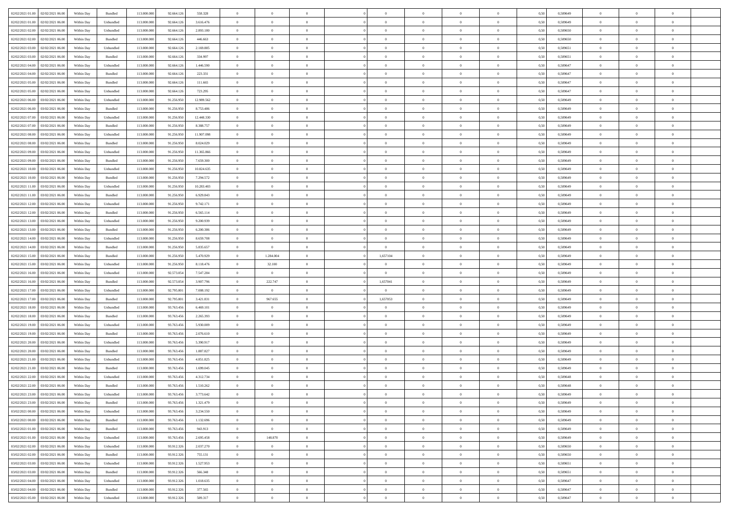| | | | | | | | | | | | | | | | | | | | | | |
|---|---|---|---|---|---|---|---|---|---|---|---|---|---|---|---|---|---|---|---|---|---|
| 02/02/2021 01:00 | 02/02/2021 06:00 | Within Day | Bundled | 113.000.000 | 92.664.126 | 558.328 | 0 | 0 | 0 | | 0 | 0 | 0 | 0 | 0 | 0,50 | 0,589649 | 0 | 0 | 0 | |
| 02/02/2021 01:00 | 02/02/2021 06:00 | Within Day | Unbundled | 113.000.000 | 92.664.126 | 3.616.476 | 0 | 0 | 0 | | 0 | 0 | 0 | 0 | 0 | 0,50 | 0,589649 | 0 | 0 | 0 | |
| 02/02/2021 02:00 | 02/02/2021 06:00 | Within Day | Unbundled | 113.000.000 | 92.664.126 | 2.893.180 | 0 | 0 | 0 | | 0 | 0 | 0 | 0 | 0 | 0,50 | 0,589650 | 0 | 0 | 0 | |
| 02/02/2021 02:00 | 02/02/2021 06:00 | Within Day | Bundled | 113.000.000 | 92.664.126 | 446.663 | 0 | 0 | 0 | | 0 | 0 | 0 | 0 | 0 | 0,50 | 0,589650 | 0 | 0 | 0 | |
| 02/02/2021 03:00 | 02/02/2021 06:00 | Within Day | Unbundled | 113.000.000 | 92.664.126 | 2.169.885 | 0 | 0 | 0 | | 0 | 0 | 0 | 0 | 0 | 0,50 | 0,589651 | 0 | 0 | 0 | |
| 02/02/2021 03:00 | 02/02/2021 06:00 | Within Day | Bundled | 113.000.000 | 92.664.126 | 334.997 | 0 | 0 | 0 | | 0 | 0 | 0 | 0 | 0 | 0,50 | 0,589651 | 0 | 0 | 0 | |
| 02/02/2021 04:00 | 02/02/2021 06:00 | Within Day | Unbundled | 113.000.000 | 92.664.126 | 1.446.590 | 0 | 0 | 0 | | 0 | 0 | 0 | 0 | 0 | 0,50 | 0,589647 | 0 | 0 | 0 | |
| 02/02/2021 04:00 | 02/02/2021 06:00 | Within Day | Bundled | 113.000.000 | 92.664.126 | 223.331 | 0 | 0 | 0 | | 0 | 0 | 0 | 0 | 0 | 0,50 | 0,589647 | 0 | 0 | 0 | |
| 02/02/2021 05:00 | 02/02/2021 06:00 | Within Day | Bundled | 113.000.000 | 92.664.126 | 111.665 | 0 | 0 | 0 | | 0 | 0 | 0 | 0 | 0 | 0,50 | 0,589647 | 0 | 0 | 0 | |
| 02/02/2021 05:00 | 02/02/2021 06:00 | Within Day | Unbundled | 113.000.000 | 92.664.126 | 723.295 | 0 | 0 | 0 | | 0 | 0 | 0 | 0 | 0 | 0,50 | 0,589647 | 0 | 0 | 0 | |
| 02/02/2021 06:00 | 03/02/2021 06:00 | Within Day | Unbundled | 113.000.000 | 91.256.950 | 12.989.562 | 0 | 0 | 0 | | 0 | 0 | 0 | 0 | 0 | 0,50 | 0,589649 | 0 | 0 | 0 | |
| 02/02/2021 06:00 | 03/02/2021 06:00 | Within Day | Bundled | 113.000.000 | 91.256.950 | 8.753.486 | 0 | 0 | 0 | | 0 | 0 | 0 | 0 | 0 | 0,50 | 0,589649 | 0 | 0 | 0 | |
| 02/02/2021 07:00 | 03/02/2021 06:00 | Within Day | Unbundled | 113.000.000 | 91.256.950 | 12.448.330 | 0 | 0 | 0 | | 0 | 0 | 0 | 0 | 0 | 0,50 | 0,589649 | 0 | 0 | 0 | |
| 02/02/2021 07:00 | 03/02/2021 06:00 | Within Day | Bundled | 113.000.000 | 91.256.950 | 8.388.757 | 0 | 0 | 0 | | 0 | 0 | 0 | 0 | 0 | 0,50 | 0,589649 | 0 | 0 | 0 | |
| 02/02/2021 08:00 | 03/02/2021 06:00 | Within Day | Unbundled | 113.000.000 | 91.256.950 | 11.907.098 | 0 | 0 | 0 | | 0 | 0 | 0 | 0 | 0 | 0,50 | 0,589649 | 0 | 0 | 0 | |
| 02/02/2021 08:00 | 03/02/2021 06:00 | Within Day | Bundled | 113.000.000 | 91.256.950 | 8.024.029 | 0 | 0 | 0 | | 0 | 0 | 0 | 0 | 0 | 0,50 | 0,589649 | 0 | 0 | 0 | |
| 02/02/2021 09:00 | 03/02/2021 06:00 | Within Day | Unbundled | 113.000.000 | 91.256.950 | 11.365.866 | 0 | 0 | 0 | | 0 | 0 | 0 | 0 | 0 | 0,50 | 0,589649 | 0 | 0 | 0 | |
| 02/02/2021 09:00 | 03/02/2021 06:00 | Within Day | Bundled | 113.000.000 | 91.256.950 | 7.659.300 | 0 | 0 | 0 | | 0 | 0 | 0 | 0 | 0 | 0,50 | 0,589649 | 0 | 0 | 0 | |
| 02/02/2021 10:00 | 03/02/2021 06:00 | Within Day | Unbundled | 113.000.000 | 91.256.950 | 10.824.635 | 0 | 0 | 0 | | 0 | 0 | 0 | 0 | 0 | 0,50 | 0,589649 | 0 | 0 | 0 | |
| 02/02/2021 10:00 | 03/02/2021 06:00 | Within Day | Bundled | 113.000.000 | 91.256.950 | 7.294.572 | 0 | 0 | 0 | | 0 | 0 | 0 | 0 | 0 | 0,50 | 0,589649 | 0 | 0 | 0 | |
| 02/02/2021 11:00 | 03/02/2021 06:00 | Within Day | Unbundled | 113.000.000 | 91.256.950 | 10.283.403 | 0 | 0 | 0 | | 0 | 0 | 0 | 0 | 0 | 0,50 | 0,589649 | 0 | 0 | 0 | |
| 02/02/2021 11:00 | 03/02/2021 06:00 | Within Day | Bundled | 113.000.000 | 91.256.950 | 6.929.843 | 0 | 0 | 0 | | 0 | 0 | 0 | 0 | 0 | 0,50 | 0,589649 | 0 | 0 | 0 | |
| 02/02/2021 12:00 | 03/02/2021 06:00 | Within Day | Unbundled | 113.000.000 | 91.256.950 | 9.742.171 | 0 | 0 | 0 | | 0 | 0 | 0 | 0 | 0 | 0,50 | 0,589649 | 0 | 0 | 0 | |
| 02/02/2021 12:00 | 03/02/2021 06:00 | Within Day | Bundled | 113.000.000 | 91.256.950 | 6.565.114 | 0 | 0 | 0 | | 0 | 0 | 0 | 0 | 0 | 0,50 | 0,589649 | 0 | 0 | 0 | |
| 02/02/2021 13:00 | 03/02/2021 06:00 | Within Day | Unbundled | 113.000.000 | 91.256.950 | 9.200.939 | 0 | 0 | 0 | | 0 | 0 | 0 | 0 | 0 | 0,50 | 0,589649 | 0 | 0 | 0 | |
| 02/02/2021 13:00 | 03/02/2021 06:00 | Within Day | Bundled | 113.000.000 | 91.256.950 | 6.200.386 | 0 | 0 | 0 | | 0 | 0 | 0 | 0 | 0 | 0,50 | 0,589649 | 0 | 0 | 0 | |
| 02/02/2021 14:00 | 03/02/2021 06:00 | Within Day | Unbundled | 113.000.000 | 91.256.950 | 8.659.708 | 0 | 0 | 0 | | 0 | 0 | 0 | 0 | 0 | 0,50 | 0,589649 | 0 | 0 | 0 | |
| 02/02/2021 14:00 | 03/02/2021 06:00 | Within Day | Bundled | 113.000.000 | 91.256.950 | 5.835.657 | 0 | 0 | 0 | | 0 | 0 | 0 | 0 | 0 | 0,50 | 0,589649 | 0 | 0 | 0 | |
| 02/02/2021 15:00 | 03/02/2021 06:00 | Within Day | Bundled | 113.000.000 | 91.256.950 | 5.470.929 | 0 | 1.284.004 | 0 | | 1,657104 | 0 | 0 | 0 | 0 | 0,50 | 0,589649 | 0 | 0 | 0 | |
| 02/02/2021 15:00 | 03/02/2021 06:00 | Within Day | Unbundled | 113.000.000 | 91.256.950 | 8.118.476 | 0 | 32.100 | 0 | | 0 | 0 | 0 | 0 | 0 | 0,50 | 0,589649 | 0 | 0 | 0 | |
| 02/02/2021 16:00 | 03/02/2021 06:00 | Within Day | Unbundled | 113.000.000 | 92.573.054 | 7.547.284 | 0 | 0 | 0 | | 0 | 0 | 0 | 0 | 0 | 0,50 | 0,589649 | 0 | 0 | 0 | |
| 02/02/2021 16:00 | 03/02/2021 06:00 | Within Day | Bundled | 113.000.000 | 92.573.054 | 3.907.796 | 0 | 222.747 | 0 | | 1,657041 | 0 | 0 | 0 | 0 | 0,50 | 0,589649 | 0 | 0 | 0 | |
| 02/02/2021 17:00 | 03/02/2021 06:00 | Within Day | Unbundled | 113.000.000 | 92.795.801 | 7.008.192 | 0 | 0 | 0 | | 0 | 0 | 0 | 0 | 0 | 0,50 | 0,589649 | 0 | 0 | 0 | |
| 02/02/2021 17:00 | 03/02/2021 06:00 | Within Day | Bundled | 113.000.000 | 92.795.801 | 3.421.831 | 0 | 967.655 | 0 | | 1,657053 | 0 | 0 | 0 | 0 | 0,50 | 0,589649 | 0 | 0 | 0 | |
| 02/02/2021 18:00 | 03/02/2021 06:00 | Within Day | Unbundled | 113.000.000 | 93.763.456 | 6.469.101 | 0 | 0 | 0 | | 0 | 0 | 0 | 0 | 0 | 0,50 | 0,589649 | 0 | 0 | 0 | |
| 02/02/2021 18:00 | 03/02/2021 06:00 | Within Day | Bundled | 113.000.000 | 93.763.456 | 2.265.393 | 0 | 0 | 0 | | 0 | 0 | 0 | 0 | 0 | 0,50 | 0,589649 | 0 | 0 | 0 | |
| 02/02/2021 19:00 | 03/02/2021 06:00 | Within Day | Unbundled | 113.000.000 | 93.763.456 | 5.930.009 | 0 | 0 | 0 | | 0 | 0 | 0 | 0 | 0 | 0,50 | 0,589649 | 0 | 0 | 0 | |
| 02/02/2021 19:00 | 03/02/2021 06:00 | Within Day | Bundled | 113.000.000 | 93.763.456 | 2.076.610 | 0 | 0 | 0 | | 0 | 0 | 0 | 0 | 0 | 0,50 | 0,589649 | 0 | 0 | 0 | |
| 02/02/2021 20:00 | 03/02/2021 06:00 | Within Day | Unbundled | 113.000.000 | 93.763.456 | 5.390.917 | 0 | 0 | 0 | | 0 | 0 | 0 | 0 | 0 | 0,50 | 0,589649 | 0 | 0 | 0 | |
| 02/02/2021 20:00 | 03/02/2021 06:00 | Within Day | Bundled | 113.000.000 | 93.763.456 | 1.887.827 | 0 | 0 | 0 | | 0 | 0 | 0 | 0 | 0 | 0,50 | 0,589649 | 0 | 0 | 0 | |
| 02/02/2021 21:00 | 03/02/2021 06:00 | Within Day | Unbundled | 113.000.000 | 93.763.456 | 4.851.825 | 0 | 0 | 0 | | 0 | 0 | 0 | 0 | 0 | 0,50 | 0,589649 | 0 | 0 | 0 | |
| 02/02/2021 21:00 | 03/02/2021 06:00 | Within Day | Bundled | 113.000.000 | 93.763.456 | 1.699.045 | 0 | 0 | 0 | | 0 | 0 | 0 | 0 | 0 | 0,50 | 0,589649 | 0 | 0 | 0 | |
| 02/02/2021 22:00 | 03/02/2021 06:00 | Within Day | Unbundled | 113.000.000 | 93.763.456 | 4.312.734 | 0 | 0 | 0 | | 0 | 0 | 0 | 0 | 0 | 0,50 | 0,589648 | 0 | 0 | 0 | |
| 02/02/2021 22:00 | 03/02/2021 06:00 | Within Day | Bundled | 113.000.000 | 93.763.456 | 1.510.262 | 0 | 0 | 0 | | 0 | 0 | 0 | 0 | 0 | 0,50 | 0,589648 | 0 | 0 | 0 | |
| 02/02/2021 23:00 | 03/02/2021 06:00 | Within Day | Unbundled | 113.000.000 | 93.763.456 | 3.773.642 | 0 | 0 | 0 | | 0 | 0 | 0 | 0 | 0 | 0,50 | 0,589649 | 0 | 0 | 0 | |
| 02/02/2021 23:00 | 03/02/2021 06:00 | Within Day | Bundled | 113.000.000 | 93.763.456 | 1.321.479 | 0 | 0 | 0 | | 0 | 0 | 0 | 0 | 0 | 0,50 | 0,589649 | 0 | 0 | 0 | |
| 03/02/2021 00:00 | 03/02/2021 06:00 | Within Day | Unbundled | 113.000.000 | 93.763.456 | 3.234.550 | 0 | 0 | 0 | | 0 | 0 | 0 | 0 | 0 | 0,50 | 0,589649 | 0 | 0 | 0 | |
| 03/02/2021 00:00 | 03/02/2021 06:00 | Within Day | Bundled | 113.000.000 | 93.763.456 | 1.132.696 | 0 | 0 | 0 | | 0 | 0 | 0 | 0 | 0 | 0,50 | 0,589649 | 0 | 0 | 0 | |
| 03/02/2021 01:00 | 03/02/2021 06:00 | Within Day | Bundled | 113.000.000 | 93.763.456 | 943.913 | 0 | 0 | 0 | | 0 | 0 | 0 | 0 | 0 | 0,50 | 0,589649 | 0 | 0 | 0 | |
| 03/02/2021 01:00 | 03/02/2021 06:00 | Within Day | Unbundled | 113.000.000 | 93.763.456 | 2.695.458 | 0 | 148.870 | 0 | | 0 | 0 | 0 | 0 | 0 | 0,50 | 0,589649 | 0 | 0 | 0 | |
| 03/02/2021 02:00 | 03/02/2021 06:00 | Within Day | Unbundled | 113.000.000 | 93.912.326 | 2.037.270 | 0 | 0 | 0 | | 0 | 0 | 0 | 0 | 0 | 0,50 | 0,589650 | 0 | 0 | 0 | |
| 03/02/2021 02:00 | 03/02/2021 06:00 | Within Day | Bundled | 113.000.000 | 93.912.326 | 755.131 | 0 | 0 | 0 | | 0 | 0 | 0 | 0 | 0 | 0,50 | 0,589650 | 0 | 0 | 0 | |
| 03/02/2021 03:00 | 03/02/2021 06:00 | Within Day | Unbundled | 113.000.000 | 93.912.326 | 1.527.953 | 0 | 0 | 0 | | 0 | 0 | 0 | 0 | 0 | 0,50 | 0,589651 | 0 | 0 | 0 | |
| 03/02/2021 03:00 | 03/02/2021 06:00 | Within Day | Bundled | 113.000.000 | 93.912.326 | 566.348 | 0 | 0 | 0 | | 0 | 0 | 0 | 0 | 0 | 0,50 | 0,589651 | 0 | 0 | 0 | |
| 03/02/2021 04:00 | 03/02/2021 06:00 | Within Day | Unbundled | 113.000.000 | 93.912.326 | 1.018.635 | 0 | 0 | 0 | | 0 | 0 | 0 | 0 | 0 | 0,50 | 0,589647 | 0 | 0 | 0 | |
| 03/02/2021 04:00 | 03/02/2021 06:00 | Within Day | Bundled | 113.000.000 | 93.912.326 | 377.565 | 0 | 0 | 0 | | 0 | 0 | 0 | 0 | 0 | 0,50 | 0,589647 | 0 | 0 | 0 | |
| 03/02/2021 05:00 | 03/02/2021 06:00 | Within Day | Unbundled | 113.000.000 | 93.912.326 | 509.317 | 0 | 0 | 0 | | 0 | 0 | 0 | 0 | 0 | 0,50 | 0,589647 | 0 | 0 | 0 | |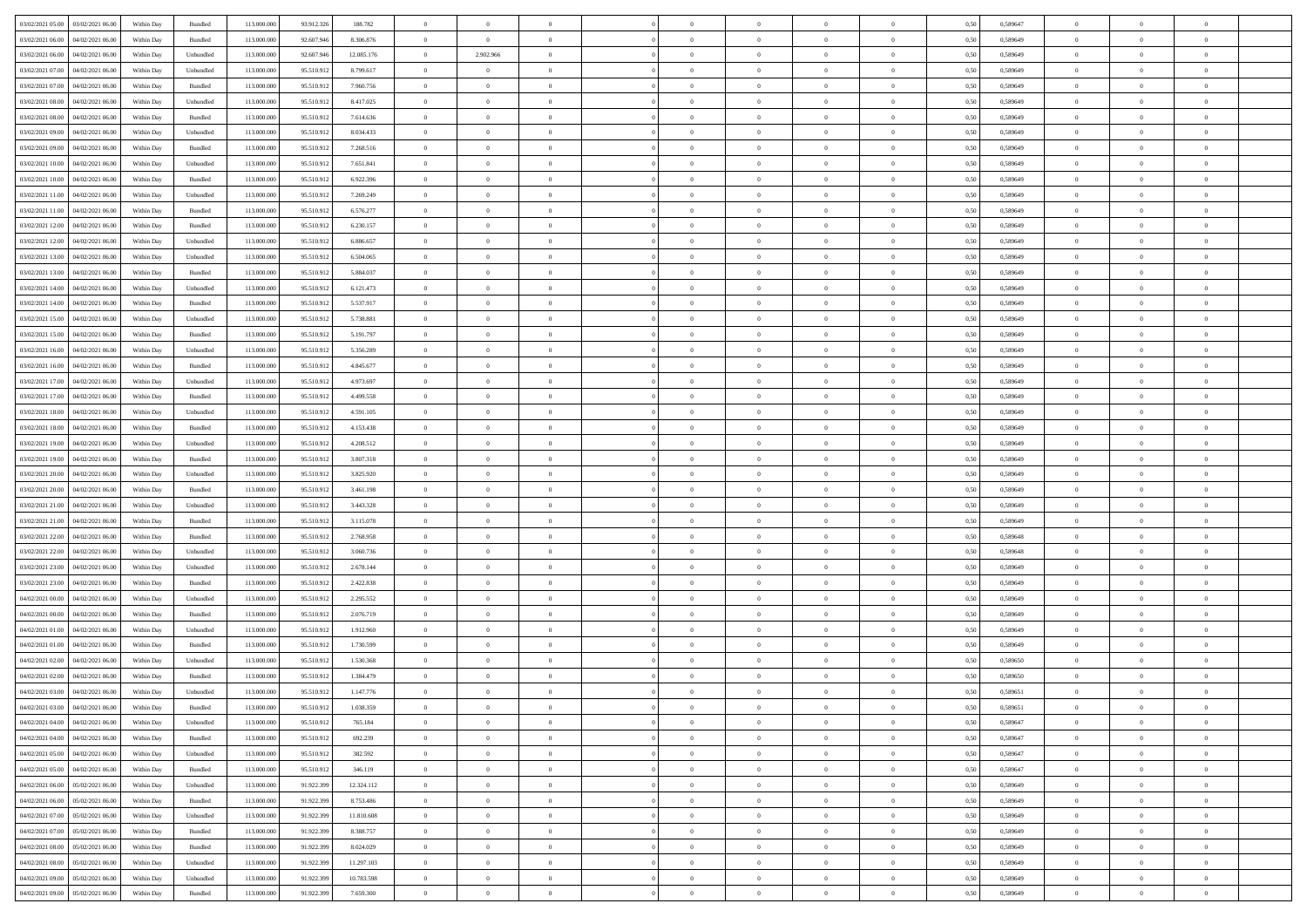| | | | | | | | | | | | | | | | | | | | | |
|---|---|---|---|---|---|---|---|---|---|---|---|---|---|---|---|---|---|---|---|---|
| 03/02/2021 05.00 | 03/02/2021 06.00 | Within Day | Bundled | 113.000.000 | 93.912.326 | 188.782 | 0 | 0 | 0 | | 0 | 0 | 0 | 0 | 0,50 | 0,589647 | 0 | 0 | 0 | |
| 03/02/2021 06.00 | 04/02/2021 06.00 | Within Day | Bundled | 113.000.000 | 92.607.946 | 8.306.876 | 0 | 0 | 0 | | 0 | 0 | 0 | 0 | 0,50 | 0,589649 | 0 | 0 | 0 | |
| 03/02/2021 06.00 | 04/02/2021 06.00 | Within Day | Unbundled | 113.000.000 | 92.607.946 | 12.085.176 | 0 | 2.902.966 | 0 | | 0 | 0 | 0 | 0 | 0,50 | 0,589649 | 0 | 0 | 0 | |
| 03/02/2021 07.00 | 04/02/2021 06.00 | Within Day | Unbundled | 113.000.000 | 95.510.912 | 8.799.617 | 0 | 0 | 0 | | 0 | 0 | 0 | 0 | 0,50 | 0,589649 | 0 | 0 | 0 | |
| 03/02/2021 07.00 | 04/02/2021 06.00 | Within Day | Bundled | 113.000.000 | 95.510.912 | 7.960.756 | 0 | 0 | 0 | | 0 | 0 | 0 | 0 | 0,50 | 0,589649 | 0 | 0 | 0 | |
| 03/02/2021 08.00 | 04/02/2021 06.00 | Within Day | Unbundled | 113.000.000 | 95.510.912 | 8.417.025 | 0 | 0 | 0 | | 0 | 0 | 0 | 0 | 0,50 | 0,589649 | 0 | 0 | 0 | |
| 03/02/2021 08.00 | 04/02/2021 06.00 | Within Day | Bundled | 113.000.000 | 95.510.912 | 7.614.636 | 0 | 0 | 0 | | 0 | 0 | 0 | 0 | 0,50 | 0,589649 | 0 | 0 | 0 | |
| 03/02/2021 09.00 | 04/02/2021 06.00 | Within Day | Unbundled | 113.000.000 | 95.510.912 | 8.034.433 | 0 | 0 | 0 | | 0 | 0 | 0 | 0 | 0,50 | 0,589649 | 0 | 0 | 0 | |
| 03/02/2021 09.00 | 04/02/2021 06.00 | Within Day | Bundled | 113.000.000 | 95.510.912 | 7.268.516 | 0 | 0 | 0 | | 0 | 0 | 0 | 0 | 0,50 | 0,589649 | 0 | 0 | 0 | |
| 03/02/2021 10.00 | 04/02/2021 06.00 | Within Day | Unbundled | 113.000.000 | 95.510.912 | 7.651.841 | 0 | 0 | 0 | | 0 | 0 | 0 | 0 | 0,50 | 0,589649 | 0 | 0 | 0 | |
| 03/02/2021 10.00 | 04/02/2021 06.00 | Within Day | Bundled | 113.000.000 | 95.510.912 | 6.922.396 | 0 | 0 | 0 | | 0 | 0 | 0 | 0 | 0,50 | 0,589649 | 0 | 0 | 0 | |
| 03/02/2021 11.00 | 04/02/2021 06.00 | Within Day | Unbundled | 113.000.000 | 95.510.912 | 7.269.249 | 0 | 0 | 0 | | 0 | 0 | 0 | 0 | 0,50 | 0,589649 | 0 | 0 | 0 | |
| 03/02/2021 11.00 | 04/02/2021 06.00 | Within Day | Bundled | 113.000.000 | 95.510.912 | 6.576.277 | 0 | 0 | 0 | | 0 | 0 | 0 | 0 | 0,50 | 0,589649 | 0 | 0 | 0 | |
| 03/02/2021 12.00 | 04/02/2021 06.00 | Within Day | Bundled | 113.000.000 | 95.510.912 | 6.230.157 | 0 | 0 | 0 | | 0 | 0 | 0 | 0 | 0,50 | 0,589649 | 0 | 0 | 0 | |
| 03/02/2021 12.00 | 04/02/2021 06.00 | Within Day | Unbundled | 113.000.000 | 95.510.912 | 6.886.657 | 0 | 0 | 0 | | 0 | 0 | 0 | 0 | 0,50 | 0,589649 | 0 | 0 | 0 | |
| 03/02/2021 13.00 | 04/02/2021 06.00 | Within Day | Unbundled | 113.000.000 | 95.510.912 | 6.504.065 | 0 | 0 | 0 | | 0 | 0 | 0 | 0 | 0,50 | 0,589649 | 0 | 0 | 0 | |
| 03/02/2021 13.00 | 04/02/2021 06.00 | Within Day | Bundled | 113.000.000 | 95.510.912 | 5.884.037 | 0 | 0 | 0 | | 0 | 0 | 0 | 0 | 0,50 | 0,589649 | 0 | 0 | 0 | |
| 03/02/2021 14.00 | 04/02/2021 06.00 | Within Day | Unbundled | 113.000.000 | 95.510.912 | 6.121.473 | 0 | 0 | 0 | | 0 | 0 | 0 | 0 | 0,50 | 0,589649 | 0 | 0 | 0 | |
| 03/02/2021 14.00 | 04/02/2021 06.00 | Within Day | Bundled | 113.000.000 | 95.510.912 | 5.537.917 | 0 | 0 | 0 | | 0 | 0 | 0 | 0 | 0,50 | 0,589649 | 0 | 0 | 0 | |
| 03/02/2021 15.00 | 04/02/2021 06.00 | Within Day | Unbundled | 113.000.000 | 95.510.912 | 5.738.881 | 0 | 0 | 0 | | 0 | 0 | 0 | 0 | 0,50 | 0,589649 | 0 | 0 | 0 | |
| 03/02/2021 15.00 | 04/02/2021 06.00 | Within Day | Bundled | 113.000.000 | 95.510.912 | 5.191.797 | 0 | 0 | 0 | | 0 | 0 | 0 | 0 | 0,50 | 0,589649 | 0 | 0 | 0 | |
| 03/02/2021 16.00 | 04/02/2021 06.00 | Within Day | Unbundled | 113.000.000 | 95.510.912 | 5.356.289 | 0 | 0 | 0 | | 0 | 0 | 0 | 0 | 0,50 | 0,589649 | 0 | 0 | 0 | |
| 03/02/2021 16.00 | 04/02/2021 06.00 | Within Day | Bundled | 113.000.000 | 95.510.912 | 4.845.677 | 0 | 0 | 0 | | 0 | 0 | 0 | 0 | 0,50 | 0,589649 | 0 | 0 | 0 | |
| 03/02/2021 17.00 | 04/02/2021 06.00 | Within Day | Unbundled | 113.000.000 | 95.510.912 | 4.973.697 | 0 | 0 | 0 | | 0 | 0 | 0 | 0 | 0,50 | 0,589649 | 0 | 0 | 0 | |
| 03/02/2021 17.00 | 04/02/2021 06.00 | Within Day | Bundled | 113.000.000 | 95.510.912 | 4.499.558 | 0 | 0 | 0 | | 0 | 0 | 0 | 0 | 0,50 | 0,589649 | 0 | 0 | 0 | |
| 03/02/2021 18.00 | 04/02/2021 06.00 | Within Day | Unbundled | 113.000.000 | 95.510.912 | 4.591.105 | 0 | 0 | 0 | | 0 | 0 | 0 | 0 | 0,50 | 0,589649 | 0 | 0 | 0 | |
| 03/02/2021 18.00 | 04/02/2021 06.00 | Within Day | Bundled | 113.000.000 | 95.510.912 | 4.153.438 | 0 | 0 | 0 | | 0 | 0 | 0 | 0 | 0,50 | 0,589649 | 0 | 0 | 0 | |
| 03/02/2021 19.00 | 04/02/2021 06.00 | Within Day | Unbundled | 113.000.000 | 95.510.912 | 4.208.512 | 0 | 0 | 0 | | 0 | 0 | 0 | 0 | 0,50 | 0,589649 | 0 | 0 | 0 | |
| 03/02/2021 19.00 | 04/02/2021 06.00 | Within Day | Bundled | 113.000.000 | 95.510.912 | 3.807.318 | 0 | 0 | 0 | | 0 | 0 | 0 | 0 | 0,50 | 0,589649 | 0 | 0 | 0 | |
| 03/02/2021 20.00 | 04/02/2021 06.00 | Within Day | Unbundled | 113.000.000 | 95.510.912 | 3.825.920 | 0 | 0 | 0 | | 0 | 0 | 0 | 0 | 0,50 | 0,589649 | 0 | 0 | 0 | |
| 03/02/2021 20.00 | 04/02/2021 06.00 | Within Day | Bundled | 113.000.000 | 95.510.912 | 3.461.198 | 0 | 0 | 0 | | 0 | 0 | 0 | 0 | 0,50 | 0,589649 | 0 | 0 | 0 | |
| 03/02/2021 21.00 | 04/02/2021 06.00 | Within Day | Unbundled | 113.000.000 | 95.510.912 | 3.443.328 | 0 | 0 | 0 | | 0 | 0 | 0 | 0 | 0,50 | 0,589649 | 0 | 0 | 0 | |
| 03/02/2021 21.00 | 04/02/2021 06.00 | Within Day | Bundled | 113.000.000 | 95.510.912 | 3.115.078 | 0 | 0 | 0 | | 0 | 0 | 0 | 0 | 0,50 | 0,589649 | 0 | 0 | 0 | |
| 03/02/2021 22.00 | 04/02/2021 06.00 | Within Day | Bundled | 113.000.000 | 95.510.912 | 2.768.958 | 0 | 0 | 0 | | 0 | 0 | 0 | 0 | 0,50 | 0,589648 | 0 | 0 | 0 | |
| 03/02/2021 22.00 | 04/02/2021 06.00 | Within Day | Unbundled | 113.000.000 | 95.510.912 | 3.060.736 | 0 | 0 | 0 | | 0 | 0 | 0 | 0 | 0,50 | 0,589648 | 0 | 0 | 0 | |
| 03/02/2021 23.00 | 04/02/2021 06.00 | Within Day | Unbundled | 113.000.000 | 95.510.912 | 2.678.144 | 0 | 0 | 0 | | 0 | 0 | 0 | 0 | 0,50 | 0,589649 | 0 | 0 | 0 | |
| 03/02/2021 23.00 | 04/02/2021 06.00 | Within Day | Bundled | 113.000.000 | 95.510.912 | 2.422.838 | 0 | 0 | 0 | | 0 | 0 | 0 | 0 | 0,50 | 0,589649 | 0 | 0 | 0 | |
| 04/02/2021 00.00 | 04/02/2021 06.00 | Within Day | Unbundled | 113.000.000 | 95.510.912 | 2.295.552 | 0 | 0 | 0 | | 0 | 0 | 0 | 0 | 0,50 | 0,589649 | 0 | 0 | 0 | |
| 04/02/2021 00.00 | 04/02/2021 06.00 | Within Day | Bundled | 113.000.000 | 95.510.912 | 2.076.719 | 0 | 0 | 0 | | 0 | 0 | 0 | 0 | 0,50 | 0,589649 | 0 | 0 | 0 | |
| 04/02/2021 01.00 | 04/02/2021 06.00 | Within Day | Unbundled | 113.000.000 | 95.510.912 | 1.912.960 | 0 | 0 | 0 | | 0 | 0 | 0 | 0 | 0,50 | 0,589649 | 0 | 0 | 0 | |
| 04/02/2021 01.00 | 04/02/2021 06.00 | Within Day | Bundled | 113.000.000 | 95.510.912 | 1.730.599 | 0 | 0 | 0 | | 0 | 0 | 0 | 0 | 0,50 | 0,589649 | 0 | 0 | 0 | |
| 04/02/2021 02.00 | 04/02/2021 06.00 | Within Day | Unbundled | 113.000.000 | 95.510.912 | 1.530.368 | 0 | 0 | 0 | | 0 | 0 | 0 | 0 | 0,50 | 0,589650 | 0 | 0 | 0 | |
| 04/02/2021 02.00 | 04/02/2021 06.00 | Within Day | Bundled | 113.000.000 | 95.510.912 | 1.384.479 | 0 | 0 | 0 | | 0 | 0 | 0 | 0 | 0,50 | 0,589650 | 0 | 0 | 0 | |
| 04/02/2021 03.00 | 04/02/2021 06.00 | Within Day | Unbundled | 113.000.000 | 95.510.912 | 1.147.776 | 0 | 0 | 0 | | 0 | 0 | 0 | 0 | 0,50 | 0,589651 | 0 | 0 | 0 | |
| 04/02/2021 03.00 | 04/02/2021 06.00 | Within Day | Bundled | 113.000.000 | 95.510.912 | 1.038.359 | 0 | 0 | 0 | | 0 | 0 | 0 | 0 | 0,50 | 0,589651 | 0 | 0 | 0 | |
| 04/02/2021 04.00 | 04/02/2021 06.00 | Within Day | Unbundled | 113.000.000 | 95.510.912 | 765.184 | 0 | 0 | 0 | | 0 | 0 | 0 | 0 | 0,50 | 0,589647 | 0 | 0 | 0 | |
| 04/02/2021 04.00 | 04/02/2021 06.00 | Within Day | Bundled | 113.000.000 | 95.510.912 | 692.239 | 0 | 0 | 0 | | 0 | 0 | 0 | 0 | 0,50 | 0,589647 | 0 | 0 | 0 | |
| 04/02/2021 05.00 | 04/02/2021 06.00 | Within Day | Unbundled | 113.000.000 | 95.510.912 | 382.592 | 0 | 0 | 0 | | 0 | 0 | 0 | 0 | 0,50 | 0,589647 | 0 | 0 | 0 | |
| 04/02/2021 05.00 | 04/02/2021 06.00 | Within Day | Bundled | 113.000.000 | 95.510.912 | 346.119 | 0 | 0 | 0 | | 0 | 0 | 0 | 0 | 0,50 | 0,589647 | 0 | 0 | 0 | |
| 04/02/2021 06.00 | 05/02/2021 06.00 | Within Day | Unbundled | 113.000.000 | 91.922.399 | 12.324.112 | 0 | 0 | 0 | | 0 | 0 | 0 | 0 | 0,50 | 0,589649 | 0 | 0 | 0 | |
| 04/02/2021 06.00 | 05/02/2021 06.00 | Within Day | Bundled | 113.000.000 | 91.922.399 | 8.753.486 | 0 | 0 | 0 | | 0 | 0 | 0 | 0 | 0,50 | 0,589649 | 0 | 0 | 0 | |
| 04/02/2021 07.00 | 05/02/2021 06.00 | Within Day | Unbundled | 113.000.000 | 91.922.399 | 11.810.608 | 0 | 0 | 0 | | 0 | 0 | 0 | 0 | 0,50 | 0,589649 | 0 | 0 | 0 | |
| 04/02/2021 07.00 | 05/02/2021 06.00 | Within Day | Bundled | 113.000.000 | 91.922.399 | 8.388.757 | 0 | 0 | 0 | | 0 | 0 | 0 | 0 | 0,50 | 0,589649 | 0 | 0 | 0 | |
| 04/02/2021 08.00 | 05/02/2021 06.00 | Within Day | Bundled | 113.000.000 | 91.922.399 | 8.024.029 | 0 | 0 | 0 | | 0 | 0 | 0 | 0 | 0,50 | 0,589649 | 0 | 0 | 0 | |
| 04/02/2021 08.00 | 05/02/2021 06.00 | Within Day | Unbundled | 113.000.000 | 91.922.399 | 11.297.103 | 0 | 0 | 0 | | 0 | 0 | 0 | 0 | 0,50 | 0,589649 | 0 | 0 | 0 | |
| 04/02/2021 09.00 | 05/02/2021 06.00 | Within Day | Unbundled | 113.000.000 | 91.922.399 | 10.783.598 | 0 | 0 | 0 | | 0 | 0 | 0 | 0 | 0,50 | 0,589649 | 0 | 0 | 0 | |
| 04/02/2021 09.00 | 05/02/2021 06.00 | Within Day | Bundled | 113.000.000 | 91.922.399 | 7.659.300 | 0 | 0 | 0 | | 0 | 0 | 0 | 0 | 0,50 | 0,589649 | 0 | 0 | 0 | |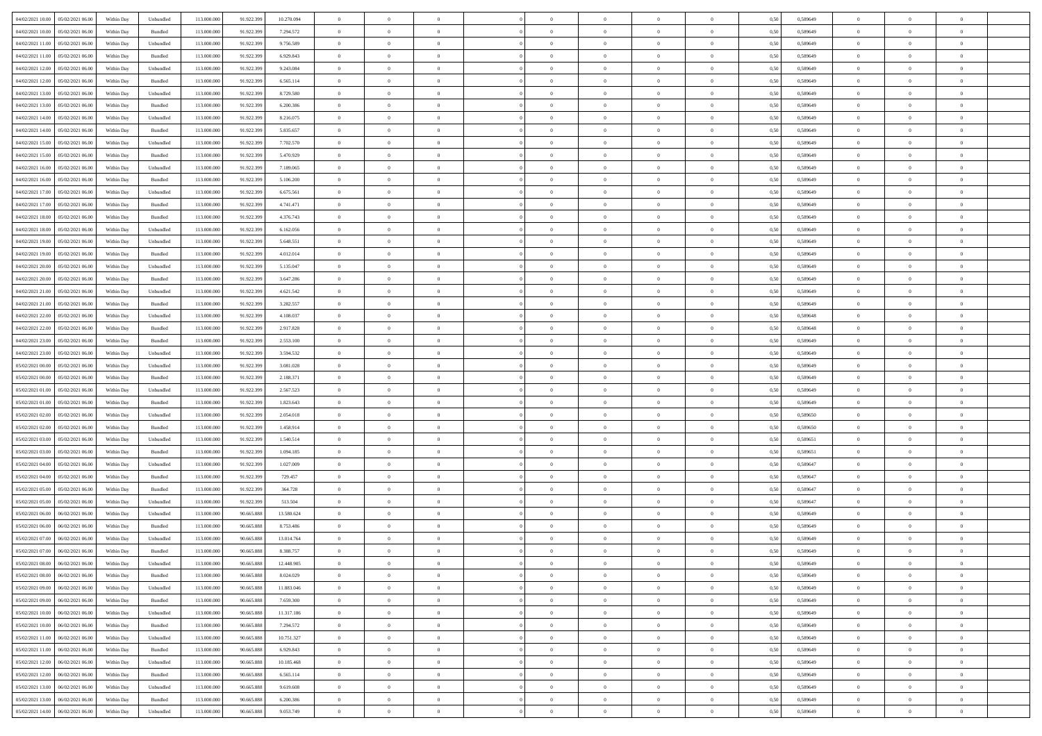| | | | | | | | | | | | | | | | | | | | | |
|---|---|---|---|---|---|---|---|---|---|---|---|---|---|---|---|---|---|---|---|---|
| 04/02/2021 10:00 | 05/02/2021 06:00 | Within Day | Unbundled | 113.000.000 | 91.922.399 | 10.270.094 | 0 | 0 | 0 | | 0 | 0 | 0 | 0 | 0,50 | 0,589649 | 0 | 0 | 0 | |
| 04/02/2021 10:00 | 05/02/2021 06:00 | Within Day | Bundled | 113.000.000 | 91.922.399 | 7.294.572 | 0 | 0 | 0 | | 0 | 0 | 0 | 0 | 0,50 | 0,589649 | 0 | 0 | 0 | |
| 04/02/2021 11:00 | 05/02/2021 06:00 | Within Day | Unbundled | 113.000.000 | 91.922.399 | 9.756.589 | 0 | 0 | 0 | | 0 | 0 | 0 | 0 | 0,50 | 0,589649 | 0 | 0 | 0 | |
| 04/02/2021 11:00 | 05/02/2021 06:00 | Within Day | Bundled | 113.000.000 | 91.922.399 | 6.929.843 | 0 | 0 | 0 | | 0 | 0 | 0 | 0 | 0,50 | 0,589649 | 0 | 0 | 0 | |
| 04/02/2021 12:00 | 05/02/2021 06:00 | Within Day | Unbundled | 113.000.000 | 91.922.399 | 9.243.084 | 0 | 0 | 0 | | 0 | 0 | 0 | 0 | 0,50 | 0,589649 | 0 | 0 | 0 | |
| 04/02/2021 12:00 | 05/02/2021 06:00 | Within Day | Bundled | 113.000.000 | 91.922.399 | 6.565.114 | 0 | 0 | 0 | | 0 | 0 | 0 | 0 | 0,50 | 0,589649 | 0 | 0 | 0 | |
| 04/02/2021 13:00 | 05/02/2021 06:00 | Within Day | Unbundled | 113.000.000 | 91.922.399 | 8.729.580 | 0 | 0 | 0 | | 0 | 0 | 0 | 0 | 0,50 | 0,589649 | 0 | 0 | 0 | |
| 04/02/2021 13:00 | 05/02/2021 06:00 | Within Day | Bundled | 113.000.000 | 91.922.399 | 6.200.386 | 0 | 0 | 0 | | 0 | 0 | 0 | 0 | 0,50 | 0,589649 | 0 | 0 | 0 | |
| 04/02/2021 14:00 | 05/02/2021 06:00 | Within Day | Unbundled | 113.000.000 | 91.922.399 | 8.216.075 | 0 | 0 | 0 | | 0 | 0 | 0 | 0 | 0,50 | 0,589649 | 0 | 0 | 0 | |
| 04/02/2021 14:00 | 05/02/2021 06:00 | Within Day | Bundled | 113.000.000 | 91.922.399 | 5.835.657 | 0 | 0 | 0 | | 0 | 0 | 0 | 0 | 0,50 | 0,589649 | 0 | 0 | 0 | |
| 04/02/2021 15:00 | 05/02/2021 06:00 | Within Day | Unbundled | 113.000.000 | 91.922.399 | 7.702.570 | 0 | 0 | 0 | | 0 | 0 | 0 | 0 | 0,50 | 0,589649 | 0 | 0 | 0 | |
| 04/02/2021 15:00 | 05/02/2021 06:00 | Within Day | Bundled | 113.000.000 | 91.922.399 | 5.470.929 | 0 | 0 | 0 | | 0 | 0 | 0 | 0 | 0,50 | 0,589649 | 0 | 0 | 0 | |
| 04/02/2021 16:00 | 05/02/2021 06:00 | Within Day | Unbundled | 113.000.000 | 91.922.399 | 7.189.065 | 0 | 0 | 0 | | 0 | 0 | 0 | 0 | 0,50 | 0,589649 | 0 | 0 | 0 | |
| 04/02/2021 16:00 | 05/02/2021 06:00 | Within Day | Bundled | 113.000.000 | 91.922.399 | 5.106.200 | 0 | 0 | 0 | | 0 | 0 | 0 | 0 | 0,50 | 0,589649 | 0 | 0 | 0 | |
| 04/02/2021 17:00 | 05/02/2021 06:00 | Within Day | Unbundled | 113.000.000 | 91.922.399 | 6.675.561 | 0 | 0 | 0 | | 0 | 0 | 0 | 0 | 0,50 | 0,589649 | 0 | 0 | 0 | |
| 04/02/2021 17:00 | 05/02/2021 06:00 | Within Day | Bundled | 113.000.000 | 91.922.399 | 4.741.471 | 0 | 0 | 0 | | 0 | 0 | 0 | 0 | 0,50 | 0,589649 | 0 | 0 | 0 | |
| 04/02/2021 18:00 | 05/02/2021 06:00 | Within Day | Bundled | 113.000.000 | 91.922.399 | 4.376.743 | 0 | 0 | 0 | | 0 | 0 | 0 | 0 | 0,50 | 0,589649 | 0 | 0 | 0 | |
| 04/02/2021 18:00 | 05/02/2021 06:00 | Within Day | Unbundled | 113.000.000 | 91.922.399 | 6.162.056 | 0 | 0 | 0 | | 0 | 0 | 0 | 0 | 0,50 | 0,589649 | 0 | 0 | 0 | |
| 04/02/2021 19:00 | 05/02/2021 06:00 | Within Day | Unbundled | 113.000.000 | 91.922.399 | 5.648.551 | 0 | 0 | 0 | | 0 | 0 | 0 | 0 | 0,50 | 0,589649 | 0 | 0 | 0 | |
| 04/02/2021 19:00 | 05/02/2021 06:00 | Within Day | Bundled | 113.000.000 | 91.922.399 | 4.012.014 | 0 | 0 | 0 | | 0 | 0 | 0 | 0 | 0,50 | 0,589649 | 0 | 0 | 0 | |
| 04/02/2021 20:00 | 05/02/2021 06:00 | Within Day | Unbundled | 113.000.000 | 91.922.399 | 5.135.047 | 0 | 0 | 0 | | 0 | 0 | 0 | 0 | 0,50 | 0,589649 | 0 | 0 | 0 | |
| 04/02/2021 20:00 | 05/02/2021 06:00 | Within Day | Bundled | 113.000.000 | 91.922.399 | 3.647.286 | 0 | 0 | 0 | | 0 | 0 | 0 | 0 | 0,50 | 0,589649 | 0 | 0 | 0 | |
| 04/02/2021 21:00 | 05/02/2021 06:00 | Within Day | Unbundled | 113.000.000 | 91.922.399 | 4.621.542 | 0 | 0 | 0 | | 0 | 0 | 0 | 0 | 0,50 | 0,589649 | 0 | 0 | 0 | |
| 04/02/2021 21:00 | 05/02/2021 06:00 | Within Day | Bundled | 113.000.000 | 91.922.399 | 3.282.557 | 0 | 0 | 0 | | 0 | 0 | 0 | 0 | 0,50 | 0,589649 | 0 | 0 | 0 | |
| 04/02/2021 22:00 | 05/02/2021 06:00 | Within Day | Unbundled | 113.000.000 | 91.922.399 | 4.108.037 | 0 | 0 | 0 | | 0 | 0 | 0 | 0 | 0,50 | 0,589648 | 0 | 0 | 0 | |
| 04/02/2021 22:00 | 05/02/2021 06:00 | Within Day | Bundled | 113.000.000 | 91.922.399 | 2.917.828 | 0 | 0 | 0 | | 0 | 0 | 0 | 0 | 0,50 | 0,589648 | 0 | 0 | 0 | |
| 04/02/2021 23:00 | 05/02/2021 06:00 | Within Day | Bundled | 113.000.000 | 91.922.399 | 2.553.100 | 0 | 0 | 0 | | 0 | 0 | 0 | 0 | 0,50 | 0,589649 | 0 | 0 | 0 | |
| 04/02/2021 23:00 | 05/02/2021 06:00 | Within Day | Unbundled | 113.000.000 | 91.922.399 | 3.594.532 | 0 | 0 | 0 | | 0 | 0 | 0 | 0 | 0,50 | 0,589649 | 0 | 0 | 0 | |
| 05/02/2021 00:00 | 05/02/2021 06:00 | Within Day | Unbundled | 113.000.000 | 91.922.399 | 3.081.028 | 0 | 0 | 0 | | 0 | 0 | 0 | 0 | 0,50 | 0,589649 | 0 | 0 | 0 | |
| 05/02/2021 00:00 | 05/02/2021 06:00 | Within Day | Bundled | 113.000.000 | 91.922.399 | 2.188.371 | 0 | 0 | 0 | | 0 | 0 | 0 | 0 | 0,50 | 0,589649 | 0 | 0 | 0 | |
| 05/02/2021 01:00 | 05/02/2021 06:00 | Within Day | Unbundled | 113.000.000 | 91.922.399 | 2.567.523 | 0 | 0 | 0 | | 0 | 0 | 0 | 0 | 0,50 | 0,589649 | 0 | 0 | 0 | |
| 05/02/2021 01:00 | 05/02/2021 06:00 | Within Day | Bundled | 113.000.000 | 91.922.399 | 1.823.643 | 0 | 0 | 0 | | 0 | 0 | 0 | 0 | 0,50 | 0,589649 | 0 | 0 | 0 | |
| 05/02/2021 02:00 | 05/02/2021 06:00 | Within Day | Unbundled | 113.000.000 | 91.922.399 | 2.054.018 | 0 | 0 | 0 | | 0 | 0 | 0 | 0 | 0,50 | 0,589650 | 0 | 0 | 0 | |
| 05/02/2021 02:00 | 05/02/2021 06:00 | Within Day | Bundled | 113.000.000 | 91.922.399 | 1.458.914 | 0 | 0 | 0 | | 0 | 0 | 0 | 0 | 0,50 | 0,589650 | 0 | 0 | 0 | |
| 05/02/2021 03:00 | 05/02/2021 06:00 | Within Day | Unbundled | 113.000.000 | 91.922.399 | 1.540.514 | 0 | 0 | 0 | | 0 | 0 | 0 | 0 | 0,50 | 0,589651 | 0 | 0 | 0 | |
| 05/02/2021 03:00 | 05/02/2021 06:00 | Within Day | Bundled | 113.000.000 | 91.922.399 | 1.094.185 | 0 | 0 | 0 | | 0 | 0 | 0 | 0 | 0,50 | 0,589651 | 0 | 0 | 0 | |
| 05/02/2021 04:00 | 05/02/2021 06:00 | Within Day | Unbundled | 113.000.000 | 91.922.399 | 1.027.009 | 0 | 0 | 0 | | 0 | 0 | 0 | 0 | 0,50 | 0,589647 | 0 | 0 | 0 | |
| 05/02/2021 04:00 | 05/02/2021 06:00 | Within Day | Bundled | 113.000.000 | 91.922.399 | 729.457 | 0 | 0 | 0 | | 0 | 0 | 0 | 0 | 0,50 | 0,589647 | 0 | 0 | 0 | |
| 05/02/2021 05:00 | 05/02/2021 06:00 | Within Day | Bundled | 113.000.000 | 91.922.399 | 364.728 | 0 | 0 | 0 | | 0 | 0 | 0 | 0 | 0,50 | 0,589647 | 0 | 0 | 0 | |
| 05/02/2021 05:00 | 05/02/2021 06:00 | Within Day | Unbundled | 113.000.000 | 91.922.399 | 513.504 | 0 | 0 | 0 | | 0 | 0 | 0 | 0 | 0,50 | 0,589647 | 0 | 0 | 0 | |
| 05/02/2021 06:00 | 06/02/2021 06:00 | Within Day | Unbundled | 113.000.000 | 90.665.888 | 13.580.624 | 0 | 0 | 0 | | 0 | 0 | 0 | 0 | 0,50 | 0,589649 | 0 | 0 | 0 | |
| 05/02/2021 06:00 | 06/02/2021 06:00 | Within Day | Bundled | 113.000.000 | 90.665.888 | 8.753.486 | 0 | 0 | 0 | | 0 | 0 | 0 | 0 | 0,50 | 0,589649 | 0 | 0 | 0 | |
| 05/02/2021 07:00 | 06/02/2021 06:00 | Within Day | Unbundled | 113.000.000 | 90.665.888 | 13.014.764 | 0 | 0 | 0 | | 0 | 0 | 0 | 0 | 0,50 | 0,589649 | 0 | 0 | 0 | |
| 05/02/2021 07:00 | 06/02/2021 06:00 | Within Day | Bundled | 113.000.000 | 90.665.888 | 8.388.757 | 0 | 0 | 0 | | 0 | 0 | 0 | 0 | 0,50 | 0,589649 | 0 | 0 | 0 | |
| 05/02/2021 08:00 | 06/02/2021 06:00 | Within Day | Unbundled | 113.000.000 | 90.665.888 | 12.448.905 | 0 | 0 | 0 | | 0 | 0 | 0 | 0 | 0,50 | 0,589649 | 0 | 0 | 0 | |
| 05/02/2021 08:00 | 06/02/2021 06:00 | Within Day | Bundled | 113.000.000 | 90.665.888 | 8.024.029 | 0 | 0 | 0 | | 0 | 0 | 0 | 0 | 0,50 | 0,589649 | 0 | 0 | 0 | |
| 05/02/2021 09:00 | 06/02/2021 06:00 | Within Day | Unbundled | 113.000.000 | 90.665.888 | 11.883.046 | 0 | 0 | 0 | | 0 | 0 | 0 | 0 | 0,50 | 0,589649 | 0 | 0 | 0 | |
| 05/02/2021 09:00 | 06/02/2021 06:00 | Within Day | Bundled | 113.000.000 | 90.665.888 | 7.659.300 | 0 | 0 | 0 | | 0 | 0 | 0 | 0 | 0,50 | 0,589649 | 0 | 0 | 0 | |
| 05/02/2021 10:00 | 06/02/2021 06:00 | Within Day | Unbundled | 113.000.000 | 90.665.888 | 11.317.186 | 0 | 0 | 0 | | 0 | 0 | 0 | 0 | 0,50 | 0,589649 | 0 | 0 | 0 | |
| 05/02/2021 10:00 | 06/02/2021 06:00 | Within Day | Bundled | 113.000.000 | 90.665.888 | 7.294.572 | 0 | 0 | 0 | | 0 | 0 | 0 | 0 | 0,50 | 0,589649 | 0 | 0 | 0 | |
| 05/02/2021 11:00 | 06/02/2021 06:00 | Within Day | Unbundled | 113.000.000 | 90.665.888 | 10.751.327 | 0 | 0 | 0 | | 0 | 0 | 0 | 0 | 0,50 | 0,589649 | 0 | 0 | 0 | |
| 05/02/2021 11:00 | 06/02/2021 06:00 | Within Day | Bundled | 113.000.000 | 90.665.888 | 6.929.843 | 0 | 0 | 0 | | 0 | 0 | 0 | 0 | 0,50 | 0,589649 | 0 | 0 | 0 | |
| 05/02/2021 12:00 | 06/02/2021 06:00 | Within Day | Unbundled | 113.000.000 | 90.665.888 | 10.185.468 | 0 | 0 | 0 | | 0 | 0 | 0 | 0 | 0,50 | 0,589649 | 0 | 0 | 0 | |
| 05/02/2021 12:00 | 06/02/2021 06:00 | Within Day | Bundled | 113.000.000 | 90.665.888 | 6.565.114 | 0 | 0 | 0 | | 0 | 0 | 0 | 0 | 0,50 | 0,589649 | 0 | 0 | 0 | |
| 05/02/2021 13:00 | 06/02/2021 06:00 | Within Day | Unbundled | 113.000.000 | 90.665.888 | 9.619.608 | 0 | 0 | 0 | | 0 | 0 | 0 | 0 | 0,50 | 0,589649 | 0 | 0 | 0 | |
| 05/02/2021 13:00 | 06/02/2021 06:00 | Within Day | Bundled | 113.000.000 | 90.665.888 | 6.200.386 | 0 | 0 | 0 | | 0 | 0 | 0 | 0 | 0,50 | 0,589649 | 0 | 0 | 0 | |
| 05/02/2021 14:00 | 06/02/2021 06:00 | Within Day | Unbundled | 113.000.000 | 90.665.888 | 9.053.749 | 0 | 0 | 0 | | 0 | 0 | 0 | 0 | 0,50 | 0,589649 | 0 | 0 | 0 | |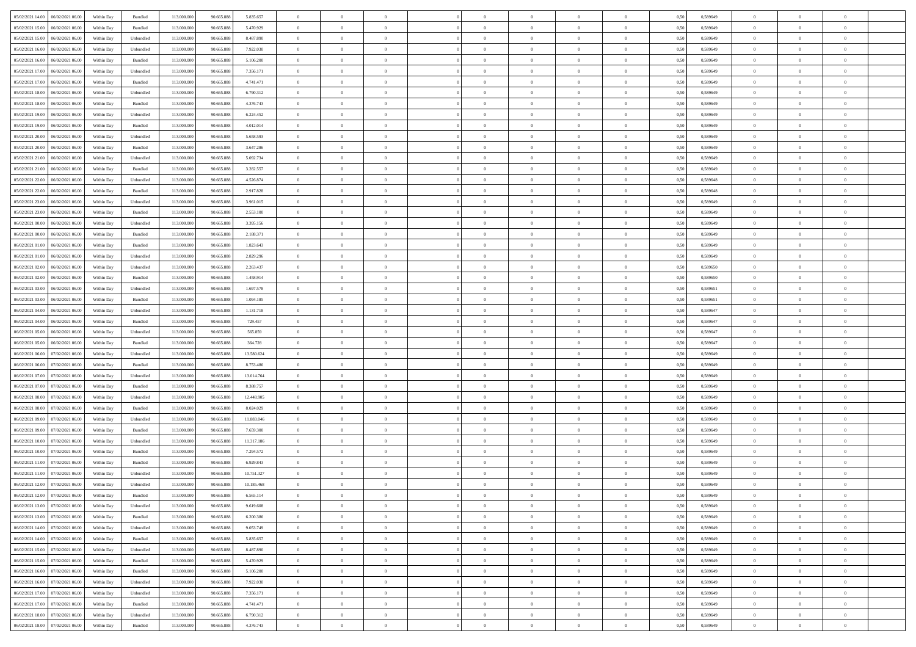| 05/02/2021 14:00 | 06/02/2021 06:00 | Within Day | Bundled | 113.000.000 | 90.665.888 | 5.835.657 | 0 | 0 | 0 | | 0 | 0 | 0 | 0 | 0,50 | 0,589649 | 0 | 0 | 0 | |
|---|---|---|---|---|---|---|---|---|---|---|---|---|---|---|---|---|---|---|---|---|
| 05/02/2021 15:00 | 06/02/2021 06:00 | Within Day | Bundled | 113.000.000 | 90.665.888 | 5.470.929 | 0 | 0 | 0 | | 0 | 0 | 0 | 0 | 0,50 | 0,589649 | 0 | 0 | 0 | |
| 05/02/2021 15:00 | 06/02/2021 06:00 | Within Day | Unbundled | 113.000.000 | 90.665.888 | 8.487.890 | 0 | 0 | 0 | | 0 | 0 | 0 | 0 | 0,50 | 0,589649 | 0 | 0 | 0 | |
| 05/02/2021 16:00 | 06/02/2021 06:00 | Within Day | Unbundled | 113.000.000 | 90.665.888 | 7.922.030 | 0 | 0 | 0 | | 0 | 0 | 0 | 0 | 0,50 | 0,589649 | 0 | 0 | 0 | |
| 05/02/2021 16:00 | 06/02/2021 06:00 | Within Day | Bundled | 113.000.000 | 90.665.888 | 5.106.200 | 0 | 0 | 0 | | 0 | 0 | 0 | 0 | 0,50 | 0,589649 | 0 | 0 | 0 | |
| 05/02/2021 17:00 | 06/02/2021 06:00 | Within Day | Unbundled | 113.000.000 | 90.665.888 | 7.356.171 | 0 | 0 | 0 | | 0 | 0 | 0 | 0 | 0,50 | 0,589649 | 0 | 0 | 0 | |
| 05/02/2021 17:00 | 06/02/2021 06:00 | Within Day | Bundled | 113.000.000 | 90.665.888 | 4.741.471 | 0 | 0 | 0 | | 0 | 0 | 0 | 0 | 0,50 | 0,589649 | 0 | 0 | 0 | |
| 05/02/2021 18:00 | 06/02/2021 06:00 | Within Day | Unbundled | 113.000.000 | 90.665.888 | 6.790.312 | 0 | 0 | 0 | | 0 | 0 | 0 | 0 | 0,50 | 0,589649 | 0 | 0 | 0 | |
| 05/02/2021 18:00 | 06/02/2021 06:00 | Within Day | Bundled | 113.000.000 | 90.665.888 | 4.376.743 | 0 | 0 | 0 | | 0 | 0 | 0 | 0 | 0,50 | 0,589649 | 0 | 0 | 0 | |
| 05/02/2021 19:00 | 06/02/2021 06:00 | Within Day | Unbundled | 113.000.000 | 90.665.888 | 6.224.452 | 0 | 0 | 0 | | 0 | 0 | 0 | 0 | 0,50 | 0,589649 | 0 | 0 | 0 | |
| 05/02/2021 19:00 | 06/02/2021 06:00 | Within Day | Bundled | 113.000.000 | 90.665.888 | 4.012.014 | 0 | 0 | 0 | | 0 | 0 | 0 | 0 | 0,50 | 0,589649 | 0 | 0 | 0 | |
| 05/02/2021 20:00 | 06/02/2021 06:00 | Within Day | Unbundled | 113.000.000 | 90.665.888 | 5.658.593 | 0 | 0 | 0 | | 0 | 0 | 0 | 0 | 0,50 | 0,589649 | 0 | 0 | 0 | |
| 05/02/2021 20:00 | 06/02/2021 06:00 | Within Day | Bundled | 113.000.000 | 90.665.888 | 3.647.286 | 0 | 0 | 0 | | 0 | 0 | 0 | 0 | 0,50 | 0,589649 | 0 | 0 | 0 | |
| 05/02/2021 21:00 | 06/02/2021 06:00 | Within Day | Unbundled | 113.000.000 | 90.665.888 | 5.092.734 | 0 | 0 | 0 | | 0 | 0 | 0 | 0 | 0,50 | 0,589649 | 0 | 0 | 0 | |
| 05/02/2021 21:00 | 06/02/2021 06:00 | Within Day | Bundled | 113.000.000 | 90.665.888 | 3.282.557 | 0 | 0 | 0 | | 0 | 0 | 0 | 0 | 0,50 | 0,589649 | 0 | 0 | 0 | |
| 05/02/2021 22:00 | 06/02/2021 06:00 | Within Day | Unbundled | 113.000.000 | 90.665.888 | 4.526.874 | 0 | 0 | 0 | | 0 | 0 | 0 | 0 | 0,50 | 0,589648 | 0 | 0 | 0 | |
| 05/02/2021 22:00 | 06/02/2021 06:00 | Within Day | Bundled | 113.000.000 | 90.665.888 | 2.917.828 | 0 | 0 | 0 | | 0 | 0 | 0 | 0 | 0,50 | 0,589648 | 0 | 0 | 0 | |
| 05/02/2021 23:00 | 06/02/2021 06:00 | Within Day | Unbundled | 113.000.000 | 90.665.888 | 3.961.015 | 0 | 0 | 0 | | 0 | 0 | 0 | 0 | 0,50 | 0,589649 | 0 | 0 | 0 | |
| 05/02/2021 23:00 | 06/02/2021 06:00 | Within Day | Bundled | 113.000.000 | 90.665.888 | 2.553.100 | 0 | 0 | 0 | | 0 | 0 | 0 | 0 | 0,50 | 0,589649 | 0 | 0 | 0 | |
| 06/02/2021 00:00 | 06/02/2021 06:00 | Within Day | Unbundled | 113.000.000 | 90.665.888 | 3.395.156 | 0 | 0 | 0 | | 0 | 0 | 0 | 0 | 0,50 | 0,589649 | 0 | 0 | 0 | |
| 06/02/2021 00:00 | 06/02/2021 06:00 | Within Day | Bundled | 113.000.000 | 90.665.888 | 2.188.371 | 0 | 0 | 0 | | 0 | 0 | 0 | 0 | 0,50 | 0,589649 | 0 | 0 | 0 | |
| 06/02/2021 01:00 | 06/02/2021 06:00 | Within Day | Bundled | 113.000.000 | 90.665.888 | 1.823.643 | 0 | 0 | 0 | | 0 | 0 | 0 | 0 | 0,50 | 0,589649 | 0 | 0 | 0 | |
| 06/02/2021 01:00 | 06/02/2021 06:00 | Within Day | Unbundled | 113.000.000 | 90.665.888 | 2.829.296 | 0 | 0 | 0 | | 0 | 0 | 0 | 0 | 0,50 | 0,589649 | 0 | 0 | 0 | |
| 06/02/2021 02:00 | 06/02/2021 06:00 | Within Day | Unbundled | 113.000.000 | 90.665.888 | 2.263.437 | 0 | 0 | 0 | | 0 | 0 | 0 | 0 | 0,50 | 0,589650 | 0 | 0 | 0 | |
| 06/02/2021 02:00 | 06/02/2021 06:00 | Within Day | Bundled | 113.000.000 | 90.665.888 | 1.458.914 | 0 | 0 | 0 | | 0 | 0 | 0 | 0 | 0,50 | 0,589650 | 0 | 0 | 0 | |
| 06/02/2021 03:00 | 06/02/2021 06:00 | Within Day | Unbundled | 113.000.000 | 90.665.888 | 1.697.578 | 0 | 0 | 0 | | 0 | 0 | 0 | 0 | 0,50 | 0,589651 | 0 | 0 | 0 | |
| 06/02/2021 03:00 | 06/02/2021 06:00 | Within Day | Bundled | 113.000.000 | 90.665.888 | 1.094.185 | 0 | 0 | 0 | | 0 | 0 | 0 | 0 | 0,50 | 0,589651 | 0 | 0 | 0 | |
| 06/02/2021 04:00 | 06/02/2021 06:00 | Within Day | Unbundled | 113.000.000 | 90.665.888 | 1.131.718 | 0 | 0 | 0 | | 0 | 0 | 0 | 0 | 0,50 | 0,589647 | 0 | 0 | 0 | |
| 06/02/2021 04:00 | 06/02/2021 06:00 | Within Day | Bundled | 113.000.000 | 90.665.888 | 729.457 | 0 | 0 | 0 | | 0 | 0 | 0 | 0 | 0,50 | 0,589647 | 0 | 0 | 0 | |
| 06/02/2021 05:00 | 06/02/2021 06:00 | Within Day | Unbundled | 113.000.000 | 90.665.888 | 565.859 | 0 | 0 | 0 | | 0 | 0 | 0 | 0 | 0,50 | 0,589647 | 0 | 0 | 0 | |
| 06/02/2021 05:00 | 06/02/2021 06:00 | Within Day | Bundled | 113.000.000 | 90.665.888 | 364.728 | 0 | 0 | 0 | | 0 | 0 | 0 | 0 | 0,50 | 0,589647 | 0 | 0 | 0 | |
| 06/02/2021 06:00 | 07/02/2021 06:00 | Within Day | Unbundled | 113.000.000 | 90.665.888 | 13.580.624 | 0 | 0 | 0 | | 0 | 0 | 0 | 0 | 0,50 | 0,589649 | 0 | 0 | 0 | |
| 06/02/2021 06:00 | 07/02/2021 06:00 | Within Day | Bundled | 113.000.000 | 90.665.888 | 8.753.486 | 0 | 0 | 0 | | 0 | 0 | 0 | 0 | 0,50 | 0,589649 | 0 | 0 | 0 | |
| 06/02/2021 07:00 | 07/02/2021 06:00 | Within Day | Unbundled | 113.000.000 | 90.665.888 | 13.014.764 | 0 | 0 | 0 | | 0 | 0 | 0 | 0 | 0,50 | 0,589649 | 0 | 0 | 0 | |
| 06/02/2021 07:00 | 07/02/2021 06:00 | Within Day | Bundled | 113.000.000 | 90.665.888 | 8.388.757 | 0 | 0 | 0 | | 0 | 0 | 0 | 0 | 0,50 | 0,589649 | 0 | 0 | 0 | |
| 06/02/2021 08:00 | 07/02/2021 06:00 | Within Day | Unbundled | 113.000.000 | 90.665.888 | 12.448.905 | 0 | 0 | 0 | | 0 | 0 | 0 | 0 | 0,50 | 0,589649 | 0 | 0 | 0 | |
| 06/02/2021 08:00 | 07/02/2021 06:00 | Within Day | Bundled | 113.000.000 | 90.665.888 | 8.024.029 | 0 | 0 | 0 | | 0 | 0 | 0 | 0 | 0,50 | 0,589649 | 0 | 0 | 0 | |
| 06/02/2021 09:00 | 07/02/2021 06:00 | Within Day | Unbundled | 113.000.000 | 90.665.888 | 11.883.046 | 0 | 0 | 0 | | 0 | 0 | 0 | 0 | 0,50 | 0,589649 | 0 | 0 | 0 | |
| 06/02/2021 09:00 | 07/02/2021 06:00 | Within Day | Bundled | 113.000.000 | 90.665.888 | 7.659.300 | 0 | 0 | 0 | | 0 | 0 | 0 | 0 | 0,50 | 0,589649 | 0 | 0 | 0 | |
| 06/02/2021 10:00 | 07/02/2021 06:00 | Within Day | Unbundled | 113.000.000 | 90.665.888 | 11.317.186 | 0 | 0 | 0 | | 0 | 0 | 0 | 0 | 0,50 | 0,589649 | 0 | 0 | 0 | |
| 06/02/2021 10:00 | 07/02/2021 06:00 | Within Day | Bundled | 113.000.000 | 90.665.888 | 7.294.572 | 0 | 0 | 0 | | 0 | 0 | 0 | 0 | 0,50 | 0,589649 | 0 | 0 | 0 | |
| 06/02/2021 11:00 | 07/02/2021 06:00 | Within Day | Bundled | 113.000.000 | 90.665.888 | 6.929.843 | 0 | 0 | 0 | | 0 | 0 | 0 | 0 | 0,50 | 0,589649 | 0 | 0 | 0 | |
| 06/02/2021 11:00 | 07/02/2021 06:00 | Within Day | Unbundled | 113.000.000 | 90.665.888 | 10.751.327 | 0 | 0 | 0 | | 0 | 0 | 0 | 0 | 0,50 | 0,589649 | 0 | 0 | 0 | |
| 06/02/2021 12:00 | 07/02/2021 06:00 | Within Day | Unbundled | 113.000.000 | 90.665.888 | 10.185.468 | 0 | 0 | 0 | | 0 | 0 | 0 | 0 | 0,50 | 0,589649 | 0 | 0 | 0 | |
| 06/02/2021 12:00 | 07/02/2021 06:00 | Within Day | Bundled | 113.000.000 | 90.665.888 | 6.565.114 | 0 | 0 | 0 | | 0 | 0 | 0 | 0 | 0,50 | 0,589649 | 0 | 0 | 0 | |
| 06/02/2021 13:00 | 07/02/2021 06:00 | Within Day | Unbundled | 113.000.000 | 90.665.888 | 9.619.608 | 0 | 0 | 0 | | 0 | 0 | 0 | 0 | 0,50 | 0,589649 | 0 | 0 | 0 | |
| 06/02/2021 13:00 | 07/02/2021 06:00 | Within Day | Bundled | 113.000.000 | 90.665.888 | 6.200.386 | 0 | 0 | 0 | | 0 | 0 | 0 | 0 | 0,50 | 0,589649 | 0 | 0 | 0 | |
| 06/02/2021 14:00 | 07/02/2021 06:00 | Within Day | Unbundled | 113.000.000 | 90.665.888 | 9.053.749 | 0 | 0 | 0 | | 0 | 0 | 0 | 0 | 0,50 | 0,589649 | 0 | 0 | 0 | |
| 06/02/2021 14:00 | 07/02/2021 06:00 | Within Day | Bundled | 113.000.000 | 90.665.888 | 5.835.657 | 0 | 0 | 0 | | 0 | 0 | 0 | 0 | 0,50 | 0,589649 | 0 | 0 | 0 | |
| 06/02/2021 15:00 | 07/02/2021 06:00 | Within Day | Unbundled | 113.000.000 | 90.665.888 | 8.487.890 | 0 | 0 | 0 | | 0 | 0 | 0 | 0 | 0,50 | 0,589649 | 0 | 0 | 0 | |
| 06/02/2021 15:00 | 07/02/2021 06:00 | Within Day | Bundled | 113.000.000 | 90.665.888 | 5.470.929 | 0 | 0 | 0 | | 0 | 0 | 0 | 0 | 0,50 | 0,589649 | 0 | 0 | 0 | |
| 06/02/2021 16:00 | 07/02/2021 06:00 | Within Day | Bundled | 113.000.000 | 90.665.888 | 5.106.200 | 0 | 0 | 0 | | 0 | 0 | 0 | 0 | 0,50 | 0,589649 | 0 | 0 | 0 | |
| 06/02/2021 16:00 | 07/02/2021 06:00 | Within Day | Unbundled | 113.000.000 | 90.665.888 | 7.922.030 | 0 | 0 | 0 | | 0 | 0 | 0 | 0 | 0,50 | 0,589649 | 0 | 0 | 0 | |
| 06/02/2021 17:00 | 07/02/2021 06:00 | Within Day | Unbundled | 113.000.000 | 90.665.888 | 7.356.171 | 0 | 0 | 0 | | 0 | 0 | 0 | 0 | 0,50 | 0,589649 | 0 | 0 | 0 | |
| 06/02/2021 17:00 | 07/02/2021 06:00 | Within Day | Bundled | 113.000.000 | 90.665.888 | 4.741.471 | 0 | 0 | 0 | | 0 | 0 | 0 | 0 | 0,50 | 0,589649 | 0 | 0 | 0 | |
| 06/02/2021 18:00 | 07/02/2021 06:00 | Within Day | Unbundled | 113.000.000 | 90.665.888 | 6.790.312 | 0 | 0 | 0 | | 0 | 0 | 0 | 0 | 0,50 | 0,589649 | 0 | 0 | 0 | |
| 06/02/2021 18:00 | 07/02/2021 06:00 | Within Day | Bundled | 113.000.000 | 90.665.888 | 4.376.743 | 0 | 0 | 0 | | 0 | 0 | 0 | 0 | 0,50 | 0,589649 | 0 | 0 | 0 | |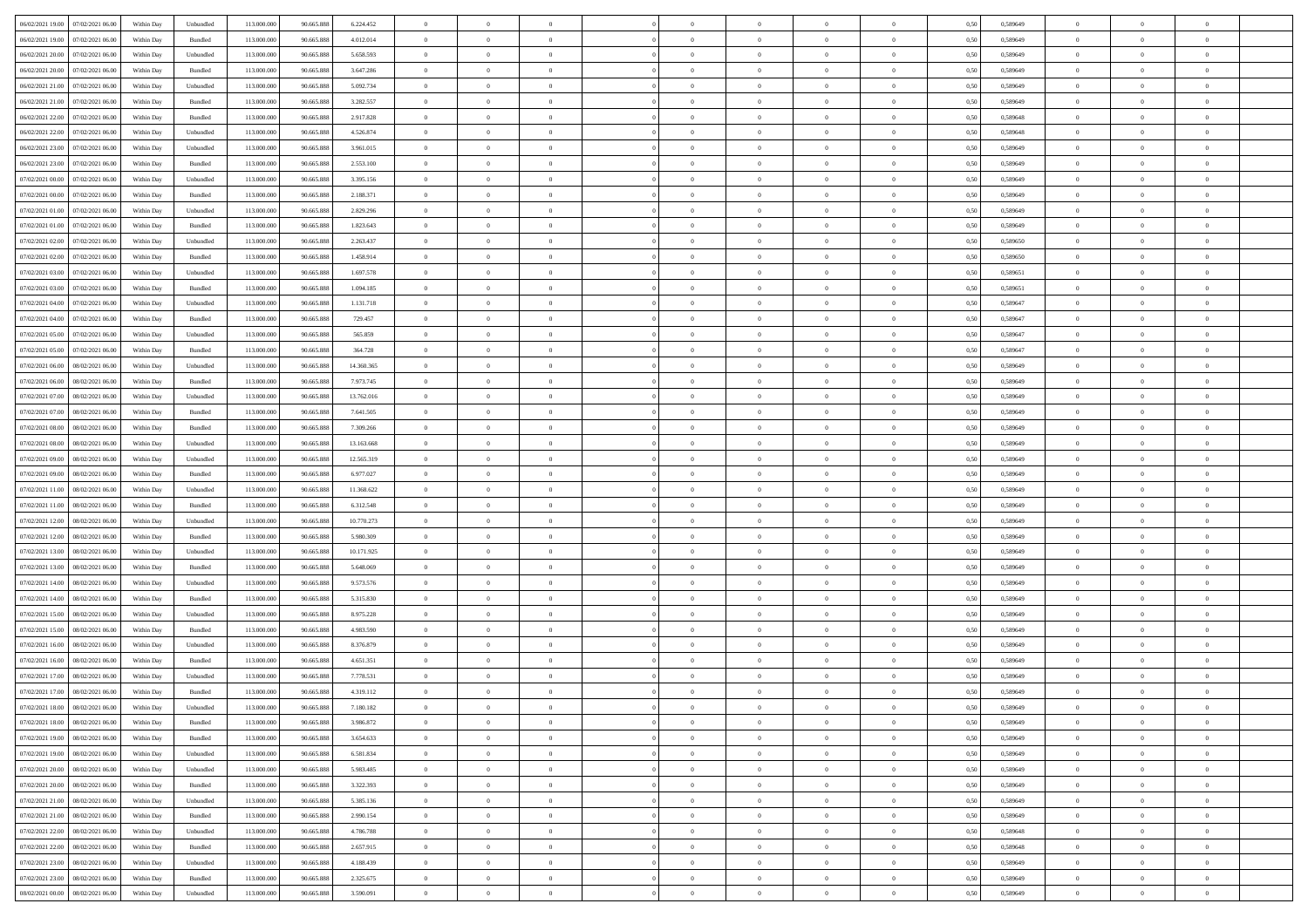| | | | | | | | | | | | | | | | | | | | | | |
|---|---|---|---|---|---|---|---|---|---|---|---|---|---|---|---|---|---|---|---|---|---|
| 06/02/2021 19:00 | 07/02/2021 06:00 | Within Day | Unbundled | 113.000.000 | 90.665.888 | 6.224.452 | 0 | 0 | 0 | | 0 | 0 | 0 | 0 | 0,50 | 0,589649 | 0 | 0 | 0 | |
| 06/02/2021 19:00 | 07/02/2021 06:00 | Within Day | Bundled | 113.000.000 | 90.665.888 | 4.012.014 | 0 | 0 | 0 | | 0 | 0 | 0 | 0 | 0,50 | 0,589649 | 0 | 0 | 0 | |
| 06/02/2021 20:00 | 07/02/2021 06:00 | Within Day | Unbundled | 113.000.000 | 90.665.888 | 5.658.593 | 0 | 0 | 0 | | 0 | 0 | 0 | 0 | 0,50 | 0,589649 | 0 | 0 | 0 | |
| 06/02/2021 20:00 | 07/02/2021 06:00 | Within Day | Bundled | 113.000.000 | 90.665.888 | 3.647.286 | 0 | 0 | 0 | | 0 | 0 | 0 | 0 | 0,50 | 0,589649 | 0 | 0 | 0 | |
| 06/02/2021 21:00 | 07/02/2021 06:00 | Within Day | Unbundled | 113.000.000 | 90.665.888 | 5.092.734 | 0 | 0 | 0 | | 0 | 0 | 0 | 0 | 0,50 | 0,589649 | 0 | 0 | 0 | |
| 06/02/2021 21:00 | 07/02/2021 06:00 | Within Day | Bundled | 113.000.000 | 90.665.888 | 3.282.557 | 0 | 0 | 0 | | 0 | 0 | 0 | 0 | 0,50 | 0,589649 | 0 | 0 | 0 | |
| 06/02/2021 22:00 | 07/02/2021 06:00 | Within Day | Bundled | 113.000.000 | 90.665.888 | 2.917.828 | 0 | 0 | 0 | | 0 | 0 | 0 | 0 | 0,50 | 0,589648 | 0 | 0 | 0 | |
| 06/02/2021 22:00 | 07/02/2021 06:00 | Within Day | Unbundled | 113.000.000 | 90.665.888 | 4.526.874 | 0 | 0 | 0 | | 0 | 0 | 0 | 0 | 0,50 | 0,589648 | 0 | 0 | 0 | |
| 06/02/2021 23:00 | 07/02/2021 06:00 | Within Day | Unbundled | 113.000.000 | 90.665.888 | 3.961.015 | 0 | 0 | 0 | | 0 | 0 | 0 | 0 | 0,50 | 0,589649 | 0 | 0 | 0 | |
| 06/02/2021 23:00 | 07/02/2021 06:00 | Within Day | Bundled | 113.000.000 | 90.665.888 | 2.553.100 | 0 | 0 | 0 | | 0 | 0 | 0 | 0 | 0,50 | 0,589649 | 0 | 0 | 0 | |
| 07/02/2021 00:00 | 07/02/2021 06:00 | Within Day | Unbundled | 113.000.000 | 90.665.888 | 3.395.156 | 0 | 0 | 0 | | 0 | 0 | 0 | 0 | 0,50 | 0,589649 | 0 | 0 | 0 | |
| 07/02/2021 00:00 | 07/02/2021 06:00 | Within Day | Bundled | 113.000.000 | 90.665.888 | 2.188.371 | 0 | 0 | 0 | | 0 | 0 | 0 | 0 | 0,50 | 0,589649 | 0 | 0 | 0 | |
| 07/02/2021 01:00 | 07/02/2021 06:00 | Within Day | Unbundled | 113.000.000 | 90.665.888 | 2.829.296 | 0 | 0 | 0 | | 0 | 0 | 0 | 0 | 0,50 | 0,589649 | 0 | 0 | 0 | |
| 07/02/2021 01:00 | 07/02/2021 06:00 | Within Day | Bundled | 113.000.000 | 90.665.888 | 1.823.643 | 0 | 0 | 0 | | 0 | 0 | 0 | 0 | 0,50 | 0,589649 | 0 | 0 | 0 | |
| 07/02/2021 02:00 | 07/02/2021 06:00 | Within Day | Unbundled | 113.000.000 | 90.665.888 | 2.263.437 | 0 | 0 | 0 | | 0 | 0 | 0 | 0 | 0,50 | 0,589650 | 0 | 0 | 0 | |
| 07/02/2021 02:00 | 07/02/2021 06:00 | Within Day | Bundled | 113.000.000 | 90.665.888 | 1.458.914 | 0 | 0 | 0 | | 0 | 0 | 0 | 0 | 0,50 | 0,589650 | 0 | 0 | 0 | |
| 07/02/2021 03:00 | 07/02/2021 06:00 | Within Day | Unbundled | 113.000.000 | 90.665.888 | 1.697.578 | 0 | 0 | 0 | | 0 | 0 | 0 | 0 | 0,50 | 0,589651 | 0 | 0 | 0 | |
| 07/02/2021 03:00 | 07/02/2021 06:00 | Within Day | Bundled | 113.000.000 | 90.665.888 | 1.094.185 | 0 | 0 | 0 | | 0 | 0 | 0 | 0 | 0,50 | 0,589651 | 0 | 0 | 0 | |
| 07/02/2021 04:00 | 07/02/2021 06:00 | Within Day | Unbundled | 113.000.000 | 90.665.888 | 1.131.718 | 0 | 0 | 0 | | 0 | 0 | 0 | 0 | 0,50 | 0,589647 | 0 | 0 | 0 | |
| 07/02/2021 04:00 | 07/02/2021 06:00 | Within Day | Bundled | 113.000.000 | 90.665.888 | 729.457 | 0 | 0 | 0 | | 0 | 0 | 0 | 0 | 0,50 | 0,589647 | 0 | 0 | 0 | |
| 07/02/2021 05:00 | 07/02/2021 06:00 | Within Day | Unbundled | 113.000.000 | 90.665.888 | 565.859 | 0 | 0 | 0 | | 0 | 0 | 0 | 0 | 0,50 | 0,589647 | 0 | 0 | 0 | |
| 07/02/2021 05:00 | 07/02/2021 06:00 | Within Day | Bundled | 113.000.000 | 90.665.888 | 364.728 | 0 | 0 | 0 | | 0 | 0 | 0 | 0 | 0,50 | 0,589647 | 0 | 0 | 0 | |
| 07/02/2021 06:00 | 08/02/2021 06:00 | Within Day | Unbundled | 113.000.000 | 90.665.888 | 14.360.365 | 0 | 0 | 0 | | 0 | 0 | 0 | 0 | 0,50 | 0,589649 | 0 | 0 | 0 | |
| 07/02/2021 06:00 | 08/02/2021 06:00 | Within Day | Bundled | 113.000.000 | 90.665.888 | 7.973.745 | 0 | 0 | 0 | | 0 | 0 | 0 | 0 | 0,50 | 0,589649 | 0 | 0 | 0 | |
| 07/02/2021 07:00 | 08/02/2021 06:00 | Within Day | Unbundled | 113.000.000 | 90.665.888 | 13.762.016 | 0 | 0 | 0 | | 0 | 0 | 0 | 0 | 0,50 | 0,589649 | 0 | 0 | 0 | |
| 07/02/2021 07:00 | 08/02/2021 06:00 | Within Day | Bundled | 113.000.000 | 90.665.888 | 7.641.505 | 0 | 0 | 0 | | 0 | 0 | 0 | 0 | 0,50 | 0,589649 | 0 | 0 | 0 | |
| 07/02/2021 08:00 | 08/02/2021 06:00 | Within Day | Bundled | 113.000.000 | 90.665.888 | 7.309.266 | 0 | 0 | 0 | | 0 | 0 | 0 | 0 | 0,50 | 0,589649 | 0 | 0 | 0 | |
| 07/02/2021 08:00 | 08/02/2021 06:00 | Within Day | Unbundled | 113.000.000 | 90.665.888 | 13.163.668 | 0 | 0 | 0 | | 0 | 0 | 0 | 0 | 0,50 | 0,589649 | 0 | 0 | 0 | |
| 07/02/2021 09:00 | 08/02/2021 06:00 | Within Day | Unbundled | 113.000.000 | 90.665.888 | 12.565.319 | 0 | 0 | 0 | | 0 | 0 | 0 | 0 | 0,50 | 0,589649 | 0 | 0 | 0 | |
| 07/02/2021 09:00 | 08/02/2021 06:00 | Within Day | Bundled | 113.000.000 | 90.665.888 | 6.977.027 | 0 | 0 | 0 | | 0 | 0 | 0 | 0 | 0,50 | 0,589649 | 0 | 0 | 0 | |
| 07/02/2021 11:00 | 08/02/2021 06:00 | Within Day | Unbundled | 113.000.000 | 90.665.888 | 11.368.622 | 0 | 0 | 0 | | 0 | 0 | 0 | 0 | 0,50 | 0,589649 | 0 | 0 | 0 | |
| 07/02/2021 11:00 | 08/02/2021 06:00 | Within Day | Bundled | 113.000.000 | 90.665.888 | 6.312.548 | 0 | 0 | 0 | | 0 | 0 | 0 | 0 | 0,50 | 0,589649 | 0 | 0 | 0 | |
| 07/02/2021 12:00 | 08/02/2021 06:00 | Within Day | Unbundled | 113.000.000 | 90.665.888 | 10.770.273 | 0 | 0 | 0 | | 0 | 0 | 0 | 0 | 0,50 | 0,589649 | 0 | 0 | 0 | |
| 07/02/2021 12:00 | 08/02/2021 06:00 | Within Day | Bundled | 113.000.000 | 90.665.888 | 5.980.309 | 0 | 0 | 0 | | 0 | 0 | 0 | 0 | 0,50 | 0,589649 | 0 | 0 | 0 | |
| 07/02/2021 13:00 | 08/02/2021 06:00 | Within Day | Unbundled | 113.000.000 | 90.665.888 | 10.171.925 | 0 | 0 | 0 | | 0 | 0 | 0 | 0 | 0,50 | 0,589649 | 0 | 0 | 0 | |
| 07/02/2021 13:00 | 08/02/2021 06:00 | Within Day | Bundled | 113.000.000 | 90.665.888 | 5.648.069 | 0 | 0 | 0 | | 0 | 0 | 0 | 0 | 0,50 | 0,589649 | 0 | 0 | 0 | |
| 07/02/2021 14:00 | 08/02/2021 06:00 | Within Day | Unbundled | 113.000.000 | 90.665.888 | 9.573.576 | 0 | 0 | 0 | | 0 | 0 | 0 | 0 | 0,50 | 0,589649 | 0 | 0 | 0 | |
| 07/02/2021 14:00 | 08/02/2021 06:00 | Within Day | Bundled | 113.000.000 | 90.665.888 | 5.315.830 | 0 | 0 | 0 | | 0 | 0 | 0 | 0 | 0,50 | 0,589649 | 0 | 0 | 0 | |
| 07/02/2021 15:00 | 08/02/2021 06:00 | Within Day | Unbundled | 113.000.000 | 90.665.888 | 8.975.228 | 0 | 0 | 0 | | 0 | 0 | 0 | 0 | 0,50 | 0,589649 | 0 | 0 | 0 | |
| 07/02/2021 15:00 | 08/02/2021 06:00 | Within Day | Bundled | 113.000.000 | 90.665.888 | 4.983.590 | 0 | 0 | 0 | | 0 | 0 | 0 | 0 | 0,50 | 0,589649 | 0 | 0 | 0 | |
| 07/02/2021 16:00 | 08/02/2021 06:00 | Within Day | Unbundled | 113.000.000 | 90.665.888 | 8.376.879 | 0 | 0 | 0 | | 0 | 0 | 0 | 0 | 0,50 | 0,589649 | 0 | 0 | 0 | |
| 07/02/2021 16:00 | 08/02/2021 06:00 | Within Day | Bundled | 113.000.000 | 90.665.888 | 4.651.351 | 0 | 0 | 0 | | 0 | 0 | 0 | 0 | 0,50 | 0,589649 | 0 | 0 | 0 | |
| 07/02/2021 17:00 | 08/02/2021 06:00 | Within Day | Unbundled | 113.000.000 | 90.665.888 | 7.778.531 | 0 | 0 | 0 | | 0 | 0 | 0 | 0 | 0,50 | 0,589649 | 0 | 0 | 0 | |
| 07/02/2021 17:00 | 08/02/2021 06:00 | Within Day | Bundled | 113.000.000 | 90.665.888 | 4.319.112 | 0 | 0 | 0 | | 0 | 0 | 0 | 0 | 0,50 | 0,589649 | 0 | 0 | 0 | |
| 07/02/2021 18:00 | 08/02/2021 06:00 | Within Day | Unbundled | 113.000.000 | 90.665.888 | 7.180.182 | 0 | 0 | 0 | | 0 | 0 | 0 | 0 | 0,50 | 0,589649 | 0 | 0 | 0 | |
| 07/02/2021 18:00 | 08/02/2021 06:00 | Within Day | Bundled | 113.000.000 | 90.665.888 | 3.986.872 | 0 | 0 | 0 | | 0 | 0 | 0 | 0 | 0,50 | 0,589649 | 0 | 0 | 0 | |
| 07/02/2021 19:00 | 08/02/2021 06:00 | Within Day | Bundled | 113.000.000 | 90.665.888 | 3.654.633 | 0 | 0 | 0 | | 0 | 0 | 0 | 0 | 0,50 | 0,589649 | 0 | 0 | 0 | |
| 07/02/2021 19:00 | 08/02/2021 06:00 | Within Day | Unbundled | 113.000.000 | 90.665.888 | 6.581.834 | 0 | 0 | 0 | | 0 | 0 | 0 | 0 | 0,50 | 0,589649 | 0 | 0 | 0 | |
| 07/02/2021 20:00 | 08/02/2021 06:00 | Within Day | Unbundled | 113.000.000 | 90.665.888 | 5.983.485 | 0 | 0 | 0 | | 0 | 0 | 0 | 0 | 0,50 | 0,589649 | 0 | 0 | 0 | |
| 07/02/2021 20:00 | 08/02/2021 06:00 | Within Day | Bundled | 113.000.000 | 90.665.888 | 3.322.393 | 0 | 0 | 0 | | 0 | 0 | 0 | 0 | 0,50 | 0,589649 | 0 | 0 | 0 | |
| 07/02/2021 21:00 | 08/02/2021 06:00 | Within Day | Unbundled | 113.000.000 | 90.665.888 | 5.385.136 | 0 | 0 | 0 | | 0 | 0 | 0 | 0 | 0,50 | 0,589649 | 0 | 0 | 0 | |
| 07/02/2021 21:00 | 08/02/2021 06:00 | Within Day | Bundled | 113.000.000 | 90.665.888 | 2.990.154 | 0 | 0 | 0 | | 0 | 0 | 0 | 0 | 0,50 | 0,589649 | 0 | 0 | 0 | |
| 07/02/2021 22:00 | 08/02/2021 06:00 | Within Day | Unbundled | 113.000.000 | 90.665.888 | 4.786.788 | 0 | 0 | 0 | | 0 | 0 | 0 | 0 | 0,50 | 0,589648 | 0 | 0 | 0 | |
| 07/02/2021 22:00 | 08/02/2021 06:00 | Within Day | Bundled | 113.000.000 | 90.665.888 | 2.657.915 | 0 | 0 | 0 | | 0 | 0 | 0 | 0 | 0,50 | 0,589648 | 0 | 0 | 0 | |
| 07/02/2021 23:00 | 08/02/2021 06:00 | Within Day | Unbundled | 113.000.000 | 90.665.888 | 4.188.439 | 0 | 0 | 0 | | 0 | 0 | 0 | 0 | 0,50 | 0,589649 | 0 | 0 | 0 | |
| 07/02/2021 23:00 | 08/02/2021 06:00 | Within Day | Bundled | 113.000.000 | 90.665.888 | 2.325.675 | 0 | 0 | 0 | | 0 | 0 | 0 | 0 | 0,50 | 0,589649 | 0 | 0 | 0 | |
| 08/02/2021 00:00 | 08/02/2021 06:00 | Within Day | Unbundled | 113.000.000 | 90.665.888 | 3.590.091 | 0 | 0 | 0 | | 0 | 0 | 0 | 0 | 0,50 | 0,589649 | 0 | 0 | 0 | |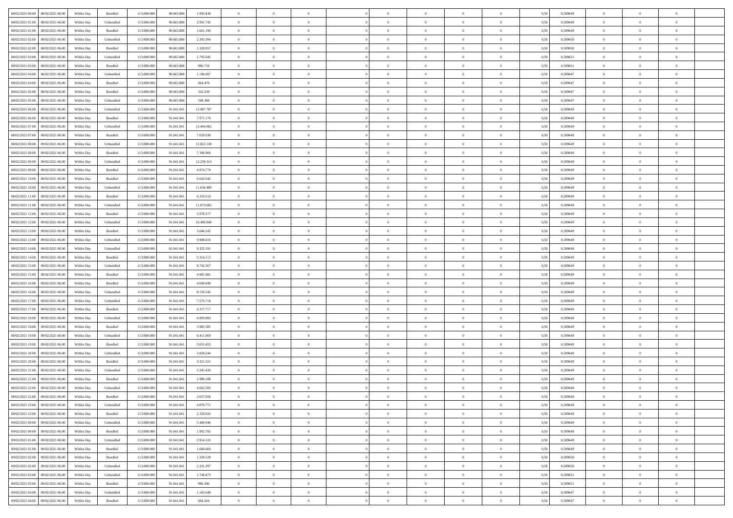| | | | | | | | | | | | | | | | | | | | | | |
|---|---|---|---|---|---|---|---|---|---|---|---|---|---|---|---|---|---|---|---|---|---|
| 08/02/2021 00.00 | 08/02/2021 06.00 | Within Day | Bundled | 113.000.000 | 90.665.888 | 1.993.436 | 0 | 0 | 0 | | 0 | 0 | 0 | 0 | 0,50 | 0,589649 | 0 | 0 | 0 | |
| 08/02/2021 01.00 | 08/02/2021 06.00 | Within Day | Unbundled | 113.000.000 | 90.665.888 | 2.991.742 | 0 | 0 | 0 | | 0 | 0 | 0 | 0 | 0,50 | 0,589649 | 0 | 0 | 0 | |
| 08/02/2021 01.00 | 08/02/2021 06.00 | Within Day | Bundled | 113.000.000 | 90.665.888 | 1.661.196 | 0 | 0 | 0 | | 0 | 0 | 0 | 0 | 0,50 | 0,589649 | 0 | 0 | 0 | |
| 08/02/2021 02.00 | 08/02/2021 06.00 | Within Day | Unbundled | 113.000.000 | 90.665.888 | 2.393.394 | 0 | 0 | 0 | | 0 | 0 | 0 | 0 | 0,50 | 0,589650 | 0 | 0 | 0 | |
| 08/02/2021 02.00 | 08/02/2021 06.00 | Within Day | Bundled | 113.000.000 | 90.665.888 | 1.328.957 | 0 | 0 | 0 | | 0 | 0 | 0 | 0 | 0,50 | 0,589650 | 0 | 0 | 0 | |
| 08/02/2021 03.00 | 08/02/2021 06.00 | Within Day | Unbundled | 113.000.000 | 90.665.888 | 1.795.045 | 0 | 0 | 0 | | 0 | 0 | 0 | 0 | 0,50 | 0,589651 | 0 | 0 | 0 | |
| 08/02/2021 03.00 | 08/02/2021 06.00 | Within Day | Bundled | 113.000.000 | 90.665.888 | 996.718 | 0 | 0 | 0 | | 0 | 0 | 0 | 0 | 0,50 | 0,589651 | 0 | 0 | 0 | |
| 08/02/2021 04.00 | 08/02/2021 06.00 | Within Day | Unbundled | 113.000.000 | 90.665.888 | 1.196.697 | 0 | 0 | 0 | | 0 | 0 | 0 | 0 | 0,50 | 0,589647 | 0 | 0 | 0 | |
| 08/02/2021 04.00 | 08/02/2021 06.00 | Within Day | Bundled | 113.000.000 | 90.665.888 | 664.478 | 0 | 0 | 0 | | 0 | 0 | 0 | 0 | 0,50 | 0,589647 | 0 | 0 | 0 | |
| 08/02/2021 05.00 | 08/02/2021 06.00 | Within Day | Bundled | 113.000.000 | 90.665.888 | 332.239 | 0 | 0 | 0 | | 0 | 0 | 0 | 0 | 0,50 | 0,589647 | 0 | 0 | 0 | |
| 08/02/2021 05.00 | 08/02/2021 06.00 | Within Day | Unbundled | 113.000.000 | 90.665.888 | 598.348 | 0 | 0 | 0 | | 0 | 0 | 0 | 0 | 0,50 | 0,589647 | 0 | 0 | 0 | |
| 08/02/2021 06.00 | 09/02/2021 06.00 | Within Day | Unbundled | 113.000.000 | 91.041.041 | 13.987.787 | 0 | 0 | 0 | | 0 | 0 | 0 | 0 | 0,50 | 0,589649 | 0 | 0 | 0 | |
| 08/02/2021 06.00 | 09/02/2021 06.00 | Within Day | Bundled | 113.000.000 | 91.041.041 | 7.971.170 | 0 | 0 | 0 | | 0 | 0 | 0 | 0 | 0,50 | 0,589649 | 0 | 0 | 0 | |
| 08/02/2021 07.00 | 09/02/2021 06.00 | Within Day | Unbundled | 113.000.000 | 91.041.041 | 13.404.962 | 0 | 0 | 0 | | 0 | 0 | 0 | 0 | 0,50 | 0,589649 | 0 | 0 | 0 | |
| 08/02/2021 07.00 | 09/02/2021 06.00 | Within Day | Bundled | 113.000.000 | 91.041.041 | 7.639.038 | 0 | 0 | 0 | | 0 | 0 | 0 | 0 | 0,50 | 0,589649 | 0 | 0 | 0 | |
| 08/02/2021 08.00 | 09/02/2021 06.00 | Within Day | Unbundled | 113.000.000 | 91.041.041 | 12.822.138 | 0 | 0 | 0 | | 0 | 0 | 0 | 0 | 0,50 | 0,589649 | 0 | 0 | 0 | |
| 08/02/2021 08.00 | 09/02/2021 06.00 | Within Day | Bundled | 113.000.000 | 91.041.041 | 7.306.906 | 0 | 0 | 0 | | 0 | 0 | 0 | 0 | 0,50 | 0,589649 | 0 | 0 | 0 | |
| 08/02/2021 09.00 | 09/02/2021 06.00 | Within Day | Unbundled | 113.000.000 | 91.041.041 | 12.239.313 | 0 | 0 | 0 | | 0 | 0 | 0 | 0 | 0,50 | 0,589649 | 0 | 0 | 0 | |
| 08/02/2021 09.00 | 09/02/2021 06.00 | Within Day | Bundled | 113.000.000 | 91.041.041 | 6.974.774 | 0 | 0 | 0 | | 0 | 0 | 0 | 0 | 0,50 | 0,589649 | 0 | 0 | 0 | |
| 08/02/2021 10.00 | 09/02/2021 06.00 | Within Day | Bundled | 113.000.000 | 91.041.041 | 6.642.642 | 0 | 0 | 0 | | 0 | 0 | 0 | 0 | 0,50 | 0,589649 | 0 | 0 | 0 | |
| 08/02/2021 10.00 | 09/02/2021 06.00 | Within Day | Unbundled | 113.000.000 | 91.041.041 | 11.656.489 | 0 | 0 | 0 | | 0 | 0 | 0 | 0 | 0,50 | 0,589649 | 0 | 0 | 0 | |
| 08/02/2021 11.00 | 09/02/2021 06.00 | Within Day | Bundled | 113.000.000 | 91.041.041 | 6.310.510 | 0 | 0 | 0 | | 0 | 0 | 0 | 0 | 0,50 | 0,589649 | 0 | 0 | 0 | |
| 08/02/2021 11.00 | 09/02/2021 06.00 | Within Day | Unbundled | 113.000.000 | 91.041.041 | 11.073.665 | 0 | 0 | 0 | | 0 | 0 | 0 | 0 | 0,50 | 0,589649 | 0 | 0 | 0 | |
| 08/02/2021 12.00 | 09/02/2021 06.00 | Within Day | Bundled | 113.000.000 | 91.041.041 | 5.978.377 | 0 | 0 | 0 | | 0 | 0 | 0 | 0 | 0,50 | 0,589649 | 0 | 0 | 0 | |
| 08/02/2021 12.00 | 09/02/2021 06.00 | Within Day | Unbundled | 113.000.000 | 91.041.041 | 10.490.840 | 0 | 0 | 0 | | 0 | 0 | 0 | 0 | 0,50 | 0,589649 | 0 | 0 | 0 | |
| 08/02/2021 13.00 | 09/02/2021 06.00 | Within Day | Bundled | 113.000.000 | 91.041.041 | 5.646.245 | 0 | 0 | 0 | | 0 | 0 | 0 | 0 | 0,50 | 0,589649 | 0 | 0 | 0 | |
| 08/02/2021 13.00 | 09/02/2021 06.00 | Within Day | Unbundled | 113.000.000 | 91.041.041 | 9.908.016 | 0 | 0 | 0 | | 0 | 0 | 0 | 0 | 0,50 | 0,589649 | 0 | 0 | 0 | |
| 08/02/2021 14.00 | 09/02/2021 06.00 | Within Day | Unbundled | 113.000.000 | 91.041.041 | 9.325.191 | 0 | 0 | 0 | | 0 | 0 | 0 | 0 | 0,50 | 0,589649 | 0 | 0 | 0 | |
| 08/02/2021 14.00 | 09/02/2021 06.00 | Within Day | Bundled | 113.000.000 | 91.041.041 | 5.314.113 | 0 | 0 | 0 | | 0 | 0 | 0 | 0 | 0,50 | 0,589649 | 0 | 0 | 0 | |
| 08/02/2021 15.00 | 09/02/2021 06.00 | Within Day | Unbundled | 113.000.000 | 91.041.041 | 8.742.367 | 0 | 0 | 0 | | 0 | 0 | 0 | 0 | 0,50 | 0,589649 | 0 | 0 | 0 | |
| 08/02/2021 15.00 | 09/02/2021 06.00 | Within Day | Bundled | 113.000.000 | 91.041.041 | 4.981.981 | 0 | 0 | 0 | | 0 | 0 | 0 | 0 | 0,50 | 0,589649 | 0 | 0 | 0 | |
| 08/02/2021 16.00 | 09/02/2021 06.00 | Within Day | Bundled | 113.000.000 | 91.041.041 | 4.649.849 | 0 | 0 | 0 | | 0 | 0 | 0 | 0 | 0,50 | 0,589649 | 0 | 0 | 0 | |
| 08/02/2021 16.00 | 09/02/2021 06.00 | Within Day | Unbundled | 113.000.000 | 91.041.041 | 8.159.542 | 0 | 0 | 0 | | 0 | 0 | 0 | 0 | 0,50 | 0,589649 | 0 | 0 | 0 | |
| 08/02/2021 17.00 | 09/02/2021 06.00 | Within Day | Unbundled | 113.000.000 | 91.041.041 | 7.576.718 | 0 | 0 | 0 | | 0 | 0 | 0 | 0 | 0,50 | 0,589649 | 0 | 0 | 0 | |
| 08/02/2021 17.00 | 09/02/2021 06.00 | Within Day | Bundled | 113.000.000 | 91.041.041 | 4.317.717 | 0 | 0 | 0 | | 0 | 0 | 0 | 0 | 0,50 | 0,589649 | 0 | 0 | 0 | |
| 08/02/2021 18.00 | 09/02/2021 06.00 | Within Day | Unbundled | 113.000.000 | 91.041.041 | 6.993.893 | 0 | 0 | 0 | | 0 | 0 | 0 | 0 | 0,50 | 0,589649 | 0 | 0 | 0 | |
| 08/02/2021 18.00 | 09/02/2021 06.00 | Within Day | Bundled | 113.000.000 | 91.041.041 | 3.985.585 | 0 | 0 | 0 | | 0 | 0 | 0 | 0 | 0,50 | 0,589649 | 0 | 0 | 0 | |
| 08/02/2021 19.00 | 09/02/2021 06.00 | Within Day | Unbundled | 113.000.000 | 91.041.041 | 6.411.069 | 0 | 0 | 0 | | 0 | 0 | 0 | 0 | 0,50 | 0,589649 | 0 | 0 | 0 | |
| 08/02/2021 19.00 | 09/02/2021 06.00 | Within Day | Bundled | 113.000.000 | 91.041.041 | 3.653.453 | 0 | 0 | 0 | | 0 | 0 | 0 | 0 | 0,50 | 0,589649 | 0 | 0 | 0 | |
| 08/02/2021 20.00 | 09/02/2021 06.00 | Within Day | Unbundled | 113.000.000 | 91.041.041 | 5.828.244 | 0 | 0 | 0 | | 0 | 0 | 0 | 0 | 0,50 | 0,589649 | 0 | 0 | 0 | |
| 08/02/2021 20.00 | 09/02/2021 06.00 | Within Day | Bundled | 113.000.000 | 91.041.041 | 3.321.321 | 0 | 0 | 0 | | 0 | 0 | 0 | 0 | 0,50 | 0,589649 | 0 | 0 | 0 | |
| 08/02/2021 21.00 | 09/02/2021 06.00 | Within Day | Unbundled | 113.000.000 | 91.041.041 | 5.245.420 | 0 | 0 | 0 | | 0 | 0 | 0 | 0 | 0,50 | 0,589649 | 0 | 0 | 0 | |
| 08/02/2021 21.00 | 09/02/2021 06.00 | Within Day | Bundled | 113.000.000 | 91.041.041 | 2.989.188 | 0 | 0 | 0 | | 0 | 0 | 0 | 0 | 0,50 | 0,589649 | 0 | 0 | 0 | |
| 08/02/2021 22.00 | 09/02/2021 06.00 | Within Day | Unbundled | 113.000.000 | 91.041.041 | 4.662.595 | 0 | 0 | 0 | | 0 | 0 | 0 | 0 | 0,50 | 0,589648 | 0 | 0 | 0 | |
| 08/02/2021 22.00 | 09/02/2021 06.00 | Within Day | Bundled | 113.000.000 | 91.041.041 | 2.657.056 | 0 | 0 | 0 | | 0 | 0 | 0 | 0 | 0,50 | 0,589648 | 0 | 0 | 0 | |
| 08/02/2021 23.00 | 09/02/2021 06.00 | Within Day | Unbundled | 113.000.000 | 91.041.041 | 4.079.771 | 0 | 0 | 0 | | 0 | 0 | 0 | 0 | 0,50 | 0,589649 | 0 | 0 | 0 | |
| 08/02/2021 23.00 | 09/02/2021 06.00 | Within Day | Bundled | 113.000.000 | 91.041.041 | 2.324.924 | 0 | 0 | 0 | | 0 | 0 | 0 | 0 | 0,50 | 0,589649 | 0 | 0 | 0 | |
| 09/02/2021 00.00 | 09/02/2021 06.00 | Within Day | Unbundled | 113.000.000 | 91.041.041 | 3.496.946 | 0 | 0 | 0 | | 0 | 0 | 0 | 0 | 0,50 | 0,589649 | 0 | 0 | 0 | |
| 09/02/2021 00.00 | 09/02/2021 06.00 | Within Day | Bundled | 113.000.000 | 91.041.041 | 1.992.792 | 0 | 0 | 0 | | 0 | 0 | 0 | 0 | 0,50 | 0,589649 | 0 | 0 | 0 | |
| 09/02/2021 01.00 | 09/02/2021 06.00 | Within Day | Unbundled | 113.000.000 | 91.041.041 | 2.914.122 | 0 | 0 | 0 | | 0 | 0 | 0 | 0 | 0,50 | 0,589649 | 0 | 0 | 0 | |
| 09/02/2021 01.00 | 09/02/2021 06.00 | Within Day | Bundled | 113.000.000 | 91.041.041 | 1.660.660 | 0 | 0 | 0 | | 0 | 0 | 0 | 0 | 0,50 | 0,589649 | 0 | 0 | 0 | |
| 09/02/2021 02.00 | 09/02/2021 06.00 | Within Day | Bundled | 113.000.000 | 91.041.041 | 1.328.528 | 0 | 0 | 0 | | 0 | 0 | 0 | 0 | 0,50 | 0,589650 | 0 | 0 | 0 | |
| 09/02/2021 02.00 | 09/02/2021 06.00 | Within Day | Unbundled | 113.000.000 | 91.041.041 | 2.331.297 | 0 | 0 | 0 | | 0 | 0 | 0 | 0 | 0,50 | 0,589650 | 0 | 0 | 0 | |
| 09/02/2021 03.00 | 09/02/2021 06.00 | Within Day | Unbundled | 113.000.000 | 91.041.041 | 1.748.473 | 0 | 0 | 0 | | 0 | 0 | 0 | 0 | 0,50 | 0,589651 | 0 | 0 | 0 | |
| 09/02/2021 03.00 | 09/02/2021 06.00 | Within Day | Bundled | 113.000.000 | 91.041.041 | 996.396 | 0 | 0 | 0 | | 0 | 0 | 0 | 0 | 0,50 | 0,589651 | 0 | 0 | 0 | |
| 09/02/2021 04.00 | 09/02/2021 06.00 | Within Day | Unbundled | 113.000.000 | 91.041.041 | 1.165.648 | 0 | 0 | 0 | | 0 | 0 | 0 | 0 | 0,50 | 0,589647 | 0 | 0 | 0 | |
| 09/02/2021 04.00 | 09/02/2021 06.00 | Within Day | Bundled | 113.000.000 | 91.041.041 | 664.264 | 0 | 0 | 0 | | 0 | 0 | 0 | 0 | 0,50 | 0,589647 | 0 | 0 | 0 | |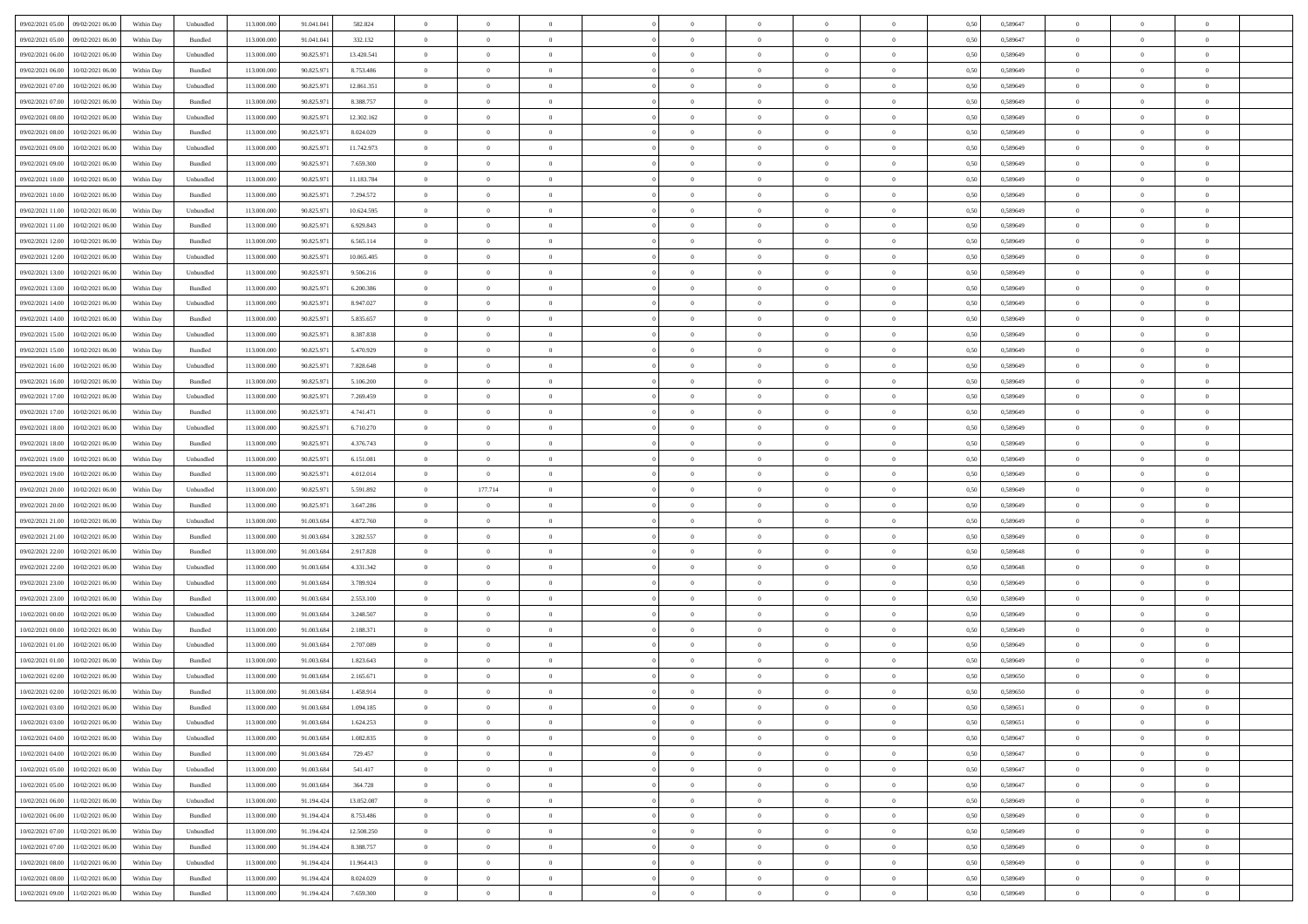| | | | | | | | | | | | | | | | | | | | |
|---|---|---|---|---|---|---|---|---|---|---|---|---|---|---|---|---|---|---|---|
| 09/02/2021 05:00 | 09/02/2021 06:00 | Within Day | Unbundled | 113.000.000 | 91.041.041 | 582.824 | 0 | 0 | 0 | | 0 | 0 | 0 | 0 | 0,50 | 0,589647 | 0 | 0 | 0 |
| 09/02/2021 05:00 | 09/02/2021 06:00 | Within Day | Bundled | 113.000.000 | 91.041.041 | 332.132 | 0 | 0 | 0 | | 0 | 0 | 0 | 0 | 0,50 | 0,589647 | 0 | 0 | 0 |
| 09/02/2021 06:00 | 10/02/2021 06:00 | Within Day | Unbundled | 113.000.000 | 90.825.971 | 13.420.541 | 0 | 0 | 0 | | 0 | 0 | 0 | 0 | 0,50 | 0,589649 | 0 | 0 | 0 |
| 09/02/2021 06:00 | 10/02/2021 06:00 | Within Day | Bundled | 113.000.000 | 90.825.971 | 8.753.486 | 0 | 0 | 0 | | 0 | 0 | 0 | 0 | 0,50 | 0,589649 | 0 | 0 | 0 |
| 09/02/2021 07:00 | 10/02/2021 06:00 | Within Day | Unbundled | 113.000.000 | 90.825.971 | 12.861.351 | 0 | 0 | 0 | | 0 | 0 | 0 | 0 | 0,50 | 0,589649 | 0 | 0 | 0 |
| 09/02/2021 07:00 | 10/02/2021 06:00 | Within Day | Bundled | 113.000.000 | 90.825.971 | 8.388.757 | 0 | 0 | 0 | | 0 | 0 | 0 | 0 | 0,50 | 0,589649 | 0 | 0 | 0 |
| 09/02/2021 08:00 | 10/02/2021 06:00 | Within Day | Unbundled | 113.000.000 | 90.825.971 | 12.302.162 | 0 | 0 | 0 | | 0 | 0 | 0 | 0 | 0,50 | 0,589649 | 0 | 0 | 0 |
| 09/02/2021 08:00 | 10/02/2021 06:00 | Within Day | Bundled | 113.000.000 | 90.825.971 | 8.024.029 | 0 | 0 | 0 | | 0 | 0 | 0 | 0 | 0,50 | 0,589649 | 0 | 0 | 0 |
| 09/02/2021 09:00 | 10/02/2021 06:00 | Within Day | Unbundled | 113.000.000 | 90.825.971 | 11.742.973 | 0 | 0 | 0 | | 0 | 0 | 0 | 0 | 0,50 | 0,589649 | 0 | 0 | 0 |
| 09/02/2021 09:00 | 10/02/2021 06:00 | Within Day | Bundled | 113.000.000 | 90.825.971 | 7.659.300 | 0 | 0 | 0 | | 0 | 0 | 0 | 0 | 0,50 | 0,589649 | 0 | 0 | 0 |
| 09/02/2021 10:00 | 10/02/2021 06:00 | Within Day | Unbundled | 113.000.000 | 90.825.971 | 11.183.784 | 0 | 0 | 0 | | 0 | 0 | 0 | 0 | 0,50 | 0,589649 | 0 | 0 | 0 |
| 09/02/2021 10:00 | 10/02/2021 06:00 | Within Day | Bundled | 113.000.000 | 90.825.971 | 7.294.572 | 0 | 0 | 0 | | 0 | 0 | 0 | 0 | 0,50 | 0,589649 | 0 | 0 | 0 |
| 09/02/2021 11:00 | 10/02/2021 06:00 | Within Day | Unbundled | 113.000.000 | 90.825.971 | 10.624.595 | 0 | 0 | 0 | | 0 | 0 | 0 | 0 | 0,50 | 0,589649 | 0 | 0 | 0 |
| 09/02/2021 11:00 | 10/02/2021 06:00 | Within Day | Bundled | 113.000.000 | 90.825.971 | 6.929.843 | 0 | 0 | 0 | | 0 | 0 | 0 | 0 | 0,50 | 0,589649 | 0 | 0 | 0 |
| 09/02/2021 12:00 | 10/02/2021 06:00 | Within Day | Bundled | 113.000.000 | 90.825.971 | 6.565.114 | 0 | 0 | 0 | | 0 | 0 | 0 | 0 | 0,50 | 0,589649 | 0 | 0 | 0 |
| 09/02/2021 12:00 | 10/02/2021 06:00 | Within Day | Unbundled | 113.000.000 | 90.825.971 | 10.065.405 | 0 | 0 | 0 | | 0 | 0 | 0 | 0 | 0,50 | 0,589649 | 0 | 0 | 0 |
| 09/02/2021 13:00 | 10/02/2021 06:00 | Within Day | Unbundled | 113.000.000 | 90.825.971 | 9.506.216 | 0 | 0 | 0 | | 0 | 0 | 0 | 0 | 0,50 | 0,589649 | 0 | 0 | 0 |
| 09/02/2021 13:00 | 10/02/2021 06:00 | Within Day | Bundled | 113.000.000 | 90.825.971 | 6.200.386 | 0 | 0 | 0 | | 0 | 0 | 0 | 0 | 0,50 | 0,589649 | 0 | 0 | 0 |
| 09/02/2021 14:00 | 10/02/2021 06:00 | Within Day | Unbundled | 113.000.000 | 90.825.971 | 8.947.027 | 0 | 0 | 0 | | 0 | 0 | 0 | 0 | 0,50 | 0,589649 | 0 | 0 | 0 |
| 09/02/2021 14:00 | 10/02/2021 06:00 | Within Day | Bundled | 113.000.000 | 90.825.971 | 5.835.657 | 0 | 0 | 0 | | 0 | 0 | 0 | 0 | 0,50 | 0,589649 | 0 | 0 | 0 |
| 09/02/2021 15:00 | 10/02/2021 06:00 | Within Day | Unbundled | 113.000.000 | 90.825.971 | 8.387.838 | 0 | 0 | 0 | | 0 | 0 | 0 | 0 | 0,50 | 0,589649 | 0 | 0 | 0 |
| 09/02/2021 15:00 | 10/02/2021 06:00 | Within Day | Bundled | 113.000.000 | 90.825.971 | 5.470.929 | 0 | 0 | 0 | | 0 | 0 | 0 | 0 | 0,50 | 0,589649 | 0 | 0 | 0 |
| 09/02/2021 16:00 | 10/02/2021 06:00 | Within Day | Unbundled | 113.000.000 | 90.825.971 | 7.828.648 | 0 | 0 | 0 | | 0 | 0 | 0 | 0 | 0,50 | 0,589649 | 0 | 0 | 0 |
| 09/02/2021 16:00 | 10/02/2021 06:00 | Within Day | Bundled | 113.000.000 | 90.825.971 | 5.106.200 | 0 | 0 | 0 | | 0 | 0 | 0 | 0 | 0,50 | 0,589649 | 0 | 0 | 0 |
| 09/02/2021 17:00 | 10/02/2021 06:00 | Within Day | Unbundled | 113.000.000 | 90.825.971 | 7.269.459 | 0 | 0 | 0 | | 0 | 0 | 0 | 0 | 0,50 | 0,589649 | 0 | 0 | 0 |
| 09/02/2021 17:00 | 10/02/2021 06:00 | Within Day | Bundled | 113.000.000 | 90.825.971 | 4.741.471 | 0 | 0 | 0 | | 0 | 0 | 0 | 0 | 0,50 | 0,589649 | 0 | 0 | 0 |
| 09/02/2021 18:00 | 10/02/2021 06:00 | Within Day | Unbundled | 113.000.000 | 90.825.971 | 6.710.270 | 0 | 0 | 0 | | 0 | 0 | 0 | 0 | 0,50 | 0,589649 | 0 | 0 | 0 |
| 09/02/2021 18:00 | 10/02/2021 06:00 | Within Day | Bundled | 113.000.000 | 90.825.971 | 4.376.743 | 0 | 0 | 0 | | 0 | 0 | 0 | 0 | 0,50 | 0,589649 | 0 | 0 | 0 |
| 09/02/2021 19:00 | 10/02/2021 06:00 | Within Day | Unbundled | 113.000.000 | 90.825.971 | 6.151.081 | 0 | 0 | 0 | | 0 | 0 | 0 | 0 | 0,50 | 0,589649 | 0 | 0 | 0 |
| 09/02/2021 19:00 | 10/02/2021 06:00 | Within Day | Bundled | 113.000.000 | 90.825.971 | 4.012.014 | 0 | 0 | 0 | | 0 | 0 | 0 | 0 | 0,50 | 0,589649 | 0 | 0 | 0 |
| 09/02/2021 20:00 | 10/02/2021 06:00 | Within Day | Unbundled | 113.000.000 | 90.825.971 | 5.591.892 | 0 | 177.714 | 0 | | 0 | 0 | 0 | 0 | 0,50 | 0,589649 | 0 | 0 | 0 |
| 09/02/2021 20:00 | 10/02/2021 06:00 | Within Day | Bundled | 113.000.000 | 90.825.971 | 3.647.286 | 0 | 0 | 0 | | 0 | 0 | 0 | 0 | 0,50 | 0,589649 | 0 | 0 | 0 |
| 09/02/2021 21:00 | 10/02/2021 06:00 | Within Day | Unbundled | 113.000.000 | 91.003.684 | 4.872.760 | 0 | 0 | 0 | | 0 | 0 | 0 | 0 | 0,50 | 0,589649 | 0 | 0 | 0 |
| 09/02/2021 21:00 | 10/02/2021 06:00 | Within Day | Bundled | 113.000.000 | 91.003.684 | 3.282.557 | 0 | 0 | 0 | | 0 | 0 | 0 | 0 | 0,50 | 0,589649 | 0 | 0 | 0 |
| 09/02/2021 22:00 | 10/02/2021 06:00 | Within Day | Bundled | 113.000.000 | 91.003.684 | 2.917.828 | 0 | 0 | 0 | | 0 | 0 | 0 | 0 | 0,50 | 0,589648 | 0 | 0 | 0 |
| 09/02/2021 22:00 | 10/02/2021 06:00 | Within Day | Unbundled | 113.000.000 | 91.003.684 | 4.331.342 | 0 | 0 | 0 | | 0 | 0 | 0 | 0 | 0,50 | 0,589648 | 0 | 0 | 0 |
| 09/02/2021 23:00 | 10/02/2021 06:00 | Within Day | Unbundled | 113.000.000 | 91.003.684 | 3.789.924 | 0 | 0 | 0 | | 0 | 0 | 0 | 0 | 0,50 | 0,589649 | 0 | 0 | 0 |
| 09/02/2021 23:00 | 10/02/2021 06:00 | Within Day | Bundled | 113.000.000 | 91.003.684 | 2.553.100 | 0 | 0 | 0 | | 0 | 0 | 0 | 0 | 0,50 | 0,589649 | 0 | 0 | 0 |
| 10/02/2021 00:00 | 10/02/2021 06:00 | Within Day | Unbundled | 113.000.000 | 91.003.684 | 3.248.507 | 0 | 0 | 0 | | 0 | 0 | 0 | 0 | 0,50 | 0,589649 | 0 | 0 | 0 |
| 10/02/2021 00:00 | 10/02/2021 06:00 | Within Day | Bundled | 113.000.000 | 91.003.684 | 2.188.371 | 0 | 0 | 0 | | 0 | 0 | 0 | 0 | 0,50 | 0,589649 | 0 | 0 | 0 |
| 10/02/2021 01:00 | 10/02/2021 06:00 | Within Day | Unbundled | 113.000.000 | 91.003.684 | 2.707.089 | 0 | 0 | 0 | | 0 | 0 | 0 | 0 | 0,50 | 0,589649 | 0 | 0 | 0 |
| 10/02/2021 01:00 | 10/02/2021 06:00 | Within Day | Bundled | 113.000.000 | 91.003.684 | 1.823.643 | 0 | 0 | 0 | | 0 | 0 | 0 | 0 | 0,50 | 0,589649 | 0 | 0 | 0 |
| 10/02/2021 02:00 | 10/02/2021 06:00 | Within Day | Unbundled | 113.000.000 | 91.003.684 | 2.165.671 | 0 | 0 | 0 | | 0 | 0 | 0 | 0 | 0,50 | 0,589650 | 0 | 0 | 0 |
| 10/02/2021 02:00 | 10/02/2021 06:00 | Within Day | Bundled | 113.000.000 | 91.003.684 | 1.458.914 | 0 | 0 | 0 | | 0 | 0 | 0 | 0 | 0,50 | 0,589650 | 0 | 0 | 0 |
| 10/02/2021 03:00 | 10/02/2021 06:00 | Within Day | Bundled | 113.000.000 | 91.003.684 | 1.094.185 | 0 | 0 | 0 | | 0 | 0 | 0 | 0 | 0,50 | 0,589651 | 0 | 0 | 0 |
| 10/02/2021 03:00 | 10/02/2021 06:00 | Within Day | Unbundled | 113.000.000 | 91.003.684 | 1.624.253 | 0 | 0 | 0 | | 0 | 0 | 0 | 0 | 0,50 | 0,589651 | 0 | 0 | 0 |
| 10/02/2021 04:00 | 10/02/2021 06:00 | Within Day | Unbundled | 113.000.000 | 91.003.684 | 1.082.835 | 0 | 0 | 0 | | 0 | 0 | 0 | 0 | 0,50 | 0,589647 | 0 | 0 | 0 |
| 10/02/2021 04:00 | 10/02/2021 06:00 | Within Day | Bundled | 113.000.000 | 91.003.684 | 729.457 | 0 | 0 | 0 | | 0 | 0 | 0 | 0 | 0,50 | 0,589647 | 0 | 0 | 0 |
| 10/02/2021 05:00 | 10/02/2021 06:00 | Within Day | Unbundled | 113.000.000 | 91.003.684 | 541.417 | 0 | 0 | 0 | | 0 | 0 | 0 | 0 | 0,50 | 0,589647 | 0 | 0 | 0 |
| 10/02/2021 05:00 | 10/02/2021 06:00 | Within Day | Bundled | 113.000.000 | 91.003.684 | 364.728 | 0 | 0 | 0 | | 0 | 0 | 0 | 0 | 0,50 | 0,589647 | 0 | 0 | 0 |
| 10/02/2021 06:00 | 11/02/2021 06:00 | Within Day | Unbundled | 113.000.000 | 91.194.424 | 13.052.087 | 0 | 0 | 0 | | 0 | 0 | 0 | 0 | 0,50 | 0,589649 | 0 | 0 | 0 |
| 10/02/2021 06:00 | 11/02/2021 06:00 | Within Day | Bundled | 113.000.000 | 91.194.424 | 8.753.486 | 0 | 0 | 0 | | 0 | 0 | 0 | 0 | 0,50 | 0,589649 | 0 | 0 | 0 |
| 10/02/2021 07:00 | 11/02/2021 06:00 | Within Day | Unbundled | 113.000.000 | 91.194.424 | 12.508.250 | 0 | 0 | 0 | | 0 | 0 | 0 | 0 | 0,50 | 0,589649 | 0 | 0 | 0 |
| 10/02/2021 07:00 | 11/02/2021 06:00 | Within Day | Bundled | 113.000.000 | 91.194.424 | 8.388.757 | 0 | 0 | 0 | | 0 | 0 | 0 | 0 | 0,50 | 0,589649 | 0 | 0 | 0 |
| 10/02/2021 08:00 | 11/02/2021 06:00 | Within Day | Unbundled | 113.000.000 | 91.194.424 | 11.964.413 | 0 | 0 | 0 | | 0 | 0 | 0 | 0 | 0,50 | 0,589649 | 0 | 0 | 0 |
| 10/02/2021 08:00 | 11/02/2021 06:00 | Within Day | Bundled | 113.000.000 | 91.194.424 | 8.024.029 | 0 | 0 | 0 | | 0 | 0 | 0 | 0 | 0,50 | 0,589649 | 0 | 0 | 0 |
| 10/02/2021 09:00 | 11/02/2021 06:00 | Within Day | Bundled | 113.000.000 | 91.194.424 | 7.659.300 | 0 | 0 | 0 | | 0 | 0 | 0 | 0 | 0,50 | 0,589649 | 0 | 0 | 0 |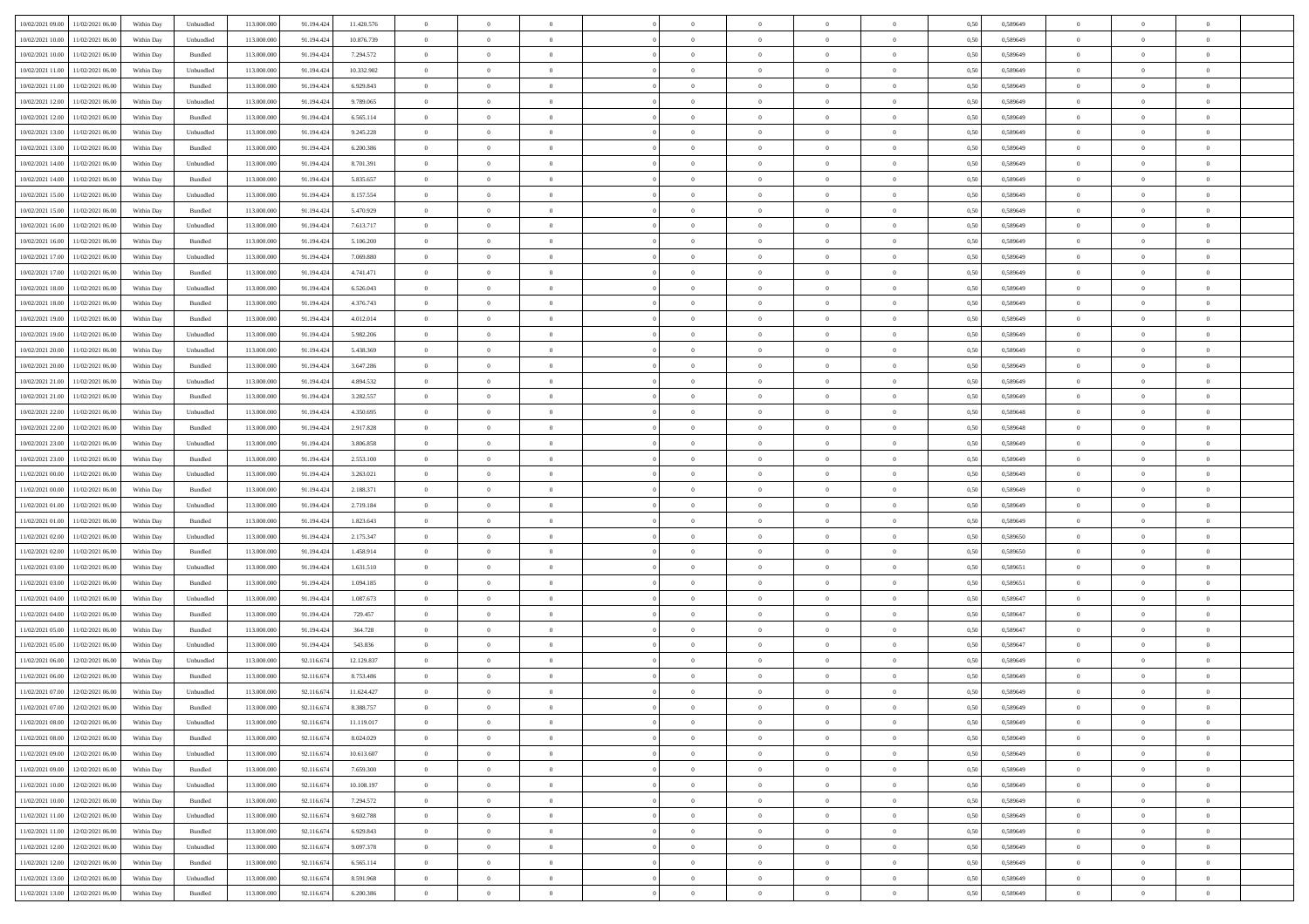| 10/02/2021 09:00 | 11/02/2021 06:00 | Within Day | Unbundled | 113.000.000 | 91.194.424 | 11.420.576 | 0 | 0 | 0 | | 0 | 0 | 0 | 0 | 0,50 | 0,589649 | 0 | 0 | 0 | |
|---|---|---|---|---|---|---|---|---|---|---|---|---|---|---|---|---|---|---|---|---|
| 10/02/2021 10:00 | 11/02/2021 06:00 | Within Day | Unbundled | 113.000.000 | 91.194.424 | 10.876.739 | 0 | 0 | 0 | | 0 | 0 | 0 | 0 | 0,50 | 0,589649 | 0 | 0 | 0 | |
| 10/02/2021 10:00 | 11/02/2021 06:00 | Within Day | Bundled | 113.000.000 | 91.194.424 | 7.294.572 | 0 | 0 | 0 | | 0 | 0 | 0 | 0 | 0,50 | 0,589649 | 0 | 0 | 0 | |
| 10/02/2021 11:00 | 11/02/2021 06:00 | Within Day | Unbundled | 113.000.000 | 91.194.424 | 10.332.902 | 0 | 0 | 0 | | 0 | 0 | 0 | 0 | 0,50 | 0,589649 | 0 | 0 | 0 | |
| 10/02/2021 11:00 | 11/02/2021 06:00 | Within Day | Bundled | 113.000.000 | 91.194.424 | 6.929.843 | 0 | 0 | 0 | | 0 | 0 | 0 | 0 | 0,50 | 0,589649 | 0 | 0 | 0 | |
| 10/02/2021 12:00 | 11/02/2021 06:00 | Within Day | Unbundled | 113.000.000 | 91.194.424 | 9.789.065 | 0 | 0 | 0 | | 0 | 0 | 0 | 0 | 0,50 | 0,589649 | 0 | 0 | 0 | |
| 10/02/2021 12:00 | 11/02/2021 06:00 | Within Day | Bundled | 113.000.000 | 91.194.424 | 6.565.114 | 0 | 0 | 0 | | 0 | 0 | 0 | 0 | 0,50 | 0,589649 | 0 | 0 | 0 | |
| 10/02/2021 13:00 | 11/02/2021 06:00 | Within Day | Unbundled | 113.000.000 | 91.194.424 | 9.245.228 | 0 | 0 | 0 | | 0 | 0 | 0 | 0 | 0,50 | 0,589649 | 0 | 0 | 0 | |
| 10/02/2021 13:00 | 11/02/2021 06:00 | Within Day | Bundled | 113.000.000 | 91.194.424 | 6.200.386 | 0 | 0 | 0 | | 0 | 0 | 0 | 0 | 0,50 | 0,589649 | 0 | 0 | 0 | |
| 10/02/2021 14:00 | 11/02/2021 06:00 | Within Day | Unbundled | 113.000.000 | 91.194.424 | 8.701.391 | 0 | 0 | 0 | | 0 | 0 | 0 | 0 | 0,50 | 0,589649 | 0 | 0 | 0 | |
| 10/02/2021 14:00 | 11/02/2021 06:00 | Within Day | Bundled | 113.000.000 | 91.194.424 | 5.835.657 | 0 | 0 | 0 | | 0 | 0 | 0 | 0 | 0,50 | 0,589649 | 0 | 0 | 0 | |
| 10/02/2021 15:00 | 11/02/2021 06:00 | Within Day | Unbundled | 113.000.000 | 91.194.424 | 8.157.554 | 0 | 0 | 0 | | 0 | 0 | 0 | 0 | 0,50 | 0,589649 | 0 | 0 | 0 | |
| 10/02/2021 15:00 | 11/02/2021 06:00 | Within Day | Bundled | 113.000.000 | 91.194.424 | 5.470.929 | 0 | 0 | 0 | | 0 | 0 | 0 | 0 | 0,50 | 0,589649 | 0 | 0 | 0 | |
| 10/02/2021 16:00 | 11/02/2021 06:00 | Within Day | Unbundled | 113.000.000 | 91.194.424 | 7.613.717 | 0 | 0 | 0 | | 0 | 0 | 0 | 0 | 0,50 | 0,589649 | 0 | 0 | 0 | |
| 10/02/2021 16:00 | 11/02/2021 06:00 | Within Day | Bundled | 113.000.000 | 91.194.424 | 5.106.200 | 0 | 0 | 0 | | 0 | 0 | 0 | 0 | 0,50 | 0,589649 | 0 | 0 | 0 | |
| 10/02/2021 17:00 | 11/02/2021 06:00 | Within Day | Unbundled | 113.000.000 | 91.194.424 | 7.069.880 | 0 | 0 | 0 | | 0 | 0 | 0 | 0 | 0,50 | 0,589649 | 0 | 0 | 0 | |
| 10/02/2021 17:00 | 11/02/2021 06:00 | Within Day | Bundled | 113.000.000 | 91.194.424 | 4.741.471 | 0 | 0 | 0 | | 0 | 0 | 0 | 0 | 0,50 | 0,589649 | 0 | 0 | 0 | |
| 10/02/2021 18:00 | 11/02/2021 06:00 | Within Day | Unbundled | 113.000.000 | 91.194.424 | 6.526.043 | 0 | 0 | 0 | | 0 | 0 | 0 | 0 | 0,50 | 0,589649 | 0 | 0 | 0 | |
| 10/02/2021 18:00 | 11/02/2021 06:00 | Within Day | Bundled | 113.000.000 | 91.194.424 | 4.376.743 | 0 | 0 | 0 | | 0 | 0 | 0 | 0 | 0,50 | 0,589649 | 0 | 0 | 0 | |
| 10/02/2021 19:00 | 11/02/2021 06:00 | Within Day | Bundled | 113.000.000 | 91.194.424 | 4.012.014 | 0 | 0 | 0 | | 0 | 0 | 0 | 0 | 0,50 | 0,589649 | 0 | 0 | 0 | |
| 10/02/2021 19:00 | 11/02/2021 06:00 | Within Day | Unbundled | 113.000.000 | 91.194.424 | 5.982.206 | 0 | 0 | 0 | | 0 | 0 | 0 | 0 | 0,50 | 0,589649 | 0 | 0 | 0 | |
| 10/02/2021 20:00 | 11/02/2021 06:00 | Within Day | Unbundled | 113.000.000 | 91.194.424 | 5.438.369 | 0 | 0 | 0 | | 0 | 0 | 0 | 0 | 0,50 | 0,589649 | 0 | 0 | 0 | |
| 10/02/2021 20:00 | 11/02/2021 06:00 | Within Day | Bundled | 113.000.000 | 91.194.424 | 3.647.286 | 0 | 0 | 0 | | 0 | 0 | 0 | 0 | 0,50 | 0,589649 | 0 | 0 | 0 | |
| 10/02/2021 21:00 | 11/02/2021 06:00 | Within Day | Unbundled | 113.000.000 | 91.194.424 | 4.894.532 | 0 | 0 | 0 | | 0 | 0 | 0 | 0 | 0,50 | 0,589649 | 0 | 0 | 0 | |
| 10/02/2021 21:00 | 11/02/2021 06:00 | Within Day | Bundled | 113.000.000 | 91.194.424 | 3.282.557 | 0 | 0 | 0 | | 0 | 0 | 0 | 0 | 0,50 | 0,589649 | 0 | 0 | 0 | |
| 10/02/2021 22:00 | 11/02/2021 06:00 | Within Day | Unbundled | 113.000.000 | 91.194.424 | 4.350.695 | 0 | 0 | 0 | | 0 | 0 | 0 | 0 | 0,50 | 0,589648 | 0 | 0 | 0 | |
| 10/02/2021 22:00 | 11/02/2021 06:00 | Within Day | Bundled | 113.000.000 | 91.194.424 | 2.917.828 | 0 | 0 | 0 | | 0 | 0 | 0 | 0 | 0,50 | 0,589648 | 0 | 0 | 0 | |
| 10/02/2021 23:00 | 11/02/2021 06:00 | Within Day | Unbundled | 113.000.000 | 91.194.424 | 3.806.858 | 0 | 0 | 0 | | 0 | 0 | 0 | 0 | 0,50 | 0,589649 | 0 | 0 | 0 | |
| 10/02/2021 23:00 | 11/02/2021 06:00 | Within Day | Bundled | 113.000.000 | 91.194.424 | 2.553.100 | 0 | 0 | 0 | | 0 | 0 | 0 | 0 | 0,50 | 0,589649 | 0 | 0 | 0 | |
| 11/02/2021 00:00 | 11/02/2021 06:00 | Within Day | Unbundled | 113.000.000 | 91.194.424 | 3.263.021 | 0 | 0 | 0 | | 0 | 0 | 0 | 0 | 0,50 | 0,589649 | 0 | 0 | 0 | |
| 11/02/2021 00:00 | 11/02/2021 06:00 | Within Day | Bundled | 113.000.000 | 91.194.424 | 2.188.371 | 0 | 0 | 0 | | 0 | 0 | 0 | 0 | 0,50 | 0,589649 | 0 | 0 | 0 | |
| 11/02/2021 01:00 | 11/02/2021 06:00 | Within Day | Unbundled | 113.000.000 | 91.194.424 | 2.719.184 | 0 | 0 | 0 | | 0 | 0 | 0 | 0 | 0,50 | 0,589649 | 0 | 0 | 0 | |
| 11/02/2021 01:00 | 11/02/2021 06:00 | Within Day | Bundled | 113.000.000 | 91.194.424 | 1.823.643 | 0 | 0 | 0 | | 0 | 0 | 0 | 0 | 0,50 | 0,589649 | 0 | 0 | 0 | |
| 11/02/2021 02:00 | 11/02/2021 06:00 | Within Day | Unbundled | 113.000.000 | 91.194.424 | 2.175.347 | 0 | 0 | 0 | | 0 | 0 | 0 | 0 | 0,50 | 0,589650 | 0 | 0 | 0 | |
| 11/02/2021 02:00 | 11/02/2021 06:00 | Within Day | Bundled | 113.000.000 | 91.194.424 | 1.458.914 | 0 | 0 | 0 | | 0 | 0 | 0 | 0 | 0,50 | 0,589650 | 0 | 0 | 0 | |
| 11/02/2021 03:00 | 11/02/2021 06:00 | Within Day | Unbundled | 113.000.000 | 91.194.424 | 1.631.510 | 0 | 0 | 0 | | 0 | 0 | 0 | 0 | 0,50 | 0,589651 | 0 | 0 | 0 | |
| 11/02/2021 03:00 | 11/02/2021 06:00 | Within Day | Bundled | 113.000.000 | 91.194.424 | 1.094.185 | 0 | 0 | 0 | | 0 | 0 | 0 | 0 | 0,50 | 0,589651 | 0 | 0 | 0 | |
| 11/02/2021 04:00 | 11/02/2021 06:00 | Within Day | Unbundled | 113.000.000 | 91.194.424 | 1.087.673 | 0 | 0 | 0 | | 0 | 0 | 0 | 0 | 0,50 | 0,589647 | 0 | 0 | 0 | |
| 11/02/2021 04:00 | 11/02/2021 06:00 | Within Day | Bundled | 113.000.000 | 91.194.424 | 729.457 | 0 | 0 | 0 | | 0 | 0 | 0 | 0 | 0,50 | 0,589647 | 0 | 0 | 0 | |
| 11/02/2021 05:00 | 11/02/2021 06:00 | Within Day | Bundled | 113.000.000 | 91.194.424 | 364.728 | 0 | 0 | 0 | | 0 | 0 | 0 | 0 | 0,50 | 0,589647 | 0 | 0 | 0 | |
| 11/02/2021 05:00 | 11/02/2021 06:00 | Within Day | Unbundled | 113.000.000 | 91.194.424 | 543.836 | 0 | 0 | 0 | | 0 | 0 | 0 | 0 | 0,50 | 0,589647 | 0 | 0 | 0 | |
| 11/02/2021 06:00 | 12/02/2021 06:00 | Within Day | Unbundled | 113.000.000 | 92.116.674 | 12.129.837 | 0 | 0 | 0 | | 0 | 0 | 0 | 0 | 0,50 | 0,589649 | 0 | 0 | 0 | |
| 11/02/2021 06:00 | 12/02/2021 06:00 | Within Day | Bundled | 113.000.000 | 92.116.674 | 8.753.486 | 0 | 0 | 0 | | 0 | 0 | 0 | 0 | 0,50 | 0,589649 | 0 | 0 | 0 | |
| 11/02/2021 07:00 | 12/02/2021 06:00 | Within Day | Unbundled | 113.000.000 | 92.116.674 | 11.624.427 | 0 | 0 | 0 | | 0 | 0 | 0 | 0 | 0,50 | 0,589649 | 0 | 0 | 0 | |
| 11/02/2021 07:00 | 12/02/2021 06:00 | Within Day | Bundled | 113.000.000 | 92.116.674 | 8.388.757 | 0 | 0 | 0 | | 0 | 0 | 0 | 0 | 0,50 | 0,589649 | 0 | 0 | 0 | |
| 11/02/2021 08:00 | 12/02/2021 06:00 | Within Day | Unbundled | 113.000.000 | 92.116.674 | 11.119.017 | 0 | 0 | 0 | | 0 | 0 | 0 | 0 | 0,50 | 0,589649 | 0 | 0 | 0 | |
| 11/02/2021 08:00 | 12/02/2021 06:00 | Within Day | Bundled | 113.000.000 | 92.116.674 | 8.024.029 | 0 | 0 | 0 | | 0 | 0 | 0 | 0 | 0,50 | 0,589649 | 0 | 0 | 0 | |
| 11/02/2021 09:00 | 12/02/2021 06:00 | Within Day | Unbundled | 113.000.000 | 92.116.674 | 10.613.607 | 0 | 0 | 0 | | 0 | 0 | 0 | 0 | 0,50 | 0,589649 | 0 | 0 | 0 | |
| 11/02/2021 09:00 | 12/02/2021 06:00 | Within Day | Bundled | 113.000.000 | 92.116.674 | 7.659.300 | 0 | 0 | 0 | | 0 | 0 | 0 | 0 | 0,50 | 0,589649 | 0 | 0 | 0 | |
| 11/02/2021 10:00 | 12/02/2021 06:00 | Within Day | Unbundled | 113.000.000 | 92.116.674 | 10.108.197 | 0 | 0 | 0 | | 0 | 0 | 0 | 0 | 0,50 | 0,589649 | 0 | 0 | 0 | |
| 11/02/2021 10:00 | 12/02/2021 06:00 | Within Day | Bundled | 113.000.000 | 92.116.674 | 7.294.572 | 0 | 0 | 0 | | 0 | 0 | 0 | 0 | 0,50 | 0,589649 | 0 | 0 | 0 | |
| 11/02/2021 11:00 | 12/02/2021 06:00 | Within Day | Unbundled | 113.000.000 | 92.116.674 | 9.602.788 | 0 | 0 | 0 | | 0 | 0 | 0 | 0 | 0,50 | 0,589649 | 0 | 0 | 0 | |
| 11/02/2021 11:00 | 12/02/2021 06:00 | Within Day | Bundled | 113.000.000 | 92.116.674 | 6.929.843 | 0 | 0 | 0 | | 0 | 0 | 0 | 0 | 0,50 | 0,589649 | 0 | 0 | 0 | |
| 11/02/2021 12:00 | 12/02/2021 06:00 | Within Day | Unbundled | 113.000.000 | 92.116.674 | 9.097.378 | 0 | 0 | 0 | | 0 | 0 | 0 | 0 | 0,50 | 0,589649 | 0 | 0 | 0 | |
| 11/02/2021 12:00 | 12/02/2021 06:00 | Within Day | Bundled | 113.000.000 | 92.116.674 | 6.565.114 | 0 | 0 | 0 | | 0 | 0 | 0 | 0 | 0,50 | 0,589649 | 0 | 0 | 0 | |
| 11/02/2021 13:00 | 12/02/2021 06:00 | Within Day | Unbundled | 113.000.000 | 92.116.674 | 8.591.968 | 0 | 0 | 0 | | 0 | 0 | 0 | 0 | 0,50 | 0,589649 | 0 | 0 | 0 | |
| 11/02/2021 13:00 | 12/02/2021 06:00 | Within Day | Bundled | 113.000.000 | 92.116.674 | 6.200.386 | 0 | 0 | 0 | | 0 | 0 | 0 | 0 | 0,50 | 0,589649 | 0 | 0 | 0 | |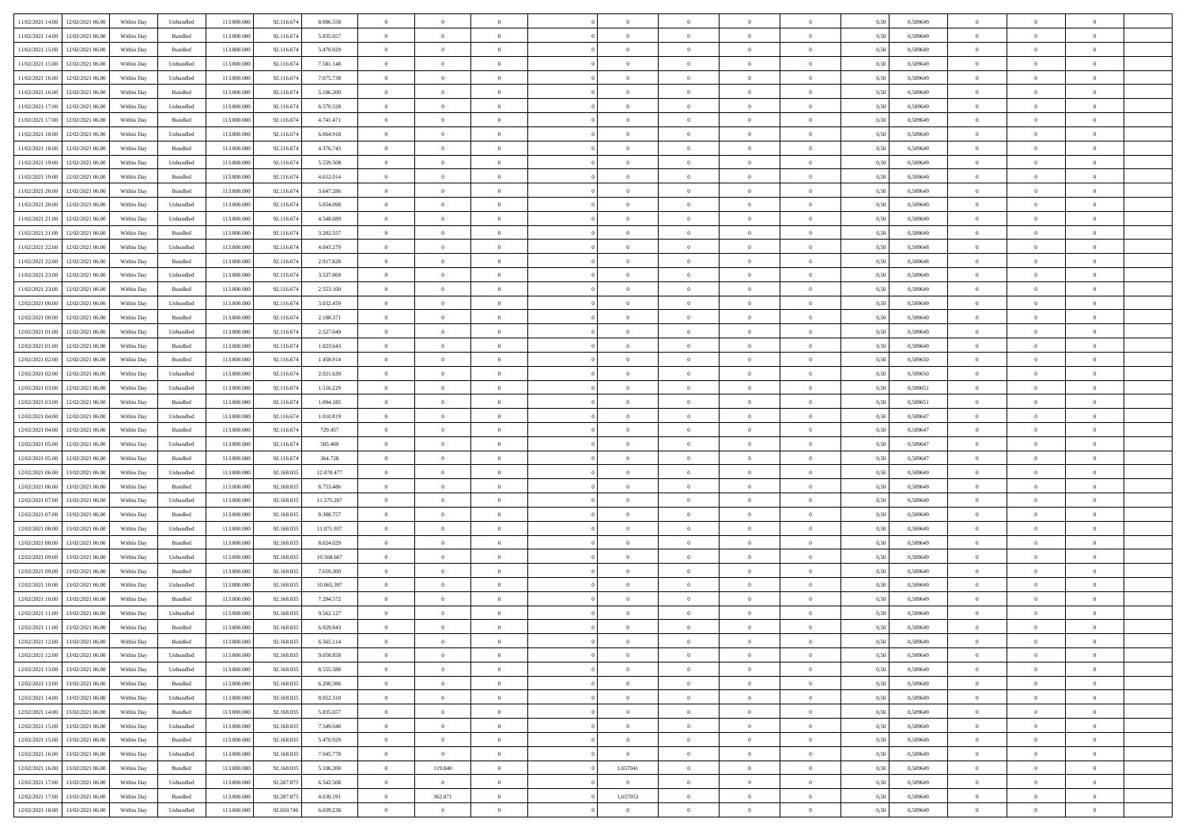| 11/02/2021 14:00 | 12/02/2021 06:00 | Within Day | Unbundled | 113.000.000 | 92.116.674 | 8.086.558 | 0 | 0 | 0 | | 0 | 0 | 0 | 0 | 0,50 | 0,589649 | 0 | 0 | 0 | |
|---|---|---|---|---|---|---|---|---|---|---|---|---|---|---|---|---|---|---|---|---|
| 11/02/2021 14:00 | 12/02/2021 06:00 | Within Day | Bundled | 113.000.000 | 92.116.674 | 5.835.657 | 0 | 0 | 0 | | 0 | 0 | 0 | 0 | 0,50 | 0,589649 | 0 | 0 | 0 | |
| 11/02/2021 15:00 | 12/02/2021 06:00 | Within Day | Bundled | 113.000.000 | 92.116.674 | 5.470.929 | 0 | 0 | 0 | | 0 | 0 | 0 | 0 | 0,50 | 0,589649 | 0 | 0 | 0 | |
| 11/02/2021 15:00 | 12/02/2021 06:00 | Within Day | Unbundled | 113.000.000 | 92.116.674 | 7.581.148 | 0 | 0 | 0 | | 0 | 0 | 0 | 0 | 0,50 | 0,589649 | 0 | 0 | 0 | |
| 11/02/2021 16:00 | 12/02/2021 06:00 | Within Day | Unbundled | 113.000.000 | 92.116.674 | 7.075.738 | 0 | 0 | 0 | | 0 | 0 | 0 | 0 | 0,50 | 0,589649 | 0 | 0 | 0 | |
| 11/02/2021 16:00 | 12/02/2021 06:00 | Within Day | Bundled | 113.000.000 | 92.116.674 | 5.106.200 | 0 | 0 | 0 | | 0 | 0 | 0 | 0 | 0,50 | 0,589649 | 0 | 0 | 0 | |
| 11/02/2021 17:00 | 12/02/2021 06:00 | Within Day | Unbundled | 113.000.000 | 92.116.674 | 6.570.328 | 0 | 0 | 0 | | 0 | 0 | 0 | 0 | 0,50 | 0,589649 | 0 | 0 | 0 | |
| 11/02/2021 17:00 | 12/02/2021 06:00 | Within Day | Bundled | 113.000.000 | 92.116.674 | 4.741.471 | 0 | 0 | 0 | | 0 | 0 | 0 | 0 | 0,50 | 0,589649 | 0 | 0 | 0 | |
| 11/02/2021 18:00 | 12/02/2021 06:00 | Within Day | Unbundled | 113.000.000 | 92.116.674 | 6.064.918 | 0 | 0 | 0 | | 0 | 0 | 0 | 0 | 0,50 | 0,589649 | 0 | 0 | 0 | |
| 11/02/2021 18:00 | 12/02/2021 06:00 | Within Day | Bundled | 113.000.000 | 92.116.674 | 4.376.743 | 0 | 0 | 0 | | 0 | 0 | 0 | 0 | 0,50 | 0,589649 | 0 | 0 | 0 | |
| 11/02/2021 19:00 | 12/02/2021 06:00 | Within Day | Unbundled | 113.000.000 | 92.116.674 | 5.559.508 | 0 | 0 | 0 | | 0 | 0 | 0 | 0 | 0,50 | 0,589649 | 0 | 0 | 0 | |
| 11/02/2021 19:00 | 12/02/2021 06:00 | Within Day | Bundled | 113.000.000 | 92.116.674 | 4.012.014 | 0 | 0 | 0 | | 0 | 0 | 0 | 0 | 0,50 | 0,589649 | 0 | 0 | 0 | |
| 11/02/2021 20:00 | 12/02/2021 06:00 | Within Day | Bundled | 113.000.000 | 92.116.674 | 3.647.286 | 0 | 0 | 0 | | 0 | 0 | 0 | 0 | 0,50 | 0,589649 | 0 | 0 | 0 | |
| 11/02/2021 20:00 | 12/02/2021 06:00 | Within Day | Unbundled | 113.000.000 | 92.116.674 | 5.054.098 | 0 | 0 | 0 | | 0 | 0 | 0 | 0 | 0,50 | 0,589649 | 0 | 0 | 0 | |
| 11/02/2021 21:00 | 12/02/2021 06:00 | Within Day | Unbundled | 113.000.000 | 92.116.674 | 4.548.689 | 0 | 0 | 0 | | 0 | 0 | 0 | 0 | 0,50 | 0,589649 | 0 | 0 | 0 | |
| 11/02/2021 21:00 | 12/02/2021 06:00 | Within Day | Bundled | 113.000.000 | 92.116.674 | 3.282.557 | 0 | 0 | 0 | | 0 | 0 | 0 | 0 | 0,50 | 0,589649 | 0 | 0 | 0 | |
| 11/02/2021 22:00 | 12/02/2021 06:00 | Within Day | Unbundled | 113.000.000 | 92.116.674 | 4.043.279 | 0 | 0 | 0 | | 0 | 0 | 0 | 0 | 0,50 | 0,589648 | 0 | 0 | 0 | |
| 11/02/2021 22:00 | 12/02/2021 06:00 | Within Day | Bundled | 113.000.000 | 92.116.674 | 2.917.828 | 0 | 0 | 0 | | 0 | 0 | 0 | 0 | 0,50 | 0,589648 | 0 | 0 | 0 | |
| 11/02/2021 23:00 | 12/02/2021 06:00 | Within Day | Unbundled | 113.000.000 | 92.116.674 | 3.537.869 | 0 | 0 | 0 | | 0 | 0 | 0 | 0 | 0,50 | 0,589649 | 0 | 0 | 0 | |
| 11/02/2021 23:00 | 12/02/2021 06:00 | Within Day | Bundled | 113.000.000 | 92.116.674 | 2.553.100 | 0 | 0 | 0 | | 0 | 0 | 0 | 0 | 0,50 | 0,589649 | 0 | 0 | 0 | |
| 12/02/2021 00:00 | 12/02/2021 06:00 | Within Day | Unbundled | 113.000.000 | 92.116.674 | 3.032.459 | 0 | 0 | 0 | | 0 | 0 | 0 | 0 | 0,50 | 0,589649 | 0 | 0 | 0 | |
| 12/02/2021 00:00 | 12/02/2021 06:00 | Within Day | Bundled | 113.000.000 | 92.116.674 | 2.188.371 | 0 | 0 | 0 | | 0 | 0 | 0 | 0 | 0,50 | 0,589649 | 0 | 0 | 0 | |
| 12/02/2021 01:00 | 12/02/2021 06:00 | Within Day | Unbundled | 113.000.000 | 92.116.674 | 2.527.049 | 0 | 0 | 0 | | 0 | 0 | 0 | 0 | 0,50 | 0,589649 | 0 | 0 | 0 | |
| 12/02/2021 01:00 | 12/02/2021 06:00 | Within Day | Bundled | 113.000.000 | 92.116.674 | 1.823.643 | 0 | 0 | 0 | | 0 | 0 | 0 | 0 | 0,50 | 0,589649 | 0 | 0 | 0 | |
| 12/02/2021 02:00 | 12/02/2021 06:00 | Within Day | Bundled | 113.000.000 | 92.116.674 | 1.458.914 | 0 | 0 | 0 | | 0 | 0 | 0 | 0 | 0,50 | 0,589650 | 0 | 0 | 0 | |
| 12/02/2021 02:00 | 12/02/2021 06:00 | Within Day | Unbundled | 113.000.000 | 92.116.674 | 2.021.639 | 0 | 0 | 0 | | 0 | 0 | 0 | 0 | 0,50 | 0,589650 | 0 | 0 | 0 | |
| 12/02/2021 03:00 | 12/02/2021 06:00 | Within Day | Unbundled | 113.000.000 | 92.116.674 | 1.516.229 | 0 | 0 | 0 | | 0 | 0 | 0 | 0 | 0,50 | 0,589651 | 0 | 0 | 0 | |
| 12/02/2021 03:00 | 12/02/2021 06:00 | Within Day | Bundled | 113.000.000 | 92.116.674 | 1.094.185 | 0 | 0 | 0 | | 0 | 0 | 0 | 0 | 0,50 | 0,589651 | 0 | 0 | 0 | |
| 12/02/2021 04:00 | 12/02/2021 06:00 | Within Day | Unbundled | 113.000.000 | 92.116.674 | 1.010.819 | 0 | 0 | 0 | | 0 | 0 | 0 | 0 | 0,50 | 0,589647 | 0 | 0 | 0 | |
| 12/02/2021 04:00 | 12/02/2021 06:00 | Within Day | Bundled | 113.000.000 | 92.116.674 | 729.457 | 0 | 0 | 0 | | 0 | 0 | 0 | 0 | 0,50 | 0,589647 | 0 | 0 | 0 | |
| 12/02/2021 05:00 | 12/02/2021 06:00 | Within Day | Unbundled | 113.000.000 | 92.116.674 | 505.409 | 0 | 0 | 0 | | 0 | 0 | 0 | 0 | 0,50 | 0,589647 | 0 | 0 | 0 | |
| 12/02/2021 05:00 | 12/02/2021 06:00 | Within Day | Bundled | 113.000.000 | 92.116.674 | 364.728 | 0 | 0 | 0 | | 0 | 0 | 0 | 0 | 0,50 | 0,589647 | 0 | 0 | 0 | |
| 12/02/2021 06:00 | 13/02/2021 06:00 | Within Day | Unbundled | 113.000.000 | 92.168.035 | 12.078.477 | 0 | 0 | 0 | | 0 | 0 | 0 | 0 | 0,50 | 0,589649 | 0 | 0 | 0 | |
| 12/02/2021 06:00 | 13/02/2021 06:00 | Within Day | Bundled | 113.000.000 | 92.168.035 | 8.753.486 | 0 | 0 | 0 | | 0 | 0 | 0 | 0 | 0,50 | 0,589649 | 0 | 0 | 0 | |
| 12/02/2021 07:00 | 13/02/2021 06:00 | Within Day | Unbundled | 113.000.000 | 92.168.035 | 11.575.207 | 0 | 0 | 0 | | 0 | 0 | 0 | 0 | 0,50 | 0,589649 | 0 | 0 | 0 | |
| 12/02/2021 07:00 | 13/02/2021 06:00 | Within Day | Bundled | 113.000.000 | 92.168.035 | 8.388.757 | 0 | 0 | 0 | | 0 | 0 | 0 | 0 | 0,50 | 0,589649 | 0 | 0 | 0 | |
| 12/02/2021 08:00 | 13/02/2021 06:00 | Within Day | Unbundled | 113.000.000 | 92.168.035 | 11.071.937 | 0 | 0 | 0 | | 0 | 0 | 0 | 0 | 0,50 | 0,589649 | 0 | 0 | 0 | |
| 12/02/2021 08:00 | 13/02/2021 06:00 | Within Day | Bundled | 113.000.000 | 92.168.035 | 8.024.029 | 0 | 0 | 0 | | 0 | 0 | 0 | 0 | 0,50 | 0,589649 | 0 | 0 | 0 | |
| 12/02/2021 09:00 | 13/02/2021 06:00 | Within Day | Unbundled | 113.000.000 | 92.168.035 | 10.568.667 | 0 | 0 | 0 | | 0 | 0 | 0 | 0 | 0,50 | 0,589649 | 0 | 0 | 0 | |
| 12/02/2021 09:00 | 13/02/2021 06:00 | Within Day | Bundled | 113.000.000 | 92.168.035 | 7.659.300 | 0 | 0 | 0 | | 0 | 0 | 0 | 0 | 0,50 | 0,589649 | 0 | 0 | 0 | |
| 12/02/2021 10:00 | 13/02/2021 06:00 | Within Day | Unbundled | 113.000.000 | 92.168.035 | 10.065.397 | 0 | 0 | 0 | | 0 | 0 | 0 | 0 | 0,50 | 0,589649 | 0 | 0 | 0 | |
| 12/02/2021 10:00 | 13/02/2021 06:00 | Within Day | Bundled | 113.000.000 | 92.168.035 | 7.294.572 | 0 | 0 | 0 | | 0 | 0 | 0 | 0 | 0,50 | 0,589649 | 0 | 0 | 0 | |
| 12/02/2021 11:00 | 13/02/2021 06:00 | Within Day | Unbundled | 113.000.000 | 92.168.035 | 9.562.127 | 0 | 0 | 0 | | 0 | 0 | 0 | 0 | 0,50 | 0,589649 | 0 | 0 | 0 | |
| 12/02/2021 11:00 | 13/02/2021 06:00 | Within Day | Bundled | 113.000.000 | 92.168.035 | 6.929.843 | 0 | 0 | 0 | | 0 | 0 | 0 | 0 | 0,50 | 0,589649 | 0 | 0 | 0 | |
| 12/02/2021 12:00 | 13/02/2021 06:00 | Within Day | Bundled | 113.000.000 | 92.168.035 | 6.565.114 | 0 | 0 | 0 | | 0 | 0 | 0 | 0 | 0,50 | 0,589649 | 0 | 0 | 0 | |
| 12/02/2021 12:00 | 13/02/2021 06:00 | Within Day | Unbundled | 113.000.000 | 92.168.035 | 9.058.858 | 0 | 0 | 0 | | 0 | 0 | 0 | 0 | 0,50 | 0,589649 | 0 | 0 | 0 | |
| 12/02/2021 13:00 | 13/02/2021 06:00 | Within Day | Unbundled | 113.000.000 | 92.168.035 | 8.555.588 | 0 | 0 | 0 | | 0 | 0 | 0 | 0 | 0,50 | 0,589649 | 0 | 0 | 0 | |
| 12/02/2021 13:00 | 13/02/2021 06:00 | Within Day | Bundled | 113.000.000 | 92.168.035 | 6.200.386 | 0 | 0 | 0 | | 0 | 0 | 0 | 0 | 0,50 | 0,589649 | 0 | 0 | 0 | |
| 12/02/2021 14:00 | 13/02/2021 06:00 | Within Day | Unbundled | 113.000.000 | 92.168.035 | 8.052.318 | 0 | 0 | 0 | | 0 | 0 | 0 | 0 | 0,50 | 0,589649 | 0 | 0 | 0 | |
| 12/02/2021 14:00 | 13/02/2021 06:00 | Within Day | Bundled | 113.000.000 | 92.168.035 | 5.835.657 | 0 | 0 | 0 | | 0 | 0 | 0 | 0 | 0,50 | 0,589649 | 0 | 0 | 0 | |
| 12/02/2021 15:00 | 13/02/2021 06:00 | Within Day | Unbundled | 113.000.000 | 92.168.035 | 7.549.048 | 0 | 0 | 0 | | 0 | 0 | 0 | 0 | 0,50 | 0,589649 | 0 | 0 | 0 | |
| 12/02/2021 15:00 | 13/02/2021 06:00 | Within Day | Bundled | 113.000.000 | 92.168.035 | 5.470.929 | 0 | 0 | 0 | | 0 | 0 | 0 | 0 | 0,50 | 0,589649 | 0 | 0 | 0 | |
| 12/02/2021 16:00 | 13/02/2021 06:00 | Within Day | Unbundled | 113.000.000 | 92.168.035 | 7.045.778 | 0 | 0 | 0 | | 0 | 0 | 0 | 0 | 0,50 | 0,589649 | 0 | 0 | 0 | |
| 12/02/2021 16:00 | 13/02/2021 06:00 | Within Day | Bundled | 113.000.000 | 92.168.035 | 5.106.200 | 0 | 119.840 | 0 | | 1,657041 | 0 | 0 | 0 | 0,50 | 0,589649 | 0 | 0 | 0 | |
| 12/02/2021 17:00 | 13/02/2021 06:00 | Within Day | Unbundled | 113.000.000 | 92.287.875 | 6.542.508 | 0 | 0 | 0 | | 0 | 0 | 0 | 0 | 0,50 | 0,589649 | 0 | 0 | 0 | |
| 12/02/2021 17:00 | 13/02/2021 06:00 | Within Day | Bundled | 113.000.000 | 92.287.875 | 4.630.191 | 0 | 362.871 | 0 | | 1,657053 | 0 | 0 | 0 | 0,50 | 0,589649 | 0 | 0 | 0 | |
| 12/02/2021 18:00 | 13/02/2021 06:00 | Within Day | Unbundled | 113.000.000 | 92.650.746 | 6.039.238 | 0 | 0 | 0 | | 0 | 0 | 0 | 0 | 0,50 | 0,589649 | 0 | 0 | 0 | |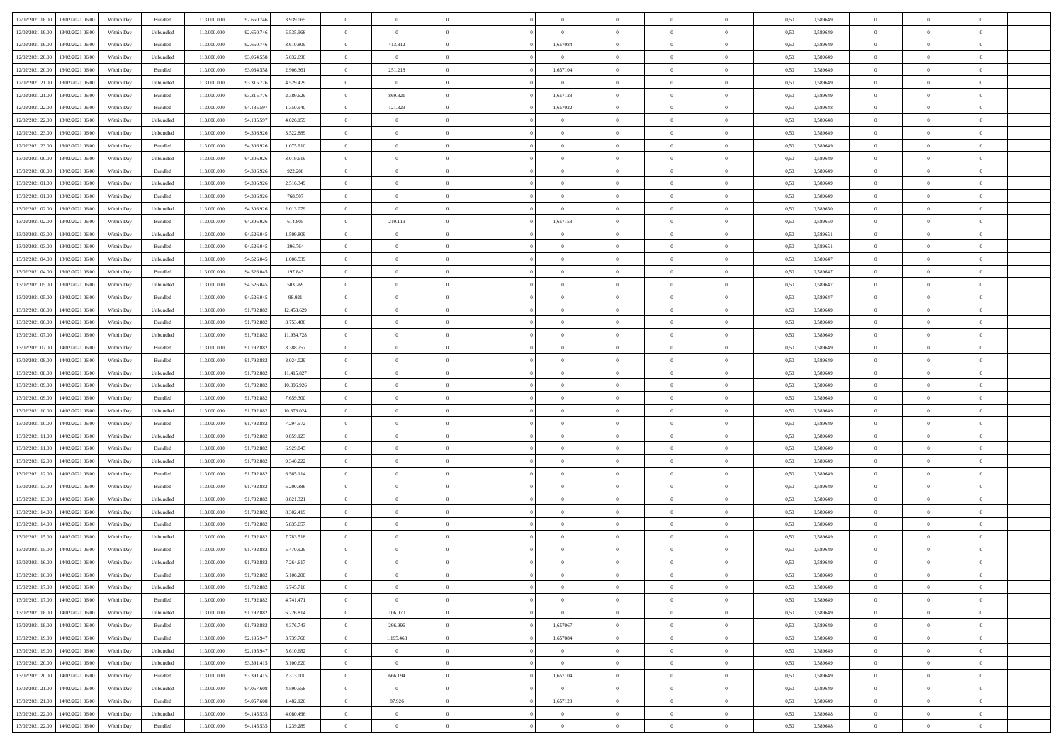| | | | | | | | | | | | | | | | | | | | | | |
|---|---|---|---|---|---|---|---|---|---|---|---|---|---|---|---|---|---|---|---|---|---|
| 12/02/2021 18:00 | 13/02/2021 06:00 | Within Day | Bundled | 113.000.000 | 92.650.746 | 3.939.065 | 0 | 0 | 0 | | | 0 | 0 | 0 | 0 | 0,50 | 0,589649 | 0 | 0 | 0 | |
| 12/02/2021 19:00 | 13/02/2021 06:00 | Within Day | Unbundled | 113.000.000 | 92.650.746 | 5.535.968 | 0 | 0 | 0 | | | 0 | 0 | 0 | 0 | 0,50 | 0,589649 | 0 | 0 | 0 | |
| 12/02/2021 19:00 | 13/02/2021 06:00 | Within Day | Bundled | 113.000.000 | 92.650.746 | 3.610.809 | 0 | 413.812 | 0 | | | 1,657084 | 0 | 0 | 0 | 0,50 | 0,589649 | 0 | 0 | 0 | |
| 12/02/2021 20:00 | 13/02/2021 06:00 | Within Day | Unbundled | 113.000.000 | 93.064.558 | 5.032.698 | 0 | 0 | 0 | | | 0 | 0 | 0 | 0 | 0,50 | 0,589649 | 0 | 0 | 0 | |
| 12/02/2021 20:00 | 13/02/2021 06:00 | Within Day | Bundled | 113.000.000 | 93.064.558 | 2.906.361 | 0 | 251.218 | 0 | | | 1,657104 | 0 | 0 | 0 | 0,50 | 0,589649 | 0 | 0 | 0 | |
| 12/02/2021 21:00 | 13/02/2021 06:00 | Within Day | Unbundled | 113.000.000 | 93.315.776 | 4.529.429 | 0 | 0 | 0 | | | 0 | 0 | 0 | 0 | 0,50 | 0,589649 | 0 | 0 | 0 | |
| 12/02/2021 21:00 | 13/02/2021 06:00 | Within Day | Bundled | 113.000.000 | 93.315.776 | 2.389.629 | 0 | 869.821 | 0 | | | 1,657128 | 0 | 0 | 0 | 0,50 | 0,589649 | 0 | 0 | 0 | |
| 12/02/2021 22:00 | 13/02/2021 06:00 | Within Day | Bundled | 113.000.000 | 94.185.597 | 1.350.940 | 0 | 121.329 | 0 | | | 1,657022 | 0 | 0 | 0 | 0,50 | 0,589648 | 0 | 0 | 0 | |
| 12/02/2021 22:00 | 13/02/2021 06:00 | Within Day | Unbundled | 113.000.000 | 94.185.597 | 4.026.159 | 0 | 0 | 0 | | | 0 | 0 | 0 | 0 | 0,50 | 0,589648 | 0 | 0 | 0 | |
| 12/02/2021 23:00 | 13/02/2021 06:00 | Within Day | Unbundled | 113.000.000 | 94.306.926 | 3.522.889 | 0 | 0 | 0 | | | 0 | 0 | 0 | 0 | 0,50 | 0,589649 | 0 | 0 | 0 | |
| 12/02/2021 23:00 | 13/02/2021 06:00 | Within Day | Bundled | 113.000.000 | 94.306.926 | 1.075.910 | 0 | 0 | 0 | | | 0 | 0 | 0 | 0 | 0,50 | 0,589649 | 0 | 0 | 0 | |
| 13/02/2021 00:00 | 13/02/2021 06:00 | Within Day | Unbundled | 113.000.000 | 94.306.926 | 3.019.619 | 0 | 0 | 0 | | | 0 | 0 | 0 | 0 | 0,50 | 0,589649 | 0 | 0 | 0 | |
| 13/02/2021 00:00 | 13/02/2021 06:00 | Within Day | Bundled | 113.000.000 | 94.306.926 | 922.208 | 0 | 0 | 0 | | | 0 | 0 | 0 | 0 | 0,50 | 0,589649 | 0 | 0 | 0 | |
| 13/02/2021 01:00 | 13/02/2021 06:00 | Within Day | Unbundled | 113.000.000 | 94.306.926 | 2.516.349 | 0 | 0 | 0 | | | 0 | 0 | 0 | 0 | 0,50 | 0,589649 | 0 | 0 | 0 | |
| 13/02/2021 01:00 | 13/02/2021 06:00 | Within Day | Bundled | 113.000.000 | 94.306.926 | 768.507 | 0 | 0 | 0 | | | 0 | 0 | 0 | 0 | 0,50 | 0,589649 | 0 | 0 | 0 | |
| 13/02/2021 02:00 | 13/02/2021 06:00 | Within Day | Unbundled | 113.000.000 | 94.306.926 | 2.013.079 | 0 | 0 | 0 | | | 0 | 0 | 0 | 0 | 0,50 | 0,589650 | 0 | 0 | 0 | |
| 13/02/2021 02:00 | 13/02/2021 06:00 | Within Day | Bundled | 113.000.000 | 94.306.926 | 614.805 | 0 | 219.119 | 0 | | | 1,657158 | 0 | 0 | 0 | 0,50 | 0,589650 | 0 | 0 | 0 | |
| 13/02/2021 03:00 | 13/02/2021 06:00 | Within Day | Unbundled | 113.000.000 | 94.526.045 | 1.509.809 | 0 | 0 | 0 | | | 0 | 0 | 0 | 0 | 0,50 | 0,589651 | 0 | 0 | 0 | |
| 13/02/2021 03:00 | 13/02/2021 06:00 | Within Day | Bundled | 113.000.000 | 94.526.045 | 296.764 | 0 | 0 | 0 | | | 0 | 0 | 0 | 0 | 0,50 | 0,589651 | 0 | 0 | 0 | |
| 13/02/2021 04:00 | 13/02/2021 06:00 | Within Day | Unbundled | 113.000.000 | 94.526.045 | 1.006.539 | 0 | 0 | 0 | | | 0 | 0 | 0 | 0 | 0,50 | 0,589647 | 0 | 0 | 0 | |
| 13/02/2021 04:00 | 13/02/2021 06:00 | Within Day | Bundled | 113.000.000 | 94.526.045 | 197.843 | 0 | 0 | 0 | | | 0 | 0 | 0 | 0 | 0,50 | 0,589647 | 0 | 0 | 0 | |
| 13/02/2021 05:00 | 13/02/2021 06:00 | Within Day | Unbundled | 113.000.000 | 94.526.045 | 503.269 | 0 | 0 | 0 | | | 0 | 0 | 0 | 0 | 0,50 | 0,589647 | 0 | 0 | 0 | |
| 13/02/2021 05:00 | 13/02/2021 06:00 | Within Day | Bundled | 113.000.000 | 94.526.045 | 98.921 | 0 | 0 | 0 | | | 0 | 0 | 0 | 0 | 0,50 | 0,589647 | 0 | 0 | 0 | |
| 13/02/2021 06:00 | 14/02/2021 06:00 | Within Day | Unbundled | 113.000.000 | 91.792.882 | 12.453.629 | 0 | 0 | 0 | | | 0 | 0 | 0 | 0 | 0,50 | 0,589649 | 0 | 0 | 0 | |
| 13/02/2021 06:00 | 14/02/2021 06:00 | Within Day | Bundled | 113.000.000 | 91.792.882 | 8.753.486 | 0 | 0 | 0 | | | 0 | 0 | 0 | 0 | 0,50 | 0,589649 | 0 | 0 | 0 | |
| 13/02/2021 07:00 | 14/02/2021 06:00 | Within Day | Unbundled | 113.000.000 | 91.792.882 | 11.934.728 | 0 | 0 | 0 | | | 0 | 0 | 0 | 0 | 0,50 | 0,589649 | 0 | 0 | 0 | |
| 13/02/2021 07:00 | 14/02/2021 06:00 | Within Day | Bundled | 113.000.000 | 91.792.882 | 8.388.757 | 0 | 0 | 0 | | | 0 | 0 | 0 | 0 | 0,50 | 0,589649 | 0 | 0 | 0 | |
| 13/02/2021 08:00 | 14/02/2021 06:00 | Within Day | Bundled | 113.000.000 | 91.792.882 | 8.024.029 | 0 | 0 | 0 | | | 0 | 0 | 0 | 0 | 0,50 | 0,589649 | 0 | 0 | 0 | |
| 13/02/2021 08:00 | 14/02/2021 06:00 | Within Day | Unbundled | 113.000.000 | 91.792.882 | 11.415.827 | 0 | 0 | 0 | | | 0 | 0 | 0 | 0 | 0,50 | 0,589649 | 0 | 0 | 0 | |
| 13/02/2021 09:00 | 14/02/2021 06:00 | Within Day | Unbundled | 113.000.000 | 91.792.882 | 10.896.926 | 0 | 0 | 0 | | | 0 | 0 | 0 | 0 | 0,50 | 0,589649 | 0 | 0 | 0 | |
| 13/02/2021 09:00 | 14/02/2021 06:00 | Within Day | Bundled | 113.000.000 | 91.792.882 | 7.659.300 | 0 | 0 | 0 | | | 0 | 0 | 0 | 0 | 0,50 | 0,589649 | 0 | 0 | 0 | |
| 13/02/2021 10:00 | 14/02/2021 06:00 | Within Day | Unbundled | 113.000.000 | 91.792.882 | 10.378.024 | 0 | 0 | 0 | | | 0 | 0 | 0 | 0 | 0,50 | 0,589649 | 0 | 0 | 0 | |
| 13/02/2021 10:00 | 14/02/2021 06:00 | Within Day | Bundled | 113.000.000 | 91.792.882 | 7.294.572 | 0 | 0 | 0 | | | 0 | 0 | 0 | 0 | 0,50 | 0,589649 | 0 | 0 | 0 | |
| 13/02/2021 11:00 | 14/02/2021 06:00 | Within Day | Unbundled | 113.000.000 | 91.792.882 | 9.859.123 | 0 | 0 | 0 | | | 0 | 0 | 0 | 0 | 0,50 | 0,589649 | 0 | 0 | 0 | |
| 13/02/2021 11:00 | 14/02/2021 06:00 | Within Day | Bundled | 113.000.000 | 91.792.882 | 6.929.843 | 0 | 0 | 0 | | | 0 | 0 | 0 | 0 | 0,50 | 0,589649 | 0 | 0 | 0 | |
| 13/02/2021 12:00 | 14/02/2021 06:00 | Within Day | Unbundled | 113.000.000 | 91.792.882 | 9.340.222 | 0 | 0 | 0 | | | 0 | 0 | 0 | 0 | 0,50 | 0,589649 | 0 | 0 | 0 | |
| 13/02/2021 12:00 | 14/02/2021 06:00 | Within Day | Bundled | 113.000.000 | 91.792.882 | 6.565.114 | 0 | 0 | 0 | | | 0 | 0 | 0 | 0 | 0,50 | 0,589649 | 0 | 0 | 0 | |
| 13/02/2021 13:00 | 14/02/2021 06:00 | Within Day | Bundled | 113.000.000 | 91.792.882 | 6.200.386 | 0 | 0 | 0 | | | 0 | 0 | 0 | 0 | 0,50 | 0,589649 | 0 | 0 | 0 | |
| 13/02/2021 13:00 | 14/02/2021 06:00 | Within Day | Unbundled | 113.000.000 | 91.792.882 | 8.821.321 | 0 | 0 | 0 | | | 0 | 0 | 0 | 0 | 0,50 | 0,589649 | 0 | 0 | 0 | |
| 13/02/2021 14:00 | 14/02/2021 06:00 | Within Day | Unbundled | 113.000.000 | 91.792.882 | 8.302.419 | 0 | 0 | 0 | | | 0 | 0 | 0 | 0 | 0,50 | 0,589649 | 0 | 0 | 0 | |
| 13/02/2021 14:00 | 14/02/2021 06:00 | Within Day | Bundled | 113.000.000 | 91.792.882 | 5.835.657 | 0 | 0 | 0 | | | 0 | 0 | 0 | 0 | 0,50 | 0,589649 | 0 | 0 | 0 | |
| 13/02/2021 15:00 | 14/02/2021 06:00 | Within Day | Unbundled | 113.000.000 | 91.792.882 | 7.783.518 | 0 | 0 | 0 | | | 0 | 0 | 0 | 0 | 0,50 | 0,589649 | 0 | 0 | 0 | |
| 13/02/2021 15:00 | 14/02/2021 06:00 | Within Day | Bundled | 113.000.000 | 91.792.882 | 5.470.929 | 0 | 0 | 0 | | | 0 | 0 | 0 | 0 | 0,50 | 0,589649 | 0 | 0 | 0 | |
| 13/02/2021 16:00 | 14/02/2021 06:00 | Within Day | Unbundled | 113.000.000 | 91.792.882 | 7.264.617 | 0 | 0 | 0 | | | 0 | 0 | 0 | 0 | 0,50 | 0,589649 | 0 | 0 | 0 | |
| 13/02/2021 16:00 | 14/02/2021 06:00 | Within Day | Bundled | 113.000.000 | 91.792.882 | 5.106.200 | 0 | 0 | 0 | | | 0 | 0 | 0 | 0 | 0,50 | 0,589649 | 0 | 0 | 0 | |
| 13/02/2021 17:00 | 14/02/2021 06:00 | Within Day | Unbundled | 113.000.000 | 91.792.882 | 6.745.716 | 0 | 0 | 0 | | | 0 | 0 | 0 | 0 | 0,50 | 0,589649 | 0 | 0 | 0 | |
| 13/02/2021 17:00 | 14/02/2021 06:00 | Within Day | Bundled | 113.000.000 | 91.792.882 | 4.741.471 | 0 | 0 | 0 | | | 0 | 0 | 0 | 0 | 0,50 | 0,589649 | 0 | 0 | 0 | |
| 13/02/2021 18:00 | 14/02/2021 06:00 | Within Day | Unbundled | 113.000.000 | 91.792.882 | 6.226.814 | 0 | 106.070 | 0 | | | 0 | 0 | 0 | 0 | 0,50 | 0,589649 | 0 | 0 | 0 | |
| 13/02/2021 18:00 | 14/02/2021 06:00 | Within Day | Bundled | 113.000.000 | 91.792.882 | 4.376.743 | 0 | 296.996 | 0 | | | 1,657067 | 0 | 0 | 0 | 0,50 | 0,589649 | 0 | 0 | 0 | |
| 13/02/2021 19:00 | 14/02/2021 06:00 | Within Day | Bundled | 113.000.000 | 92.195.947 | 3.739.768 | 0 | 1.195.468 | 0 | | | 1,657084 | 0 | 0 | 0 | 0,50 | 0,589649 | 0 | 0 | 0 | |
| 13/02/2021 19:00 | 14/02/2021 06:00 | Within Day | Unbundled | 113.000.000 | 92.195.947 | 5.610.682 | 0 | 0 | 0 | | | 0 | 0 | 0 | 0 | 0,50 | 0,589649 | 0 | 0 | 0 | |
| 13/02/2021 20:00 | 14/02/2021 06:00 | Within Day | Unbundled | 113.000.000 | 93.391.415 | 5.100.620 | 0 | 0 | 0 | | | 0 | 0 | 0 | 0 | 0,50 | 0,589649 | 0 | 0 | 0 | |
| 13/02/2021 20:00 | 14/02/2021 06:00 | Within Day | Bundled | 113.000.000 | 93.391.415 | 2.313.000 | 0 | 666.194 | 0 | | | 1,657104 | 0 | 0 | 0 | 0,50 | 0,589649 | 0 | 0 | 0 | |
| 13/02/2021 21:00 | 14/02/2021 06:00 | Within Day | Unbundled | 113.000.000 | 94.057.608 | 4.590.558 | 0 | 0 | 0 | | | 0 | 0 | 0 | 0 | 0,50 | 0,589649 | 0 | 0 | 0 | |
| 13/02/2021 21:00 | 14/02/2021 06:00 | Within Day | Bundled | 113.000.000 | 94.057.608 | 1.482.126 | 0 | 87.926 | 0 | | | 1,657128 | 0 | 0 | 0 | 0,50 | 0,589649 | 0 | 0 | 0 | |
| 13/02/2021 22:00 | 14/02/2021 06:00 | Within Day | Unbundled | 113.000.000 | 94.145.535 | 4.080.496 | 0 | 0 | 0 | | | 0 | 0 | 0 | 0 | 0,50 | 0,589648 | 0 | 0 | 0 | |
| 13/02/2021 22:00 | 14/02/2021 06:00 | Within Day | Bundled | 113.000.000 | 94.145.535 | 1.239.289 | 0 | 0 | 0 | | | 0 | 0 | 0 | 0 | 0,50 | 0,589648 | 0 | 0 | 0 | |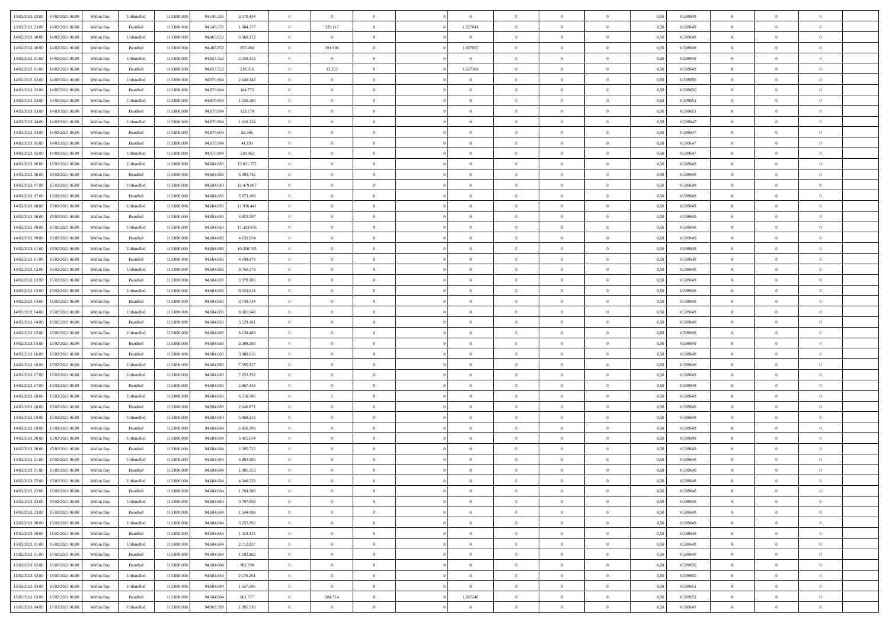| | | | | | | | | | | | | | | | | | | | | | |
|---|---|---|---|---|---|---|---|---|---|---|---|---|---|---|---|---|---|---|---|---|---|
| 13/02/2021 23:00 | 14/02/2021 06:00 | Within Day | Unbundled | 113.000.000 | 94.145.535 | 3.570.434 | 0 | 0 | 0 | | | 0 | 0 | 0 | 0 | 0,50 | 0,589649 | 0 | 0 | 0 | |
| 13/02/2021 23:00 | 14/02/2021 06:00 | Within Day | Bundled | 113.000.000 | 94.145.535 | 1.084.377 | 0 | 320.117 | 0 | | | 1,657041 | 0 | 0 | 0 | 0,50 | 0,589649 | 0 | 0 | 0 | |
| 14/02/2021 00:00 | 14/02/2021 06:00 | Within Day | Unbundled | 113.000.000 | 94.465.652 | 3.060.372 | 0 | 0 | 0 | | | 0 | 0 | 0 | 0 | 0,50 | 0,589649 | 0 | 0 | 0 | |
| 14/02/2021 00:00 | 14/02/2021 06:00 | Within Day | Bundled | 113.000.000 | 94.465.652 | 655.080 | 0 | 391.900 | 0 | | | 1,657067 | 0 | 0 | 0 | 0,50 | 0,589649 | 0 | 0 | 0 | |
| 14/02/2021 01:00 | 14/02/2021 06:00 | Within Day | Unbundled | 113.000.000 | 94.857.552 | 2.550.310 | 0 | 0 | 0 | | | 0 | 0 | 0 | 0 | 0,50 | 0,589649 | 0 | 0 | 0 | |
| 14/02/2021 01:00 | 14/02/2021 06:00 | Within Day | Bundled | 113.000.000 | 94.857.552 | 219.316 | 0 | 13.352 | 0 | | | 1,657104 | 0 | 0 | 0 | 0,50 | 0,589649 | 0 | 0 | 0 | |
| 14/02/2021 02:00 | 14/02/2021 06:00 | Within Day | Unbundled | 113.000.000 | 94.870.904 | 2.040.248 | 0 | 0 | 0 | | | 0 | 0 | 0 | 0 | 0,50 | 0,589650 | 0 | 0 | 0 | |
| 14/02/2021 02:00 | 14/02/2021 06:00 | Within Day | Bundled | 113.000.000 | 94.870.904 | 164.772 | 0 | 0 | 0 | | | 0 | 0 | 0 | 0 | 0,50 | 0,589650 | 0 | 0 | 0 | |
| 14/02/2021 03:00 | 14/02/2021 06:00 | Within Day | Unbundled | 113.000.000 | 94.870.904 | 1.530.186 | 0 | 0 | 0 | | | 0 | 0 | 0 | 0 | 0,50 | 0,589651 | 0 | 0 | 0 | |
| 14/02/2021 03:00 | 14/02/2021 06:00 | Within Day | Bundled | 113.000.000 | 94.870.904 | 123.579 | 0 | 0 | 0 | | | 0 | 0 | 0 | 0 | 0,50 | 0,589651 | 0 | 0 | 0 | |
| 14/02/2021 04:00 | 14/02/2021 06:00 | Within Day | Unbundled | 113.000.000 | 94.870.904 | 1.020.124 | 0 | 0 | 0 | | | 0 | 0 | 0 | 0 | 0,50 | 0,589647 | 0 | 0 | 0 | |
| 14/02/2021 04:00 | 14/02/2021 06:00 | Within Day | Bundled | 113.000.000 | 94.870.904 | 82.386 | 0 | 0 | 0 | | | 0 | 0 | 0 | 0 | 0,50 | 0,589647 | 0 | 0 | 0 | |
| 14/02/2021 05:00 | 14/02/2021 06:00 | Within Day | Bundled | 113.000.000 | 94.870.904 | 41.193 | 0 | 0 | 0 | | | 0 | 0 | 0 | 0 | 0,50 | 0,589647 | 0 | 0 | 0 | |
| 14/02/2021 05:00 | 14/02/2021 06:00 | Within Day | Unbundled | 113.000.000 | 94.870.904 | 510.062 | 0 | 0 | 0 | | | 0 | 0 | 0 | 0 | 0,50 | 0,589647 | 0 | 0 | 0 | |
| 14/02/2021 06:00 | 15/02/2021 06:00 | Within Day | Unbundled | 113.000.000 | 94.684.683 | 13.021.572 | 0 | 0 | 0 | | | 0 | 0 | 0 | 0 | 0,50 | 0,589649 | 0 | 0 | 0 | |
| 14/02/2021 06:00 | 15/02/2021 06:00 | Within Day | Bundled | 113.000.000 | 94.684.683 | 5.293.742 | 0 | 0 | 0 | | | 0 | 0 | 0 | 0 | 0,50 | 0,589649 | 0 | 0 | 0 | |
| 14/02/2021 07:00 | 15/02/2021 06:00 | Within Day | Unbundled | 113.000.000 | 94.684.683 | 12.479.007 | 0 | 0 | 0 | | | 0 | 0 | 0 | 0 | 0,50 | 0,589649 | 0 | 0 | 0 | |
| 14/02/2021 07:00 | 15/02/2021 06:00 | Within Day | Bundled | 113.000.000 | 94.684.683 | 5.073.169 | 0 | 0 | 0 | | | 0 | 0 | 0 | 0 | 0,50 | 0,589649 | 0 | 0 | 0 | |
| 14/02/2021 08:00 | 15/02/2021 06:00 | Within Day | Unbundled | 113.000.000 | 94.684.683 | 11.936.441 | 0 | 0 | 0 | | | 0 | 0 | 0 | 0 | 0,50 | 0,589649 | 0 | 0 | 0 | |
| 14/02/2021 08:00 | 15/02/2021 06:00 | Within Day | Bundled | 113.000.000 | 94.684.683 | 4.852.597 | 0 | 0 | 0 | | | 0 | 0 | 0 | 0 | 0,50 | 0,589649 | 0 | 0 | 0 | |
| 14/02/2021 09:00 | 15/02/2021 06:00 | Within Day | Unbundled | 113.000.000 | 94.684.683 | 11.393.876 | 0 | 0 | 0 | | | 0 | 0 | 0 | 0 | 0,50 | 0,589649 | 0 | 0 | 0 | |
| 14/02/2021 09:00 | 15/02/2021 06:00 | Within Day | Bundled | 113.000.000 | 94.684.683 | 4.632.024 | 0 | 0 | 0 | | | 0 | 0 | 0 | 0 | 0,50 | 0,589649 | 0 | 0 | 0 | |
| 14/02/2021 11:00 | 15/02/2021 06:00 | Within Day | Unbundled | 113.000.000 | 94.684.683 | 10.308.745 | 0 | 0 | 0 | | | 0 | 0 | 0 | 0 | 0,50 | 0,589649 | 0 | 0 | 0 | |
| 14/02/2021 11:00 | 15/02/2021 06:00 | Within Day | Bundled | 113.000.000 | 94.684.683 | 4.190.879 | 0 | 0 | 0 | | | 0 | 0 | 0 | 0 | 0,50 | 0,589649 | 0 | 0 | 0 | |
| 14/02/2021 12:00 | 15/02/2021 06:00 | Within Day | Unbundled | 113.000.000 | 94.684.683 | 9.766.179 | 0 | 0 | 0 | | | 0 | 0 | 0 | 0 | 0,50 | 0,589649 | 0 | 0 | 0 | |
| 14/02/2021 12:00 | 15/02/2021 06:00 | Within Day | Bundled | 113.000.000 | 94.684.683 | 3.970.306 | 0 | 0 | 0 | | | 0 | 0 | 0 | 0 | 0,50 | 0,589649 | 0 | 0 | 0 | |
| 14/02/2021 13:00 | 15/02/2021 06:00 | Within Day | Unbundled | 113.000.000 | 94.684.683 | 9.223.614 | 0 | 0 | 0 | | | 0 | 0 | 0 | 0 | 0,50 | 0,589649 | 0 | 0 | 0 | |
| 14/02/2021 13:00 | 15/02/2021 06:00 | Within Day | Bundled | 113.000.000 | 94.684.683 | 3.749.734 | 0 | 0 | 0 | | | 0 | 0 | 0 | 0 | 0,50 | 0,589649 | 0 | 0 | 0 | |
| 14/02/2021 14:00 | 15/02/2021 06:00 | Within Day | Unbundled | 113.000.000 | 94.684.683 | 8.681.048 | 0 | 0 | 0 | | | 0 | 0 | 0 | 0 | 0,50 | 0,589649 | 0 | 0 | 0 | |
| 14/02/2021 14:00 | 15/02/2021 06:00 | Within Day | Bundled | 113.000.000 | 94.684.683 | 3.529.161 | 0 | 0 | 0 | | | 0 | 0 | 0 | 0 | 0,50 | 0,589649 | 0 | 0 | 0 | |
| 14/02/2021 15:00 | 15/02/2021 06:00 | Within Day | Unbundled | 113.000.000 | 94.684.683 | 8.138.483 | 0 | 0 | 0 | | | 0 | 0 | 0 | 0 | 0,50 | 0,589649 | 0 | 0 | 0 | |
| 14/02/2021 15:00 | 15/02/2021 06:00 | Within Day | Bundled | 113.000.000 | 94.684.683 | 3.308.588 | 0 | 0 | 0 | | | 0 | 0 | 0 | 0 | 0,50 | 0,589649 | 0 | 0 | 0 | |
| 14/02/2021 16:00 | 15/02/2021 06:00 | Within Day | Bundled | 113.000.000 | 94.684.683 | 3.088.016 | 0 | 0 | 0 | | | 0 | 0 | 0 | 0 | 0,50 | 0,589649 | 0 | 0 | 0 | |
| 14/02/2021 16:00 | 15/02/2021 06:00 | Within Day | Unbundled | 113.000.000 | 94.684.683 | 7.595.917 | 0 | 0 | 0 | | | 0 | 0 | 0 | 0 | 0,50 | 0,589649 | 0 | 0 | 0 | |
| 14/02/2021 17:00 | 15/02/2021 06:00 | Within Day | Unbundled | 113.000.000 | 94.684.683 | 7.053.352 | 0 | 0 | 0 | | | 0 | 0 | 0 | 0 | 0,50 | 0,589649 | 0 | 0 | 0 | |
| 14/02/2021 17:00 | 15/02/2021 06:00 | Within Day | Bundled | 113.000.000 | 94.684.683 | 2.867.443 | 0 | 0 | 0 | | | 0 | 0 | 0 | 0 | 0,50 | 0,589649 | 0 | 0 | 0 | |
| 14/02/2021 18:00 | 15/02/2021 06:00 | Within Day | Unbundled | 113.000.000 | 94.684.683 | 6.510.786 | 0 | 1 | 0 | | | 0 | 0 | 0 | 0 | 0,50 | 0,589649 | 0 | 0 | 0 | |
| 14/02/2021 18:00 | 15/02/2021 06:00 | Within Day | Bundled | 113.000.000 | 94.684.683 | 2.646.871 | 0 | 0 | 0 | | | 0 | 0 | 0 | 0 | 0,50 | 0,589649 | 0 | 0 | 0 | |
| 14/02/2021 19:00 | 15/02/2021 06:00 | Within Day | Unbundled | 113.000.000 | 94.684.684 | 5.968.219 | 0 | 0 | 0 | | | 0 | 0 | 0 | 0 | 0,50 | 0,589649 | 0 | 0 | 0 | |
| 14/02/2021 19:00 | 15/02/2021 06:00 | Within Day | Bundled | 113.000.000 | 94.684.684 | 2.426.298 | 0 | 0 | 0 | | | 0 | 0 | 0 | 0 | 0,50 | 0,589649 | 0 | 0 | 0 | |
| 14/02/2021 20:00 | 15/02/2021 06:00 | Within Day | Unbundled | 113.000.000 | 94.684.684 | 5.425.654 | 0 | 0 | 0 | | | 0 | 0 | 0 | 0 | 0,50 | 0,589649 | 0 | 0 | 0 | |
| 14/02/2021 20:00 | 15/02/2021 06:00 | Within Day | Bundled | 113.000.000 | 94.684.684 | 2.205.725 | 0 | 0 | 0 | | | 0 | 0 | 0 | 0 | 0,50 | 0,589649 | 0 | 0 | 0 | |
| 14/02/2021 21:00 | 15/02/2021 06:00 | Within Day | Unbundled | 113.000.000 | 94.684.684 | 4.883.089 | 0 | 0 | 0 | | | 0 | 0 | 0 | 0 | 0,50 | 0,589649 | 0 | 0 | 0 | |
| 14/02/2021 21:00 | 15/02/2021 06:00 | Within Day | Bundled | 113.000.000 | 94.684.684 | 1.985.153 | 0 | 0 | 0 | | | 0 | 0 | 0 | 0 | 0,50 | 0,589649 | 0 | 0 | 0 | |
| 14/02/2021 22:00 | 15/02/2021 06:00 | Within Day | Unbundled | 113.000.000 | 94.684.684 | 4.340.523 | 0 | 0 | 0 | | | 0 | 0 | 0 | 0 | 0,50 | 0,589648 | 0 | 0 | 0 | |
| 14/02/2021 22:00 | 15/02/2021 06:00 | Within Day | Bundled | 113.000.000 | 94.684.684 | 1.764.580 | 0 | 0 | 0 | | | 0 | 0 | 0 | 0 | 0,50 | 0,589648 | 0 | 0 | 0 | |
| 14/02/2021 23:00 | 15/02/2021 06:00 | Within Day | Unbundled | 113.000.000 | 94.684.684 | 3.797.958 | 0 | 0 | 0 | | | 0 | 0 | 0 | 0 | 0,50 | 0,589649 | 0 | 0 | 0 | |
| 14/02/2021 23:00 | 15/02/2021 06:00 | Within Day | Bundled | 113.000.000 | 94.684.684 | 1.544.008 | 0 | 0 | 0 | | | 0 | 0 | 0 | 0 | 0,50 | 0,589649 | 0 | 0 | 0 | |
| 15/02/2021 00:00 | 15/02/2021 06:00 | Within Day | Unbundled | 113.000.000 | 94.684.684 | 3.255.392 | 0 | 0 | 0 | | | 0 | 0 | 0 | 0 | 0,50 | 0,589649 | 0 | 0 | 0 | |
| 15/02/2021 00:00 | 15/02/2021 06:00 | Within Day | Bundled | 113.000.000 | 94.684.684 | 1.323.435 | 0 | 0 | 0 | | | 0 | 0 | 0 | 0 | 0,50 | 0,589649 | 0 | 0 | 0 | |
| 15/02/2021 01:00 | 15/02/2021 06:00 | Within Day | Unbundled | 113.000.000 | 94.684.684 | 2.712.827 | 0 | 0 | 0 | | | 0 | 0 | 0 | 0 | 0,50 | 0,589649 | 0 | 0 | 0 | |
| 15/02/2021 01:00 | 15/02/2021 06:00 | Within Day | Bundled | 113.000.000 | 94.684.684 | 1.102.862 | 0 | 0 | 0 | | | 0 | 0 | 0 | 0 | 0,50 | 0,589649 | 0 | 0 | 0 | |
| 15/02/2021 02:00 | 15/02/2021 06:00 | Within Day | Bundled | 113.000.000 | 94.684.684 | 882.290 | 0 | 0 | 0 | | | 0 | 0 | 0 | 0 | 0,50 | 0,589650 | 0 | 0 | 0 | |
| 15/02/2021 02:00 | 15/02/2021 06:00 | Within Day | Unbundled | 113.000.000 | 94.684.684 | 2.170.261 | 0 | 0 | 0 | | | 0 | 0 | 0 | 0 | 0,50 | 0,589650 | 0 | 0 | 0 | |
| 15/02/2021 03:00 | 15/02/2021 06:00 | Within Day | Unbundled | 113.000.000 | 94.684.684 | 1.627.696 | 0 | 0 | 0 | | | 0 | 0 | 0 | 0 | 0,50 | 0,589651 | 0 | 0 | 0 | |
| 15/02/2021 03:00 | 15/02/2021 06:00 | Within Day | Bundled | 113.000.000 | 94.684.684 | 661.717 | 0 | 284.714 | 0 | | | 1,657248 | 0 | 0 | 0 | 0,50 | 0,589651 | 0 | 0 | 0 | |
| 15/02/2021 04:00 | 15/02/2021 06:00 | Within Day | Unbundled | 113.000.000 | 94.969.398 | 1.085.130 | 0 | 0 | 0 | | | 0 | 0 | 0 | 0 | 0,50 | 0,589647 | 0 | 0 | 0 | |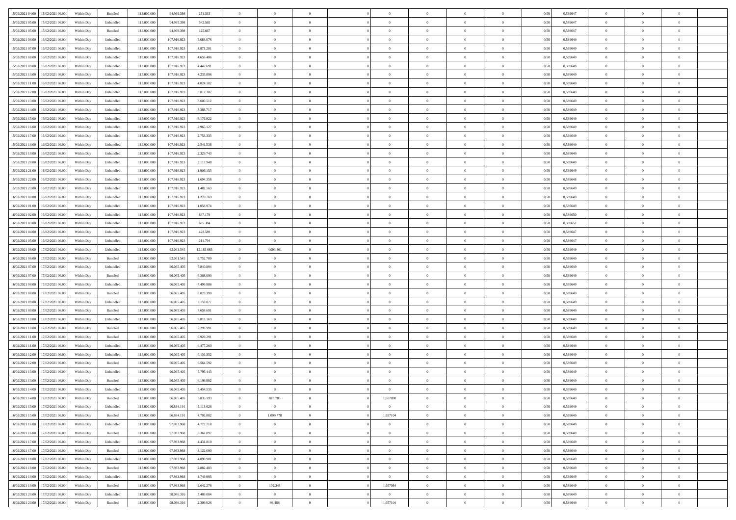| | | | | | | | | | | | | | | | | | | | | | |
|---|---|---|---|---|---|---|---|---|---|---|---|---|---|---|---|---|---|---|---|---|---|
| 15/02/2021 04:00 | 15/02/2021 06:00 | Within Day | Bundled | 113.000.000 | 94.969.398 | 251.335 | 0 | 0 | 0 | | 0 | 0 | 0 | 0 | 0 | 0,50 | 0,589647 | 0 | 0 | 0 | |
| 15/02/2021 05:00 | 15/02/2021 06:00 | Within Day | Unbundled | 113.000.000 | 94.969.398 | 542.565 | 0 | 0 | 0 | | 0 | 0 | 0 | 0 | 0 | 0,50 | 0,589647 | 0 | 0 | 0 | |
| 15/02/2021 05:00 | 15/02/2021 06:00 | Within Day | Bundled | 113.000.000 | 94.969.398 | 125.667 | 0 | 0 | 0 | | 0 | 0 | 0 | 0 | 0 | 0,50 | 0,589647 | 0 | 0 | 0 | |
| 15/02/2021 06:00 | 16/02/2021 06:00 | Within Day | Unbundled | 113.000.000 | 107.916.923 | 5.083.076 | 0 | 0 | 0 | | 0 | 0 | 0 | 0 | 0 | 0,50 | 0,589649 | 0 | 0 | 0 | |
| 15/02/2021 07:00 | 16/02/2021 06:00 | Within Day | Unbundled | 113.000.000 | 107.916.923 | 4.871.281 | 0 | 0 | 0 | | 0 | 0 | 0 | 0 | 0 | 0,50 | 0,589649 | 0 | 0 | 0 | |
| 15/02/2021 08:00 | 16/02/2021 06:00 | Within Day | Unbundled | 113.000.000 | 107.916.923 | 4.659.486 | 0 | 0 | 0 | | 0 | 0 | 0 | 0 | 0 | 0,50 | 0,589649 | 0 | 0 | 0 | |
| 15/02/2021 09:00 | 16/02/2021 06:00 | Within Day | Unbundled | 113.000.000 | 107.916.923 | 4.447.691 | 0 | 0 | 0 | | 0 | 0 | 0 | 0 | 0 | 0,50 | 0,589649 | 0 | 0 | 0 | |
| 15/02/2021 10:00 | 16/02/2021 06:00 | Within Day | Unbundled | 113.000.000 | 107.916.923 | 4.235.896 | 0 | 0 | 0 | | 0 | 0 | 0 | 0 | 0 | 0,50 | 0,589649 | 0 | 0 | 0 | |
| 15/02/2021 11:00 | 16/02/2021 06:00 | Within Day | Unbundled | 113.000.000 | 107.916.923 | 4.024.102 | 0 | 0 | 0 | | 0 | 0 | 0 | 0 | 0 | 0,50 | 0,589649 | 0 | 0 | 0 | |
| 15/02/2021 12:00 | 16/02/2021 06:00 | Within Day | Unbundled | 113.000.000 | 107.916.923 | 3.812.307 | 0 | 0 | 0 | | 0 | 0 | 0 | 0 | 0 | 0,50 | 0,589649 | 0 | 0 | 0 | |
| 15/02/2021 13:00 | 16/02/2021 06:00 | Within Day | Unbundled | 113.000.000 | 107.916.923 | 3.600.512 | 0 | 0 | 0 | | 0 | 0 | 0 | 0 | 0 | 0,50 | 0,589649 | 0 | 0 | 0 | |
| 15/02/2021 14:00 | 16/02/2021 06:00 | Within Day | Unbundled | 113.000.000 | 107.916.923 | 3.388.717 | 0 | 0 | 0 | | 0 | 0 | 0 | 0 | 0 | 0,50 | 0,589649 | 0 | 0 | 0 | |
| 15/02/2021 15:00 | 16/02/2021 06:00 | Within Day | Unbundled | 113.000.000 | 107.916.923 | 3.176.922 | 0 | 0 | 0 | | 0 | 0 | 0 | 0 | 0 | 0,50 | 0,589649 | 0 | 0 | 0 | |
| 15/02/2021 16:00 | 16/02/2021 06:00 | Within Day | Unbundled | 113.000.000 | 107.916.923 | 2.965.127 | 0 | 0 | 0 | | 0 | 0 | 0 | 0 | 0 | 0,50 | 0,589649 | 0 | 0 | 0 | |
| 15/02/2021 17:00 | 16/02/2021 06:00 | Within Day | Unbundled | 113.000.000 | 107.916.923 | 2.753.333 | 0 | 0 | 0 | | 0 | 0 | 0 | 0 | 0 | 0,50 | 0,589649 | 0 | 0 | 0 | |
| 15/02/2021 18:00 | 16/02/2021 06:00 | Within Day | Unbundled | 113.000.000 | 107.916.923 | 2.541.538 | 0 | 0 | 0 | | 0 | 0 | 0 | 0 | 0 | 0,50 | 0,589649 | 0 | 0 | 0 | |
| 15/02/2021 19:00 | 16/02/2021 06:00 | Within Day | Unbundled | 113.000.000 | 107.916.923 | 2.329.743 | 0 | 0 | 0 | | 0 | 0 | 0 | 0 | 0 | 0,50 | 0,589649 | 0 | 0 | 0 | |
| 15/02/2021 20:00 | 16/02/2021 06:00 | Within Day | Unbundled | 113.000.000 | 107.916.923 | 2.117.948 | 0 | 0 | 0 | | 0 | 0 | 0 | 0 | 0 | 0,50 | 0,589649 | 0 | 0 | 0 | |
| 15/02/2021 21:00 | 16/02/2021 06:00 | Within Day | Unbundled | 113.000.000 | 107.916.923 | 1.906.153 | 0 | 0 | 0 | | 0 | 0 | 0 | 0 | 0 | 0,50 | 0,589649 | 0 | 0 | 0 | |
| 15/02/2021 22:00 | 16/02/2021 06:00 | Within Day | Unbundled | 113.000.000 | 107.916.923 | 1.694.358 | 0 | 0 | 0 | | 0 | 0 | 0 | 0 | 0 | 0,50 | 0,589648 | 0 | 0 | 0 | |
| 15/02/2021 23:00 | 16/02/2021 06:00 | Within Day | Unbundled | 113.000.000 | 107.916.923 | 1.482.563 | 0 | 0 | 0 | | 0 | 0 | 0 | 0 | 0 | 0,50 | 0,589649 | 0 | 0 | 0 | |
| 16/02/2021 00:00 | 16/02/2021 06:00 | Within Day | Unbundled | 113.000.000 | 107.916.923 | 1.270.769 | 0 | 0 | 0 | | 0 | 0 | 0 | 0 | 0 | 0,50 | 0,589649 | 0 | 0 | 0 | |
| 16/02/2021 01:00 | 16/02/2021 06:00 | Within Day | Unbundled | 113.000.000 | 107.916.923 | 1.058.974 | 0 | 0 | 0 | | 0 | 0 | 0 | 0 | 0 | 0,50 | 0,589649 | 0 | 0 | 0 | |
| 16/02/2021 02:00 | 16/02/2021 06:00 | Within Day | Unbundled | 113.000.000 | 107.916.923 | 847.179 | 0 | 0 | 0 | | 0 | 0 | 0 | 0 | 0 | 0,50 | 0,589650 | 0 | 0 | 0 | |
| 16/02/2021 03:00 | 16/02/2021 06:00 | Within Day | Unbundled | 113.000.000 | 107.916.923 | 635.384 | 0 | 0 | 0 | | 0 | 0 | 0 | 0 | 0 | 0,50 | 0,589651 | 0 | 0 | 0 | |
| 16/02/2021 04:00 | 16/02/2021 06:00 | Within Day | Unbundled | 113.000.000 | 107.916.923 | 423.589 | 0 | 0 | 0 | | 0 | 0 | 0 | 0 | 0 | 0,50 | 0,589647 | 0 | 0 | 0 | |
| 16/02/2021 05:00 | 16/02/2021 06:00 | Within Day | Unbundled | 113.000.000 | 107.916.923 | 211.794 | 0 | 0 | 0 | | 0 | 0 | 0 | 0 | 0 | 0,50 | 0,589647 | 0 | 0 | 0 | |
| 16/02/2021 06:00 | 17/02/2021 06:00 | Within Day | Unbundled | 113.000.000 | 92.061.545 | 12.185.663 | 0 | 4.003.861 | 0 | | 0 | 0 | 0 | 0 | 0 | 0,50 | 0,589649 | 0 | 0 | 0 | |
| 16/02/2021 06:00 | 17/02/2021 06:00 | Within Day | Bundled | 113.000.000 | 92.061.545 | 8.752.789 | 0 | 0 | 0 | | 0 | 0 | 0 | 0 | 0 | 0,50 | 0,589649 | 0 | 0 | 0 | |
| 16/02/2021 07:00 | 17/02/2021 06:00 | Within Day | Unbundled | 113.000.000 | 96.065.405 | 7.840.894 | 0 | 0 | 0 | | 0 | 0 | 0 | 0 | 0 | 0,50 | 0,589649 | 0 | 0 | 0 | |
| 16/02/2021 07:00 | 17/02/2021 06:00 | Within Day | Bundled | 113.000.000 | 96.065.405 | 8.388.090 | 0 | 0 | 0 | | 0 | 0 | 0 | 0 | 0 | 0,50 | 0,589649 | 0 | 0 | 0 | |
| 16/02/2021 08:00 | 17/02/2021 06:00 | Within Day | Unbundled | 113.000.000 | 96.065.405 | 7.499.986 | 0 | 0 | 0 | | 0 | 0 | 0 | 0 | 0 | 0,50 | 0,589649 | 0 | 0 | 0 | |
| 16/02/2021 08:00 | 17/02/2021 06:00 | Within Day | Bundled | 113.000.000 | 96.065.405 | 8.023.390 | 0 | 0 | 0 | | 0 | 0 | 0 | 0 | 0 | 0,50 | 0,589649 | 0 | 0 | 0 | |
| 16/02/2021 09:00 | 17/02/2021 06:00 | Within Day | Unbundled | 113.000.000 | 96.065.405 | 7.159.077 | 0 | 0 | 0 | | 0 | 0 | 0 | 0 | 0 | 0,50 | 0,589649 | 0 | 0 | 0 | |
| 16/02/2021 09:00 | 17/02/2021 06:00 | Within Day | Bundled | 113.000.000 | 96.065.405 | 7.658.691 | 0 | 0 | 0 | | 0 | 0 | 0 | 0 | 0 | 0,50 | 0,589649 | 0 | 0 | 0 | |
| 16/02/2021 10:00 | 17/02/2021 06:00 | Within Day | Unbundled | 113.000.000 | 96.065.405 | 6.818.169 | 0 | 0 | 0 | | 0 | 0 | 0 | 0 | 0 | 0,50 | 0,589649 | 0 | 0 | 0 | |
| 16/02/2021 10:00 | 17/02/2021 06:00 | Within Day | Bundled | 113.000.000 | 96.065.405 | 7.293.991 | 0 | 0 | 0 | | 0 | 0 | 0 | 0 | 0 | 0,50 | 0,589649 | 0 | 0 | 0 | |
| 16/02/2021 11:00 | 17/02/2021 06:00 | Within Day | Bundled | 113.000.000 | 96.065.405 | 6.929.291 | 0 | 0 | 0 | | 0 | 0 | 0 | 0 | 0 | 0,50 | 0,589649 | 0 | 0 | 0 | |
| 16/02/2021 11:00 | 17/02/2021 06:00 | Within Day | Unbundled | 113.000.000 | 96.065.405 | 6.477.260 | 0 | 0 | 0 | | 0 | 0 | 0 | 0 | 0 | 0,50 | 0,589649 | 0 | 0 | 0 | |
| 16/02/2021 12:00 | 17/02/2021 06:00 | Within Day | Unbundled | 113.000.000 | 96.065.405 | 6.136.352 | 0 | 0 | 0 | | 0 | 0 | 0 | 0 | 0 | 0,50 | 0,589649 | 0 | 0 | 0 | |
| 16/02/2021 12:00 | 17/02/2021 06:00 | Within Day | Bundled | 113.000.000 | 96.065.405 | 6.564.592 | 0 | 0 | 0 | | 0 | 0 | 0 | 0 | 0 | 0,50 | 0,589649 | 0 | 0 | 0 | |
| 16/02/2021 13:00 | 17/02/2021 06:00 | Within Day | Unbundled | 113.000.000 | 96.065.405 | 5.795.443 | 0 | 0 | 0 | | 0 | 0 | 0 | 0 | 0 | 0,50 | 0,589649 | 0 | 0 | 0 | |
| 16/02/2021 13:00 | 17/02/2021 06:00 | Within Day | Bundled | 113.000.000 | 96.065.405 | 6.199.892 | 0 | 0 | 0 | | 0 | 0 | 0 | 0 | 0 | 0,50 | 0,589649 | 0 | 0 | 0 | |
| 16/02/2021 14:00 | 17/02/2021 06:00 | Within Day | Unbundled | 113.000.000 | 96.065.405 | 5.454.535 | 0 | 0 | 0 | | 0 | 0 | 0 | 0 | 0 | 0,50 | 0,589649 | 0 | 0 | 0 | |
| 16/02/2021 14:00 | 17/02/2021 06:00 | Within Day | Bundled | 113.000.000 | 96.065.405 | 5.835.193 | 0 | 818.785 | 0 | | 1,657090 | 0 | 0 | 0 | 0 | 0,50 | 0,589649 | 0 | 0 | 0 | |
| 16/02/2021 15:00 | 17/02/2021 06:00 | Within Day | Unbundled | 113.000.000 | 96.884.191 | 5.113.626 | 0 | 0 | 0 | | 0 | 0 | 0 | 0 | 0 | 0,50 | 0,589649 | 0 | 0 | 0 | |
| 16/02/2021 15:00 | 17/02/2021 06:00 | Within Day | Bundled | 113.000.000 | 96.884.191 | 4.702.882 | 0 | 1.099.778 | 0 | | 1,657104 | 0 | 0 | 0 | 0 | 0,50 | 0,589649 | 0 | 0 | 0 | |
| 16/02/2021 16:00 | 17/02/2021 06:00 | Within Day | Unbundled | 113.000.000 | 97.983.968 | 4.772.718 | 0 | 0 | 0 | | 0 | 0 | 0 | 0 | 0 | 0,50 | 0,589649 | 0 | 0 | 0 | |
| 16/02/2021 16:00 | 17/02/2021 06:00 | Within Day | Bundled | 113.000.000 | 97.983.968 | 3.362.897 | 0 | 0 | 0 | | 0 | 0 | 0 | 0 | 0 | 0,50 | 0,589649 | 0 | 0 | 0 | |
| 16/02/2021 17:00 | 17/02/2021 06:00 | Within Day | Unbundled | 113.000.000 | 97.983.968 | 4.431.810 | 0 | 0 | 0 | | 0 | 0 | 0 | 0 | 0 | 0,50 | 0,589649 | 0 | 0 | 0 | |
| 16/02/2021 17:00 | 17/02/2021 06:00 | Within Day | Bundled | 113.000.000 | 97.983.968 | 3.122.690 | 0 | 0 | 0 | | 0 | 0 | 0 | 0 | 0 | 0,50 | 0,589649 | 0 | 0 | 0 | |
| 16/02/2021 18:00 | 17/02/2021 06:00 | Within Day | Unbundled | 113.000.000 | 97.983.968 | 4.090.901 | 0 | 0 | 0 | | 0 | 0 | 0 | 0 | 0 | 0,50 | 0,589649 | 0 | 0 | 0 | |
| 16/02/2021 18:00 | 17/02/2021 06:00 | Within Day | Bundled | 113.000.000 | 97.983.968 | 2.882.483 | 0 | 0 | 0 | | 0 | 0 | 0 | 0 | 0 | 0,50 | 0,589649 | 0 | 0 | 0 | |
| 16/02/2021 19:00 | 17/02/2021 06:00 | Within Day | Unbundled | 113.000.000 | 97.983.968 | 3.749.993 | 0 | 0 | 0 | | 0 | 0 | 0 | 0 | 0 | 0,50 | 0,589649 | 0 | 0 | 0 | |
| 16/02/2021 19:00 | 17/02/2021 06:00 | Within Day | Bundled | 113.000.000 | 97.983.968 | 2.642.276 | 0 | 102.348 | 0 | | 1,657084 | 0 | 0 | 0 | 0 | 0,50 | 0,589649 | 0 | 0 | 0 | |
| 16/02/2021 20:00 | 17/02/2021 06:00 | Within Day | Unbundled | 113.000.000 | 98.086.316 | 3.409.084 | 0 | 0 | 0 | | 0 | 0 | 0 | 0 | 0 | 0,50 | 0,589649 | 0 | 0 | 0 | |
| 16/02/2021 20:00 | 17/02/2021 06:00 | Within Day | Bundled | 113.000.000 | 98.086.316 | 2.309.026 | 0 | 96.486 | 0 | | 1,657104 | 0 | 0 | 0 | 0 | 0,50 | 0,589649 | 0 | 0 | 0 | |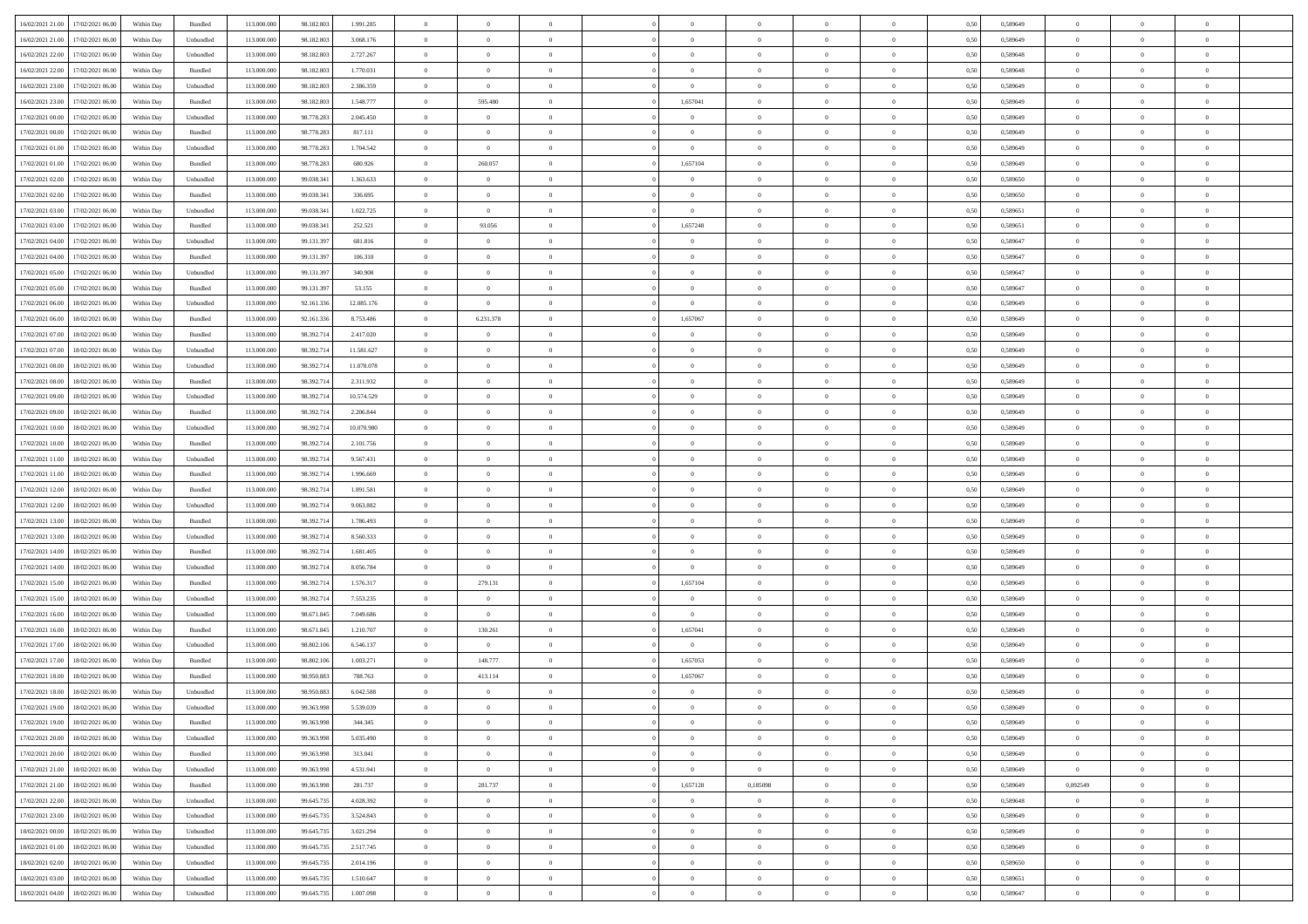| 16/02/2021 21:00 | 17/02/2021 06:00 | Within Day | Bundled | 113.000.000 | 98.182.803 | 1.991.285 | 0 | 0 | 0 | | 0 | 0 | 0 | 0 | 0,50 | 0,589649 | 0 | 0 | 0 | |
|---|---|---|---|---|---|---|---|---|---|---|---|---|---|---|---|---|---|---|---|---|
| 16/02/2021 21:00 | 17/02/2021 06:00 | Within Day | Unbundled | 113.000.000 | 98.182.803 | 3.068.176 | 0 | 0 | 0 | | 0 | 0 | 0 | 0 | 0,50 | 0,589649 | 0 | 0 | 0 | |
| 16/02/2021 22:00 | 17/02/2021 06:00 | Within Day | Unbundled | 113.000.000 | 98.182.803 | 2.727.267 | 0 | 0 | 0 | | 0 | 0 | 0 | 0 | 0,50 | 0,589648 | 0 | 0 | 0 | |
| 16/02/2021 22:00 | 17/02/2021 06:00 | Within Day | Bundled | 113.000.000 | 98.182.803 | 1.770.031 | 0 | 0 | 0 | | 0 | 0 | 0 | 0 | 0,50 | 0,589648 | 0 | 0 | 0 | |
| 16/02/2021 23:00 | 17/02/2021 06:00 | Within Day | Unbundled | 113.000.000 | 98.182.803 | 2.386.359 | 0 | 0 | 0 | | 0 | 0 | 0 | 0 | 0,50 | 0,589649 | 0 | 0 | 0 | |
| 16/02/2021 23:00 | 17/02/2021 06:00 | Within Day | Bundled | 113.000.000 | 98.182.803 | 1.548.777 | 0 | 595.480 | 0 | | 1,657041 | 0 | 0 | 0 | 0,50 | 0,589649 | 0 | 0 | 0 | |
| 17/02/2021 00:00 | 17/02/2021 06:00 | Within Day | Unbundled | 113.000.000 | 98.778.283 | 2.045.450 | 0 | 0 | 0 | | 0 | 0 | 0 | 0 | 0,50 | 0,589649 | 0 | 0 | 0 | |
| 17/02/2021 00:00 | 17/02/2021 06:00 | Within Day | Bundled | 113.000.000 | 98.778.283 | 817.111 | 0 | 0 | 0 | | 0 | 0 | 0 | 0 | 0,50 | 0,589649 | 0 | 0 | 0 | |
| 17/02/2021 01:00 | 17/02/2021 06:00 | Within Day | Unbundled | 113.000.000 | 98.778.283 | 1.704.542 | 0 | 0 | 0 | | 0 | 0 | 0 | 0 | 0,50 | 0,589649 | 0 | 0 | 0 | |
| 17/02/2021 01:00 | 17/02/2021 06:00 | Within Day | Bundled | 113.000.000 | 98.778.283 | 680.926 | 0 | 260.057 | 0 | | 1,657104 | 0 | 0 | 0 | 0,50 | 0,589649 | 0 | 0 | 0 | |
| 17/02/2021 02:00 | 17/02/2021 06:00 | Within Day | Unbundled | 113.000.000 | 99.038.341 | 1.363.633 | 0 | 0 | 0 | | 0 | 0 | 0 | 0 | 0,50 | 0,589650 | 0 | 0 | 0 | |
| 17/02/2021 02:00 | 17/02/2021 06:00 | Within Day | Bundled | 113.000.000 | 99.038.341 | 336.695 | 0 | 0 | 0 | | 0 | 0 | 0 | 0 | 0,50 | 0,589650 | 0 | 0 | 0 | |
| 17/02/2021 03:00 | 17/02/2021 06:00 | Within Day | Unbundled | 113.000.000 | 99.038.341 | 1.022.725 | 0 | 0 | 0 | | 0 | 0 | 0 | 0 | 0,50 | 0,589651 | 0 | 0 | 0 | |
| 17/02/2021 03:00 | 17/02/2021 06:00 | Within Day | Bundled | 113.000.000 | 99.038.341 | 252.521 | 0 | 93.056 | 0 | | 1,657248 | 0 | 0 | 0 | 0,50 | 0,589651 | 0 | 0 | 0 | |
| 17/02/2021 04:00 | 17/02/2021 06:00 | Within Day | Unbundled | 113.000.000 | 99.131.397 | 681.816 | 0 | 0 | 0 | | 0 | 0 | 0 | 0 | 0,50 | 0,589647 | 0 | 0 | 0 | |
| 17/02/2021 04:00 | 17/02/2021 06:00 | Within Day | Bundled | 113.000.000 | 99.131.397 | 106.310 | 0 | 0 | 0 | | 0 | 0 | 0 | 0 | 0,50 | 0,589647 | 0 | 0 | 0 | |
| 17/02/2021 05:00 | 17/02/2021 06:00 | Within Day | Unbundled | 113.000.000 | 99.131.397 | 340.908 | 0 | 0 | 0 | | 0 | 0 | 0 | 0 | 0,50 | 0,589647 | 0 | 0 | 0 | |
| 17/02/2021 05:00 | 17/02/2021 06:00 | Within Day | Bundled | 113.000.000 | 99.131.397 | 53.155 | 0 | 0 | 0 | | 0 | 0 | 0 | 0 | 0,50 | 0,589647 | 0 | 0 | 0 | |
| 17/02/2021 06:00 | 18/02/2021 06:00 | Within Day | Unbundled | 113.000.000 | 92.161.336 | 12.085.176 | 0 | 0 | 0 | | 0 | 0 | 0 | 0 | 0,50 | 0,589649 | 0 | 0 | 0 | |
| 17/02/2021 06:00 | 18/02/2021 06:00 | Within Day | Bundled | 113.000.000 | 92.161.336 | 8.753.486 | 0 | 6.231.378 | 0 | | 1,657067 | 0 | 0 | 0 | 0,50 | 0,589649 | 0 | 0 | 0 | |
| 17/02/2021 07:00 | 18/02/2021 06:00 | Within Day | Bundled | 113.000.000 | 98.392.714 | 2.417.020 | 0 | 0 | 0 | | 0 | 0 | 0 | 0 | 0,50 | 0,589649 | 0 | 0 | 0 | |
| 17/02/2021 07:00 | 18/02/2021 06:00 | Within Day | Unbundled | 113.000.000 | 98.392.714 | 11.581.627 | 0 | 0 | 0 | | 0 | 0 | 0 | 0 | 0,50 | 0,589649 | 0 | 0 | 0 | |
| 17/02/2021 08:00 | 18/02/2021 06:00 | Within Day | Unbundled | 113.000.000 | 98.392.714 | 11.078.078 | 0 | 0 | 0 | | 0 | 0 | 0 | 0 | 0,50 | 0,589649 | 0 | 0 | 0 | |
| 17/02/2021 08:00 | 18/02/2021 06:00 | Within Day | Bundled | 113.000.000 | 98.392.714 | 2.311.932 | 0 | 0 | 0 | | 0 | 0 | 0 | 0 | 0,50 | 0,589649 | 0 | 0 | 0 | |
| 17/02/2021 09:00 | 18/02/2021 06:00 | Within Day | Unbundled | 113.000.000 | 98.392.714 | 10.574.529 | 0 | 0 | 0 | | 0 | 0 | 0 | 0 | 0,50 | 0,589649 | 0 | 0 | 0 | |
| 17/02/2021 09:00 | 18/02/2021 06:00 | Within Day | Bundled | 113.000.000 | 98.392.714 | 2.206.844 | 0 | 0 | 0 | | 0 | 0 | 0 | 0 | 0,50 | 0,589649 | 0 | 0 | 0 | |
| 17/02/2021 10:00 | 18/02/2021 06:00 | Within Day | Unbundled | 113.000.000 | 98.392.714 | 10.070.980 | 0 | 0 | 0 | | 0 | 0 | 0 | 0 | 0,50 | 0,589649 | 0 | 0 | 0 | |
| 17/02/2021 10:00 | 18/02/2021 06:00 | Within Day | Bundled | 113.000.000 | 98.392.714 | 2.101.756 | 0 | 0 | 0 | | 0 | 0 | 0 | 0 | 0,50 | 0,589649 | 0 | 0 | 0 | |
| 17/02/2021 11:00 | 18/02/2021 06:00 | Within Day | Unbundled | 113.000.000 | 98.392.714 | 9.567.431 | 0 | 0 | 0 | | 0 | 0 | 0 | 0 | 0,50 | 0,589649 | 0 | 0 | 0 | |
| 17/02/2021 11:00 | 18/02/2021 06:00 | Within Day | Bundled | 113.000.000 | 98.392.714 | 1.996.669 | 0 | 0 | 0 | | 0 | 0 | 0 | 0 | 0,50 | 0,589649 | 0 | 0 | 0 | |
| 17/02/2021 12:00 | 18/02/2021 06:00 | Within Day | Bundled | 113.000.000 | 98.392.714 | 1.891.581 | 0 | 0 | 0 | | 0 | 0 | 0 | 0 | 0,50 | 0,589649 | 0 | 0 | 0 | |
| 17/02/2021 12:00 | 18/02/2021 06:00 | Within Day | Unbundled | 113.000.000 | 98.392.714 | 9.063.882 | 0 | 0 | 0 | | 0 | 0 | 0 | 0 | 0,50 | 0,589649 | 0 | 0 | 0 | |
| 17/02/2021 13:00 | 18/02/2021 06:00 | Within Day | Bundled | 113.000.000 | 98.392.714 | 1.786.493 | 0 | 0 | 0 | | 0 | 0 | 0 | 0 | 0,50 | 0,589649 | 0 | 0 | 0 | |
| 17/02/2021 13:00 | 18/02/2021 06:00 | Within Day | Unbundled | 113.000.000 | 98.392.714 | 8.560.333 | 0 | 0 | 0 | | 0 | 0 | 0 | 0 | 0,50 | 0,589649 | 0 | 0 | 0 | |
| 17/02/2021 14:00 | 18/02/2021 06:00 | Within Day | Bundled | 113.000.000 | 98.392.714 | 1.681.405 | 0 | 0 | 0 | | 0 | 0 | 0 | 0 | 0,50 | 0,589649 | 0 | 0 | 0 | |
| 17/02/2021 14:00 | 18/02/2021 06:00 | Within Day | Unbundled | 113.000.000 | 98.392.714 | 8.056.784 | 0 | 0 | 0 | | 0 | 0 | 0 | 0 | 0,50 | 0,589649 | 0 | 0 | 0 | |
| 17/02/2021 15:00 | 18/02/2021 06:00 | Within Day | Bundled | 113.000.000 | 98.392.714 | 1.576.317 | 0 | 279.131 | 0 | | 1,657104 | 0 | 0 | 0 | 0,50 | 0,589649 | 0 | 0 | 0 | |
| 17/02/2021 15:00 | 18/02/2021 06:00 | Within Day | Unbundled | 113.000.000 | 98.392.714 | 7.553.235 | 0 | 0 | 0 | | 0 | 0 | 0 | 0 | 0,50 | 0,589649 | 0 | 0 | 0 | |
| 17/02/2021 16:00 | 18/02/2021 06:00 | Within Day | Unbundled | 113.000.000 | 98.671.845 | 7.049.686 | 0 | 0 | 0 | | 0 | 0 | 0 | 0 | 0,50 | 0,589649 | 0 | 0 | 0 | |
| 17/02/2021 16:00 | 18/02/2021 06:00 | Within Day | Bundled | 113.000.000 | 98.671.845 | 1.210.707 | 0 | 130.261 | 0 | | 1,657041 | 0 | 0 | 0 | 0,50 | 0,589649 | 0 | 0 | 0 | |
| 17/02/2021 17:00 | 18/02/2021 06:00 | Within Day | Unbundled | 113.000.000 | 98.802.106 | 6.546.137 | 0 | 0 | 0 | | 0 | 0 | 0 | 0 | 0,50 | 0,589649 | 0 | 0 | 0 | |
| 17/02/2021 17:00 | 18/02/2021 06:00 | Within Day | Bundled | 113.000.000 | 98.802.106 | 1.003.271 | 0 | 148.777 | 0 | | 1,657053 | 0 | 0 | 0 | 0,50 | 0,589649 | 0 | 0 | 0 | |
| 17/02/2021 18:00 | 18/02/2021 06:00 | Within Day | Bundled | 113.000.000 | 98.950.883 | 788.763 | 0 | 413.114 | 0 | | 1,657067 | 0 | 0 | 0 | 0,50 | 0,589649 | 0 | 0 | 0 | |
| 17/02/2021 18:00 | 18/02/2021 06:00 | Within Day | Unbundled | 113.000.000 | 98.950.883 | 6.042.588 | 0 | 0 | 0 | | 0 | 0 | 0 | 0 | 0,50 | 0,589649 | 0 | 0 | 0 | |
| 17/02/2021 19:00 | 18/02/2021 06:00 | Within Day | Unbundled | 113.000.000 | 99.363.998 | 5.539.039 | 0 | 0 | 0 | | 0 | 0 | 0 | 0 | 0,50 | 0,589649 | 0 | 0 | 0 | |
| 17/02/2021 19:00 | 18/02/2021 06:00 | Within Day | Bundled | 113.000.000 | 99.363.998 | 344.345 | 0 | 0 | 0 | | 0 | 0 | 0 | 0 | 0,50 | 0,589649 | 0 | 0 | 0 | |
| 17/02/2021 20:00 | 18/02/2021 06:00 | Within Day | Unbundled | 113.000.000 | 99.363.998 | 5.035.490 | 0 | 0 | 0 | | 0 | 0 | 0 | 0 | 0,50 | 0,589649 | 0 | 0 | 0 | |
| 17/02/2021 20:00 | 18/02/2021 06:00 | Within Day | Bundled | 113.000.000 | 99.363.998 | 313.041 | 0 | 0 | 0 | | 0 | 0 | 0 | 0 | 0,50 | 0,589649 | 0 | 0 | 0 | |
| 17/02/2021 21:00 | 18/02/2021 06:00 | Within Day | Unbundled | 113.000.000 | 99.363.998 | 4.531.941 | 0 | 0 | 0 | | 0 | 0 | 0 | 0 | 0,50 | 0,589649 | 0 | 0 | 0 | |
| 17/02/2021 21:00 | 18/02/2021 06:00 | Within Day | Bundled | 113.000.000 | 99.363.998 | 281.737 | 0 | 281.737 | 0 | | 1,657128 | 0,185098 | 0 | 0 | 0,50 | 0,589649 | 0,092549 | 0 | 0 | |
| 17/02/2021 22:00 | 18/02/2021 06:00 | Within Day | Unbundled | 113.000.000 | 99.645.735 | 4.028.392 | 0 | 0 | 0 | | 0 | 0 | 0 | 0 | 0,50 | 0,589648 | 0 | 0 | 0 | |
| 17/02/2021 23:00 | 18/02/2021 06:00 | Within Day | Unbundled | 113.000.000 | 99.645.735 | 3.524.843 | 0 | 0 | 0 | | 0 | 0 | 0 | 0 | 0,50 | 0,589649 | 0 | 0 | 0 | |
| 18/02/2021 00:00 | 18/02/2021 06:00 | Within Day | Unbundled | 113.000.000 | 99.645.735 | 3.021.294 | 0 | 0 | 0 | | 0 | 0 | 0 | 0 | 0,50 | 0,589649 | 0 | 0 | 0 | |
| 18/02/2021 01:00 | 18/02/2021 06:00 | Within Day | Unbundled | 113.000.000 | 99.645.735 | 2.517.745 | 0 | 0 | 0 | | 0 | 0 | 0 | 0 | 0,50 | 0,589649 | 0 | 0 | 0 | |
| 18/02/2021 02:00 | 18/02/2021 06:00 | Within Day | Unbundled | 113.000.000 | 99.645.735 | 2.014.196 | 0 | 0 | 0 | | 0 | 0 | 0 | 0 | 0,50 | 0,589650 | 0 | 0 | 0 | |
| 18/02/2021 03:00 | 18/02/2021 06:00 | Within Day | Unbundled | 113.000.000 | 99.645.735 | 1.510.647 | 0 | 0 | 0 | | 0 | 0 | 0 | 0 | 0,50 | 0,589651 | 0 | 0 | 0 | |
| 18/02/2021 04:00 | 18/02/2021 06:00 | Within Day | Unbundled | 113.000.000 | 99.645.735 | 1.007.098 | 0 | 0 | 0 | | 0 | 0 | 0 | 0 | 0,50 | 0,589647 | 0 | 0 | 0 | |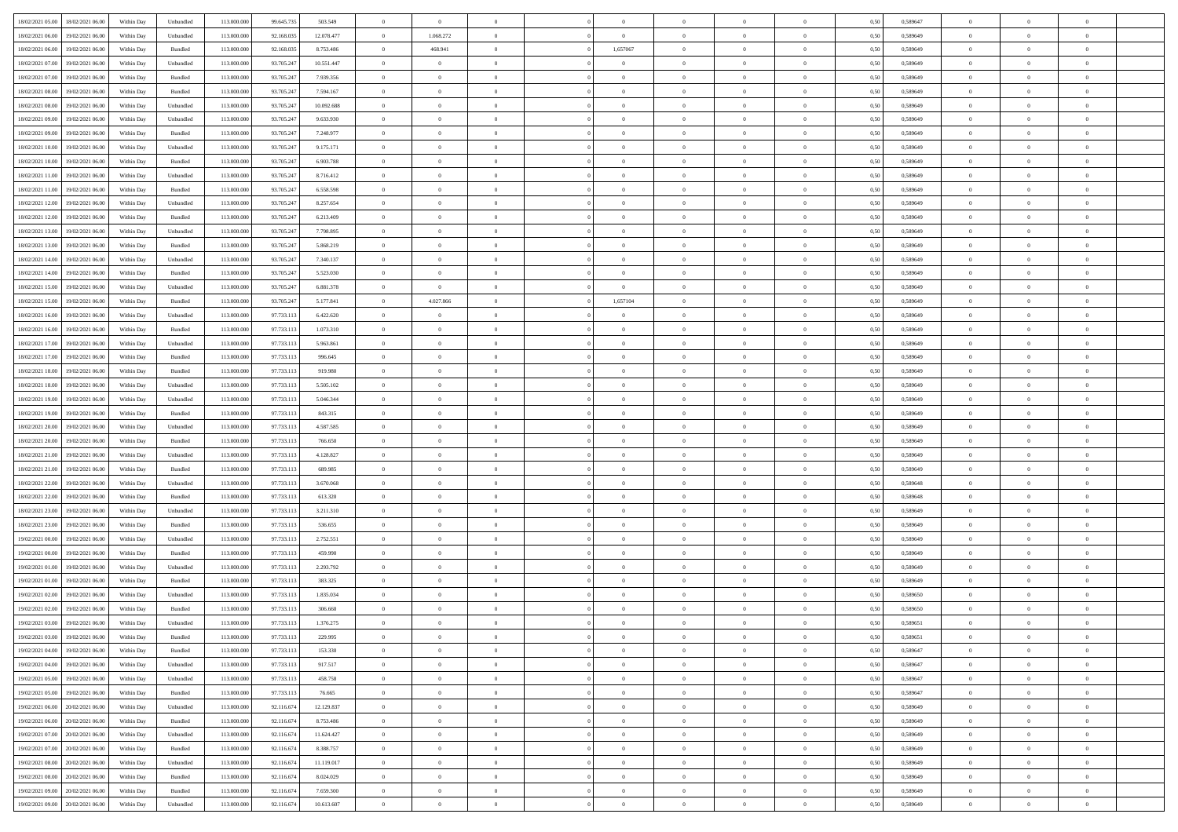| | | | | | | | | | | | | | | | | | | | | |
|---|---|---|---|---|---|---|---|---|---|---|---|---|---|---|---|---|---|---|---|---|
| 18/02/2021 05:00 | 18/02/2021 06:00 | Within Day | Unbundled | 113.000.000 | 99.645.735 | 503.549 | 0 | 0 | 0 | | 0 | 0 | 0 | 0 | 0 | 0,50 | 0,589647 | 0 | 0 | 0 |
| 18/02/2021 06:00 | 19/02/2021 06:00 | Within Day | Unbundled | 113.000.000 | 92.168.035 | 12.078.477 | 0 | 1.068.272 | 0 | | 0 | 0 | 0 | 0 | 0 | 0,50 | 0,589649 | 0 | 0 | 0 |
| 18/02/2021 06:00 | 19/02/2021 06:00 | Within Day | Bundled | 113.000.000 | 92.168.035 | 8.753.486 | 0 | 468.941 | 0 | | 1,657067 | 0 | 0 | 0 | 0 | 0,50 | 0,589649 | 0 | 0 | 0 |
| 18/02/2021 07:00 | 19/02/2021 06:00 | Within Day | Unbundled | 113.000.000 | 93.705.247 | 10.551.447 | 0 | 0 | 0 | | 0 | 0 | 0 | 0 | 0 | 0,50 | 0,589649 | 0 | 0 | 0 |
| 18/02/2021 07:00 | 19/02/2021 06:00 | Within Day | Bundled | 113.000.000 | 93.705.247 | 7.939.356 | 0 | 0 | 0 | | 0 | 0 | 0 | 0 | 0 | 0,50 | 0,589649 | 0 | 0 | 0 |
| 18/02/2021 08:00 | 19/02/2021 06:00 | Within Day | Bundled | 113.000.000 | 93.705.247 | 7.594.167 | 0 | 0 | 0 | | 0 | 0 | 0 | 0 | 0 | 0,50 | 0,589649 | 0 | 0 | 0 |
| 18/02/2021 08:00 | 19/02/2021 06:00 | Within Day | Unbundled | 113.000.000 | 93.705.247 | 10.092.688 | 0 | 0 | 0 | | 0 | 0 | 0 | 0 | 0 | 0,50 | 0,589649 | 0 | 0 | 0 |
| 18/02/2021 09:00 | 19/02/2021 06:00 | Within Day | Unbundled | 113.000.000 | 93.705.247 | 9.633.930 | 0 | 0 | 0 | | 0 | 0 | 0 | 0 | 0 | 0,50 | 0,589649 | 0 | 0 | 0 |
| 18/02/2021 09:00 | 19/02/2021 06:00 | Within Day | Bundled | 113.000.000 | 93.705.247 | 7.248.977 | 0 | 0 | 0 | | 0 | 0 | 0 | 0 | 0 | 0,50 | 0,589649 | 0 | 0 | 0 |
| 18/02/2021 10:00 | 19/02/2021 06:00 | Within Day | Unbundled | 113.000.000 | 93.705.247 | 9.175.171 | 0 | 0 | 0 | | 0 | 0 | 0 | 0 | 0 | 0,50 | 0,589649 | 0 | 0 | 0 |
| 18/02/2021 10:00 | 19/02/2021 06:00 | Within Day | Bundled | 113.000.000 | 93.705.247 | 6.903.788 | 0 | 0 | 0 | | 0 | 0 | 0 | 0 | 0 | 0,50 | 0,589649 | 0 | 0 | 0 |
| 18/02/2021 11:00 | 19/02/2021 06:00 | Within Day | Unbundled | 113.000.000 | 93.705.247 | 8.716.412 | 0 | 0 | 0 | | 0 | 0 | 0 | 0 | 0 | 0,50 | 0,589649 | 0 | 0 | 0 |
| 18/02/2021 11:00 | 19/02/2021 06:00 | Within Day | Bundled | 113.000.000 | 93.705.247 | 6.558.598 | 0 | 0 | 0 | | 0 | 0 | 0 | 0 | 0 | 0,50 | 0,589649 | 0 | 0 | 0 |
| 18/02/2021 12:00 | 19/02/2021 06:00 | Within Day | Unbundled | 113.000.000 | 93.705.247 | 8.257.654 | 0 | 0 | 0 | | 0 | 0 | 0 | 0 | 0 | 0,50 | 0,589649 | 0 | 0 | 0 |
| 18/02/2021 12:00 | 19/02/2021 06:00 | Within Day | Bundled | 113.000.000 | 93.705.247 | 6.213.409 | 0 | 0 | 0 | | 0 | 0 | 0 | 0 | 0 | 0,50 | 0,589649 | 0 | 0 | 0 |
| 18/02/2021 13:00 | 19/02/2021 06:00 | Within Day | Unbundled | 113.000.000 | 93.705.247 | 7.798.895 | 0 | 0 | 0 | | 0 | 0 | 0 | 0 | 0 | 0,50 | 0,589649 | 0 | 0 | 0 |
| 18/02/2021 13:00 | 19/02/2021 06:00 | Within Day | Bundled | 113.000.000 | 93.705.247 | 5.868.219 | 0 | 0 | 0 | | 0 | 0 | 0 | 0 | 0 | 0,50 | 0,589649 | 0 | 0 | 0 |
| 18/02/2021 14:00 | 19/02/2021 06:00 | Within Day | Unbundled | 113.000.000 | 93.705.247 | 7.340.137 | 0 | 0 | 0 | | 0 | 0 | 0 | 0 | 0 | 0,50 | 0,589649 | 0 | 0 | 0 |
| 18/02/2021 14:00 | 19/02/2021 06:00 | Within Day | Bundled | 113.000.000 | 93.705.247 | 5.523.030 | 0 | 0 | 0 | | 0 | 0 | 0 | 0 | 0 | 0,50 | 0,589649 | 0 | 0 | 0 |
| 18/02/2021 15:00 | 19/02/2021 06:00 | Within Day | Unbundled | 113.000.000 | 93.705.247 | 6.881.378 | 0 | 0 | 0 | | 0 | 0 | 0 | 0 | 0 | 0,50 | 0,589649 | 0 | 0 | 0 |
| 18/02/2021 15:00 | 19/02/2021 06:00 | Within Day | Bundled | 113.000.000 | 93.705.247 | 5.177.841 | 0 | 4.027.866 | 0 | | 1,657104 | 0 | 0 | 0 | 0 | 0,50 | 0,589649 | 0 | 0 | 0 |
| 18/02/2021 16:00 | 19/02/2021 06:00 | Within Day | Unbundled | 113.000.000 | 97.733.113 | 6.422.620 | 0 | 0 | 0 | | 0 | 0 | 0 | 0 | 0 | 0,50 | 0,589649 | 0 | 0 | 0 |
| 18/02/2021 16:00 | 19/02/2021 06:00 | Within Day | Bundled | 113.000.000 | 97.733.113 | 1.073.310 | 0 | 0 | 0 | | 0 | 0 | 0 | 0 | 0 | 0,50 | 0,589649 | 0 | 0 | 0 |
| 18/02/2021 17:00 | 19/02/2021 06:00 | Within Day | Unbundled | 113.000.000 | 97.733.113 | 5.963.861 | 0 | 0 | 0 | | 0 | 0 | 0 | 0 | 0 | 0,50 | 0,589649 | 0 | 0 | 0 |
| 18/02/2021 17:00 | 19/02/2021 06:00 | Within Day | Bundled | 113.000.000 | 97.733.113 | 996.645 | 0 | 0 | 0 | | 0 | 0 | 0 | 0 | 0 | 0,50 | 0,589649 | 0 | 0 | 0 |
| 18/02/2021 18:00 | 19/02/2021 06:00 | Within Day | Bundled | 113.000.000 | 97.733.113 | 919.980 | 0 | 0 | 0 | | 0 | 0 | 0 | 0 | 0 | 0,50 | 0,589649 | 0 | 0 | 0 |
| 18/02/2021 18:00 | 19/02/2021 06:00 | Within Day | Unbundled | 113.000.000 | 97.733.113 | 5.505.102 | 0 | 0 | 0 | | 0 | 0 | 0 | 0 | 0 | 0,50 | 0,589649 | 0 | 0 | 0 |
| 18/02/2021 19:00 | 19/02/2021 06:00 | Within Day | Unbundled | 113.000.000 | 97.733.113 | 5.046.344 | 0 | 0 | 0 | | 0 | 0 | 0 | 0 | 0 | 0,50 | 0,589649 | 0 | 0 | 0 |
| 18/02/2021 19:00 | 19/02/2021 06:00 | Within Day | Bundled | 113.000.000 | 97.733.113 | 843.315 | 0 | 0 | 0 | | 0 | 0 | 0 | 0 | 0 | 0,50 | 0,589649 | 0 | 0 | 0 |
| 18/02/2021 20:00 | 19/02/2021 06:00 | Within Day | Unbundled | 113.000.000 | 97.733.113 | 4.587.585 | 0 | 0 | 0 | | 0 | 0 | 0 | 0 | 0 | 0,50 | 0,589649 | 0 | 0 | 0 |
| 18/02/2021 20:00 | 19/02/2021 06:00 | Within Day | Bundled | 113.000.000 | 97.733.113 | 766.650 | 0 | 0 | 0 | | 0 | 0 | 0 | 0 | 0 | 0,50 | 0,589649 | 0 | 0 | 0 |
| 18/02/2021 21:00 | 19/02/2021 06:00 | Within Day | Unbundled | 113.000.000 | 97.733.113 | 4.128.827 | 0 | 0 | 0 | | 0 | 0 | 0 | 0 | 0 | 0,50 | 0,589649 | 0 | 0 | 0 |
| 18/02/2021 21:00 | 19/02/2021 06:00 | Within Day | Bundled | 113.000.000 | 97.733.113 | 689.985 | 0 | 0 | 0 | | 0 | 0 | 0 | 0 | 0 | 0,50 | 0,589649 | 0 | 0 | 0 |
| 18/02/2021 22:00 | 19/02/2021 06:00 | Within Day | Unbundled | 113.000.000 | 97.733.113 | 3.670.068 | 0 | 0 | 0 | | 0 | 0 | 0 | 0 | 0 | 0,50 | 0,589648 | 0 | 0 | 0 |
| 18/02/2021 22:00 | 19/02/2021 06:00 | Within Day | Bundled | 113.000.000 | 97.733.113 | 613.320 | 0 | 0 | 0 | | 0 | 0 | 0 | 0 | 0 | 0,50 | 0,589648 | 0 | 0 | 0 |
| 18/02/2021 23:00 | 19/02/2021 06:00 | Within Day | Unbundled | 113.000.000 | 97.733.113 | 3.211.310 | 0 | 0 | 0 | | 0 | 0 | 0 | 0 | 0 | 0,50 | 0,589649 | 0 | 0 | 0 |
| 18/02/2021 23:00 | 19/02/2021 06:00 | Within Day | Bundled | 113.000.000 | 97.733.113 | 536.655 | 0 | 0 | 0 | | 0 | 0 | 0 | 0 | 0 | 0,50 | 0,589649 | 0 | 0 | 0 |
| 19/02/2021 00:00 | 19/02/2021 06:00 | Within Day | Unbundled | 113.000.000 | 97.733.113 | 2.752.551 | 0 | 0 | 0 | | 0 | 0 | 0 | 0 | 0 | 0,50 | 0,589649 | 0 | 0 | 0 |
| 19/02/2021 00:00 | 19/02/2021 06:00 | Within Day | Bundled | 113.000.000 | 97.733.113 | 459.990 | 0 | 0 | 0 | | 0 | 0 | 0 | 0 | 0 | 0,50 | 0,589649 | 0 | 0 | 0 |
| 19/02/2021 01:00 | 19/02/2021 06:00 | Within Day | Unbundled | 113.000.000 | 97.733.113 | 2.293.792 | 0 | 0 | 0 | | 0 | 0 | 0 | 0 | 0 | 0,50 | 0,589649 | 0 | 0 | 0 |
| 19/02/2021 01:00 | 19/02/2021 06:00 | Within Day | Bundled | 113.000.000 | 97.733.113 | 383.325 | 0 | 0 | 0 | | 0 | 0 | 0 | 0 | 0 | 0,50 | 0,589649 | 0 | 0 | 0 |
| 19/02/2021 02:00 | 19/02/2021 06:00 | Within Day | Unbundled | 113.000.000 | 97.733.113 | 1.835.034 | 0 | 0 | 0 | | 0 | 0 | 0 | 0 | 0 | 0,50 | 0,589650 | 0 | 0 | 0 |
| 19/02/2021 02:00 | 19/02/2021 06:00 | Within Day | Bundled | 113.000.000 | 97.733.113 | 306.660 | 0 | 0 | 0 | | 0 | 0 | 0 | 0 | 0 | 0,50 | 0,589650 | 0 | 0 | 0 |
| 19/02/2021 03:00 | 19/02/2021 06:00 | Within Day | Unbundled | 113.000.000 | 97.733.113 | 1.376.275 | 0 | 0 | 0 | | 0 | 0 | 0 | 0 | 0 | 0,50 | 0,589651 | 0 | 0 | 0 |
| 19/02/2021 03:00 | 19/02/2021 06:00 | Within Day | Bundled | 113.000.000 | 97.733.113 | 229.995 | 0 | 0 | 0 | | 0 | 0 | 0 | 0 | 0 | 0,50 | 0,589651 | 0 | 0 | 0 |
| 19/02/2021 04:00 | 19/02/2021 06:00 | Within Day | Bundled | 113.000.000 | 97.733.113 | 153.330 | 0 | 0 | 0 | | 0 | 0 | 0 | 0 | 0 | 0,50 | 0,589647 | 0 | 0 | 0 |
| 19/02/2021 04:00 | 19/02/2021 06:00 | Within Day | Unbundled | 113.000.000 | 97.733.113 | 917.517 | 0 | 0 | 0 | | 0 | 0 | 0 | 0 | 0 | 0,50 | 0,589647 | 0 | 0 | 0 |
| 19/02/2021 05:00 | 19/02/2021 06:00 | Within Day | Unbundled | 113.000.000 | 97.733.113 | 458.758 | 0 | 0 | 0 | | 0 | 0 | 0 | 0 | 0 | 0,50 | 0,589647 | 0 | 0 | 0 |
| 19/02/2021 05:00 | 19/02/2021 06:00 | Within Day | Bundled | 113.000.000 | 97.733.113 | 76.665 | 0 | 0 | 0 | | 0 | 0 | 0 | 0 | 0 | 0,50 | 0,589647 | 0 | 0 | 0 |
| 19/02/2021 06:00 | 20/02/2021 06:00 | Within Day | Unbundled | 113.000.000 | 92.116.674 | 12.129.837 | 0 | 0 | 0 | | 0 | 0 | 0 | 0 | 0 | 0,50 | 0,589649 | 0 | 0 | 0 |
| 19/02/2021 06:00 | 20/02/2021 06:00 | Within Day | Bundled | 113.000.000 | 92.116.674 | 8.753.486 | 0 | 0 | 0 | | 0 | 0 | 0 | 0 | 0 | 0,50 | 0,589649 | 0 | 0 | 0 |
| 19/02/2021 07:00 | 20/02/2021 06:00 | Within Day | Unbundled | 113.000.000 | 92.116.674 | 11.624.427 | 0 | 0 | 0 | | 0 | 0 | 0 | 0 | 0 | 0,50 | 0,589649 | 0 | 0 | 0 |
| 19/02/2021 07:00 | 20/02/2021 06:00 | Within Day | Bundled | 113.000.000 | 92.116.674 | 8.388.757 | 0 | 0 | 0 | | 0 | 0 | 0 | 0 | 0 | 0,50 | 0,589649 | 0 | 0 | 0 |
| 19/02/2021 08:00 | 20/02/2021 06:00 | Within Day | Unbundled | 113.000.000 | 92.116.674 | 11.119.017 | 0 | 0 | 0 | | 0 | 0 | 0 | 0 | 0 | 0,50 | 0,589649 | 0 | 0 | 0 |
| 19/02/2021 08:00 | 20/02/2021 06:00 | Within Day | Bundled | 113.000.000 | 92.116.674 | 8.024.029 | 0 | 0 | 0 | | 0 | 0 | 0 | 0 | 0 | 0,50 | 0,589649 | 0 | 0 | 0 |
| 19/02/2021 09:00 | 20/02/2021 06:00 | Within Day | Bundled | 113.000.000 | 92.116.674 | 7.659.300 | 0 | 0 | 0 | | 0 | 0 | 0 | 0 | 0 | 0,50 | 0,589649 | 0 | 0 | 0 |
| 19/02/2021 09:00 | 20/02/2021 06:00 | Within Day | Unbundled | 113.000.000 | 92.116.674 | 10.613.607 | 0 | 0 | 0 | | 0 | 0 | 0 | 0 | 0 | 0,50 | 0,589649 | 0 | 0 | 0 |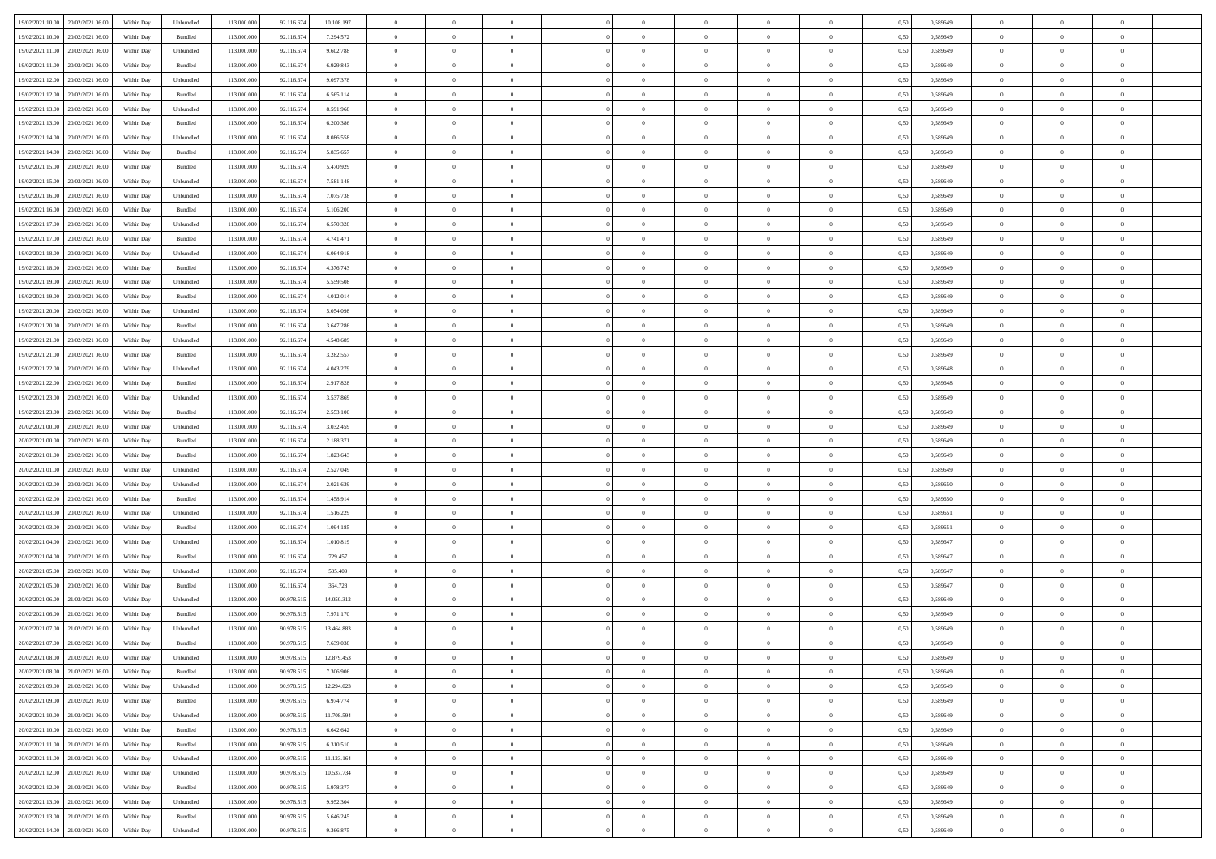| | | | | | | | | | | | | | | | | | | | | |
|---|---|---|---|---|---|---|---|---|---|---|---|---|---|---|---|---|---|---|---|---|
| 19/02/2021 10:00 | 20/02/2021 06:00 | Within Day | Unbundled | 113.000.000 | 92.116.674 | 10.108.197 | 0 | 0 | 0 | | 0 | 0 | 0 | 0 | 0,50 | 0,589649 | 0 | 0 | 0 | |
| 19/02/2021 10:00 | 20/02/2021 06:00 | Within Day | Bundled | 113.000.000 | 92.116.674 | 7.294.572 | 0 | 0 | 0 | | 0 | 0 | 0 | 0 | 0,50 | 0,589649 | 0 | 0 | 0 | |
| 19/02/2021 11:00 | 20/02/2021 06:00 | Within Day | Unbundled | 113.000.000 | 92.116.674 | 9.602.788 | 0 | 0 | 0 | | 0 | 0 | 0 | 0 | 0,50 | 0,589649 | 0 | 0 | 0 | |
| 19/02/2021 11:00 | 20/02/2021 06:00 | Within Day | Bundled | 113.000.000 | 92.116.674 | 6.929.843 | 0 | 0 | 0 | | 0 | 0 | 0 | 0 | 0,50 | 0,589649 | 0 | 0 | 0 | |
| 19/02/2021 12:00 | 20/02/2021 06:00 | Within Day | Unbundled | 113.000.000 | 92.116.674 | 9.097.378 | 0 | 0 | 0 | | 0 | 0 | 0 | 0 | 0,50 | 0,589649 | 0 | 0 | 0 | |
| 19/02/2021 12:00 | 20/02/2021 06:00 | Within Day | Bundled | 113.000.000 | 92.116.674 | 6.565.114 | 0 | 0 | 0 | | 0 | 0 | 0 | 0 | 0,50 | 0,589649 | 0 | 0 | 0 | |
| 19/02/2021 13:00 | 20/02/2021 06:00 | Within Day | Unbundled | 113.000.000 | 92.116.674 | 8.591.968 | 0 | 0 | 0 | | 0 | 0 | 0 | 0 | 0,50 | 0,589649 | 0 | 0 | 0 | |
| 19/02/2021 13:00 | 20/02/2021 06:00 | Within Day | Bundled | 113.000.000 | 92.116.674 | 6.200.386 | 0 | 0 | 0 | | 0 | 0 | 0 | 0 | 0,50 | 0,589649 | 0 | 0 | 0 | |
| 19/02/2021 14:00 | 20/02/2021 06:00 | Within Day | Unbundled | 113.000.000 | 92.116.674 | 8.086.558 | 0 | 0 | 0 | | 0 | 0 | 0 | 0 | 0,50 | 0,589649 | 0 | 0 | 0 | |
| 19/02/2021 14:00 | 20/02/2021 06:00 | Within Day | Bundled | 113.000.000 | 92.116.674 | 5.835.657 | 0 | 0 | 0 | | 0 | 0 | 0 | 0 | 0,50 | 0,589649 | 0 | 0 | 0 | |
| 19/02/2021 15:00 | 20/02/2021 06:00 | Within Day | Bundled | 113.000.000 | 92.116.674 | 5.470.929 | 0 | 0 | 0 | | 0 | 0 | 0 | 0 | 0,50 | 0,589649 | 0 | 0 | 0 | |
| 19/02/2021 15:00 | 20/02/2021 06:00 | Within Day | Unbundled | 113.000.000 | 92.116.674 | 7.581.148 | 0 | 0 | 0 | | 0 | 0 | 0 | 0 | 0,50 | 0,589649 | 0 | 0 | 0 | |
| 19/02/2021 16:00 | 20/02/2021 06:00 | Within Day | Unbundled | 113.000.000 | 92.116.674 | 7.075.738 | 0 | 0 | 0 | | 0 | 0 | 0 | 0 | 0,50 | 0,589649 | 0 | 0 | 0 | |
| 19/02/2021 16:00 | 20/02/2021 06:00 | Within Day | Bundled | 113.000.000 | 92.116.674 | 5.106.200 | 0 | 0 | 0 | | 0 | 0 | 0 | 0 | 0,50 | 0,589649 | 0 | 0 | 0 | |
| 19/02/2021 17:00 | 20/02/2021 06:00 | Within Day | Unbundled | 113.000.000 | 92.116.674 | 6.570.328 | 0 | 0 | 0 | | 0 | 0 | 0 | 0 | 0,50 | 0,589649 | 0 | 0 | 0 | |
| 19/02/2021 17:00 | 20/02/2021 06:00 | Within Day | Bundled | 113.000.000 | 92.116.674 | 4.741.471 | 0 | 0 | 0 | | 0 | 0 | 0 | 0 | 0,50 | 0,589649 | 0 | 0 | 0 | |
| 19/02/2021 18:00 | 20/02/2021 06:00 | Within Day | Unbundled | 113.000.000 | 92.116.674 | 6.064.918 | 0 | 0 | 0 | | 0 | 0 | 0 | 0 | 0,50 | 0,589649 | 0 | 0 | 0 | |
| 19/02/2021 18:00 | 20/02/2021 06:00 | Within Day | Bundled | 113.000.000 | 92.116.674 | 4.376.743 | 0 | 0 | 0 | | 0 | 0 | 0 | 0 | 0,50 | 0,589649 | 0 | 0 | 0 | |
| 19/02/2021 19:00 | 20/02/2021 06:00 | Within Day | Unbundled | 113.000.000 | 92.116.674 | 5.559.508 | 0 | 0 | 0 | | 0 | 0 | 0 | 0 | 0,50 | 0,589649 | 0 | 0 | 0 | |
| 19/02/2021 19:00 | 20/02/2021 06:00 | Within Day | Bundled | 113.000.000 | 92.116.674 | 4.012.014 | 0 | 0 | 0 | | 0 | 0 | 0 | 0 | 0,50 | 0,589649 | 0 | 0 | 0 | |
| 19/02/2021 20:00 | 20/02/2021 06:00 | Within Day | Unbundled | 113.000.000 | 92.116.674 | 5.054.098 | 0 | 0 | 0 | | 0 | 0 | 0 | 0 | 0,50 | 0,589649 | 0 | 0 | 0 | |
| 19/02/2021 20:00 | 20/02/2021 06:00 | Within Day | Bundled | 113.000.000 | 92.116.674 | 3.647.286 | 0 | 0 | 0 | | 0 | 0 | 0 | 0 | 0,50 | 0,589649 | 0 | 0 | 0 | |
| 19/02/2021 21:00 | 20/02/2021 06:00 | Within Day | Unbundled | 113.000.000 | 92.116.674 | 4.548.689 | 0 | 0 | 0 | | 0 | 0 | 0 | 0 | 0,50 | 0,589649 | 0 | 0 | 0 | |
| 19/02/2021 21:00 | 20/02/2021 06:00 | Within Day | Bundled | 113.000.000 | 92.116.674 | 3.282.557 | 0 | 0 | 0 | | 0 | 0 | 0 | 0 | 0,50 | 0,589649 | 0 | 0 | 0 | |
| 19/02/2021 22:00 | 20/02/2021 06:00 | Within Day | Unbundled | 113.000.000 | 92.116.674 | 4.043.279 | 0 | 0 | 0 | | 0 | 0 | 0 | 0 | 0,50 | 0,589648 | 0 | 0 | 0 | |
| 19/02/2021 22:00 | 20/02/2021 06:00 | Within Day | Bundled | 113.000.000 | 92.116.674 | 2.917.828 | 0 | 0 | 0 | | 0 | 0 | 0 | 0 | 0,50 | 0,589648 | 0 | 0 | 0 | |
| 19/02/2021 23:00 | 20/02/2021 06:00 | Within Day | Unbundled | 113.000.000 | 92.116.674 | 3.537.869 | 0 | 0 | 0 | | 0 | 0 | 0 | 0 | 0,50 | 0,589649 | 0 | 0 | 0 | |
| 19/02/2021 23:00 | 20/02/2021 06:00 | Within Day | Bundled | 113.000.000 | 92.116.674 | 2.553.100 | 0 | 0 | 0 | | 0 | 0 | 0 | 0 | 0,50 | 0,589649 | 0 | 0 | 0 | |
| 20/02/2021 00:00 | 20/02/2021 06:00 | Within Day | Unbundled | 113.000.000 | 92.116.674 | 3.032.459 | 0 | 0 | 0 | | 0 | 0 | 0 | 0 | 0,50 | 0,589649 | 0 | 0 | 0 | |
| 20/02/2021 00:00 | 20/02/2021 06:00 | Within Day | Bundled | 113.000.000 | 92.116.674 | 2.188.371 | 0 | 0 | 0 | | 0 | 0 | 0 | 0 | 0,50 | 0,589649 | 0 | 0 | 0 | |
| 20/02/2021 01:00 | 20/02/2021 06:00 | Within Day | Bundled | 113.000.000 | 92.116.674 | 1.823.643 | 0 | 0 | 0 | | 0 | 0 | 0 | 0 | 0,50 | 0,589649 | 0 | 0 | 0 | |
| 20/02/2021 01:00 | 20/02/2021 06:00 | Within Day | Unbundled | 113.000.000 | 92.116.674 | 2.527.049 | 0 | 0 | 0 | | 0 | 0 | 0 | 0 | 0,50 | 0,589649 | 0 | 0 | 0 | |
| 20/02/2021 02:00 | 20/02/2021 06:00 | Within Day | Unbundled | 113.000.000 | 92.116.674 | 2.021.639 | 0 | 0 | 0 | | 0 | 0 | 0 | 0 | 0,50 | 0,589650 | 0 | 0 | 0 | |
| 20/02/2021 02:00 | 20/02/2021 06:00 | Within Day | Bundled | 113.000.000 | 92.116.674 | 1.458.914 | 0 | 0 | 0 | | 0 | 0 | 0 | 0 | 0,50 | 0,589650 | 0 | 0 | 0 | |
| 20/02/2021 03:00 | 20/02/2021 06:00 | Within Day | Unbundled | 113.000.000 | 92.116.674 | 1.516.229 | 0 | 0 | 0 | | 0 | 0 | 0 | 0 | 0,50 | 0,589651 | 0 | 0 | 0 | |
| 20/02/2021 03:00 | 20/02/2021 06:00 | Within Day | Bundled | 113.000.000 | 92.116.674 | 1.094.185 | 0 | 0 | 0 | | 0 | 0 | 0 | 0 | 0,50 | 0,589651 | 0 | 0 | 0 | |
| 20/02/2021 04:00 | 20/02/2021 06:00 | Within Day | Unbundled | 113.000.000 | 92.116.674 | 1.010.819 | 0 | 0 | 0 | | 0 | 0 | 0 | 0 | 0,50 | 0,589647 | 0 | 0 | 0 | |
| 20/02/2021 04:00 | 20/02/2021 06:00 | Within Day | Bundled | 113.000.000 | 92.116.674 | 729.457 | 0 | 0 | 0 | | 0 | 0 | 0 | 0 | 0,50 | 0,589647 | 0 | 0 | 0 | |
| 20/02/2021 05:00 | 20/02/2021 06:00 | Within Day | Unbundled | 113.000.000 | 92.116.674 | 505.409 | 0 | 0 | 0 | | 0 | 0 | 0 | 0 | 0,50 | 0,589647 | 0 | 0 | 0 | |
| 20/02/2021 05:00 | 20/02/2021 06:00 | Within Day | Bundled | 113.000.000 | 92.116.674 | 364.728 | 0 | 0 | 0 | | 0 | 0 | 0 | 0 | 0,50 | 0,589647 | 0 | 0 | 0 | |
| 20/02/2021 06:00 | 21/02/2021 06:00 | Within Day | Unbundled | 113.000.000 | 90.978.515 | 14.050.312 | 0 | 0 | 0 | | 0 | 0 | 0 | 0 | 0,50 | 0,589649 | 0 | 0 | 0 | |
| 20/02/2021 06:00 | 21/02/2021 06:00 | Within Day | Bundled | 113.000.000 | 90.978.515 | 7.971.170 | 0 | 0 | 0 | | 0 | 0 | 0 | 0 | 0,50 | 0,589649 | 0 | 0 | 0 | |
| 20/02/2021 07:00 | 21/02/2021 06:00 | Within Day | Unbundled | 113.000.000 | 90.978.515 | 13.464.883 | 0 | 0 | 0 | | 0 | 0 | 0 | 0 | 0,50 | 0,589649 | 0 | 0 | 0 | |
| 20/02/2021 07:00 | 21/02/2021 06:00 | Within Day | Bundled | 113.000.000 | 90.978.515 | 7.639.038 | 0 | 0 | 0 | | 0 | 0 | 0 | 0 | 0,50 | 0,589649 | 0 | 0 | 0 | |
| 20/02/2021 08:00 | 21/02/2021 06:00 | Within Day | Unbundled | 113.000.000 | 90.978.515 | 12.879.453 | 0 | 0 | 0 | | 0 | 0 | 0 | 0 | 0,50 | 0,589649 | 0 | 0 | 0 | |
| 20/02/2021 08:00 | 21/02/2021 06:00 | Within Day | Bundled | 113.000.000 | 90.978.515 | 7.306.906 | 0 | 0 | 0 | | 0 | 0 | 0 | 0 | 0,50 | 0,589649 | 0 | 0 | 0 | |
| 20/02/2021 09:00 | 21/02/2021 06:00 | Within Day | Unbundled | 113.000.000 | 90.978.515 | 12.294.023 | 0 | 0 | 0 | | 0 | 0 | 0 | 0 | 0,50 | 0,589649 | 0 | 0 | 0 | |
| 20/02/2021 09:00 | 21/02/2021 06:00 | Within Day | Bundled | 113.000.000 | 90.978.515 | 6.974.774 | 0 | 0 | 0 | | 0 | 0 | 0 | 0 | 0,50 | 0,589649 | 0 | 0 | 0 | |
| 20/02/2021 10:00 | 21/02/2021 06:00 | Within Day | Unbundled | 113.000.000 | 90.978.515 | 11.708.594 | 0 | 0 | 0 | | 0 | 0 | 0 | 0 | 0,50 | 0,589649 | 0 | 0 | 0 | |
| 20/02/2021 10:00 | 21/02/2021 06:00 | Within Day | Bundled | 113.000.000 | 90.978.515 | 6.642.642 | 0 | 0 | 0 | | 0 | 0 | 0 | 0 | 0,50 | 0,589649 | 0 | 0 | 0 | |
| 20/02/2021 11:00 | 21/02/2021 06:00 | Within Day | Bundled | 113.000.000 | 90.978.515 | 6.310.510 | 0 | 0 | 0 | | 0 | 0 | 0 | 0 | 0,50 | 0,589649 | 0 | 0 | 0 | |
| 20/02/2021 11:00 | 21/02/2021 06:00 | Within Day | Unbundled | 113.000.000 | 90.978.515 | 11.123.164 | 0 | 0 | 0 | | 0 | 0 | 0 | 0 | 0,50 | 0,589649 | 0 | 0 | 0 | |
| 20/02/2021 12:00 | 21/02/2021 06:00 | Within Day | Unbundled | 113.000.000 | 90.978.515 | 10.537.734 | 0 | 0 | 0 | | 0 | 0 | 0 | 0 | 0,50 | 0,589649 | 0 | 0 | 0 | |
| 20/02/2021 12:00 | 21/02/2021 06:00 | Within Day | Bundled | 113.000.000 | 90.978.515 | 5.978.377 | 0 | 0 | 0 | | 0 | 0 | 0 | 0 | 0,50 | 0,589649 | 0 | 0 | 0 | |
| 20/02/2021 13:00 | 21/02/2021 06:00 | Within Day | Unbundled | 113.000.000 | 90.978.515 | 9.952.304 | 0 | 0 | 0 | | 0 | 0 | 0 | 0 | 0,50 | 0,589649 | 0 | 0 | 0 | |
| 20/02/2021 13:00 | 21/02/2021 06:00 | Within Day | Bundled | 113.000.000 | 90.978.515 | 5.646.245 | 0 | 0 | 0 | | 0 | 0 | 0 | 0 | 0,50 | 0,589649 | 0 | 0 | 0 | |
| 20/02/2021 14:00 | 21/02/2021 06:00 | Within Day | Unbundled | 113.000.000 | 90.978.515 | 9.366.875 | 0 | 0 | 0 | | 0 | 0 | 0 | 0 | 0,50 | 0,589649 | 0 | 0 | 0 | |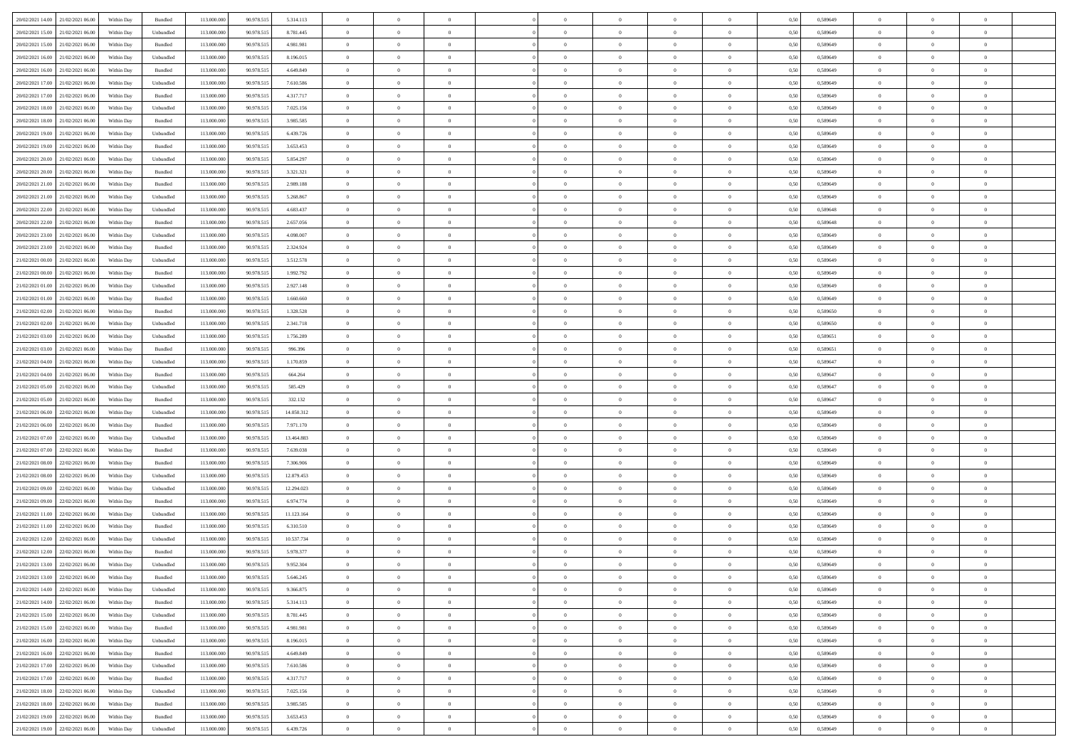| | | | | | | | | | | | | | | | | | | | | | |
|---|---|---|---|---|---|---|---|---|---|---|---|---|---|---|---|---|---|---|---|---|---|
| 20/02/2021 14:00 | 21/02/2021 06:00 | Within Day | Bundled | 113.000.000 | 90.978.515 | 5.314.113 | 0 | 0 | 0 | | 0 | 0 | 0 | 0 | 0 | 0,50 | 0,589649 | 0 | 0 | 0 | |
| 20/02/2021 15:00 | 21/02/2021 06:00 | Within Day | Unbundled | 113.000.000 | 90.978.515 | 8.781.445 | 0 | 0 | 0 | | 0 | 0 | 0 | 0 | 0 | 0,50 | 0,589649 | 0 | 0 | 0 | |
| 20/02/2021 15:00 | 21/02/2021 06:00 | Within Day | Bundled | 113.000.000 | 90.978.515 | 4.981.981 | 0 | 0 | 0 | | 0 | 0 | 0 | 0 | 0 | 0,50 | 0,589649 | 0 | 0 | 0 | |
| 20/02/2021 16:00 | 21/02/2021 06:00 | Within Day | Unbundled | 113.000.000 | 90.978.515 | 8.196.015 | 0 | 0 | 0 | | 0 | 0 | 0 | 0 | 0 | 0,50 | 0,589649 | 0 | 0 | 0 | |
| 20/02/2021 16:00 | 21/02/2021 06:00 | Within Day | Bundled | 113.000.000 | 90.978.515 | 4.649.849 | 0 | 0 | 0 | | 0 | 0 | 0 | 0 | 0 | 0,50 | 0,589649 | 0 | 0 | 0 | |
| 20/02/2021 17:00 | 21/02/2021 06:00 | Within Day | Unbundled | 113.000.000 | 90.978.515 | 7.610.586 | 0 | 0 | 0 | | 0 | 0 | 0 | 0 | 0 | 0,50 | 0,589649 | 0 | 0 | 0 | |
| 20/02/2021 17:00 | 21/02/2021 06:00 | Within Day | Bundled | 113.000.000 | 90.978.515 | 4.317.717 | 0 | 0 | 0 | | 0 | 0 | 0 | 0 | 0 | 0,50 | 0,589649 | 0 | 0 | 0 | |
| 20/02/2021 18:00 | 21/02/2021 06:00 | Within Day | Unbundled | 113.000.000 | 90.978.515 | 7.025.156 | 0 | 0 | 0 | | 0 | 0 | 0 | 0 | 0 | 0,50 | 0,589649 | 0 | 0 | 0 | |
| 20/02/2021 18:00 | 21/02/2021 06:00 | Within Day | Bundled | 113.000.000 | 90.978.515 | 3.985.585 | 0 | 0 | 0 | | 0 | 0 | 0 | 0 | 0 | 0,50 | 0,589649 | 0 | 0 | 0 | |
| 20/02/2021 19:00 | 21/02/2021 06:00 | Within Day | Unbundled | 113.000.000 | 90.978.515 | 6.439.726 | 0 | 0 | 0 | | 0 | 0 | 0 | 0 | 0 | 0,50 | 0,589649 | 0 | 0 | 0 | |
| 20/02/2021 19:00 | 21/02/2021 06:00 | Within Day | Bundled | 113.000.000 | 90.978.515 | 3.653.453 | 0 | 0 | 0 | | 0 | 0 | 0 | 0 | 0 | 0,50 | 0,589649 | 0 | 0 | 0 | |
| 20/02/2021 20:00 | 21/02/2021 06:00 | Within Day | Unbundled | 113.000.000 | 90.978.515 | 5.854.297 | 0 | 0 | 0 | | 0 | 0 | 0 | 0 | 0 | 0,50 | 0,589649 | 0 | 0 | 0 | |
| 20/02/2021 20:00 | 21/02/2021 06:00 | Within Day | Bundled | 113.000.000 | 90.978.515 | 3.321.321 | 0 | 0 | 0 | | 0 | 0 | 0 | 0 | 0 | 0,50 | 0,589649 | 0 | 0 | 0 | |
| 20/02/2021 21:00 | 21/02/2021 06:00 | Within Day | Bundled | 113.000.000 | 90.978.515 | 2.989.188 | 0 | 0 | 0 | | 0 | 0 | 0 | 0 | 0 | 0,50 | 0,589649 | 0 | 0 | 0 | |
| 20/02/2021 21:00 | 21/02/2021 06:00 | Within Day | Unbundled | 113.000.000 | 90.978.515 | 5.268.867 | 0 | 0 | 0 | | 0 | 0 | 0 | 0 | 0 | 0,50 | 0,589649 | 0 | 0 | 0 | |
| 20/02/2021 22:00 | 21/02/2021 06:00 | Within Day | Unbundled | 113.000.000 | 90.978.515 | 4.683.437 | 0 | 0 | 0 | | 0 | 0 | 0 | 0 | 0 | 0,50 | 0,589648 | 0 | 0 | 0 | |
| 20/02/2021 22:00 | 21/02/2021 06:00 | Within Day | Bundled | 113.000.000 | 90.978.515 | 2.657.056 | 0 | 0 | 0 | | 0 | 0 | 0 | 0 | 0 | 0,50 | 0,589648 | 0 | 0 | 0 | |
| 20/02/2021 23:00 | 21/02/2021 06:00 | Within Day | Unbundled | 113.000.000 | 90.978.515 | 4.098.007 | 0 | 0 | 0 | | 0 | 0 | 0 | 0 | 0 | 0,50 | 0,589649 | 0 | 0 | 0 | |
| 20/02/2021 23:00 | 21/02/2021 06:00 | Within Day | Bundled | 113.000.000 | 90.978.515 | 2.324.924 | 0 | 0 | 0 | | 0 | 0 | 0 | 0 | 0 | 0,50 | 0,589649 | 0 | 0 | 0 | |
| 21/02/2021 00:00 | 21/02/2021 06:00 | Within Day | Unbundled | 113.000.000 | 90.978.515 | 3.512.578 | 0 | 0 | 0 | | 0 | 0 | 0 | 0 | 0 | 0,50 | 0,589649 | 0 | 0 | 0 | |
| 21/02/2021 00:00 | 21/02/2021 06:00 | Within Day | Bundled | 113.000.000 | 90.978.515 | 1.992.792 | 0 | 0 | 0 | | 0 | 0 | 0 | 0 | 0 | 0,50 | 0,589649 | 0 | 0 | 0 | |
| 21/02/2021 01:00 | 21/02/2021 06:00 | Within Day | Unbundled | 113.000.000 | 90.978.515 | 2.927.148 | 0 | 0 | 0 | | 0 | 0 | 0 | 0 | 0 | 0,50 | 0,589649 | 0 | 0 | 0 | |
| 21/02/2021 01:00 | 21/02/2021 06:00 | Within Day | Bundled | 113.000.000 | 90.978.515 | 1.660.660 | 0 | 0 | 0 | | 0 | 0 | 0 | 0 | 0 | 0,50 | 0,589649 | 0 | 0 | 0 | |
| 21/02/2021 02:00 | 21/02/2021 06:00 | Within Day | Bundled | 113.000.000 | 90.978.515 | 1.328.528 | 0 | 0 | 0 | | 0 | 0 | 0 | 0 | 0 | 0,50 | 0,589650 | 0 | 0 | 0 | |
| 21/02/2021 02:00 | 21/02/2021 06:00 | Within Day | Unbundled | 113.000.000 | 90.978.515 | 2.341.718 | 0 | 0 | 0 | | 0 | 0 | 0 | 0 | 0 | 0,50 | 0,589650 | 0 | 0 | 0 | |
| 21/02/2021 03:00 | 21/02/2021 06:00 | Within Day | Unbundled | 113.000.000 | 90.978.515 | 1.756.289 | 0 | 0 | 0 | | 0 | 0 | 0 | 0 | 0 | 0,50 | 0,589651 | 0 | 0 | 0 | |
| 21/02/2021 03:00 | 21/02/2021 06:00 | Within Day | Bundled | 113.000.000 | 90.978.515 | 996.396 | 0 | 0 | 0 | | 0 | 0 | 0 | 0 | 0 | 0,50 | 0,589651 | 0 | 0 | 0 | |
| 21/02/2021 04:00 | 21/02/2021 06:00 | Within Day | Unbundled | 113.000.000 | 90.978.515 | 1.170.859 | 0 | 0 | 0 | | 0 | 0 | 0 | 0 | 0 | 0,50 | 0,589647 | 0 | 0 | 0 | |
| 21/02/2021 04:00 | 21/02/2021 06:00 | Within Day | Bundled | 113.000.000 | 90.978.515 | 664.264 | 0 | 0 | 0 | | 0 | 0 | 0 | 0 | 0 | 0,50 | 0,589647 | 0 | 0 | 0 | |
| 21/02/2021 05:00 | 21/02/2021 06:00 | Within Day | Unbundled | 113.000.000 | 90.978.515 | 585.429 | 0 | 0 | 0 | | 0 | 0 | 0 | 0 | 0 | 0,50 | 0,589647 | 0 | 0 | 0 | |
| 21/02/2021 05:00 | 21/02/2021 06:00 | Within Day | Bundled | 113.000.000 | 90.978.515 | 332.132 | 0 | 0 | 0 | | 0 | 0 | 0 | 0 | 0 | 0,50 | 0,589647 | 0 | 0 | 0 | |
| 21/02/2021 06:00 | 22/02/2021 06:00 | Within Day | Unbundled | 113.000.000 | 90.978.515 | 14.050.312 | 0 | 0 | 0 | | 0 | 0 | 0 | 0 | 0 | 0,50 | 0,589649 | 0 | 0 | 0 | |
| 21/02/2021 06:00 | 22/02/2021 06:00 | Within Day | Bundled | 113.000.000 | 90.978.515 | 7.971.170 | 0 | 0 | 0 | | 0 | 0 | 0 | 0 | 0 | 0,50 | 0,589649 | 0 | 0 | 0 | |
| 21/02/2021 07:00 | 22/02/2021 06:00 | Within Day | Unbundled | 113.000.000 | 90.978.515 | 13.464.883 | 0 | 0 | 0 | | 0 | 0 | 0 | 0 | 0 | 0,50 | 0,589649 | 0 | 0 | 0 | |
| 21/02/2021 07:00 | 22/02/2021 06:00 | Within Day | Bundled | 113.000.000 | 90.978.515 | 7.639.038 | 0 | 0 | 0 | | 0 | 0 | 0 | 0 | 0 | 0,50 | 0,589649 | 0 | 0 | 0 | |
| 21/02/2021 08:00 | 22/02/2021 06:00 | Within Day | Bundled | 113.000.000 | 90.978.515 | 7.306.906 | 0 | 0 | 0 | | 0 | 0 | 0 | 0 | 0 | 0,50 | 0,589649 | 0 | 0 | 0 | |
| 21/02/2021 08:00 | 22/02/2021 06:00 | Within Day | Unbundled | 113.000.000 | 90.978.515 | 12.879.453 | 0 | 0 | 0 | | 0 | 0 | 0 | 0 | 0 | 0,50 | 0,589649 | 0 | 0 | 0 | |
| 21/02/2021 09:00 | 22/02/2021 06:00 | Within Day | Unbundled | 113.000.000 | 90.978.515 | 12.294.023 | 0 | 0 | 0 | | 0 | 0 | 0 | 0 | 0 | 0,50 | 0,589649 | 0 | 0 | 0 | |
| 21/02/2021 09:00 | 22/02/2021 06:00 | Within Day | Bundled | 113.000.000 | 90.978.515 | 6.974.774 | 0 | 0 | 0 | | 0 | 0 | 0 | 0 | 0 | 0,50 | 0,589649 | 0 | 0 | 0 | |
| 21/02/2021 11:00 | 22/02/2021 06:00 | Within Day | Unbundled | 113.000.000 | 90.978.515 | 11.123.164 | 0 | 0 | 0 | | 0 | 0 | 0 | 0 | 0 | 0,50 | 0,589649 | 0 | 0 | 0 | |
| 21/02/2021 11:00 | 22/02/2021 06:00 | Within Day | Bundled | 113.000.000 | 90.978.515 | 6.310.510 | 0 | 0 | 0 | | 0 | 0 | 0 | 0 | 0 | 0,50 | 0,589649 | 0 | 0 | 0 | |
| 21/02/2021 12:00 | 22/02/2021 06:00 | Within Day | Unbundled | 113.000.000 | 90.978.515 | 10.537.734 | 0 | 0 | 0 | | 0 | 0 | 0 | 0 | 0 | 0,50 | 0,589649 | 0 | 0 | 0 | |
| 21/02/2021 12:00 | 22/02/2021 06:00 | Within Day | Bundled | 113.000.000 | 90.978.515 | 5.978.377 | 0 | 0 | 0 | | 0 | 0 | 0 | 0 | 0 | 0,50 | 0,589649 | 0 | 0 | 0 | |
| 21/02/2021 13:00 | 22/02/2021 06:00 | Within Day | Unbundled | 113.000.000 | 90.978.515 | 9.952.304 | 0 | 0 | 0 | | 0 | 0 | 0 | 0 | 0 | 0,50 | 0,589649 | 0 | 0 | 0 | |
| 21/02/2021 13:00 | 22/02/2021 06:00 | Within Day | Bundled | 113.000.000 | 90.978.515 | 5.646.245 | 0 | 0 | 0 | | 0 | 0 | 0 | 0 | 0 | 0,50 | 0,589649 | 0 | 0 | 0 | |
| 21/02/2021 14:00 | 22/02/2021 06:00 | Within Day | Unbundled | 113.000.000 | 90.978.515 | 9.366.875 | 0 | 0 | 0 | | 0 | 0 | 0 | 0 | 0 | 0,50 | 0,589649 | 0 | 0 | 0 | |
| 21/02/2021 14:00 | 22/02/2021 06:00 | Within Day | Bundled | 113.000.000 | 90.978.515 | 5.314.113 | 0 | 0 | 0 | | 0 | 0 | 0 | 0 | 0 | 0,50 | 0,589649 | 0 | 0 | 0 | |
| 21/02/2021 15:00 | 22/02/2021 06:00 | Within Day | Unbundled | 113.000.000 | 90.978.515 | 8.781.445 | 0 | 0 | 0 | | 0 | 0 | 0 | 0 | 0 | 0,50 | 0,589649 | 0 | 0 | 0 | |
| 21/02/2021 15:00 | 22/02/2021 06:00 | Within Day | Bundled | 113.000.000 | 90.978.515 | 4.981.981 | 0 | 0 | 0 | | 0 | 0 | 0 | 0 | 0 | 0,50 | 0,589649 | 0 | 0 | 0 | |
| 21/02/2021 16:00 | 22/02/2021 06:00 | Within Day | Unbundled | 113.000.000 | 90.978.515 | 8.196.015 | 0 | 0 | 0 | | 0 | 0 | 0 | 0 | 0 | 0,50 | 0,589649 | 0 | 0 | 0 | |
| 21/02/2021 16:00 | 22/02/2021 06:00 | Within Day | Bundled | 113.000.000 | 90.978.515 | 4.649.849 | 0 | 0 | 0 | | 0 | 0 | 0 | 0 | 0 | 0,50 | 0,589649 | 0 | 0 | 0 | |
| 21/02/2021 17:00 | 22/02/2021 06:00 | Within Day | Unbundled | 113.000.000 | 90.978.515 | 7.610.586 | 0 | 0 | 0 | | 0 | 0 | 0 | 0 | 0 | 0,50 | 0,589649 | 0 | 0 | 0 | |
| 21/02/2021 17:00 | 22/02/2021 06:00 | Within Day | Bundled | 113.000.000 | 90.978.515 | 4.317.717 | 0 | 0 | 0 | | 0 | 0 | 0 | 0 | 0 | 0,50 | 0,589649 | 0 | 0 | 0 | |
| 21/02/2021 18:00 | 22/02/2021 06:00 | Within Day | Unbundled | 113.000.000 | 90.978.515 | 7.025.156 | 0 | 0 | 0 | | 0 | 0 | 0 | 0 | 0 | 0,50 | 0,589649 | 0 | 0 | 0 | |
| 21/02/2021 18:00 | 22/02/2021 06:00 | Within Day | Bundled | 113.000.000 | 90.978.515 | 3.985.585 | 0 | 0 | 0 | | 0 | 0 | 0 | 0 | 0 | 0,50 | 0,589649 | 0 | 0 | 0 | |
| 21/02/2021 19:00 | 22/02/2021 06:00 | Within Day | Bundled | 113.000.000 | 90.978.515 | 3.653.453 | 0 | 0 | 0 | | 0 | 0 | 0 | 0 | 0 | 0,50 | 0,589649 | 0 | 0 | 0 | |
| 21/02/2021 19:00 | 22/02/2021 06:00 | Within Day | Unbundled | 113.000.000 | 90.978.515 | 6.439.726 | 0 | 0 | 0 | | 0 | 0 | 0 | 0 | 0 | 0,50 | 0,589649 | 0 | 0 | 0 | |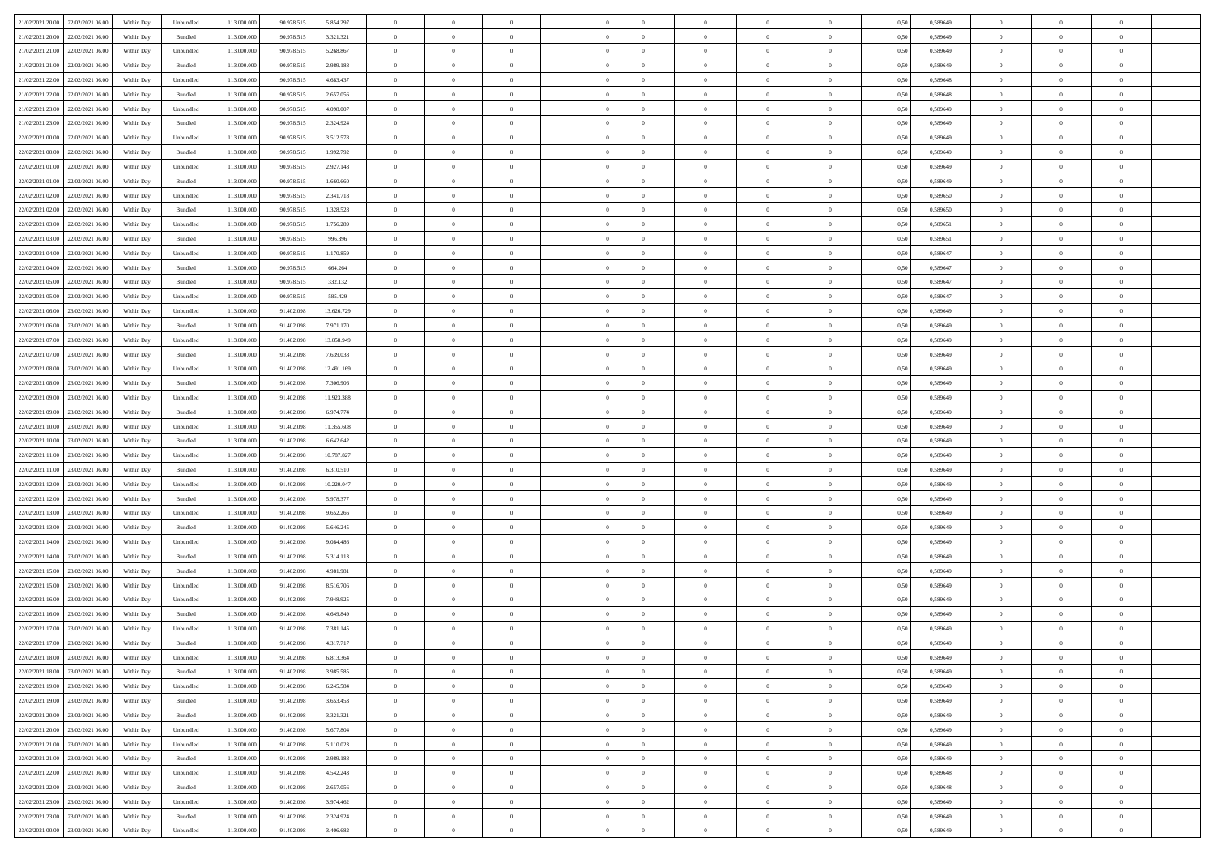| | | | | | | | | | | | | | | | | | | | | |
|---|---|---|---|---|---|---|---|---|---|---|---|---|---|---|---|---|---|---|---|---|
| 21/02/2021 20:00 | 22/02/2021 06:00 | Within Day | Unbundled | 113.000.000 | 90.978.515 | 5.854.297 | 0 | 0 | 0 | | 0 | 0 | 0 | 0 | 0,50 | 0,589649 | 0 | 0 | 0 | |
| 21/02/2021 20:00 | 22/02/2021 06:00 | Within Day | Bundled | 113.000.000 | 90.978.515 | 3.321.321 | 0 | 0 | 0 | | 0 | 0 | 0 | 0 | 0,50 | 0,589649 | 0 | 0 | 0 | |
| 21/02/2021 21:00 | 22/02/2021 06:00 | Within Day | Unbundled | 113.000.000 | 90.978.515 | 5.268.867 | 0 | 0 | 0 | | 0 | 0 | 0 | 0 | 0,50 | 0,589649 | 0 | 0 | 0 | |
| 21/02/2021 21:00 | 22/02/2021 06:00 | Within Day | Bundled | 113.000.000 | 90.978.515 | 2.989.188 | 0 | 0 | 0 | | 0 | 0 | 0 | 0 | 0,50 | 0,589649 | 0 | 0 | 0 | |
| 21/02/2021 22:00 | 22/02/2021 06:00 | Within Day | Unbundled | 113.000.000 | 90.978.515 | 4.683.437 | 0 | 0 | 0 | | 0 | 0 | 0 | 0 | 0,50 | 0,589648 | 0 | 0 | 0 | |
| 21/02/2021 22:00 | 22/02/2021 06:00 | Within Day | Bundled | 113.000.000 | 90.978.515 | 2.657.056 | 0 | 0 | 0 | | 0 | 0 | 0 | 0 | 0,50 | 0,589648 | 0 | 0 | 0 | |
| 21/02/2021 23:00 | 22/02/2021 06:00 | Within Day | Unbundled | 113.000.000 | 90.978.515 | 4.098.007 | 0 | 0 | 0 | | 0 | 0 | 0 | 0 | 0,50 | 0,589649 | 0 | 0 | 0 | |
| 21/02/2021 23:00 | 22/02/2021 06:00 | Within Day | Bundled | 113.000.000 | 90.978.515 | 2.324.924 | 0 | 0 | 0 | | 0 | 0 | 0 | 0 | 0,50 | 0,589649 | 0 | 0 | 0 | |
| 22/02/2021 00:00 | 22/02/2021 06:00 | Within Day | Unbundled | 113.000.000 | 90.978.515 | 3.512.578 | 0 | 0 | 0 | | 0 | 0 | 0 | 0 | 0,50 | 0,589649 | 0 | 0 | 0 | |
| 22/02/2021 00:00 | 22/02/2021 06:00 | Within Day | Bundled | 113.000.000 | 90.978.515 | 1.992.792 | 0 | 0 | 0 | | 0 | 0 | 0 | 0 | 0,50 | 0,589649 | 0 | 0 | 0 | |
| 22/02/2021 01:00 | 22/02/2021 06:00 | Within Day | Unbundled | 113.000.000 | 90.978.515 | 2.927.148 | 0 | 0 | 0 | | 0 | 0 | 0 | 0 | 0,50 | 0,589649 | 0 | 0 | 0 | |
| 22/02/2021 01:00 | 22/02/2021 06:00 | Within Day | Bundled | 113.000.000 | 90.978.515 | 1.660.660 | 0 | 0 | 0 | | 0 | 0 | 0 | 0 | 0,50 | 0,589649 | 0 | 0 | 0 | |
| 22/02/2021 02:00 | 22/02/2021 06:00 | Within Day | Unbundled | 113.000.000 | 90.978.515 | 2.341.718 | 0 | 0 | 0 | | 0 | 0 | 0 | 0 | 0,50 | 0,589650 | 0 | 0 | 0 | |
| 22/02/2021 02:00 | 22/02/2021 06:00 | Within Day | Bundled | 113.000.000 | 90.978.515 | 1.328.528 | 0 | 0 | 0 | | 0 | 0 | 0 | 0 | 0,50 | 0,589650 | 0 | 0 | 0 | |
| 22/02/2021 03:00 | 22/02/2021 06:00 | Within Day | Unbundled | 113.000.000 | 90.978.515 | 1.756.289 | 0 | 0 | 0 | | 0 | 0 | 0 | 0 | 0,50 | 0,589651 | 0 | 0 | 0 | |
| 22/02/2021 03:00 | 22/02/2021 06:00 | Within Day | Bundled | 113.000.000 | 90.978.515 | 996.396 | 0 | 0 | 0 | | 0 | 0 | 0 | 0 | 0,50 | 0,589651 | 0 | 0 | 0 | |
| 22/02/2021 04:00 | 22/02/2021 06:00 | Within Day | Unbundled | 113.000.000 | 90.978.515 | 1.170.859 | 0 | 0 | 0 | | 0 | 0 | 0 | 0 | 0,50 | 0,589647 | 0 | 0 | 0 | |
| 22/02/2021 04:00 | 22/02/2021 06:00 | Within Day | Bundled | 113.000.000 | 90.978.515 | 664.264 | 0 | 0 | 0 | | 0 | 0 | 0 | 0 | 0,50 | 0,589647 | 0 | 0 | 0 | |
| 22/02/2021 05:00 | 22/02/2021 06:00 | Within Day | Bundled | 113.000.000 | 90.978.515 | 332.132 | 0 | 0 | 0 | | 0 | 0 | 0 | 0 | 0,50 | 0,589647 | 0 | 0 | 0 | |
| 22/02/2021 05:00 | 22/02/2021 06:00 | Within Day | Unbundled | 113.000.000 | 90.978.515 | 585.429 | 0 | 0 | 0 | | 0 | 0 | 0 | 0 | 0,50 | 0,589647 | 0 | 0 | 0 | |
| 22/02/2021 06:00 | 23/02/2021 06:00 | Within Day | Unbundled | 113.000.000 | 91.402.098 | 13.626.729 | 0 | 0 | 0 | | 0 | 0 | 0 | 0 | 0,50 | 0,589649 | 0 | 0 | 0 | |
| 22/02/2021 06:00 | 23/02/2021 06:00 | Within Day | Bundled | 113.000.000 | 91.402.098 | 7.971.170 | 0 | 0 | 0 | | 0 | 0 | 0 | 0 | 0,50 | 0,589649 | 0 | 0 | 0 | |
| 22/02/2021 07:00 | 23/02/2021 06:00 | Within Day | Unbundled | 113.000.000 | 91.402.098 | 13.058.949 | 0 | 0 | 0 | | 0 | 0 | 0 | 0 | 0,50 | 0,589649 | 0 | 0 | 0 | |
| 22/02/2021 07:00 | 23/02/2021 06:00 | Within Day | Bundled | 113.000.000 | 91.402.098 | 7.639.038 | 0 | 0 | 0 | | 0 | 0 | 0 | 0 | 0,50 | 0,589649 | 0 | 0 | 0 | |
| 22/02/2021 08:00 | 23/02/2021 06:00 | Within Day | Unbundled | 113.000.000 | 91.402.098 | 12.491.169 | 0 | 0 | 0 | | 0 | 0 | 0 | 0 | 0,50 | 0,589649 | 0 | 0 | 0 | |
| 22/02/2021 08:00 | 23/02/2021 06:00 | Within Day | Bundled | 113.000.000 | 91.402.098 | 7.306.906 | 0 | 0 | 0 | | 0 | 0 | 0 | 0 | 0,50 | 0,589649 | 0 | 0 | 0 | |
| 22/02/2021 09:00 | 23/02/2021 06:00 | Within Day | Unbundled | 113.000.000 | 91.402.098 | 11.923.388 | 0 | 0 | 0 | | 0 | 0 | 0 | 0 | 0,50 | 0,589649 | 0 | 0 | 0 | |
| 22/02/2021 09:00 | 23/02/2021 06:00 | Within Day | Bundled | 113.000.000 | 91.402.098 | 6.974.774 | 0 | 0 | 0 | | 0 | 0 | 0 | 0 | 0,50 | 0,589649 | 0 | 0 | 0 | |
| 22/02/2021 10:00 | 23/02/2021 06:00 | Within Day | Unbundled | 113.000.000 | 91.402.098 | 11.355.608 | 0 | 0 | 0 | | 0 | 0 | 0 | 0 | 0,50 | 0,589649 | 0 | 0 | 0 | |
| 22/02/2021 10:00 | 23/02/2021 06:00 | Within Day | Bundled | 113.000.000 | 91.402.098 | 6.642.642 | 0 | 0 | 0 | | 0 | 0 | 0 | 0 | 0,50 | 0,589649 | 0 | 0 | 0 | |
| 22/02/2021 11:00 | 23/02/2021 06:00 | Within Day | Unbundled | 113.000.000 | 91.402.098 | 10.787.827 | 0 | 0 | 0 | | 0 | 0 | 0 | 0 | 0,50 | 0,589649 | 0 | 0 | 0 | |
| 22/02/2021 11:00 | 23/02/2021 06:00 | Within Day | Bundled | 113.000.000 | 91.402.098 | 6.310.510 | 0 | 0 | 0 | | 0 | 0 | 0 | 0 | 0,50 | 0,589649 | 0 | 0 | 0 | |
| 22/02/2021 12:00 | 23/02/2021 06:00 | Within Day | Unbundled | 113.000.000 | 91.402.098 | 10.220.047 | 0 | 0 | 0 | | 0 | 0 | 0 | 0 | 0,50 | 0,589649 | 0 | 0 | 0 | |
| 22/02/2021 12:00 | 23/02/2021 06:00 | Within Day | Bundled | 113.000.000 | 91.402.098 | 5.978.377 | 0 | 0 | 0 | | 0 | 0 | 0 | 0 | 0,50 | 0,589649 | 0 | 0 | 0 | |
| 22/02/2021 13:00 | 23/02/2021 06:00 | Within Day | Unbundled | 113.000.000 | 91.402.098 | 9.652.266 | 0 | 0 | 0 | | 0 | 0 | 0 | 0 | 0,50 | 0,589649 | 0 | 0 | 0 | |
| 22/02/2021 13:00 | 23/02/2021 06:00 | Within Day | Bundled | 113.000.000 | 91.402.098 | 5.646.245 | 0 | 0 | 0 | | 0 | 0 | 0 | 0 | 0,50 | 0,589649 | 0 | 0 | 0 | |
| 22/02/2021 14:00 | 23/02/2021 06:00 | Within Day | Unbundled | 113.000.000 | 91.402.098 | 9.084.486 | 0 | 0 | 0 | | 0 | 0 | 0 | 0 | 0,50 | 0,589649 | 0 | 0 | 0 | |
| 22/02/2021 14:00 | 23/02/2021 06:00 | Within Day | Bundled | 113.000.000 | 91.402.098 | 5.314.113 | 0 | 0 | 0 | | 0 | 0 | 0 | 0 | 0,50 | 0,589649 | 0 | 0 | 0 | |
| 22/02/2021 15:00 | 23/02/2021 06:00 | Within Day | Bundled | 113.000.000 | 91.402.098 | 4.981.981 | 0 | 0 | 0 | | 0 | 0 | 0 | 0 | 0,50 | 0,589649 | 0 | 0 | 0 | |
| 22/02/2021 15:00 | 23/02/2021 06:00 | Within Day | Unbundled | 113.000.000 | 91.402.098 | 8.516.706 | 0 | 0 | 0 | | 0 | 0 | 0 | 0 | 0,50 | 0,589649 | 0 | 0 | 0 | |
| 22/02/2021 16:00 | 23/02/2021 06:00 | Within Day | Unbundled | 113.000.000 | 91.402.098 | 7.948.925 | 0 | 0 | 0 | | 0 | 0 | 0 | 0 | 0,50 | 0,589649 | 0 | 0 | 0 | |
| 22/02/2021 16:00 | 23/02/2021 06:00 | Within Day | Bundled | 113.000.000 | 91.402.098 | 4.649.849 | 0 | 0 | 0 | | 0 | 0 | 0 | 0 | 0,50 | 0,589649 | 0 | 0 | 0 | |
| 22/02/2021 17:00 | 23/02/2021 06:00 | Within Day | Unbundled | 113.000.000 | 91.402.098 | 7.381.145 | 0 | 0 | 0 | | 0 | 0 | 0 | 0 | 0,50 | 0,589649 | 0 | 0 | 0 | |
| 22/02/2021 17:00 | 23/02/2021 06:00 | Within Day | Bundled | 113.000.000 | 91.402.098 | 4.317.717 | 0 | 0 | 0 | | 0 | 0 | 0 | 0 | 0,50 | 0,589649 | 0 | 0 | 0 | |
| 22/02/2021 18:00 | 23/02/2021 06:00 | Within Day | Unbundled | 113.000.000 | 91.402.098 | 6.813.364 | 0 | 0 | 0 | | 0 | 0 | 0 | 0 | 0,50 | 0,589649 | 0 | 0 | 0 | |
| 22/02/2021 18:00 | 23/02/2021 06:00 | Within Day | Bundled | 113.000.000 | 91.402.098 | 3.985.585 | 0 | 0 | 0 | | 0 | 0 | 0 | 0 | 0,50 | 0,589649 | 0 | 0 | 0 | |
| 22/02/2021 19:00 | 23/02/2021 06:00 | Within Day | Unbundled | 113.000.000 | 91.402.098 | 6.245.584 | 0 | 0 | 0 | | 0 | 0 | 0 | 0 | 0,50 | 0,589649 | 0 | 0 | 0 | |
| 22/02/2021 19:00 | 23/02/2021 06:00 | Within Day | Bundled | 113.000.000 | 91.402.098 | 3.653.453 | 0 | 0 | 0 | | 0 | 0 | 0 | 0 | 0,50 | 0,589649 | 0 | 0 | 0 | |
| 22/02/2021 20:00 | 23/02/2021 06:00 | Within Day | Bundled | 113.000.000 | 91.402.098 | 3.321.321 | 0 | 0 | 0 | | 0 | 0 | 0 | 0 | 0,50 | 0,589649 | 0 | 0 | 0 | |
| 22/02/2021 20:00 | 23/02/2021 06:00 | Within Day | Unbundled | 113.000.000 | 91.402.098 | 5.677.804 | 0 | 0 | 0 | | 0 | 0 | 0 | 0 | 0,50 | 0,589649 | 0 | 0 | 0 | |
| 22/02/2021 21:00 | 23/02/2021 06:00 | Within Day | Unbundled | 113.000.000 | 91.402.098 | 5.110.023 | 0 | 0 | 0 | | 0 | 0 | 0 | 0 | 0,50 | 0,589649 | 0 | 0 | 0 | |
| 22/02/2021 21:00 | 23/02/2021 06:00 | Within Day | Bundled | 113.000.000 | 91.402.098 | 2.989.188 | 0 | 0 | 0 | | 0 | 0 | 0 | 0 | 0,50 | 0,589649 | 0 | 0 | 0 | |
| 22/02/2021 22:00 | 23/02/2021 06:00 | Within Day | Unbundled | 113.000.000 | 91.402.098 | 4.542.243 | 0 | 0 | 0 | | 0 | 0 | 0 | 0 | 0,50 | 0,589648 | 0 | 0 | 0 | |
| 22/02/2021 22:00 | 23/02/2021 06:00 | Within Day | Bundled | 113.000.000 | 91.402.098 | 2.657.056 | 0 | 0 | 0 | | 0 | 0 | 0 | 0 | 0,50 | 0,589648 | 0 | 0 | 0 | |
| 22/02/2021 23:00 | 23/02/2021 06:00 | Within Day | Unbundled | 113.000.000 | 91.402.098 | 3.974.462 | 0 | 0 | 0 | | 0 | 0 | 0 | 0 | 0,50 | 0,589649 | 0 | 0 | 0 | |
| 22/02/2021 23:00 | 23/02/2021 06:00 | Within Day | Bundled | 113.000.000 | 91.402.098 | 2.324.924 | 0 | 0 | 0 | | 0 | 0 | 0 | 0 | 0,50 | 0,589649 | 0 | 0 | 0 | |
| 23/02/2021 00:00 | 23/02/2021 06:00 | Within Day | Unbundled | 113.000.000 | 91.402.098 | 3.406.682 | 0 | 0 | 0 | | 0 | 0 | 0 | 0 | 0,50 | 0,589649 | 0 | 0 | 0 | |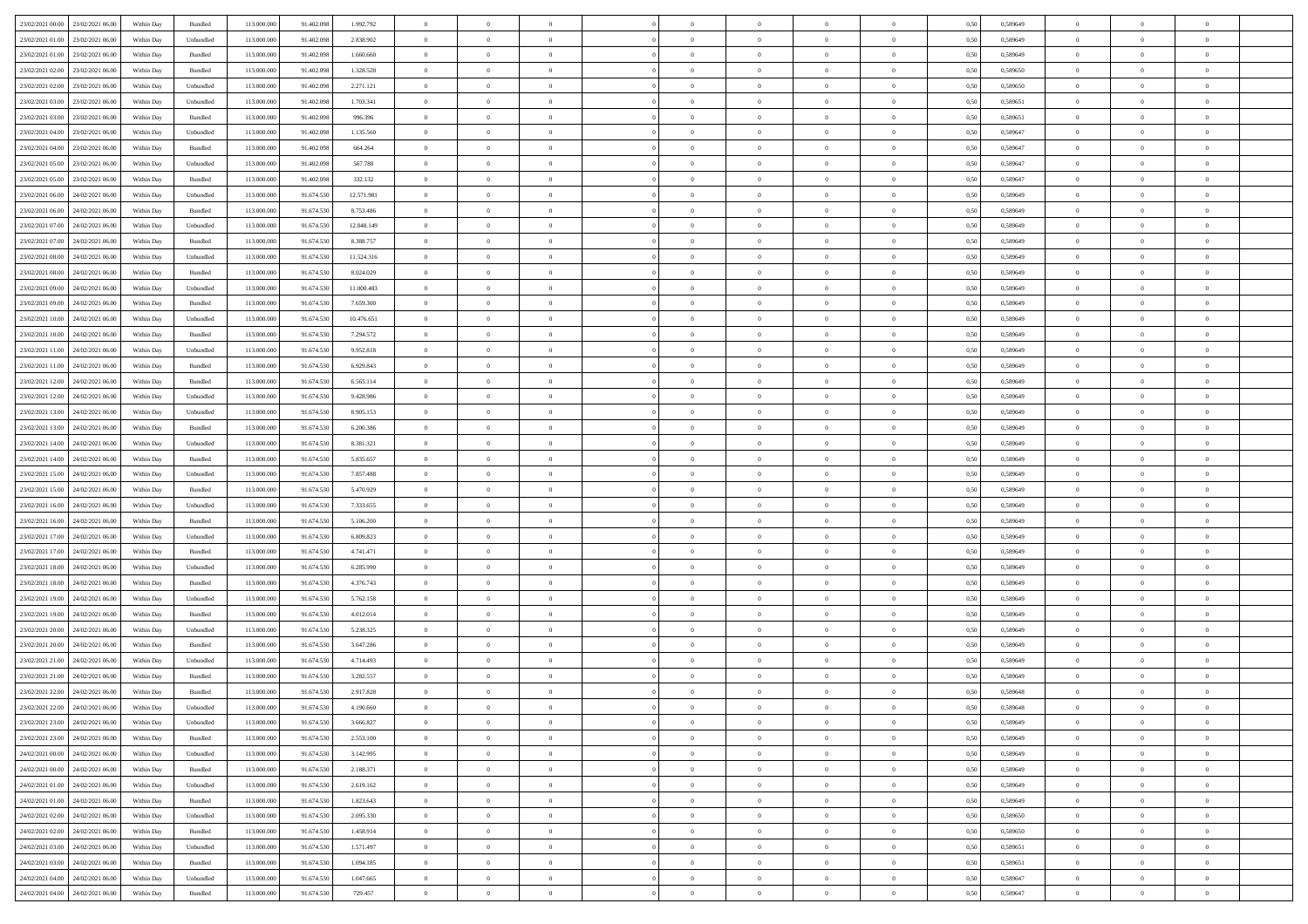| | | | | | | | | | | | | | | | | | | | | | |
|---|---|---|---|---|---|---|---|---|---|---|---|---|---|---|---|---|---|---|---|---|---|
| 23/02/2021 00.00 | 23/02/2021 06.00 | Within Day | Bundled | 113.000.000 | 91.402.098 | 1.992.792 | 0 | 0 | 0 | | 0 | 0 | 0 | 0 | 0,50 | 0,589649 | 0 | 0 | 0 | |
| 23/02/2021 01.00 | 23/02/2021 06.00 | Within Day | Unbundled | 113.000.000 | 91.402.098 | 2.838.902 | 0 | 0 | 0 | | 0 | 0 | 0 | 0 | 0,50 | 0,589649 | 0 | 0 | 0 | |
| 23/02/2021 01.00 | 23/02/2021 06.00 | Within Day | Bundled | 113.000.000 | 91.402.098 | 1.660.660 | 0 | 0 | 0 | | 0 | 0 | 0 | 0 | 0,50 | 0,589649 | 0 | 0 | 0 | |
| 23/02/2021 02.00 | 23/02/2021 06.00 | Within Day | Bundled | 113.000.000 | 91.402.098 | 1.328.528 | 0 | 0 | 0 | | 0 | 0 | 0 | 0 | 0,50 | 0,589650 | 0 | 0 | 0 | |
| 23/02/2021 02.00 | 23/02/2021 06.00 | Within Day | Unbundled | 113.000.000 | 91.402.098 | 2.271.121 | 0 | 0 | 0 | | 0 | 0 | 0 | 0 | 0,50 | 0,589650 | 0 | 0 | 0 | |
| 23/02/2021 03.00 | 23/02/2021 06.00 | Within Day | Unbundled | 113.000.000 | 91.402.098 | 1.703.341 | 0 | 0 | 0 | | 0 | 0 | 0 | 0 | 0,50 | 0,589651 | 0 | 0 | 0 | |
| 23/02/2021 03.00 | 23/02/2021 06.00 | Within Day | Bundled | 113.000.000 | 91.402.098 | 996.396 | 0 | 0 | 0 | | 0 | 0 | 0 | 0 | 0,50 | 0,589651 | 0 | 0 | 0 | |
| 23/02/2021 04.00 | 23/02/2021 06.00 | Within Day | Unbundled | 113.000.000 | 91.402.098 | 1.135.560 | 0 | 0 | 0 | | 0 | 0 | 0 | 0 | 0,50 | 0,589647 | 0 | 0 | 0 | |
| 23/02/2021 04.00 | 23/02/2021 06.00 | Within Day | Bundled | 113.000.000 | 91.402.098 | 664.264 | 0 | 0 | 0 | | 0 | 0 | 0 | 0 | 0,50 | 0,589647 | 0 | 0 | 0 | |
| 23/02/2021 05.00 | 23/02/2021 06.00 | Within Day | Unbundled | 113.000.000 | 91.402.098 | 567.780 | 0 | 0 | 0 | | 0 | 0 | 0 | 0 | 0,50 | 0,589647 | 0 | 0 | 0 | |
| 23/02/2021 05.00 | 23/02/2021 06.00 | Within Day | Bundled | 113.000.000 | 91.402.098 | 332.132 | 0 | 0 | 0 | | 0 | 0 | 0 | 0 | 0,50 | 0,589647 | 0 | 0 | 0 | |
| 23/02/2021 06.00 | 24/02/2021 06.00 | Within Day | Unbundled | 113.000.000 | 91.674.530 | 12.571.981 | 0 | 0 | 0 | | 0 | 0 | 0 | 0 | 0,50 | 0,589649 | 0 | 0 | 0 | |
| 23/02/2021 06.00 | 24/02/2021 06.00 | Within Day | Bundled | 113.000.000 | 91.674.530 | 8.753.486 | 0 | 0 | 0 | | 0 | 0 | 0 | 0 | 0,50 | 0,589649 | 0 | 0 | 0 | |
| 23/02/2021 07.00 | 24/02/2021 06.00 | Within Day | Unbundled | 113.000.000 | 91.674.530 | 12.048.149 | 0 | 0 | 0 | | 0 | 0 | 0 | 0 | 0,50 | 0,589649 | 0 | 0 | 0 | |
| 23/02/2021 07.00 | 24/02/2021 06.00 | Within Day | Bundled | 113.000.000 | 91.674.530 | 8.388.757 | 0 | 0 | 0 | | 0 | 0 | 0 | 0 | 0,50 | 0,589649 | 0 | 0 | 0 | |
| 23/02/2021 08.00 | 24/02/2021 06.00 | Within Day | Unbundled | 113.000.000 | 91.674.530 | 11.524.316 | 0 | 0 | 0 | | 0 | 0 | 0 | 0 | 0,50 | 0,589649 | 0 | 0 | 0 | |
| 23/02/2021 08.00 | 24/02/2021 06.00 | Within Day | Bundled | 113.000.000 | 91.674.530 | 8.024.029 | 0 | 0 | 0 | | 0 | 0 | 0 | 0 | 0,50 | 0,589649 | 0 | 0 | 0 | |
| 23/02/2021 09.00 | 24/02/2021 06.00 | Within Day | Unbundled | 113.000.000 | 91.674.530 | 11.000.483 | 0 | 0 | 0 | | 0 | 0 | 0 | 0 | 0,50 | 0,589649 | 0 | 0 | 0 | |
| 23/02/2021 09.00 | 24/02/2021 06.00 | Within Day | Bundled | 113.000.000 | 91.674.530 | 7.659.300 | 0 | 0 | 0 | | 0 | 0 | 0 | 0 | 0,50 | 0,589649 | 0 | 0 | 0 | |
| 23/02/2021 10.00 | 24/02/2021 06.00 | Within Day | Unbundled | 113.000.000 | 91.674.530 | 10.476.651 | 0 | 0 | 0 | | 0 | 0 | 0 | 0 | 0,50 | 0,589649 | 0 | 0 | 0 | |
| 23/02/2021 10.00 | 24/02/2021 06.00 | Within Day | Bundled | 113.000.000 | 91.674.530 | 7.294.572 | 0 | 0 | 0 | | 0 | 0 | 0 | 0 | 0,50 | 0,589649 | 0 | 0 | 0 | |
| 23/02/2021 11.00 | 24/02/2021 06.00 | Within Day | Unbundled | 113.000.000 | 91.674.530 | 9.952.818 | 0 | 0 | 0 | | 0 | 0 | 0 | 0 | 0,50 | 0,589649 | 0 | 0 | 0 | |
| 23/02/2021 11.00 | 24/02/2021 06.00 | Within Day | Bundled | 113.000.000 | 91.674.530 | 6.929.843 | 0 | 0 | 0 | | 0 | 0 | 0 | 0 | 0,50 | 0,589649 | 0 | 0 | 0 | |
| 23/02/2021 12.00 | 24/02/2021 06.00 | Within Day | Bundled | 113.000.000 | 91.674.530 | 6.565.114 | 0 | 0 | 0 | | 0 | 0 | 0 | 0 | 0,50 | 0,589649 | 0 | 0 | 0 | |
| 23/02/2021 12.00 | 24/02/2021 06.00 | Within Day | Unbundled | 113.000.000 | 91.674.530 | 9.428.986 | 0 | 0 | 0 | | 0 | 0 | 0 | 0 | 0,50 | 0,589649 | 0 | 0 | 0 | |
| 23/02/2021 13.00 | 24/02/2021 06.00 | Within Day | Unbundled | 113.000.000 | 91.674.530 | 8.905.153 | 0 | 0 | 0 | | 0 | 0 | 0 | 0 | 0,50 | 0,589649 | 0 | 0 | 0 | |
| 23/02/2021 13.00 | 24/02/2021 06.00 | Within Day | Bundled | 113.000.000 | 91.674.530 | 6.200.386 | 0 | 0 | 0 | | 0 | 0 | 0 | 0 | 0,50 | 0,589649 | 0 | 0 | 0 | |
| 23/02/2021 14.00 | 24/02/2021 06.00 | Within Day | Unbundled | 113.000.000 | 91.674.530 | 8.381.321 | 0 | 0 | 0 | | 0 | 0 | 0 | 0 | 0,50 | 0,589649 | 0 | 0 | 0 | |
| 23/02/2021 14.00 | 24/02/2021 06.00 | Within Day | Bundled | 113.000.000 | 91.674.530 | 5.835.657 | 0 | 0 | 0 | | 0 | 0 | 0 | 0 | 0,50 | 0,589649 | 0 | 0 | 0 | |
| 23/02/2021 15.00 | 24/02/2021 06.00 | Within Day | Unbundled | 113.000.000 | 91.674.530 | 7.857.488 | 0 | 0 | 0 | | 0 | 0 | 0 | 0 | 0,50 | 0,589649 | 0 | 0 | 0 | |
| 23/02/2021 15.00 | 24/02/2021 06.00 | Within Day | Bundled | 113.000.000 | 91.674.530 | 5.470.929 | 0 | 0 | 0 | | 0 | 0 | 0 | 0 | 0,50 | 0,589649 | 0 | 0 | 0 | |
| 23/02/2021 16.00 | 24/02/2021 06.00 | Within Day | Unbundled | 113.000.000 | 91.674.530 | 7.333.655 | 0 | 0 | 0 | | 0 | 0 | 0 | 0 | 0,50 | 0,589649 | 0 | 0 | 0 | |
| 23/02/2021 16.00 | 24/02/2021 06.00 | Within Day | Bundled | 113.000.000 | 91.674.530 | 5.106.200 | 0 | 0 | 0 | | 0 | 0 | 0 | 0 | 0,50 | 0,589649 | 0 | 0 | 0 | |
| 23/02/2021 17.00 | 24/02/2021 06.00 | Within Day | Unbundled | 113.000.000 | 91.674.530 | 6.809.823 | 0 | 0 | 0 | | 0 | 0 | 0 | 0 | 0,50 | 0,589649 | 0 | 0 | 0 | |
| 23/02/2021 17.00 | 24/02/2021 06.00 | Within Day | Bundled | 113.000.000 | 91.674.530 | 4.741.471 | 0 | 0 | 0 | | 0 | 0 | 0 | 0 | 0,50 | 0,589649 | 0 | 0 | 0 | |
| 23/02/2021 18.00 | 24/02/2021 06.00 | Within Day | Unbundled | 113.000.000 | 91.674.530 | 6.285.990 | 0 | 0 | 0 | | 0 | 0 | 0 | 0 | 0,50 | 0,589649 | 0 | 0 | 0 | |
| 23/02/2021 18.00 | 24/02/2021 06.00 | Within Day | Bundled | 113.000.000 | 91.674.530 | 4.376.743 | 0 | 0 | 0 | | 0 | 0 | 0 | 0 | 0,50 | 0,589649 | 0 | 0 | 0 | |
| 23/02/2021 19.00 | 24/02/2021 06.00 | Within Day | Unbundled | 113.000.000 | 91.674.530 | 5.762.158 | 0 | 0 | 0 | | 0 | 0 | 0 | 0 | 0,50 | 0,589649 | 0 | 0 | 0 | |
| 23/02/2021 19.00 | 24/02/2021 06.00 | Within Day | Bundled | 113.000.000 | 91.674.530 | 4.012.014 | 0 | 0 | 0 | | 0 | 0 | 0 | 0 | 0,50 | 0,589649 | 0 | 0 | 0 | |
| 23/02/2021 20.00 | 24/02/2021 06.00 | Within Day | Unbundled | 113.000.000 | 91.674.530 | 5.238.325 | 0 | 0 | 0 | | 0 | 0 | 0 | 0 | 0,50 | 0,589649 | 0 | 0 | 0 | |
| 23/02/2021 20.00 | 24/02/2021 06.00 | Within Day | Bundled | 113.000.000 | 91.674.530 | 3.647.286 | 0 | 0 | 0 | | 0 | 0 | 0 | 0 | 0,50 | 0,589649 | 0 | 0 | 0 | |
| 23/02/2021 21.00 | 24/02/2021 06.00 | Within Day | Unbundled | 113.000.000 | 91.674.530 | 4.714.493 | 0 | 0 | 0 | | 0 | 0 | 0 | 0 | 0,50 | 0,589649 | 0 | 0 | 0 | |
| 23/02/2021 21.00 | 24/02/2021 06.00 | Within Day | Bundled | 113.000.000 | 91.674.530 | 3.282.557 | 0 | 0 | 0 | | 0 | 0 | 0 | 0 | 0,50 | 0,589649 | 0 | 0 | 0 | |
| 23/02/2021 22.00 | 24/02/2021 06.00 | Within Day | Bundled | 113.000.000 | 91.674.530 | 2.917.828 | 0 | 0 | 0 | | 0 | 0 | 0 | 0 | 0,50 | 0,589648 | 0 | 0 | 0 | |
| 23/02/2021 22.00 | 24/02/2021 06.00 | Within Day | Unbundled | 113.000.000 | 91.674.530 | 4.190.660 | 0 | 0 | 0 | | 0 | 0 | 0 | 0 | 0,50 | 0,589648 | 0 | 0 | 0 | |
| 23/02/2021 23.00 | 24/02/2021 06.00 | Within Day | Unbundled | 113.000.000 | 91.674.530 | 3.666.827 | 0 | 0 | 0 | | 0 | 0 | 0 | 0 | 0,50 | 0,589649 | 0 | 0 | 0 | |
| 23/02/2021 23.00 | 24/02/2021 06.00 | Within Day | Bundled | 113.000.000 | 91.674.530 | 2.553.100 | 0 | 0 | 0 | | 0 | 0 | 0 | 0 | 0,50 | 0,589649 | 0 | 0 | 0 | |
| 24/02/2021 00.00 | 24/02/2021 06.00 | Within Day | Unbundled | 113.000.000 | 91.674.530 | 3.142.995 | 0 | 0 | 0 | | 0 | 0 | 0 | 0 | 0,50 | 0,589649 | 0 | 0 | 0 | |
| 24/02/2021 00.00 | 24/02/2021 06.00 | Within Day | Bundled | 113.000.000 | 91.674.530 | 2.188.371 | 0 | 0 | 0 | | 0 | 0 | 0 | 0 | 0,50 | 0,589649 | 0 | 0 | 0 | |
| 24/02/2021 01.00 | 24/02/2021 06.00 | Within Day | Unbundled | 113.000.000 | 91.674.530 | 2.619.162 | 0 | 0 | 0 | | 0 | 0 | 0 | 0 | 0,50 | 0,589649 | 0 | 0 | 0 | |
| 24/02/2021 01.00 | 24/02/2021 06.00 | Within Day | Bundled | 113.000.000 | 91.674.530 | 1.823.643 | 0 | 0 | 0 | | 0 | 0 | 0 | 0 | 0,50 | 0,589649 | 0 | 0 | 0 | |
| 24/02/2021 02.00 | 24/02/2021 06.00 | Within Day | Unbundled | 113.000.000 | 91.674.530 | 2.095.330 | 0 | 0 | 0 | | 0 | 0 | 0 | 0 | 0,50 | 0,589650 | 0 | 0 | 0 | |
| 24/02/2021 02.00 | 24/02/2021 06.00 | Within Day | Bundled | 113.000.000 | 91.674.530 | 1.458.914 | 0 | 0 | 0 | | 0 | 0 | 0 | 0 | 0,50 | 0,589650 | 0 | 0 | 0 | |
| 24/02/2021 03.00 | 24/02/2021 06.00 | Within Day | Unbundled | 113.000.000 | 91.674.530 | 1.571.497 | 0 | 0 | 0 | | 0 | 0 | 0 | 0 | 0,50 | 0,589651 | 0 | 0 | 0 | |
| 24/02/2021 03.00 | 24/02/2021 06.00 | Within Day | Bundled | 113.000.000 | 91.674.530 | 1.094.185 | 0 | 0 | 0 | | 0 | 0 | 0 | 0 | 0,50 | 0,589651 | 0 | 0 | 0 | |
| 24/02/2021 04.00 | 24/02/2021 06.00 | Within Day | Unbundled | 113.000.000 | 91.674.530 | 1.047.665 | 0 | 0 | 0 | | 0 | 0 | 0 | 0 | 0,50 | 0,589647 | 0 | 0 | 0 | |
| 24/02/2021 04.00 | 24/02/2021 06.00 | Within Day | Bundled | 113.000.000 | 91.674.530 | 729.457 | 0 | 0 | 0 | | 0 | 0 | 0 | 0 | 0,50 | 0,589647 | 0 | 0 | 0 | |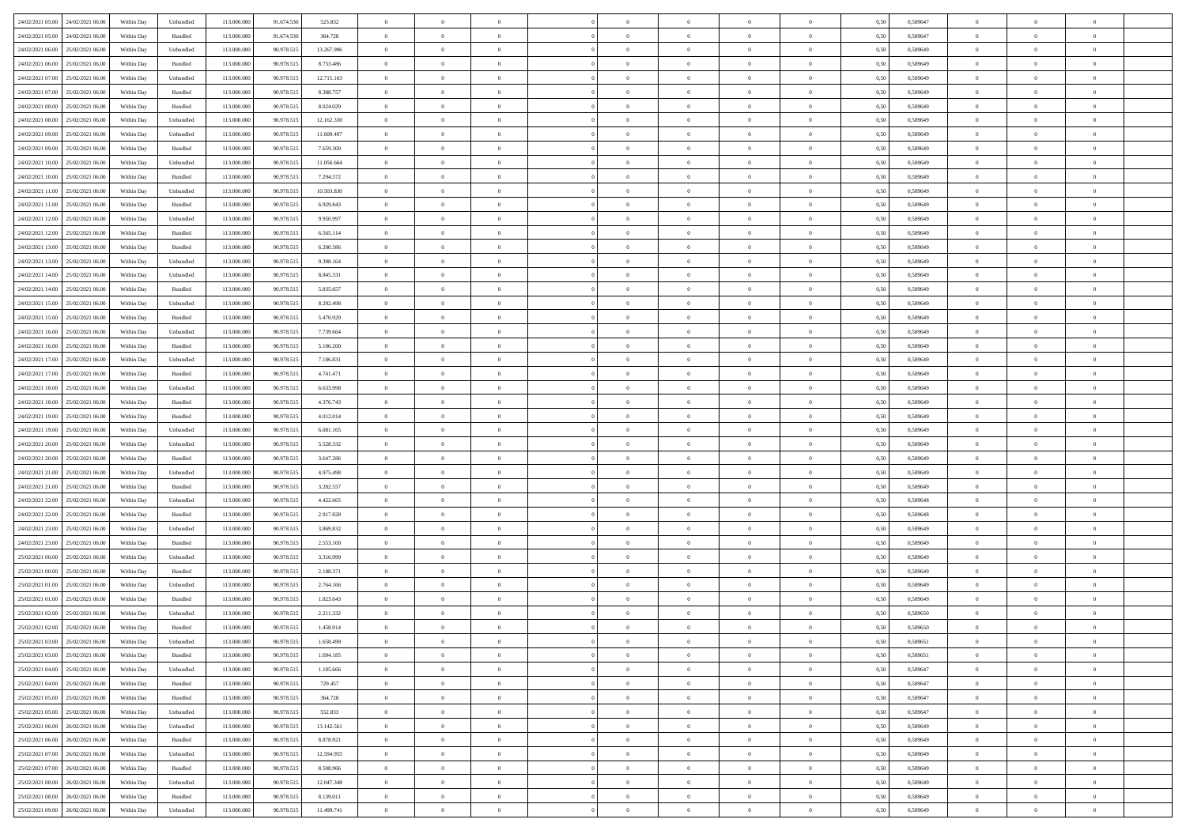| | | | | | | | | | | | | | | | | | | | | |
|---|---|---|---|---|---|---|---|---|---|---|---|---|---|---|---|---|---|---|---|---|
| 24/02/2021 05:00 | 24/02/2021 06:00 | Within Day | Unbundled | 113.000.000 | 91.674.530 | 523.832 | 0 | 0 | 0 | | 0 | 0 | 0 | 0 | 0,50 | 0,589647 | 0 | 0 | 0 | |
| 24/02/2021 05:00 | 24/02/2021 06:00 | Within Day | Bundled | 113.000.000 | 91.674.530 | 364.728 | 0 | 0 | 0 | | 0 | 0 | 0 | 0 | 0,50 | 0,589647 | 0 | 0 | 0 | |
| 24/02/2021 06:00 | 25/02/2021 06:00 | Within Day | Unbundled | 113.000.000 | 90.978.515 | 13.267.996 | 0 | 0 | 0 | | 0 | 0 | 0 | 0 | 0,50 | 0,589649 | 0 | 0 | 0 | |
| 24/02/2021 06:00 | 25/02/2021 06:00 | Within Day | Bundled | 113.000.000 | 90.978.515 | 8.753.486 | 0 | 0 | 0 | | 0 | 0 | 0 | 0 | 0,50 | 0,589649 | 0 | 0 | 0 | |
| 24/02/2021 07:00 | 25/02/2021 06:00 | Within Day | Unbundled | 113.000.000 | 90.978.515 | 12.715.163 | 0 | 0 | 0 | | 0 | 0 | 0 | 0 | 0,50 | 0,589649 | 0 | 0 | 0 | |
| 24/02/2021 07:00 | 25/02/2021 06:00 | Within Day | Bundled | 113.000.000 | 90.978.515 | 8.388.757 | 0 | 0 | 0 | | 0 | 0 | 0 | 0 | 0,50 | 0,589649 | 0 | 0 | 0 | |
| 24/02/2021 08:00 | 25/02/2021 06:00 | Within Day | Bundled | 113.000.000 | 90.978.515 | 8.024.029 | 0 | 0 | 0 | | 0 | 0 | 0 | 0 | 0,50 | 0,589649 | 0 | 0 | 0 | |
| 24/02/2021 08:00 | 25/02/2021 06:00 | Within Day | Unbundled | 113.000.000 | 90.978.515 | 12.162.330 | 0 | 0 | 0 | | 0 | 0 | 0 | 0 | 0,50 | 0,589649 | 0 | 0 | 0 | |
| 24/02/2021 09:00 | 25/02/2021 06:00 | Within Day | Unbundled | 113.000.000 | 90.978.515 | 11.609.497 | 0 | 0 | 0 | | 0 | 0 | 0 | 0 | 0,50 | 0,589649 | 0 | 0 | 0 | |
| 24/02/2021 09:00 | 25/02/2021 06:00 | Within Day | Bundled | 113.000.000 | 90.978.515 | 7.659.300 | 0 | 0 | 0 | | 0 | 0 | 0 | 0 | 0,50 | 0,589649 | 0 | 0 | 0 | |
| 24/02/2021 10:00 | 25/02/2021 06:00 | Within Day | Unbundled | 113.000.000 | 90.978.515 | 11.056.664 | 0 | 0 | 0 | | 0 | 0 | 0 | 0 | 0,50 | 0,589649 | 0 | 0 | 0 | |
| 24/02/2021 10:00 | 25/02/2021 06:00 | Within Day | Bundled | 113.000.000 | 90.978.515 | 7.294.572 | 0 | 0 | 0 | | 0 | 0 | 0 | 0 | 0,50 | 0,589649 | 0 | 0 | 0 | |
| 24/02/2021 11:00 | 25/02/2021 06:00 | Within Day | Unbundled | 113.000.000 | 90.978.515 | 10.503.830 | 0 | 0 | 0 | | 0 | 0 | 0 | 0 | 0,50 | 0,589649 | 0 | 0 | 0 | |
| 24/02/2021 11:00 | 25/02/2021 06:00 | Within Day | Bundled | 113.000.000 | 90.978.515 | 6.929.843 | 0 | 0 | 0 | | 0 | 0 | 0 | 0 | 0,50 | 0,589649 | 0 | 0 | 0 | |
| 24/02/2021 12:00 | 25/02/2021 06:00 | Within Day | Unbundled | 113.000.000 | 90.978.515 | 9.950.997 | 0 | 0 | 0 | | 0 | 0 | 0 | 0 | 0,50 | 0,589649 | 0 | 0 | 0 | |
| 24/02/2021 12:00 | 25/02/2021 06:00 | Within Day | Bundled | 113.000.000 | 90.978.515 | 6.565.114 | 0 | 0 | 0 | | 0 | 0 | 0 | 0 | 0,50 | 0,589649 | 0 | 0 | 0 | |
| 24/02/2021 13:00 | 25/02/2021 06:00 | Within Day | Bundled | 113.000.000 | 90.978.515 | 6.200.386 | 0 | 0 | 0 | | 0 | 0 | 0 | 0 | 0,50 | 0,589649 | 0 | 0 | 0 | |
| 24/02/2021 13:00 | 25/02/2021 06:00 | Within Day | Unbundled | 113.000.000 | 90.978.515 | 9.398.164 | 0 | 0 | 0 | | 0 | 0 | 0 | 0 | 0,50 | 0,589649 | 0 | 0 | 0 | |
| 24/02/2021 14:00 | 25/02/2021 06:00 | Within Day | Unbundled | 113.000.000 | 90.978.515 | 8.845.331 | 0 | 0 | 0 | | 0 | 0 | 0 | 0 | 0,50 | 0,589649 | 0 | 0 | 0 | |
| 24/02/2021 14:00 | 25/02/2021 06:00 | Within Day | Bundled | 113.000.000 | 90.978.515 | 5.835.657 | 0 | 0 | 0 | | 0 | 0 | 0 | 0 | 0,50 | 0,589649 | 0 | 0 | 0 | |
| 24/02/2021 15:00 | 25/02/2021 06:00 | Within Day | Unbundled | 113.000.000 | 90.978.515 | 8.292.498 | 0 | 0 | 0 | | 0 | 0 | 0 | 0 | 0,50 | 0,589649 | 0 | 0 | 0 | |
| 24/02/2021 15:00 | 25/02/2021 06:00 | Within Day | Bundled | 113.000.000 | 90.978.515 | 5.470.929 | 0 | 0 | 0 | | 0 | 0 | 0 | 0 | 0,50 | 0,589649 | 0 | 0 | 0 | |
| 24/02/2021 16:00 | 25/02/2021 06:00 | Within Day | Unbundled | 113.000.000 | 90.978.515 | 7.739.664 | 0 | 0 | 0 | | 0 | 0 | 0 | 0 | 0,50 | 0,589649 | 0 | 0 | 0 | |
| 24/02/2021 16:00 | 25/02/2021 06:00 | Within Day | Bundled | 113.000.000 | 90.978.515 | 5.106.200 | 0 | 0 | 0 | | 0 | 0 | 0 | 0 | 0,50 | 0,589649 | 0 | 0 | 0 | |
| 24/02/2021 17:00 | 25/02/2021 06:00 | Within Day | Unbundled | 113.000.000 | 90.978.515 | 7.186.831 | 0 | 0 | 0 | | 0 | 0 | 0 | 0 | 0,50 | 0,589649 | 0 | 0 | 0 | |
| 24/02/2021 17:00 | 25/02/2021 06:00 | Within Day | Bundled | 113.000.000 | 90.978.515 | 4.741.471 | 0 | 0 | 0 | | 0 | 0 | 0 | 0 | 0,50 | 0,589649 | 0 | 0 | 0 | |
| 24/02/2021 18:00 | 25/02/2021 06:00 | Within Day | Unbundled | 113.000.000 | 90.978.515 | 6.633.998 | 0 | 0 | 0 | | 0 | 0 | 0 | 0 | 0,50 | 0,589649 | 0 | 0 | 0 | |
| 24/02/2021 18:00 | 25/02/2021 06:00 | Within Day | Bundled | 113.000.000 | 90.978.515 | 4.376.743 | 0 | 0 | 0 | | 0 | 0 | 0 | 0 | 0,50 | 0,589649 | 0 | 0 | 0 | |
| 24/02/2021 19:00 | 25/02/2021 06:00 | Within Day | Bundled | 113.000.000 | 90.978.515 | 4.012.014 | 0 | 0 | 0 | | 0 | 0 | 0 | 0 | 0,50 | 0,589649 | 0 | 0 | 0 | |
| 24/02/2021 19:00 | 25/02/2021 06:00 | Within Day | Unbundled | 113.000.000 | 90.978.515 | 6.081.165 | 0 | 0 | 0 | | 0 | 0 | 0 | 0 | 0,50 | 0,589649 | 0 | 0 | 0 | |
| 24/02/2021 20:00 | 25/02/2021 06:00 | Within Day | Unbundled | 113.000.000 | 90.978.515 | 5.528.332 | 0 | 0 | 0 | | 0 | 0 | 0 | 0 | 0,50 | 0,589649 | 0 | 0 | 0 | |
| 24/02/2021 20:00 | 25/02/2021 06:00 | Within Day | Bundled | 113.000.000 | 90.978.515 | 3.647.286 | 0 | 0 | 0 | | 0 | 0 | 0 | 0 | 0,50 | 0,589649 | 0 | 0 | 0 | |
| 24/02/2021 21:00 | 25/02/2021 06:00 | Within Day | Unbundled | 113.000.000 | 90.978.515 | 4.975.498 | 0 | 0 | 0 | | 0 | 0 | 0 | 0 | 0,50 | 0,589649 | 0 | 0 | 0 | |
| 24/02/2021 21:00 | 25/02/2021 06:00 | Within Day | Bundled | 113.000.000 | 90.978.515 | 3.282.557 | 0 | 0 | 0 | | 0 | 0 | 0 | 0 | 0,50 | 0,589649 | 0 | 0 | 0 | |
| 24/02/2021 22:00 | 25/02/2021 06:00 | Within Day | Unbundled | 113.000.000 | 90.978.515 | 4.422.665 | 0 | 0 | 0 | | 0 | 0 | 0 | 0 | 0,50 | 0,589648 | 0 | 0 | 0 | |
| 24/02/2021 22:00 | 25/02/2021 06:00 | Within Day | Bundled | 113.000.000 | 90.978.515 | 2.917.828 | 0 | 0 | 0 | | 0 | 0 | 0 | 0 | 0,50 | 0,589648 | 0 | 0 | 0 | |
| 24/02/2021 23:00 | 25/02/2021 06:00 | Within Day | Unbundled | 113.000.000 | 90.978.515 | 3.869.832 | 0 | 0 | 0 | | 0 | 0 | 0 | 0 | 0,50 | 0,589649 | 0 | 0 | 0 | |
| 24/02/2021 23:00 | 25/02/2021 06:00 | Within Day | Bundled | 113.000.000 | 90.978.515 | 2.553.100 | 0 | 0 | 0 | | 0 | 0 | 0 | 0 | 0,50 | 0,589649 | 0 | 0 | 0 | |
| 25/02/2021 00:00 | 25/02/2021 06:00 | Within Day | Unbundled | 113.000.000 | 90.978.515 | 3.316.999 | 0 | 0 | 0 | | 0 | 0 | 0 | 0 | 0,50 | 0,589649 | 0 | 0 | 0 | |
| 25/02/2021 00:00 | 25/02/2021 06:00 | Within Day | Bundled | 113.000.000 | 90.978.515 | 2.188.371 | 0 | 0 | 0 | | 0 | 0 | 0 | 0 | 0,50 | 0,589649 | 0 | 0 | 0 | |
| 25/02/2021 01:00 | 25/02/2021 06:00 | Within Day | Unbundled | 113.000.000 | 90.978.515 | 2.764.166 | 0 | 0 | 0 | | 0 | 0 | 0 | 0 | 0,50 | 0,589649 | 0 | 0 | 0 | |
| 25/02/2021 01:00 | 25/02/2021 06:00 | Within Day | Bundled | 113.000.000 | 90.978.515 | 1.823.643 | 0 | 0 | 0 | | 0 | 0 | 0 | 0 | 0,50 | 0,589649 | 0 | 0 | 0 | |
| 25/02/2021 02:00 | 25/02/2021 06:00 | Within Day | Unbundled | 113.000.000 | 90.978.515 | 2.211.332 | 0 | 0 | 0 | | 0 | 0 | 0 | 0 | 0,50 | 0,589650 | 0 | 0 | 0 | |
| 25/02/2021 02:00 | 25/02/2021 06:00 | Within Day | Bundled | 113.000.000 | 90.978.515 | 1.458.914 | 0 | 0 | 0 | | 0 | 0 | 0 | 0 | 0,50 | 0,589650 | 0 | 0 | 0 | |
| 25/02/2021 03:00 | 25/02/2021 06:00 | Within Day | Unbundled | 113.000.000 | 90.978.515 | 1.658.499 | 0 | 0 | 0 | | 0 | 0 | 0 | 0 | 0,50 | 0,589651 | 0 | 0 | 0 | |
| 25/02/2021 03:00 | 25/02/2021 06:00 | Within Day | Bundled | 113.000.000 | 90.978.515 | 1.094.185 | 0 | 0 | 0 | | 0 | 0 | 0 | 0 | 0,50 | 0,589651 | 0 | 0 | 0 | |
| 25/02/2021 04:00 | 25/02/2021 06:00 | Within Day | Unbundled | 113.000.000 | 90.978.515 | 1.105.666 | 0 | 0 | 0 | | 0 | 0 | 0 | 0 | 0,50 | 0,589647 | 0 | 0 | 0 | |
| 25/02/2021 04:00 | 25/02/2021 06:00 | Within Day | Bundled | 113.000.000 | 90.978.515 | 729.457 | 0 | 0 | 0 | | 0 | 0 | 0 | 0 | 0,50 | 0,589647 | 0 | 0 | 0 | |
| 25/02/2021 05:00 | 25/02/2021 06:00 | Within Day | Bundled | 113.000.000 | 90.978.515 | 364.728 | 0 | 0 | 0 | | 0 | 0 | 0 | 0 | 0,50 | 0,589647 | 0 | 0 | 0 | |
| 25/02/2021 05:00 | 25/02/2021 06:00 | Within Day | Unbundled | 113.000.000 | 90.978.515 | 552.833 | 0 | 0 | 0 | | 0 | 0 | 0 | 0 | 0,50 | 0,589647 | 0 | 0 | 0 | |
| 25/02/2021 06:00 | 26/02/2021 06:00 | Within Day | Unbundled | 113.000.000 | 90.978.515 | 13.142.561 | 0 | 0 | 0 | | 0 | 0 | 0 | 0 | 0,50 | 0,589649 | 0 | 0 | 0 | |
| 25/02/2021 06:00 | 26/02/2021 06:00 | Within Day | Bundled | 113.000.000 | 90.978.515 | 8.878.921 | 0 | 0 | 0 | | 0 | 0 | 0 | 0 | 0,50 | 0,589649 | 0 | 0 | 0 | |
| 25/02/2021 07:00 | 26/02/2021 06:00 | Within Day | Unbundled | 113.000.000 | 90.978.515 | 12.594.955 | 0 | 0 | 0 | | 0 | 0 | 0 | 0 | 0,50 | 0,589649 | 0 | 0 | 0 | |
| 25/02/2021 07:00 | 26/02/2021 06:00 | Within Day | Bundled | 113.000.000 | 90.978.515 | 8.508.966 | 0 | 0 | 0 | | 0 | 0 | 0 | 0 | 0,50 | 0,589649 | 0 | 0 | 0 | |
| 25/02/2021 08:00 | 26/02/2021 06:00 | Within Day | Unbundled | 113.000.000 | 90.978.515 | 12.047.348 | 0 | 0 | 0 | | 0 | 0 | 0 | 0 | 0,50 | 0,589649 | 0 | 0 | 0 | |
| 25/02/2021 08:00 | 26/02/2021 06:00 | Within Day | Bundled | 113.000.000 | 90.978.515 | 8.139.011 | 0 | 0 | 0 | | 0 | 0 | 0 | 0 | 0,50 | 0,589649 | 0 | 0 | 0 | |
| 25/02/2021 09:00 | 26/02/2021 06:00 | Within Day | Unbundled | 113.000.000 | 90.978.515 | 11.499.741 | 0 | 0 | 0 | | 0 | 0 | 0 | 0 | 0,50 | 0,589649 | 0 | 0 | 0 | |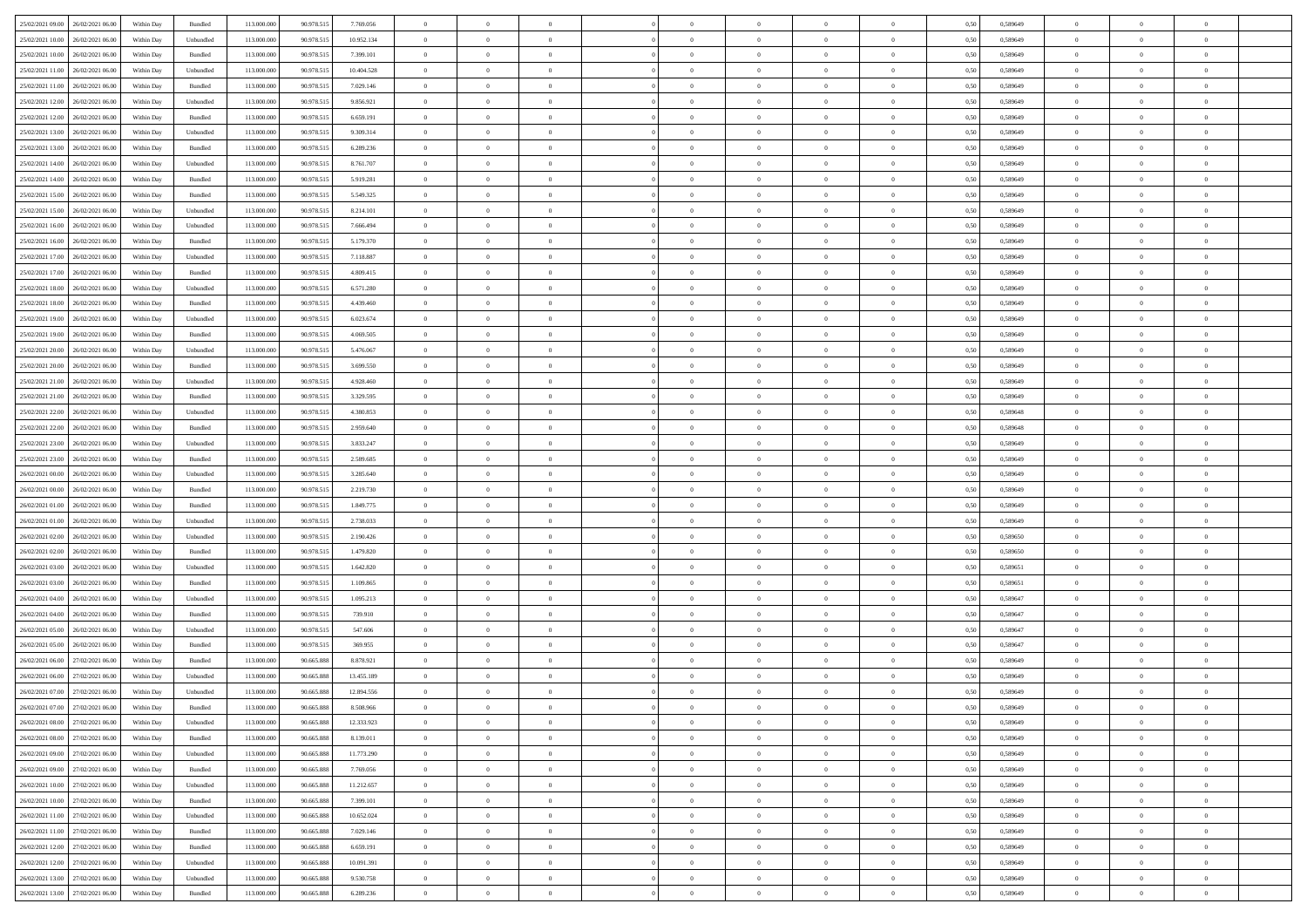| 25/02/2021 09:00 | 26/02/2021 06:00 | Within Day | Bundled | 113.000.000 | 90.978.515 | 7.769.056 | 0 | 0 | 0 | | 0 | 0 | 0 | 0 | 0,50 | 0,589649 | 0 | 0 | 0 | |
|---|---|---|---|---|---|---|---|---|---|---|---|---|---|---|---|---|---|---|---|---|
| 25/02/2021 10:00 | 26/02/2021 06:00 | Within Day | Unbundled | 113.000.000 | 90.978.515 | 10.952.134 | 0 | 0 | 0 | | 0 | 0 | 0 | 0 | 0,50 | 0,589649 | 0 | 0 | 0 | |
| 25/02/2021 10:00 | 26/02/2021 06:00 | Within Day | Bundled | 113.000.000 | 90.978.515 | 7.399.101 | 0 | 0 | 0 | | 0 | 0 | 0 | 0 | 0,50 | 0,589649 | 0 | 0 | 0 | |
| 25/02/2021 11:00 | 26/02/2021 06:00 | Within Day | Unbundled | 113.000.000 | 90.978.515 | 10.404.528 | 0 | 0 | 0 | | 0 | 0 | 0 | 0 | 0,50 | 0,589649 | 0 | 0 | 0 | |
| 25/02/2021 11:00 | 26/02/2021 06:00 | Within Day | Bundled | 113.000.000 | 90.978.515 | 7.029.146 | 0 | 0 | 0 | | 0 | 0 | 0 | 0 | 0,50 | 0,589649 | 0 | 0 | 0 | |
| 25/02/2021 12:00 | 26/02/2021 06:00 | Within Day | Unbundled | 113.000.000 | 90.978.515 | 9.856.921 | 0 | 0 | 0 | | 0 | 0 | 0 | 0 | 0,50 | 0,589649 | 0 | 0 | 0 | |
| 25/02/2021 12:00 | 26/02/2021 06:00 | Within Day | Bundled | 113.000.000 | 90.978.515 | 6.659.191 | 0 | 0 | 0 | | 0 | 0 | 0 | 0 | 0,50 | 0,589649 | 0 | 0 | 0 | |
| 25/02/2021 13:00 | 26/02/2021 06:00 | Within Day | Unbundled | 113.000.000 | 90.978.515 | 9.309.314 | 0 | 0 | 0 | | 0 | 0 | 0 | 0 | 0,50 | 0,589649 | 0 | 0 | 0 | |
| 25/02/2021 13:00 | 26/02/2021 06:00 | Within Day | Bundled | 113.000.000 | 90.978.515 | 6.289.236 | 0 | 0 | 0 | | 0 | 0 | 0 | 0 | 0,50 | 0,589649 | 0 | 0 | 0 | |
| 25/02/2021 14:00 | 26/02/2021 06:00 | Within Day | Unbundled | 113.000.000 | 90.978.515 | 8.761.707 | 0 | 0 | 0 | | 0 | 0 | 0 | 0 | 0,50 | 0,589649 | 0 | 0 | 0 | |
| 25/02/2021 14:00 | 26/02/2021 06:00 | Within Day | Bundled | 113.000.000 | 90.978.515 | 5.919.281 | 0 | 0 | 0 | | 0 | 0 | 0 | 0 | 0,50 | 0,589649 | 0 | 0 | 0 | |
| 25/02/2021 15:00 | 26/02/2021 06:00 | Within Day | Bundled | 113.000.000 | 90.978.515 | 5.549.325 | 0 | 0 | 0 | | 0 | 0 | 0 | 0 | 0,50 | 0,589649 | 0 | 0 | 0 | |
| 25/02/2021 15:00 | 26/02/2021 06:00 | Within Day | Unbundled | 113.000.000 | 90.978.515 | 8.214.101 | 0 | 0 | 0 | | 0 | 0 | 0 | 0 | 0,50 | 0,589649 | 0 | 0 | 0 | |
| 25/02/2021 16:00 | 26/02/2021 06:00 | Within Day | Unbundled | 113.000.000 | 90.978.515 | 7.666.494 | 0 | 0 | 0 | | 0 | 0 | 0 | 0 | 0,50 | 0,589649 | 0 | 0 | 0 | |
| 25/02/2021 16:00 | 26/02/2021 06:00 | Within Day | Bundled | 113.000.000 | 90.978.515 | 5.179.370 | 0 | 0 | 0 | | 0 | 0 | 0 | 0 | 0,50 | 0,589649 | 0 | 0 | 0 | |
| 25/02/2021 17:00 | 26/02/2021 06:00 | Within Day | Unbundled | 113.000.000 | 90.978.515 | 7.118.887 | 0 | 0 | 0 | | 0 | 0 | 0 | 0 | 0,50 | 0,589649 | 0 | 0 | 0 | |
| 25/02/2021 17:00 | 26/02/2021 06:00 | Within Day | Bundled | 113.000.000 | 90.978.515 | 4.809.415 | 0 | 0 | 0 | | 0 | 0 | 0 | 0 | 0,50 | 0,589649 | 0 | 0 | 0 | |
| 25/02/2021 18:00 | 26/02/2021 06:00 | Within Day | Unbundled | 113.000.000 | 90.978.515 | 6.571.280 | 0 | 0 | 0 | | 0 | 0 | 0 | 0 | 0,50 | 0,589649 | 0 | 0 | 0 | |
| 25/02/2021 18:00 | 26/02/2021 06:00 | Within Day | Bundled | 113.000.000 | 90.978.515 | 4.439.460 | 0 | 0 | 0 | | 0 | 0 | 0 | 0 | 0,50 | 0,589649 | 0 | 0 | 0 | |
| 25/02/2021 19:00 | 26/02/2021 06:00 | Within Day | Unbundled | 113.000.000 | 90.978.515 | 6.023.674 | 0 | 0 | 0 | | 0 | 0 | 0 | 0 | 0,50 | 0,589649 | 0 | 0 | 0 | |
| 25/02/2021 19:00 | 26/02/2021 06:00 | Within Day | Bundled | 113.000.000 | 90.978.515 | 4.069.505 | 0 | 0 | 0 | | 0 | 0 | 0 | 0 | 0,50 | 0,589649 | 0 | 0 | 0 | |
| 25/02/2021 20:00 | 26/02/2021 06:00 | Within Day | Unbundled | 113.000.000 | 90.978.515 | 5.476.067 | 0 | 0 | 0 | | 0 | 0 | 0 | 0 | 0,50 | 0,589649 | 0 | 0 | 0 | |
| 25/02/2021 20:00 | 26/02/2021 06:00 | Within Day | Bundled | 113.000.000 | 90.978.515 | 3.699.550 | 0 | 0 | 0 | | 0 | 0 | 0 | 0 | 0,50 | 0,589649 | 0 | 0 | 0 | |
| 25/02/2021 21:00 | 26/02/2021 06:00 | Within Day | Unbundled | 113.000.000 | 90.978.515 | 4.928.460 | 0 | 0 | 0 | | 0 | 0 | 0 | 0 | 0,50 | 0,589649 | 0 | 0 | 0 | |
| 25/02/2021 21:00 | 26/02/2021 06:00 | Within Day | Bundled | 113.000.000 | 90.978.515 | 3.329.595 | 0 | 0 | 0 | | 0 | 0 | 0 | 0 | 0,50 | 0,589649 | 0 | 0 | 0 | |
| 25/02/2021 22:00 | 26/02/2021 06:00 | Within Day | Unbundled | 113.000.000 | 90.978.515 | 4.380.853 | 0 | 0 | 0 | | 0 | 0 | 0 | 0 | 0,50 | 0,589648 | 0 | 0 | 0 | |
| 25/02/2021 22:00 | 26/02/2021 06:00 | Within Day | Bundled | 113.000.000 | 90.978.515 | 2.959.640 | 0 | 0 | 0 | | 0 | 0 | 0 | 0 | 0,50 | 0,589648 | 0 | 0 | 0 | |
| 25/02/2021 23:00 | 26/02/2021 06:00 | Within Day | Unbundled | 113.000.000 | 90.978.515 | 3.833.247 | 0 | 0 | 0 | | 0 | 0 | 0 | 0 | 0,50 | 0,589649 | 0 | 0 | 0 | |
| 25/02/2021 23:00 | 26/02/2021 06:00 | Within Day | Bundled | 113.000.000 | 90.978.515 | 2.589.685 | 0 | 0 | 0 | | 0 | 0 | 0 | 0 | 0,50 | 0,589649 | 0 | 0 | 0 | |
| 26/02/2021 00:00 | 26/02/2021 06:00 | Within Day | Unbundled | 113.000.000 | 90.978.515 | 3.285.640 | 0 | 0 | 0 | | 0 | 0 | 0 | 0 | 0,50 | 0,589649 | 0 | 0 | 0 | |
| 26/02/2021 00:00 | 26/02/2021 06:00 | Within Day | Bundled | 113.000.000 | 90.978.515 | 2.219.730 | 0 | 0 | 0 | | 0 | 0 | 0 | 0 | 0,50 | 0,589649 | 0 | 0 | 0 | |
| 26/02/2021 01:00 | 26/02/2021 06:00 | Within Day | Bundled | 113.000.000 | 90.978.515 | 1.849.775 | 0 | 0 | 0 | | 0 | 0 | 0 | 0 | 0,50 | 0,589649 | 0 | 0 | 0 | |
| 26/02/2021 01:00 | 26/02/2021 06:00 | Within Day | Unbundled | 113.000.000 | 90.978.515 | 2.738.033 | 0 | 0 | 0 | | 0 | 0 | 0 | 0 | 0,50 | 0,589649 | 0 | 0 | 0 | |
| 26/02/2021 02:00 | 26/02/2021 06:00 | Within Day | Unbundled | 113.000.000 | 90.978.515 | 2.190.426 | 0 | 0 | 0 | | 0 | 0 | 0 | 0 | 0,50 | 0,589650 | 0 | 0 | 0 | |
| 26/02/2021 02:00 | 26/02/2021 06:00 | Within Day | Bundled | 113.000.000 | 90.978.515 | 1.479.820 | 0 | 0 | 0 | | 0 | 0 | 0 | 0 | 0,50 | 0,589650 | 0 | 0 | 0 | |
| 26/02/2021 03:00 | 26/02/2021 06:00 | Within Day | Unbundled | 113.000.000 | 90.978.515 | 1.642.820 | 0 | 0 | 0 | | 0 | 0 | 0 | 0 | 0,50 | 0,589651 | 0 | 0 | 0 | |
| 26/02/2021 03:00 | 26/02/2021 06:00 | Within Day | Bundled | 113.000.000 | 90.978.515 | 1.109.865 | 0 | 0 | 0 | | 0 | 0 | 0 | 0 | 0,50 | 0,589651 | 0 | 0 | 0 | |
| 26/02/2021 04:00 | 26/02/2021 06:00 | Within Day | Unbundled | 113.000.000 | 90.978.515 | 1.095.213 | 0 | 0 | 0 | | 0 | 0 | 0 | 0 | 0,50 | 0,589647 | 0 | 0 | 0 | |
| 26/02/2021 04:00 | 26/02/2021 06:00 | Within Day | Bundled | 113.000.000 | 90.978.515 | 739.910 | 0 | 0 | 0 | | 0 | 0 | 0 | 0 | 0,50 | 0,589647 | 0 | 0 | 0 | |
| 26/02/2021 05:00 | 26/02/2021 06:00 | Within Day | Unbundled | 113.000.000 | 90.978.515 | 547.606 | 0 | 0 | 0 | | 0 | 0 | 0 | 0 | 0,50 | 0,589647 | 0 | 0 | 0 | |
| 26/02/2021 05:00 | 26/02/2021 06:00 | Within Day | Bundled | 113.000.000 | 90.978.515 | 369.955 | 0 | 0 | 0 | | 0 | 0 | 0 | 0 | 0,50 | 0,589647 | 0 | 0 | 0 | |
| 26/02/2021 06:00 | 27/02/2021 06:00 | Within Day | Bundled | 113.000.000 | 90.665.888 | 8.878.921 | 0 | 0 | 0 | | 0 | 0 | 0 | 0 | 0,50 | 0,589649 | 0 | 0 | 0 | |
| 26/02/2021 06:00 | 27/02/2021 06:00 | Within Day | Unbundled | 113.000.000 | 90.665.888 | 13.455.189 | 0 | 0 | 0 | | 0 | 0 | 0 | 0 | 0,50 | 0,589649 | 0 | 0 | 0 | |
| 26/02/2021 07:00 | 27/02/2021 06:00 | Within Day | Unbundled | 113.000.000 | 90.665.888 | 12.894.556 | 0 | 0 | 0 | | 0 | 0 | 0 | 0 | 0,50 | 0,589649 | 0 | 0 | 0 | |
| 26/02/2021 07:00 | 27/02/2021 06:00 | Within Day | Bundled | 113.000.000 | 90.665.888 | 8.508.966 | 0 | 0 | 0 | | 0 | 0 | 0 | 0 | 0,50 | 0,589649 | 0 | 0 | 0 | |
| 26/02/2021 08:00 | 27/02/2021 06:00 | Within Day | Unbundled | 113.000.000 | 90.665.888 | 12.333.923 | 0 | 0 | 0 | | 0 | 0 | 0 | 0 | 0,50 | 0,589649 | 0 | 0 | 0 | |
| 26/02/2021 08:00 | 27/02/2021 06:00 | Within Day | Bundled | 113.000.000 | 90.665.888 | 8.139.011 | 0 | 0 | 0 | | 0 | 0 | 0 | 0 | 0,50 | 0,589649 | 0 | 0 | 0 | |
| 26/02/2021 09:00 | 27/02/2021 06:00 | Within Day | Unbundled | 113.000.000 | 90.665.888 | 11.773.290 | 0 | 0 | 0 | | 0 | 0 | 0 | 0 | 0,50 | 0,589649 | 0 | 0 | 0 | |
| 26/02/2021 09:00 | 27/02/2021 06:00 | Within Day | Bundled | 113.000.000 | 90.665.888 | 7.769.056 | 0 | 0 | 0 | | 0 | 0 | 0 | 0 | 0,50 | 0,589649 | 0 | 0 | 0 | |
| 26/02/2021 10:00 | 27/02/2021 06:00 | Within Day | Unbundled | 113.000.000 | 90.665.888 | 11.212.657 | 0 | 0 | 0 | | 0 | 0 | 0 | 0 | 0,50 | 0,589649 | 0 | 0 | 0 | |
| 26/02/2021 10:00 | 27/02/2021 06:00 | Within Day | Bundled | 113.000.000 | 90.665.888 | 7.399.101 | 0 | 0 | 0 | | 0 | 0 | 0 | 0 | 0,50 | 0,589649 | 0 | 0 | 0 | |
| 26/02/2021 11:00 | 27/02/2021 06:00 | Within Day | Unbundled | 113.000.000 | 90.665.888 | 10.652.024 | 0 | 0 | 0 | | 0 | 0 | 0 | 0 | 0,50 | 0,589649 | 0 | 0 | 0 | |
| 26/02/2021 11:00 | 27/02/2021 06:00 | Within Day | Bundled | 113.000.000 | 90.665.888 | 7.029.146 | 0 | 0 | 0 | | 0 | 0 | 0 | 0 | 0,50 | 0,589649 | 0 | 0 | 0 | |
| 26/02/2021 12:00 | 27/02/2021 06:00 | Within Day | Bundled | 113.000.000 | 90.665.888 | 6.659.191 | 0 | 0 | 0 | | 0 | 0 | 0 | 0 | 0,50 | 0,589649 | 0 | 0 | 0 | |
| 26/02/2021 12:00 | 27/02/2021 06:00 | Within Day | Unbundled | 113.000.000 | 90.665.888 | 10.091.391 | 0 | 0 | 0 | | 0 | 0 | 0 | 0 | 0,50 | 0,589649 | 0 | 0 | 0 | |
| 26/02/2021 13:00 | 27/02/2021 06:00 | Within Day | Unbundled | 113.000.000 | 90.665.888 | 9.530.758 | 0 | 0 | 0 | | 0 | 0 | 0 | 0 | 0,50 | 0,589649 | 0 | 0 | 0 | |
| 26/02/2021 13:00 | 27/02/2021 06:00 | Within Day | Bundled | 113.000.000 | 90.665.888 | 6.289.236 | 0 | 0 | 0 | | 0 | 0 | 0 | 0 | 0,50 | 0,589649 | 0 | 0 | 0 | |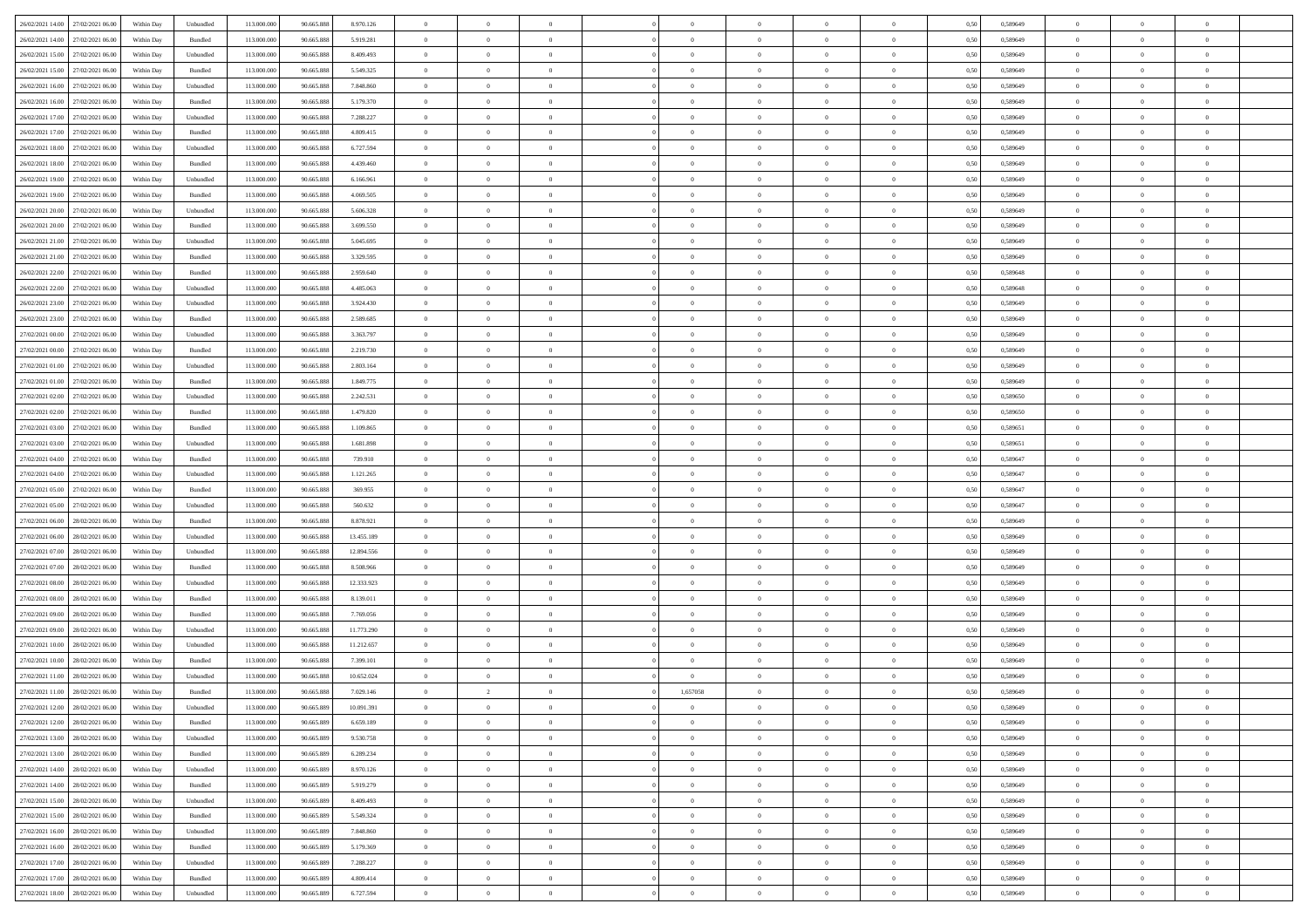| | | | | | | | | | | | | | | | | | | | | |
|---|---|---|---|---|---|---|---|---|---|---|---|---|---|---|---|---|---|---|---|---|
| 26/02/2021 14:00 | 27/02/2021 06:00 | Within Day | Unbundled | 113.000.000 | 90.665.888 | 8.970.126 | 0 | 0 | 0 | | 0 | 0 | 0 | 0 | 0,50 | 0,589649 | 0 | 0 | 0 | |
| 26/02/2021 14:00 | 27/02/2021 06:00 | Within Day | Bundled | 113.000.000 | 90.665.888 | 5.919.281 | 0 | 0 | 0 | | 0 | 0 | 0 | 0 | 0,50 | 0,589649 | 0 | 0 | 0 | |
| 26/02/2021 15:00 | 27/02/2021 06:00 | Within Day | Unbundled | 113.000.000 | 90.665.888 | 8.409.493 | 0 | 0 | 0 | | 0 | 0 | 0 | 0 | 0,50 | 0,589649 | 0 | 0 | 0 | |
| 26/02/2021 15:00 | 27/02/2021 06:00 | Within Day | Bundled | 113.000.000 | 90.665.888 | 5.549.325 | 0 | 0 | 0 | | 0 | 0 | 0 | 0 | 0,50 | 0,589649 | 0 | 0 | 0 | |
| 26/02/2021 16:00 | 27/02/2021 06:00 | Within Day | Unbundled | 113.000.000 | 90.665.888 | 7.848.860 | 0 | 0 | 0 | | 0 | 0 | 0 | 0 | 0,50 | 0,589649 | 0 | 0 | 0 | |
| 26/02/2021 16:00 | 27/02/2021 06:00 | Within Day | Bundled | 113.000.000 | 90.665.888 | 5.179.370 | 0 | 0 | 0 | | 0 | 0 | 0 | 0 | 0,50 | 0,589649 | 0 | 0 | 0 | |
| 26/02/2021 17:00 | 27/02/2021 06:00 | Within Day | Unbundled | 113.000.000 | 90.665.888 | 7.288.227 | 0 | 0 | 0 | | 0 | 0 | 0 | 0 | 0,50 | 0,589649 | 0 | 0 | 0 | |
| 26/02/2021 17:00 | 27/02/2021 06:00 | Within Day | Bundled | 113.000.000 | 90.665.888 | 4.809.415 | 0 | 0 | 0 | | 0 | 0 | 0 | 0 | 0,50 | 0,589649 | 0 | 0 | 0 | |
| 26/02/2021 18:00 | 27/02/2021 06:00 | Within Day | Unbundled | 113.000.000 | 90.665.888 | 6.727.594 | 0 | 0 | 0 | | 0 | 0 | 0 | 0 | 0,50 | 0,589649 | 0 | 0 | 0 | |
| 26/02/2021 18:00 | 27/02/2021 06:00 | Within Day | Bundled | 113.000.000 | 90.665.888 | 4.439.460 | 0 | 0 | 0 | | 0 | 0 | 0 | 0 | 0,50 | 0,589649 | 0 | 0 | 0 | |
| 26/02/2021 19:00 | 27/02/2021 06:00 | Within Day | Unbundled | 113.000.000 | 90.665.888 | 6.166.961 | 0 | 0 | 0 | | 0 | 0 | 0 | 0 | 0,50 | 0,589649 | 0 | 0 | 0 | |
| 26/02/2021 19:00 | 27/02/2021 06:00 | Within Day | Bundled | 113.000.000 | 90.665.888 | 4.069.505 | 0 | 0 | 0 | | 0 | 0 | 0 | 0 | 0,50 | 0,589649 | 0 | 0 | 0 | |
| 26/02/2021 20:00 | 27/02/2021 06:00 | Within Day | Unbundled | 113.000.000 | 90.665.888 | 5.606.328 | 0 | 0 | 0 | | 0 | 0 | 0 | 0 | 0,50 | 0,589649 | 0 | 0 | 0 | |
| 26/02/2021 20:00 | 27/02/2021 06:00 | Within Day | Bundled | 113.000.000 | 90.665.888 | 3.699.550 | 0 | 0 | 0 | | 0 | 0 | 0 | 0 | 0,50 | 0,589649 | 0 | 0 | 0 | |
| 26/02/2021 21:00 | 27/02/2021 06:00 | Within Day | Unbundled | 113.000.000 | 90.665.888 | 5.045.695 | 0 | 0 | 0 | | 0 | 0 | 0 | 0 | 0,50 | 0,589649 | 0 | 0 | 0 | |
| 26/02/2021 21:00 | 27/02/2021 06:00 | Within Day | Bundled | 113.000.000 | 90.665.888 | 3.329.595 | 0 | 0 | 0 | | 0 | 0 | 0 | 0 | 0,50 | 0,589649 | 0 | 0 | 0 | |
| 26/02/2021 22:00 | 27/02/2021 06:00 | Within Day | Bundled | 113.000.000 | 90.665.888 | 2.959.640 | 0 | 0 | 0 | | 0 | 0 | 0 | 0 | 0,50 | 0,589648 | 0 | 0 | 0 | |
| 26/02/2021 22:00 | 27/02/2021 06:00 | Within Day | Unbundled | 113.000.000 | 90.665.888 | 4.485.063 | 0 | 0 | 0 | | 0 | 0 | 0 | 0 | 0,50 | 0,589648 | 0 | 0 | 0 | |
| 26/02/2021 23:00 | 27/02/2021 06:00 | Within Day | Unbundled | 113.000.000 | 90.665.888 | 3.924.430 | 0 | 0 | 0 | | 0 | 0 | 0 | 0 | 0,50 | 0,589649 | 0 | 0 | 0 | |
| 26/02/2021 23:00 | 27/02/2021 06:00 | Within Day | Bundled | 113.000.000 | 90.665.888 | 2.589.685 | 0 | 0 | 0 | | 0 | 0 | 0 | 0 | 0,50 | 0,589649 | 0 | 0 | 0 | |
| 27/02/2021 00:00 | 27/02/2021 06:00 | Within Day | Unbundled | 113.000.000 | 90.665.888 | 3.363.797 | 0 | 0 | 0 | | 0 | 0 | 0 | 0 | 0,50 | 0,589649 | 0 | 0 | 0 | |
| 27/02/2021 00:00 | 27/02/2021 06:00 | Within Day | Bundled | 113.000.000 | 90.665.888 | 2.219.730 | 0 | 0 | 0 | | 0 | 0 | 0 | 0 | 0,50 | 0,589649 | 0 | 0 | 0 | |
| 27/02/2021 01:00 | 27/02/2021 06:00 | Within Day | Unbundled | 113.000.000 | 90.665.888 | 2.803.164 | 0 | 0 | 0 | | 0 | 0 | 0 | 0 | 0,50 | 0,589649 | 0 | 0 | 0 | |
| 27/02/2021 01:00 | 27/02/2021 06:00 | Within Day | Bundled | 113.000.000 | 90.665.888 | 1.849.775 | 0 | 0 | 0 | | 0 | 0 | 0 | 0 | 0,50 | 0,589649 | 0 | 0 | 0 | |
| 27/02/2021 02:00 | 27/02/2021 06:00 | Within Day | Unbundled | 113.000.000 | 90.665.888 | 2.242.531 | 0 | 0 | 0 | | 0 | 0 | 0 | 0 | 0,50 | 0,589650 | 0 | 0 | 0 | |
| 27/02/2021 02:00 | 27/02/2021 06:00 | Within Day | Bundled | 113.000.000 | 90.665.888 | 1.479.820 | 0 | 0 | 0 | | 0 | 0 | 0 | 0 | 0,50 | 0,589650 | 0 | 0 | 0 | |
| 27/02/2021 03:00 | 27/02/2021 06:00 | Within Day | Bundled | 113.000.000 | 90.665.888 | 1.109.865 | 0 | 0 | 0 | | 0 | 0 | 0 | 0 | 0,50 | 0,589651 | 0 | 0 | 0 | |
| 27/02/2021 03:00 | 27/02/2021 06:00 | Within Day | Unbundled | 113.000.000 | 90.665.888 | 1.681.898 | 0 | 0 | 0 | | 0 | 0 | 0 | 0 | 0,50 | 0,589651 | 0 | 0 | 0 | |
| 27/02/2021 04:00 | 27/02/2021 06:00 | Within Day | Bundled | 113.000.000 | 90.665.888 | 739.910 | 0 | 0 | 0 | | 0 | 0 | 0 | 0 | 0,50 | 0,589647 | 0 | 0 | 0 | |
| 27/02/2021 04:00 | 27/02/2021 06:00 | Within Day | Unbundled | 113.000.000 | 90.665.888 | 1.121.265 | 0 | 0 | 0 | | 0 | 0 | 0 | 0 | 0,50 | 0,589647 | 0 | 0 | 0 | |
| 27/02/2021 05:00 | 27/02/2021 06:00 | Within Day | Bundled | 113.000.000 | 90.665.888 | 369.955 | 0 | 0 | 0 | | 0 | 0 | 0 | 0 | 0,50 | 0,589647 | 0 | 0 | 0 | |
| 27/02/2021 05:00 | 27/02/2021 06:00 | Within Day | Unbundled | 113.000.000 | 90.665.888 | 560.632 | 0 | 0 | 0 | | 0 | 0 | 0 | 0 | 0,50 | 0,589647 | 0 | 0 | 0 | |
| 27/02/2021 06:00 | 28/02/2021 06:00 | Within Day | Bundled | 113.000.000 | 90.665.888 | 8.878.921 | 0 | 0 | 0 | | 0 | 0 | 0 | 0 | 0,50 | 0,589649 | 0 | 0 | 0 | |
| 27/02/2021 06:00 | 28/02/2021 06:00 | Within Day | Unbundled | 113.000.000 | 90.665.888 | 13.455.189 | 0 | 0 | 0 | | 0 | 0 | 0 | 0 | 0,50 | 0,589649 | 0 | 0 | 0 | |
| 27/02/2021 07:00 | 28/02/2021 06:00 | Within Day | Unbundled | 113.000.000 | 90.665.888 | 12.894.556 | 0 | 0 | 0 | | 0 | 0 | 0 | 0 | 0,50 | 0,589649 | 0 | 0 | 0 | |
| 27/02/2021 07:00 | 28/02/2021 06:00 | Within Day | Bundled | 113.000.000 | 90.665.888 | 8.508.966 | 0 | 0 | 0 | | 0 | 0 | 0 | 0 | 0,50 | 0,589649 | 0 | 0 | 0 | |
| 27/02/2021 08:00 | 28/02/2021 06:00 | Within Day | Unbundled | 113.000.000 | 90.665.888 | 12.333.923 | 0 | 0 | 0 | | 0 | 0 | 0 | 0 | 0,50 | 0,589649 | 0 | 0 | 0 | |
| 27/02/2021 08:00 | 28/02/2021 06:00 | Within Day | Bundled | 113.000.000 | 90.665.888 | 8.139.011 | 0 | 0 | 0 | | 0 | 0 | 0 | 0 | 0,50 | 0,589649 | 0 | 0 | 0 | |
| 27/02/2021 09:00 | 28/02/2021 06:00 | Within Day | Bundled | 113.000.000 | 90.665.888 | 7.769.056 | 0 | 0 | 0 | | 0 | 0 | 0 | 0 | 0,50 | 0,589649 | 0 | 0 | 0 | |
| 27/02/2021 09:00 | 28/02/2021 06:00 | Within Day | Unbundled | 113.000.000 | 90.665.888 | 11.773.290 | 0 | 0 | 0 | | 0 | 0 | 0 | 0 | 0,50 | 0,589649 | 0 | 0 | 0 | |
| 27/02/2021 10:00 | 28/02/2021 06:00 | Within Day | Unbundled | 113.000.000 | 90.665.888 | 11.212.657 | 0 | 0 | 0 | | 0 | 0 | 0 | 0 | 0,50 | 0,589649 | 0 | 0 | 0 | |
| 27/02/2021 10:00 | 28/02/2021 06:00 | Within Day | Bundled | 113.000.000 | 90.665.888 | 7.399.101 | 0 | 0 | 0 | | 0 | 0 | 0 | 0 | 0,50 | 0,589649 | 0 | 0 | 0 | |
| 27/02/2021 11:00 | 28/02/2021 06:00 | Within Day | Unbundled | 113.000.000 | 90.665.888 | 10.652.024 | 0 | 0 | 0 | | 0 | 0 | 0 | 0 | 0,50 | 0,589649 | 0 | 0 | 0 | |
| 27/02/2021 11:00 | 28/02/2021 06:00 | Within Day | Bundled | 113.000.000 | 90.665.888 | 7.029.146 | 0 | 2 | 0 | | 1,657058 | 0 | 0 | 0 | 0,50 | 0,589649 | 0 | 0 | 0 | |
| 27/02/2021 12:00 | 28/02/2021 06:00 | Within Day | Unbundled | 113.000.000 | 90.665.889 | 10.091.391 | 0 | 0 | 0 | | 0 | 0 | 0 | 0 | 0,50 | 0,589649 | 0 | 0 | 0 | |
| 27/02/2021 12:00 | 28/02/2021 06:00 | Within Day | Bundled | 113.000.000 | 90.665.889 | 6.659.189 | 0 | 0 | 0 | | 0 | 0 | 0 | 0 | 0,50 | 0,589649 | 0 | 0 | 0 | |
| 27/02/2021 13:00 | 28/02/2021 06:00 | Within Day | Unbundled | 113.000.000 | 90.665.889 | 9.530.758 | 0 | 0 | 0 | | 0 | 0 | 0 | 0 | 0,50 | 0,589649 | 0 | 0 | 0 | |
| 27/02/2021 13:00 | 28/02/2021 06:00 | Within Day | Bundled | 113.000.000 | 90.665.889 | 6.289.234 | 0 | 0 | 0 | | 0 | 0 | 0 | 0 | 0,50 | 0,589649 | 0 | 0 | 0 | |
| 27/02/2021 14:00 | 28/02/2021 06:00 | Within Day | Unbundled | 113.000.000 | 90.665.889 | 8.970.126 | 0 | 0 | 0 | | 0 | 0 | 0 | 0 | 0,50 | 0,589649 | 0 | 0 | 0 | |
| 27/02/2021 14:00 | 28/02/2021 06:00 | Within Day | Bundled | 113.000.000 | 90.665.889 | 5.919.279 | 0 | 0 | 0 | | 0 | 0 | 0 | 0 | 0,50 | 0,589649 | 0 | 0 | 0 | |
| 27/02/2021 15:00 | 28/02/2021 06:00 | Within Day | Unbundled | 113.000.000 | 90.665.889 | 8.409.493 | 0 | 0 | 0 | | 0 | 0 | 0 | 0 | 0,50 | 0,589649 | 0 | 0 | 0 | |
| 27/02/2021 15:00 | 28/02/2021 06:00 | Within Day | Bundled | 113.000.000 | 90.665.889 | 5.549.324 | 0 | 0 | 0 | | 0 | 0 | 0 | 0 | 0,50 | 0,589649 | 0 | 0 | 0 | |
| 27/02/2021 16:00 | 28/02/2021 06:00 | Within Day | Unbundled | 113.000.000 | 90.665.889 | 7.848.860 | 0 | 0 | 0 | | 0 | 0 | 0 | 0 | 0,50 | 0,589649 | 0 | 0 | 0 | |
| 27/02/2021 16:00 | 28/02/2021 06:00 | Within Day | Bundled | 113.000.000 | 90.665.889 | 5.179.369 | 0 | 0 | 0 | | 0 | 0 | 0 | 0 | 0,50 | 0,589649 | 0 | 0 | 0 | |
| 27/02/2021 17:00 | 28/02/2021 06:00 | Within Day | Unbundled | 113.000.000 | 90.665.889 | 7.288.227 | 0 | 0 | 0 | | 0 | 0 | 0 | 0 | 0,50 | 0,589649 | 0 | 0 | 0 | |
| 27/02/2021 17:00 | 28/02/2021 06:00 | Within Day | Bundled | 113.000.000 | 90.665.889 | 4.809.414 | 0 | 0 | 0 | | 0 | 0 | 0 | 0 | 0,50 | 0,589649 | 0 | 0 | 0 | |
| 27/02/2021 18:00 | 28/02/2021 06:00 | Within Day | Unbundled | 113.000.000 | 90.665.889 | 6.727.594 | 0 | 0 | 0 | | 0 | 0 | 0 | 0 | 0,50 | 0,589649 | 0 | 0 | 0 | |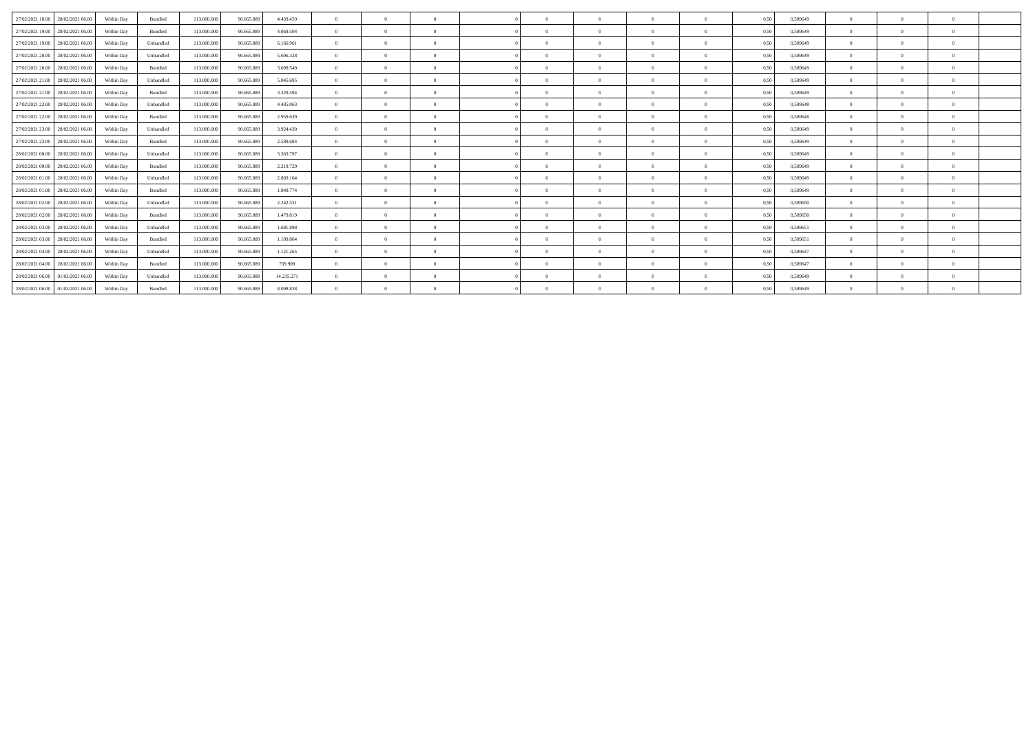| | | | | | | | | | | | | | | | | | | | | |
|---|---|---|---|---|---|---|---|---|---|---|---|---|---|---|---|---|---|---|---|---|
| 27/02/2021 18.00 | 28/02/2021 06.00 | Within Day | Bundled | 113.000.000 | 90.665.889 | 4.439.459 | 0 | 0 | 0 | 0 | 0 | 0 | 0 | 0 | 0,50 | 0,589649 | 0 | 0 | 0 | |
| 27/02/2021 19.00 | 28/02/2021 06.00 | Within Day | Bundled | 113.000.000 | 90.665.889 | 4.069.504 | 0 | 0 | 0 | 0 | 0 | 0 | 0 | 0 | 0,50 | 0,589649 | 0 | 0 | 0 | |
| 27/02/2021 19.00 | 28/02/2021 06.00 | Within Day | Unbundled | 113.000.000 | 90.665.889 | 6.166.961 | 0 | 0 | 0 | 0 | 0 | 0 | 0 | 0 | 0,50 | 0,589649 | 0 | 0 | 0 | |
| 27/02/2021 20.00 | 28/02/2021 06.00 | Within Day | Unbundled | 113.000.000 | 90.665.889 | 5.606.328 | 0 | 0 | 0 | 0 | 0 | 0 | 0 | 0 | 0,50 | 0,589649 | 0 | 0 | 0 | |
| 27/02/2021 20.00 | 28/02/2021 06.00 | Within Day | Bundled | 113.000.000 | 90.665.889 | 3.699.549 | 0 | 0 | 0 | 0 | 0 | 0 | 0 | 0 | 0,50 | 0,589649 | 0 | 0 | 0 | |
| 27/02/2021 21.00 | 28/02/2021 06.00 | Within Day | Unbundled | 113.000.000 | 90.665.889 | 5.045.695 | 0 | 0 | 0 | 0 | 0 | 0 | 0 | 0 | 0,50 | 0,589649 | 0 | 0 | 0 | |
| 27/02/2021 21.00 | 28/02/2021 06.00 | Within Day | Bundled | 113.000.000 | 90.665.889 | 3.329.594 | 0 | 0 | 0 | 0 | 0 | 0 | 0 | 0 | 0,50 | 0,589649 | 0 | 0 | 0 | |
| 27/02/2021 22.00 | 28/02/2021 06.00 | Within Day | Unbundled | 113.000.000 | 90.665.889 | 4.485.063 | 0 | 0 | 0 | 0 | 0 | 0 | 0 | 0 | 0,50 | 0,589648 | 0 | 0 | 0 | |
| 27/02/2021 22.00 | 28/02/2021 06.00 | Within Day | Bundled | 113.000.000 | 90.665.889 | 2.959.639 | 0 | 0 | 0 | 0 | 0 | 0 | 0 | 0 | 0,50 | 0,589648 | 0 | 0 | 0 | |
| 27/02/2021 23.00 | 28/02/2021 06.00 | Within Day | Unbundled | 113.000.000 | 90.665.889 | 3.924.430 | 0 | 0 | 0 | 0 | 0 | 0 | 0 | 0 | 0,50 | 0,589649 | 0 | 0 | 0 | |
| 27/02/2021 23.00 | 28/02/2021 06.00 | Within Day | Bundled | 113.000.000 | 90.665.889 | 2.589.684 | 0 | 0 | 0 | 0 | 0 | 0 | 0 | 0 | 0,50 | 0,589649 | 0 | 0 | 0 | |
| 28/02/2021 00.00 | 28/02/2021 06.00 | Within Day | Unbundled | 113.000.000 | 90.665.889 | 3.363.797 | 0 | 0 | 0 | 0 | 0 | 0 | 0 | 0 | 0,50 | 0,589649 | 0 | 0 | 0 | |
| 28/02/2021 00.00 | 28/02/2021 06.00 | Within Day | Bundled | 113.000.000 | 90.665.889 | 2.219.729 | 0 | 0 | 0 | 0 | 0 | 0 | 0 | 0 | 0,50 | 0,589649 | 0 | 0 | 0 | |
| 28/02/2021 01.00 | 28/02/2021 06.00 | Within Day | Unbundled | 113.000.000 | 90.665.889 | 2.803.164 | 0 | 0 | 0 | 0 | 0 | 0 | 0 | 0 | 0,50 | 0,589649 | 0 | 0 | 0 | |
| 28/02/2021 01.00 | 28/02/2021 06.00 | Within Day | Bundled | 113.000.000 | 90.665.889 | 1.849.774 | 0 | 0 | 0 | 0 | 0 | 0 | 0 | 0 | 0,50 | 0,589649 | 0 | 0 | 0 | |
| 28/02/2021 02.00 | 28/02/2021 06.00 | Within Day | Unbundled | 113.000.000 | 90.665.889 | 2.242.531 | 0 | 0 | 0 | 0 | 0 | 0 | 0 | 0 | 0,50 | 0,589650 | 0 | 0 | 0 | |
| 28/02/2021 02.00 | 28/02/2021 06.00 | Within Day | Bundled | 113.000.000 | 90.665.889 | 1.479.819 | 0 | 0 | 0 | 0 | 0 | 0 | 0 | 0 | 0,50 | 0,589650 | 0 | 0 | 0 | |
| 28/02/2021 03.00 | 28/02/2021 06.00 | Within Day | Unbundled | 113.000.000 | 90.665.889 | 1.681.898 | 0 | 0 | 0 | 0 | 0 | 0 | 0 | 0 | 0,50 | 0,589651 | 0 | 0 | 0 | |
| 28/02/2021 03.00 | 28/02/2021 06.00 | Within Day | Bundled | 113.000.000 | 90.665.889 | 1.109.864 | 0 | 0 | 0 | 0 | 0 | 0 | 0 | 0 | 0,50 | 0,589651 | 0 | 0 | 0 | |
| 28/02/2021 04.00 | 28/02/2021 06.00 | Within Day | Unbundled | 113.000.000 | 90.665.889 | 1.121.265 | 0 | 0 | 0 | 0 | 0 | 0 | 0 | 0 | 0,50 | 0,589647 | 0 | 0 | 0 | |
| 28/02/2021 04.00 | 28/02/2021 06.00 | Within Day | Bundled | 113.000.000 | 90.665.889 | 739.909 | 0 | 0 | 0 | 0 | 0 | 0 | 0 | 0 | 0,50 | 0,589647 | 0 | 0 | 0 | |
| 28/02/2021 06.00 | 01/03/2021 06.00 | Within Day | Unbundled | 113.000.000 | 90.665.888 | 14.235.271 | 0 | 0 | 0 | 0 | 0 | 0 | 0 | 0 | 0,50 | 0,589649 | 0 | 0 | 0 | |
| 28/02/2021 06.00 | 01/03/2021 06.00 | Within Day | Bundled | 113.000.000 | 90.665.888 | 8.098.838 | 0 | 0 | 0 | 0 | 0 | 0 | 0 | 0 | 0,50 | 0,589649 | 0 | 0 | 0 | |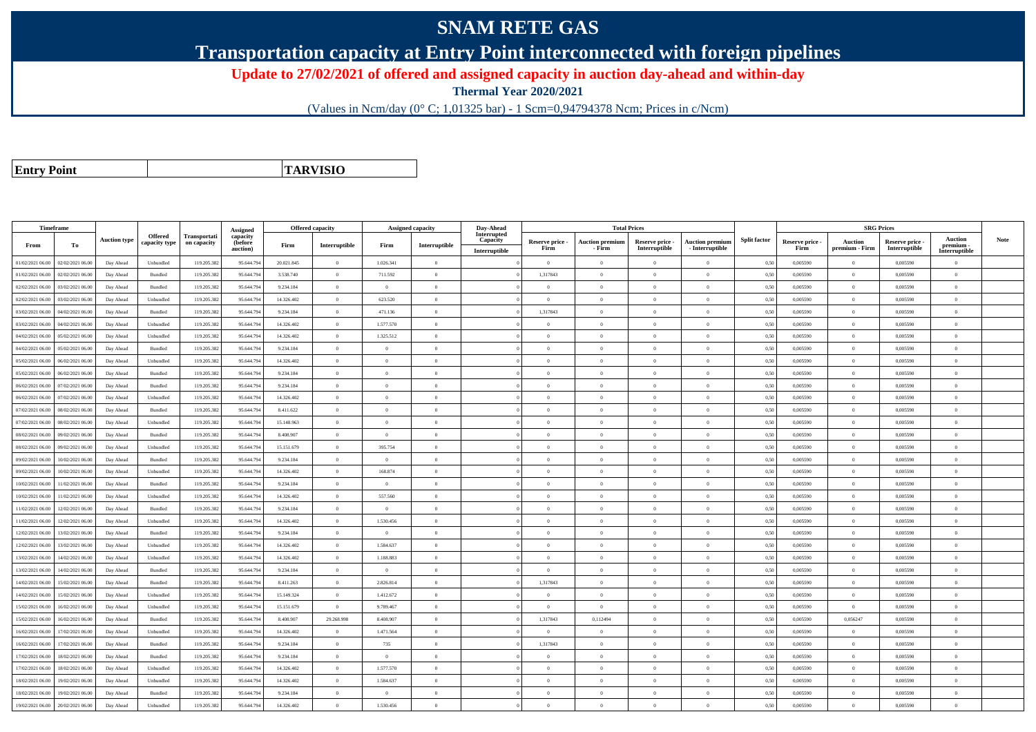# SNAM RETE GAS

## Transportation capacity at Entry Point interconnected with foreign pipelines

### Update to 27/02/2021 of offered and assigned capacity in auction day-ahead and within-day

**Thermal Year 2020/2021**

(Values in Ncm/day (0° C; 1,01325 bar) - 1 Scm=0,94794378 Ncm; Prices in c/Ncm)

| **Entry Point** | **TARVISIO** |
|---|---|

| Timeframe | | Auction type | Offered capacity type | Transportation capacity | Assigned capacity (before auction) | Offered capacity | | Assigned capacity | | Day-Ahead Interrupted Capacity | Total Prices | | | | Split factor | SRG Prices | | | | Note |
|---|---|---|---|---|---|---|---|---|---|---|---|---|---|---|---|---|---|---|---|---|
| From | To | | | | | Firm | Interruptible | Firm | Interruptible | Interruptible | Reserve price - Firm | Auction premium - Firm | Reserve price - Interruptible | Auction premium - Interruptible | | Reserve price - Firm | Auction premium - Firm | Reserve price - Interruptible | Auction premium - Interruptible | |
| 01/02/2021 06.00 | 02/02/2021 06.00 | Day Ahead | Unbundled | 119.205.382 | 95.644.794 | 20.021.845 | 0 | 1.026.341 | 0 | 0 | 0 | 0 | 0 | 0 | 0,50 | 0,005590 | 0 | 0,005590 | 0 | |
| 01/02/2021 06.00 | 02/02/2021 06.00 | Day Ahead | Bundled | 119.205.382 | 95.644.794 | 3.538.740 | 0 | 711.592 | 0 | 0 | 1,317843 | 0 | 0 | 0 | 0,50 | 0,005590 | 0 | 0,005590 | 0 | |
| 02/02/2021 06.00 | 03/02/2021 06.00 | Day Ahead | Bundled | 119.205.382 | 95.644.794 | 9.234.184 | 0 | 0 | 0 | 0 | 0 | 0 | 0 | 0 | 0,50 | 0,005590 | 0 | 0,005590 | 0 | |
| 02/02/2021 06.00 | 03/02/2021 06.00 | Day Ahead | Unbundled | 119.205.382 | 95.644.794 | 14.326.402 | 0 | 623.520 | 0 | 0 | 0 | 0 | 0 | 0 | 0,50 | 0,005590 | 0 | 0,005590 | 0 | |
| 03/02/2021 06.00 | 04/02/2021 06.00 | Day Ahead | Bundled | 119.205.382 | 95.644.794 | 9.234.184 | 0 | 471.136 | 0 | 0 | 1,317843 | 0 | 0 | 0 | 0,50 | 0,005590 | 0 | 0,005590 | 0 | |
| 03/02/2021 06.00 | 04/02/2021 06.00 | Day Ahead | Unbundled | 119.205.382 | 95.644.794 | 14.326.402 | 0 | 1.577.570 | 0 | 0 | 0 | 0 | 0 | 0 | 0,50 | 0,005590 | 0 | 0,005590 | 0 | |
| 04/02/2021 06.00 | 05/02/2021 06.00 | Day Ahead | Unbundled | 119.205.382 | 95.644.794 | 14.326.402 | 0 | 1.325.512 | 0 | 0 | 0 | 0 | 0 | 0 | 0,50 | 0,005590 | 0 | 0,005590 | 0 | |
| 04/02/2021 06.00 | 05/02/2021 06.00 | Day Ahead | Bundled | 119.205.382 | 95.644.794 | 9.234.184 | 0 | 0 | 0 | 0 | 0 | 0 | 0 | 0 | 0,50 | 0,005590 | 0 | 0,005590 | 0 | |
| 05/02/2021 06.00 | 06/02/2021 06.00 | Day Ahead | Unbundled | 119.205.382 | 95.644.794 | 14.326.402 | 0 | 0 | 0 | 0 | 0 | 0 | 0 | 0 | 0,50 | 0,005590 | 0 | 0,005590 | 0 | |
| 05/02/2021 06.00 | 06/02/2021 06.00 | Day Ahead | Bundled | 119.205.382 | 95.644.794 | 9.234.184 | 0 | 0 | 0 | 0 | 0 | 0 | 0 | 0 | 0,50 | 0,005590 | 0 | 0,005590 | 0 | |
| 06/02/2021 06.00 | 07/02/2021 06.00 | Day Ahead | Bundled | 119.205.382 | 95.644.794 | 9.234.184 | 0 | 0 | 0 | 0 | 0 | 0 | 0 | 0 | 0,50 | 0,005590 | 0 | 0,005590 | 0 | |
| 06/02/2021 06.00 | 07/02/2021 06.00 | Day Ahead | Unbundled | 119.205.382 | 95.644.794 | 14.326.402 | 0 | 0 | 0 | 0 | 0 | 0 | 0 | 0 | 0,50 | 0,005590 | 0 | 0,005590 | 0 | |
| 07/02/2021 06.00 | 08/02/2021 06.00 | Day Ahead | Bundled | 119.205.382 | 95.644.794 | 8.411.622 | 0 | 0 | 0 | 0 | 0 | 0 | 0 | 0 | 0,50 | 0,005590 | 0 | 0,005590 | 0 | |
| 07/02/2021 06.00 | 08/02/2021 06.00 | Day Ahead | Unbundled | 119.205.382 | 95.644.794 | 15.148.963 | 0 | 0 | 0 | 0 | 0 | 0 | 0 | 0 | 0,50 | 0,005590 | 0 | 0,005590 | 0 | |
| 08/02/2021 06.00 | 09/02/2021 06.00 | Day Ahead | Bundled | 119.205.382 | 95.644.794 | 8.408.907 | 0 | 0 | 0 | 0 | 0 | 0 | 0 | 0 | 0,50 | 0,005590 | 0 | 0,005590 | 0 | |
| 08/02/2021 06.00 | 09/02/2021 06.00 | Day Ahead | Unbundled | 119.205.382 | 95.644.794 | 15.151.679 | 0 | 395.754 | 0 | 0 | 0 | 0 | 0 | 0 | 0,50 | 0,005590 | 0 | 0,005590 | 0 | |
| 09/02/2021 06.00 | 10/02/2021 06.00 | Day Ahead | Bundled | 119.205.382 | 95.644.794 | 9.234.184 | 0 | 0 | 0 | 0 | 0 | 0 | 0 | 0 | 0,50 | 0,005590 | 0 | 0,005590 | 0 | |
| 09/02/2021 06.00 | 10/02/2021 06.00 | Day Ahead | Unbundled | 119.205.382 | 95.644.794 | 14.326.402 | 0 | 168.874 | 0 | 0 | 0 | 0 | 0 | 0 | 0,50 | 0,005590 | 0 | 0,005590 | 0 | |
| 10/02/2021 06.00 | 11/02/2021 06.00 | Day Ahead | Bundled | 119.205.382 | 95.644.794 | 9.234.184 | 0 | 0 | 0 | 0 | 0 | 0 | 0 | 0 | 0,50 | 0,005590 | 0 | 0,005590 | 0 | |
| 10/02/2021 06.00 | 11/02/2021 06.00 | Day Ahead | Unbundled | 119.205.382 | 95.644.794 | 14.326.402 | 0 | 557.560 | 0 | 0 | 0 | 0 | 0 | 0 | 0,50 | 0,005590 | 0 | 0,005590 | 0 | |
| 11/02/2021 06.00 | 12/02/2021 06.00 | Day Ahead | Bundled | 119.205.382 | 95.644.794 | 9.234.184 | 0 | 0 | 0 | 0 | 0 | 0 | 0 | 0 | 0,50 | 0,005590 | 0 | 0,005590 | 0 | |
| 11/02/2021 06.00 | 12/02/2021 06.00 | Day Ahead | Unbundled | 119.205.382 | 95.644.794 | 14.326.402 | 0 | 1.530.456 | 0 | 0 | 0 | 0 | 0 | 0 | 0,50 | 0,005590 | 0 | 0,005590 | 0 | |
| 12/02/2021 06.00 | 13/02/2021 06.00 | Day Ahead | Bundled | 119.205.382 | 95.644.794 | 9.234.184 | 0 | 0 | 0 | 0 | 0 | 0 | 0 | 0 | 0,50 | 0,005590 | 0 | 0,005590 | 0 | |
| 12/02/2021 06.00 | 13/02/2021 06.00 | Day Ahead | Unbundled | 119.205.382 | 95.644.794 | 14.326.402 | 0 | 1.584.637 | 0 | 0 | 0 | 0 | 0 | 0 | 0,50 | 0,005590 | 0 | 0,005590 | 0 | |
| 13/02/2021 06.00 | 14/02/2021 06.00 | Day Ahead | Unbundled | 119.205.382 | 95.644.794 | 14.326.402 | 0 | 1.188.883 | 0 | 0 | 0 | 0 | 0 | 0 | 0,50 | 0,005590 | 0 | 0,005590 | 0 | |
| 13/02/2021 06.00 | 14/02/2021 06.00 | Day Ahead | Bundled | 119.205.382 | 95.644.794 | 9.234.184 | 0 | 0 | 0 | 0 | 0 | 0 | 0 | 0 | 0,50 | 0,005590 | 0 | 0,005590 | 0 | |
| 14/02/2021 06.00 | 15/02/2021 06.00 | Day Ahead | Bundled | 119.205.382 | 95.644.794 | 8.411.263 | 0 | 2.826.814 | 0 | 0 | 1,317843 | 0 | 0 | 0 | 0,50 | 0,005590 | 0 | 0,005590 | 0 | |
| 14/02/2021 06.00 | 15/02/2021 06.00 | Day Ahead | Unbundled | 119.205.382 | 95.644.794 | 15.149.324 | 0 | 1.412.672 | 0 | 0 | 0 | 0 | 0 | 0 | 0,50 | 0,005590 | 0 | 0,005590 | 0 | |
| 15/02/2021 06.00 | 16/02/2021 06.00 | Day Ahead | Unbundled | 119.205.382 | 95.644.794 | 15.151.679 | 0 | 9.789.467 | 0 | 0 | 0 | 0 | 0 | 0 | 0,50 | 0,005590 | 0 | 0,005590 | 0 | |
| 15/02/2021 06.00 | 16/02/2021 06.00 | Day Ahead | Bundled | 119.205.382 | 95.644.794 | 8.408.907 | 29.268.998 | 8.408.907 | 0 | 0 | 1,317843 | 0,112494 | 0 | 0 | 0,50 | 0,005590 | 0,056247 | 0,005590 | 0 | |
| 16/02/2021 06.00 | 17/02/2021 06.00 | Day Ahead | Unbundled | 119.205.382 | 95.644.794 | 14.326.402 | 0 | 1.471.564 | 0 | 0 | 0 | 0 | 0 | 0 | 0,50 | 0,005590 | 0 | 0,005590 | 0 | |
| 16/02/2021 06.00 | 17/02/2021 06.00 | Day Ahead | Bundled | 119.205.382 | 95.644.794 | 9.234.184 | 0 | 735 | 0 | 0 | 1,317843 | 0 | 0 | 0 | 0,50 | 0,005590 | 0 | 0,005590 | 0 | |
| 17/02/2021 06.00 | 18/02/2021 06.00 | Day Ahead | Bundled | 119.205.382 | 95.644.794 | 9.234.184 | 0 | 0 | 0 | 0 | 0 | 0 | 0 | 0 | 0,50 | 0,005590 | 0 | 0,005590 | 0 | |
| 17/02/2021 06.00 | 18/02/2021 06.00 | Day Ahead | Unbundled | 119.205.382 | 95.644.794 | 14.326.402 | 0 | 1.577.570 | 0 | 0 | 0 | 0 | 0 | 0 | 0,50 | 0,005590 | 0 | 0,005590 | 0 | |
| 18/02/2021 06.00 | 19/02/2021 06.00 | Day Ahead | Unbundled | 119.205.382 | 95.644.794 | 14.326.402 | 0 | 1.584.637 | 0 | 0 | 0 | 0 | 0 | 0 | 0,50 | 0,005590 | 0 | 0,005590 | 0 | |
| 18/02/2021 06.00 | 19/02/2021 06.00 | Day Ahead | Bundled | 119.205.382 | 95.644.794 | 9.234.184 | 0 | 0 | 0 | 0 | 0 | 0 | 0 | 0 | 0,50 | 0,005590 | 0 | 0,005590 | 0 | |
| 19/02/2021 06.00 | 20/02/2021 06.00 | Day Ahead | Unbundled | 119.205.382 | 95.644.794 | 14.326.402 | 0 | 1.530.456 | 0 | 0 | 0 | 0 | 0 | 0 | 0,50 | 0,005590 | 0 | 0,005590 | 0 | |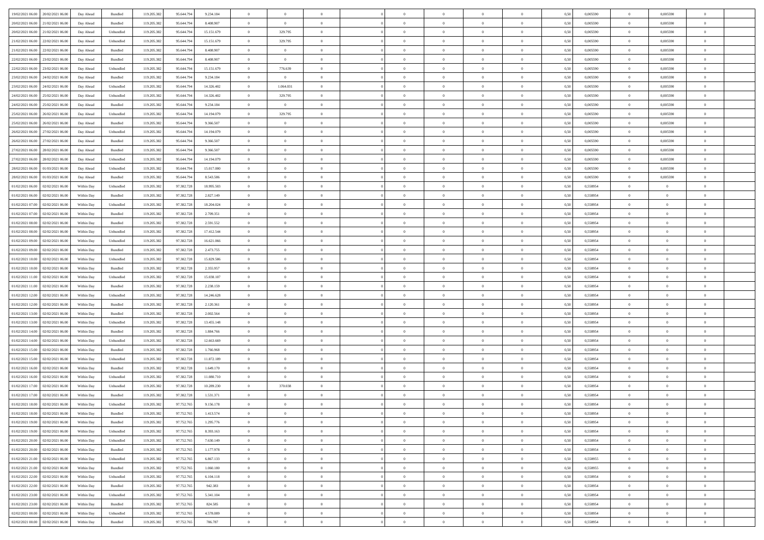| 19/02/2021 06:00 | 20/02/2021 06:00 | Day Ahead | Bundled | 119.205.382 | 95.644.794 | 9.234.184 | 0 | 0 | 0 | | 0 | 0 | 0 | 0 | 0,50 | 0,005590 | 0 | 0,005590 | 0 | |
|---|---|---|---|---|---|---|---|---|---|---|---|---|---|---|---|---|---|---|---|---|
| 20/02/2021 06:00 | 21/02/2021 06:00 | Day Ahead | Bundled | 119.205.382 | 95.644.794 | 8.408.907 | 0 | 0 | 0 | | 0 | 0 | 0 | 0 | 0,50 | 0,005590 | 0 | 0,005590 | 0 | |
| 20/02/2021 06:00 | 21/02/2021 06:00 | Day Ahead | Unbundled | 119.205.382 | 95.644.794 | 15.151.679 | 0 | 329.795 | 0 | | 0 | 0 | 0 | 0 | 0,50 | 0,005590 | 0 | 0,005590 | 0 | |
| 21/02/2021 06:00 | 22/02/2021 06:00 | Day Ahead | Unbundled | 119.205.382 | 95.644.794 | 15.151.679 | 0 | 329.795 | 0 | | 0 | 0 | 0 | 0 | 0,50 | 0,005590 | 0 | 0,005590 | 0 | |
| 21/02/2021 06:00 | 22/02/2021 06:00 | Day Ahead | Bundled | 119.205.382 | 95.644.794 | 8.408.907 | 0 | 0 | 0 | | 0 | 0 | 0 | 0 | 0,50 | 0,005590 | 0 | 0,005590 | 0 | |
| 22/02/2021 06:00 | 23/02/2021 06:00 | Day Ahead | Bundled | 119.205.382 | 95.644.794 | 8.408.907 | 0 | 0 | 0 | | 0 | 0 | 0 | 0 | 0,50 | 0,005590 | 0 | 0,005590 | 0 | |
| 22/02/2021 06:00 | 23/02/2021 06:00 | Day Ahead | Unbundled | 119.205.382 | 95.644.794 | 15.151.679 | 0 | 776.639 | 0 | | 0 | 0 | 0 | 0 | 0,50 | 0,005590 | 0 | 0,005590 | 0 | |
| 23/02/2021 06:00 | 24/02/2021 06:00 | Day Ahead | Bundled | 119.205.382 | 95.644.794 | 9.234.184 | 0 | 0 | 0 | | 0 | 0 | 0 | 0 | 0,50 | 0,005590 | 0 | 0,005590 | 0 | |
| 23/02/2021 06:00 | 24/02/2021 06:00 | Day Ahead | Unbundled | 119.205.382 | 95.644.794 | 14.326.402 | 0 | 1.064.031 | 0 | | 0 | 0 | 0 | 0 | 0,50 | 0,005590 | 0 | 0,005590 | 0 | |
| 24/02/2021 06:00 | 25/02/2021 06:00 | Day Ahead | Unbundled | 119.205.382 | 95.644.794 | 14.326.402 | 0 | 329.795 | 0 | | 0 | 0 | 0 | 0 | 0,50 | 0,005590 | 0 | 0,005590 | 0 | |
| 24/02/2021 06:00 | 25/02/2021 06:00 | Day Ahead | Bundled | 119.205.382 | 95.644.794 | 9.234.184 | 0 | 0 | 0 | | 0 | 0 | 0 | 0 | 0,50 | 0,005590 | 0 | 0,005590 | 0 | |
| 25/02/2021 06:00 | 26/02/2021 06:00 | Day Ahead | Unbundled | 119.205.382 | 95.644.794 | 14.194.079 | 0 | 329.795 | 0 | | 0 | 0 | 0 | 0 | 0,50 | 0,005590 | 0 | 0,005590 | 0 | |
| 25/02/2021 06:00 | 26/02/2021 06:00 | Day Ahead | Bundled | 119.205.382 | 95.644.794 | 9.366.507 | 0 | 0 | 0 | | 0 | 0 | 0 | 0 | 0,50 | 0,005590 | 0 | 0,005590 | 0 | |
| 26/02/2021 06:00 | 27/02/2021 06:00 | Day Ahead | Unbundled | 119.205.382 | 95.644.794 | 14.194.079 | 0 | 0 | 0 | | 0 | 0 | 0 | 0 | 0,50 | 0,005590 | 0 | 0,005590 | 0 | |
| 26/02/2021 06:00 | 27/02/2021 06:00 | Day Ahead | Bundled | 119.205.382 | 95.644.794 | 9.366.507 | 0 | 0 | 0 | | 0 | 0 | 0 | 0 | 0,50 | 0,005590 | 0 | 0,005590 | 0 | |
| 27/02/2021 06:00 | 28/02/2021 06:00 | Day Ahead | Bundled | 119.205.382 | 95.644.794 | 9.366.507 | 0 | 0 | 0 | | 0 | 0 | 0 | 0 | 0,50 | 0,005590 | 0 | 0,005590 | 0 | |
| 27/02/2021 06:00 | 28/02/2021 06:00 | Day Ahead | Unbundled | 119.205.382 | 95.644.794 | 14.194.079 | 0 | 0 | 0 | | 0 | 0 | 0 | 0 | 0,50 | 0,005590 | 0 | 0,005590 | 0 | |
| 28/02/2021 06:00 | 01/03/2021 06:00 | Day Ahead | Unbundled | 119.205.382 | 95.644.794 | 15.017.000 | 0 | 0 | 0 | | 0 | 0 | 0 | 0 | 0,50 | 0,005590 | 0 | 0,005590 | 0 | |
| 28/02/2021 06:00 | 01/03/2021 06:00 | Day Ahead | Bundled | 119.205.382 | 95.644.794 | 8.543.586 | 0 | 0 | 0 | | 0 | 0 | 0 | 0 | 0,50 | 0,005590 | 0 | 0,005590 | 0 | |
| 01/02/2021 06:00 | 02/02/2021 06:00 | Within Day | Unbundled | 119.205.382 | 97.382.728 | 18.995.503 | 0 | 0 | 0 | | 0 | 0 | 0 | 0 | 0,50 | 0,558954 | 0 | 0 | 0 | |
| 01/02/2021 06:00 | 02/02/2021 06:00 | Within Day | Bundled | 119.205.382 | 97.382.728 | 2.827.149 | 0 | 0 | 0 | | 0 | 0 | 0 | 0 | 0,50 | 0,558954 | 0 | 0 | 0 | |
| 01/02/2021 07:00 | 02/02/2021 06:00 | Within Day | Unbundled | 119.205.382 | 97.382.728 | 18.204.024 | 0 | 0 | 0 | | 0 | 0 | 0 | 0 | 0,50 | 0,558954 | 0 | 0 | 0 | |
| 01/02/2021 07:00 | 02/02/2021 06:00 | Within Day | Bundled | 119.205.382 | 97.382.728 | 2.709.351 | 0 | 0 | 0 | | 0 | 0 | 0 | 0 | 0,50 | 0,558954 | 0 | 0 | 0 | |
| 01/02/2021 08:00 | 02/02/2021 06:00 | Within Day | Bundled | 119.205.382 | 97.382.728 | 2.591.552 | 0 | 0 | 0 | | 0 | 0 | 0 | 0 | 0,50 | 0,558954 | 0 | 0 | 0 | |
| 01/02/2021 08:00 | 02/02/2021 06:00 | Within Day | Unbundled | 119.205.382 | 97.382.728 | 17.412.544 | 0 | 0 | 0 | | 0 | 0 | 0 | 0 | 0,50 | 0,558954 | 0 | 0 | 0 | |
| 01/02/2021 09:00 | 02/02/2021 06:00 | Within Day | Unbundled | 119.205.382 | 97.382.728 | 16.621.066 | 0 | 0 | 0 | | 0 | 0 | 0 | 0 | 0,50 | 0,558954 | 0 | 0 | 0 | |
| 01/02/2021 09:00 | 02/02/2021 06:00 | Within Day | Bundled | 119.205.382 | 97.382.728 | 2.473.755 | 0 | 0 | 0 | | 0 | 0 | 0 | 0 | 0,50 | 0,558954 | 0 | 0 | 0 | |
| 01/02/2021 10:00 | 02/02/2021 06:00 | Within Day | Unbundled | 119.205.382 | 97.382.728 | 15.829.586 | 0 | 0 | 0 | | 0 | 0 | 0 | 0 | 0,50 | 0,558954 | 0 | 0 | 0 | |
| 01/02/2021 10:00 | 02/02/2021 06:00 | Within Day | Bundled | 119.205.382 | 97.382.728 | 2.355.957 | 0 | 0 | 0 | | 0 | 0 | 0 | 0 | 0,50 | 0,558954 | 0 | 0 | 0 | |
| 01/02/2021 11:00 | 02/02/2021 06:00 | Within Day | Unbundled | 119.205.382 | 97.382.728 | 15.038.107 | 0 | 0 | 0 | | 0 | 0 | 0 | 0 | 0,50 | 0,558954 | 0 | 0 | 0 | |
| 01/02/2021 11:00 | 02/02/2021 06:00 | Within Day | Bundled | 119.205.382 | 97.382.728 | 2.238.159 | 0 | 0 | 0 | | 0 | 0 | 0 | 0 | 0,50 | 0,558954 | 0 | 0 | 0 | |
| 01/02/2021 12:00 | 02/02/2021 06:00 | Within Day | Unbundled | 119.205.382 | 97.382.728 | 14.246.628 | 0 | 0 | 0 | | 0 | 0 | 0 | 0 | 0,50 | 0,558954 | 0 | 0 | 0 | |
| 01/02/2021 12:00 | 02/02/2021 06:00 | Within Day | Bundled | 119.205.382 | 97.382.728 | 2.120.361 | 0 | 0 | 0 | | 0 | 0 | 0 | 0 | 0,50 | 0,558954 | 0 | 0 | 0 | |
| 01/02/2021 13:00 | 02/02/2021 06:00 | Within Day | Bundled | 119.205.382 | 97.382.728 | 2.002.564 | 0 | 0 | 0 | | 0 | 0 | 0 | 0 | 0,50 | 0,558954 | 0 | 0 | 0 | |
| 01/02/2021 13:00 | 02/02/2021 06:00 | Within Day | Unbundled | 119.205.382 | 97.382.728 | 13.455.148 | 0 | 0 | 0 | | 0 | 0 | 0 | 0 | 0,50 | 0,558954 | 0 | 0 | 0 | |
| 01/02/2021 14:00 | 02/02/2021 06:00 | Within Day | Bundled | 119.205.382 | 97.382.728 | 1.884.766 | 0 | 0 | 0 | | 0 | 0 | 0 | 0 | 0,50 | 0,558954 | 0 | 0 | 0 | |
| 01/02/2021 14:00 | 02/02/2021 06:00 | Within Day | Unbundled | 119.205.382 | 97.382.728 | 12.663.669 | 0 | 0 | 0 | | 0 | 0 | 0 | 0 | 0,50 | 0,558954 | 0 | 0 | 0 | |
| 01/02/2021 15:00 | 02/02/2021 06:00 | Within Day | Bundled | 119.205.382 | 97.382.728 | 1.766.968 | 0 | 0 | 0 | | 0 | 0 | 0 | 0 | 0,50 | 0,558954 | 0 | 0 | 0 | |
| 01/02/2021 15:00 | 02/02/2021 06:00 | Within Day | Unbundled | 119.205.382 | 97.382.728 | 11.872.189 | 0 | 0 | 0 | | 0 | 0 | 0 | 0 | 0,50 | 0,558954 | 0 | 0 | 0 | |
| 01/02/2021 16:00 | 02/02/2021 06:00 | Within Day | Bundled | 119.205.382 | 97.382.728 | 1.649.170 | 0 | 0 | 0 | | 0 | 0 | 0 | 0 | 0,50 | 0,558954 | 0 | 0 | 0 | |
| 01/02/2021 16:00 | 02/02/2021 06:00 | Within Day | Unbundled | 119.205.382 | 97.382.728 | 11.080.710 | 0 | 0 | 0 | | 0 | 0 | 0 | 0 | 0,50 | 0,558954 | 0 | 0 | 0 | |
| 01/02/2021 17:00 | 02/02/2021 06:00 | Within Day | Unbundled | 119.205.382 | 97.382.728 | 10.289.230 | 0 | 370.038 | 0 | | 0 | 0 | 0 | 0 | 0,50 | 0,558954 | 0 | 0 | 0 | |
| 01/02/2021 17:00 | 02/02/2021 06:00 | Within Day | Bundled | 119.205.382 | 97.382.728 | 1.531.371 | 0 | 0 | 0 | | 0 | 0 | 0 | 0 | 0,50 | 0,558954 | 0 | 0 | 0 | |
| 01/02/2021 18:00 | 02/02/2021 06:00 | Within Day | Unbundled | 119.205.382 | 97.752.765 | 9.156.178 | 0 | 0 | 0 | | 0 | 0 | 0 | 0 | 0,50 | 0,558954 | 0 | 0 | 0 | |
| 01/02/2021 18:00 | 02/02/2021 06:00 | Within Day | Bundled | 119.205.382 | 97.752.765 | 1.413.574 | 0 | 0 | 0 | | 0 | 0 | 0 | 0 | 0,50 | 0,558954 | 0 | 0 | 0 | |
| 01/02/2021 19:00 | 02/02/2021 06:00 | Within Day | Bundled | 119.205.382 | 97.752.765 | 1.295.776 | 0 | 0 | 0 | | 0 | 0 | 0 | 0 | 0,50 | 0,558954 | 0 | 0 | 0 | |
| 01/02/2021 19:00 | 02/02/2021 06:00 | Within Day | Unbundled | 119.205.382 | 97.752.765 | 8.393.163 | 0 | 0 | 0 | | 0 | 0 | 0 | 0 | 0,50 | 0,558954 | 0 | 0 | 0 | |
| 01/02/2021 20:00 | 02/02/2021 06:00 | Within Day | Unbundled | 119.205.382 | 97.752.765 | 7.630.149 | 0 | 0 | 0 | | 0 | 0 | 0 | 0 | 0,50 | 0,558954 | 0 | 0 | 0 | |
| 01/02/2021 20:00 | 02/02/2021 06:00 | Within Day | Bundled | 119.205.382 | 97.752.765 | 1.177.978 | 0 | 0 | 0 | | 0 | 0 | 0 | 0 | 0,50 | 0,558954 | 0 | 0 | 0 | |
| 01/02/2021 21:00 | 02/02/2021 06:00 | Within Day | Unbundled | 119.205.382 | 97.752.765 | 6.867.133 | 0 | 0 | 0 | | 0 | 0 | 0 | 0 | 0,50 | 0,558955 | 0 | 0 | 0 | |
| 01/02/2021 21:00 | 02/02/2021 06:00 | Within Day | Bundled | 119.205.382 | 97.752.765 | 1.060.180 | 0 | 0 | 0 | | 0 | 0 | 0 | 0 | 0,50 | 0,558955 | 0 | 0 | 0 | |
| 01/02/2021 22:00 | 02/02/2021 06:00 | Within Day | Unbundled | 119.205.382 | 97.752.765 | 6.104.118 | 0 | 0 | 0 | | 0 | 0 | 0 | 0 | 0,50 | 0,558954 | 0 | 0 | 0 | |
| 01/02/2021 22:00 | 02/02/2021 06:00 | Within Day | Bundled | 119.205.382 | 97.752.765 | 942.383 | 0 | 0 | 0 | | 0 | 0 | 0 | 0 | 0,50 | 0,558954 | 0 | 0 | 0 | |
| 01/02/2021 23:00 | 02/02/2021 06:00 | Within Day | Unbundled | 119.205.382 | 97.752.765 | 5.341.104 | 0 | 0 | 0 | | 0 | 0 | 0 | 0 | 0,50 | 0,558954 | 0 | 0 | 0 | |
| 01/02/2021 23:00 | 02/02/2021 06:00 | Within Day | Bundled | 119.205.382 | 97.752.765 | 824.585 | 0 | 0 | 0 | | 0 | 0 | 0 | 0 | 0,50 | 0,558954 | 0 | 0 | 0 | |
| 02/02/2021 00:00 | 02/02/2021 06:00 | Within Day | Unbundled | 119.205.382 | 97.752.765 | 4.578.089 | 0 | 0 | 0 | | 0 | 0 | 0 | 0 | 0,50 | 0,558954 | 0 | 0 | 0 | |
| 02/02/2021 00:00 | 02/02/2021 06:00 | Within Day | Bundled | 119.205.382 | 97.752.765 | 706.787 | 0 | 0 | 0 | | 0 | 0 | 0 | 0 | 0,50 | 0,558954 | 0 | 0 | 0 | |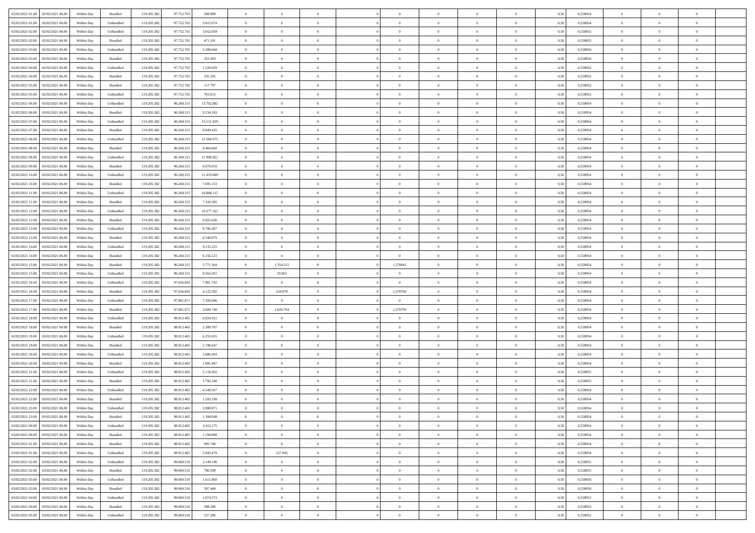| | | | | | | | | | | | | | | | | | | | | |
|---|---|---|---|---|---|---|---|---|---|---|---|---|---|---|---|---|---|---|---|---|
| 02/02/2021 01:00 | 02/02/2021 06:00 | Within Day | Bundled | 119.205.382 | 97.752.765 | 588.989 | 0 | 0 | 0 | | 0 | 0 | 0 | 0 | 0,50 | 0,558954 | 0 | 0 | 0 | |
| 02/02/2021 01:00 | 02/02/2021 06:00 | Within Day | Unbundled | 119.205.382 | 97.752.765 | 3.815.074 | 0 | 0 | 0 | | 0 | 0 | 0 | 0 | 0,50 | 0,558954 | 0 | 0 | 0 | |
| 02/02/2021 02:00 | 02/02/2021 06:00 | Within Day | Unbundled | 119.205.382 | 97.752.765 | 3.052.059 | 0 | 0 | 0 | | 0 | 0 | 0 | 0 | 0,50 | 0,558955 | 0 | 0 | 0 | |
| 02/02/2021 02:00 | 02/02/2021 06:00 | Within Day | Bundled | 119.205.382 | 97.752.765 | 471.191 | 0 | 0 | 0 | | 0 | 0 | 0 | 0 | 0,50 | 0,558955 | 0 | 0 | 0 | |
| 02/02/2021 03:00 | 02/02/2021 06:00 | Within Day | Unbundled | 119.205.382 | 97.752.765 | 2.289.044 | 0 | 0 | 0 | | 0 | 0 | 0 | 0 | 0,50 | 0,558956 | 0 | 0 | 0 | |
| 02/02/2021 03:00 | 02/02/2021 06:00 | Within Day | Bundled | 119.205.382 | 97.752.765 | 353.393 | 0 | 0 | 0 | | 0 | 0 | 0 | 0 | 0,50 | 0,558956 | 0 | 0 | 0 | |
| 02/02/2021 04:00 | 02/02/2021 06:00 | Within Day | Unbundled | 119.205.382 | 97.752.765 | 1.526.029 | 0 | 0 | 0 | | 0 | 0 | 0 | 0 | 0,50 | 0,558952 | 0 | 0 | 0 | |
| 02/02/2021 04:00 | 02/02/2021 06:00 | Within Day | Bundled | 119.205.382 | 97.752.765 | 235.595 | 0 | 0 | 0 | | 0 | 0 | 0 | 0 | 0,50 | 0,558952 | 0 | 0 | 0 | |
| 02/02/2021 05:00 | 02/02/2021 06:00 | Within Day | Bundled | 119.205.382 | 97.752.765 | 117.797 | 0 | 0 | 0 | | 0 | 0 | 0 | 0 | 0,50 | 0,558952 | 0 | 0 | 0 | |
| 02/02/2021 05:00 | 02/02/2021 06:00 | Within Day | Unbundled | 119.205.382 | 97.752.765 | 763.015 | 0 | 0 | 0 | | 0 | 0 | 0 | 0 | 0,50 | 0,558952 | 0 | 0 | 0 | |
| 02/02/2021 06:00 | 03/02/2021 06:00 | Within Day | Unbundled | 119.205.382 | 96.268.315 | 13.702.882 | 0 | 0 | 0 | | 0 | 0 | 0 | 0 | 0,50 | 0,558954 | 0 | 0 | 0 | |
| 02/02/2021 06:00 | 03/02/2021 06:00 | Within Day | Bundled | 119.205.382 | 96.268.315 | 9.234.183 | 0 | 0 | 0 | | 0 | 0 | 0 | 0 | 0,50 | 0,558954 | 0 | 0 | 0 | |
| 02/02/2021 07:00 | 03/02/2021 06:00 | Within Day | Unbundled | 119.205.382 | 96.268.315 | 13.131.929 | 0 | 0 | 0 | | 0 | 0 | 0 | 0 | 0,50 | 0,558954 | 0 | 0 | 0 | |
| 02/02/2021 07:00 | 03/02/2021 06:00 | Within Day | Bundled | 119.205.382 | 96.268.315 | 8.849.425 | 0 | 0 | 0 | | 0 | 0 | 0 | 0 | 0,50 | 0,558954 | 0 | 0 | 0 | |
| 02/02/2021 08:00 | 03/02/2021 06:00 | Within Day | Unbundled | 119.205.382 | 96.268.315 | 12.560.975 | 0 | 0 | 0 | | 0 | 0 | 0 | 0 | 0,50 | 0,558954 | 0 | 0 | 0 | |
| 02/02/2021 08:00 | 03/02/2021 06:00 | Within Day | Bundled | 119.205.382 | 96.268.315 | 8.464.668 | 0 | 0 | 0 | | 0 | 0 | 0 | 0 | 0,50 | 0,558954 | 0 | 0 | 0 | |
| 02/02/2021 09:00 | 03/02/2021 06:00 | Within Day | Unbundled | 119.205.382 | 96.268.315 | 11.990.021 | 0 | 0 | 0 | | 0 | 0 | 0 | 0 | 0,50 | 0,558954 | 0 | 0 | 0 | |
| 02/02/2021 09:00 | 03/02/2021 06:00 | Within Day | Bundled | 119.205.382 | 96.268.315 | 8.079.910 | 0 | 0 | 0 | | 0 | 0 | 0 | 0 | 0,50 | 0,558954 | 0 | 0 | 0 | |
| 02/02/2021 10:00 | 03/02/2021 06:00 | Within Day | Unbundled | 119.205.382 | 96.268.315 | 11.419.069 | 0 | 0 | 0 | | 0 | 0 | 0 | 0 | 0,50 | 0,558954 | 0 | 0 | 0 | |
| 02/02/2021 10:00 | 03/02/2021 06:00 | Within Day | Bundled | 119.205.382 | 96.268.315 | 7.695.153 | 0 | 0 | 0 | | 0 | 0 | 0 | 0 | 0,50 | 0,558954 | 0 | 0 | 0 | |
| 02/02/2021 11:00 | 03/02/2021 06:00 | Within Day | Unbundled | 119.205.382 | 96.268.315 | 10.848.115 | 0 | 0 | 0 | | 0 | 0 | 0 | 0 | 0,50 | 0,558954 | 0 | 0 | 0 | |
| 02/02/2021 11:00 | 03/02/2021 06:00 | Within Day | Bundled | 119.205.382 | 96.268.315 | 7.310.395 | 0 | 0 | 0 | | 0 | 0 | 0 | 0 | 0,50 | 0,558954 | 0 | 0 | 0 | |
| 02/02/2021 12:00 | 03/02/2021 06:00 | Within Day | Unbundled | 119.205.382 | 96.268.315 | 10.277.161 | 0 | 0 | 0 | | 0 | 0 | 0 | 0 | 0,50 | 0,558954 | 0 | 0 | 0 | |
| 02/02/2021 12:00 | 03/02/2021 06:00 | Within Day | Bundled | 119.205.382 | 96.268.315 | 6.925.636 | 0 | 0 | 0 | | 0 | 0 | 0 | 0 | 0,50 | 0,558954 | 0 | 0 | 0 | |
| 02/02/2021 13:00 | 03/02/2021 06:00 | Within Day | Unbundled | 119.205.382 | 96.268.315 | 9.706.207 | 0 | 0 | 0 | | 0 | 0 | 0 | 0 | 0,50 | 0,558954 | 0 | 0 | 0 | |
| 02/02/2021 13:00 | 03/02/2021 06:00 | Within Day | Bundled | 119.205.382 | 96.268.315 | 6.540.879 | 0 | 0 | 0 | | 0 | 0 | 0 | 0 | 0,50 | 0,558954 | 0 | 0 | 0 | |
| 02/02/2021 14:00 | 03/02/2021 06:00 | Within Day | Unbundled | 119.205.382 | 96.268.315 | 9.135.255 | 0 | 0 | 0 | | 0 | 0 | 0 | 0 | 0,50 | 0,558954 | 0 | 0 | 0 | |
| 02/02/2021 14:00 | 03/02/2021 06:00 | Within Day | Bundled | 119.205.382 | 96.268.315 | 6.156.121 | 0 | 0 | 0 | | 0 | 0 | 0 | 0 | 0,50 | 0,558954 | 0 | 0 | 0 | |
| 02/02/2021 15:00 | 03/02/2021 06:00 | Within Day | Bundled | 119.205.382 | 96.268.315 | 5.771.364 | 0 | 1.354.515 | 0 | | 1,570841 | 0 | 0 | 0 | 0,50 | 0,558954 | 0 | 0 | 0 | |
| 02/02/2021 15:00 | 03/02/2021 06:00 | Within Day | Unbundled | 119.205.382 | 96.268.315 | 8.564.301 | 0 | 33.863 | 0 | | 0 | 0 | 0 | 0 | 0,50 | 0,558954 | 0 | 0 | 0 | |
| 02/02/2021 16:00 | 03/02/2021 06:00 | Within Day | Unbundled | 119.205.382 | 97.656.692 | 7.961.742 | 0 | 0 | 0 | | 0 | 0 | 0 | 0 | 0,50 | 0,558954 | 0 | 0 | 0 | |
| 02/02/2021 16:00 | 03/02/2021 06:00 | Within Day | Bundled | 119.205.382 | 97.656.692 | 4.122.392 | 0 | 234.979 | 0 | | 1,570782 | 0 | 0 | 0 | 0,50 | 0,558954 | 0 | 0 | 0 | |
| 02/02/2021 17:00 | 03/02/2021 06:00 | Within Day | Unbundled | 119.205.382 | 97.891.671 | 7.393.046 | 0 | 0 | 0 | | 0 | 0 | 0 | 0 | 0,50 | 0,558954 | 0 | 0 | 0 | |
| 02/02/2021 17:00 | 03/02/2021 06:00 | Within Day | Bundled | 119.205.382 | 97.891.671 | 3.609.740 | 0 | 1.020.794 | 0 | | 1,570793 | 0 | 0 | 0 | 0,50 | 0,558954 | 0 | 0 | 0 | |
| 02/02/2021 18:00 | 03/02/2021 06:00 | Within Day | Unbundled | 119.205.382 | 98.912.465 | 6.824.351 | 0 | 0 | 0 | | 0 | 0 | 0 | 0 | 0,50 | 0,558954 | 0 | 0 | 0 | |
| 02/02/2021 18:00 | 03/02/2021 06:00 | Within Day | Bundled | 119.205.382 | 98.912.465 | 2.389.797 | 0 | 0 | 0 | | 0 | 0 | 0 | 0 | 0,50 | 0,558954 | 0 | 0 | 0 | |
| 02/02/2021 19:00 | 03/02/2021 06:00 | Within Day | Unbundled | 119.205.382 | 98.912.465 | 6.255.655 | 0 | 0 | 0 | | 0 | 0 | 0 | 0 | 0,50 | 0,558954 | 0 | 0 | 0 | |
| 02/02/2021 19:00 | 03/02/2021 06:00 | Within Day | Bundled | 119.205.382 | 98.912.465 | 2.190.647 | 0 | 0 | 0 | | 0 | 0 | 0 | 0 | 0,50 | 0,558954 | 0 | 0 | 0 | |
| 02/02/2021 20:00 | 03/02/2021 06:00 | Within Day | Unbundled | 119.205.382 | 98.912.465 | 5.686.959 | 0 | 0 | 0 | | 0 | 0 | 0 | 0 | 0,50 | 0,558954 | 0 | 0 | 0 | |
| 02/02/2021 20:00 | 03/02/2021 06:00 | Within Day | Bundled | 119.205.382 | 98.912.465 | 1.991.497 | 0 | 0 | 0 | | 0 | 0 | 0 | 0 | 0,50 | 0,558954 | 0 | 0 | 0 | |
| 02/02/2021 21:00 | 03/02/2021 06:00 | Within Day | Unbundled | 119.205.382 | 98.912.465 | 5.118.262 | 0 | 0 | 0 | | 0 | 0 | 0 | 0 | 0,50 | 0,558955 | 0 | 0 | 0 | |
| 02/02/2021 21:00 | 03/02/2021 06:00 | Within Day | Bundled | 119.205.382 | 98.912.465 | 1.792.348 | 0 | 0 | 0 | | 0 | 0 | 0 | 0 | 0,50 | 0,558955 | 0 | 0 | 0 | |
| 02/02/2021 22:00 | 03/02/2021 06:00 | Within Day | Unbundled | 119.205.382 | 98.912.465 | 4.549.567 | 0 | 0 | 0 | | 0 | 0 | 0 | 0 | 0,50 | 0,558954 | 0 | 0 | 0 | |
| 02/02/2021 22:00 | 03/02/2021 06:00 | Within Day | Bundled | 119.205.382 | 98.912.465 | 1.593.198 | 0 | 0 | 0 | | 0 | 0 | 0 | 0 | 0,50 | 0,558954 | 0 | 0 | 0 | |
| 02/02/2021 23:00 | 03/02/2021 06:00 | Within Day | Unbundled | 119.205.382 | 98.912.465 | 3.980.871 | 0 | 0 | 0 | | 0 | 0 | 0 | 0 | 0,50 | 0,558954 | 0 | 0 | 0 | |
| 02/02/2021 23:00 | 03/02/2021 06:00 | Within Day | Bundled | 119.205.382 | 98.912.465 | 1.394.048 | 0 | 0 | 0 | | 0 | 0 | 0 | 0 | 0,50 | 0,558954 | 0 | 0 | 0 | |
| 03/02/2021 00:00 | 03/02/2021 06:00 | Within Day | Unbundled | 119.205.382 | 98.912.465 | 3.412.175 | 0 | 0 | 0 | | 0 | 0 | 0 | 0 | 0,50 | 0,558954 | 0 | 0 | 0 | |
| 03/02/2021 00:00 | 03/02/2021 06:00 | Within Day | Bundled | 119.205.382 | 98.912.465 | 1.194.898 | 0 | 0 | 0 | | 0 | 0 | 0 | 0 | 0,50 | 0,558954 | 0 | 0 | 0 | |
| 03/02/2021 01:00 | 03/02/2021 06:00 | Within Day | Bundled | 119.205.382 | 98.912.465 | 995.748 | 0 | 0 | 0 | | 0 | 0 | 0 | 0 | 0,50 | 0,558954 | 0 | 0 | 0 | |
| 03/02/2021 01:00 | 03/02/2021 06:00 | Within Day | Unbundled | 119.205.382 | 98.912.465 | 2.843.479 | 0 | 157.045 | 0 | | 0 | 0 | 0 | 0 | 0,50 | 0,558954 | 0 | 0 | 0 | |
| 03/02/2021 02:00 | 03/02/2021 06:00 | Within Day | Unbundled | 119.205.382 | 99.069.510 | 2.149.146 | 0 | 0 | 0 | | 0 | 0 | 0 | 0 | 0,50 | 0,558955 | 0 | 0 | 0 | |
| 03/02/2021 02:00 | 03/02/2021 06:00 | Within Day | Bundled | 119.205.382 | 99.069.510 | 796.599 | 0 | 0 | 0 | | 0 | 0 | 0 | 0 | 0,50 | 0,558955 | 0 | 0 | 0 | |
| 03/02/2021 03:00 | 03/02/2021 06:00 | Within Day | Unbundled | 119.205.382 | 99.069.510 | 1.611.860 | 0 | 0 | 0 | | 0 | 0 | 0 | 0 | 0,50 | 0,558956 | 0 | 0 | 0 | |
| 03/02/2021 03:00 | 03/02/2021 06:00 | Within Day | Bundled | 119.205.382 | 99.069.510 | 597.449 | 0 | 0 | 0 | | 0 | 0 | 0 | 0 | 0,50 | 0,558956 | 0 | 0 | 0 | |
| 03/02/2021 04:00 | 03/02/2021 06:00 | Within Day | Unbundled | 119.205.382 | 99.069.510 | 1.074.573 | 0 | 0 | 0 | | 0 | 0 | 0 | 0 | 0,50 | 0,558952 | 0 | 0 | 0 | |
| 03/02/2021 04:00 | 03/02/2021 06:00 | Within Day | Bundled | 119.205.382 | 99.069.510 | 398.299 | 0 | 0 | 0 | | 0 | 0 | 0 | 0 | 0,50 | 0,558952 | 0 | 0 | 0 | |
| 03/02/2021 05:00 | 03/02/2021 06:00 | Within Day | Unbundled | 119.205.382 | 99.069.510 | 537.286 | 0 | 0 | 0 | | 0 | 0 | 0 | 0 | 0,50 | 0,558952 | 0 | 0 | 0 | |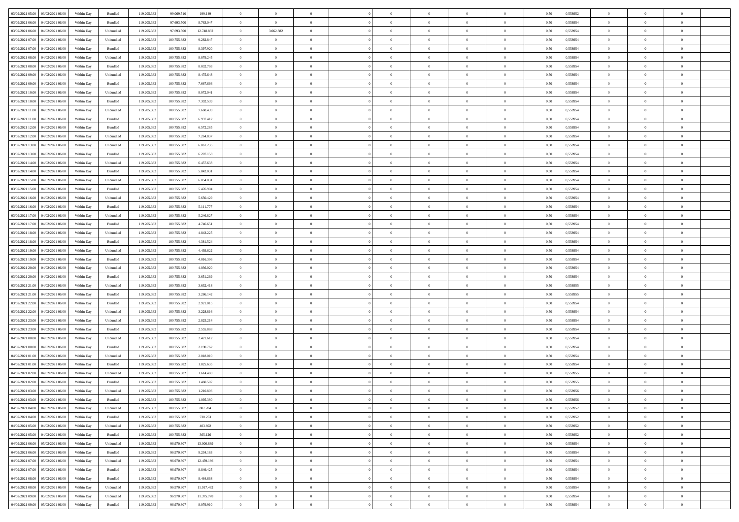| | | | | | | | | | | | | | | | | | | | | | |
|---|---|---|---|---|---|---|---|---|---|---|---|---|---|---|---|---|---|---|---|---|---|
| 03/02/2021 05.00 | 03/02/2021 06.00 | Within Day | Bundled | 119.205.382 | 99.069.510 | 199.149 | 0 | 0 | 0 | | 0 | 0 | 0 | 0 | 0,50 | 0,558952 | 0 | 0 | 0 | |
| 03/02/2021 06.00 | 04/02/2021 06.00 | Within Day | Bundled | 119.205.382 | 97.693.500 | 8.763.047 | 0 | 0 | 0 | | 0 | 0 | 0 | 0 | 0,50 | 0,558954 | 0 | 0 | 0 | |
| 03/02/2021 06.00 | 04/02/2021 06.00 | Within Day | Unbundled | 119.205.382 | 97.693.500 | 12.748.832 | 0 | 3.062.382 | 0 | | 0 | 0 | 0 | 0 | 0,50 | 0,558954 | 0 | 0 | 0 | |
| 03/02/2021 07.00 | 04/02/2021 06.00 | Within Day | Unbundled | 119.205.382 | 100.755.882 | 9.282.847 | 0 | 0 | 0 | | 0 | 0 | 0 | 0 | 0,50 | 0,558954 | 0 | 0 | 0 | |
| 03/02/2021 07.00 | 04/02/2021 06.00 | Within Day | Bundled | 119.205.382 | 100.755.882 | 8.397.920 | 0 | 0 | 0 | | 0 | 0 | 0 | 0 | 0,50 | 0,558954 | 0 | 0 | 0 | |
| 03/02/2021 08.00 | 04/02/2021 06.00 | Within Day | Unbundled | 119.205.382 | 100.755.882 | 8.879.245 | 0 | 0 | 0 | | 0 | 0 | 0 | 0 | 0,50 | 0,558954 | 0 | 0 | 0 | |
| 03/02/2021 08.00 | 04/02/2021 06.00 | Within Day | Bundled | 119.205.382 | 100.755.882 | 8.032.793 | 0 | 0 | 0 | | 0 | 0 | 0 | 0 | 0,50 | 0,558954 | 0 | 0 | 0 | |
| 03/02/2021 09.00 | 04/02/2021 06.00 | Within Day | Unbundled | 119.205.382 | 100.755.882 | 8.475.643 | 0 | 0 | 0 | | 0 | 0 | 0 | 0 | 0,50 | 0,558954 | 0 | 0 | 0 | |
| 03/02/2021 09.00 | 04/02/2021 06.00 | Within Day | Bundled | 119.205.382 | 100.755.882 | 7.667.666 | 0 | 0 | 0 | | 0 | 0 | 0 | 0 | 0,50 | 0,558954 | 0 | 0 | 0 | |
| 03/02/2021 10.00 | 04/02/2021 06.00 | Within Day | Unbundled | 119.205.382 | 100.755.882 | 8.072.041 | 0 | 0 | 0 | | 0 | 0 | 0 | 0 | 0,50 | 0,558954 | 0 | 0 | 0 | |
| 03/02/2021 10.00 | 04/02/2021 06.00 | Within Day | Bundled | 119.205.382 | 100.755.882 | 7.302.539 | 0 | 0 | 0 | | 0 | 0 | 0 | 0 | 0,50 | 0,558954 | 0 | 0 | 0 | |
| 03/02/2021 11.00 | 04/02/2021 06.00 | Within Day | Unbundled | 119.205.382 | 100.755.882 | 7.668.439 | 0 | 0 | 0 | | 0 | 0 | 0 | 0 | 0,50 | 0,558954 | 0 | 0 | 0 | |
| 03/02/2021 11.00 | 04/02/2021 06.00 | Within Day | Bundled | 119.205.382 | 100.755.882 | 6.937.412 | 0 | 0 | 0 | | 0 | 0 | 0 | 0 | 0,50 | 0,558954 | 0 | 0 | 0 | |
| 03/02/2021 12.00 | 04/02/2021 06.00 | Within Day | Bundled | 119.205.382 | 100.755.882 | 6.572.285 | 0 | 0 | 0 | | 0 | 0 | 0 | 0 | 0,50 | 0,558954 | 0 | 0 | 0 | |
| 03/02/2021 12.00 | 04/02/2021 06.00 | Within Day | Unbundled | 119.205.382 | 100.755.882 | 7.264.837 | 0 | 0 | 0 | | 0 | 0 | 0 | 0 | 0,50 | 0,558954 | 0 | 0 | 0 | |
| 03/02/2021 13.00 | 04/02/2021 06.00 | Within Day | Unbundled | 119.205.382 | 100.755.882 | 6.861.235 | 0 | 0 | 0 | | 0 | 0 | 0 | 0 | 0,50 | 0,558954 | 0 | 0 | 0 | |
| 03/02/2021 13.00 | 04/02/2021 06.00 | Within Day | Bundled | 119.205.382 | 100.755.882 | 6.207.158 | 0 | 0 | 0 | | 0 | 0 | 0 | 0 | 0,50 | 0,558954 | 0 | 0 | 0 | |
| 03/02/2021 14.00 | 04/02/2021 06.00 | Within Day | Unbundled | 119.205.382 | 100.755.882 | 6.457.633 | 0 | 0 | 0 | | 0 | 0 | 0 | 0 | 0,50 | 0,558954 | 0 | 0 | 0 | |
| 03/02/2021 14.00 | 04/02/2021 06.00 | Within Day | Bundled | 119.205.382 | 100.755.882 | 5.842.031 | 0 | 0 | 0 | | 0 | 0 | 0 | 0 | 0,50 | 0,558954 | 0 | 0 | 0 | |
| 03/02/2021 15.00 | 04/02/2021 06.00 | Within Day | Unbundled | 119.205.382 | 100.755.882 | 6.054.031 | 0 | 0 | 0 | | 0 | 0 | 0 | 0 | 0,50 | 0,558954 | 0 | 0 | 0 | |
| 03/02/2021 15.00 | 04/02/2021 06.00 | Within Day | Bundled | 119.205.382 | 100.755.882 | 5.476.904 | 0 | 0 | 0 | | 0 | 0 | 0 | 0 | 0,50 | 0,558954 | 0 | 0 | 0 | |
| 03/02/2021 16.00 | 04/02/2021 06.00 | Within Day | Unbundled | 119.205.382 | 100.755.882 | 5.650.429 | 0 | 0 | 0 | | 0 | 0 | 0 | 0 | 0,50 | 0,558954 | 0 | 0 | 0 | |
| 03/02/2021 16.00 | 04/02/2021 06.00 | Within Day | Bundled | 119.205.382 | 100.755.882 | 5.111.777 | 0 | 0 | 0 | | 0 | 0 | 0 | 0 | 0,50 | 0,558954 | 0 | 0 | 0 | |
| 03/02/2021 17.00 | 04/02/2021 06.00 | Within Day | Unbundled | 119.205.382 | 100.755.882 | 5.246.827 | 0 | 0 | 0 | | 0 | 0 | 0 | 0 | 0,50 | 0,558954 | 0 | 0 | 0 | |
| 03/02/2021 17.00 | 04/02/2021 06.00 | Within Day | Bundled | 119.205.382 | 100.755.882 | 4.746.651 | 0 | 0 | 0 | | 0 | 0 | 0 | 0 | 0,50 | 0,558954 | 0 | 0 | 0 | |
| 03/02/2021 18.00 | 04/02/2021 06.00 | Within Day | Unbundled | 119.205.382 | 100.755.882 | 4.843.225 | 0 | 0 | 0 | | 0 | 0 | 0 | 0 | 0,50 | 0,558954 | 0 | 0 | 0 | |
| 03/02/2021 18.00 | 04/02/2021 06.00 | Within Day | Bundled | 119.205.382 | 100.755.882 | 4.381.524 | 0 | 0 | 0 | | 0 | 0 | 0 | 0 | 0,50 | 0,558954 | 0 | 0 | 0 | |
| 03/02/2021 19.00 | 04/02/2021 06.00 | Within Day | Unbundled | 119.205.382 | 100.755.882 | 4.439.622 | 0 | 0 | 0 | | 0 | 0 | 0 | 0 | 0,50 | 0,558954 | 0 | 0 | 0 | |
| 03/02/2021 19.00 | 04/02/2021 06.00 | Within Day | Bundled | 119.205.382 | 100.755.882 | 4.016.396 | 0 | 0 | 0 | | 0 | 0 | 0 | 0 | 0,50 | 0,558954 | 0 | 0 | 0 | |
| 03/02/2021 20.00 | 04/02/2021 06.00 | Within Day | Unbundled | 119.205.382 | 100.755.882 | 4.036.020 | 0 | 0 | 0 | | 0 | 0 | 0 | 0 | 0,50 | 0,558954 | 0 | 0 | 0 | |
| 03/02/2021 20.00 | 04/02/2021 06.00 | Within Day | Bundled | 119.205.382 | 100.755.882 | 3.651.269 | 0 | 0 | 0 | | 0 | 0 | 0 | 0 | 0,50 | 0,558954 | 0 | 0 | 0 | |
| 03/02/2021 21.00 | 04/02/2021 06.00 | Within Day | Unbundled | 119.205.382 | 100.755.882 | 3.632.418 | 0 | 0 | 0 | | 0 | 0 | 0 | 0 | 0,50 | 0,558955 | 0 | 0 | 0 | |
| 03/02/2021 21.00 | 04/02/2021 06.00 | Within Day | Bundled | 119.205.382 | 100.755.882 | 3.286.142 | 0 | 0 | 0 | | 0 | 0 | 0 | 0 | 0,50 | 0,558955 | 0 | 0 | 0 | |
| 03/02/2021 22.00 | 04/02/2021 06.00 | Within Day | Bundled | 119.205.382 | 100.755.882 | 2.921.015 | 0 | 0 | 0 | | 0 | 0 | 0 | 0 | 0,50 | 0,558954 | 0 | 0 | 0 | |
| 03/02/2021 22.00 | 04/02/2021 06.00 | Within Day | Unbundled | 119.205.382 | 100.755.882 | 3.228.816 | 0 | 0 | 0 | | 0 | 0 | 0 | 0 | 0,50 | 0,558954 | 0 | 0 | 0 | |
| 03/02/2021 23.00 | 04/02/2021 06.00 | Within Day | Unbundled | 119.205.382 | 100.755.882 | 2.825.214 | 0 | 0 | 0 | | 0 | 0 | 0 | 0 | 0,50 | 0,558954 | 0 | 0 | 0 | |
| 03/02/2021 23.00 | 04/02/2021 06.00 | Within Day | Bundled | 119.205.382 | 100.755.882 | 2.555.888 | 0 | 0 | 0 | | 0 | 0 | 0 | 0 | 0,50 | 0,558954 | 0 | 0 | 0 | |
| 04/02/2021 00.00 | 04/02/2021 06.00 | Within Day | Unbundled | 119.205.382 | 100.755.882 | 2.421.612 | 0 | 0 | 0 | | 0 | 0 | 0 | 0 | 0,50 | 0,558954 | 0 | 0 | 0 | |
| 04/02/2021 00.00 | 04/02/2021 06.00 | Within Day | Bundled | 119.205.382 | 100.755.882 | 2.190.762 | 0 | 0 | 0 | | 0 | 0 | 0 | 0 | 0,50 | 0,558954 | 0 | 0 | 0 | |
| 04/02/2021 01.00 | 04/02/2021 06.00 | Within Day | Unbundled | 119.205.382 | 100.755.882 | 2.018.010 | 0 | 0 | 0 | | 0 | 0 | 0 | 0 | 0,50 | 0,558954 | 0 | 0 | 0 | |
| 04/02/2021 01.00 | 04/02/2021 06.00 | Within Day | Bundled | 119.205.382 | 100.755.882 | 1.825.635 | 0 | 0 | 0 | | 0 | 0 | 0 | 0 | 0,50 | 0,558954 | 0 | 0 | 0 | |
| 04/02/2021 02.00 | 04/02/2021 06.00 | Within Day | Unbundled | 119.205.382 | 100.755.882 | 1.614.408 | 0 | 0 | 0 | | 0 | 0 | 0 | 0 | 0,50 | 0,558955 | 0 | 0 | 0 | |
| 04/02/2021 02.00 | 04/02/2021 06.00 | Within Day | Bundled | 119.205.382 | 100.755.882 | 1.460.507 | 0 | 0 | 0 | | 0 | 0 | 0 | 0 | 0,50 | 0,558955 | 0 | 0 | 0 | |
| 04/02/2021 03.00 | 04/02/2021 06.00 | Within Day | Unbundled | 119.205.382 | 100.755.882 | 1.210.806 | 0 | 0 | 0 | | 0 | 0 | 0 | 0 | 0,50 | 0,558956 | 0 | 0 | 0 | |
| 04/02/2021 03.00 | 04/02/2021 06.00 | Within Day | Bundled | 119.205.382 | 100.755.882 | 1.095.380 | 0 | 0 | 0 | | 0 | 0 | 0 | 0 | 0,50 | 0,558956 | 0 | 0 | 0 | |
| 04/02/2021 04.00 | 04/02/2021 06.00 | Within Day | Unbundled | 119.205.382 | 100.755.882 | 807.204 | 0 | 0 | 0 | | 0 | 0 | 0 | 0 | 0,50 | 0,558952 | 0 | 0 | 0 | |
| 04/02/2021 04.00 | 04/02/2021 06.00 | Within Day | Bundled | 119.205.382 | 100.755.882 | 730.253 | 0 | 0 | 0 | | 0 | 0 | 0 | 0 | 0,50 | 0,558952 | 0 | 0 | 0 | |
| 04/02/2021 05.00 | 04/02/2021 06.00 | Within Day | Unbundled | 119.205.382 | 100.755.882 | 403.602 | 0 | 0 | 0 | | 0 | 0 | 0 | 0 | 0,50 | 0,558952 | 0 | 0 | 0 | |
| 04/02/2021 05.00 | 04/02/2021 06.00 | Within Day | Bundled | 119.205.382 | 100.755.882 | 365.126 | 0 | 0 | 0 | | 0 | 0 | 0 | 0 | 0,50 | 0,558952 | 0 | 0 | 0 | |
| 04/02/2021 06.00 | 05/02/2021 06.00 | Within Day | Unbundled | 119.205.382 | 96.970.307 | 13.000.889 | 0 | 0 | 0 | | 0 | 0 | 0 | 0 | 0,50 | 0,558954 | 0 | 0 | 0 | |
| 04/02/2021 06.00 | 05/02/2021 06.00 | Within Day | Bundled | 119.205.382 | 96.970.307 | 9.234.183 | 0 | 0 | 0 | | 0 | 0 | 0 | 0 | 0,50 | 0,558954 | 0 | 0 | 0 | |
| 04/02/2021 07.00 | 05/02/2021 06.00 | Within Day | Unbundled | 119.205.382 | 96.970.307 | 12.459.186 | 0 | 0 | 0 | | 0 | 0 | 0 | 0 | 0,50 | 0,558954 | 0 | 0 | 0 | |
| 04/02/2021 07.00 | 05/02/2021 06.00 | Within Day | Bundled | 119.205.382 | 96.970.307 | 8.849.425 | 0 | 0 | 0 | | 0 | 0 | 0 | 0 | 0,50 | 0,558954 | 0 | 0 | 0 | |
| 04/02/2021 08.00 | 05/02/2021 06.00 | Within Day | Bundled | 119.205.382 | 96.970.307 | 8.464.668 | 0 | 0 | 0 | | 0 | 0 | 0 | 0 | 0,50 | 0,558954 | 0 | 0 | 0 | |
| 04/02/2021 08.00 | 05/02/2021 06.00 | Within Day | Unbundled | 119.205.382 | 96.970.307 | 11.917.482 | 0 | 0 | 0 | | 0 | 0 | 0 | 0 | 0,50 | 0,558954 | 0 | 0 | 0 | |
| 04/02/2021 09.00 | 05/02/2021 06.00 | Within Day | Unbundled | 119.205.382 | 96.970.307 | 11.375.778 | 0 | 0 | 0 | | 0 | 0 | 0 | 0 | 0,50 | 0,558954 | 0 | 0 | 0 | |
| 04/02/2021 09.00 | 05/02/2021 06.00 | Within Day | Bundled | 119.205.382 | 96.970.307 | 8.079.910 | 0 | 0 | 0 | | 0 | 0 | 0 | 0 | 0,50 | 0,558954 | 0 | 0 | 0 | |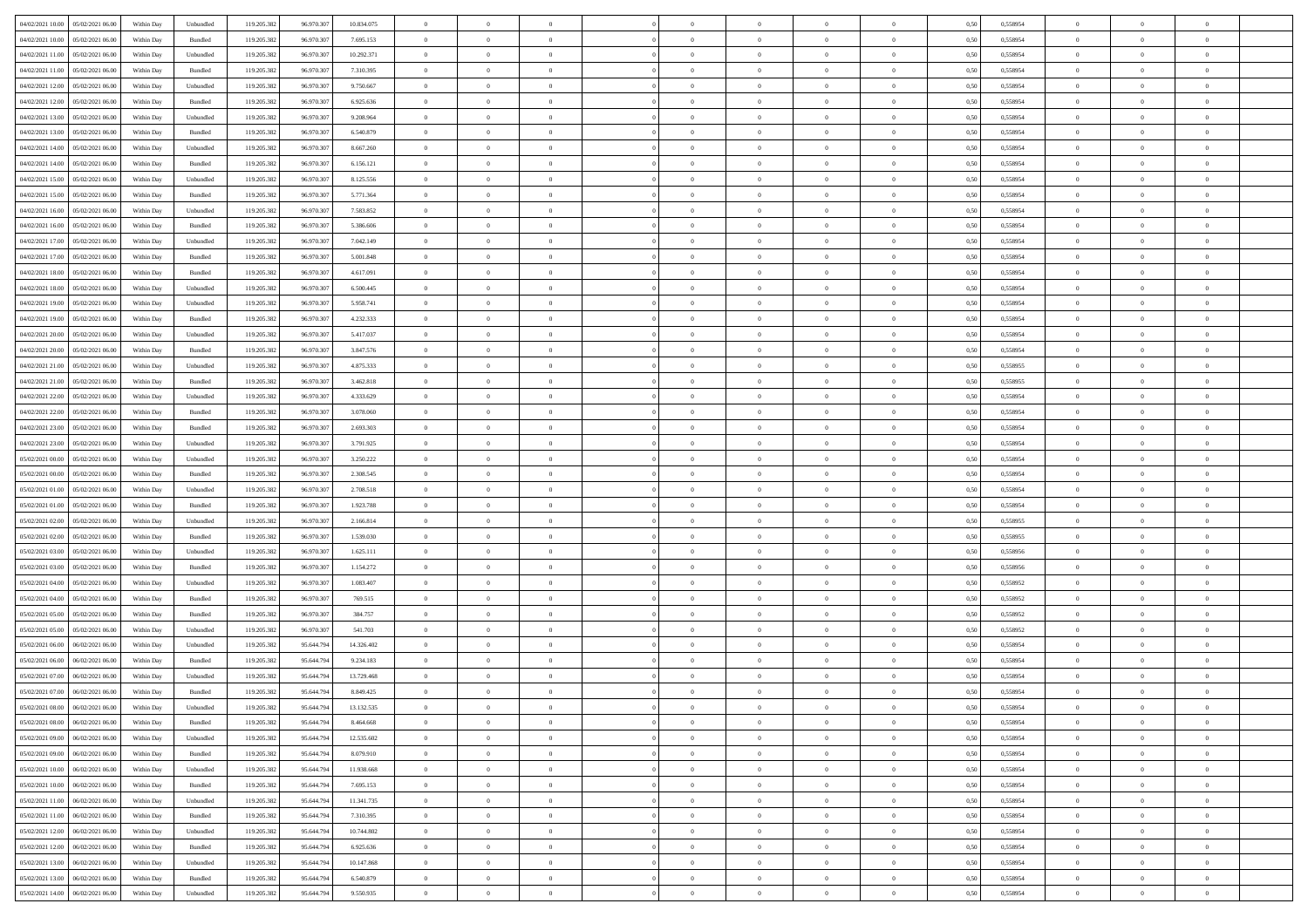| | | | | | | | | | | | | | | | | | | | | | |
|---|---|---|---|---|---|---|---|---|---|---|---|---|---|---|---|---|---|---|---|---|---|
| 04/02/2021 10.00 | 05/02/2021 06.00 | Within Day | Unbundled | 119.205.382 | 96.970.307 | 10.834.075 | 0 | 0 | 0 | | 0 | 0 | 0 | 0 | 0,50 | 0,558954 | 0 | 0 | 0 | |
| 04/02/2021 10.00 | 05/02/2021 06.00 | Within Day | Bundled | 119.205.382 | 96.970.307 | 7.695.153 | 0 | 0 | 0 | | 0 | 0 | 0 | 0 | 0,50 | 0,558954 | 0 | 0 | 0 | |
| 04/02/2021 11.00 | 05/02/2021 06.00 | Within Day | Unbundled | 119.205.382 | 96.970.307 | 10.292.371 | 0 | 0 | 0 | | 0 | 0 | 0 | 0 | 0,50 | 0,558954 | 0 | 0 | 0 | |
| 04/02/2021 11.00 | 05/02/2021 06.00 | Within Day | Bundled | 119.205.382 | 96.970.307 | 7.310.395 | 0 | 0 | 0 | | 0 | 0 | 0 | 0 | 0,50 | 0,558954 | 0 | 0 | 0 | |
| 04/02/2021 12.00 | 05/02/2021 06.00 | Within Day | Unbundled | 119.205.382 | 96.970.307 | 9.750.667 | 0 | 0 | 0 | | 0 | 0 | 0 | 0 | 0,50 | 0,558954 | 0 | 0 | 0 | |
| 04/02/2021 12.00 | 05/02/2021 06.00 | Within Day | Bundled | 119.205.382 | 96.970.307 | 6.925.636 | 0 | 0 | 0 | | 0 | 0 | 0 | 0 | 0,50 | 0,558954 | 0 | 0 | 0 | |
| 04/02/2021 13.00 | 05/02/2021 06.00 | Within Day | Unbundled | 119.205.382 | 96.970.307 | 9.208.964 | 0 | 0 | 0 | | 0 | 0 | 0 | 0 | 0,50 | 0,558954 | 0 | 0 | 0 | |
| 04/02/2021 13.00 | 05/02/2021 06.00 | Within Day | Bundled | 119.205.382 | 96.970.307 | 6.540.879 | 0 | 0 | 0 | | 0 | 0 | 0 | 0 | 0,50 | 0,558954 | 0 | 0 | 0 | |
| 04/02/2021 14.00 | 05/02/2021 06.00 | Within Day | Unbundled | 119.205.382 | 96.970.307 | 8.667.260 | 0 | 0 | 0 | | 0 | 0 | 0 | 0 | 0,50 | 0,558954 | 0 | 0 | 0 | |
| 04/02/2021 14.00 | 05/02/2021 06.00 | Within Day | Bundled | 119.205.382 | 96.970.307 | 6.156.121 | 0 | 0 | 0 | | 0 | 0 | 0 | 0 | 0,50 | 0,558954 | 0 | 0 | 0 | |
| 04/02/2021 15.00 | 05/02/2021 06.00 | Within Day | Unbundled | 119.205.382 | 96.970.307 | 8.125.556 | 0 | 0 | 0 | | 0 | 0 | 0 | 0 | 0,50 | 0,558954 | 0 | 0 | 0 | |
| 04/02/2021 15.00 | 05/02/2021 06.00 | Within Day | Bundled | 119.205.382 | 96.970.307 | 5.771.364 | 0 | 0 | 0 | | 0 | 0 | 0 | 0 | 0,50 | 0,558954 | 0 | 0 | 0 | |
| 04/02/2021 16.00 | 05/02/2021 06.00 | Within Day | Unbundled | 119.205.382 | 96.970.307 | 7.583.852 | 0 | 0 | 0 | | 0 | 0 | 0 | 0 | 0,50 | 0,558954 | 0 | 0 | 0 | |
| 04/02/2021 16.00 | 05/02/2021 06.00 | Within Day | Bundled | 119.205.382 | 96.970.307 | 5.386.606 | 0 | 0 | 0 | | 0 | 0 | 0 | 0 | 0,50 | 0,558954 | 0 | 0 | 0 | |
| 04/02/2021 17.00 | 05/02/2021 06.00 | Within Day | Unbundled | 119.205.382 | 96.970.307 | 7.042.149 | 0 | 0 | 0 | | 0 | 0 | 0 | 0 | 0,50 | 0,558954 | 0 | 0 | 0 | |
| 04/02/2021 17.00 | 05/02/2021 06.00 | Within Day | Bundled | 119.205.382 | 96.970.307 | 5.001.848 | 0 | 0 | 0 | | 0 | 0 | 0 | 0 | 0,50 | 0,558954 | 0 | 0 | 0 | |
| 04/02/2021 18.00 | 05/02/2021 06.00 | Within Day | Bundled | 119.205.382 | 96.970.307 | 4.617.091 | 0 | 0 | 0 | | 0 | 0 | 0 | 0 | 0,50 | 0,558954 | 0 | 0 | 0 | |
| 04/02/2021 18.00 | 05/02/2021 06.00 | Within Day | Unbundled | 119.205.382 | 96.970.307 | 6.500.445 | 0 | 0 | 0 | | 0 | 0 | 0 | 0 | 0,50 | 0,558954 | 0 | 0 | 0 | |
| 04/02/2021 19.00 | 05/02/2021 06.00 | Within Day | Unbundled | 119.205.382 | 96.970.307 | 5.958.741 | 0 | 0 | 0 | | 0 | 0 | 0 | 0 | 0,50 | 0,558954 | 0 | 0 | 0 | |
| 04/02/2021 19.00 | 05/02/2021 06.00 | Within Day | Bundled | 119.205.382 | 96.970.307 | 4.232.333 | 0 | 0 | 0 | | 0 | 0 | 0 | 0 | 0,50 | 0,558954 | 0 | 0 | 0 | |
| 04/02/2021 20.00 | 05/02/2021 06.00 | Within Day | Unbundled | 119.205.382 | 96.970.307 | 5.417.037 | 0 | 0 | 0 | | 0 | 0 | 0 | 0 | 0,50 | 0,558954 | 0 | 0 | 0 | |
| 04/02/2021 20.00 | 05/02/2021 06.00 | Within Day | Bundled | 119.205.382 | 96.970.307 | 3.847.576 | 0 | 0 | 0 | | 0 | 0 | 0 | 0 | 0,50 | 0,558954 | 0 | 0 | 0 | |
| 04/02/2021 21.00 | 05/02/2021 06.00 | Within Day | Unbundled | 119.205.382 | 96.970.307 | 4.875.333 | 0 | 0 | 0 | | 0 | 0 | 0 | 0 | 0,50 | 0,558955 | 0 | 0 | 0 | |
| 04/02/2021 21.00 | 05/02/2021 06.00 | Within Day | Bundled | 119.205.382 | 96.970.307 | 3.462.818 | 0 | 0 | 0 | | 0 | 0 | 0 | 0 | 0,50 | 0,558955 | 0 | 0 | 0 | |
| 04/02/2021 22.00 | 05/02/2021 06.00 | Within Day | Unbundled | 119.205.382 | 96.970.307 | 4.333.629 | 0 | 0 | 0 | | 0 | 0 | 0 | 0 | 0,50 | 0,558954 | 0 | 0 | 0 | |
| 04/02/2021 22.00 | 05/02/2021 06.00 | Within Day | Bundled | 119.205.382 | 96.970.307 | 3.078.060 | 0 | 0 | 0 | | 0 | 0 | 0 | 0 | 0,50 | 0,558954 | 0 | 0 | 0 | |
| 04/02/2021 23.00 | 05/02/2021 06.00 | Within Day | Bundled | 119.205.382 | 96.970.307 | 2.693.303 | 0 | 0 | 0 | | 0 | 0 | 0 | 0 | 0,50 | 0,558954 | 0 | 0 | 0 | |
| 04/02/2021 23.00 | 05/02/2021 06.00 | Within Day | Unbundled | 119.205.382 | 96.970.307 | 3.791.925 | 0 | 0 | 0 | | 0 | 0 | 0 | 0 | 0,50 | 0,558954 | 0 | 0 | 0 | |
| 05/02/2021 00.00 | 05/02/2021 06.00 | Within Day | Unbundled | 119.205.382 | 96.970.307 | 3.250.222 | 0 | 0 | 0 | | 0 | 0 | 0 | 0 | 0,50 | 0,558954 | 0 | 0 | 0 | |
| 05/02/2021 00.00 | 05/02/2021 06.00 | Within Day | Bundled | 119.205.382 | 96.970.307 | 2.308.545 | 0 | 0 | 0 | | 0 | 0 | 0 | 0 | 0,50 | 0,558954 | 0 | 0 | 0 | |
| 05/02/2021 01.00 | 05/02/2021 06.00 | Within Day | Unbundled | 119.205.382 | 96.970.307 | 2.708.518 | 0 | 0 | 0 | | 0 | 0 | 0 | 0 | 0,50 | 0,558954 | 0 | 0 | 0 | |
| 05/02/2021 01.00 | 05/02/2021 06.00 | Within Day | Bundled | 119.205.382 | 96.970.307 | 1.923.788 | 0 | 0 | 0 | | 0 | 0 | 0 | 0 | 0,50 | 0,558954 | 0 | 0 | 0 | |
| 05/02/2021 02.00 | 05/02/2021 06.00 | Within Day | Unbundled | 119.205.382 | 96.970.307 | 2.166.814 | 0 | 0 | 0 | | 0 | 0 | 0 | 0 | 0,50 | 0,558955 | 0 | 0 | 0 | |
| 05/02/2021 02.00 | 05/02/2021 06.00 | Within Day | Bundled | 119.205.382 | 96.970.307 | 1.539.030 | 0 | 0 | 0 | | 0 | 0 | 0 | 0 | 0,50 | 0,558955 | 0 | 0 | 0 | |
| 05/02/2021 03.00 | 05/02/2021 06.00 | Within Day | Unbundled | 119.205.382 | 96.970.307 | 1.625.111 | 0 | 0 | 0 | | 0 | 0 | 0 | 0 | 0,50 | 0,558956 | 0 | 0 | 0 | |
| 05/02/2021 03.00 | 05/02/2021 06.00 | Within Day | Bundled | 119.205.382 | 96.970.307 | 1.154.272 | 0 | 0 | 0 | | 0 | 0 | 0 | 0 | 0,50 | 0,558956 | 0 | 0 | 0 | |
| 05/02/2021 04.00 | 05/02/2021 06.00 | Within Day | Unbundled | 119.205.382 | 96.970.307 | 1.083.407 | 0 | 0 | 0 | | 0 | 0 | 0 | 0 | 0,50 | 0,558952 | 0 | 0 | 0 | |
| 05/02/2021 04.00 | 05/02/2021 06.00 | Within Day | Bundled | 119.205.382 | 96.970.307 | 769.515 | 0 | 0 | 0 | | 0 | 0 | 0 | 0 | 0,50 | 0,558952 | 0 | 0 | 0 | |
| 05/02/2021 05.00 | 05/02/2021 06.00 | Within Day | Bundled | 119.205.382 | 96.970.307 | 384.757 | 0 | 0 | 0 | | 0 | 0 | 0 | 0 | 0,50 | 0,558952 | 0 | 0 | 0 | |
| 05/02/2021 05.00 | 05/02/2021 06.00 | Within Day | Unbundled | 119.205.382 | 96.970.307 | 541.703 | 0 | 0 | 0 | | 0 | 0 | 0 | 0 | 0,50 | 0,558952 | 0 | 0 | 0 | |
| 05/02/2021 06.00 | 06/02/2021 06.00 | Within Day | Unbundled | 119.205.382 | 95.644.794 | 14.326.402 | 0 | 0 | 0 | | 0 | 0 | 0 | 0 | 0,50 | 0,558954 | 0 | 0 | 0 | |
| 05/02/2021 06.00 | 06/02/2021 06.00 | Within Day | Bundled | 119.205.382 | 95.644.794 | 9.234.183 | 0 | 0 | 0 | | 0 | 0 | 0 | 0 | 0,50 | 0,558954 | 0 | 0 | 0 | |
| 05/02/2021 07.00 | 06/02/2021 06.00 | Within Day | Unbundled | 119.205.382 | 95.644.794 | 13.729.468 | 0 | 0 | 0 | | 0 | 0 | 0 | 0 | 0,50 | 0,558954 | 0 | 0 | 0 | |
| 05/02/2021 07.00 | 06/02/2021 06.00 | Within Day | Bundled | 119.205.382 | 95.644.794 | 8.849.425 | 0 | 0 | 0 | | 0 | 0 | 0 | 0 | 0,50 | 0,558954 | 0 | 0 | 0 | |
| 05/02/2021 08.00 | 06/02/2021 06.00 | Within Day | Unbundled | 119.205.382 | 95.644.794 | 13.132.535 | 0 | 0 | 0 | | 0 | 0 | 0 | 0 | 0,50 | 0,558954 | 0 | 0 | 0 | |
| 05/02/2021 08.00 | 06/02/2021 06.00 | Within Day | Bundled | 119.205.382 | 95.644.794 | 8.464.668 | 0 | 0 | 0 | | 0 | 0 | 0 | 0 | 0,50 | 0,558954 | 0 | 0 | 0 | |
| 05/02/2021 09.00 | 06/02/2021 06.00 | Within Day | Unbundled | 119.205.382 | 95.644.794 | 12.535.602 | 0 | 0 | 0 | | 0 | 0 | 0 | 0 | 0,50 | 0,558954 | 0 | 0 | 0 | |
| 05/02/2021 09.00 | 06/02/2021 06.00 | Within Day | Bundled | 119.205.382 | 95.644.794 | 8.079.910 | 0 | 0 | 0 | | 0 | 0 | 0 | 0 | 0,50 | 0,558954 | 0 | 0 | 0 | |
| 05/02/2021 10.00 | 06/02/2021 06.00 | Within Day | Unbundled | 119.205.382 | 95.644.794 | 11.938.668 | 0 | 0 | 0 | | 0 | 0 | 0 | 0 | 0,50 | 0,558954 | 0 | 0 | 0 | |
| 05/02/2021 10.00 | 06/02/2021 06.00 | Within Day | Bundled | 119.205.382 | 95.644.794 | 7.695.153 | 0 | 0 | 0 | | 0 | 0 | 0 | 0 | 0,50 | 0,558954 | 0 | 0 | 0 | |
| 05/02/2021 11.00 | 06/02/2021 06.00 | Within Day | Unbundled | 119.205.382 | 95.644.794 | 11.341.735 | 0 | 0 | 0 | | 0 | 0 | 0 | 0 | 0,50 | 0,558954 | 0 | 0 | 0 | |
| 05/02/2021 11.00 | 06/02/2021 06.00 | Within Day | Bundled | 119.205.382 | 95.644.794 | 7.310.395 | 0 | 0 | 0 | | 0 | 0 | 0 | 0 | 0,50 | 0,558954 | 0 | 0 | 0 | |
| 05/02/2021 12.00 | 06/02/2021 06.00 | Within Day | Unbundled | 119.205.382 | 95.644.794 | 10.744.802 | 0 | 0 | 0 | | 0 | 0 | 0 | 0 | 0,50 | 0,558954 | 0 | 0 | 0 | |
| 05/02/2021 12.00 | 06/02/2021 06.00 | Within Day | Bundled | 119.205.382 | 95.644.794 | 6.925.636 | 0 | 0 | 0 | | 0 | 0 | 0 | 0 | 0,50 | 0,558954 | 0 | 0 | 0 | |
| 05/02/2021 13.00 | 06/02/2021 06.00 | Within Day | Unbundled | 119.205.382 | 95.644.794 | 10.147.868 | 0 | 0 | 0 | | 0 | 0 | 0 | 0 | 0,50 | 0,558954 | 0 | 0 | 0 | |
| 05/02/2021 13.00 | 06/02/2021 06.00 | Within Day | Bundled | 119.205.382 | 95.644.794 | 6.540.879 | 0 | 0 | 0 | | 0 | 0 | 0 | 0 | 0,50 | 0,558954 | 0 | 0 | 0 | |
| 05/02/2021 14.00 | 06/02/2021 06.00 | Within Day | Unbundled | 119.205.382 | 95.644.794 | 9.550.935 | 0 | 0 | 0 | | 0 | 0 | 0 | 0 | 0,50 | 0,558954 | 0 | 0 | 0 | |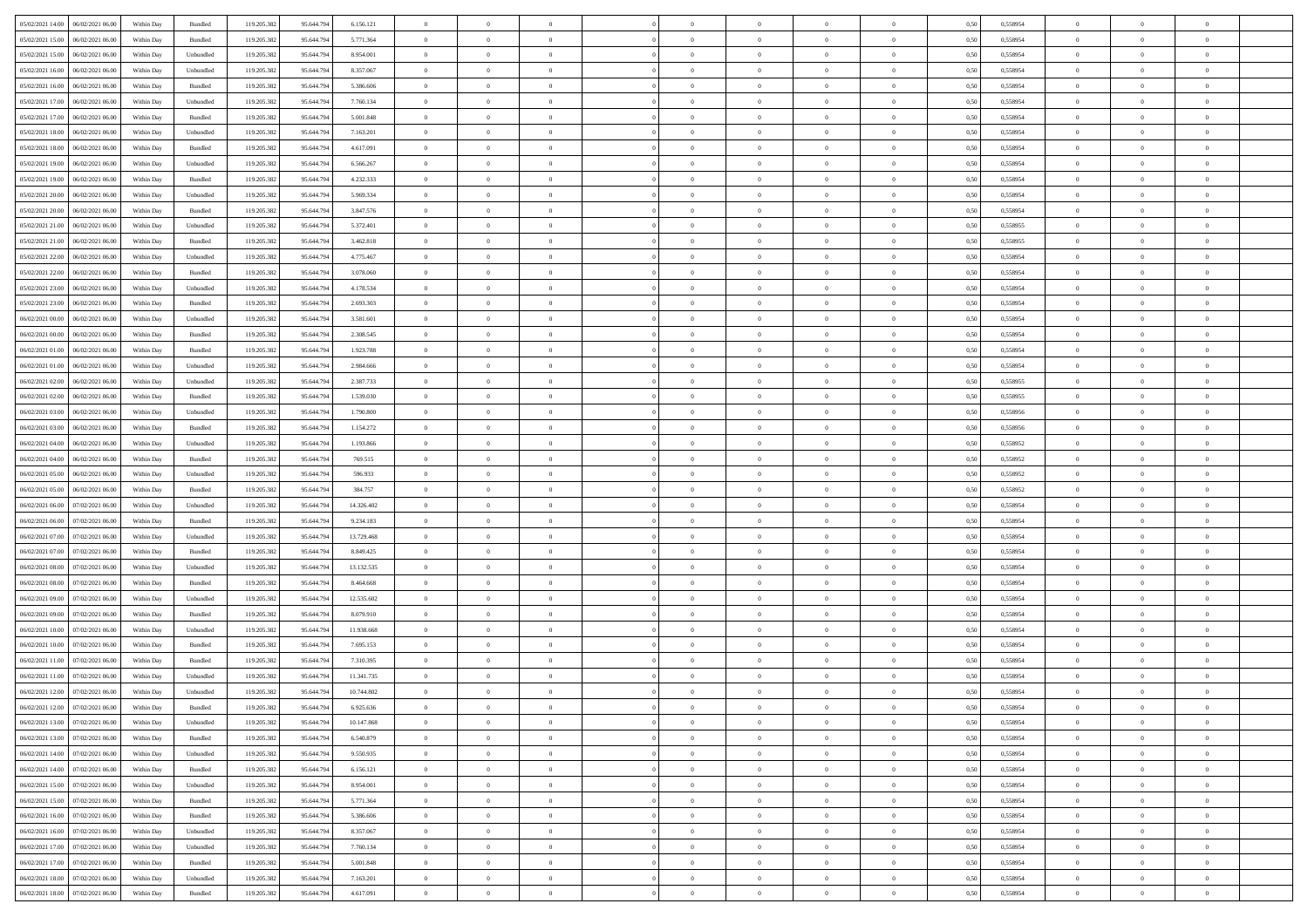| | | | | | | | | | | | | | | | | | | | | |
|---|---|---|---|---|---|---|---|---|---|---|---|---|---|---|---|---|---|---|---|---|
| 05/02/2021 14:00 | 06/02/2021 06:00 | Within Day | Bundled | 119.205.382 | 95.644.794 | 6.156.121 | 0 | 0 | 0 | | 0 | 0 | 0 | 0 | 0,50 | 0,558954 | 0 | 0 | 0 | |
| 05/02/2021 15:00 | 06/02/2021 06:00 | Within Day | Bundled | 119.205.382 | 95.644.794 | 5.771.364 | 0 | 0 | 0 | | 0 | 0 | 0 | 0 | 0,50 | 0,558954 | 0 | 0 | 0 | |
| 05/02/2021 15:00 | 06/02/2021 06:00 | Within Day | Unbundled | 119.205.382 | 95.644.794 | 8.954.001 | 0 | 0 | 0 | | 0 | 0 | 0 | 0 | 0,50 | 0,558954 | 0 | 0 | 0 | |
| 05/02/2021 16:00 | 06/02/2021 06:00 | Within Day | Unbundled | 119.205.382 | 95.644.794 | 8.357.067 | 0 | 0 | 0 | | 0 | 0 | 0 | 0 | 0,50 | 0,558954 | 0 | 0 | 0 | |
| 05/02/2021 16:00 | 06/02/2021 06:00 | Within Day | Bundled | 119.205.382 | 95.644.794 | 5.386.606 | 0 | 0 | 0 | | 0 | 0 | 0 | 0 | 0,50 | 0,558954 | 0 | 0 | 0 | |
| 05/02/2021 17:00 | 06/02/2021 06:00 | Within Day | Unbundled | 119.205.382 | 95.644.794 | 7.760.134 | 0 | 0 | 0 | | 0 | 0 | 0 | 0 | 0,50 | 0,558954 | 0 | 0 | 0 | |
| 05/02/2021 17:00 | 06/02/2021 06:00 | Within Day | Bundled | 119.205.382 | 95.644.794 | 5.001.848 | 0 | 0 | 0 | | 0 | 0 | 0 | 0 | 0,50 | 0,558954 | 0 | 0 | 0 | |
| 05/02/2021 18:00 | 06/02/2021 06:00 | Within Day | Unbundled | 119.205.382 | 95.644.794 | 7.163.201 | 0 | 0 | 0 | | 0 | 0 | 0 | 0 | 0,50 | 0,558954 | 0 | 0 | 0 | |
| 05/02/2021 18:00 | 06/02/2021 06:00 | Within Day | Bundled | 119.205.382 | 95.644.794 | 4.617.091 | 0 | 0 | 0 | | 0 | 0 | 0 | 0 | 0,50 | 0,558954 | 0 | 0 | 0 | |
| 05/02/2021 19:00 | 06/02/2021 06:00 | Within Day | Unbundled | 119.205.382 | 95.644.794 | 6.566.267 | 0 | 0 | 0 | | 0 | 0 | 0 | 0 | 0,50 | 0,558954 | 0 | 0 | 0 | |
| 05/02/2021 19:00 | 06/02/2021 06:00 | Within Day | Bundled | 119.205.382 | 95.644.794 | 4.232.333 | 0 | 0 | 0 | | 0 | 0 | 0 | 0 | 0,50 | 0,558954 | 0 | 0 | 0 | |
| 05/02/2021 20:00 | 06/02/2021 06:00 | Within Day | Unbundled | 119.205.382 | 95.644.794 | 5.969.334 | 0 | 0 | 0 | | 0 | 0 | 0 | 0 | 0,50 | 0,558954 | 0 | 0 | 0 | |
| 05/02/2021 20:00 | 06/02/2021 06:00 | Within Day | Bundled | 119.205.382 | 95.644.794 | 3.847.576 | 0 | 0 | 0 | | 0 | 0 | 0 | 0 | 0,50 | 0,558954 | 0 | 0 | 0 | |
| 05/02/2021 21:00 | 06/02/2021 06:00 | Within Day | Unbundled | 119.205.382 | 95.644.794 | 5.372.401 | 0 | 0 | 0 | | 0 | 0 | 0 | 0 | 0,50 | 0,558955 | 0 | 0 | 0 | |
| 05/02/2021 21:00 | 06/02/2021 06:00 | Within Day | Bundled | 119.205.382 | 95.644.794 | 3.462.818 | 0 | 0 | 0 | | 0 | 0 | 0 | 0 | 0,50 | 0,558955 | 0 | 0 | 0 | |
| 05/02/2021 22:00 | 06/02/2021 06:00 | Within Day | Unbundled | 119.205.382 | 95.644.794 | 4.775.467 | 0 | 0 | 0 | | 0 | 0 | 0 | 0 | 0,50 | 0,558954 | 0 | 0 | 0 | |
| 05/02/2021 22:00 | 06/02/2021 06:00 | Within Day | Bundled | 119.205.382 | 95.644.794 | 3.078.060 | 0 | 0 | 0 | | 0 | 0 | 0 | 0 | 0,50 | 0,558954 | 0 | 0 | 0 | |
| 05/02/2021 23:00 | 06/02/2021 06:00 | Within Day | Unbundled | 119.205.382 | 95.644.794 | 4.178.534 | 0 | 0 | 0 | | 0 | 0 | 0 | 0 | 0,50 | 0,558954 | 0 | 0 | 0 | |
| 05/02/2021 23:00 | 06/02/2021 06:00 | Within Day | Bundled | 119.205.382 | 95.644.794 | 2.693.303 | 0 | 0 | 0 | | 0 | 0 | 0 | 0 | 0,50 | 0,558954 | 0 | 0 | 0 | |
| 06/02/2021 00:00 | 06/02/2021 06:00 | Within Day | Unbundled | 119.205.382 | 95.644.794 | 3.581.601 | 0 | 0 | 0 | | 0 | 0 | 0 | 0 | 0,50 | 0,558954 | 0 | 0 | 0 | |
| 06/02/2021 00:00 | 06/02/2021 06:00 | Within Day | Bundled | 119.205.382 | 95.644.794 | 2.308.545 | 0 | 0 | 0 | | 0 | 0 | 0 | 0 | 0,50 | 0,558954 | 0 | 0 | 0 | |
| 06/02/2021 01:00 | 06/02/2021 06:00 | Within Day | Bundled | 119.205.382 | 95.644.794 | 1.923.788 | 0 | 0 | 0 | | 0 | 0 | 0 | 0 | 0,50 | 0,558954 | 0 | 0 | 0 | |
| 06/02/2021 01:00 | 06/02/2021 06:00 | Within Day | Unbundled | 119.205.382 | 95.644.794 | 2.984.666 | 0 | 0 | 0 | | 0 | 0 | 0 | 0 | 0,50 | 0,558954 | 0 | 0 | 0 | |
| 06/02/2021 02:00 | 06/02/2021 06:00 | Within Day | Unbundled | 119.205.382 | 95.644.794 | 2.387.733 | 0 | 0 | 0 | | 0 | 0 | 0 | 0 | 0,50 | 0,558955 | 0 | 0 | 0 | |
| 06/02/2021 02:00 | 06/02/2021 06:00 | Within Day | Bundled | 119.205.382 | 95.644.794 | 1.539.030 | 0 | 0 | 0 | | 0 | 0 | 0 | 0 | 0,50 | 0,558955 | 0 | 0 | 0 | |
| 06/02/2021 03:00 | 06/02/2021 06:00 | Within Day | Unbundled | 119.205.382 | 95.644.794 | 1.790.800 | 0 | 0 | 0 | | 0 | 0 | 0 | 0 | 0,50 | 0,558956 | 0 | 0 | 0 | |
| 06/02/2021 03:00 | 06/02/2021 06:00 | Within Day | Bundled | 119.205.382 | 95.644.794 | 1.154.272 | 0 | 0 | 0 | | 0 | 0 | 0 | 0 | 0,50 | 0,558956 | 0 | 0 | 0 | |
| 06/02/2021 04:00 | 06/02/2021 06:00 | Within Day | Unbundled | 119.205.382 | 95.644.794 | 1.193.866 | 0 | 0 | 0 | | 0 | 0 | 0 | 0 | 0,50 | 0,558952 | 0 | 0 | 0 | |
| 06/02/2021 04:00 | 06/02/2021 06:00 | Within Day | Bundled | 119.205.382 | 95.644.794 | 769.515 | 0 | 0 | 0 | | 0 | 0 | 0 | 0 | 0,50 | 0,558952 | 0 | 0 | 0 | |
| 06/02/2021 05:00 | 06/02/2021 06:00 | Within Day | Unbundled | 119.205.382 | 95.644.794 | 596.933 | 0 | 0 | 0 | | 0 | 0 | 0 | 0 | 0,50 | 0,558952 | 0 | 0 | 0 | |
| 06/02/2021 05:00 | 06/02/2021 06:00 | Within Day | Bundled | 119.205.382 | 95.644.794 | 384.757 | 0 | 0 | 0 | | 0 | 0 | 0 | 0 | 0,50 | 0,558952 | 0 | 0 | 0 | |
| 06/02/2021 06:00 | 07/02/2021 06:00 | Within Day | Unbundled | 119.205.382 | 95.644.794 | 14.326.402 | 0 | 0 | 0 | | 0 | 0 | 0 | 0 | 0,50 | 0,558954 | 0 | 0 | 0 | |
| 06/02/2021 06:00 | 07/02/2021 06:00 | Within Day | Bundled | 119.205.382 | 95.644.794 | 9.234.183 | 0 | 0 | 0 | | 0 | 0 | 0 | 0 | 0,50 | 0,558954 | 0 | 0 | 0 | |
| 06/02/2021 07:00 | 07/02/2021 06:00 | Within Day | Unbundled | 119.205.382 | 95.644.794 | 13.729.468 | 0 | 0 | 0 | | 0 | 0 | 0 | 0 | 0,50 | 0,558954 | 0 | 0 | 0 | |
| 06/02/2021 07:00 | 07/02/2021 06:00 | Within Day | Bundled | 119.205.382 | 95.644.794 | 8.849.425 | 0 | 0 | 0 | | 0 | 0 | 0 | 0 | 0,50 | 0,558954 | 0 | 0 | 0 | |
| 06/02/2021 08:00 | 07/02/2021 06:00 | Within Day | Unbundled | 119.205.382 | 95.644.794 | 13.132.535 | 0 | 0 | 0 | | 0 | 0 | 0 | 0 | 0,50 | 0,558954 | 0 | 0 | 0 | |
| 06/02/2021 08:00 | 07/02/2021 06:00 | Within Day | Bundled | 119.205.382 | 95.644.794 | 8.464.668 | 0 | 0 | 0 | | 0 | 0 | 0 | 0 | 0,50 | 0,558954 | 0 | 0 | 0 | |
| 06/02/2021 09:00 | 07/02/2021 06:00 | Within Day | Unbundled | 119.205.382 | 95.644.794 | 12.535.602 | 0 | 0 | 0 | | 0 | 0 | 0 | 0 | 0,50 | 0,558954 | 0 | 0 | 0 | |
| 06/02/2021 09:00 | 07/02/2021 06:00 | Within Day | Bundled | 119.205.382 | 95.644.794 | 8.079.910 | 0 | 0 | 0 | | 0 | 0 | 0 | 0 | 0,50 | 0,558954 | 0 | 0 | 0 | |
| 06/02/2021 10:00 | 07/02/2021 06:00 | Within Day | Unbundled | 119.205.382 | 95.644.794 | 11.938.668 | 0 | 0 | 0 | | 0 | 0 | 0 | 0 | 0,50 | 0,558954 | 0 | 0 | 0 | |
| 06/02/2021 10:00 | 07/02/2021 06:00 | Within Day | Bundled | 119.205.382 | 95.644.794 | 7.695.153 | 0 | 0 | 0 | | 0 | 0 | 0 | 0 | 0,50 | 0,558954 | 0 | 0 | 0 | |
| 06/02/2021 11:00 | 07/02/2021 06:00 | Within Day | Bundled | 119.205.382 | 95.644.794 | 7.310.395 | 0 | 0 | 0 | | 0 | 0 | 0 | 0 | 0,50 | 0,558954 | 0 | 0 | 0 | |
| 06/02/2021 11:00 | 07/02/2021 06:00 | Within Day | Unbundled | 119.205.382 | 95.644.794 | 11.341.735 | 0 | 0 | 0 | | 0 | 0 | 0 | 0 | 0,50 | 0,558954 | 0 | 0 | 0 | |
| 06/02/2021 12:00 | 07/02/2021 06:00 | Within Day | Unbundled | 119.205.382 | 95.644.794 | 10.744.802 | 0 | 0 | 0 | | 0 | 0 | 0 | 0 | 0,50 | 0,558954 | 0 | 0 | 0 | |
| 06/02/2021 12:00 | 07/02/2021 06:00 | Within Day | Bundled | 119.205.382 | 95.644.794 | 6.925.636 | 0 | 0 | 0 | | 0 | 0 | 0 | 0 | 0,50 | 0,558954 | 0 | 0 | 0 | |
| 06/02/2021 13:00 | 07/02/2021 06:00 | Within Day | Unbundled | 119.205.382 | 95.644.794 | 10.147.868 | 0 | 0 | 0 | | 0 | 0 | 0 | 0 | 0,50 | 0,558954 | 0 | 0 | 0 | |
| 06/02/2021 13:00 | 07/02/2021 06:00 | Within Day | Bundled | 119.205.382 | 95.644.794 | 6.540.879 | 0 | 0 | 0 | | 0 | 0 | 0 | 0 | 0,50 | 0,558954 | 0 | 0 | 0 | |
| 06/02/2021 14:00 | 07/02/2021 06:00 | Within Day | Unbundled | 119.205.382 | 95.644.794 | 9.550.935 | 0 | 0 | 0 | | 0 | 0 | 0 | 0 | 0,50 | 0,558954 | 0 | 0 | 0 | |
| 06/02/2021 14:00 | 07/02/2021 06:00 | Within Day | Bundled | 119.205.382 | 95.644.794 | 6.156.121 | 0 | 0 | 0 | | 0 | 0 | 0 | 0 | 0,50 | 0,558954 | 0 | 0 | 0 | |
| 06/02/2021 15:00 | 07/02/2021 06:00 | Within Day | Unbundled | 119.205.382 | 95.644.794 | 8.954.001 | 0 | 0 | 0 | | 0 | 0 | 0 | 0 | 0,50 | 0,558954 | 0 | 0 | 0 | |
| 06/02/2021 15:00 | 07/02/2021 06:00 | Within Day | Bundled | 119.205.382 | 95.644.794 | 5.771.364 | 0 | 0 | 0 | | 0 | 0 | 0 | 0 | 0,50 | 0,558954 | 0 | 0 | 0 | |
| 06/02/2021 16:00 | 07/02/2021 06:00 | Within Day | Bundled | 119.205.382 | 95.644.794 | 5.386.606 | 0 | 0 | 0 | | 0 | 0 | 0 | 0 | 0,50 | 0,558954 | 0 | 0 | 0 | |
| 06/02/2021 16:00 | 07/02/2021 06:00 | Within Day | Unbundled | 119.205.382 | 95.644.794 | 8.357.067 | 0 | 0 | 0 | | 0 | 0 | 0 | 0 | 0,50 | 0,558954 | 0 | 0 | 0 | |
| 06/02/2021 17:00 | 07/02/2021 06:00 | Within Day | Unbundled | 119.205.382 | 95.644.794 | 7.760.134 | 0 | 0 | 0 | | 0 | 0 | 0 | 0 | 0,50 | 0,558954 | 0 | 0 | 0 | |
| 06/02/2021 17:00 | 07/02/2021 06:00 | Within Day | Bundled | 119.205.382 | 95.644.794 | 5.001.848 | 0 | 0 | 0 | | 0 | 0 | 0 | 0 | 0,50 | 0,558954 | 0 | 0 | 0 | |
| 06/02/2021 18:00 | 07/02/2021 06:00 | Within Day | Unbundled | 119.205.382 | 95.644.794 | 7.163.201 | 0 | 0 | 0 | | 0 | 0 | 0 | 0 | 0,50 | 0,558954 | 0 | 0 | 0 | |
| 06/02/2021 18:00 | 07/02/2021 06:00 | Within Day | Bundled | 119.205.382 | 95.644.794 | 4.617.091 | 0 | 0 | 0 | | 0 | 0 | 0 | 0 | 0,50 | 0,558954 | 0 | 0 | 0 | |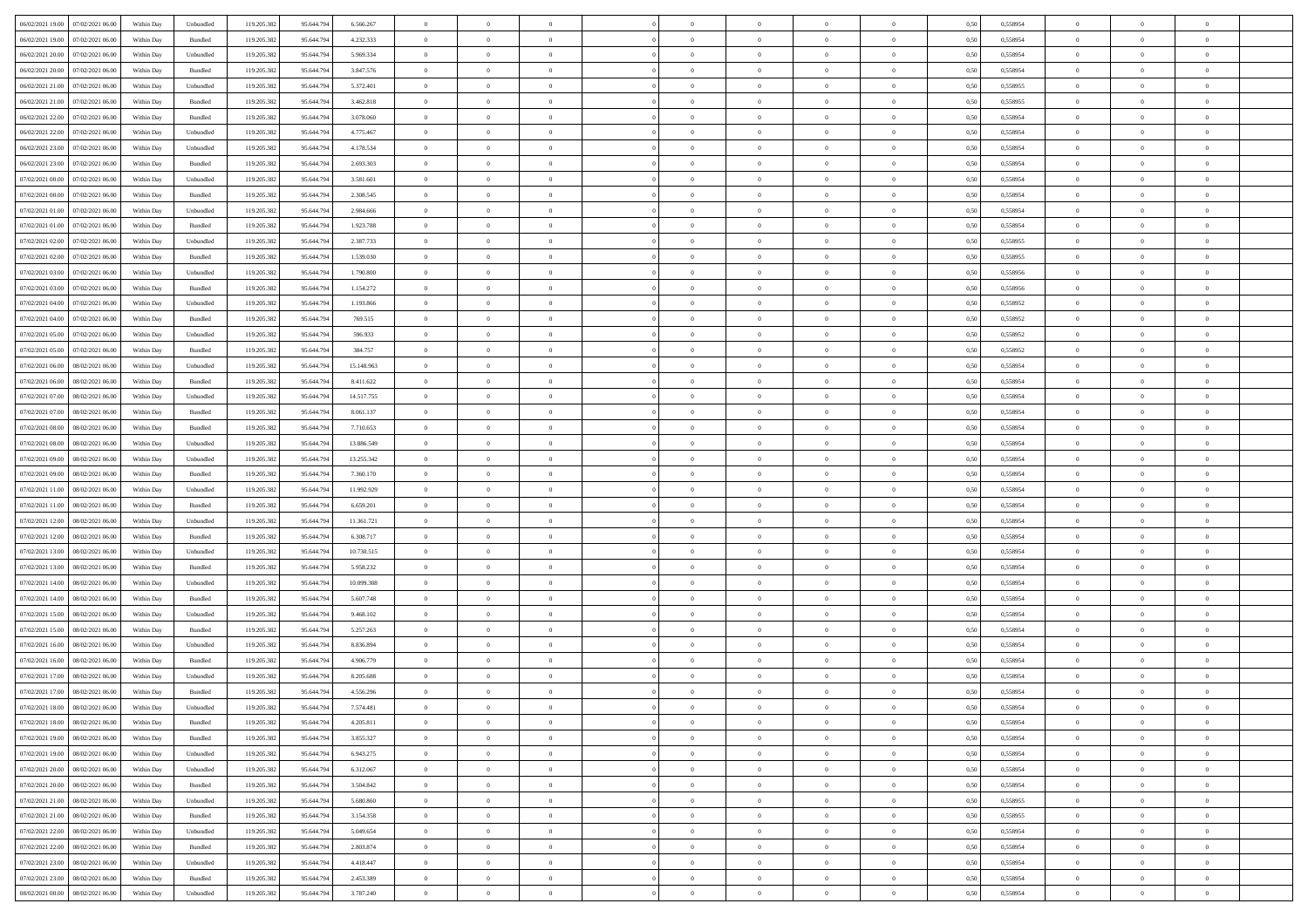| | | | | | | | | | | | | | | | | | | | | |
|---|---|---|---|---|---|---|---|---|---|---|---|---|---|---|---|---|---|---|---|---|
| 06/02/2021 19:00 | 07/02/2021 06:00 | Within Day | Unbundled | 119.205.382 | 95.644.794 | 6.566.267 | 0 | 0 | 0 | | 0 | 0 | 0 | 0 | 0,50 | 0,558954 | 0 | 0 | 0 | |
| 06/02/2021 19:00 | 07/02/2021 06:00 | Within Day | Bundled | 119.205.382 | 95.644.794 | 4.232.333 | 0 | 0 | 0 | | 0 | 0 | 0 | 0 | 0,50 | 0,558954 | 0 | 0 | 0 | |
| 06/02/2021 20:00 | 07/02/2021 06:00 | Within Day | Unbundled | 119.205.382 | 95.644.794 | 5.969.334 | 0 | 0 | 0 | | 0 | 0 | 0 | 0 | 0,50 | 0,558954 | 0 | 0 | 0 | |
| 06/02/2021 20:00 | 07/02/2021 06:00 | Within Day | Bundled | 119.205.382 | 95.644.794 | 3.847.576 | 0 | 0 | 0 | | 0 | 0 | 0 | 0 | 0,50 | 0,558954 | 0 | 0 | 0 | |
| 06/02/2021 21:00 | 07/02/2021 06:00 | Within Day | Unbundled | 119.205.382 | 95.644.794 | 5.372.401 | 0 | 0 | 0 | | 0 | 0 | 0 | 0 | 0,50 | 0,558955 | 0 | 0 | 0 | |
| 06/02/2021 21:00 | 07/02/2021 06:00 | Within Day | Bundled | 119.205.382 | 95.644.794 | 3.462.818 | 0 | 0 | 0 | | 0 | 0 | 0 | 0 | 0,50 | 0,558955 | 0 | 0 | 0 | |
| 06/02/2021 22:00 | 07/02/2021 06:00 | Within Day | Bundled | 119.205.382 | 95.644.794 | 3.078.060 | 0 | 0 | 0 | | 0 | 0 | 0 | 0 | 0,50 | 0,558954 | 0 | 0 | 0 | |
| 06/02/2021 22:00 | 07/02/2021 06:00 | Within Day | Unbundled | 119.205.382 | 95.644.794 | 4.775.467 | 0 | 0 | 0 | | 0 | 0 | 0 | 0 | 0,50 | 0,558954 | 0 | 0 | 0 | |
| 06/02/2021 23:00 | 07/02/2021 06:00 | Within Day | Unbundled | 119.205.382 | 95.644.794 | 4.178.534 | 0 | 0 | 0 | | 0 | 0 | 0 | 0 | 0,50 | 0,558954 | 0 | 0 | 0 | |
| 06/02/2021 23:00 | 07/02/2021 06:00 | Within Day | Bundled | 119.205.382 | 95.644.794 | 2.693.303 | 0 | 0 | 0 | | 0 | 0 | 0 | 0 | 0,50 | 0,558954 | 0 | 0 | 0 | |
| 07/02/2021 00:00 | 07/02/2021 06:00 | Within Day | Unbundled | 119.205.382 | 95.644.794 | 3.581.601 | 0 | 0 | 0 | | 0 | 0 | 0 | 0 | 0,50 | 0,558954 | 0 | 0 | 0 | |
| 07/02/2021 00:00 | 07/02/2021 06:00 | Within Day | Bundled | 119.205.382 | 95.644.794 | 2.308.545 | 0 | 0 | 0 | | 0 | 0 | 0 | 0 | 0,50 | 0,558954 | 0 | 0 | 0 | |
| 07/02/2021 01:00 | 07/02/2021 06:00 | Within Day | Unbundled | 119.205.382 | 95.644.794 | 2.984.666 | 0 | 0 | 0 | | 0 | 0 | 0 | 0 | 0,50 | 0,558954 | 0 | 0 | 0 | |
| 07/02/2021 01:00 | 07/02/2021 06:00 | Within Day | Bundled | 119.205.382 | 95.644.794 | 1.923.788 | 0 | 0 | 0 | | 0 | 0 | 0 | 0 | 0,50 | 0,558954 | 0 | 0 | 0 | |
| 07/02/2021 02:00 | 07/02/2021 06:00 | Within Day | Unbundled | 119.205.382 | 95.644.794 | 2.387.733 | 0 | 0 | 0 | | 0 | 0 | 0 | 0 | 0,50 | 0,558955 | 0 | 0 | 0 | |
| 07/02/2021 02:00 | 07/02/2021 06:00 | Within Day | Bundled | 119.205.382 | 95.644.794 | 1.539.030 | 0 | 0 | 0 | | 0 | 0 | 0 | 0 | 0,50 | 0,558955 | 0 | 0 | 0 | |
| 07/02/2021 03:00 | 07/02/2021 06:00 | Within Day | Unbundled | 119.205.382 | 95.644.794 | 1.790.800 | 0 | 0 | 0 | | 0 | 0 | 0 | 0 | 0,50 | 0,558956 | 0 | 0 | 0 | |
| 07/02/2021 03:00 | 07/02/2021 06:00 | Within Day | Bundled | 119.205.382 | 95.644.794 | 1.154.272 | 0 | 0 | 0 | | 0 | 0 | 0 | 0 | 0,50 | 0,558956 | 0 | 0 | 0 | |
| 07/02/2021 04:00 | 07/02/2021 06:00 | Within Day | Unbundled | 119.205.382 | 95.644.794 | 1.193.866 | 0 | 0 | 0 | | 0 | 0 | 0 | 0 | 0,50 | 0,558952 | 0 | 0 | 0 | |
| 07/02/2021 04:00 | 07/02/2021 06:00 | Within Day | Bundled | 119.205.382 | 95.644.794 | 769.515 | 0 | 0 | 0 | | 0 | 0 | 0 | 0 | 0,50 | 0,558952 | 0 | 0 | 0 | |
| 07/02/2021 05:00 | 07/02/2021 06:00 | Within Day | Unbundled | 119.205.382 | 95.644.794 | 596.933 | 0 | 0 | 0 | | 0 | 0 | 0 | 0 | 0,50 | 0,558952 | 0 | 0 | 0 | |
| 07/02/2021 05:00 | 07/02/2021 06:00 | Within Day | Bundled | 119.205.382 | 95.644.794 | 384.757 | 0 | 0 | 0 | | 0 | 0 | 0 | 0 | 0,50 | 0,558952 | 0 | 0 | 0 | |
| 07/02/2021 06:00 | 08/02/2021 06:00 | Within Day | Unbundled | 119.205.382 | 95.644.794 | 15.148.963 | 0 | 0 | 0 | | 0 | 0 | 0 | 0 | 0,50 | 0,558954 | 0 | 0 | 0 | |
| 07/02/2021 06:00 | 08/02/2021 06:00 | Within Day | Bundled | 119.205.382 | 95.644.794 | 8.411.622 | 0 | 0 | 0 | | 0 | 0 | 0 | 0 | 0,50 | 0,558954 | 0 | 0 | 0 | |
| 07/02/2021 07:00 | 08/02/2021 06:00 | Within Day | Unbundled | 119.205.382 | 95.644.794 | 14.517.755 | 0 | 0 | 0 | | 0 | 0 | 0 | 0 | 0,50 | 0,558954 | 0 | 0 | 0 | |
| 07/02/2021 07:00 | 08/02/2021 06:00 | Within Day | Bundled | 119.205.382 | 95.644.794 | 8.061.137 | 0 | 0 | 0 | | 0 | 0 | 0 | 0 | 0,50 | 0,558954 | 0 | 0 | 0 | |
| 07/02/2021 08:00 | 08/02/2021 06:00 | Within Day | Bundled | 119.205.382 | 95.644.794 | 7.710.653 | 0 | 0 | 0 | | 0 | 0 | 0 | 0 | 0,50 | 0,558954 | 0 | 0 | 0 | |
| 07/02/2021 08:00 | 08/02/2021 06:00 | Within Day | Unbundled | 119.205.382 | 95.644.794 | 13.886.549 | 0 | 0 | 0 | | 0 | 0 | 0 | 0 | 0,50 | 0,558954 | 0 | 0 | 0 | |
| 07/02/2021 09:00 | 08/02/2021 06:00 | Within Day | Unbundled | 119.205.382 | 95.644.794 | 13.255.342 | 0 | 0 | 0 | | 0 | 0 | 0 | 0 | 0,50 | 0,558954 | 0 | 0 | 0 | |
| 07/02/2021 09:00 | 08/02/2021 06:00 | Within Day | Bundled | 119.205.382 | 95.644.794 | 7.360.170 | 0 | 0 | 0 | | 0 | 0 | 0 | 0 | 0,50 | 0,558954 | 0 | 0 | 0 | |
| 07/02/2021 11:00 | 08/02/2021 06:00 | Within Day | Unbundled | 119.205.382 | 95.644.794 | 11.992.929 | 0 | 0 | 0 | | 0 | 0 | 0 | 0 | 0,50 | 0,558954 | 0 | 0 | 0 | |
| 07/02/2021 11:00 | 08/02/2021 06:00 | Within Day | Bundled | 119.205.382 | 95.644.794 | 6.659.201 | 0 | 0 | 0 | | 0 | 0 | 0 | 0 | 0,50 | 0,558954 | 0 | 0 | 0 | |
| 07/02/2021 12:00 | 08/02/2021 06:00 | Within Day | Unbundled | 119.205.382 | 95.644.794 | 11.361.721 | 0 | 0 | 0 | | 0 | 0 | 0 | 0 | 0,50 | 0,558954 | 0 | 0 | 0 | |
| 07/02/2021 12:00 | 08/02/2021 06:00 | Within Day | Bundled | 119.205.382 | 95.644.794 | 6.308.717 | 0 | 0 | 0 | | 0 | 0 | 0 | 0 | 0,50 | 0,558954 | 0 | 0 | 0 | |
| 07/02/2021 13:00 | 08/02/2021 06:00 | Within Day | Unbundled | 119.205.382 | 95.644.794 | 10.730.515 | 0 | 0 | 0 | | 0 | 0 | 0 | 0 | 0,50 | 0,558954 | 0 | 0 | 0 | |
| 07/02/2021 13:00 | 08/02/2021 06:00 | Within Day | Bundled | 119.205.382 | 95.644.794 | 5.958.232 | 0 | 0 | 0 | | 0 | 0 | 0 | 0 | 0,50 | 0,558954 | 0 | 0 | 0 | |
| 07/02/2021 14:00 | 08/02/2021 06:00 | Within Day | Unbundled | 119.205.382 | 95.644.794 | 10.099.308 | 0 | 0 | 0 | | 0 | 0 | 0 | 0 | 0,50 | 0,558954 | 0 | 0 | 0 | |
| 07/02/2021 14:00 | 08/02/2021 06:00 | Within Day | Bundled | 119.205.382 | 95.644.794 | 5.607.748 | 0 | 0 | 0 | | 0 | 0 | 0 | 0 | 0,50 | 0,558954 | 0 | 0 | 0 | |
| 07/02/2021 15:00 | 08/02/2021 06:00 | Within Day | Unbundled | 119.205.382 | 95.644.794 | 9.468.102 | 0 | 0 | 0 | | 0 | 0 | 0 | 0 | 0,50 | 0,558954 | 0 | 0 | 0 | |
| 07/02/2021 15:00 | 08/02/2021 06:00 | Within Day | Bundled | 119.205.382 | 95.644.794 | 5.257.263 | 0 | 0 | 0 | | 0 | 0 | 0 | 0 | 0,50 | 0,558954 | 0 | 0 | 0 | |
| 07/02/2021 16:00 | 08/02/2021 06:00 | Within Day | Unbundled | 119.205.382 | 95.644.794 | 8.836.894 | 0 | 0 | 0 | | 0 | 0 | 0 | 0 | 0,50 | 0,558954 | 0 | 0 | 0 | |
| 07/02/2021 16:00 | 08/02/2021 06:00 | Within Day | Bundled | 119.205.382 | 95.644.794 | 4.906.779 | 0 | 0 | 0 | | 0 | 0 | 0 | 0 | 0,50 | 0,558954 | 0 | 0 | 0 | |
| 07/02/2021 17:00 | 08/02/2021 06:00 | Within Day | Unbundled | 119.205.382 | 95.644.794 | 8.205.688 | 0 | 0 | 0 | | 0 | 0 | 0 | 0 | 0,50 | 0,558954 | 0 | 0 | 0 | |
| 07/02/2021 17:00 | 08/02/2021 06:00 | Within Day | Bundled | 119.205.382 | 95.644.794 | 4.556.296 | 0 | 0 | 0 | | 0 | 0 | 0 | 0 | 0,50 | 0,558954 | 0 | 0 | 0 | |
| 07/02/2021 18:00 | 08/02/2021 06:00 | Within Day | Unbundled | 119.205.382 | 95.644.794 | 7.574.481 | 0 | 0 | 0 | | 0 | 0 | 0 | 0 | 0,50 | 0,558954 | 0 | 0 | 0 | |
| 07/02/2021 18:00 | 08/02/2021 06:00 | Within Day | Bundled | 119.205.382 | 95.644.794 | 4.205.811 | 0 | 0 | 0 | | 0 | 0 | 0 | 0 | 0,50 | 0,558954 | 0 | 0 | 0 | |
| 07/02/2021 19:00 | 08/02/2021 06:00 | Within Day | Bundled | 119.205.382 | 95.644.794 | 3.855.327 | 0 | 0 | 0 | | 0 | 0 | 0 | 0 | 0,50 | 0,558954 | 0 | 0 | 0 | |
| 07/02/2021 19:00 | 08/02/2021 06:00 | Within Day | Unbundled | 119.205.382 | 95.644.794 | 6.943.275 | 0 | 0 | 0 | | 0 | 0 | 0 | 0 | 0,50 | 0,558954 | 0 | 0 | 0 | |
| 07/02/2021 20:00 | 08/02/2021 06:00 | Within Day | Unbundled | 119.205.382 | 95.644.794 | 6.312.067 | 0 | 0 | 0 | | 0 | 0 | 0 | 0 | 0,50 | 0,558954 | 0 | 0 | 0 | |
| 07/02/2021 20:00 | 08/02/2021 06:00 | Within Day | Bundled | 119.205.382 | 95.644.794 | 3.504.842 | 0 | 0 | 0 | | 0 | 0 | 0 | 0 | 0,50 | 0,558954 | 0 | 0 | 0 | |
| 07/02/2021 21:00 | 08/02/2021 06:00 | Within Day | Unbundled | 119.205.382 | 95.644.794 | 5.680.860 | 0 | 0 | 0 | | 0 | 0 | 0 | 0 | 0,50 | 0,558955 | 0 | 0 | 0 | |
| 07/02/2021 21:00 | 08/02/2021 06:00 | Within Day | Bundled | 119.205.382 | 95.644.794 | 3.154.358 | 0 | 0 | 0 | | 0 | 0 | 0 | 0 | 0,50 | 0,558955 | 0 | 0 | 0 | |
| 07/02/2021 22:00 | 08/02/2021 06:00 | Within Day | Unbundled | 119.205.382 | 95.644.794 | 5.049.654 | 0 | 0 | 0 | | 0 | 0 | 0 | 0 | 0,50 | 0,558954 | 0 | 0 | 0 | |
| 07/02/2021 22:00 | 08/02/2021 06:00 | Within Day | Bundled | 119.205.382 | 95.644.794 | 2.803.874 | 0 | 0 | 0 | | 0 | 0 | 0 | 0 | 0,50 | 0,558954 | 0 | 0 | 0 | |
| 07/02/2021 23:00 | 08/02/2021 06:00 | Within Day | Unbundled | 119.205.382 | 95.644.794 | 4.418.447 | 0 | 0 | 0 | | 0 | 0 | 0 | 0 | 0,50 | 0,558954 | 0 | 0 | 0 | |
| 07/02/2021 23:00 | 08/02/2021 06:00 | Within Day | Bundled | 119.205.382 | 95.644.794 | 2.453.389 | 0 | 0 | 0 | | 0 | 0 | 0 | 0 | 0,50 | 0,558954 | 0 | 0 | 0 | |
| 08/02/2021 00:00 | 08/02/2021 06:00 | Within Day | Unbundled | 119.205.382 | 95.644.794 | 3.787.240 | 0 | 0 | 0 | | 0 | 0 | 0 | 0 | 0,50 | 0,558954 | 0 | 0 | 0 | |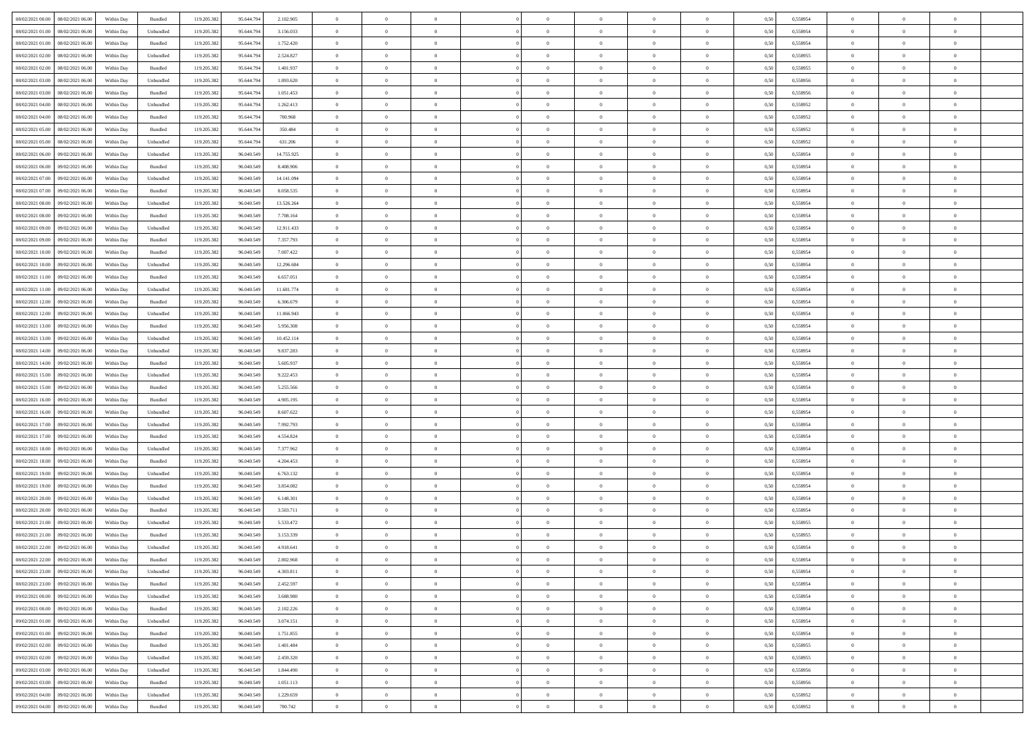| 08/02/2021 00:00 | 08/02/2021 06:00 | Within Day | Bundled | 119.205.382 | 95.644.794 | 2.102.905 | 0 | 0 | 0 | | 0 | 0 | 0 | 0 | 0,50 | 0,558954 | 0 | 0 | 0 | |
|---|---|---|---|---|---|---|---|---|---|---|---|---|---|---|---|---|---|---|---|---|
| 08/02/2021 01:00 | 08/02/2021 06:00 | Within Day | Unbundled | 119.205.382 | 95.644.794 | 3.156.033 | 0 | 0 | 0 | | 0 | 0 | 0 | 0 | 0,50 | 0,558954 | 0 | 0 | 0 | |
| 08/02/2021 01:00 | 08/02/2021 06:00 | Within Day | Bundled | 119.205.382 | 95.644.794 | 1.752.420 | 0 | 0 | 0 | | 0 | 0 | 0 | 0 | 0,50 | 0,558954 | 0 | 0 | 0 | |
| 08/02/2021 02:00 | 08/02/2021 06:00 | Within Day | Unbundled | 119.205.382 | 95.644.794 | 2.524.827 | 0 | 0 | 0 | | 0 | 0 | 0 | 0 | 0,50 | 0,558955 | 0 | 0 | 0 | |
| 08/02/2021 02:00 | 08/02/2021 06:00 | Within Day | Bundled | 119.205.382 | 95.644.794 | 1.401.937 | 0 | 0 | 0 | | 0 | 0 | 0 | 0 | 0,50 | 0,558955 | 0 | 0 | 0 | |
| 08/02/2021 03:00 | 08/02/2021 06:00 | Within Day | Unbundled | 119.205.382 | 95.644.794 | 1.893.620 | 0 | 0 | 0 | | 0 | 0 | 0 | 0 | 0,50 | 0,558956 | 0 | 0 | 0 | |
| 08/02/2021 03:00 | 08/02/2021 06:00 | Within Day | Bundled | 119.205.382 | 95.644.794 | 1.051.453 | 0 | 0 | 0 | | 0 | 0 | 0 | 0 | 0,50 | 0,558956 | 0 | 0 | 0 | |
| 08/02/2021 04:00 | 08/02/2021 06:00 | Within Day | Unbundled | 119.205.382 | 95.644.794 | 1.262.413 | 0 | 0 | 0 | | 0 | 0 | 0 | 0 | 0,50 | 0,558952 | 0 | 0 | 0 | |
| 08/02/2021 04:00 | 08/02/2021 06:00 | Within Day | Bundled | 119.205.382 | 95.644.794 | 700.968 | 0 | 0 | 0 | | 0 | 0 | 0 | 0 | 0,50 | 0,558952 | 0 | 0 | 0 | |
| 08/02/2021 05:00 | 08/02/2021 06:00 | Within Day | Bundled | 119.205.382 | 95.644.794 | 350.484 | 0 | 0 | 0 | | 0 | 0 | 0 | 0 | 0,50 | 0,558952 | 0 | 0 | 0 | |
| 08/02/2021 05:00 | 08/02/2021 06:00 | Within Day | Unbundled | 119.205.382 | 95.644.794 | 631.206 | 0 | 0 | 0 | | 0 | 0 | 0 | 0 | 0,50 | 0,558952 | 0 | 0 | 0 | |
| 08/02/2021 06:00 | 09/02/2021 06:00 | Within Day | Unbundled | 119.205.382 | 96.040.549 | 14.755.925 | 0 | 0 | 0 | | 0 | 0 | 0 | 0 | 0,50 | 0,558954 | 0 | 0 | 0 | |
| 08/02/2021 06:00 | 09/02/2021 06:00 | Within Day | Bundled | 119.205.382 | 96.040.549 | 8.408.906 | 0 | 0 | 0 | | 0 | 0 | 0 | 0 | 0,50 | 0,558954 | 0 | 0 | 0 | |
| 08/02/2021 07:00 | 09/02/2021 06:00 | Within Day | Unbundled | 119.205.382 | 96.040.549 | 14.141.094 | 0 | 0 | 0 | | 0 | 0 | 0 | 0 | 0,50 | 0,558954 | 0 | 0 | 0 | |
| 08/02/2021 07:00 | 09/02/2021 06:00 | Within Day | Bundled | 119.205.382 | 96.040.549 | 8.058.535 | 0 | 0 | 0 | | 0 | 0 | 0 | 0 | 0,50 | 0,558954 | 0 | 0 | 0 | |
| 08/02/2021 08:00 | 09/02/2021 06:00 | Within Day | Unbundled | 119.205.382 | 96.040.549 | 13.526.264 | 0 | 0 | 0 | | 0 | 0 | 0 | 0 | 0,50 | 0,558954 | 0 | 0 | 0 | |
| 08/02/2021 08:00 | 09/02/2021 06:00 | Within Day | Bundled | 119.205.382 | 96.040.549 | 7.708.164 | 0 | 0 | 0 | | 0 | 0 | 0 | 0 | 0,50 | 0,558954 | 0 | 0 | 0 | |
| 08/02/2021 09:00 | 09/02/2021 06:00 | Within Day | Unbundled | 119.205.382 | 96.040.549 | 12.911.433 | 0 | 0 | 0 | | 0 | 0 | 0 | 0 | 0,50 | 0,558954 | 0 | 0 | 0 | |
| 08/02/2021 09:00 | 09/02/2021 06:00 | Within Day | Bundled | 119.205.382 | 96.040.549 | 7.357.793 | 0 | 0 | 0 | | 0 | 0 | 0 | 0 | 0,50 | 0,558954 | 0 | 0 | 0 | |
| 08/02/2021 10:00 | 09/02/2021 06:00 | Within Day | Bundled | 119.205.382 | 96.040.549 | 7.007.422 | 0 | 0 | 0 | | 0 | 0 | 0 | 0 | 0,50 | 0,558954 | 0 | 0 | 0 | |
| 08/02/2021 10:00 | 09/02/2021 06:00 | Within Day | Unbundled | 119.205.382 | 96.040.549 | 12.296.604 | 0 | 0 | 0 | | 0 | 0 | 0 | 0 | 0,50 | 0,558954 | 0 | 0 | 0 | |
| 08/02/2021 11:00 | 09/02/2021 06:00 | Within Day | Bundled | 119.205.382 | 96.040.549 | 6.657.051 | 0 | 0 | 0 | | 0 | 0 | 0 | 0 | 0,50 | 0,558954 | 0 | 0 | 0 | |
| 08/02/2021 11:00 | 09/02/2021 06:00 | Within Day | Unbundled | 119.205.382 | 96.040.549 | 11.681.774 | 0 | 0 | 0 | | 0 | 0 | 0 | 0 | 0,50 | 0,558954 | 0 | 0 | 0 | |
| 08/02/2021 12:00 | 09/02/2021 06:00 | Within Day | Bundled | 119.205.382 | 96.040.549 | 6.306.679 | 0 | 0 | 0 | | 0 | 0 | 0 | 0 | 0,50 | 0,558954 | 0 | 0 | 0 | |
| 08/02/2021 12:00 | 09/02/2021 06:00 | Within Day | Unbundled | 119.205.382 | 96.040.549 | 11.066.943 | 0 | 0 | 0 | | 0 | 0 | 0 | 0 | 0,50 | 0,558954 | 0 | 0 | 0 | |
| 08/02/2021 13:00 | 09/02/2021 06:00 | Within Day | Bundled | 119.205.382 | 96.040.549 | 5.956.308 | 0 | 0 | 0 | | 0 | 0 | 0 | 0 | 0,50 | 0,558954 | 0 | 0 | 0 | |
| 08/02/2021 13:00 | 09/02/2021 06:00 | Within Day | Unbundled | 119.205.382 | 96.040.549 | 10.452.114 | 0 | 0 | 0 | | 0 | 0 | 0 | 0 | 0,50 | 0,558954 | 0 | 0 | 0 | |
| 08/02/2021 14:00 | 09/02/2021 06:00 | Within Day | Unbundled | 119.205.382 | 96.040.549 | 9.837.283 | 0 | 0 | 0 | | 0 | 0 | 0 | 0 | 0,50 | 0,558954 | 0 | 0 | 0 | |
| 08/02/2021 14:00 | 09/02/2021 06:00 | Within Day | Bundled | 119.205.382 | 96.040.549 | 5.605.937 | 0 | 0 | 0 | | 0 | 0 | 0 | 0 | 0,50 | 0,558954 | 0 | 0 | 0 | |
| 08/02/2021 15:00 | 09/02/2021 06:00 | Within Day | Unbundled | 119.205.382 | 96.040.549 | 9.222.453 | 0 | 0 | 0 | | 0 | 0 | 0 | 0 | 0,50 | 0,558954 | 0 | 0 | 0 | |
| 08/02/2021 15:00 | 09/02/2021 06:00 | Within Day | Bundled | 119.205.382 | 96.040.549 | 5.255.566 | 0 | 0 | 0 | | 0 | 0 | 0 | 0 | 0,50 | 0,558954 | 0 | 0 | 0 | |
| 08/02/2021 16:00 | 09/02/2021 06:00 | Within Day | Bundled | 119.205.382 | 96.040.549 | 4.905.195 | 0 | 0 | 0 | | 0 | 0 | 0 | 0 | 0,50 | 0,558954 | 0 | 0 | 0 | |
| 08/02/2021 16:00 | 09/02/2021 06:00 | Within Day | Unbundled | 119.205.382 | 96.040.549 | 8.607.622 | 0 | 0 | 0 | | 0 | 0 | 0 | 0 | 0,50 | 0,558954 | 0 | 0 | 0 | |
| 08/02/2021 17:00 | 09/02/2021 06:00 | Within Day | Unbundled | 119.205.382 | 96.040.549 | 7.992.793 | 0 | 0 | 0 | | 0 | 0 | 0 | 0 | 0,50 | 0,558954 | 0 | 0 | 0 | |
| 08/02/2021 17:00 | 09/02/2021 06:00 | Within Day | Bundled | 119.205.382 | 96.040.549 | 4.554.824 | 0 | 0 | 0 | | 0 | 0 | 0 | 0 | 0,50 | 0,558954 | 0 | 0 | 0 | |
| 08/02/2021 18:00 | 09/02/2021 06:00 | Within Day | Unbundled | 119.205.382 | 96.040.549 | 7.377.962 | 0 | 0 | 0 | | 0 | 0 | 0 | 0 | 0,50 | 0,558954 | 0 | 0 | 0 | |
| 08/02/2021 18:00 | 09/02/2021 06:00 | Within Day | Bundled | 119.205.382 | 96.040.549 | 4.204.453 | 0 | 0 | 0 | | 0 | 0 | 0 | 0 | 0,50 | 0,558954 | 0 | 0 | 0 | |
| 08/02/2021 19:00 | 09/02/2021 06:00 | Within Day | Unbundled | 119.205.382 | 96.040.549 | 6.763.132 | 0 | 0 | 0 | | 0 | 0 | 0 | 0 | 0,50 | 0,558954 | 0 | 0 | 0 | |
| 08/02/2021 19:00 | 09/02/2021 06:00 | Within Day | Bundled | 119.205.382 | 96.040.549 | 3.854.082 | 0 | 0 | 0 | | 0 | 0 | 0 | 0 | 0,50 | 0,558954 | 0 | 0 | 0 | |
| 08/02/2021 20:00 | 09/02/2021 06:00 | Within Day | Unbundled | 119.205.382 | 96.040.549 | 6.148.301 | 0 | 0 | 0 | | 0 | 0 | 0 | 0 | 0,50 | 0,558954 | 0 | 0 | 0 | |
| 08/02/2021 20:00 | 09/02/2021 06:00 | Within Day | Bundled | 119.205.382 | 96.040.549 | 3.503.711 | 0 | 0 | 0 | | 0 | 0 | 0 | 0 | 0,50 | 0,558954 | 0 | 0 | 0 | |
| 08/02/2021 21:00 | 09/02/2021 06:00 | Within Day | Unbundled | 119.205.382 | 96.040.549 | 5.533.472 | 0 | 0 | 0 | | 0 | 0 | 0 | 0 | 0,50 | 0,558955 | 0 | 0 | 0 | |
| 08/02/2021 21:00 | 09/02/2021 06:00 | Within Day | Bundled | 119.205.382 | 96.040.549 | 3.153.339 | 0 | 0 | 0 | | 0 | 0 | 0 | 0 | 0,50 | 0,558955 | 0 | 0 | 0 | |
| 08/02/2021 22:00 | 09/02/2021 06:00 | Within Day | Unbundled | 119.205.382 | 96.040.549 | 4.918.641 | 0 | 0 | 0 | | 0 | 0 | 0 | 0 | 0,50 | 0,558954 | 0 | 0 | 0 | |
| 08/02/2021 22:00 | 09/02/2021 06:00 | Within Day | Bundled | 119.205.382 | 96.040.549 | 2.802.968 | 0 | 0 | 0 | | 0 | 0 | 0 | 0 | 0,50 | 0,558954 | 0 | 0 | 0 | |
| 08/02/2021 23:00 | 09/02/2021 06:00 | Within Day | Unbundled | 119.205.382 | 96.040.549 | 4.303.811 | 0 | 0 | 0 | | 0 | 0 | 0 | 0 | 0,50 | 0,558954 | 0 | 0 | 0 | |
| 08/02/2021 23:00 | 09/02/2021 06:00 | Within Day | Bundled | 119.205.382 | 96.040.549 | 2.452.597 | 0 | 0 | 0 | | 0 | 0 | 0 | 0 | 0,50 | 0,558954 | 0 | 0 | 0 | |
| 09/02/2021 00:00 | 09/02/2021 06:00 | Within Day | Unbundled | 119.205.382 | 96.040.549 | 3.688.980 | 0 | 0 | 0 | | 0 | 0 | 0 | 0 | 0,50 | 0,558954 | 0 | 0 | 0 | |
| 09/02/2021 00:00 | 09/02/2021 06:00 | Within Day | Bundled | 119.205.382 | 96.040.549 | 2.102.226 | 0 | 0 | 0 | | 0 | 0 | 0 | 0 | 0,50 | 0,558954 | 0 | 0 | 0 | |
| 09/02/2021 01:00 | 09/02/2021 06:00 | Within Day | Unbundled | 119.205.382 | 96.040.549 | 3.074.151 | 0 | 0 | 0 | | 0 | 0 | 0 | 0 | 0,50 | 0,558954 | 0 | 0 | 0 | |
| 09/02/2021 01:00 | 09/02/2021 06:00 | Within Day | Bundled | 119.205.382 | 96.040.549 | 1.751.855 | 0 | 0 | 0 | | 0 | 0 | 0 | 0 | 0,50 | 0,558954 | 0 | 0 | 0 | |
| 09/02/2021 02:00 | 09/02/2021 06:00 | Within Day | Bundled | 119.205.382 | 96.040.549 | 1.401.484 | 0 | 0 | 0 | | 0 | 0 | 0 | 0 | 0,50 | 0,558955 | 0 | 0 | 0 | |
| 09/02/2021 02:00 | 09/02/2021 06:00 | Within Day | Unbundled | 119.205.382 | 96.040.549 | 2.459.320 | 0 | 0 | 0 | | 0 | 0 | 0 | 0 | 0,50 | 0,558955 | 0 | 0 | 0 | |
| 09/02/2021 03:00 | 09/02/2021 06:00 | Within Day | Unbundled | 119.205.382 | 96.040.549 | 1.844.490 | 0 | 0 | 0 | | 0 | 0 | 0 | 0 | 0,50 | 0,558956 | 0 | 0 | 0 | |
| 09/02/2021 03:00 | 09/02/2021 06:00 | Within Day | Bundled | 119.205.382 | 96.040.549 | 1.051.113 | 0 | 0 | 0 | | 0 | 0 | 0 | 0 | 0,50 | 0,558956 | 0 | 0 | 0 | |
| 09/02/2021 04:00 | 09/02/2021 06:00 | Within Day | Unbundled | 119.205.382 | 96.040.549 | 1.229.659 | 0 | 0 | 0 | | 0 | 0 | 0 | 0 | 0,50 | 0,558952 | 0 | 0 | 0 | |
| 09/02/2021 04:00 | 09/02/2021 06:00 | Within Day | Bundled | 119.205.382 | 96.040.549 | 700.742 | 0 | 0 | 0 | | 0 | 0 | 0 | 0 | 0,50 | 0,558952 | 0 | 0 | 0 | |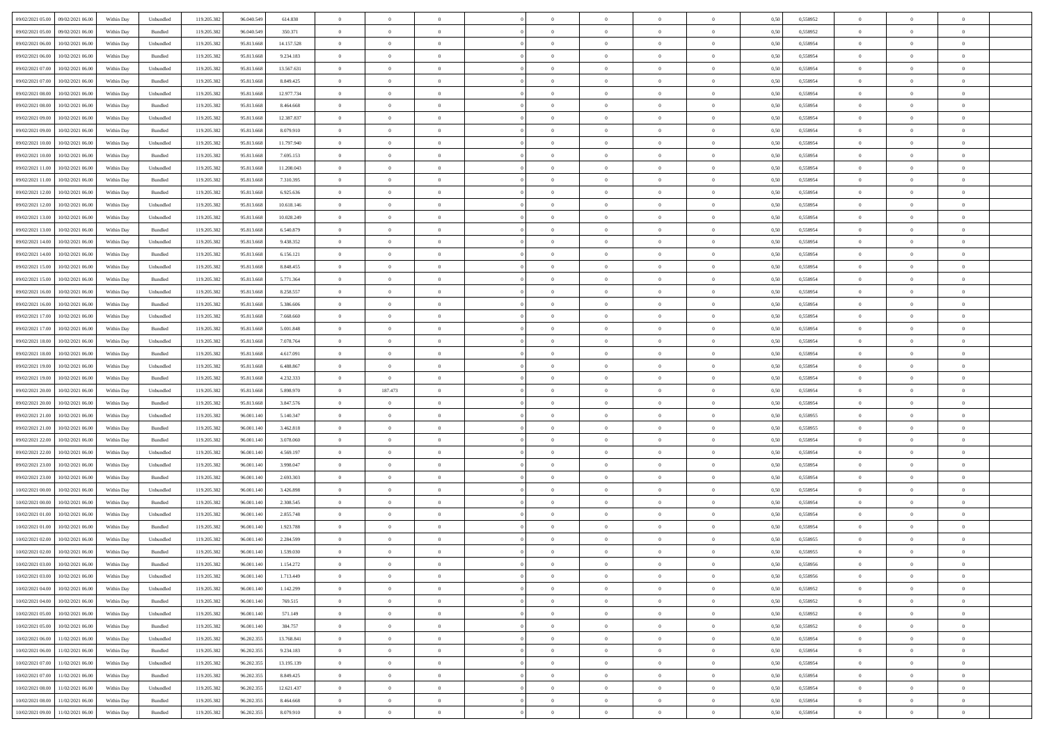| | | | | | | | | | | | | | | | | | | | | | |
|---|---|---|---|---|---|---|---|---|---|---|---|---|---|---|---|---|---|---|---|---|---|
| 09/02/2021 05.00 | 09/02/2021 06.00 | Within Day | Unbundled | 119.205.382 | 96.040.549 | 614.830 | 0 | 0 | 0 | | 0 | 0 | 0 | 0 | 0,50 | 0,558952 | 0 | 0 | 0 | |
| 09/02/2021 05.00 | 09/02/2021 06.00 | Within Day | Bundled | 119.205.382 | 96.040.549 | 350.371 | 0 | 0 | 0 | | 0 | 0 | 0 | 0 | 0,50 | 0,558952 | 0 | 0 | 0 | |
| 09/02/2021 06.00 | 10/02/2021 06.00 | Within Day | Unbundled | 119.205.382 | 95.813.668 | 14.157.528 | 0 | 0 | 0 | | 0 | 0 | 0 | 0 | 0,50 | 0,558954 | 0 | 0 | 0 | |
| 09/02/2021 06.00 | 10/02/2021 06.00 | Within Day | Bundled | 119.205.382 | 95.813.668 | 9.234.183 | 0 | 0 | 0 | | 0 | 0 | 0 | 0 | 0,50 | 0,558954 | 0 | 0 | 0 | |
| 09/02/2021 07.00 | 10/02/2021 06.00 | Within Day | Unbundled | 119.205.382 | 95.813.668 | 13.567.631 | 0 | 0 | 0 | | 0 | 0 | 0 | 0 | 0,50 | 0,558954 | 0 | 0 | 0 | |
| 09/02/2021 07.00 | 10/02/2021 06.00 | Within Day | Bundled | 119.205.382 | 95.813.668 | 8.849.425 | 0 | 0 | 0 | | 0 | 0 | 0 | 0 | 0,50 | 0,558954 | 0 | 0 | 0 | |
| 09/02/2021 08.00 | 10/02/2021 06.00 | Within Day | Unbundled | 119.205.382 | 95.813.668 | 12.977.734 | 0 | 0 | 0 | | 0 | 0 | 0 | 0 | 0,50 | 0,558954 | 0 | 0 | 0 | |
| 09/02/2021 08.00 | 10/02/2021 06.00 | Within Day | Bundled | 119.205.382 | 95.813.668 | 8.464.668 | 0 | 0 | 0 | | 0 | 0 | 0 | 0 | 0,50 | 0,558954 | 0 | 0 | 0 | |
| 09/02/2021 09.00 | 10/02/2021 06.00 | Within Day | Unbundled | 119.205.382 | 95.813.668 | 12.387.837 | 0 | 0 | 0 | | 0 | 0 | 0 | 0 | 0,50 | 0,558954 | 0 | 0 | 0 | |
| 09/02/2021 09.00 | 10/02/2021 06.00 | Within Day | Bundled | 119.205.382 | 95.813.668 | 8.079.910 | 0 | 0 | 0 | | 0 | 0 | 0 | 0 | 0,50 | 0,558954 | 0 | 0 | 0 | |
| 09/02/2021 10.00 | 10/02/2021 06.00 | Within Day | Unbundled | 119.205.382 | 95.813.668 | 11.797.940 | 0 | 0 | 0 | | 0 | 0 | 0 | 0 | 0,50 | 0,558954 | 0 | 0 | 0 | |
| 09/02/2021 10.00 | 10/02/2021 06.00 | Within Day | Bundled | 119.205.382 | 95.813.668 | 7.695.153 | 0 | 0 | 0 | | 0 | 0 | 0 | 0 | 0,50 | 0,558954 | 0 | 0 | 0 | |
| 09/02/2021 11.00 | 10/02/2021 06.00 | Within Day | Unbundled | 119.205.382 | 95.813.668 | 11.208.043 | 0 | 0 | 0 | | 0 | 0 | 0 | 0 | 0,50 | 0,558954 | 0 | 0 | 0 | |
| 09/02/2021 11.00 | 10/02/2021 06.00 | Within Day | Bundled | 119.205.382 | 95.813.668 | 7.310.395 | 0 | 0 | 0 | | 0 | 0 | 0 | 0 | 0,50 | 0,558954 | 0 | 0 | 0 | |
| 09/02/2021 12.00 | 10/02/2021 06.00 | Within Day | Bundled | 119.205.382 | 95.813.668 | 6.925.636 | 0 | 0 | 0 | | 0 | 0 | 0 | 0 | 0,50 | 0,558954 | 0 | 0 | 0 | |
| 09/02/2021 12.00 | 10/02/2021 06.00 | Within Day | Unbundled | 119.205.382 | 95.813.668 | 10.618.146 | 0 | 0 | 0 | | 0 | 0 | 0 | 0 | 0,50 | 0,558954 | 0 | 0 | 0 | |
| 09/02/2021 13.00 | 10/02/2021 06.00 | Within Day | Unbundled | 119.205.382 | 95.813.668 | 10.028.249 | 0 | 0 | 0 | | 0 | 0 | 0 | 0 | 0,50 | 0,558954 | 0 | 0 | 0 | |
| 09/02/2021 13.00 | 10/02/2021 06.00 | Within Day | Bundled | 119.205.382 | 95.813.668 | 6.540.879 | 0 | 0 | 0 | | 0 | 0 | 0 | 0 | 0,50 | 0,558954 | 0 | 0 | 0 | |
| 09/02/2021 14.00 | 10/02/2021 06.00 | Within Day | Unbundled | 119.205.382 | 95.813.668 | 9.438.352 | 0 | 0 | 0 | | 0 | 0 | 0 | 0 | 0,50 | 0,558954 | 0 | 0 | 0 | |
| 09/02/2021 14.00 | 10/02/2021 06.00 | Within Day | Bundled | 119.205.382 | 95.813.668 | 6.156.121 | 0 | 0 | 0 | | 0 | 0 | 0 | 0 | 0,50 | 0,558954 | 0 | 0 | 0 | |
| 09/02/2021 15.00 | 10/02/2021 06.00 | Within Day | Unbundled | 119.205.382 | 95.813.668 | 8.848.455 | 0 | 0 | 0 | | 0 | 0 | 0 | 0 | 0,50 | 0,558954 | 0 | 0 | 0 | |
| 09/02/2021 15.00 | 10/02/2021 06.00 | Within Day | Bundled | 119.205.382 | 95.813.668 | 5.771.364 | 0 | 0 | 0 | | 0 | 0 | 0 | 0 | 0,50 | 0,558954 | 0 | 0 | 0 | |
| 09/02/2021 16.00 | 10/02/2021 06.00 | Within Day | Unbundled | 119.205.382 | 95.813.668 | 8.258.557 | 0 | 0 | 0 | | 0 | 0 | 0 | 0 | 0,50 | 0,558954 | 0 | 0 | 0 | |
| 09/02/2021 16.00 | 10/02/2021 06.00 | Within Day | Bundled | 119.205.382 | 95.813.668 | 5.386.606 | 0 | 0 | 0 | | 0 | 0 | 0 | 0 | 0,50 | 0,558954 | 0 | 0 | 0 | |
| 09/02/2021 17.00 | 10/02/2021 06.00 | Within Day | Unbundled | 119.205.382 | 95.813.668 | 7.668.660 | 0 | 0 | 0 | | 0 | 0 | 0 | 0 | 0,50 | 0,558954 | 0 | 0 | 0 | |
| 09/02/2021 17.00 | 10/02/2021 06.00 | Within Day | Bundled | 119.205.382 | 95.813.668 | 5.001.848 | 0 | 0 | 0 | | 0 | 0 | 0 | 0 | 0,50 | 0,558954 | 0 | 0 | 0 | |
| 09/02/2021 18.00 | 10/02/2021 06.00 | Within Day | Unbundled | 119.205.382 | 95.813.668 | 7.078.764 | 0 | 0 | 0 | | 0 | 0 | 0 | 0 | 0,50 | 0,558954 | 0 | 0 | 0 | |
| 09/02/2021 18.00 | 10/02/2021 06.00 | Within Day | Bundled | 119.205.382 | 95.813.668 | 4.617.091 | 0 | 0 | 0 | | 0 | 0 | 0 | 0 | 0,50 | 0,558954 | 0 | 0 | 0 | |
| 09/02/2021 19.00 | 10/02/2021 06.00 | Within Day | Unbundled | 119.205.382 | 95.813.668 | 6.488.867 | 0 | 0 | 0 | | 0 | 0 | 0 | 0 | 0,50 | 0,558954 | 0 | 0 | 0 | |
| 09/02/2021 19.00 | 10/02/2021 06.00 | Within Day | Bundled | 119.205.382 | 95.813.668 | 4.232.333 | 0 | 0 | 0 | | 0 | 0 | 0 | 0 | 0,50 | 0,558954 | 0 | 0 | 0 | |
| 09/02/2021 20.00 | 10/02/2021 06.00 | Within Day | Unbundled | 119.205.382 | 95.813.668 | 5.898.970 | 0 | 187.473 | 0 | | 0 | 0 | 0 | 0 | 0,50 | 0,558954 | 0 | 0 | 0 | |
| 09/02/2021 20.00 | 10/02/2021 06.00 | Within Day | Bundled | 119.205.382 | 95.813.668 | 3.847.576 | 0 | 0 | 0 | | 0 | 0 | 0 | 0 | 0,50 | 0,558954 | 0 | 0 | 0 | |
| 09/02/2021 21.00 | 10/02/2021 06.00 | Within Day | Unbundled | 119.205.382 | 96.001.140 | 5.140.347 | 0 | 0 | 0 | | 0 | 0 | 0 | 0 | 0,50 | 0,558955 | 0 | 0 | 0 | |
| 09/02/2021 21.00 | 10/02/2021 06.00 | Within Day | Bundled | 119.205.382 | 96.001.140 | 3.462.818 | 0 | 0 | 0 | | 0 | 0 | 0 | 0 | 0,50 | 0,558955 | 0 | 0 | 0 | |
| 09/02/2021 22.00 | 10/02/2021 06.00 | Within Day | Bundled | 119.205.382 | 96.001.140 | 3.078.060 | 0 | 0 | 0 | | 0 | 0 | 0 | 0 | 0,50 | 0,558954 | 0 | 0 | 0 | |
| 09/02/2021 22.00 | 10/02/2021 06.00 | Within Day | Unbundled | 119.205.382 | 96.001.140 | 4.569.197 | 0 | 0 | 0 | | 0 | 0 | 0 | 0 | 0,50 | 0,558954 | 0 | 0 | 0 | |
| 09/02/2021 23.00 | 10/02/2021 06.00 | Within Day | Unbundled | 119.205.382 | 96.001.140 | 3.998.047 | 0 | 0 | 0 | | 0 | 0 | 0 | 0 | 0,50 | 0,558954 | 0 | 0 | 0 | |
| 09/02/2021 23.00 | 10/02/2021 06.00 | Within Day | Bundled | 119.205.382 | 96.001.140 | 2.693.303 | 0 | 0 | 0 | | 0 | 0 | 0 | 0 | 0,50 | 0,558954 | 0 | 0 | 0 | |
| 10/02/2021 00.00 | 10/02/2021 06.00 | Within Day | Unbundled | 119.205.382 | 96.001.140 | 3.426.898 | 0 | 0 | 0 | | 0 | 0 | 0 | 0 | 0,50 | 0,558954 | 0 | 0 | 0 | |
| 10/02/2021 00.00 | 10/02/2021 06.00 | Within Day | Bundled | 119.205.382 | 96.001.140 | 2.308.545 | 0 | 0 | 0 | | 0 | 0 | 0 | 0 | 0,50 | 0,558954 | 0 | 0 | 0 | |
| 10/02/2021 01.00 | 10/02/2021 06.00 | Within Day | Unbundled | 119.205.382 | 96.001.140 | 2.855.748 | 0 | 0 | 0 | | 0 | 0 | 0 | 0 | 0,50 | 0,558954 | 0 | 0 | 0 | |
| 10/02/2021 01.00 | 10/02/2021 06.00 | Within Day | Bundled | 119.205.382 | 96.001.140 | 1.923.788 | 0 | 0 | 0 | | 0 | 0 | 0 | 0 | 0,50 | 0,558954 | 0 | 0 | 0 | |
| 10/02/2021 02.00 | 10/02/2021 06.00 | Within Day | Unbundled | 119.205.382 | 96.001.140 | 2.284.599 | 0 | 0 | 0 | | 0 | 0 | 0 | 0 | 0,50 | 0,558955 | 0 | 0 | 0 | |
| 10/02/2021 02.00 | 10/02/2021 06.00 | Within Day | Bundled | 119.205.382 | 96.001.140 | 1.539.030 | 0 | 0 | 0 | | 0 | 0 | 0 | 0 | 0,50 | 0,558955 | 0 | 0 | 0 | |
| 10/02/2021 03.00 | 10/02/2021 06.00 | Within Day | Bundled | 119.205.382 | 96.001.140 | 1.154.272 | 0 | 0 | 0 | | 0 | 0 | 0 | 0 | 0,50 | 0,558956 | 0 | 0 | 0 | |
| 10/02/2021 03.00 | 10/02/2021 06.00 | Within Day | Unbundled | 119.205.382 | 96.001.140 | 1.713.449 | 0 | 0 | 0 | | 0 | 0 | 0 | 0 | 0,50 | 0,558956 | 0 | 0 | 0 | |
| 10/02/2021 04.00 | 10/02/2021 06.00 | Within Day | Unbundled | 119.205.382 | 96.001.140 | 1.142.299 | 0 | 0 | 0 | | 0 | 0 | 0 | 0 | 0,50 | 0,558952 | 0 | 0 | 0 | |
| 10/02/2021 04.00 | 10/02/2021 06.00 | Within Day | Bundled | 119.205.382 | 96.001.140 | 769.515 | 0 | 0 | 0 | | 0 | 0 | 0 | 0 | 0,50 | 0,558952 | 0 | 0 | 0 | |
| 10/02/2021 05.00 | 10/02/2021 06.00 | Within Day | Unbundled | 119.205.382 | 96.001.140 | 571.149 | 0 | 0 | 0 | | 0 | 0 | 0 | 0 | 0,50 | 0,558952 | 0 | 0 | 0 | |
| 10/02/2021 05.00 | 10/02/2021 06.00 | Within Day | Bundled | 119.205.382 | 96.001.140 | 384.757 | 0 | 0 | 0 | | 0 | 0 | 0 | 0 | 0,50 | 0,558952 | 0 | 0 | 0 | |
| 10/02/2021 06.00 | 11/02/2021 06.00 | Within Day | Unbundled | 119.205.382 | 96.202.355 | 13.768.841 | 0 | 0 | 0 | | 0 | 0 | 0 | 0 | 0,50 | 0,558954 | 0 | 0 | 0 | |
| 10/02/2021 06.00 | 11/02/2021 06.00 | Within Day | Bundled | 119.205.382 | 96.202.355 | 9.234.183 | 0 | 0 | 0 | | 0 | 0 | 0 | 0 | 0,50 | 0,558954 | 0 | 0 | 0 | |
| 10/02/2021 07.00 | 11/02/2021 06.00 | Within Day | Unbundled | 119.205.382 | 96.202.355 | 13.195.139 | 0 | 0 | 0 | | 0 | 0 | 0 | 0 | 0,50 | 0,558954 | 0 | 0 | 0 | |
| 10/02/2021 07.00 | 11/02/2021 06.00 | Within Day | Bundled | 119.205.382 | 96.202.355 | 8.849.425 | 0 | 0 | 0 | | 0 | 0 | 0 | 0 | 0,50 | 0,558954 | 0 | 0 | 0 | |
| 10/02/2021 08.00 | 11/02/2021 06.00 | Within Day | Unbundled | 119.205.382 | 96.202.355 | 12.621.437 | 0 | 0 | 0 | | 0 | 0 | 0 | 0 | 0,50 | 0,558954 | 0 | 0 | 0 | |
| 10/02/2021 08.00 | 11/02/2021 06.00 | Within Day | Bundled | 119.205.382 | 96.202.355 | 8.464.668 | 0 | 0 | 0 | | 0 | 0 | 0 | 0 | 0,50 | 0,558954 | 0 | 0 | 0 | |
| 10/02/2021 09.00 | 11/02/2021 06.00 | Within Day | Bundled | 119.205.382 | 96.202.355 | 8.079.910 | 0 | 0 | 0 | | 0 | 0 | 0 | 0 | 0,50 | 0,558954 | 0 | 0 | 0 | |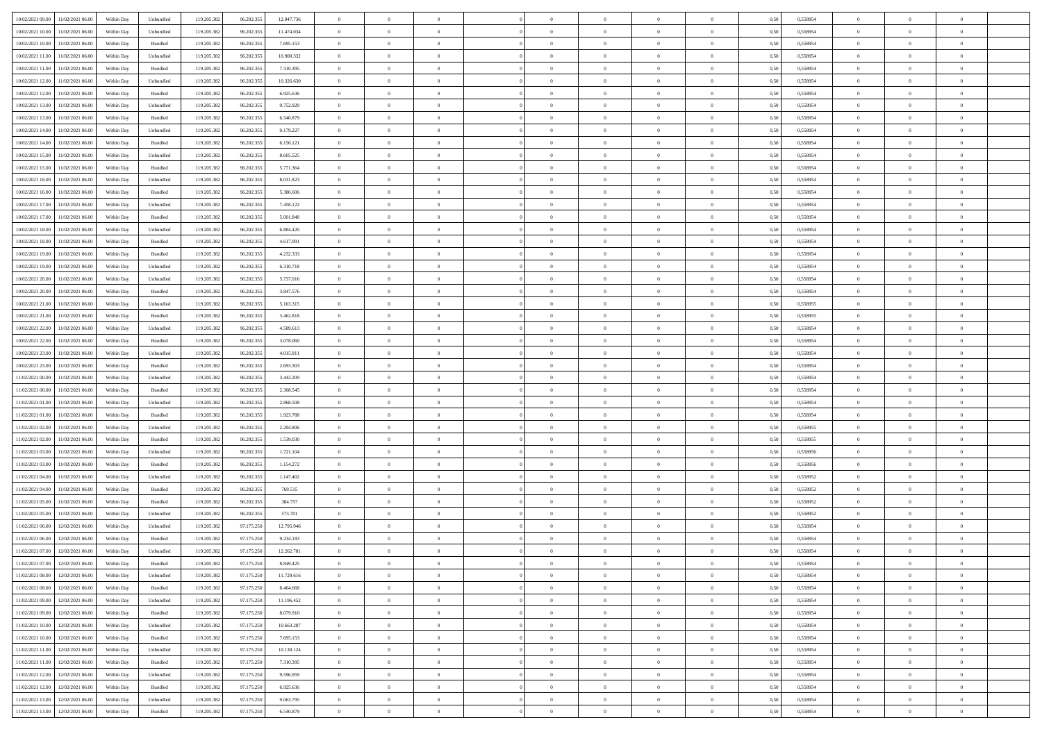| | | | | | | | | | | | | | | | | | | | | |
|---|---|---|---|---|---|---|---|---|---|---|---|---|---|---|---|---|---|---|---|---|
| 10/02/2021 09:00 | 11/02/2021 06:00 | Within Day | Unbundled | 119.205.382 | 96.202.355 | 12.047.736 | 0 | 0 | 0 | | 0 | 0 | 0 | 0 | 0,50 | 0,558954 | 0 | 0 | 0 | |
| 10/02/2021 10:00 | 11/02/2021 06:00 | Within Day | Unbundled | 119.205.382 | 96.202.355 | 11.474.034 | 0 | 0 | 0 | | 0 | 0 | 0 | 0 | 0,50 | 0,558954 | 0 | 0 | 0 | |
| 10/02/2021 10:00 | 11/02/2021 06:00 | Within Day | Bundled | 119.205.382 | 96.202.355 | 7.695.153 | 0 | 0 | 0 | | 0 | 0 | 0 | 0 | 0,50 | 0,558954 | 0 | 0 | 0 | |
| 10/02/2021 11:00 | 11/02/2021 06:00 | Within Day | Unbundled | 119.205.382 | 96.202.355 | 10.900.332 | 0 | 0 | 0 | | 0 | 0 | 0 | 0 | 0,50 | 0,558954 | 0 | 0 | 0 | |
| 10/02/2021 11:00 | 11/02/2021 06:00 | Within Day | Bundled | 119.205.382 | 96.202.355 | 7.310.395 | 0 | 0 | 0 | | 0 | 0 | 0 | 0 | 0,50 | 0,558954 | 0 | 0 | 0 | |
| 10/02/2021 12:00 | 11/02/2021 06:00 | Within Day | Unbundled | 119.205.382 | 96.202.355 | 10.326.630 | 0 | 0 | 0 | | 0 | 0 | 0 | 0 | 0,50 | 0,558954 | 0 | 0 | 0 | |
| 10/02/2021 12:00 | 11/02/2021 06:00 | Within Day | Bundled | 119.205.382 | 96.202.355 | 6.925.636 | 0 | 0 | 0 | | 0 | 0 | 0 | 0 | 0,50 | 0,558954 | 0 | 0 | 0 | |
| 10/02/2021 13:00 | 11/02/2021 06:00 | Within Day | Unbundled | 119.205.382 | 96.202.355 | 9.752.929 | 0 | 0 | 0 | | 0 | 0 | 0 | 0 | 0,50 | 0,558954 | 0 | 0 | 0 | |
| 10/02/2021 13:00 | 11/02/2021 06:00 | Within Day | Bundled | 119.205.382 | 96.202.355 | 6.540.879 | 0 | 0 | 0 | | 0 | 0 | 0 | 0 | 0,50 | 0,558954 | 0 | 0 | 0 | |
| 10/02/2021 14:00 | 11/02/2021 06:00 | Within Day | Unbundled | 119.205.382 | 96.202.355 | 9.179.227 | 0 | 0 | 0 | | 0 | 0 | 0 | 0 | 0,50 | 0,558954 | 0 | 0 | 0 | |
| 10/02/2021 14:00 | 11/02/2021 06:00 | Within Day | Bundled | 119.205.382 | 96.202.355 | 6.156.121 | 0 | 0 | 0 | | 0 | 0 | 0 | 0 | 0,50 | 0,558954 | 0 | 0 | 0 | |
| 10/02/2021 15:00 | 11/02/2021 06:00 | Within Day | Unbundled | 119.205.382 | 96.202.355 | 8.605.525 | 0 | 0 | 0 | | 0 | 0 | 0 | 0 | 0,50 | 0,558954 | 0 | 0 | 0 | |
| 10/02/2021 15:00 | 11/02/2021 06:00 | Within Day | Bundled | 119.205.382 | 96.202.355 | 5.771.364 | 0 | 0 | 0 | | 0 | 0 | 0 | 0 | 0,50 | 0,558954 | 0 | 0 | 0 | |
| 10/02/2021 16:00 | 11/02/2021 06:00 | Within Day | Unbundled | 119.205.382 | 96.202.355 | 8.031.823 | 0 | 0 | 0 | | 0 | 0 | 0 | 0 | 0,50 | 0,558954 | 0 | 0 | 0 | |
| 10/02/2021 16:00 | 11/02/2021 06:00 | Within Day | Bundled | 119.205.382 | 96.202.355 | 5.386.606 | 0 | 0 | 0 | | 0 | 0 | 0 | 0 | 0,50 | 0,558954 | 0 | 0 | 0 | |
| 10/02/2021 17:00 | 11/02/2021 06:00 | Within Day | Unbundled | 119.205.382 | 96.202.355 | 7.458.122 | 0 | 0 | 0 | | 0 | 0 | 0 | 0 | 0,50 | 0,558954 | 0 | 0 | 0 | |
| 10/02/2021 17:00 | 11/02/2021 06:00 | Within Day | Bundled | 119.205.382 | 96.202.355 | 5.001.848 | 0 | 0 | 0 | | 0 | 0 | 0 | 0 | 0,50 | 0,558954 | 0 | 0 | 0 | |
| 10/02/2021 18:00 | 11/02/2021 06:00 | Within Day | Unbundled | 119.205.382 | 96.202.355 | 6.884.420 | 0 | 0 | 0 | | 0 | 0 | 0 | 0 | 0,50 | 0,558954 | 0 | 0 | 0 | |
| 10/02/2021 18:00 | 11/02/2021 06:00 | Within Day | Bundled | 119.205.382 | 96.202.355 | 4.617.091 | 0 | 0 | 0 | | 0 | 0 | 0 | 0 | 0,50 | 0,558954 | 0 | 0 | 0 | |
| 10/02/2021 19:00 | 11/02/2021 06:00 | Within Day | Bundled | 119.205.382 | 96.202.355 | 4.232.333 | 0 | 0 | 0 | | 0 | 0 | 0 | 0 | 0,50 | 0,558954 | 0 | 0 | 0 | |
| 10/02/2021 19:00 | 11/02/2021 06:00 | Within Day | Unbundled | 119.205.382 | 96.202.355 | 6.310.718 | 0 | 0 | 0 | | 0 | 0 | 0 | 0 | 0,50 | 0,558954 | 0 | 0 | 0 | |
| 10/02/2021 20:00 | 11/02/2021 06:00 | Within Day | Unbundled | 119.205.382 | 96.202.355 | 5.737.016 | 0 | 0 | 0 | | 0 | 0 | 0 | 0 | 0,50 | 0,558954 | 0 | 0 | 0 | |
| 10/02/2021 20:00 | 11/02/2021 06:00 | Within Day | Bundled | 119.205.382 | 96.202.355 | 3.847.576 | 0 | 0 | 0 | | 0 | 0 | 0 | 0 | 0,50 | 0,558954 | 0 | 0 | 0 | |
| 10/02/2021 21:00 | 11/02/2021 06:00 | Within Day | Unbundled | 119.205.382 | 96.202.355 | 5.163.315 | 0 | 0 | 0 | | 0 | 0 | 0 | 0 | 0,50 | 0,558955 | 0 | 0 | 0 | |
| 10/02/2021 21:00 | 11/02/2021 06:00 | Within Day | Bundled | 119.205.382 | 96.202.355 | 3.462.818 | 0 | 0 | 0 | | 0 | 0 | 0 | 0 | 0,50 | 0,558955 | 0 | 0 | 0 | |
| 10/02/2021 22:00 | 11/02/2021 06:00 | Within Day | Unbundled | 119.205.382 | 96.202.355 | 4.589.613 | 0 | 0 | 0 | | 0 | 0 | 0 | 0 | 0,50 | 0,558954 | 0 | 0 | 0 | |
| 10/02/2021 22:00 | 11/02/2021 06:00 | Within Day | Bundled | 119.205.382 | 96.202.355 | 3.078.060 | 0 | 0 | 0 | | 0 | 0 | 0 | 0 | 0,50 | 0,558954 | 0 | 0 | 0 | |
| 10/02/2021 23:00 | 11/02/2021 06:00 | Within Day | Unbundled | 119.205.382 | 96.202.355 | 4.015.911 | 0 | 0 | 0 | | 0 | 0 | 0 | 0 | 0,50 | 0,558954 | 0 | 0 | 0 | |
| 10/02/2021 23:00 | 11/02/2021 06:00 | Within Day | Bundled | 119.205.382 | 96.202.355 | 2.693.303 | 0 | 0 | 0 | | 0 | 0 | 0 | 0 | 0,50 | 0,558954 | 0 | 0 | 0 | |
| 11/02/2021 00:00 | 11/02/2021 06:00 | Within Day | Unbundled | 119.205.382 | 96.202.355 | 3.442.209 | 0 | 0 | 0 | | 0 | 0 | 0 | 0 | 0,50 | 0,558954 | 0 | 0 | 0 | |
| 11/02/2021 00:00 | 11/02/2021 06:00 | Within Day | Bundled | 119.205.382 | 96.202.355 | 2.308.545 | 0 | 0 | 0 | | 0 | 0 | 0 | 0 | 0,50 | 0,558954 | 0 | 0 | 0 | |
| 11/02/2021 01:00 | 11/02/2021 06:00 | Within Day | Unbundled | 119.205.382 | 96.202.355 | 2.868.508 | 0 | 0 | 0 | | 0 | 0 | 0 | 0 | 0,50 | 0,558954 | 0 | 0 | 0 | |
| 11/02/2021 01:00 | 11/02/2021 06:00 | Within Day | Bundled | 119.205.382 | 96.202.355 | 1.923.788 | 0 | 0 | 0 | | 0 | 0 | 0 | 0 | 0,50 | 0,558954 | 0 | 0 | 0 | |
| 11/02/2021 02:00 | 11/02/2021 06:00 | Within Day | Unbundled | 119.205.382 | 96.202.355 | 2.294.806 | 0 | 0 | 0 | | 0 | 0 | 0 | 0 | 0,50 | 0,558955 | 0 | 0 | 0 | |
| 11/02/2021 02:00 | 11/02/2021 06:00 | Within Day | Bundled | 119.205.382 | 96.202.355 | 1.539.030 | 0 | 0 | 0 | | 0 | 0 | 0 | 0 | 0,50 | 0,558955 | 0 | 0 | 0 | |
| 11/02/2021 03:00 | 11/02/2021 06:00 | Within Day | Unbundled | 119.205.382 | 96.202.355 | 1.721.104 | 0 | 0 | 0 | | 0 | 0 | 0 | 0 | 0,50 | 0,558956 | 0 | 0 | 0 | |
| 11/02/2021 03:00 | 11/02/2021 06:00 | Within Day | Bundled | 119.205.382 | 96.202.355 | 1.154.272 | 0 | 0 | 0 | | 0 | 0 | 0 | 0 | 0,50 | 0,558956 | 0 | 0 | 0 | |
| 11/02/2021 04:00 | 11/02/2021 06:00 | Within Day | Unbundled | 119.205.382 | 96.202.355 | 1.147.402 | 0 | 0 | 0 | | 0 | 0 | 0 | 0 | 0,50 | 0,558952 | 0 | 0 | 0 | |
| 11/02/2021 04:00 | 11/02/2021 06:00 | Within Day | Bundled | 119.205.382 | 96.202.355 | 769.515 | 0 | 0 | 0 | | 0 | 0 | 0 | 0 | 0,50 | 0,558952 | 0 | 0 | 0 | |
| 11/02/2021 05:00 | 11/02/2021 06:00 | Within Day | Bundled | 119.205.382 | 96.202.355 | 384.757 | 0 | 0 | 0 | | 0 | 0 | 0 | 0 | 0,50 | 0,558952 | 0 | 0 | 0 | |
| 11/02/2021 05:00 | 11/02/2021 06:00 | Within Day | Unbundled | 119.205.382 | 96.202.355 | 573.701 | 0 | 0 | 0 | | 0 | 0 | 0 | 0 | 0,50 | 0,558952 | 0 | 0 | 0 | |
| 11/02/2021 06:00 | 12/02/2021 06:00 | Within Day | Unbundled | 119.205.382 | 97.175.250 | 12.795.946 | 0 | 0 | 0 | | 0 | 0 | 0 | 0 | 0,50 | 0,558954 | 0 | 0 | 0 | |
| 11/02/2021 06:00 | 12/02/2021 06:00 | Within Day | Bundled | 119.205.382 | 97.175.250 | 9.234.183 | 0 | 0 | 0 | | 0 | 0 | 0 | 0 | 0,50 | 0,558954 | 0 | 0 | 0 | |
| 11/02/2021 07:00 | 12/02/2021 06:00 | Within Day | Unbundled | 119.205.382 | 97.175.250 | 12.262.781 | 0 | 0 | 0 | | 0 | 0 | 0 | 0 | 0,50 | 0,558954 | 0 | 0 | 0 | |
| 11/02/2021 07:00 | 12/02/2021 06:00 | Within Day | Bundled | 119.205.382 | 97.175.250 | 8.849.425 | 0 | 0 | 0 | | 0 | 0 | 0 | 0 | 0,50 | 0,558954 | 0 | 0 | 0 | |
| 11/02/2021 08:00 | 12/02/2021 06:00 | Within Day | Unbundled | 119.205.382 | 97.175.250 | 11.729.616 | 0 | 0 | 0 | | 0 | 0 | 0 | 0 | 0,50 | 0,558954 | 0 | 0 | 0 | |
| 11/02/2021 08:00 | 12/02/2021 06:00 | Within Day | Bundled | 119.205.382 | 97.175.250 | 8.464.668 | 0 | 0 | 0 | | 0 | 0 | 0 | 0 | 0,50 | 0,558954 | 0 | 0 | 0 | |
| 11/02/2021 09:00 | 12/02/2021 06:00 | Within Day | Unbundled | 119.205.382 | 97.175.250 | 11.196.452 | 0 | 0 | 0 | | 0 | 0 | 0 | 0 | 0,50 | 0,558954 | 0 | 0 | 0 | |
| 11/02/2021 09:00 | 12/02/2021 06:00 | Within Day | Bundled | 119.205.382 | 97.175.250 | 8.079.910 | 0 | 0 | 0 | | 0 | 0 | 0 | 0 | 0,50 | 0,558954 | 0 | 0 | 0 | |
| 11/02/2021 10:00 | 12/02/2021 06:00 | Within Day | Unbundled | 119.205.382 | 97.175.250 | 10.663.287 | 0 | 0 | 0 | | 0 | 0 | 0 | 0 | 0,50 | 0,558954 | 0 | 0 | 0 | |
| 11/02/2021 10:00 | 12/02/2021 06:00 | Within Day | Bundled | 119.205.382 | 97.175.250 | 7.695.153 | 0 | 0 | 0 | | 0 | 0 | 0 | 0 | 0,50 | 0,558954 | 0 | 0 | 0 | |
| 11/02/2021 11:00 | 12/02/2021 06:00 | Within Day | Unbundled | 119.205.382 | 97.175.250 | 10.130.124 | 0 | 0 | 0 | | 0 | 0 | 0 | 0 | 0,50 | 0,558954 | 0 | 0 | 0 | |
| 11/02/2021 11:00 | 12/02/2021 06:00 | Within Day | Bundled | 119.205.382 | 97.175.250 | 7.310.395 | 0 | 0 | 0 | | 0 | 0 | 0 | 0 | 0,50 | 0,558954 | 0 | 0 | 0 | |
| 11/02/2021 12:00 | 12/02/2021 06:00 | Within Day | Unbundled | 119.205.382 | 97.175.250 | 9.596.959 | 0 | 0 | 0 | | 0 | 0 | 0 | 0 | 0,50 | 0,558954 | 0 | 0 | 0 | |
| 11/02/2021 12:00 | 12/02/2021 06:00 | Within Day | Bundled | 119.205.382 | 97.175.250 | 6.925.636 | 0 | 0 | 0 | | 0 | 0 | 0 | 0 | 0,50 | 0,558954 | 0 | 0 | 0 | |
| 11/02/2021 13:00 | 12/02/2021 06:00 | Within Day | Unbundled | 119.205.382 | 97.175.250 | 9.063.795 | 0 | 0 | 0 | | 0 | 0 | 0 | 0 | 0,50 | 0,558954 | 0 | 0 | 0 | |
| 11/02/2021 13:00 | 12/02/2021 06:00 | Within Day | Bundled | 119.205.382 | 97.175.250 | 6.540.879 | 0 | 0 | 0 | | 0 | 0 | 0 | 0 | 0,50 | 0,558954 | 0 | 0 | 0 | |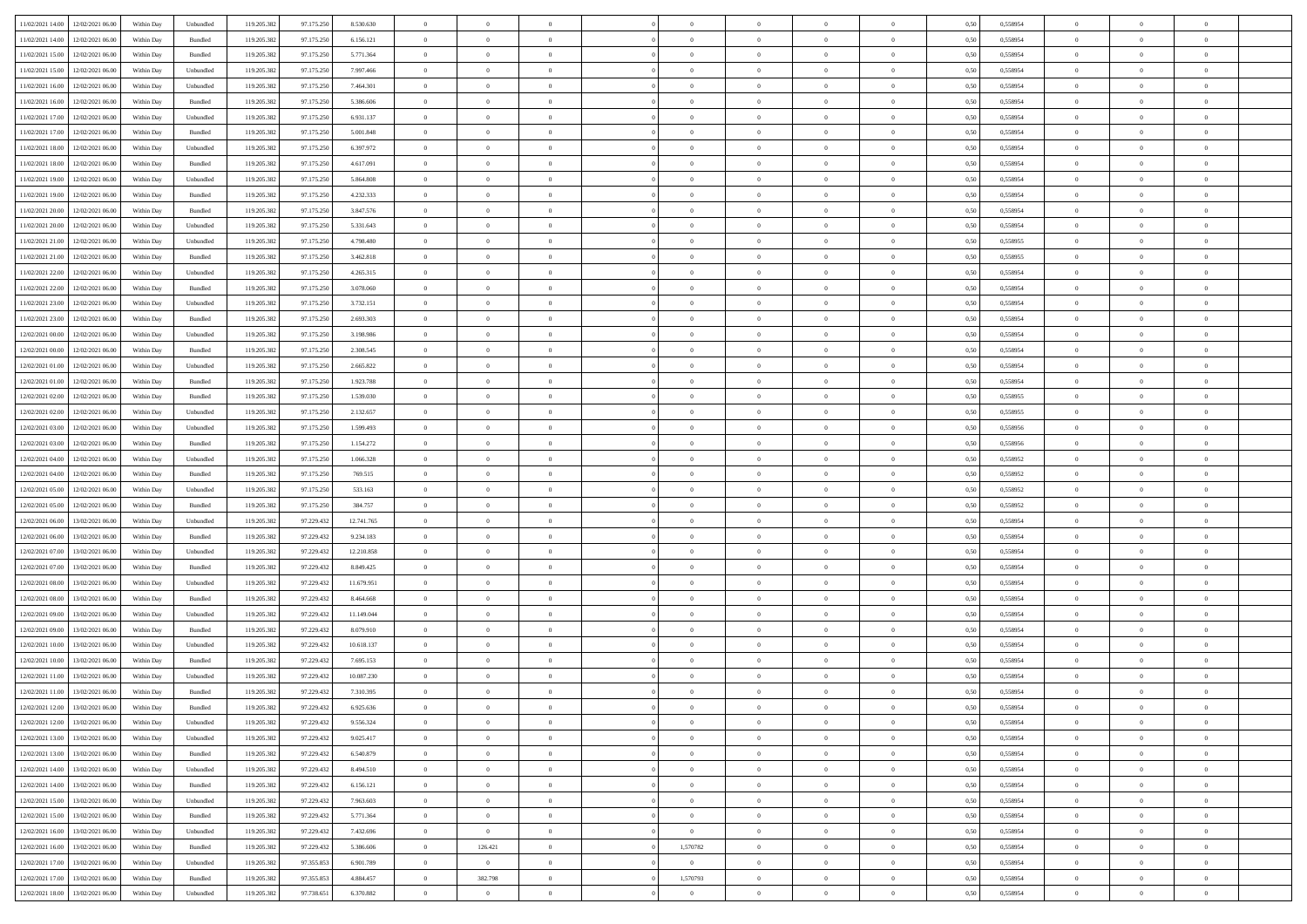| | | | | | | | | | | | | | | | | | | | | | |
|---|---|---|---|---|---|---|---|---|---|---|---|---|---|---|---|---|---|---|---|---|---|
| 11/02/2021 14:00 | 12/02/2021 06:00 | Within Day | Unbundled | 119.205.382 | 97.175.250 | 8.530.630 | 0 | 0 | 0 | | 0 | 0 | 0 | 0 | 0,50 | 0,558954 | 0 | 0 | 0 | |
| 11/02/2021 14:00 | 12/02/2021 06:00 | Within Day | Bundled | 119.205.382 | 97.175.250 | 6.156.121 | 0 | 0 | 0 | | 0 | 0 | 0 | 0 | 0,50 | 0,558954 | 0 | 0 | 0 | |
| 11/02/2021 15:00 | 12/02/2021 06:00 | Within Day | Bundled | 119.205.382 | 97.175.250 | 5.771.364 | 0 | 0 | 0 | | 0 | 0 | 0 | 0 | 0,50 | 0,558954 | 0 | 0 | 0 | |
| 11/02/2021 15:00 | 12/02/2021 06:00 | Within Day | Unbundled | 119.205.382 | 97.175.250 | 7.997.466 | 0 | 0 | 0 | | 0 | 0 | 0 | 0 | 0,50 | 0,558954 | 0 | 0 | 0 | |
| 11/02/2021 16:00 | 12/02/2021 06:00 | Within Day | Unbundled | 119.205.382 | 97.175.250 | 7.464.301 | 0 | 0 | 0 | | 0 | 0 | 0 | 0 | 0,50 | 0,558954 | 0 | 0 | 0 | |
| 11/02/2021 16:00 | 12/02/2021 06:00 | Within Day | Bundled | 119.205.382 | 97.175.250 | 5.386.606 | 0 | 0 | 0 | | 0 | 0 | 0 | 0 | 0,50 | 0,558954 | 0 | 0 | 0 | |
| 11/02/2021 17:00 | 12/02/2021 06:00 | Within Day | Unbundled | 119.205.382 | 97.175.250 | 6.931.137 | 0 | 0 | 0 | | 0 | 0 | 0 | 0 | 0,50 | 0,558954 | 0 | 0 | 0 | |
| 11/02/2021 17:00 | 12/02/2021 06:00 | Within Day | Bundled | 119.205.382 | 97.175.250 | 5.001.848 | 0 | 0 | 0 | | 0 | 0 | 0 | 0 | 0,50 | 0,558954 | 0 | 0 | 0 | |
| 11/02/2021 18:00 | 12/02/2021 06:00 | Within Day | Unbundled | 119.205.382 | 97.175.250 | 6.397.972 | 0 | 0 | 0 | | 0 | 0 | 0 | 0 | 0,50 | 0,558954 | 0 | 0 | 0 | |
| 11/02/2021 18:00 | 12/02/2021 06:00 | Within Day | Bundled | 119.205.382 | 97.175.250 | 4.617.091 | 0 | 0 | 0 | | 0 | 0 | 0 | 0 | 0,50 | 0,558954 | 0 | 0 | 0 | |
| 11/02/2021 19:00 | 12/02/2021 06:00 | Within Day | Unbundled | 119.205.382 | 97.175.250 | 5.864.808 | 0 | 0 | 0 | | 0 | 0 | 0 | 0 | 0,50 | 0,558954 | 0 | 0 | 0 | |
| 11/02/2021 19:00 | 12/02/2021 06:00 | Within Day | Bundled | 119.205.382 | 97.175.250 | 4.232.333 | 0 | 0 | 0 | | 0 | 0 | 0 | 0 | 0,50 | 0,558954 | 0 | 0 | 0 | |
| 11/02/2021 20:00 | 12/02/2021 06:00 | Within Day | Bundled | 119.205.382 | 97.175.250 | 3.847.576 | 0 | 0 | 0 | | 0 | 0 | 0 | 0 | 0,50 | 0,558954 | 0 | 0 | 0 | |
| 11/02/2021 20:00 | 12/02/2021 06:00 | Within Day | Unbundled | 119.205.382 | 97.175.250 | 5.331.643 | 0 | 0 | 0 | | 0 | 0 | 0 | 0 | 0,50 | 0,558954 | 0 | 0 | 0 | |
| 11/02/2021 21:00 | 12/02/2021 06:00 | Within Day | Unbundled | 119.205.382 | 97.175.250 | 4.798.480 | 0 | 0 | 0 | | 0 | 0 | 0 | 0 | 0,50 | 0,558955 | 0 | 0 | 0 | |
| 11/02/2021 21:00 | 12/02/2021 06:00 | Within Day | Bundled | 119.205.382 | 97.175.250 | 3.462.818 | 0 | 0 | 0 | | 0 | 0 | 0 | 0 | 0,50 | 0,558955 | 0 | 0 | 0 | |
| 11/02/2021 22:00 | 12/02/2021 06:00 | Within Day | Unbundled | 119.205.382 | 97.175.250 | 4.265.315 | 0 | 0 | 0 | | 0 | 0 | 0 | 0 | 0,50 | 0,558954 | 0 | 0 | 0 | |
| 11/02/2021 22:00 | 12/02/2021 06:00 | Within Day | Bundled | 119.205.382 | 97.175.250 | 3.078.060 | 0 | 0 | 0 | | 0 | 0 | 0 | 0 | 0,50 | 0,558954 | 0 | 0 | 0 | |
| 11/02/2021 23:00 | 12/02/2021 06:00 | Within Day | Unbundled | 119.205.382 | 97.175.250 | 3.732.151 | 0 | 0 | 0 | | 0 | 0 | 0 | 0 | 0,50 | 0,558954 | 0 | 0 | 0 | |
| 11/02/2021 23:00 | 12/02/2021 06:00 | Within Day | Bundled | 119.205.382 | 97.175.250 | 2.693.303 | 0 | 0 | 0 | | 0 | 0 | 0 | 0 | 0,50 | 0,558954 | 0 | 0 | 0 | |
| 12/02/2021 00:00 | 12/02/2021 06:00 | Within Day | Unbundled | 119.205.382 | 97.175.250 | 3.198.986 | 0 | 0 | 0 | | 0 | 0 | 0 | 0 | 0,50 | 0,558954 | 0 | 0 | 0 | |
| 12/02/2021 00:00 | 12/02/2021 06:00 | Within Day | Bundled | 119.205.382 | 97.175.250 | 2.308.545 | 0 | 0 | 0 | | 0 | 0 | 0 | 0 | 0,50 | 0,558954 | 0 | 0 | 0 | |
| 12/02/2021 01:00 | 12/02/2021 06:00 | Within Day | Unbundled | 119.205.382 | 97.175.250 | 2.665.822 | 0 | 0 | 0 | | 0 | 0 | 0 | 0 | 0,50 | 0,558954 | 0 | 0 | 0 | |
| 12/02/2021 01:00 | 12/02/2021 06:00 | Within Day | Bundled | 119.205.382 | 97.175.250 | 1.923.788 | 0 | 0 | 0 | | 0 | 0 | 0 | 0 | 0,50 | 0,558954 | 0 | 0 | 0 | |
| 12/02/2021 02:00 | 12/02/2021 06:00 | Within Day | Bundled | 119.205.382 | 97.175.250 | 1.539.030 | 0 | 0 | 0 | | 0 | 0 | 0 | 0 | 0,50 | 0,558955 | 0 | 0 | 0 | |
| 12/02/2021 02:00 | 12/02/2021 06:00 | Within Day | Unbundled | 119.205.382 | 97.175.250 | 2.132.657 | 0 | 0 | 0 | | 0 | 0 | 0 | 0 | 0,50 | 0,558955 | 0 | 0 | 0 | |
| 12/02/2021 03:00 | 12/02/2021 06:00 | Within Day | Unbundled | 119.205.382 | 97.175.250 | 1.599.493 | 0 | 0 | 0 | | 0 | 0 | 0 | 0 | 0,50 | 0,558956 | 0 | 0 | 0 | |
| 12/02/2021 03:00 | 12/02/2021 06:00 | Within Day | Bundled | 119.205.382 | 97.175.250 | 1.154.272 | 0 | 0 | 0 | | 0 | 0 | 0 | 0 | 0,50 | 0,558956 | 0 | 0 | 0 | |
| 12/02/2021 04:00 | 12/02/2021 06:00 | Within Day | Unbundled | 119.205.382 | 97.175.250 | 1.066.328 | 0 | 0 | 0 | | 0 | 0 | 0 | 0 | 0,50 | 0,558952 | 0 | 0 | 0 | |
| 12/02/2021 04:00 | 12/02/2021 06:00 | Within Day | Bundled | 119.205.382 | 97.175.250 | 769.515 | 0 | 0 | 0 | | 0 | 0 | 0 | 0 | 0,50 | 0,558952 | 0 | 0 | 0 | |
| 12/02/2021 05:00 | 12/02/2021 06:00 | Within Day | Unbundled | 119.205.382 | 97.175.250 | 533.163 | 0 | 0 | 0 | | 0 | 0 | 0 | 0 | 0,50 | 0,558952 | 0 | 0 | 0 | |
| 12/02/2021 05:00 | 12/02/2021 06:00 | Within Day | Bundled | 119.205.382 | 97.175.250 | 384.757 | 0 | 0 | 0 | | 0 | 0 | 0 | 0 | 0,50 | 0,558952 | 0 | 0 | 0 | |
| 12/02/2021 06:00 | 13/02/2021 06:00 | Within Day | Unbundled | 119.205.382 | 97.229.432 | 12.741.765 | 0 | 0 | 0 | | 0 | 0 | 0 | 0 | 0,50 | 0,558954 | 0 | 0 | 0 | |
| 12/02/2021 06:00 | 13/02/2021 06:00 | Within Day | Bundled | 119.205.382 | 97.229.432 | 9.234.183 | 0 | 0 | 0 | | 0 | 0 | 0 | 0 | 0,50 | 0,558954 | 0 | 0 | 0 | |
| 12/02/2021 07:00 | 13/02/2021 06:00 | Within Day | Unbundled | 119.205.382 | 97.229.432 | 12.210.858 | 0 | 0 | 0 | | 0 | 0 | 0 | 0 | 0,50 | 0,558954 | 0 | 0 | 0 | |
| 12/02/2021 07:00 | 13/02/2021 06:00 | Within Day | Bundled | 119.205.382 | 97.229.432 | 8.849.425 | 0 | 0 | 0 | | 0 | 0 | 0 | 0 | 0,50 | 0,558954 | 0 | 0 | 0 | |
| 12/02/2021 08:00 | 13/02/2021 06:00 | Within Day | Unbundled | 119.205.382 | 97.229.432 | 11.679.951 | 0 | 0 | 0 | | 0 | 0 | 0 | 0 | 0,50 | 0,558954 | 0 | 0 | 0 | |
| 12/02/2021 08:00 | 13/02/2021 06:00 | Within Day | Bundled | 119.205.382 | 97.229.432 | 8.464.668 | 0 | 0 | 0 | | 0 | 0 | 0 | 0 | 0,50 | 0,558954 | 0 | 0 | 0 | |
| 12/02/2021 09:00 | 13/02/2021 06:00 | Within Day | Unbundled | 119.205.382 | 97.229.432 | 11.149.044 | 0 | 0 | 0 | | 0 | 0 | 0 | 0 | 0,50 | 0,558954 | 0 | 0 | 0 | |
| 12/02/2021 09:00 | 13/02/2021 06:00 | Within Day | Bundled | 119.205.382 | 97.229.432 | 8.079.910 | 0 | 0 | 0 | | 0 | 0 | 0 | 0 | 0,50 | 0,558954 | 0 | 0 | 0 | |
| 12/02/2021 10:00 | 13/02/2021 06:00 | Within Day | Unbundled | 119.205.382 | 97.229.432 | 10.618.137 | 0 | 0 | 0 | | 0 | 0 | 0 | 0 | 0,50 | 0,558954 | 0 | 0 | 0 | |
| 12/02/2021 10:00 | 13/02/2021 06:00 | Within Day | Bundled | 119.205.382 | 97.229.432 | 7.695.153 | 0 | 0 | 0 | | 0 | 0 | 0 | 0 | 0,50 | 0,558954 | 0 | 0 | 0 | |
| 12/02/2021 11:00 | 13/02/2021 06:00 | Within Day | Unbundled | 119.205.382 | 97.229.432 | 10.087.230 | 0 | 0 | 0 | | 0 | 0 | 0 | 0 | 0,50 | 0,558954 | 0 | 0 | 0 | |
| 12/02/2021 11:00 | 13/02/2021 06:00 | Within Day | Bundled | 119.205.382 | 97.229.432 | 7.310.395 | 0 | 0 | 0 | | 0 | 0 | 0 | 0 | 0,50 | 0,558954 | 0 | 0 | 0 | |
| 12/02/2021 12:00 | 13/02/2021 06:00 | Within Day | Bundled | 119.205.382 | 97.229.432 | 6.925.636 | 0 | 0 | 0 | | 0 | 0 | 0 | 0 | 0,50 | 0,558954 | 0 | 0 | 0 | |
| 12/02/2021 12:00 | 13/02/2021 06:00 | Within Day | Unbundled | 119.205.382 | 97.229.432 | 9.556.324 | 0 | 0 | 0 | | 0 | 0 | 0 | 0 | 0,50 | 0,558954 | 0 | 0 | 0 | |
| 12/02/2021 13:00 | 13/02/2021 06:00 | Within Day | Unbundled | 119.205.382 | 97.229.432 | 9.025.417 | 0 | 0 | 0 | | 0 | 0 | 0 | 0 | 0,50 | 0,558954 | 0 | 0 | 0 | |
| 12/02/2021 13:00 | 13/02/2021 06:00 | Within Day | Bundled | 119.205.382 | 97.229.432 | 6.540.879 | 0 | 0 | 0 | | 0 | 0 | 0 | 0 | 0,50 | 0,558954 | 0 | 0 | 0 | |
| 12/02/2021 14:00 | 13/02/2021 06:00 | Within Day | Unbundled | 119.205.382 | 97.229.432 | 8.494.510 | 0 | 0 | 0 | | 0 | 0 | 0 | 0 | 0,50 | 0,558954 | 0 | 0 | 0 | |
| 12/02/2021 14:00 | 13/02/2021 06:00 | Within Day | Bundled | 119.205.382 | 97.229.432 | 6.156.121 | 0 | 0 | 0 | | 0 | 0 | 0 | 0 | 0,50 | 0,558954 | 0 | 0 | 0 | |
| 12/02/2021 15:00 | 13/02/2021 06:00 | Within Day | Unbundled | 119.205.382 | 97.229.432 | 7.963.603 | 0 | 0 | 0 | | 0 | 0 | 0 | 0 | 0,50 | 0,558954 | 0 | 0 | 0 | |
| 12/02/2021 15:00 | 13/02/2021 06:00 | Within Day | Bundled | 119.205.382 | 97.229.432 | 5.771.364 | 0 | 0 | 0 | | 0 | 0 | 0 | 0 | 0,50 | 0,558954 | 0 | 0 | 0 | |
| 12/02/2021 16:00 | 13/02/2021 06:00 | Within Day | Unbundled | 119.205.382 | 97.229.432 | 7.432.696 | 0 | 0 | 0 | | 0 | 0 | 0 | 0 | 0,50 | 0,558954 | 0 | 0 | 0 | |
| 12/02/2021 16:00 | 13/02/2021 06:00 | Within Day | Bundled | 119.205.382 | 97.229.432 | 5.386.606 | 0 | 126.421 | 0 | | 1,570782 | 0 | 0 | 0 | 0,50 | 0,558954 | 0 | 0 | 0 | |
| 12/02/2021 17:00 | 13/02/2021 06:00 | Within Day | Unbundled | 119.205.382 | 97.355.853 | 6.901.789 | 0 | 0 | 0 | | 0 | 0 | 0 | 0 | 0,50 | 0,558954 | 0 | 0 | 0 | |
| 12/02/2021 17:00 | 13/02/2021 06:00 | Within Day | Bundled | 119.205.382 | 97.355.853 | 4.884.457 | 0 | 382.798 | 0 | | 1,570793 | 0 | 0 | 0 | 0,50 | 0,558954 | 0 | 0 | 0 | |
| 12/02/2021 18:00 | 13/02/2021 06:00 | Within Day | Unbundled | 119.205.382 | 97.738.651 | 6.370.882 | 0 | 0 | 0 | | 0 | 0 | 0 | 0 | 0,50 | 0,558954 | 0 | 0 | 0 | |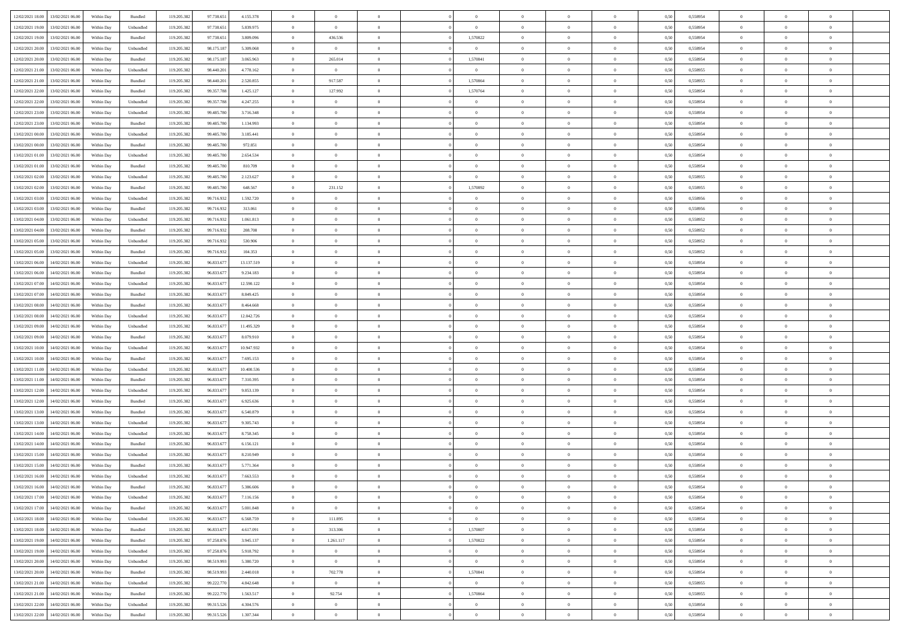| | | | | | | | | | | | | | | | | | | | | |
|---|---|---|---|---|---|---|---|---|---|---|---|---|---|---|---|---|---|---|---|---|
| 12/02/2021 18:00 | 13/02/2021 06:00 | Within Day | Bundled | 119.205.382 | 97.738.651 | 4.155.378 | 0 | 0 | 0 | | 0 | 0 | 0 | 0 | 0,50 | 0,558954 | 0 | 0 | 0 | |
| 12/02/2021 19:00 | 13/02/2021 06:00 | Within Day | Unbundled | 119.205.382 | 97.738.651 | 5.839.975 | 0 | 0 | 0 | | 0 | 0 | 0 | 0 | 0,50 | 0,558954 | 0 | 0 | 0 | |
| 12/02/2021 19:00 | 13/02/2021 06:00 | Within Day | Bundled | 119.205.382 | 97.738.651 | 3.809.096 | 0 | 436.536 | 0 | | 1,570822 | 0 | 0 | 0 | 0,50 | 0,558954 | 0 | 0 | 0 | |
| 12/02/2021 20:00 | 13/02/2021 06:00 | Within Day | Unbundled | 119.205.382 | 98.175.187 | 5.309.068 | 0 | 0 | 0 | | 0 | 0 | 0 | 0 | 0,50 | 0,558954 | 0 | 0 | 0 | |
| 12/02/2021 20:00 | 13/02/2021 06:00 | Within Day | Bundled | 119.205.382 | 98.175.187 | 3.065.963 | 0 | 265.014 | 0 | | 1,570841 | 0 | 0 | 0 | 0,50 | 0,558954 | 0 | 0 | 0 | |
| 12/02/2021 21:00 | 13/02/2021 06:00 | Within Day | Unbundled | 119.205.382 | 98.440.201 | 4.778.162 | 0 | 0 | 0 | | 0 | 0 | 0 | 0 | 0,50 | 0,558955 | 0 | 0 | 0 | |
| 12/02/2021 21:00 | 13/02/2021 06:00 | Within Day | Bundled | 119.205.382 | 98.440.201 | 2.520.855 | 0 | 917.587 | 0 | | 1,570864 | 0 | 0 | 0 | 0,50 | 0,558955 | 0 | 0 | 0 | |
| 12/02/2021 22:00 | 13/02/2021 06:00 | Within Day | Bundled | 119.205.382 | 99.357.788 | 1.425.127 | 0 | 127.992 | 0 | | 1,570764 | 0 | 0 | 0 | 0,50 | 0,558954 | 0 | 0 | 0 | |
| 12/02/2021 22:00 | 13/02/2021 06:00 | Within Day | Unbundled | 119.205.382 | 99.357.788 | 4.247.255 | 0 | 0 | 0 | | 0 | 0 | 0 | 0 | 0,50 | 0,558954 | 0 | 0 | 0 | |
| 12/02/2021 23:00 | 13/02/2021 06:00 | Within Day | Unbundled | 119.205.382 | 99.485.780 | 3.716.348 | 0 | 0 | 0 | | 0 | 0 | 0 | 0 | 0,50 | 0,558954 | 0 | 0 | 0 | |
| 12/02/2021 23:00 | 13/02/2021 06:00 | Within Day | Bundled | 119.205.382 | 99.485.780 | 1.134.993 | 0 | 0 | 0 | | 0 | 0 | 0 | 0 | 0,50 | 0,558954 | 0 | 0 | 0 | |
| 13/02/2021 00:00 | 13/02/2021 06:00 | Within Day | Unbundled | 119.205.382 | 99.485.780 | 3.185.441 | 0 | 0 | 0 | | 0 | 0 | 0 | 0 | 0,50 | 0,558954 | 0 | 0 | 0 | |
| 13/02/2021 00:00 | 13/02/2021 06:00 | Within Day | Bundled | 119.205.382 | 99.485.780 | 972.851 | 0 | 0 | 0 | | 0 | 0 | 0 | 0 | 0,50 | 0,558954 | 0 | 0 | 0 | |
| 13/02/2021 01:00 | 13/02/2021 06:00 | Within Day | Unbundled | 119.205.382 | 99.485.780 | 2.654.534 | 0 | 0 | 0 | | 0 | 0 | 0 | 0 | 0,50 | 0,558954 | 0 | 0 | 0 | |
| 13/02/2021 01:00 | 13/02/2021 06:00 | Within Day | Bundled | 119.205.382 | 99.485.780 | 810.709 | 0 | 0 | 0 | | 0 | 0 | 0 | 0 | 0,50 | 0,558954 | 0 | 0 | 0 | |
| 13/02/2021 02:00 | 13/02/2021 06:00 | Within Day | Unbundled | 119.205.382 | 99.485.780 | 2.123.627 | 0 | 0 | 0 | | 0 | 0 | 0 | 0 | 0,50 | 0,558955 | 0 | 0 | 0 | |
| 13/02/2021 02:00 | 13/02/2021 06:00 | Within Day | Bundled | 119.205.382 | 99.485.780 | 648.567 | 0 | 231.152 | 0 | | 1,570892 | 0 | 0 | 0 | 0,50 | 0,558955 | 0 | 0 | 0 | |
| 13/02/2021 03:00 | 13/02/2021 06:00 | Within Day | Unbundled | 119.205.382 | 99.716.932 | 1.592.720 | 0 | 0 | 0 | | 0 | 0 | 0 | 0 | 0,50 | 0,558956 | 0 | 0 | 0 | |
| 13/02/2021 03:00 | 13/02/2021 06:00 | Within Day | Bundled | 119.205.382 | 99.716.932 | 313.061 | 0 | 0 | 0 | | 0 | 0 | 0 | 0 | 0,50 | 0,558956 | 0 | 0 | 0 | |
| 13/02/2021 04:00 | 13/02/2021 06:00 | Within Day | Unbundled | 119.205.382 | 99.716.932 | 1.061.813 | 0 | 0 | 0 | | 0 | 0 | 0 | 0 | 0,50 | 0,558952 | 0 | 0 | 0 | |
| 13/02/2021 04:00 | 13/02/2021 06:00 | Within Day | Bundled | 119.205.382 | 99.716.932 | 208.708 | 0 | 0 | 0 | | 0 | 0 | 0 | 0 | 0,50 | 0,558952 | 0 | 0 | 0 | |
| 13/02/2021 05:00 | 13/02/2021 06:00 | Within Day | Unbundled | 119.205.382 | 99.716.932 | 530.906 | 0 | 0 | 0 | | 0 | 0 | 0 | 0 | 0,50 | 0,558952 | 0 | 0 | 0 | |
| 13/02/2021 05:00 | 13/02/2021 06:00 | Within Day | Bundled | 119.205.382 | 99.716.932 | 104.353 | 0 | 0 | 0 | | 0 | 0 | 0 | 0 | 0,50 | 0,558952 | 0 | 0 | 0 | |
| 13/02/2021 06:00 | 14/02/2021 06:00 | Within Day | Unbundled | 119.205.382 | 96.833.677 | 13.137.519 | 0 | 0 | 0 | | 0 | 0 | 0 | 0 | 0,50 | 0,558954 | 0 | 0 | 0 | |
| 13/02/2021 06:00 | 14/02/2021 06:00 | Within Day | Bundled | 119.205.382 | 96.833.677 | 9.234.183 | 0 | 0 | 0 | | 0 | 0 | 0 | 0 | 0,50 | 0,558954 | 0 | 0 | 0 | |
| 13/02/2021 07:00 | 14/02/2021 06:00 | Within Day | Unbundled | 119.205.382 | 96.833.677 | 12.590.122 | 0 | 0 | 0 | | 0 | 0 | 0 | 0 | 0,50 | 0,558954 | 0 | 0 | 0 | |
| 13/02/2021 07:00 | 14/02/2021 06:00 | Within Day | Bundled | 119.205.382 | 96.833.677 | 8.849.425 | 0 | 0 | 0 | | 0 | 0 | 0 | 0 | 0,50 | 0,558954 | 0 | 0 | 0 | |
| 13/02/2021 08:00 | 14/02/2021 06:00 | Within Day | Bundled | 119.205.382 | 96.833.677 | 8.464.668 | 0 | 0 | 0 | | 0 | 0 | 0 | 0 | 0,50 | 0,558954 | 0 | 0 | 0 | |
| 13/02/2021 08:00 | 14/02/2021 06:00 | Within Day | Unbundled | 119.205.382 | 96.833.677 | 12.042.726 | 0 | 0 | 0 | | 0 | 0 | 0 | 0 | 0,50 | 0,558954 | 0 | 0 | 0 | |
| 13/02/2021 09:00 | 14/02/2021 06:00 | Within Day | Unbundled | 119.205.382 | 96.833.677 | 11.495.329 | 0 | 0 | 0 | | 0 | 0 | 0 | 0 | 0,50 | 0,558954 | 0 | 0 | 0 | |
| 13/02/2021 09:00 | 14/02/2021 06:00 | Within Day | Bundled | 119.205.382 | 96.833.677 | 8.079.910 | 0 | 0 | 0 | | 0 | 0 | 0 | 0 | 0,50 | 0,558954 | 0 | 0 | 0 | |
| 13/02/2021 10:00 | 14/02/2021 06:00 | Within Day | Unbundled | 119.205.382 | 96.833.677 | 10.947.932 | 0 | 0 | 0 | | 0 | 0 | 0 | 0 | 0,50 | 0,558954 | 0 | 0 | 0 | |
| 13/02/2021 10:00 | 14/02/2021 06:00 | Within Day | Bundled | 119.205.382 | 96.833.677 | 7.695.153 | 0 | 0 | 0 | | 0 | 0 | 0 | 0 | 0,50 | 0,558954 | 0 | 0 | 0 | |
| 13/02/2021 11:00 | 14/02/2021 06:00 | Within Day | Unbundled | 119.205.382 | 96.833.677 | 10.400.536 | 0 | 0 | 0 | | 0 | 0 | 0 | 0 | 0,50 | 0,558954 | 0 | 0 | 0 | |
| 13/02/2021 11:00 | 14/02/2021 06:00 | Within Day | Bundled | 119.205.382 | 96.833.677 | 7.310.395 | 0 | 0 | 0 | | 0 | 0 | 0 | 0 | 0,50 | 0,558954 | 0 | 0 | 0 | |
| 13/02/2021 12:00 | 14/02/2021 06:00 | Within Day | Unbundled | 119.205.382 | 96.833.677 | 9.853.139 | 0 | 0 | 0 | | 0 | 0 | 0 | 0 | 0,50 | 0,558954 | 0 | 0 | 0 | |
| 13/02/2021 12:00 | 14/02/2021 06:00 | Within Day | Bundled | 119.205.382 | 96.833.677 | 6.925.636 | 0 | 0 | 0 | | 0 | 0 | 0 | 0 | 0,50 | 0,558954 | 0 | 0 | 0 | |
| 13/02/2021 13:00 | 14/02/2021 06:00 | Within Day | Bundled | 119.205.382 | 96.833.677 | 6.540.879 | 0 | 0 | 0 | | 0 | 0 | 0 | 0 | 0,50 | 0,558954 | 0 | 0 | 0 | |
| 13/02/2021 13:00 | 14/02/2021 06:00 | Within Day | Unbundled | 119.205.382 | 96.833.677 | 9.305.743 | 0 | 0 | 0 | | 0 | 0 | 0 | 0 | 0,50 | 0,558954 | 0 | 0 | 0 | |
| 13/02/2021 14:00 | 14/02/2021 06:00 | Within Day | Unbundled | 119.205.382 | 96.833.677 | 8.758.345 | 0 | 0 | 0 | | 0 | 0 | 0 | 0 | 0,50 | 0,558954 | 0 | 0 | 0 | |
| 13/02/2021 14:00 | 14/02/2021 06:00 | Within Day | Bundled | 119.205.382 | 96.833.677 | 6.156.121 | 0 | 0 | 0 | | 0 | 0 | 0 | 0 | 0,50 | 0,558954 | 0 | 0 | 0 | |
| 13/02/2021 15:00 | 14/02/2021 06:00 | Within Day | Unbundled | 119.205.382 | 96.833.677 | 8.210.949 | 0 | 0 | 0 | | 0 | 0 | 0 | 0 | 0,50 | 0,558954 | 0 | 0 | 0 | |
| 13/02/2021 15:00 | 14/02/2021 06:00 | Within Day | Bundled | 119.205.382 | 96.833.677 | 5.771.364 | 0 | 0 | 0 | | 0 | 0 | 0 | 0 | 0,50 | 0,558954 | 0 | 0 | 0 | |
| 13/02/2021 16:00 | 14/02/2021 06:00 | Within Day | Unbundled | 119.205.382 | 96.833.677 | 7.663.553 | 0 | 0 | 0 | | 0 | 0 | 0 | 0 | 0,50 | 0,558954 | 0 | 0 | 0 | |
| 13/02/2021 16:00 | 14/02/2021 06:00 | Within Day | Bundled | 119.205.382 | 96.833.677 | 5.386.606 | 0 | 0 | 0 | | 0 | 0 | 0 | 0 | 0,50 | 0,558954 | 0 | 0 | 0 | |
| 13/02/2021 17:00 | 14/02/2021 06:00 | Within Day | Unbundled | 119.205.382 | 96.833.677 | 7.116.156 | 0 | 0 | 0 | | 0 | 0 | 0 | 0 | 0,50 | 0,558954 | 0 | 0 | 0 | |
| 13/02/2021 17:00 | 14/02/2021 06:00 | Within Day | Bundled | 119.205.382 | 96.833.677 | 5.001.848 | 0 | 0 | 0 | | 0 | 0 | 0 | 0 | 0,50 | 0,558954 | 0 | 0 | 0 | |
| 13/02/2021 18:00 | 14/02/2021 06:00 | Within Day | Unbundled | 119.205.382 | 96.833.677 | 6.568.759 | 0 | 111.895 | 0 | | 0 | 0 | 0 | 0 | 0,50 | 0,558954 | 0 | 0 | 0 | |
| 13/02/2021 18:00 | 14/02/2021 06:00 | Within Day | Bundled | 119.205.382 | 96.833.677 | 4.617.091 | 0 | 313.306 | 0 | | 1,570807 | 0 | 0 | 0 | 0,50 | 0,558954 | 0 | 0 | 0 | |
| 13/02/2021 19:00 | 14/02/2021 06:00 | Within Day | Bundled | 119.205.382 | 97.258.876 | 3.945.137 | 0 | 1.261.117 | 0 | | 1,570822 | 0 | 0 | 0 | 0,50 | 0,558954 | 0 | 0 | 0 | |
| 13/02/2021 19:00 | 14/02/2021 06:00 | Within Day | Unbundled | 119.205.382 | 97.258.876 | 5.918.792 | 0 | 0 | 0 | | 0 | 0 | 0 | 0 | 0,50 | 0,558954 | 0 | 0 | 0 | |
| 13/02/2021 20:00 | 14/02/2021 06:00 | Within Day | Unbundled | 119.205.382 | 98.519.993 | 5.380.720 | 0 | 0 | 0 | | 0 | 0 | 0 | 0 | 0,50 | 0,558954 | 0 | 0 | 0 | |
| 13/02/2021 20:00 | 14/02/2021 06:00 | Within Day | Bundled | 119.205.382 | 98.519.993 | 2.440.018 | 0 | 702.778 | 0 | | 1,570841 | 0 | 0 | 0 | 0,50 | 0,558954 | 0 | 0 | 0 | |
| 13/02/2021 21:00 | 14/02/2021 06:00 | Within Day | Unbundled | 119.205.382 | 99.222.770 | 4.842.648 | 0 | 0 | 0 | | 0 | 0 | 0 | 0 | 0,50 | 0,558955 | 0 | 0 | 0 | |
| 13/02/2021 21:00 | 14/02/2021 06:00 | Within Day | Bundled | 119.205.382 | 99.222.770 | 1.563.517 | 0 | 92.754 | 0 | | 1,570864 | 0 | 0 | 0 | 0,50 | 0,558955 | 0 | 0 | 0 | |
| 13/02/2021 22:00 | 14/02/2021 06:00 | Within Day | Unbundled | 119.205.382 | 99.315.526 | 4.304.576 | 0 | 0 | 0 | | 0 | 0 | 0 | 0 | 0,50 | 0,558954 | 0 | 0 | 0 | |
| 13/02/2021 22:00 | 14/02/2021 06:00 | Within Day | Bundled | 119.205.382 | 99.315.526 | 1.307.344 | 0 | 0 | 0 | | 0 | 0 | 0 | 0 | 0,50 | 0,558954 | 0 | 0 | 0 | |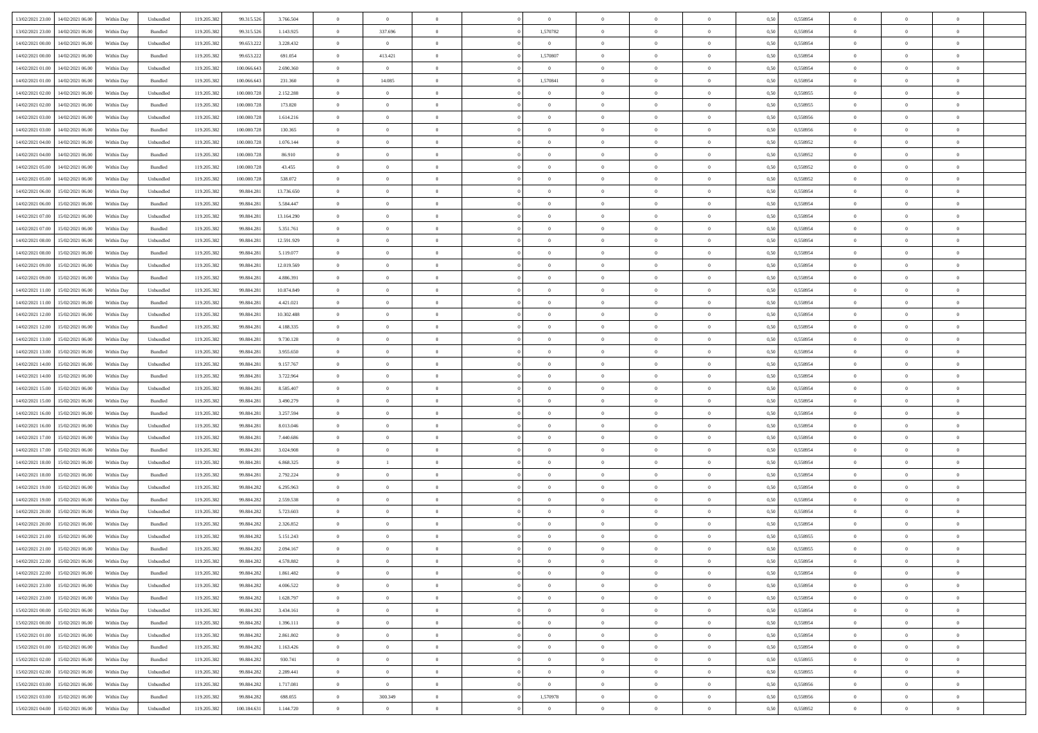| 13/02/2021 23:00 | 14/02/2021 06:00 | Within Day | Unbundled | 119.205.382 | 99.315.526 | 3.766.504 | 0 | 0 | 0 | | 0 | 0 | 0 | 0 | 0,50 | 0,558954 | 0 | 0 | 0 | |
|---|---|---|---|---|---|---|---|---|---|---|---|---|---|---|---|---|---|---|---|---|
| 13/02/2021 23:00 | 14/02/2021 06:00 | Within Day | Bundled | 119.205.382 | 99.315.526 | 1.143.925 | 0 | 337.696 | 0 | | 1,570782 | 0 | 0 | 0 | 0,50 | 0,558954 | 0 | 0 | 0 | |
| 14/02/2021 00:00 | 14/02/2021 06:00 | Within Day | Unbundled | 119.205.382 | 99.653.222 | 3.228.432 | 0 | 0 | 0 | | 0 | 0 | 0 | 0 | 0,50 | 0,558954 | 0 | 0 | 0 | |
| 14/02/2021 00:00 | 14/02/2021 06:00 | Within Day | Bundled | 119.205.382 | 99.653.222 | 691.054 | 0 | 413.421 | 0 | | 1,570807 | 0 | 0 | 0 | 0,50 | 0,558954 | 0 | 0 | 0 | |
| 14/02/2021 01:00 | 14/02/2021 06:00 | Within Day | Unbundled | 119.205.382 | 100.066.643 | 2.690.360 | 0 | 0 | 0 | | 0 | 0 | 0 | 0 | 0,50 | 0,558954 | 0 | 0 | 0 | |
| 14/02/2021 01:00 | 14/02/2021 06:00 | Within Day | Bundled | 119.205.382 | 100.066.643 | 231.360 | 0 | 14.085 | 0 | | 1,570841 | 0 | 0 | 0 | 0,50 | 0,558954 | 0 | 0 | 0 | |
| 14/02/2021 02:00 | 14/02/2021 06:00 | Within Day | Unbundled | 119.205.382 | 100.080.728 | 2.152.288 | 0 | 0 | 0 | | 0 | 0 | 0 | 0 | 0,50 | 0,558955 | 0 | 0 | 0 | |
| 14/02/2021 02:00 | 14/02/2021 06:00 | Within Day | Bundled | 119.205.382 | 100.080.728 | 173.820 | 0 | 0 | 0 | | 0 | 0 | 0 | 0 | 0,50 | 0,558955 | 0 | 0 | 0 | |
| 14/02/2021 03:00 | 14/02/2021 06:00 | Within Day | Unbundled | 119.205.382 | 100.080.728 | 1.614.216 | 0 | 0 | 0 | | 0 | 0 | 0 | 0 | 0,50 | 0,558956 | 0 | 0 | 0 | |
| 14/02/2021 03:00 | 14/02/2021 06:00 | Within Day | Bundled | 119.205.382 | 100.080.728 | 130.365 | 0 | 0 | 0 | | 0 | 0 | 0 | 0 | 0,50 | 0,558956 | 0 | 0 | 0 | |
| 14/02/2021 04:00 | 14/02/2021 06:00 | Within Day | Unbundled | 119.205.382 | 100.080.728 | 1.076.144 | 0 | 0 | 0 | | 0 | 0 | 0 | 0 | 0,50 | 0,558952 | 0 | 0 | 0 | |
| 14/02/2021 04:00 | 14/02/2021 06:00 | Within Day | Bundled | 119.205.382 | 100.080.728 | 86.910 | 0 | 0 | 0 | | 0 | 0 | 0 | 0 | 0,50 | 0,558952 | 0 | 0 | 0 | |
| 14/02/2021 05:00 | 14/02/2021 06:00 | Within Day | Bundled | 119.205.382 | 100.080.728 | 43.455 | 0 | 0 | 0 | | 0 | 0 | 0 | 0 | 0,50 | 0,558952 | 0 | 0 | 0 | |
| 14/02/2021 05:00 | 14/02/2021 06:00 | Within Day | Unbundled | 119.205.382 | 100.080.728 | 538.072 | 0 | 0 | 0 | | 0 | 0 | 0 | 0 | 0,50 | 0,558952 | 0 | 0 | 0 | |
| 14/02/2021 06:00 | 15/02/2021 06:00 | Within Day | Unbundled | 119.205.382 | 99.884.281 | 13.736.650 | 0 | 0 | 0 | | 0 | 0 | 0 | 0 | 0,50 | 0,558954 | 0 | 0 | 0 | |
| 14/02/2021 06:00 | 15/02/2021 06:00 | Within Day | Bundled | 119.205.382 | 99.884.281 | 5.584.447 | 0 | 0 | 0 | | 0 | 0 | 0 | 0 | 0,50 | 0,558954 | 0 | 0 | 0 | |
| 14/02/2021 07:00 | 15/02/2021 06:00 | Within Day | Unbundled | 119.205.382 | 99.884.281 | 13.164.290 | 0 | 0 | 0 | | 0 | 0 | 0 | 0 | 0,50 | 0,558954 | 0 | 0 | 0 | |
| 14/02/2021 07:00 | 15/02/2021 06:00 | Within Day | Bundled | 119.205.382 | 99.884.281 | 5.351.761 | 0 | 0 | 0 | | 0 | 0 | 0 | 0 | 0,50 | 0,558954 | 0 | 0 | 0 | |
| 14/02/2021 08:00 | 15/02/2021 06:00 | Within Day | Unbundled | 119.205.382 | 99.884.281 | 12.591.929 | 0 | 0 | 0 | | 0 | 0 | 0 | 0 | 0,50 | 0,558954 | 0 | 0 | 0 | |
| 14/02/2021 08:00 | 15/02/2021 06:00 | Within Day | Bundled | 119.205.382 | 99.884.281 | 5.119.077 | 0 | 0 | 0 | | 0 | 0 | 0 | 0 | 0,50 | 0,558954 | 0 | 0 | 0 | |
| 14/02/2021 09:00 | 15/02/2021 06:00 | Within Day | Unbundled | 119.205.382 | 99.884.281 | 12.019.569 | 0 | 0 | 0 | | 0 | 0 | 0 | 0 | 0,50 | 0,558954 | 0 | 0 | 0 | |
| 14/02/2021 09:00 | 15/02/2021 06:00 | Within Day | Bundled | 119.205.382 | 99.884.281 | 4.886.391 | 0 | 0 | 0 | | 0 | 0 | 0 | 0 | 0,50 | 0,558954 | 0 | 0 | 0 | |
| 14/02/2021 11:00 | 15/02/2021 06:00 | Within Day | Unbundled | 119.205.382 | 99.884.281 | 10.874.849 | 0 | 0 | 0 | | 0 | 0 | 0 | 0 | 0,50 | 0,558954 | 0 | 0 | 0 | |
| 14/02/2021 11:00 | 15/02/2021 06:00 | Within Day | Bundled | 119.205.382 | 99.884.281 | 4.421.021 | 0 | 0 | 0 | | 0 | 0 | 0 | 0 | 0,50 | 0,558954 | 0 | 0 | 0 | |
| 14/02/2021 12:00 | 15/02/2021 06:00 | Within Day | Unbundled | 119.205.382 | 99.884.281 | 10.302.488 | 0 | 0 | 0 | | 0 | 0 | 0 | 0 | 0,50 | 0,558954 | 0 | 0 | 0 | |
| 14/02/2021 12:00 | 15/02/2021 06:00 | Within Day | Bundled | 119.205.382 | 99.884.281 | 4.188.335 | 0 | 0 | 0 | | 0 | 0 | 0 | 0 | 0,50 | 0,558954 | 0 | 0 | 0 | |
| 14/02/2021 13:00 | 15/02/2021 06:00 | Within Day | Unbundled | 119.205.382 | 99.884.281 | 9.730.128 | 0 | 0 | 0 | | 0 | 0 | 0 | 0 | 0,50 | 0,558954 | 0 | 0 | 0 | |
| 14/02/2021 13:00 | 15/02/2021 06:00 | Within Day | Bundled | 119.205.382 | 99.884.281 | 3.955.650 | 0 | 0 | 0 | | 0 | 0 | 0 | 0 | 0,50 | 0,558954 | 0 | 0 | 0 | |
| 14/02/2021 14:00 | 15/02/2021 06:00 | Within Day | Unbundled | 119.205.382 | 99.884.281 | 9.157.767 | 0 | 0 | 0 | | 0 | 0 | 0 | 0 | 0,50 | 0,558954 | 0 | 0 | 0 | |
| 14/02/2021 14:00 | 15/02/2021 06:00 | Within Day | Bundled | 119.205.382 | 99.884.281 | 3.722.964 | 0 | 0 | 0 | | 0 | 0 | 0 | 0 | 0,50 | 0,558954 | 0 | 0 | 0 | |
| 14/02/2021 15:00 | 15/02/2021 06:00 | Within Day | Unbundled | 119.205.382 | 99.884.281 | 8.585.407 | 0 | 0 | 0 | | 0 | 0 | 0 | 0 | 0,50 | 0,558954 | 0 | 0 | 0 | |
| 14/02/2021 15:00 | 15/02/2021 06:00 | Within Day | Bundled | 119.205.382 | 99.884.281 | 3.490.279 | 0 | 0 | 0 | | 0 | 0 | 0 | 0 | 0,50 | 0,558954 | 0 | 0 | 0 | |
| 14/02/2021 16:00 | 15/02/2021 06:00 | Within Day | Bundled | 119.205.382 | 99.884.281 | 3.257.594 | 0 | 0 | 0 | | 0 | 0 | 0 | 0 | 0,50 | 0,558954 | 0 | 0 | 0 | |
| 14/02/2021 16:00 | 15/02/2021 06:00 | Within Day | Unbundled | 119.205.382 | 99.884.281 | 8.013.046 | 0 | 0 | 0 | | 0 | 0 | 0 | 0 | 0,50 | 0,558954 | 0 | 0 | 0 | |
| 14/02/2021 17:00 | 15/02/2021 06:00 | Within Day | Unbundled | 119.205.382 | 99.884.281 | 7.440.686 | 0 | 0 | 0 | | 0 | 0 | 0 | 0 | 0,50 | 0,558954 | 0 | 0 | 0 | |
| 14/02/2021 17:00 | 15/02/2021 06:00 | Within Day | Bundled | 119.205.382 | 99.884.281 | 3.024.908 | 0 | 0 | 0 | | 0 | 0 | 0 | 0 | 0,50 | 0,558954 | 0 | 0 | 0 | |
| 14/02/2021 18:00 | 15/02/2021 06:00 | Within Day | Unbundled | 119.205.382 | 99.884.281 | 6.868.325 | 0 | 1 | 0 | | 0 | 0 | 0 | 0 | 0,50 | 0,558954 | 0 | 0 | 0 | |
| 14/02/2021 18:00 | 15/02/2021 06:00 | Within Day | Bundled | 119.205.382 | 99.884.281 | 2.792.224 | 0 | 0 | 0 | | 0 | 0 | 0 | 0 | 0,50 | 0,558954 | 0 | 0 | 0 | |
| 14/02/2021 19:00 | 15/02/2021 06:00 | Within Day | Unbundled | 119.205.382 | 99.884.282 | 6.295.963 | 0 | 0 | 0 | | 0 | 0 | 0 | 0 | 0,50 | 0,558954 | 0 | 0 | 0 | |
| 14/02/2021 19:00 | 15/02/2021 06:00 | Within Day | Bundled | 119.205.382 | 99.884.282 | 2.559.538 | 0 | 0 | 0 | | 0 | 0 | 0 | 0 | 0,50 | 0,558954 | 0 | 0 | 0 | |
| 14/02/2021 20:00 | 15/02/2021 06:00 | Within Day | Unbundled | 119.205.382 | 99.884.282 | 5.723.603 | 0 | 0 | 0 | | 0 | 0 | 0 | 0 | 0,50 | 0,558954 | 0 | 0 | 0 | |
| 14/02/2021 20:00 | 15/02/2021 06:00 | Within Day | Bundled | 119.205.382 | 99.884.282 | 2.326.852 | 0 | 0 | 0 | | 0 | 0 | 0 | 0 | 0,50 | 0,558954 | 0 | 0 | 0 | |
| 14/02/2021 21:00 | 15/02/2021 06:00 | Within Day | Unbundled | 119.205.382 | 99.884.282 | 5.151.243 | 0 | 0 | 0 | | 0 | 0 | 0 | 0 | 0,50 | 0,558955 | 0 | 0 | 0 | |
| 14/02/2021 21:00 | 15/02/2021 06:00 | Within Day | Bundled | 119.205.382 | 99.884.282 | 2.094.167 | 0 | 0 | 0 | | 0 | 0 | 0 | 0 | 0,50 | 0,558955 | 0 | 0 | 0 | |
| 14/02/2021 22:00 | 15/02/2021 06:00 | Within Day | Unbundled | 119.205.382 | 99.884.282 | 4.578.882 | 0 | 0 | 0 | | 0 | 0 | 0 | 0 | 0,50 | 0,558954 | 0 | 0 | 0 | |
| 14/02/2021 22:00 | 15/02/2021 06:00 | Within Day | Bundled | 119.205.382 | 99.884.282 | 1.861.482 | 0 | 0 | 0 | | 0 | 0 | 0 | 0 | 0,50 | 0,558954 | 0 | 0 | 0 | |
| 14/02/2021 23:00 | 15/02/2021 06:00 | Within Day | Unbundled | 119.205.382 | 99.884.282 | 4.006.522 | 0 | 0 | 0 | | 0 | 0 | 0 | 0 | 0,50 | 0,558954 | 0 | 0 | 0 | |
| 14/02/2021 23:00 | 15/02/2021 06:00 | Within Day | Bundled | 119.205.382 | 99.884.282 | 1.628.797 | 0 | 0 | 0 | | 0 | 0 | 0 | 0 | 0,50 | 0,558954 | 0 | 0 | 0 | |
| 15/02/2021 00:00 | 15/02/2021 06:00 | Within Day | Unbundled | 119.205.382 | 99.884.282 | 3.434.161 | 0 | 0 | 0 | | 0 | 0 | 0 | 0 | 0,50 | 0,558954 | 0 | 0 | 0 | |
| 15/02/2021 00:00 | 15/02/2021 06:00 | Within Day | Bundled | 119.205.382 | 99.884.282 | 1.396.111 | 0 | 0 | 0 | | 0 | 0 | 0 | 0 | 0,50 | 0,558954 | 0 | 0 | 0 | |
| 15/02/2021 01:00 | 15/02/2021 06:00 | Within Day | Unbundled | 119.205.382 | 99.884.282 | 2.861.802 | 0 | 0 | 0 | | 0 | 0 | 0 | 0 | 0,50 | 0,558954 | 0 | 0 | 0 | |
| 15/02/2021 01:00 | 15/02/2021 06:00 | Within Day | Bundled | 119.205.382 | 99.884.282 | 1.163.426 | 0 | 0 | 0 | | 0 | 0 | 0 | 0 | 0,50 | 0,558954 | 0 | 0 | 0 | |
| 15/02/2021 02:00 | 15/02/2021 06:00 | Within Day | Bundled | 119.205.382 | 99.884.282 | 930.741 | 0 | 0 | 0 | | 0 | 0 | 0 | 0 | 0,50 | 0,558955 | 0 | 0 | 0 | |
| 15/02/2021 02:00 | 15/02/2021 06:00 | Within Day | Unbundled | 119.205.382 | 99.884.282 | 2.289.441 | 0 | 0 | 0 | | 0 | 0 | 0 | 0 | 0,50 | 0,558955 | 0 | 0 | 0 | |
| 15/02/2021 03:00 | 15/02/2021 06:00 | Within Day | Unbundled | 119.205.382 | 99.884.282 | 1.717.081 | 0 | 0 | 0 | | 0 | 0 | 0 | 0 | 0,50 | 0,558956 | 0 | 0 | 0 | |
| 15/02/2021 03:00 | 15/02/2021 06:00 | Within Day | Bundled | 119.205.382 | 99.884.282 | 698.055 | 0 | 300.349 | 0 | | 1,570978 | 0 | 0 | 0 | 0,50 | 0,558956 | 0 | 0 | 0 | |
| 15/02/2021 04:00 | 15/02/2021 06:00 | Within Day | Unbundled | 119.205.382 | 100.184.631 | 1.144.720 | 0 | 0 | 0 | | 0 | 0 | 0 | 0 | 0,50 | 0,558952 | 0 | 0 | 0 | |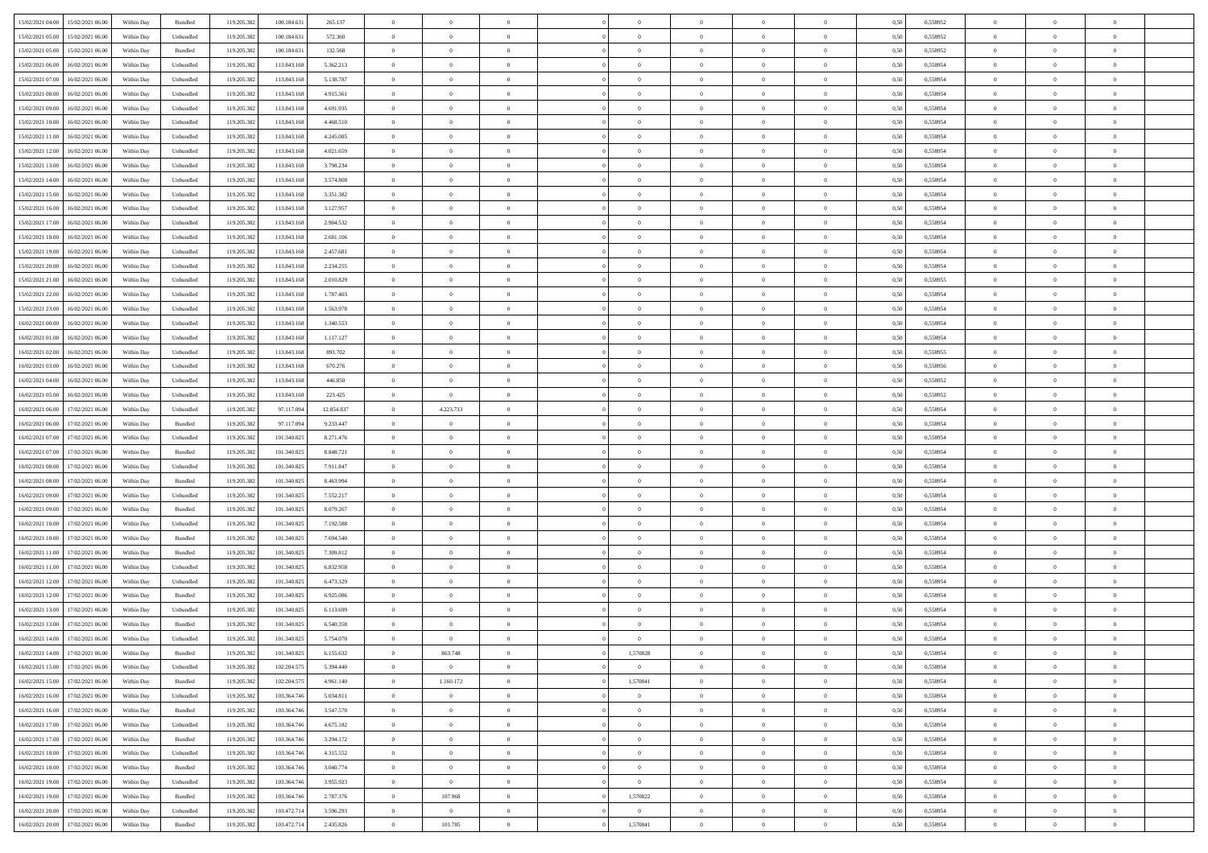| | | | | | | | | | | | | | | | | | | | |
|---|---|---|---|---|---|---|---|---|---|---|---|---|---|---|---|---|---|---|---|
| 15/02/2021 04:00 | 15/02/2021 06:00 | Within Day | Bundled | 119.205.382 | 100.184.631 | 265.137 | 0 | 0 | 0 | | 0 | 0 | 0 | 0 | 0,50 | 0,558952 | 0 | 0 | 0 |
| 15/02/2021 05:00 | 15/02/2021 06:00 | Within Day | Unbundled | 119.205.382 | 100.184.631 | 572.360 | 0 | 0 | 0 | | 0 | 0 | 0 | 0 | 0,50 | 0,558952 | 0 | 0 | 0 |
| 15/02/2021 05:00 | 15/02/2021 06:00 | Within Day | Bundled | 119.205.382 | 100.184.631 | 132.568 | 0 | 0 | 0 | | 0 | 0 | 0 | 0 | 0,50 | 0,558952 | 0 | 0 | 0 |
| 15/02/2021 06:00 | 16/02/2021 06:00 | Within Day | Unbundled | 119.205.382 | 113.843.168 | 5.362.213 | 0 | 0 | 0 | | 0 | 0 | 0 | 0 | 0,50 | 0,558954 | 0 | 0 | 0 |
| 15/02/2021 07:00 | 16/02/2021 06:00 | Within Day | Unbundled | 119.205.382 | 113.843.168 | 5.138.787 | 0 | 0 | 0 | | 0 | 0 | 0 | 0 | 0,50 | 0,558954 | 0 | 0 | 0 |
| 15/02/2021 08:00 | 16/02/2021 06:00 | Within Day | Unbundled | 119.205.382 | 113.843.168 | 4.915.361 | 0 | 0 | 0 | | 0 | 0 | 0 | 0 | 0,50 | 0,558954 | 0 | 0 | 0 |
| 15/02/2021 09:00 | 16/02/2021 06:00 | Within Day | Unbundled | 119.205.382 | 113.843.168 | 4.691.935 | 0 | 0 | 0 | | 0 | 0 | 0 | 0 | 0,50 | 0,558954 | 0 | 0 | 0 |
| 15/02/2021 10:00 | 16/02/2021 06:00 | Within Day | Unbundled | 119.205.382 | 113.843.168 | 4.468.510 | 0 | 0 | 0 | | 0 | 0 | 0 | 0 | 0,50 | 0,558954 | 0 | 0 | 0 |
| 15/02/2021 11:00 | 16/02/2021 06:00 | Within Day | Unbundled | 119.205.382 | 113.843.168 | 4.245.085 | 0 | 0 | 0 | | 0 | 0 | 0 | 0 | 0,50 | 0,558954 | 0 | 0 | 0 |
| 15/02/2021 12:00 | 16/02/2021 06:00 | Within Day | Unbundled | 119.205.382 | 113.843.168 | 4.021.659 | 0 | 0 | 0 | | 0 | 0 | 0 | 0 | 0,50 | 0,558954 | 0 | 0 | 0 |
| 15/02/2021 13:00 | 16/02/2021 06:00 | Within Day | Unbundled | 119.205.382 | 113.843.168 | 3.798.234 | 0 | 0 | 0 | | 0 | 0 | 0 | 0 | 0,50 | 0,558954 | 0 | 0 | 0 |
| 15/02/2021 14:00 | 16/02/2021 06:00 | Within Day | Unbundled | 119.205.382 | 113.843.168 | 3.574.808 | 0 | 0 | 0 | | 0 | 0 | 0 | 0 | 0,50 | 0,558954 | 0 | 0 | 0 |
| 15/02/2021 15:00 | 16/02/2021 06:00 | Within Day | Unbundled | 119.205.382 | 113.843.168 | 3.351.382 | 0 | 0 | 0 | | 0 | 0 | 0 | 0 | 0,50 | 0,558954 | 0 | 0 | 0 |
| 15/02/2021 16:00 | 16/02/2021 06:00 | Within Day | Unbundled | 119.205.382 | 113.843.168 | 3.127.957 | 0 | 0 | 0 | | 0 | 0 | 0 | 0 | 0,50 | 0,558954 | 0 | 0 | 0 |
| 15/02/2021 17:00 | 16/02/2021 06:00 | Within Day | Unbundled | 119.205.382 | 113.843.168 | 2.904.532 | 0 | 0 | 0 | | 0 | 0 | 0 | 0 | 0,50 | 0,558954 | 0 | 0 | 0 |
| 15/02/2021 18:00 | 16/02/2021 06:00 | Within Day | Unbundled | 119.205.382 | 113.843.168 | 2.681.106 | 0 | 0 | 0 | | 0 | 0 | 0 | 0 | 0,50 | 0,558954 | 0 | 0 | 0 |
| 15/02/2021 19:00 | 16/02/2021 06:00 | Within Day | Unbundled | 119.205.382 | 113.843.168 | 2.457.681 | 0 | 0 | 0 | | 0 | 0 | 0 | 0 | 0,50 | 0,558954 | 0 | 0 | 0 |
| 15/02/2021 20:00 | 16/02/2021 06:00 | Within Day | Unbundled | 119.205.382 | 113.843.168 | 2.234.255 | 0 | 0 | 0 | | 0 | 0 | 0 | 0 | 0,50 | 0,558954 | 0 | 0 | 0 |
| 15/02/2021 21:00 | 16/02/2021 06:00 | Within Day | Unbundled | 119.205.382 | 113.843.168 | 2.010.829 | 0 | 0 | 0 | | 0 | 0 | 0 | 0 | 0,50 | 0,558955 | 0 | 0 | 0 |
| 15/02/2021 22:00 | 16/02/2021 06:00 | Within Day | Unbundled | 119.205.382 | 113.843.168 | 1.787.403 | 0 | 0 | 0 | | 0 | 0 | 0 | 0 | 0,50 | 0,558954 | 0 | 0 | 0 |
| 15/02/2021 23:00 | 16/02/2021 06:00 | Within Day | Unbundled | 119.205.382 | 113.843.168 | 1.563.978 | 0 | 0 | 0 | | 0 | 0 | 0 | 0 | 0,50 | 0,558954 | 0 | 0 | 0 |
| 16/02/2021 00:00 | 16/02/2021 06:00 | Within Day | Unbundled | 119.205.382 | 113.843.168 | 1.340.553 | 0 | 0 | 0 | | 0 | 0 | 0 | 0 | 0,50 | 0,558954 | 0 | 0 | 0 |
| 16/02/2021 01:00 | 16/02/2021 06:00 | Within Day | Unbundled | 119.205.382 | 113.843.168 | 1.117.127 | 0 | 0 | 0 | | 0 | 0 | 0 | 0 | 0,50 | 0,558954 | 0 | 0 | 0 |
| 16/02/2021 02:00 | 16/02/2021 06:00 | Within Day | Unbundled | 119.205.382 | 113.843.168 | 893.702 | 0 | 0 | 0 | | 0 | 0 | 0 | 0 | 0,50 | 0,558955 | 0 | 0 | 0 |
| 16/02/2021 03:00 | 16/02/2021 06:00 | Within Day | Unbundled | 119.205.382 | 113.843.168 | 670.276 | 0 | 0 | 0 | | 0 | 0 | 0 | 0 | 0,50 | 0,558956 | 0 | 0 | 0 |
| 16/02/2021 04:00 | 16/02/2021 06:00 | Within Day | Unbundled | 119.205.382 | 113.843.168 | 446.850 | 0 | 0 | 0 | | 0 | 0 | 0 | 0 | 0,50 | 0,558952 | 0 | 0 | 0 |
| 16/02/2021 05:00 | 16/02/2021 06:00 | Within Day | Unbundled | 119.205.382 | 113.843.168 | 223.425 | 0 | 0 | 0 | | 0 | 0 | 0 | 0 | 0,50 | 0,558952 | 0 | 0 | 0 |
| 16/02/2021 06:00 | 17/02/2021 06:00 | Within Day | Unbundled | 119.205.382 | 97.117.094 | 12.854.837 | 0 | 4.223.733 | 0 | | 0 | 0 | 0 | 0 | 0,50 | 0,558954 | 0 | 0 | 0 |
| 16/02/2021 06:00 | 17/02/2021 06:00 | Within Day | Bundled | 119.205.382 | 97.117.094 | 9.233.447 | 0 | 0 | 0 | | 0 | 0 | 0 | 0 | 0,50 | 0,558954 | 0 | 0 | 0 |
| 16/02/2021 07:00 | 17/02/2021 06:00 | Within Day | Unbundled | 119.205.382 | 101.340.825 | 8.271.476 | 0 | 0 | 0 | | 0 | 0 | 0 | 0 | 0,50 | 0,558954 | 0 | 0 | 0 |
| 16/02/2021 07:00 | 17/02/2021 06:00 | Within Day | Bundled | 119.205.382 | 101.340.825 | 8.848.721 | 0 | 0 | 0 | | 0 | 0 | 0 | 0 | 0,50 | 0,558954 | 0 | 0 | 0 |
| 16/02/2021 08:00 | 17/02/2021 06:00 | Within Day | Unbundled | 119.205.382 | 101.340.825 | 7.911.847 | 0 | 0 | 0 | | 0 | 0 | 0 | 0 | 0,50 | 0,558954 | 0 | 0 | 0 |
| 16/02/2021 08:00 | 17/02/2021 06:00 | Within Day | Bundled | 119.205.382 | 101.340.825 | 8.463.994 | 0 | 0 | 0 | | 0 | 0 | 0 | 0 | 0,50 | 0,558954 | 0 | 0 | 0 |
| 16/02/2021 09:00 | 17/02/2021 06:00 | Within Day | Unbundled | 119.205.382 | 101.340.825 | 7.552.217 | 0 | 0 | 0 | | 0 | 0 | 0 | 0 | 0,50 | 0,558954 | 0 | 0 | 0 |
| 16/02/2021 09:00 | 17/02/2021 06:00 | Within Day | Bundled | 119.205.382 | 101.340.825 | 8.079.267 | 0 | 0 | 0 | | 0 | 0 | 0 | 0 | 0,50 | 0,558954 | 0 | 0 | 0 |
| 16/02/2021 10:00 | 17/02/2021 06:00 | Within Day | Unbundled | 119.205.382 | 101.340.825 | 7.192.588 | 0 | 0 | 0 | | 0 | 0 | 0 | 0 | 0,50 | 0,558954 | 0 | 0 | 0 |
| 16/02/2021 10:00 | 17/02/2021 06:00 | Within Day | Bundled | 119.205.382 | 101.340.825 | 7.694.540 | 0 | 0 | 0 | | 0 | 0 | 0 | 0 | 0,50 | 0,558954 | 0 | 0 | 0 |
| 16/02/2021 11:00 | 17/02/2021 06:00 | Within Day | Bundled | 119.205.382 | 101.340.825 | 7.309.812 | 0 | 0 | 0 | | 0 | 0 | 0 | 0 | 0,50 | 0,558954 | 0 | 0 | 0 |
| 16/02/2021 11:00 | 17/02/2021 06:00 | Within Day | Unbundled | 119.205.382 | 101.340.825 | 6.832.958 | 0 | 0 | 0 | | 0 | 0 | 0 | 0 | 0,50 | 0,558954 | 0 | 0 | 0 |
| 16/02/2021 12:00 | 17/02/2021 06:00 | Within Day | Unbundled | 119.205.382 | 101.340.825 | 6.473.329 | 0 | 0 | 0 | | 0 | 0 | 0 | 0 | 0,50 | 0,558954 | 0 | 0 | 0 |
| 16/02/2021 12:00 | 17/02/2021 06:00 | Within Day | Bundled | 119.205.382 | 101.340.825 | 6.925.086 | 0 | 0 | 0 | | 0 | 0 | 0 | 0 | 0,50 | 0,558954 | 0 | 0 | 0 |
| 16/02/2021 13:00 | 17/02/2021 06:00 | Within Day | Unbundled | 119.205.382 | 101.340.825 | 6.113.699 | 0 | 0 | 0 | | 0 | 0 | 0 | 0 | 0,50 | 0,558954 | 0 | 0 | 0 |
| 16/02/2021 13:00 | 17/02/2021 06:00 | Within Day | Bundled | 119.205.382 | 101.340.825 | 6.540.358 | 0 | 0 | 0 | | 0 | 0 | 0 | 0 | 0,50 | 0,558954 | 0 | 0 | 0 |
| 16/02/2021 14:00 | 17/02/2021 06:00 | Within Day | Unbundled | 119.205.382 | 101.340.825 | 5.754.070 | 0 | 0 | 0 | | 0 | 0 | 0 | 0 | 0,50 | 0,558954 | 0 | 0 | 0 |
| 16/02/2021 14:00 | 17/02/2021 06:00 | Within Day | Bundled | 119.205.382 | 101.340.825 | 6.155.632 | 0 | 863.748 | 0 | | 1,570828 | 0 | 0 | 0 | 0,50 | 0,558954 | 0 | 0 | 0 |
| 16/02/2021 15:00 | 17/02/2021 06:00 | Within Day | Unbundled | 119.205.382 | 102.204.575 | 5.394.440 | 0 | 0 | 0 | | 0 | 0 | 0 | 0 | 0,50 | 0,558954 | 0 | 0 | 0 |
| 16/02/2021 15:00 | 17/02/2021 06:00 | Within Day | Bundled | 119.205.382 | 102.204.575 | 4.961.140 | 0 | 1.160.172 | 0 | | 1,570841 | 0 | 0 | 0 | 0,50 | 0,558954 | 0 | 0 | 0 |
| 16/02/2021 16:00 | 17/02/2021 06:00 | Within Day | Unbundled | 119.205.382 | 103.364.746 | 5.034.811 | 0 | 0 | 0 | | 0 | 0 | 0 | 0 | 0,50 | 0,558954 | 0 | 0 | 0 |
| 16/02/2021 16:00 | 17/02/2021 06:00 | Within Day | Bundled | 119.205.382 | 103.364.746 | 3.547.570 | 0 | 0 | 0 | | 0 | 0 | 0 | 0 | 0,50 | 0,558954 | 0 | 0 | 0 |
| 16/02/2021 17:00 | 17/02/2021 06:00 | Within Day | Unbundled | 119.205.382 | 103.364.746 | 4.675.182 | 0 | 0 | 0 | | 0 | 0 | 0 | 0 | 0,50 | 0,558954 | 0 | 0 | 0 |
| 16/02/2021 17:00 | 17/02/2021 06:00 | Within Day | Bundled | 119.205.382 | 103.364.746 | 3.294.172 | 0 | 0 | 0 | | 0 | 0 | 0 | 0 | 0,50 | 0,558954 | 0 | 0 | 0 |
| 16/02/2021 18:00 | 17/02/2021 06:00 | Within Day | Unbundled | 119.205.382 | 103.364.746 | 4.315.552 | 0 | 0 | 0 | | 0 | 0 | 0 | 0 | 0,50 | 0,558954 | 0 | 0 | 0 |
| 16/02/2021 18:00 | 17/02/2021 06:00 | Within Day | Bundled | 119.205.382 | 103.364.746 | 3.040.774 | 0 | 0 | 0 | | 0 | 0 | 0 | 0 | 0,50 | 0,558954 | 0 | 0 | 0 |
| 16/02/2021 19:00 | 17/02/2021 06:00 | Within Day | Unbundled | 119.205.382 | 103.364.746 | 3.955.923 | 0 | 0 | 0 | | 0 | 0 | 0 | 0 | 0,50 | 0,558954 | 0 | 0 | 0 |
| 16/02/2021 19:00 | 17/02/2021 06:00 | Within Day | Bundled | 119.205.382 | 103.364.746 | 2.787.376 | 0 | 107.968 | 0 | | 1,570822 | 0 | 0 | 0 | 0,50 | 0,558954 | 0 | 0 | 0 |
| 16/02/2021 20:00 | 17/02/2021 06:00 | Within Day | Unbundled | 119.205.382 | 103.472.714 | 3.596.293 | 0 | 0 | 0 | | 0 | 0 | 0 | 0 | 0,50 | 0,558954 | 0 | 0 | 0 |
| 16/02/2021 20:00 | 17/02/2021 06:00 | Within Day | Bundled | 119.205.382 | 103.472.714 | 2.435.826 | 0 | 101.785 | 0 | | 1,570841 | 0 | 0 | 0 | 0,50 | 0,558954 | 0 | 0 | 0 |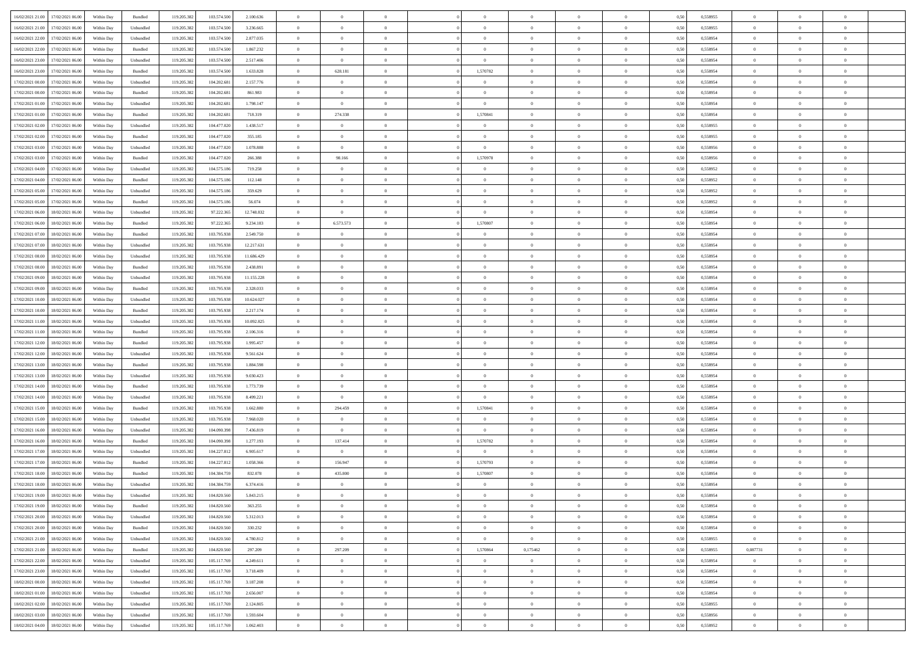| 16/02/2021 21:00 | 17/02/2021 06:00 | Within Day | Bundled | 119.205.382 | 103.574.500 | 2.100.636 | 0 | 0 | 0 | | 0 | 0 | 0 | 0 | 0,50 | 0,558955 | 0 | 0 | 0 | |
|---|---|---|---|---|---|---|---|---|---|---|---|---|---|---|---|---|---|---|---|---|
| 16/02/2021 21:00 | 17/02/2021 06:00 | Within Day | Unbundled | 119.205.382 | 103.574.500 | 3.236.665 | 0 | 0 | 0 | | 0 | 0 | 0 | 0 | 0,50 | 0,558955 | 0 | 0 | 0 | |
| 16/02/2021 22:00 | 17/02/2021 06:00 | Within Day | Unbundled | 119.205.382 | 103.574.500 | 2.877.035 | 0 | 0 | 0 | | 0 | 0 | 0 | 0 | 0,50 | 0,558954 | 0 | 0 | 0 | |
| 16/02/2021 22:00 | 17/02/2021 06:00 | Within Day | Bundled | 119.205.382 | 103.574.500 | 1.867.232 | 0 | 0 | 0 | | 0 | 0 | 0 | 0 | 0,50 | 0,558954 | 0 | 0 | 0 | |
| 16/02/2021 23:00 | 17/02/2021 06:00 | Within Day | Unbundled | 119.205.382 | 103.574.500 | 2.517.406 | 0 | 0 | 0 | | 0 | 0 | 0 | 0 | 0,50 | 0,558954 | 0 | 0 | 0 | |
| 16/02/2021 23:00 | 17/02/2021 06:00 | Within Day | Bundled | 119.205.382 | 103.574.500 | 1.633.828 | 0 | 628.181 | 0 | | 1,570782 | 0 | 0 | 0 | 0,50 | 0,558954 | 0 | 0 | 0 | |
| 17/02/2021 00:00 | 17/02/2021 06:00 | Within Day | Unbundled | 119.205.382 | 104.202.681 | 2.157.776 | 0 | 0 | 0 | | 0 | 0 | 0 | 0 | 0,50 | 0,558954 | 0 | 0 | 0 | |
| 17/02/2021 00:00 | 17/02/2021 06:00 | Within Day | Bundled | 119.205.382 | 104.202.681 | 861.983 | 0 | 0 | 0 | | 0 | 0 | 0 | 0 | 0,50 | 0,558954 | 0 | 0 | 0 | |
| 17/02/2021 01:00 | 17/02/2021 06:00 | Within Day | Unbundled | 119.205.382 | 104.202.681 | 1.798.147 | 0 | 0 | 0 | | 0 | 0 | 0 | 0 | 0,50 | 0,558954 | 0 | 0 | 0 | |
| 17/02/2021 01:00 | 17/02/2021 06:00 | Within Day | Bundled | 119.205.382 | 104.202.681 | 718.319 | 0 | 274.338 | 0 | | 1,570841 | 0 | 0 | 0 | 0,50 | 0,558954 | 0 | 0 | 0 | |
| 17/02/2021 02:00 | 17/02/2021 06:00 | Within Day | Unbundled | 119.205.382 | 104.477.020 | 1.438.517 | 0 | 0 | 0 | | 0 | 0 | 0 | 0 | 0,50 | 0,558955 | 0 | 0 | 0 | |
| 17/02/2021 02:00 | 17/02/2021 06:00 | Within Day | Bundled | 119.205.382 | 104.477.020 | 355.185 | 0 | 0 | 0 | | 0 | 0 | 0 | 0 | 0,50 | 0,558955 | 0 | 0 | 0 | |
| 17/02/2021 03:00 | 17/02/2021 06:00 | Within Day | Unbundled | 119.205.382 | 104.477.020 | 1.078.888 | 0 | 0 | 0 | | 0 | 0 | 0 | 0 | 0,50 | 0,558956 | 0 | 0 | 0 | |
| 17/02/2021 03:00 | 17/02/2021 06:00 | Within Day | Bundled | 119.205.382 | 104.477.020 | 266.388 | 0 | 98.166 | 0 | | 1,570978 | 0 | 0 | 0 | 0,50 | 0,558956 | 0 | 0 | 0 | |
| 17/02/2021 04:00 | 17/02/2021 06:00 | Within Day | Unbundled | 119.205.382 | 104.575.186 | 719.258 | 0 | 0 | 0 | | 0 | 0 | 0 | 0 | 0,50 | 0,558952 | 0 | 0 | 0 | |
| 17/02/2021 04:00 | 17/02/2021 06:00 | Within Day | Bundled | 119.205.382 | 104.575.186 | 112.148 | 0 | 0 | 0 | | 0 | 0 | 0 | 0 | 0,50 | 0,558952 | 0 | 0 | 0 | |
| 17/02/2021 05:00 | 17/02/2021 06:00 | Within Day | Unbundled | 119.205.382 | 104.575.186 | 359.629 | 0 | 0 | 0 | | 0 | 0 | 0 | 0 | 0,50 | 0,558952 | 0 | 0 | 0 | |
| 17/02/2021 05:00 | 17/02/2021 06:00 | Within Day | Bundled | 119.205.382 | 104.575.186 | 56.074 | 0 | 0 | 0 | | 0 | 0 | 0 | 0 | 0,50 | 0,558952 | 0 | 0 | 0 | |
| 17/02/2021 06:00 | 18/02/2021 06:00 | Within Day | Unbundled | 119.205.382 | 97.222.365 | 12.748.832 | 0 | 0 | 0 | | 0 | 0 | 0 | 0 | 0,50 | 0,558954 | 0 | 0 | 0 | |
| 17/02/2021 06:00 | 18/02/2021 06:00 | Within Day | Bundled | 119.205.382 | 97.222.365 | 9.234.183 | 0 | 6.573.573 | 0 | | 1,570807 | 0 | 0 | 0 | 0,50 | 0,558954 | 0 | 0 | 0 | |
| 17/02/2021 07:00 | 18/02/2021 06:00 | Within Day | Bundled | 119.205.382 | 103.795.938 | 2.549.750 | 0 | 0 | 0 | | 0 | 0 | 0 | 0 | 0,50 | 0,558954 | 0 | 0 | 0 | |
| 17/02/2021 07:00 | 18/02/2021 06:00 | Within Day | Unbundled | 119.205.382 | 103.795.938 | 12.217.631 | 0 | 0 | 0 | | 0 | 0 | 0 | 0 | 0,50 | 0,558954 | 0 | 0 | 0 | |
| 17/02/2021 08:00 | 18/02/2021 06:00 | Within Day | Unbundled | 119.205.382 | 103.795.938 | 11.686.429 | 0 | 0 | 0 | | 0 | 0 | 0 | 0 | 0,50 | 0,558954 | 0 | 0 | 0 | |
| 17/02/2021 08:00 | 18/02/2021 06:00 | Within Day | Bundled | 119.205.382 | 103.795.938 | 2.438.891 | 0 | 0 | 0 | | 0 | 0 | 0 | 0 | 0,50 | 0,558954 | 0 | 0 | 0 | |
| 17/02/2021 09:00 | 18/02/2021 06:00 | Within Day | Unbundled | 119.205.382 | 103.795.938 | 11.155.228 | 0 | 0 | 0 | | 0 | 0 | 0 | 0 | 0,50 | 0,558954 | 0 | 0 | 0 | |
| 17/02/2021 09:00 | 18/02/2021 06:00 | Within Day | Bundled | 119.205.382 | 103.795.938 | 2.328.033 | 0 | 0 | 0 | | 0 | 0 | 0 | 0 | 0,50 | 0,558954 | 0 | 0 | 0 | |
| 17/02/2021 10:00 | 18/02/2021 06:00 | Within Day | Unbundled | 119.205.382 | 103.795.938 | 10.624.027 | 0 | 0 | 0 | | 0 | 0 | 0 | 0 | 0,50 | 0,558954 | 0 | 0 | 0 | |
| 17/02/2021 10:00 | 18/02/2021 06:00 | Within Day | Bundled | 119.205.382 | 103.795.938 | 2.217.174 | 0 | 0 | 0 | | 0 | 0 | 0 | 0 | 0,50 | 0,558954 | 0 | 0 | 0 | |
| 17/02/2021 11:00 | 18/02/2021 06:00 | Within Day | Unbundled | 119.205.382 | 103.795.938 | 10.092.825 | 0 | 0 | 0 | | 0 | 0 | 0 | 0 | 0,50 | 0,558954 | 0 | 0 | 0 | |
| 17/02/2021 11:00 | 18/02/2021 06:00 | Within Day | Bundled | 119.205.382 | 103.795.938 | 2.106.316 | 0 | 0 | 0 | | 0 | 0 | 0 | 0 | 0,50 | 0,558954 | 0 | 0 | 0 | |
| 17/02/2021 12:00 | 18/02/2021 06:00 | Within Day | Bundled | 119.205.382 | 103.795.938 | 1.995.457 | 0 | 0 | 0 | | 0 | 0 | 0 | 0 | 0,50 | 0,558954 | 0 | 0 | 0 | |
| 17/02/2021 12:00 | 18/02/2021 06:00 | Within Day | Unbundled | 119.205.382 | 103.795.938 | 9.561.624 | 0 | 0 | 0 | | 0 | 0 | 0 | 0 | 0,50 | 0,558954 | 0 | 0 | 0 | |
| 17/02/2021 13:00 | 18/02/2021 06:00 | Within Day | Bundled | 119.205.382 | 103.795.938 | 1.884.598 | 0 | 0 | 0 | | 0 | 0 | 0 | 0 | 0,50 | 0,558954 | 0 | 0 | 0 | |
| 17/02/2021 13:00 | 18/02/2021 06:00 | Within Day | Unbundled | 119.205.382 | 103.795.938 | 9.030.423 | 0 | 0 | 0 | | 0 | 0 | 0 | 0 | 0,50 | 0,558954 | 0 | 0 | 0 | |
| 17/02/2021 14:00 | 18/02/2021 06:00 | Within Day | Bundled | 119.205.382 | 103.795.938 | 1.773.739 | 0 | 0 | 0 | | 0 | 0 | 0 | 0 | 0,50 | 0,558954 | 0 | 0 | 0 | |
| 17/02/2021 14:00 | 18/02/2021 06:00 | Within Day | Unbundled | 119.205.382 | 103.795.938 | 8.499.221 | 0 | 0 | 0 | | 0 | 0 | 0 | 0 | 0,50 | 0,558954 | 0 | 0 | 0 | |
| 17/02/2021 15:00 | 18/02/2021 06:00 | Within Day | Bundled | 119.205.382 | 103.795.938 | 1.662.880 | 0 | 294.459 | 0 | | 1,570841 | 0 | 0 | 0 | 0,50 | 0,558954 | 0 | 0 | 0 | |
| 17/02/2021 15:00 | 18/02/2021 06:00 | Within Day | Unbundled | 119.205.382 | 103.795.938 | 7.968.020 | 0 | 0 | 0 | | 0 | 0 | 0 | 0 | 0,50 | 0,558954 | 0 | 0 | 0 | |
| 17/02/2021 16:00 | 18/02/2021 06:00 | Within Day | Unbundled | 119.205.382 | 104.090.398 | 7.436.819 | 0 | 0 | 0 | | 0 | 0 | 0 | 0 | 0,50 | 0,558954 | 0 | 0 | 0 | |
| 17/02/2021 16:00 | 18/02/2021 06:00 | Within Day | Bundled | 119.205.382 | 104.090.398 | 1.277.193 | 0 | 137.414 | 0 | | 1,570782 | 0 | 0 | 0 | 0,50 | 0,558954 | 0 | 0 | 0 | |
| 17/02/2021 17:00 | 18/02/2021 06:00 | Within Day | Unbundled | 119.205.382 | 104.227.812 | 6.905.617 | 0 | 0 | 0 | | 0 | 0 | 0 | 0 | 0,50 | 0,558954 | 0 | 0 | 0 | |
| 17/02/2021 17:00 | 18/02/2021 06:00 | Within Day | Bundled | 119.205.382 | 104.227.812 | 1.058.366 | 0 | 156.947 | 0 | | 1,570793 | 0 | 0 | 0 | 0,50 | 0,558954 | 0 | 0 | 0 | |
| 17/02/2021 18:00 | 18/02/2021 06:00 | Within Day | Bundled | 119.205.382 | 104.384.759 | 832.078 | 0 | 435.800 | 0 | | 1,570807 | 0 | 0 | 0 | 0,50 | 0,558954 | 0 | 0 | 0 | |
| 17/02/2021 18:00 | 18/02/2021 06:00 | Within Day | Unbundled | 119.205.382 | 104.384.759 | 6.374.416 | 0 | 0 | 0 | | 0 | 0 | 0 | 0 | 0,50 | 0,558954 | 0 | 0 | 0 | |
| 17/02/2021 19:00 | 18/02/2021 06:00 | Within Day | Unbundled | 119.205.382 | 104.820.560 | 5.843.215 | 0 | 0 | 0 | | 0 | 0 | 0 | 0 | 0,50 | 0,558954 | 0 | 0 | 0 | |
| 17/02/2021 19:00 | 18/02/2021 06:00 | Within Day | Bundled | 119.205.382 | 104.820.560 | 363.255 | 0 | 0 | 0 | | 0 | 0 | 0 | 0 | 0,50 | 0,558954 | 0 | 0 | 0 | |
| 17/02/2021 20:00 | 18/02/2021 06:00 | Within Day | Unbundled | 119.205.382 | 104.820.560 | 5.312.013 | 0 | 0 | 0 | | 0 | 0 | 0 | 0 | 0,50 | 0,558954 | 0 | 0 | 0 | |
| 17/02/2021 20:00 | 18/02/2021 06:00 | Within Day | Bundled | 119.205.382 | 104.820.560 | 330.232 | 0 | 0 | 0 | | 0 | 0 | 0 | 0 | 0,50 | 0,558954 | 0 | 0 | 0 | |
| 17/02/2021 21:00 | 18/02/2021 06:00 | Within Day | Unbundled | 119.205.382 | 104.820.560 | 4.780.812 | 0 | 0 | 0 | | 0 | 0 | 0 | 0 | 0,50 | 0,558955 | 0 | 0 | 0 | |
| 17/02/2021 21:00 | 18/02/2021 06:00 | Within Day | Bundled | 119.205.382 | 104.820.560 | 297.209 | 0 | 297.209 | 0 | | 1,570864 | 0,175462 | 0 | 0 | 0,50 | 0,558955 | 0,087731 | 0 | 0 | |
| 17/02/2021 22:00 | 18/02/2021 06:00 | Within Day | Unbundled | 119.205.382 | 105.117.769 | 4.249.611 | 0 | 0 | 0 | | 0 | 0 | 0 | 0 | 0,50 | 0,558954 | 0 | 0 | 0 | |
| 17/02/2021 23:00 | 18/02/2021 06:00 | Within Day | Unbundled | 119.205.382 | 105.117.769 | 3.718.409 | 0 | 0 | 0 | | 0 | 0 | 0 | 0 | 0,50 | 0,558954 | 0 | 0 | 0 | |
| 18/02/2021 00:00 | 18/02/2021 06:00 | Within Day | Unbundled | 119.205.382 | 105.117.769 | 3.187.208 | 0 | 0 | 0 | | 0 | 0 | 0 | 0 | 0,50 | 0,558954 | 0 | 0 | 0 | |
| 18/02/2021 01:00 | 18/02/2021 06:00 | Within Day | Unbundled | 119.205.382 | 105.117.769 | 2.656.007 | 0 | 0 | 0 | | 0 | 0 | 0 | 0 | 0,50 | 0,558954 | 0 | 0 | 0 | |
| 18/02/2021 02:00 | 18/02/2021 06:00 | Within Day | Unbundled | 119.205.382 | 105.117.769 | 2.124.805 | 0 | 0 | 0 | | 0 | 0 | 0 | 0 | 0,50 | 0,558955 | 0 | 0 | 0 | |
| 18/02/2021 03:00 | 18/02/2021 06:00 | Within Day | Unbundled | 119.205.382 | 105.117.769 | 1.593.604 | 0 | 0 | 0 | | 0 | 0 | 0 | 0 | 0,50 | 0,558956 | 0 | 0 | 0 | |
| 18/02/2021 04:00 | 18/02/2021 06:00 | Within Day | Unbundled | 119.205.382 | 105.117.769 | 1.062.403 | 0 | 0 | 0 | | 0 | 0 | 0 | 0 | 0,50 | 0,558952 | 0 | 0 | 0 | |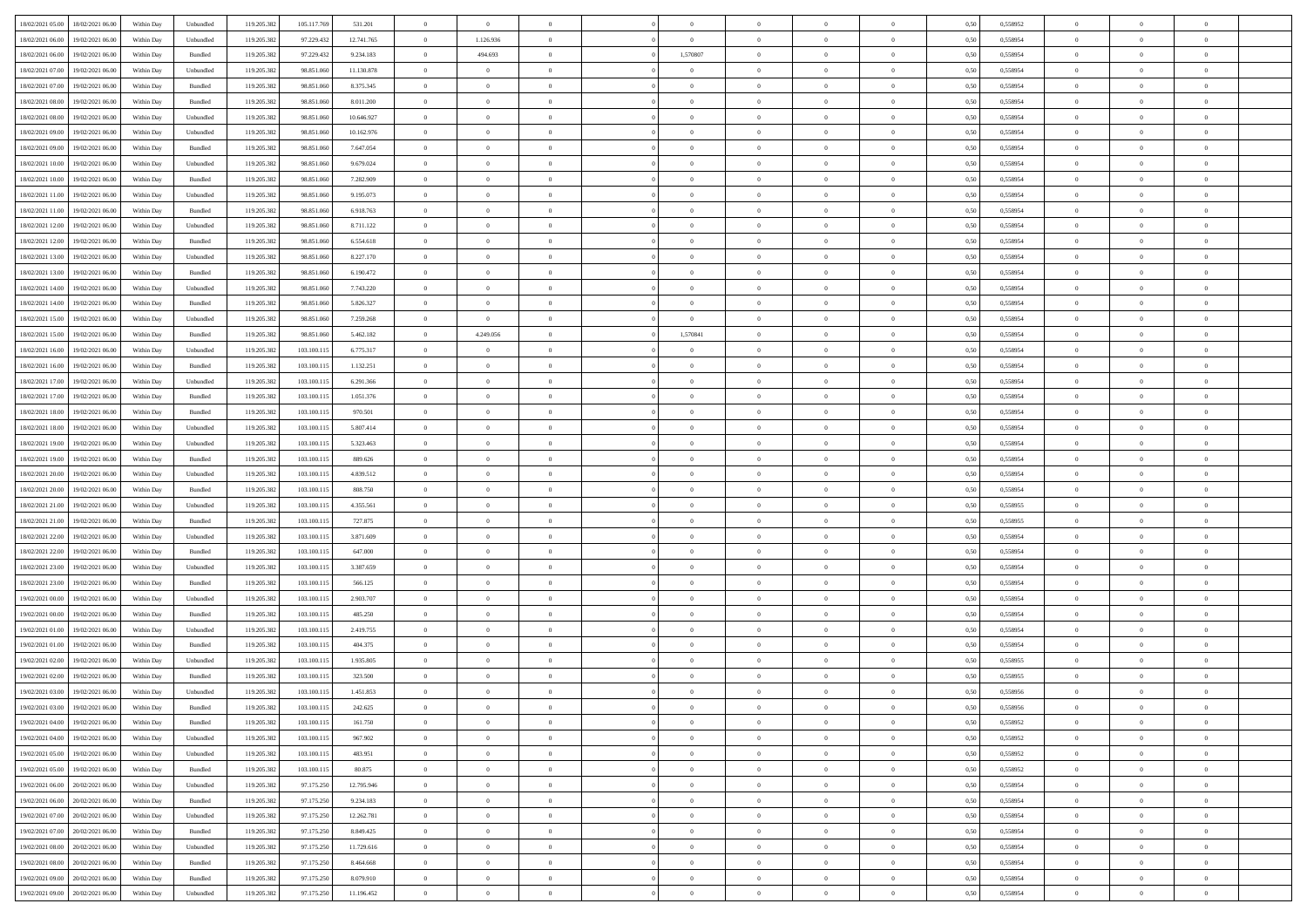| | | | | | | | | | | | | | | | | | | | | | |
|---|---|---|---|---|---|---|---|---|---|---|---|---|---|---|---|---|---|---|---|---|---|
| 18/02/2021 05.00 | 18/02/2021 06.00 | Within Day | Unbundled | 119.205.382 | 105.117.769 | 531.201 | 0 | 0 | 0 | | 0 | 0 | 0 | 0 | 0 | 0,50 | 0,558952 | 0 | 0 | 0 | |
| 18/02/2021 06.00 | 19/02/2021 06.00 | Within Day | Unbundled | 119.205.382 | 97.229.432 | 12.741.765 | 0 | 1.126.936 | 0 | | 0 | 0 | 0 | 0 | 0 | 0,50 | 0,558954 | 0 | 0 | 0 | |
| 18/02/2021 06.00 | 19/02/2021 06.00 | Within Day | Bundled | 119.205.382 | 97.229.432 | 9.234.183 | 0 | 494.693 | 0 | | 1,570807 | 0 | 0 | 0 | 0 | 0,50 | 0,558954 | 0 | 0 | 0 | |
| 18/02/2021 07.00 | 19/02/2021 06.00 | Within Day | Unbundled | 119.205.382 | 98.851.060 | 11.130.878 | 0 | 0 | 0 | | 0 | 0 | 0 | 0 | 0 | 0,50 | 0,558954 | 0 | 0 | 0 | |
| 18/02/2021 07.00 | 19/02/2021 06.00 | Within Day | Bundled | 119.205.382 | 98.851.060 | 8.375.345 | 0 | 0 | 0 | | 0 | 0 | 0 | 0 | 0 | 0,50 | 0,558954 | 0 | 0 | 0 | |
| 18/02/2021 08.00 | 19/02/2021 06.00 | Within Day | Bundled | 119.205.382 | 98.851.060 | 8.011.200 | 0 | 0 | 0 | | 0 | 0 | 0 | 0 | 0 | 0,50 | 0,558954 | 0 | 0 | 0 | |
| 18/02/2021 08.00 | 19/02/2021 06.00 | Within Day | Unbundled | 119.205.382 | 98.851.060 | 10.646.927 | 0 | 0 | 0 | | 0 | 0 | 0 | 0 | 0 | 0,50 | 0,558954 | 0 | 0 | 0 | |
| 18/02/2021 09.00 | 19/02/2021 06.00 | Within Day | Unbundled | 119.205.382 | 98.851.060 | 10.162.976 | 0 | 0 | 0 | | 0 | 0 | 0 | 0 | 0 | 0,50 | 0,558954 | 0 | 0 | 0 | |
| 18/02/2021 09.00 | 19/02/2021 06.00 | Within Day | Bundled | 119.205.382 | 98.851.060 | 7.647.054 | 0 | 0 | 0 | | 0 | 0 | 0 | 0 | 0 | 0,50 | 0,558954 | 0 | 0 | 0 | |
| 18/02/2021 10.00 | 19/02/2021 06.00 | Within Day | Unbundled | 119.205.382 | 98.851.060 | 9.679.024 | 0 | 0 | 0 | | 0 | 0 | 0 | 0 | 0 | 0,50 | 0,558954 | 0 | 0 | 0 | |
| 18/02/2021 10.00 | 19/02/2021 06.00 | Within Day | Bundled | 119.205.382 | 98.851.060 | 7.282.909 | 0 | 0 | 0 | | 0 | 0 | 0 | 0 | 0 | 0,50 | 0,558954 | 0 | 0 | 0 | |
| 18/02/2021 11.00 | 19/02/2021 06.00 | Within Day | Unbundled | 119.205.382 | 98.851.060 | 9.195.073 | 0 | 0 | 0 | | 0 | 0 | 0 | 0 | 0 | 0,50 | 0,558954 | 0 | 0 | 0 | |
| 18/02/2021 11.00 | 19/02/2021 06.00 | Within Day | Bundled | 119.205.382 | 98.851.060 | 6.918.763 | 0 | 0 | 0 | | 0 | 0 | 0 | 0 | 0 | 0,50 | 0,558954 | 0 | 0 | 0 | |
| 18/02/2021 12.00 | 19/02/2021 06.00 | Within Day | Unbundled | 119.205.382 | 98.851.060 | 8.711.122 | 0 | 0 | 0 | | 0 | 0 | 0 | 0 | 0 | 0,50 | 0,558954 | 0 | 0 | 0 | |
| 18/02/2021 12.00 | 19/02/2021 06.00 | Within Day | Bundled | 119.205.382 | 98.851.060 | 6.554.618 | 0 | 0 | 0 | | 0 | 0 | 0 | 0 | 0 | 0,50 | 0,558954 | 0 | 0 | 0 | |
| 18/02/2021 13.00 | 19/02/2021 06.00 | Within Day | Unbundled | 119.205.382 | 98.851.060 | 8.227.170 | 0 | 0 | 0 | | 0 | 0 | 0 | 0 | 0 | 0,50 | 0,558954 | 0 | 0 | 0 | |
| 18/02/2021 13.00 | 19/02/2021 06.00 | Within Day | Bundled | 119.205.382 | 98.851.060 | 6.190.472 | 0 | 0 | 0 | | 0 | 0 | 0 | 0 | 0 | 0,50 | 0,558954 | 0 | 0 | 0 | |
| 18/02/2021 14.00 | 19/02/2021 06.00 | Within Day | Unbundled | 119.205.382 | 98.851.060 | 7.743.220 | 0 | 0 | 0 | | 0 | 0 | 0 | 0 | 0 | 0,50 | 0,558954 | 0 | 0 | 0 | |
| 18/02/2021 14.00 | 19/02/2021 06.00 | Within Day | Bundled | 119.205.382 | 98.851.060 | 5.826.327 | 0 | 0 | 0 | | 0 | 0 | 0 | 0 | 0 | 0,50 | 0,558954 | 0 | 0 | 0 | |
| 18/02/2021 15.00 | 19/02/2021 06.00 | Within Day | Unbundled | 119.205.382 | 98.851.060 | 7.259.268 | 0 | 0 | 0 | | 0 | 0 | 0 | 0 | 0 | 0,50 | 0,558954 | 0 | 0 | 0 | |
| 18/02/2021 15.00 | 19/02/2021 06.00 | Within Day | Bundled | 119.205.382 | 98.851.060 | 5.462.182 | 0 | 4.249.056 | 0 | | 1,570841 | 0 | 0 | 0 | 0 | 0,50 | 0,558954 | 0 | 0 | 0 | |
| 18/02/2021 16.00 | 19/02/2021 06.00 | Within Day | Unbundled | 119.205.382 | 103.100.115 | 6.775.317 | 0 | 0 | 0 | | 0 | 0 | 0 | 0 | 0 | 0,50 | 0,558954 | 0 | 0 | 0 | |
| 18/02/2021 16.00 | 19/02/2021 06.00 | Within Day | Bundled | 119.205.382 | 103.100.115 | 1.132.251 | 0 | 0 | 0 | | 0 | 0 | 0 | 0 | 0 | 0,50 | 0,558954 | 0 | 0 | 0 | |
| 18/02/2021 17.00 | 19/02/2021 06.00 | Within Day | Unbundled | 119.205.382 | 103.100.115 | 6.291.366 | 0 | 0 | 0 | | 0 | 0 | 0 | 0 | 0 | 0,50 | 0,558954 | 0 | 0 | 0 | |
| 18/02/2021 17.00 | 19/02/2021 06.00 | Within Day | Bundled | 119.205.382 | 103.100.115 | 1.051.376 | 0 | 0 | 0 | | 0 | 0 | 0 | 0 | 0 | 0,50 | 0,558954 | 0 | 0 | 0 | |
| 18/02/2021 18.00 | 19/02/2021 06.00 | Within Day | Bundled | 119.205.382 | 103.100.115 | 970.501 | 0 | 0 | 0 | | 0 | 0 | 0 | 0 | 0 | 0,50 | 0,558954 | 0 | 0 | 0 | |
| 18/02/2021 18.00 | 19/02/2021 06.00 | Within Day | Unbundled | 119.205.382 | 103.100.115 | 5.807.414 | 0 | 0 | 0 | | 0 | 0 | 0 | 0 | 0 | 0,50 | 0,558954 | 0 | 0 | 0 | |
| 18/02/2021 19.00 | 19/02/2021 06.00 | Within Day | Unbundled | 119.205.382 | 103.100.115 | 5.323.463 | 0 | 0 | 0 | | 0 | 0 | 0 | 0 | 0 | 0,50 | 0,558954 | 0 | 0 | 0 | |
| 18/02/2021 19.00 | 19/02/2021 06.00 | Within Day | Bundled | 119.205.382 | 103.100.115 | 889.626 | 0 | 0 | 0 | | 0 | 0 | 0 | 0 | 0 | 0,50 | 0,558954 | 0 | 0 | 0 | |
| 18/02/2021 20.00 | 19/02/2021 06.00 | Within Day | Unbundled | 119.205.382 | 103.100.115 | 4.839.512 | 0 | 0 | 0 | | 0 | 0 | 0 | 0 | 0 | 0,50 | 0,558954 | 0 | 0 | 0 | |
| 18/02/2021 20.00 | 19/02/2021 06.00 | Within Day | Bundled | 119.205.382 | 103.100.115 | 808.750 | 0 | 0 | 0 | | 0 | 0 | 0 | 0 | 0 | 0,50 | 0,558954 | 0 | 0 | 0 | |
| 18/02/2021 21.00 | 19/02/2021 06.00 | Within Day | Unbundled | 119.205.382 | 103.100.115 | 4.355.561 | 0 | 0 | 0 | | 0 | 0 | 0 | 0 | 0 | 0,50 | 0,558955 | 0 | 0 | 0 | |
| 18/02/2021 21.00 | 19/02/2021 06.00 | Within Day | Bundled | 119.205.382 | 103.100.115 | 727.875 | 0 | 0 | 0 | | 0 | 0 | 0 | 0 | 0 | 0,50 | 0,558955 | 0 | 0 | 0 | |
| 18/02/2021 22.00 | 19/02/2021 06.00 | Within Day | Unbundled | 119.205.382 | 103.100.115 | 3.871.609 | 0 | 0 | 0 | | 0 | 0 | 0 | 0 | 0 | 0,50 | 0,558954 | 0 | 0 | 0 | |
| 18/02/2021 22.00 | 19/02/2021 06.00 | Within Day | Bundled | 119.205.382 | 103.100.115 | 647.000 | 0 | 0 | 0 | | 0 | 0 | 0 | 0 | 0 | 0,50 | 0,558954 | 0 | 0 | 0 | |
| 18/02/2021 23.00 | 19/02/2021 06.00 | Within Day | Unbundled | 119.205.382 | 103.100.115 | 3.387.659 | 0 | 0 | 0 | | 0 | 0 | 0 | 0 | 0 | 0,50 | 0,558954 | 0 | 0 | 0 | |
| 18/02/2021 23.00 | 19/02/2021 06.00 | Within Day | Bundled | 119.205.382 | 103.100.115 | 566.125 | 0 | 0 | 0 | | 0 | 0 | 0 | 0 | 0 | 0,50 | 0,558954 | 0 | 0 | 0 | |
| 19/02/2021 00.00 | 19/02/2021 06.00 | Within Day | Unbundled | 119.205.382 | 103.100.115 | 2.903.707 | 0 | 0 | 0 | | 0 | 0 | 0 | 0 | 0 | 0,50 | 0,558954 | 0 | 0 | 0 | |
| 19/02/2021 00.00 | 19/02/2021 06.00 | Within Day | Bundled | 119.205.382 | 103.100.115 | 485.250 | 0 | 0 | 0 | | 0 | 0 | 0 | 0 | 0 | 0,50 | 0,558954 | 0 | 0 | 0 | |
| 19/02/2021 01.00 | 19/02/2021 06.00 | Within Day | Unbundled | 119.205.382 | 103.100.115 | 2.419.755 | 0 | 0 | 0 | | 0 | 0 | 0 | 0 | 0 | 0,50 | 0,558954 | 0 | 0 | 0 | |
| 19/02/2021 01.00 | 19/02/2021 06.00 | Within Day | Bundled | 119.205.382 | 103.100.115 | 404.375 | 0 | 0 | 0 | | 0 | 0 | 0 | 0 | 0 | 0,50 | 0,558954 | 0 | 0 | 0 | |
| 19/02/2021 02.00 | 19/02/2021 06.00 | Within Day | Unbundled | 119.205.382 | 103.100.115 | 1.935.805 | 0 | 0 | 0 | | 0 | 0 | 0 | 0 | 0 | 0,50 | 0,558955 | 0 | 0 | 0 | |
| 19/02/2021 02.00 | 19/02/2021 06.00 | Within Day | Bundled | 119.205.382 | 103.100.115 | 323.500 | 0 | 0 | 0 | | 0 | 0 | 0 | 0 | 0 | 0,50 | 0,558955 | 0 | 0 | 0 | |
| 19/02/2021 03.00 | 19/02/2021 06.00 | Within Day | Unbundled | 119.205.382 | 103.100.115 | 1.451.853 | 0 | 0 | 0 | | 0 | 0 | 0 | 0 | 0 | 0,50 | 0,558956 | 0 | 0 | 0 | |
| 19/02/2021 03.00 | 19/02/2021 06.00 | Within Day | Bundled | 119.205.382 | 103.100.115 | 242.625 | 0 | 0 | 0 | | 0 | 0 | 0 | 0 | 0 | 0,50 | 0,558956 | 0 | 0 | 0 | |
| 19/02/2021 04.00 | 19/02/2021 06.00 | Within Day | Bundled | 119.205.382 | 103.100.115 | 161.750 | 0 | 0 | 0 | | 0 | 0 | 0 | 0 | 0 | 0,50 | 0,558952 | 0 | 0 | 0 | |
| 19/02/2021 04.00 | 19/02/2021 06.00 | Within Day | Unbundled | 119.205.382 | 103.100.115 | 967.902 | 0 | 0 | 0 | | 0 | 0 | 0 | 0 | 0 | 0,50 | 0,558952 | 0 | 0 | 0 | |
| 19/02/2021 05.00 | 19/02/2021 06.00 | Within Day | Unbundled | 119.205.382 | 103.100.115 | 483.951 | 0 | 0 | 0 | | 0 | 0 | 0 | 0 | 0 | 0,50 | 0,558952 | 0 | 0 | 0 | |
| 19/02/2021 05.00 | 19/02/2021 06.00 | Within Day | Bundled | 119.205.382 | 103.100.115 | 80.875 | 0 | 0 | 0 | | 0 | 0 | 0 | 0 | 0 | 0,50 | 0,558952 | 0 | 0 | 0 | |
| 19/02/2021 06.00 | 20/02/2021 06.00 | Within Day | Unbundled | 119.205.382 | 97.175.250 | 12.795.946 | 0 | 0 | 0 | | 0 | 0 | 0 | 0 | 0 | 0,50 | 0,558954 | 0 | 0 | 0 | |
| 19/02/2021 06.00 | 20/02/2021 06.00 | Within Day | Bundled | 119.205.382 | 97.175.250 | 9.234.183 | 0 | 0 | 0 | | 0 | 0 | 0 | 0 | 0 | 0,50 | 0,558954 | 0 | 0 | 0 | |
| 19/02/2021 07.00 | 20/02/2021 06.00 | Within Day | Unbundled | 119.205.382 | 97.175.250 | 12.262.781 | 0 | 0 | 0 | | 0 | 0 | 0 | 0 | 0 | 0,50 | 0,558954 | 0 | 0 | 0 | |
| 19/02/2021 07.00 | 20/02/2021 06.00 | Within Day | Bundled | 119.205.382 | 97.175.250 | 8.849.425 | 0 | 0 | 0 | | 0 | 0 | 0 | 0 | 0 | 0,50 | 0,558954 | 0 | 0 | 0 | |
| 19/02/2021 08.00 | 20/02/2021 06.00 | Within Day | Unbundled | 119.205.382 | 97.175.250 | 11.729.616 | 0 | 0 | 0 | | 0 | 0 | 0 | 0 | 0 | 0,50 | 0,558954 | 0 | 0 | 0 | |
| 19/02/2021 08.00 | 20/02/2021 06.00 | Within Day | Bundled | 119.205.382 | 97.175.250 | 8.464.668 | 0 | 0 | 0 | | 0 | 0 | 0 | 0 | 0 | 0,50 | 0,558954 | 0 | 0 | 0 | |
| 19/02/2021 09.00 | 20/02/2021 06.00 | Within Day | Bundled | 119.205.382 | 97.175.250 | 8.079.910 | 0 | 0 | 0 | | 0 | 0 | 0 | 0 | 0 | 0,50 | 0,558954 | 0 | 0 | 0 | |
| 19/02/2021 09.00 | 20/02/2021 06.00 | Within Day | Unbundled | 119.205.382 | 97.175.250 | 11.196.452 | 0 | 0 | 0 | | 0 | 0 | 0 | 0 | 0 | 0,50 | 0,558954 | 0 | 0 | 0 | |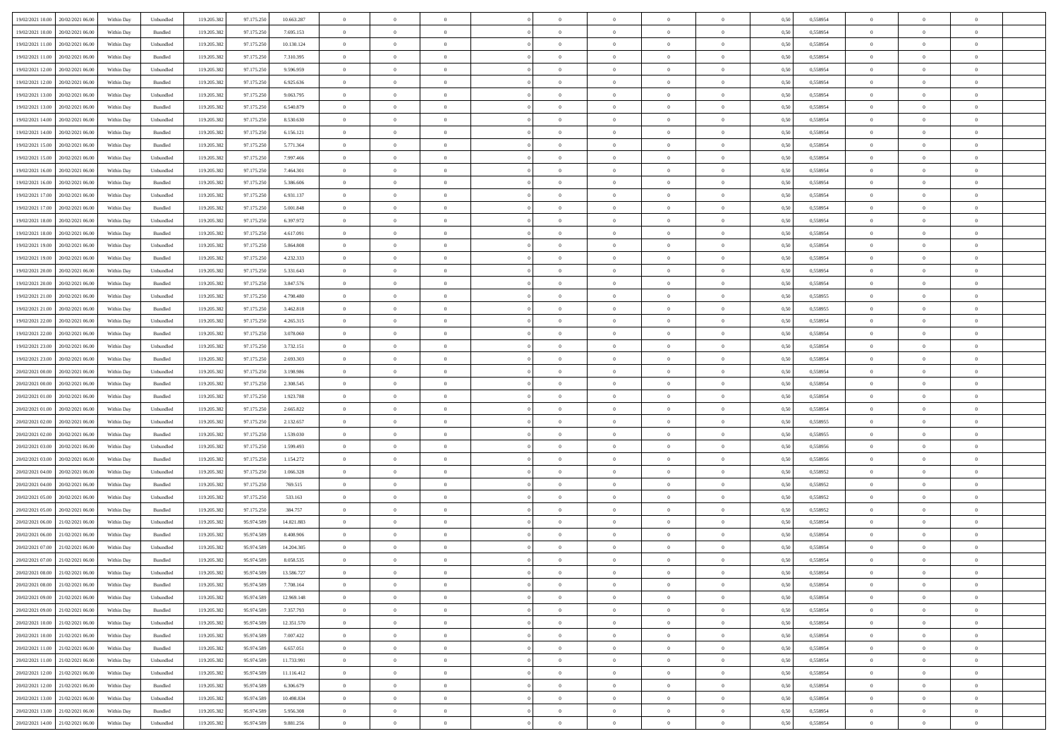| | | | | | | | | | | | | | | | | | | | | |
|---|---|---|---|---|---|---|---|---|---|---|---|---|---|---|---|---|---|---|---|---|
| 19/02/2021 10:00 | 20/02/2021 06:00 | Within Day | Unbundled | 119.205.382 | 97.175.250 | 10.663.287 | 0 | 0 | 0 | | 0 | 0 | 0 | 0 | 0,50 | 0,558954 | 0 | 0 | 0 | |
| 19/02/2021 10:00 | 20/02/2021 06:00 | Within Day | Bundled | 119.205.382 | 97.175.250 | 7.695.153 | 0 | 0 | 0 | | 0 | 0 | 0 | 0 | 0,50 | 0,558954 | 0 | 0 | 0 | |
| 19/02/2021 11:00 | 20/02/2021 06:00 | Within Day | Unbundled | 119.205.382 | 97.175.250 | 10.130.124 | 0 | 0 | 0 | | 0 | 0 | 0 | 0 | 0,50 | 0,558954 | 0 | 0 | 0 | |
| 19/02/2021 11:00 | 20/02/2021 06:00 | Within Day | Bundled | 119.205.382 | 97.175.250 | 7.310.395 | 0 | 0 | 0 | | 0 | 0 | 0 | 0 | 0,50 | 0,558954 | 0 | 0 | 0 | |
| 19/02/2021 12:00 | 20/02/2021 06:00 | Within Day | Unbundled | 119.205.382 | 97.175.250 | 9.596.959 | 0 | 0 | 0 | | 0 | 0 | 0 | 0 | 0,50 | 0,558954 | 0 | 0 | 0 | |
| 19/02/2021 12:00 | 20/02/2021 06:00 | Within Day | Bundled | 119.205.382 | 97.175.250 | 6.925.636 | 0 | 0 | 0 | | 0 | 0 | 0 | 0 | 0,50 | 0,558954 | 0 | 0 | 0 | |
| 19/02/2021 13:00 | 20/02/2021 06:00 | Within Day | Unbundled | 119.205.382 | 97.175.250 | 9.063.795 | 0 | 0 | 0 | | 0 | 0 | 0 | 0 | 0,50 | 0,558954 | 0 | 0 | 0 | |
| 19/02/2021 13:00 | 20/02/2021 06:00 | Within Day | Bundled | 119.205.382 | 97.175.250 | 6.540.879 | 0 | 0 | 0 | | 0 | 0 | 0 | 0 | 0,50 | 0,558954 | 0 | 0 | 0 | |
| 19/02/2021 14:00 | 20/02/2021 06:00 | Within Day | Unbundled | 119.205.382 | 97.175.250 | 8.530.630 | 0 | 0 | 0 | | 0 | 0 | 0 | 0 | 0,50 | 0,558954 | 0 | 0 | 0 | |
| 19/02/2021 14:00 | 20/02/2021 06:00 | Within Day | Bundled | 119.205.382 | 97.175.250 | 6.156.121 | 0 | 0 | 0 | | 0 | 0 | 0 | 0 | 0,50 | 0,558954 | 0 | 0 | 0 | |
| 19/02/2021 15:00 | 20/02/2021 06:00 | Within Day | Bundled | 119.205.382 | 97.175.250 | 5.771.364 | 0 | 0 | 0 | | 0 | 0 | 0 | 0 | 0,50 | 0,558954 | 0 | 0 | 0 | |
| 19/02/2021 15:00 | 20/02/2021 06:00 | Within Day | Unbundled | 119.205.382 | 97.175.250 | 7.997.466 | 0 | 0 | 0 | | 0 | 0 | 0 | 0 | 0,50 | 0,558954 | 0 | 0 | 0 | |
| 19/02/2021 16:00 | 20/02/2021 06:00 | Within Day | Unbundled | 119.205.382 | 97.175.250 | 7.464.301 | 0 | 0 | 0 | | 0 | 0 | 0 | 0 | 0,50 | 0,558954 | 0 | 0 | 0 | |
| 19/02/2021 16:00 | 20/02/2021 06:00 | Within Day | Bundled | 119.205.382 | 97.175.250 | 5.386.606 | 0 | 0 | 0 | | 0 | 0 | 0 | 0 | 0,50 | 0,558954 | 0 | 0 | 0 | |
| 19/02/2021 17:00 | 20/02/2021 06:00 | Within Day | Unbundled | 119.205.382 | 97.175.250 | 6.931.137 | 0 | 0 | 0 | | 0 | 0 | 0 | 0 | 0,50 | 0,558954 | 0 | 0 | 0 | |
| 19/02/2021 17:00 | 20/02/2021 06:00 | Within Day | Bundled | 119.205.382 | 97.175.250 | 5.001.848 | 0 | 0 | 0 | | 0 | 0 | 0 | 0 | 0,50 | 0,558954 | 0 | 0 | 0 | |
| 19/02/2021 18:00 | 20/02/2021 06:00 | Within Day | Unbundled | 119.205.382 | 97.175.250 | 6.397.972 | 0 | 0 | 0 | | 0 | 0 | 0 | 0 | 0,50 | 0,558954 | 0 | 0 | 0 | |
| 19/02/2021 18:00 | 20/02/2021 06:00 | Within Day | Bundled | 119.205.382 | 97.175.250 | 4.617.091 | 0 | 0 | 0 | | 0 | 0 | 0 | 0 | 0,50 | 0,558954 | 0 | 0 | 0 | |
| 19/02/2021 19:00 | 20/02/2021 06:00 | Within Day | Unbundled | 119.205.382 | 97.175.250 | 5.864.808 | 0 | 0 | 0 | | 0 | 0 | 0 | 0 | 0,50 | 0,558954 | 0 | 0 | 0 | |
| 19/02/2021 19:00 | 20/02/2021 06:00 | Within Day | Bundled | 119.205.382 | 97.175.250 | 4.232.333 | 0 | 0 | 0 | | 0 | 0 | 0 | 0 | 0,50 | 0,558954 | 0 | 0 | 0 | |
| 19/02/2021 20:00 | 20/02/2021 06:00 | Within Day | Unbundled | 119.205.382 | 97.175.250 | 5.331.643 | 0 | 0 | 0 | | 0 | 0 | 0 | 0 | 0,50 | 0,558954 | 0 | 0 | 0 | |
| 19/02/2021 20:00 | 20/02/2021 06:00 | Within Day | Bundled | 119.205.382 | 97.175.250 | 3.847.576 | 0 | 0 | 0 | | 0 | 0 | 0 | 0 | 0,50 | 0,558954 | 0 | 0 | 0 | |
| 19/02/2021 21:00 | 20/02/2021 06:00 | Within Day | Unbundled | 119.205.382 | 97.175.250 | 4.798.480 | 0 | 0 | 0 | | 0 | 0 | 0 | 0 | 0,50 | 0,558955 | 0 | 0 | 0 | |
| 19/02/2021 21:00 | 20/02/2021 06:00 | Within Day | Bundled | 119.205.382 | 97.175.250 | 3.462.818 | 0 | 0 | 0 | | 0 | 0 | 0 | 0 | 0,50 | 0,558955 | 0 | 0 | 0 | |
| 19/02/2021 22:00 | 20/02/2021 06:00 | Within Day | Unbundled | 119.205.382 | 97.175.250 | 4.265.315 | 0 | 0 | 0 | | 0 | 0 | 0 | 0 | 0,50 | 0,558954 | 0 | 0 | 0 | |
| 19/02/2021 22:00 | 20/02/2021 06:00 | Within Day | Bundled | 119.205.382 | 97.175.250 | 3.078.060 | 0 | 0 | 0 | | 0 | 0 | 0 | 0 | 0,50 | 0,558954 | 0 | 0 | 0 | |
| 19/02/2021 23:00 | 20/02/2021 06:00 | Within Day | Unbundled | 119.205.382 | 97.175.250 | 3.732.151 | 0 | 0 | 0 | | 0 | 0 | 0 | 0 | 0,50 | 0,558954 | 0 | 0 | 0 | |
| 19/02/2021 23:00 | 20/02/2021 06:00 | Within Day | Bundled | 119.205.382 | 97.175.250 | 2.693.303 | 0 | 0 | 0 | | 0 | 0 | 0 | 0 | 0,50 | 0,558954 | 0 | 0 | 0 | |
| 20/02/2021 00:00 | 20/02/2021 06:00 | Within Day | Unbundled | 119.205.382 | 97.175.250 | 3.198.986 | 0 | 0 | 0 | | 0 | 0 | 0 | 0 | 0,50 | 0,558954 | 0 | 0 | 0 | |
| 20/02/2021 00:00 | 20/02/2021 06:00 | Within Day | Bundled | 119.205.382 | 97.175.250 | 2.308.545 | 0 | 0 | 0 | | 0 | 0 | 0 | 0 | 0,50 | 0,558954 | 0 | 0 | 0 | |
| 20/02/2021 01:00 | 20/02/2021 06:00 | Within Day | Bundled | 119.205.382 | 97.175.250 | 1.923.788 | 0 | 0 | 0 | | 0 | 0 | 0 | 0 | 0,50 | 0,558954 | 0 | 0 | 0 | |
| 20/02/2021 01:00 | 20/02/2021 06:00 | Within Day | Unbundled | 119.205.382 | 97.175.250 | 2.665.822 | 0 | 0 | 0 | | 0 | 0 | 0 | 0 | 0,50 | 0,558954 | 0 | 0 | 0 | |
| 20/02/2021 02:00 | 20/02/2021 06:00 | Within Day | Unbundled | 119.205.382 | 97.175.250 | 2.132.657 | 0 | 0 | 0 | | 0 | 0 | 0 | 0 | 0,50 | 0,558955 | 0 | 0 | 0 | |
| 20/02/2021 02:00 | 20/02/2021 06:00 | Within Day | Bundled | 119.205.382 | 97.175.250 | 1.539.030 | 0 | 0 | 0 | | 0 | 0 | 0 | 0 | 0,50 | 0,558955 | 0 | 0 | 0 | |
| 20/02/2021 03:00 | 20/02/2021 06:00 | Within Day | Unbundled | 119.205.382 | 97.175.250 | 1.599.493 | 0 | 0 | 0 | | 0 | 0 | 0 | 0 | 0,50 | 0,558956 | 0 | 0 | 0 | |
| 20/02/2021 03:00 | 20/02/2021 06:00 | Within Day | Bundled | 119.205.382 | 97.175.250 | 1.154.272 | 0 | 0 | 0 | | 0 | 0 | 0 | 0 | 0,50 | 0,558956 | 0 | 0 | 0 | |
| 20/02/2021 04:00 | 20/02/2021 06:00 | Within Day | Unbundled | 119.205.382 | 97.175.250 | 1.066.328 | 0 | 0 | 0 | | 0 | 0 | 0 | 0 | 0,50 | 0,558952 | 0 | 0 | 0 | |
| 20/02/2021 04:00 | 20/02/2021 06:00 | Within Day | Bundled | 119.205.382 | 97.175.250 | 769.515 | 0 | 0 | 0 | | 0 | 0 | 0 | 0 | 0,50 | 0,558952 | 0 | 0 | 0 | |
| 20/02/2021 05:00 | 20/02/2021 06:00 | Within Day | Unbundled | 119.205.382 | 97.175.250 | 533.163 | 0 | 0 | 0 | | 0 | 0 | 0 | 0 | 0,50 | 0,558952 | 0 | 0 | 0 | |
| 20/02/2021 05:00 | 20/02/2021 06:00 | Within Day | Bundled | 119.205.382 | 97.175.250 | 384.757 | 0 | 0 | 0 | | 0 | 0 | 0 | 0 | 0,50 | 0,558952 | 0 | 0 | 0 | |
| 20/02/2021 06:00 | 21/02/2021 06:00 | Within Day | Unbundled | 119.205.382 | 95.974.589 | 14.821.883 | 0 | 0 | 0 | | 0 | 0 | 0 | 0 | 0,50 | 0,558954 | 0 | 0 | 0 | |
| 20/02/2021 06:00 | 21/02/2021 06:00 | Within Day | Bundled | 119.205.382 | 95.974.589 | 8.408.906 | 0 | 0 | 0 | | 0 | 0 | 0 | 0 | 0,50 | 0,558954 | 0 | 0 | 0 | |
| 20/02/2021 07:00 | 21/02/2021 06:00 | Within Day | Unbundled | 119.205.382 | 95.974.589 | 14.204.305 | 0 | 0 | 0 | | 0 | 0 | 0 | 0 | 0,50 | 0,558954 | 0 | 0 | 0 | |
| 20/02/2021 07:00 | 21/02/2021 06:00 | Within Day | Bundled | 119.205.382 | 95.974.589 | 8.058.535 | 0 | 0 | 0 | | 0 | 0 | 0 | 0 | 0,50 | 0,558954 | 0 | 0 | 0 | |
| 20/02/2021 08:00 | 21/02/2021 06:00 | Within Day | Unbundled | 119.205.382 | 95.974.589 | 13.586.727 | 0 | 0 | 0 | | 0 | 0 | 0 | 0 | 0,50 | 0,558954 | 0 | 0 | 0 | |
| 20/02/2021 08:00 | 21/02/2021 06:00 | Within Day | Bundled | 119.205.382 | 95.974.589 | 7.708.164 | 0 | 0 | 0 | | 0 | 0 | 0 | 0 | 0,50 | 0,558954 | 0 | 0 | 0 | |
| 20/02/2021 09:00 | 21/02/2021 06:00 | Within Day | Unbundled | 119.205.382 | 95.974.589 | 12.969.148 | 0 | 0 | 0 | | 0 | 0 | 0 | 0 | 0,50 | 0,558954 | 0 | 0 | 0 | |
| 20/02/2021 09:00 | 21/02/2021 06:00 | Within Day | Bundled | 119.205.382 | 95.974.589 | 7.357.793 | 0 | 0 | 0 | | 0 | 0 | 0 | 0 | 0,50 | 0,558954 | 0 | 0 | 0 | |
| 20/02/2021 10:00 | 21/02/2021 06:00 | Within Day | Unbundled | 119.205.382 | 95.974.589 | 12.351.570 | 0 | 0 | 0 | | 0 | 0 | 0 | 0 | 0,50 | 0,558954 | 0 | 0 | 0 | |
| 20/02/2021 10:00 | 21/02/2021 06:00 | Within Day | Bundled | 119.205.382 | 95.974.589 | 7.007.422 | 0 | 0 | 0 | | 0 | 0 | 0 | 0 | 0,50 | 0,558954 | 0 | 0 | 0 | |
| 20/02/2021 11:00 | 21/02/2021 06:00 | Within Day | Bundled | 119.205.382 | 95.974.589 | 6.657.051 | 0 | 0 | 0 | | 0 | 0 | 0 | 0 | 0,50 | 0,558954 | 0 | 0 | 0 | |
| 20/02/2021 11:00 | 21/02/2021 06:00 | Within Day | Unbundled | 119.205.382 | 95.974.589 | 11.733.991 | 0 | 0 | 0 | | 0 | 0 | 0 | 0 | 0,50 | 0,558954 | 0 | 0 | 0 | |
| 20/02/2021 12:00 | 21/02/2021 06:00 | Within Day | Unbundled | 119.205.382 | 95.974.589 | 11.116.412 | 0 | 0 | 0 | | 0 | 0 | 0 | 0 | 0,50 | 0,558954 | 0 | 0 | 0 | |
| 20/02/2021 12:00 | 21/02/2021 06:00 | Within Day | Bundled | 119.205.382 | 95.974.589 | 6.306.679 | 0 | 0 | 0 | | 0 | 0 | 0 | 0 | 0,50 | 0,558954 | 0 | 0 | 0 | |
| 20/02/2021 13:00 | 21/02/2021 06:00 | Within Day | Unbundled | 119.205.382 | 95.974.589 | 10.498.834 | 0 | 0 | 0 | | 0 | 0 | 0 | 0 | 0,50 | 0,558954 | 0 | 0 | 0 | |
| 20/02/2021 13:00 | 21/02/2021 06:00 | Within Day | Bundled | 119.205.382 | 95.974.589 | 5.956.308 | 0 | 0 | 0 | | 0 | 0 | 0 | 0 | 0,50 | 0,558954 | 0 | 0 | 0 | |
| 20/02/2021 14:00 | 21/02/2021 06:00 | Within Day | Unbundled | 119.205.382 | 95.974.589 | 9.881.256 | 0 | 0 | 0 | | 0 | 0 | 0 | 0 | 0,50 | 0,558954 | 0 | 0 | 0 | |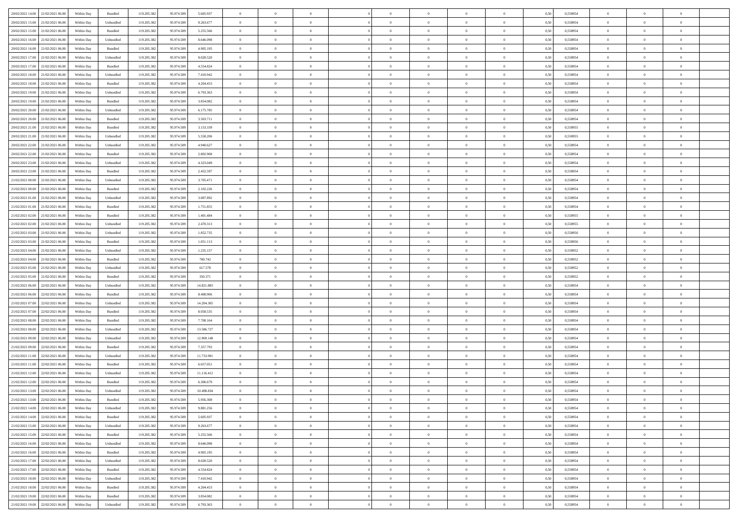| | | | | | | | | | | | | | | | | | | | | | |
|---|---|---|---|---|---|---|---|---|---|---|---|---|---|---|---|---|---|---|---|---|---|
| 20/02/2021 14:00 | 21/02/2021 06:00 | Within Day | Bundled | 119.205.382 | 95.974.589 | 5.605.937 | 0 | 0 | 0 | | 0 | 0 | 0 | 0 | 0,50 | 0,558954 | 0 | 0 | 0 | |
| 20/02/2021 15:00 | 21/02/2021 06:00 | Within Day | Unbundled | 119.205.382 | 95.974.589 | 9.263.677 | 0 | 0 | 0 | | 0 | 0 | 0 | 0 | 0,50 | 0,558954 | 0 | 0 | 0 | |
| 20/02/2021 15:00 | 21/02/2021 06:00 | Within Day | Bundled | 119.205.382 | 95.974.589 | 5.255.566 | 0 | 0 | 0 | | 0 | 0 | 0 | 0 | 0,50 | 0,558954 | 0 | 0 | 0 | |
| 20/02/2021 16:00 | 21/02/2021 06:00 | Within Day | Unbundled | 119.205.382 | 95.974.589 | 8.646.098 | 0 | 0 | 0 | | 0 | 0 | 0 | 0 | 0,50 | 0,558954 | 0 | 0 | 0 | |
| 20/02/2021 16:00 | 21/02/2021 06:00 | Within Day | Bundled | 119.205.382 | 95.974.589 | 4.905.195 | 0 | 0 | 0 | | 0 | 0 | 0 | 0 | 0,50 | 0,558954 | 0 | 0 | 0 | |
| 20/02/2021 17:00 | 21/02/2021 06:00 | Within Day | Unbundled | 119.205.382 | 95.974.589 | 8.028.520 | 0 | 0 | 0 | | 0 | 0 | 0 | 0 | 0,50 | 0,558954 | 0 | 0 | 0 | |
| 20/02/2021 17:00 | 21/02/2021 06:00 | Within Day | Bundled | 119.205.382 | 95.974.589 | 4.554.824 | 0 | 0 | 0 | | 0 | 0 | 0 | 0 | 0,50 | 0,558954 | 0 | 0 | 0 | |
| 20/02/2021 18:00 | 21/02/2021 06:00 | Within Day | Unbundled | 119.205.382 | 95.974.589 | 7.410.942 | 0 | 0 | 0 | | 0 | 0 | 0 | 0 | 0,50 | 0,558954 | 0 | 0 | 0 | |
| 20/02/2021 18:00 | 21/02/2021 06:00 | Within Day | Bundled | 119.205.382 | 95.974.589 | 4.204.453 | 0 | 0 | 0 | | 0 | 0 | 0 | 0 | 0,50 | 0,558954 | 0 | 0 | 0 | |
| 20/02/2021 19:00 | 21/02/2021 06:00 | Within Day | Unbundled | 119.205.382 | 95.974.589 | 6.793.363 | 0 | 0 | 0 | | 0 | 0 | 0 | 0 | 0,50 | 0,558954 | 0 | 0 | 0 | |
| 20/02/2021 19:00 | 21/02/2021 06:00 | Within Day | Bundled | 119.205.382 | 95.974.589 | 3.854.082 | 0 | 0 | 0 | | 0 | 0 | 0 | 0 | 0,50 | 0,558954 | 0 | 0 | 0 | |
| 20/02/2021 20:00 | 21/02/2021 06:00 | Within Day | Unbundled | 119.205.382 | 95.974.589 | 6.175.785 | 0 | 0 | 0 | | 0 | 0 | 0 | 0 | 0,50 | 0,558954 | 0 | 0 | 0 | |
| 20/02/2021 20:00 | 21/02/2021 06:00 | Within Day | Bundled | 119.205.382 | 95.974.589 | 3.503.711 | 0 | 0 | 0 | | 0 | 0 | 0 | 0 | 0,50 | 0,558954 | 0 | 0 | 0 | |
| 20/02/2021 21:00 | 21/02/2021 06:00 | Within Day | Bundled | 119.205.382 | 95.974.589 | 3.153.339 | 0 | 0 | 0 | | 0 | 0 | 0 | 0 | 0,50 | 0,558955 | 0 | 0 | 0 | |
| 20/02/2021 21:00 | 21/02/2021 06:00 | Within Day | Unbundled | 119.205.382 | 95.974.589 | 5.558.206 | 0 | 0 | 0 | | 0 | 0 | 0 | 0 | 0,50 | 0,558955 | 0 | 0 | 0 | |
| 20/02/2021 22:00 | 21/02/2021 06:00 | Within Day | Unbundled | 119.205.382 | 95.974.589 | 4.940.627 | 0 | 0 | 0 | | 0 | 0 | 0 | 0 | 0,50 | 0,558954 | 0 | 0 | 0 | |
| 20/02/2021 22:00 | 21/02/2021 06:00 | Within Day | Bundled | 119.205.382 | 95.974.589 | 2.802.968 | 0 | 0 | 0 | | 0 | 0 | 0 | 0 | 0,50 | 0,558954 | 0 | 0 | 0 | |
| 20/02/2021 23:00 | 21/02/2021 06:00 | Within Day | Unbundled | 119.205.382 | 95.974.589 | 4.323.049 | 0 | 0 | 0 | | 0 | 0 | 0 | 0 | 0,50 | 0,558954 | 0 | 0 | 0 | |
| 20/02/2021 23:00 | 21/02/2021 06:00 | Within Day | Bundled | 119.205.382 | 95.974.589 | 2.452.597 | 0 | 0 | 0 | | 0 | 0 | 0 | 0 | 0,50 | 0,558954 | 0 | 0 | 0 | |
| 21/02/2021 00:00 | 21/02/2021 06:00 | Within Day | Unbundled | 119.205.382 | 95.974.589 | 3.705.471 | 0 | 0 | 0 | | 0 | 0 | 0 | 0 | 0,50 | 0,558954 | 0 | 0 | 0 | |
| 21/02/2021 00:00 | 21/02/2021 06:00 | Within Day | Bundled | 119.205.382 | 95.974.589 | 2.102.226 | 0 | 0 | 0 | | 0 | 0 | 0 | 0 | 0,50 | 0,558954 | 0 | 0 | 0 | |
| 21/02/2021 01:00 | 21/02/2021 06:00 | Within Day | Unbundled | 119.205.382 | 95.974.589 | 3.087.892 | 0 | 0 | 0 | | 0 | 0 | 0 | 0 | 0,50 | 0,558954 | 0 | 0 | 0 | |
| 21/02/2021 01:00 | 21/02/2021 06:00 | Within Day | Bundled | 119.205.382 | 95.974.589 | 1.751.855 | 0 | 0 | 0 | | 0 | 0 | 0 | 0 | 0,50 | 0,558954 | 0 | 0 | 0 | |
| 21/02/2021 02:00 | 21/02/2021 06:00 | Within Day | Bundled | 119.205.382 | 95.974.589 | 1.401.484 | 0 | 0 | 0 | | 0 | 0 | 0 | 0 | 0,50 | 0,558955 | 0 | 0 | 0 | |
| 21/02/2021 02:00 | 21/02/2021 06:00 | Within Day | Unbundled | 119.205.382 | 95.974.589 | 2.470.313 | 0 | 0 | 0 | | 0 | 0 | 0 | 0 | 0,50 | 0,558955 | 0 | 0 | 0 | |
| 21/02/2021 03:00 | 21/02/2021 06:00 | Within Day | Unbundled | 119.205.382 | 95.974.589 | 1.852.735 | 0 | 0 | 0 | | 0 | 0 | 0 | 0 | 0,50 | 0,558956 | 0 | 0 | 0 | |
| 21/02/2021 03:00 | 21/02/2021 06:00 | Within Day | Bundled | 119.205.382 | 95.974.589 | 1.051.113 | 0 | 0 | 0 | | 0 | 0 | 0 | 0 | 0,50 | 0,558956 | 0 | 0 | 0 | |
| 21/02/2021 04:00 | 21/02/2021 06:00 | Within Day | Unbundled | 119.205.382 | 95.974.589 | 1.235.157 | 0 | 0 | 0 | | 0 | 0 | 0 | 0 | 0,50 | 0,558952 | 0 | 0 | 0 | |
| 21/02/2021 04:00 | 21/02/2021 06:00 | Within Day | Bundled | 119.205.382 | 95.974.589 | 700.742 | 0 | 0 | 0 | | 0 | 0 | 0 | 0 | 0,50 | 0,558952 | 0 | 0 | 0 | |
| 21/02/2021 05:00 | 21/02/2021 06:00 | Within Day | Unbundled | 119.205.382 | 95.974.589 | 617.578 | 0 | 0 | 0 | | 0 | 0 | 0 | 0 | 0,50 | 0,558952 | 0 | 0 | 0 | |
| 21/02/2021 05:00 | 21/02/2021 06:00 | Within Day | Bundled | 119.205.382 | 95.974.589 | 350.371 | 0 | 0 | 0 | | 0 | 0 | 0 | 0 | 0,50 | 0,558952 | 0 | 0 | 0 | |
| 21/02/2021 06:00 | 22/02/2021 06:00 | Within Day | Unbundled | 119.205.382 | 95.974.589 | 14.821.883 | 0 | 0 | 0 | | 0 | 0 | 0 | 0 | 0,50 | 0,558954 | 0 | 0 | 0 | |
| 21/02/2021 06:00 | 22/02/2021 06:00 | Within Day | Bundled | 119.205.382 | 95.974.589 | 8.408.906 | 0 | 0 | 0 | | 0 | 0 | 0 | 0 | 0,50 | 0,558954 | 0 | 0 | 0 | |
| 21/02/2021 07:00 | 22/02/2021 06:00 | Within Day | Unbundled | 119.205.382 | 95.974.589 | 14.204.305 | 0 | 0 | 0 | | 0 | 0 | 0 | 0 | 0,50 | 0,558954 | 0 | 0 | 0 | |
| 21/02/2021 07:00 | 22/02/2021 06:00 | Within Day | Bundled | 119.205.382 | 95.974.589 | 8.058.535 | 0 | 0 | 0 | | 0 | 0 | 0 | 0 | 0,50 | 0,558954 | 0 | 0 | 0 | |
| 21/02/2021 08:00 | 22/02/2021 06:00 | Within Day | Bundled | 119.205.382 | 95.974.589 | 7.708.164 | 0 | 0 | 0 | | 0 | 0 | 0 | 0 | 0,50 | 0,558954 | 0 | 0 | 0 | |
| 21/02/2021 08:00 | 22/02/2021 06:00 | Within Day | Unbundled | 119.205.382 | 95.974.589 | 13.586.727 | 0 | 0 | 0 | | 0 | 0 | 0 | 0 | 0,50 | 0,558954 | 0 | 0 | 0 | |
| 21/02/2021 09:00 | 22/02/2021 06:00 | Within Day | Unbundled | 119.205.382 | 95.974.589 | 12.969.148 | 0 | 0 | 0 | | 0 | 0 | 0 | 0 | 0,50 | 0,558954 | 0 | 0 | 0 | |
| 21/02/2021 09:00 | 22/02/2021 06:00 | Within Day | Bundled | 119.205.382 | 95.974.589 | 7.357.793 | 0 | 0 | 0 | | 0 | 0 | 0 | 0 | 0,50 | 0,558954 | 0 | 0 | 0 | |
| 21/02/2021 11:00 | 22/02/2021 06:00 | Within Day | Unbundled | 119.205.382 | 95.974.589 | 11.733.991 | 0 | 0 | 0 | | 0 | 0 | 0 | 0 | 0,50 | 0,558954 | 0 | 0 | 0 | |
| 21/02/2021 11:00 | 22/02/2021 06:00 | Within Day | Bundled | 119.205.382 | 95.974.589 | 6.657.051 | 0 | 0 | 0 | | 0 | 0 | 0 | 0 | 0,50 | 0,558954 | 0 | 0 | 0 | |
| 21/02/2021 12:00 | 22/02/2021 06:00 | Within Day | Unbundled | 119.205.382 | 95.974.589 | 11.116.412 | 0 | 0 | 0 | | 0 | 0 | 0 | 0 | 0,50 | 0,558954 | 0 | 0 | 0 | |
| 21/02/2021 12:00 | 22/02/2021 06:00 | Within Day | Bundled | 119.205.382 | 95.974.589 | 6.306.679 | 0 | 0 | 0 | | 0 | 0 | 0 | 0 | 0,50 | 0,558954 | 0 | 0 | 0 | |
| 21/02/2021 13:00 | 22/02/2021 06:00 | Within Day | Unbundled | 119.205.382 | 95.974.589 | 10.498.834 | 0 | 0 | 0 | | 0 | 0 | 0 | 0 | 0,50 | 0,558954 | 0 | 0 | 0 | |
| 21/02/2021 13:00 | 22/02/2021 06:00 | Within Day | Bundled | 119.205.382 | 95.974.589 | 5.956.308 | 0 | 0 | 0 | | 0 | 0 | 0 | 0 | 0,50 | 0,558954 | 0 | 0 | 0 | |
| 21/02/2021 14:00 | 22/02/2021 06:00 | Within Day | Unbundled | 119.205.382 | 95.974.589 | 9.881.256 | 0 | 0 | 0 | | 0 | 0 | 0 | 0 | 0,50 | 0,558954 | 0 | 0 | 0 | |
| 21/02/2021 14:00 | 22/02/2021 06:00 | Within Day | Bundled | 119.205.382 | 95.974.589 | 5.605.937 | 0 | 0 | 0 | | 0 | 0 | 0 | 0 | 0,50 | 0,558954 | 0 | 0 | 0 | |
| 21/02/2021 15:00 | 22/02/2021 06:00 | Within Day | Unbundled | 119.205.382 | 95.974.589 | 9.263.677 | 0 | 0 | 0 | | 0 | 0 | 0 | 0 | 0,50 | 0,558954 | 0 | 0 | 0 | |
| 21/02/2021 15:00 | 22/02/2021 06:00 | Within Day | Bundled | 119.205.382 | 95.974.589 | 5.255.566 | 0 | 0 | 0 | | 0 | 0 | 0 | 0 | 0,50 | 0,558954 | 0 | 0 | 0 | |
| 21/02/2021 16:00 | 22/02/2021 06:00 | Within Day | Unbundled | 119.205.382 | 95.974.589 | 8.646.098 | 0 | 0 | 0 | | 0 | 0 | 0 | 0 | 0,50 | 0,558954 | 0 | 0 | 0 | |
| 21/02/2021 16:00 | 22/02/2021 06:00 | Within Day | Bundled | 119.205.382 | 95.974.589 | 4.905.195 | 0 | 0 | 0 | | 0 | 0 | 0 | 0 | 0,50 | 0,558954 | 0 | 0 | 0 | |
| 21/02/2021 17:00 | 22/02/2021 06:00 | Within Day | Unbundled | 119.205.382 | 95.974.589 | 8.028.520 | 0 | 0 | 0 | | 0 | 0 | 0 | 0 | 0,50 | 0,558954 | 0 | 0 | 0 | |
| 21/02/2021 17:00 | 22/02/2021 06:00 | Within Day | Bundled | 119.205.382 | 95.974.589 | 4.554.824 | 0 | 0 | 0 | | 0 | 0 | 0 | 0 | 0,50 | 0,558954 | 0 | 0 | 0 | |
| 21/02/2021 18:00 | 22/02/2021 06:00 | Within Day | Unbundled | 119.205.382 | 95.974.589 | 7.410.942 | 0 | 0 | 0 | | 0 | 0 | 0 | 0 | 0,50 | 0,558954 | 0 | 0 | 0 | |
| 21/02/2021 18:00 | 22/02/2021 06:00 | Within Day | Bundled | 119.205.382 | 95.974.589 | 4.204.453 | 0 | 0 | 0 | | 0 | 0 | 0 | 0 | 0,50 | 0,558954 | 0 | 0 | 0 | |
| 21/02/2021 19:00 | 22/02/2021 06:00 | Within Day | Bundled | 119.205.382 | 95.974.589 | 3.854.082 | 0 | 0 | 0 | | 0 | 0 | 0 | 0 | 0,50 | 0,558954 | 0 | 0 | 0 | |
| 21/02/2021 19:00 | 22/02/2021 06:00 | Within Day | Unbundled | 119.205.382 | 95.974.589 | 6.793.363 | 0 | 0 | 0 | | 0 | 0 | 0 | 0 | 0,50 | 0,558954 | 0 | 0 | 0 | |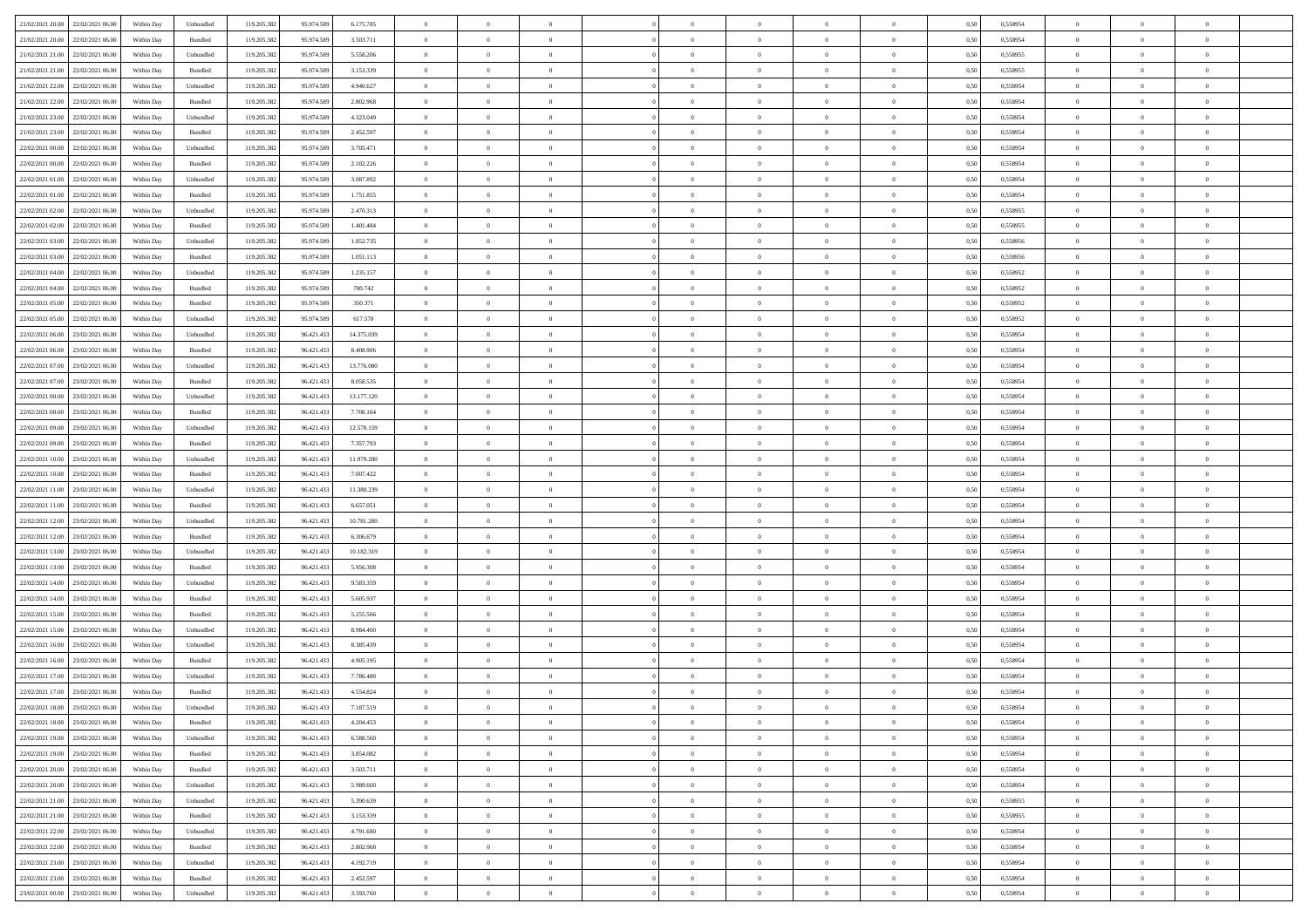| | | | | | | | | | | | | | | | | | | | | | |
|---|---|---|---|---|---|---|---|---|---|---|---|---|---|---|---|---|---|---|---|---|---|
| 21/02/2021 20:00 | 22/02/2021 06:00 | Within Day | Unbundled | 119.205.382 | 95.974.589 | 6.175.785 | 0 | 0 | 0 | | 0 | 0 | 0 | 0 | 0 | 0,50 | 0,558954 | 0 | 0 | 0 | |
| 21/02/2021 20:00 | 22/02/2021 06:00 | Within Day | Bundled | 119.205.382 | 95.974.589 | 3.503.711 | 0 | 0 | 0 | | 0 | 0 | 0 | 0 | 0 | 0,50 | 0,558954 | 0 | 0 | 0 | |
| 21/02/2021 21:00 | 22/02/2021 06:00 | Within Day | Unbundled | 119.205.382 | 95.974.589 | 5.558.206 | 0 | 0 | 0 | | 0 | 0 | 0 | 0 | 0 | 0,50 | 0,558955 | 0 | 0 | 0 | |
| 21/02/2021 21:00 | 22/02/2021 06:00 | Within Day | Bundled | 119.205.382 | 95.974.589 | 3.153.339 | 0 | 0 | 0 | | 0 | 0 | 0 | 0 | 0 | 0,50 | 0,558955 | 0 | 0 | 0 | |
| 21/02/2021 22:00 | 22/02/2021 06:00 | Within Day | Unbundled | 119.205.382 | 95.974.589 | 4.940.627 | 0 | 0 | 0 | | 0 | 0 | 0 | 0 | 0 | 0,50 | 0,558954 | 0 | 0 | 0 | |
| 21/02/2021 22:00 | 22/02/2021 06:00 | Within Day | Bundled | 119.205.382 | 95.974.589 | 2.802.968 | 0 | 0 | 0 | | 0 | 0 | 0 | 0 | 0 | 0,50 | 0,558954 | 0 | 0 | 0 | |
| 21/02/2021 23:00 | 22/02/2021 06:00 | Within Day | Unbundled | 119.205.382 | 95.974.589 | 4.323.049 | 0 | 0 | 0 | | 0 | 0 | 0 | 0 | 0 | 0,50 | 0,558954 | 0 | 0 | 0 | |
| 21/02/2021 23:00 | 22/02/2021 06:00 | Within Day | Bundled | 119.205.382 | 95.974.589 | 2.452.597 | 0 | 0 | 0 | | 0 | 0 | 0 | 0 | 0 | 0,50 | 0,558954 | 0 | 0 | 0 | |
| 22/02/2021 00:00 | 22/02/2021 06:00 | Within Day | Unbundled | 119.205.382 | 95.974.589 | 3.705.471 | 0 | 0 | 0 | | 0 | 0 | 0 | 0 | 0 | 0,50 | 0,558954 | 0 | 0 | 0 | |
| 22/02/2021 00:00 | 22/02/2021 06:00 | Within Day | Bundled | 119.205.382 | 95.974.589 | 2.102.226 | 0 | 0 | 0 | | 0 | 0 | 0 | 0 | 0 | 0,50 | 0,558954 | 0 | 0 | 0 | |
| 22/02/2021 01:00 | 22/02/2021 06:00 | Within Day | Unbundled | 119.205.382 | 95.974.589 | 3.087.892 | 0 | 0 | 0 | | 0 | 0 | 0 | 0 | 0 | 0,50 | 0,558954 | 0 | 0 | 0 | |
| 22/02/2021 01:00 | 22/02/2021 06:00 | Within Day | Bundled | 119.205.382 | 95.974.589 | 1.751.855 | 0 | 0 | 0 | | 0 | 0 | 0 | 0 | 0 | 0,50 | 0,558954 | 0 | 0 | 0 | |
| 22/02/2021 02:00 | 22/02/2021 06:00 | Within Day | Unbundled | 119.205.382 | 95.974.589 | 2.470.313 | 0 | 0 | 0 | | 0 | 0 | 0 | 0 | 0 | 0,50 | 0,558955 | 0 | 0 | 0 | |
| 22/02/2021 02:00 | 22/02/2021 06:00 | Within Day | Bundled | 119.205.382 | 95.974.589 | 1.401.484 | 0 | 0 | 0 | | 0 | 0 | 0 | 0 | 0 | 0,50 | 0,558955 | 0 | 0 | 0 | |
| 22/02/2021 03:00 | 22/02/2021 06:00 | Within Day | Unbundled | 119.205.382 | 95.974.589 | 1.852.735 | 0 | 0 | 0 | | 0 | 0 | 0 | 0 | 0 | 0,50 | 0,558956 | 0 | 0 | 0 | |
| 22/02/2021 03:00 | 22/02/2021 06:00 | Within Day | Bundled | 119.205.382 | 95.974.589 | 1.051.113 | 0 | 0 | 0 | | 0 | 0 | 0 | 0 | 0 | 0,50 | 0,558956 | 0 | 0 | 0 | |
| 22/02/2021 04:00 | 22/02/2021 06:00 | Within Day | Unbundled | 119.205.382 | 95.974.589 | 1.235.157 | 0 | 0 | 0 | | 0 | 0 | 0 | 0 | 0 | 0,50 | 0,558952 | 0 | 0 | 0 | |
| 22/02/2021 04:00 | 22/02/2021 06:00 | Within Day | Bundled | 119.205.382 | 95.974.589 | 700.742 | 0 | 0 | 0 | | 0 | 0 | 0 | 0 | 0 | 0,50 | 0,558952 | 0 | 0 | 0 | |
| 22/02/2021 05:00 | 22/02/2021 06:00 | Within Day | Bundled | 119.205.382 | 95.974.589 | 350.371 | 0 | 0 | 0 | | 0 | 0 | 0 | 0 | 0 | 0,50 | 0,558952 | 0 | 0 | 0 | |
| 22/02/2021 05:00 | 22/02/2021 06:00 | Within Day | Unbundled | 119.205.382 | 95.974.589 | 617.578 | 0 | 0 | 0 | | 0 | 0 | 0 | 0 | 0 | 0,50 | 0,558952 | 0 | 0 | 0 | |
| 22/02/2021 06:00 | 23/02/2021 06:00 | Within Day | Unbundled | 119.205.382 | 96.421.433 | 14.375.039 | 0 | 0 | 0 | | 0 | 0 | 0 | 0 | 0 | 0,50 | 0,558954 | 0 | 0 | 0 | |
| 22/02/2021 06:00 | 23/02/2021 06:00 | Within Day | Bundled | 119.205.382 | 96.421.433 | 8.408.906 | 0 | 0 | 0 | | 0 | 0 | 0 | 0 | 0 | 0,50 | 0,558954 | 0 | 0 | 0 | |
| 22/02/2021 07:00 | 23/02/2021 06:00 | Within Day | Unbundled | 119.205.382 | 96.421.433 | 13.776.080 | 0 | 0 | 0 | | 0 | 0 | 0 | 0 | 0 | 0,50 | 0,558954 | 0 | 0 | 0 | |
| 22/02/2021 07:00 | 23/02/2021 06:00 | Within Day | Bundled | 119.205.382 | 96.421.433 | 8.058.535 | 0 | 0 | 0 | | 0 | 0 | 0 | 0 | 0 | 0,50 | 0,558954 | 0 | 0 | 0 | |
| 22/02/2021 08:00 | 23/02/2021 06:00 | Within Day | Unbundled | 119.205.382 | 96.421.433 | 13.177.120 | 0 | 0 | 0 | | 0 | 0 | 0 | 0 | 0 | 0,50 | 0,558954 | 0 | 0 | 0 | |
| 22/02/2021 08:00 | 23/02/2021 06:00 | Within Day | Bundled | 119.205.382 | 96.421.433 | 7.708.164 | 0 | 0 | 0 | | 0 | 0 | 0 | 0 | 0 | 0,50 | 0,558954 | 0 | 0 | 0 | |
| 22/02/2021 09:00 | 23/02/2021 06:00 | Within Day | Unbundled | 119.205.382 | 96.421.433 | 12.578.159 | 0 | 0 | 0 | | 0 | 0 | 0 | 0 | 0 | 0,50 | 0,558954 | 0 | 0 | 0 | |
| 22/02/2021 09:00 | 23/02/2021 06:00 | Within Day | Bundled | 119.205.382 | 96.421.433 | 7.357.793 | 0 | 0 | 0 | | 0 | 0 | 0 | 0 | 0 | 0,50 | 0,558954 | 0 | 0 | 0 | |
| 22/02/2021 10:00 | 23/02/2021 06:00 | Within Day | Unbundled | 119.205.382 | 96.421.433 | 11.979.200 | 0 | 0 | 0 | | 0 | 0 | 0 | 0 | 0 | 0,50 | 0,558954 | 0 | 0 | 0 | |
| 22/02/2021 10:00 | 23/02/2021 06:00 | Within Day | Bundled | 119.205.382 | 96.421.433 | 7.007.422 | 0 | 0 | 0 | | 0 | 0 | 0 | 0 | 0 | 0,50 | 0,558954 | 0 | 0 | 0 | |
| 22/02/2021 11:00 | 23/02/2021 06:00 | Within Day | Unbundled | 119.205.382 | 96.421.433 | 11.380.239 | 0 | 0 | 0 | | 0 | 0 | 0 | 0 | 0 | 0,50 | 0,558954 | 0 | 0 | 0 | |
| 22/02/2021 11:00 | 23/02/2021 06:00 | Within Day | Bundled | 119.205.382 | 96.421.433 | 6.657.051 | 0 | 0 | 0 | | 0 | 0 | 0 | 0 | 0 | 0,50 | 0,558954 | 0 | 0 | 0 | |
| 22/02/2021 12:00 | 23/02/2021 06:00 | Within Day | Unbundled | 119.205.382 | 96.421.433 | 10.781.280 | 0 | 0 | 0 | | 0 | 0 | 0 | 0 | 0 | 0,50 | 0,558954 | 0 | 0 | 0 | |
| 22/02/2021 12:00 | 23/02/2021 06:00 | Within Day | Bundled | 119.205.382 | 96.421.433 | 6.306.679 | 0 | 0 | 0 | | 0 | 0 | 0 | 0 | 0 | 0,50 | 0,558954 | 0 | 0 | 0 | |
| 22/02/2021 13:00 | 23/02/2021 06:00 | Within Day | Unbundled | 119.205.382 | 96.421.433 | 10.182.319 | 0 | 0 | 0 | | 0 | 0 | 0 | 0 | 0 | 0,50 | 0,558954 | 0 | 0 | 0 | |
| 22/02/2021 13:00 | 23/02/2021 06:00 | Within Day | Bundled | 119.205.382 | 96.421.433 | 5.956.308 | 0 | 0 | 0 | | 0 | 0 | 0 | 0 | 0 | 0,50 | 0,558954 | 0 | 0 | 0 | |
| 22/02/2021 14:00 | 23/02/2021 06:00 | Within Day | Unbundled | 119.205.382 | 96.421.433 | 9.583.359 | 0 | 0 | 0 | | 0 | 0 | 0 | 0 | 0 | 0,50 | 0,558954 | 0 | 0 | 0 | |
| 22/02/2021 14:00 | 23/02/2021 06:00 | Within Day | Bundled | 119.205.382 | 96.421.433 | 5.605.937 | 0 | 0 | 0 | | 0 | 0 | 0 | 0 | 0 | 0,50 | 0,558954 | 0 | 0 | 0 | |
| 22/02/2021 15:00 | 23/02/2021 06:00 | Within Day | Bundled | 119.205.382 | 96.421.433 | 5.255.566 | 0 | 0 | 0 | | 0 | 0 | 0 | 0 | 0 | 0,50 | 0,558954 | 0 | 0 | 0 | |
| 22/02/2021 15:00 | 23/02/2021 06:00 | Within Day | Unbundled | 119.205.382 | 96.421.433 | 8.984.400 | 0 | 0 | 0 | | 0 | 0 | 0 | 0 | 0 | 0,50 | 0,558954 | 0 | 0 | 0 | |
| 22/02/2021 16:00 | 23/02/2021 06:00 | Within Day | Unbundled | 119.205.382 | 96.421.433 | 8.385.439 | 0 | 0 | 0 | | 0 | 0 | 0 | 0 | 0 | 0,50 | 0,558954 | 0 | 0 | 0 | |
| 22/02/2021 16:00 | 23/02/2021 06:00 | Within Day | Bundled | 119.205.382 | 96.421.433 | 4.905.195 | 0 | 0 | 0 | | 0 | 0 | 0 | 0 | 0 | 0,50 | 0,558954 | 0 | 0 | 0 | |
| 22/02/2021 17:00 | 23/02/2021 06:00 | Within Day | Unbundled | 119.205.382 | 96.421.433 | 7.786.480 | 0 | 0 | 0 | | 0 | 0 | 0 | 0 | 0 | 0,50 | 0,558954 | 0 | 0 | 0 | |
| 22/02/2021 17:00 | 23/02/2021 06:00 | Within Day | Bundled | 119.205.382 | 96.421.433 | 4.554.824 | 0 | 0 | 0 | | 0 | 0 | 0 | 0 | 0 | 0,50 | 0,558954 | 0 | 0 | 0 | |
| 22/02/2021 18:00 | 23/02/2021 06:00 | Within Day | Unbundled | 119.205.382 | 96.421.433 | 7.187.519 | 0 | 0 | 0 | | 0 | 0 | 0 | 0 | 0 | 0,50 | 0,558954 | 0 | 0 | 0 | |
| 22/02/2021 18:00 | 23/02/2021 06:00 | Within Day | Bundled | 119.205.382 | 96.421.433 | 4.204.453 | 0 | 0 | 0 | | 0 | 0 | 0 | 0 | 0 | 0,50 | 0,558954 | 0 | 0 | 0 | |
| 22/02/2021 19:00 | 23/02/2021 06:00 | Within Day | Unbundled | 119.205.382 | 96.421.433 | 6.588.560 | 0 | 0 | 0 | | 0 | 0 | 0 | 0 | 0 | 0,50 | 0,558954 | 0 | 0 | 0 | |
| 22/02/2021 19:00 | 23/02/2021 06:00 | Within Day | Bundled | 119.205.382 | 96.421.433 | 3.854.082 | 0 | 0 | 0 | | 0 | 0 | 0 | 0 | 0 | 0,50 | 0,558954 | 0 | 0 | 0 | |
| 22/02/2021 20:00 | 23/02/2021 06:00 | Within Day | Bundled | 119.205.382 | 96.421.433 | 3.503.711 | 0 | 0 | 0 | | 0 | 0 | 0 | 0 | 0 | 0,50 | 0,558954 | 0 | 0 | 0 | |
| 22/02/2021 20:00 | 23/02/2021 06:00 | Within Day | Unbundled | 119.205.382 | 96.421.433 | 5.989.600 | 0 | 0 | 0 | | 0 | 0 | 0 | 0 | 0 | 0,50 | 0,558954 | 0 | 0 | 0 | |
| 22/02/2021 21:00 | 23/02/2021 06:00 | Within Day | Unbundled | 119.205.382 | 96.421.433 | 5.390.639 | 0 | 0 | 0 | | 0 | 0 | 0 | 0 | 0 | 0,50 | 0,558955 | 0 | 0 | 0 | |
| 22/02/2021 21:00 | 23/02/2021 06:00 | Within Day | Bundled | 119.205.382 | 96.421.433 | 3.153.339 | 0 | 0 | 0 | | 0 | 0 | 0 | 0 | 0 | 0,50 | 0,558955 | 0 | 0 | 0 | |
| 22/02/2021 22:00 | 23/02/2021 06:00 | Within Day | Unbundled | 119.205.382 | 96.421.433 | 4.791.680 | 0 | 0 | 0 | | 0 | 0 | 0 | 0 | 0 | 0,50 | 0,558954 | 0 | 0 | 0 | |
| 22/02/2021 22:00 | 23/02/2021 06:00 | Within Day | Bundled | 119.205.382 | 96.421.433 | 2.802.968 | 0 | 0 | 0 | | 0 | 0 | 0 | 0 | 0 | 0,50 | 0,558954 | 0 | 0 | 0 | |
| 22/02/2021 23:00 | 23/02/2021 06:00 | Within Day | Unbundled | 119.205.382 | 96.421.433 | 4.192.719 | 0 | 0 | 0 | | 0 | 0 | 0 | 0 | 0 | 0,50 | 0,558954 | 0 | 0 | 0 | |
| 22/02/2021 23:00 | 23/02/2021 06:00 | Within Day | Bundled | 119.205.382 | 96.421.433 | 2.452.597 | 0 | 0 | 0 | | 0 | 0 | 0 | 0 | 0 | 0,50 | 0,558954 | 0 | 0 | 0 | |
| 23/02/2021 00:00 | 23/02/2021 06:00 | Within Day | Unbundled | 119.205.382 | 96.421.433 | 3.593.760 | 0 | 0 | 0 | | 0 | 0 | 0 | 0 | 0 | 0,50 | 0,558954 | 0 | 0 | 0 | |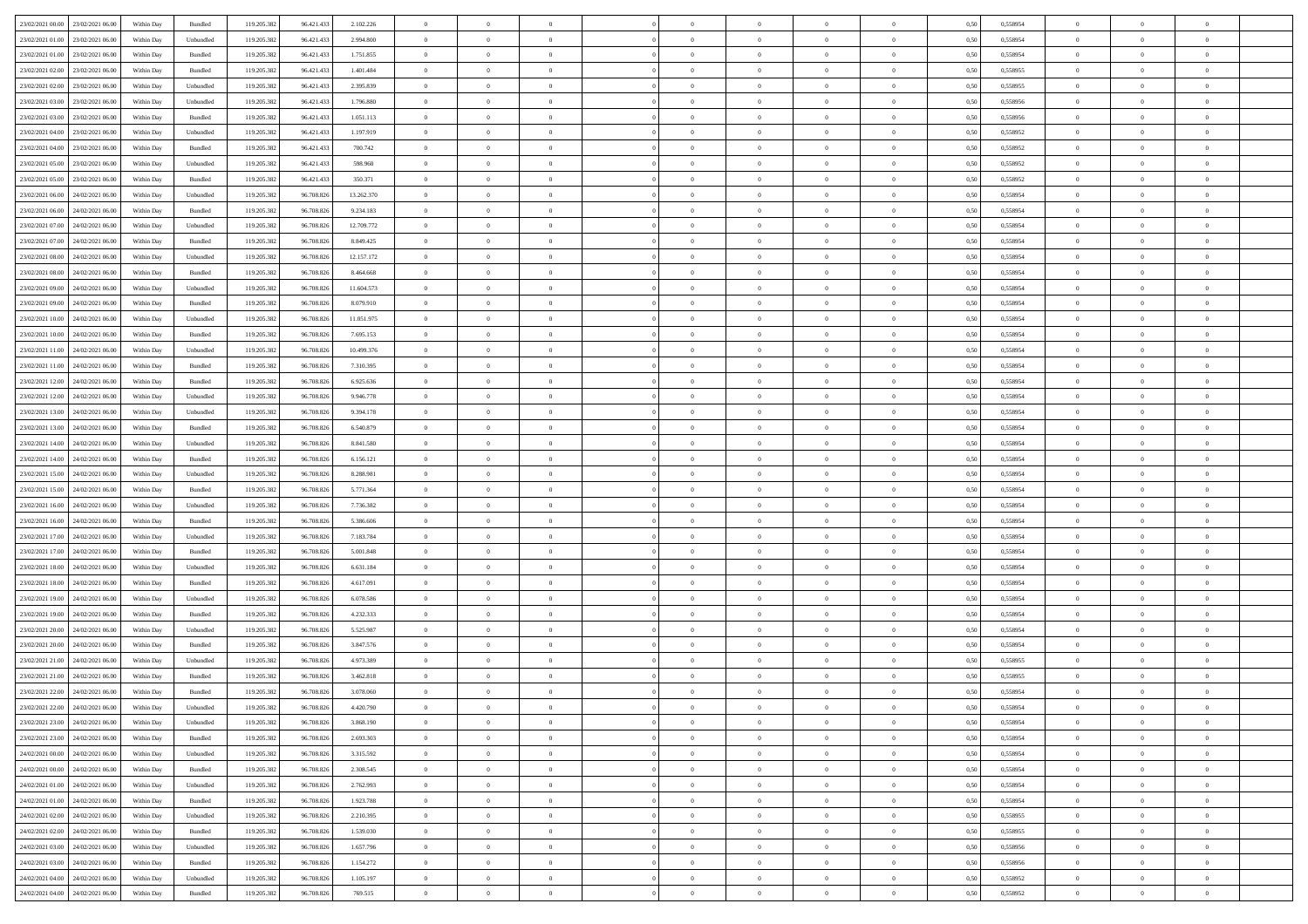| | | | | | | | | | | | | | | | | | | | | |
|---|---|---|---|---|---|---|---|---|---|---|---|---|---|---|---|---|---|---|---|---|
| 23/02/2021 00:00 | 23/02/2021 06:00 | Within Day | Bundled | 119.205.382 | 96.421.433 | 2.102.226 | 0 | 0 | 0 | | 0 | 0 | 0 | 0 | 0,50 | 0,558954 | 0 | 0 | 0 | |
| 23/02/2021 01:00 | 23/02/2021 06:00 | Within Day | Unbundled | 119.205.382 | 96.421.433 | 2.994.800 | 0 | 0 | 0 | | 0 | 0 | 0 | 0 | 0,50 | 0,558954 | 0 | 0 | 0 | |
| 23/02/2021 01:00 | 23/02/2021 06:00 | Within Day | Bundled | 119.205.382 | 96.421.433 | 1.751.855 | 0 | 0 | 0 | | 0 | 0 | 0 | 0 | 0,50 | 0,558954 | 0 | 0 | 0 | |
| 23/02/2021 02:00 | 23/02/2021 06:00 | Within Day | Bundled | 119.205.382 | 96.421.433 | 1.401.484 | 0 | 0 | 0 | | 0 | 0 | 0 | 0 | 0,50 | 0,558955 | 0 | 0 | 0 | |
| 23/02/2021 02:00 | 23/02/2021 06:00 | Within Day | Unbundled | 119.205.382 | 96.421.433 | 2.395.839 | 0 | 0 | 0 | | 0 | 0 | 0 | 0 | 0,50 | 0,558955 | 0 | 0 | 0 | |
| 23/02/2021 03:00 | 23/02/2021 06:00 | Within Day | Unbundled | 119.205.382 | 96.421.433 | 1.796.880 | 0 | 0 | 0 | | 0 | 0 | 0 | 0 | 0,50 | 0,558956 | 0 | 0 | 0 | |
| 23/02/2021 03:00 | 23/02/2021 06:00 | Within Day | Bundled | 119.205.382 | 96.421.433 | 1.051.113 | 0 | 0 | 0 | | 0 | 0 | 0 | 0 | 0,50 | 0,558956 | 0 | 0 | 0 | |
| 23/02/2021 04:00 | 23/02/2021 06:00 | Within Day | Unbundled | 119.205.382 | 96.421.433 | 1.197.919 | 0 | 0 | 0 | | 0 | 0 | 0 | 0 | 0,50 | 0,558952 | 0 | 0 | 0 | |
| 23/02/2021 04:00 | 23/02/2021 06:00 | Within Day | Bundled | 119.205.382 | 96.421.433 | 700.742 | 0 | 0 | 0 | | 0 | 0 | 0 | 0 | 0,50 | 0,558952 | 0 | 0 | 0 | |
| 23/02/2021 05:00 | 23/02/2021 06:00 | Within Day | Unbundled | 119.205.382 | 96.421.433 | 598.960 | 0 | 0 | 0 | | 0 | 0 | 0 | 0 | 0,50 | 0,558952 | 0 | 0 | 0 | |
| 23/02/2021 05:00 | 23/02/2021 06:00 | Within Day | Bundled | 119.205.382 | 96.421.433 | 350.371 | 0 | 0 | 0 | | 0 | 0 | 0 | 0 | 0,50 | 0,558952 | 0 | 0 | 0 | |
| 23/02/2021 06:00 | 24/02/2021 06:00 | Within Day | Unbundled | 119.205.382 | 96.708.826 | 13.262.370 | 0 | 0 | 0 | | 0 | 0 | 0 | 0 | 0,50 | 0,558954 | 0 | 0 | 0 | |
| 23/02/2021 06:00 | 24/02/2021 06:00 | Within Day | Bundled | 119.205.382 | 96.708.826 | 9.234.183 | 0 | 0 | 0 | | 0 | 0 | 0 | 0 | 0,50 | 0,558954 | 0 | 0 | 0 | |
| 23/02/2021 07:00 | 24/02/2021 06:00 | Within Day | Unbundled | 119.205.382 | 96.708.826 | 12.709.772 | 0 | 0 | 0 | | 0 | 0 | 0 | 0 | 0,50 | 0,558954 | 0 | 0 | 0 | |
| 23/02/2021 07:00 | 24/02/2021 06:00 | Within Day | Bundled | 119.205.382 | 96.708.826 | 8.849.425 | 0 | 0 | 0 | | 0 | 0 | 0 | 0 | 0,50 | 0,558954 | 0 | 0 | 0 | |
| 23/02/2021 08:00 | 24/02/2021 06:00 | Within Day | Unbundled | 119.205.382 | 96.708.826 | 12.157.172 | 0 | 0 | 0 | | 0 | 0 | 0 | 0 | 0,50 | 0,558954 | 0 | 0 | 0 | |
| 23/02/2021 08:00 | 24/02/2021 06:00 | Within Day | Bundled | 119.205.382 | 96.708.826 | 8.464.668 | 0 | 0 | 0 | | 0 | 0 | 0 | 0 | 0,50 | 0,558954 | 0 | 0 | 0 | |
| 23/02/2021 09:00 | 24/02/2021 06:00 | Within Day | Unbundled | 119.205.382 | 96.708.826 | 11.604.573 | 0 | 0 | 0 | | 0 | 0 | 0 | 0 | 0,50 | 0,558954 | 0 | 0 | 0 | |
| 23/02/2021 09:00 | 24/02/2021 06:00 | Within Day | Bundled | 119.205.382 | 96.708.826 | 8.079.910 | 0 | 0 | 0 | | 0 | 0 | 0 | 0 | 0,50 | 0,558954 | 0 | 0 | 0 | |
| 23/02/2021 10:00 | 24/02/2021 06:00 | Within Day | Unbundled | 119.205.382 | 96.708.826 | 11.051.975 | 0 | 0 | 0 | | 0 | 0 | 0 | 0 | 0,50 | 0,558954 | 0 | 0 | 0 | |
| 23/02/2021 10:00 | 24/02/2021 06:00 | Within Day | Bundled | 119.205.382 | 96.708.826 | 7.695.153 | 0 | 0 | 0 | | 0 | 0 | 0 | 0 | 0,50 | 0,558954 | 0 | 0 | 0 | |
| 23/02/2021 11:00 | 24/02/2021 06:00 | Within Day | Unbundled | 119.205.382 | 96.708.826 | 10.499.376 | 0 | 0 | 0 | | 0 | 0 | 0 | 0 | 0,50 | 0,558954 | 0 | 0 | 0 | |
| 23/02/2021 11:00 | 24/02/2021 06:00 | Within Day | Bundled | 119.205.382 | 96.708.826 | 7.310.395 | 0 | 0 | 0 | | 0 | 0 | 0 | 0 | 0,50 | 0,558954 | 0 | 0 | 0 | |
| 23/02/2021 12:00 | 24/02/2021 06:00 | Within Day | Bundled | 119.205.382 | 96.708.826 | 6.925.636 | 0 | 0 | 0 | | 0 | 0 | 0 | 0 | 0,50 | 0,558954 | 0 | 0 | 0 | |
| 23/02/2021 12:00 | 24/02/2021 06:00 | Within Day | Unbundled | 119.205.382 | 96.708.826 | 9.946.778 | 0 | 0 | 0 | | 0 | 0 | 0 | 0 | 0,50 | 0,558954 | 0 | 0 | 0 | |
| 23/02/2021 13:00 | 24/02/2021 06:00 | Within Day | Unbundled | 119.205.382 | 96.708.826 | 9.394.178 | 0 | 0 | 0 | | 0 | 0 | 0 | 0 | 0,50 | 0,558954 | 0 | 0 | 0 | |
| 23/02/2021 13:00 | 24/02/2021 06:00 | Within Day | Bundled | 119.205.382 | 96.708.826 | 6.540.879 | 0 | 0 | 0 | | 0 | 0 | 0 | 0 | 0,50 | 0,558954 | 0 | 0 | 0 | |
| 23/02/2021 14:00 | 24/02/2021 06:00 | Within Day | Unbundled | 119.205.382 | 96.708.826 | 8.841.580 | 0 | 0 | 0 | | 0 | 0 | 0 | 0 | 0,50 | 0,558954 | 0 | 0 | 0 | |
| 23/02/2021 14:00 | 24/02/2021 06:00 | Within Day | Bundled | 119.205.382 | 96.708.826 | 6.156.121 | 0 | 0 | 0 | | 0 | 0 | 0 | 0 | 0,50 | 0,558954 | 0 | 0 | 0 | |
| 23/02/2021 15:00 | 24/02/2021 06:00 | Within Day | Unbundled | 119.205.382 | 96.708.826 | 8.288.981 | 0 | 0 | 0 | | 0 | 0 | 0 | 0 | 0,50 | 0,558954 | 0 | 0 | 0 | |
| 23/02/2021 15:00 | 24/02/2021 06:00 | Within Day | Bundled | 119.205.382 | 96.708.826 | 5.771.364 | 0 | 0 | 0 | | 0 | 0 | 0 | 0 | 0,50 | 0,558954 | 0 | 0 | 0 | |
| 23/02/2021 16:00 | 24/02/2021 06:00 | Within Day | Unbundled | 119.205.382 | 96.708.826 | 7.736.382 | 0 | 0 | 0 | | 0 | 0 | 0 | 0 | 0,50 | 0,558954 | 0 | 0 | 0 | |
| 23/02/2021 16:00 | 24/02/2021 06:00 | Within Day | Bundled | 119.205.382 | 96.708.826 | 5.386.606 | 0 | 0 | 0 | | 0 | 0 | 0 | 0 | 0,50 | 0,558954 | 0 | 0 | 0 | |
| 23/02/2021 17:00 | 24/02/2021 06:00 | Within Day | Unbundled | 119.205.382 | 96.708.826 | 7.183.784 | 0 | 0 | 0 | | 0 | 0 | 0 | 0 | 0,50 | 0,558954 | 0 | 0 | 0 | |
| 23/02/2021 17:00 | 24/02/2021 06:00 | Within Day | Bundled | 119.205.382 | 96.708.826 | 5.001.848 | 0 | 0 | 0 | | 0 | 0 | 0 | 0 | 0,50 | 0,558954 | 0 | 0 | 0 | |
| 23/02/2021 18:00 | 24/02/2021 06:00 | Within Day | Unbundled | 119.205.382 | 96.708.826 | 6.631.184 | 0 | 0 | 0 | | 0 | 0 | 0 | 0 | 0,50 | 0,558954 | 0 | 0 | 0 | |
| 23/02/2021 18:00 | 24/02/2021 06:00 | Within Day | Bundled | 119.205.382 | 96.708.826 | 4.617.091 | 0 | 0 | 0 | | 0 | 0 | 0 | 0 | 0,50 | 0,558954 | 0 | 0 | 0 | |
| 23/02/2021 19:00 | 24/02/2021 06:00 | Within Day | Unbundled | 119.205.382 | 96.708.826 | 6.078.586 | 0 | 0 | 0 | | 0 | 0 | 0 | 0 | 0,50 | 0,558954 | 0 | 0 | 0 | |
| 23/02/2021 19:00 | 24/02/2021 06:00 | Within Day | Bundled | 119.205.382 | 96.708.826 | 4.232.333 | 0 | 0 | 0 | | 0 | 0 | 0 | 0 | 0,50 | 0,558954 | 0 | 0 | 0 | |
| 23/02/2021 20:00 | 24/02/2021 06:00 | Within Day | Unbundled | 119.205.382 | 96.708.826 | 5.525.987 | 0 | 0 | 0 | | 0 | 0 | 0 | 0 | 0,50 | 0,558954 | 0 | 0 | 0 | |
| 23/02/2021 20:00 | 24/02/2021 06:00 | Within Day | Bundled | 119.205.382 | 96.708.826 | 3.847.576 | 0 | 0 | 0 | | 0 | 0 | 0 | 0 | 0,50 | 0,558954 | 0 | 0 | 0 | |
| 23/02/2021 21:00 | 24/02/2021 06:00 | Within Day | Unbundled | 119.205.382 | 96.708.826 | 4.973.389 | 0 | 0 | 0 | | 0 | 0 | 0 | 0 | 0,50 | 0,558955 | 0 | 0 | 0 | |
| 23/02/2021 21:00 | 24/02/2021 06:00 | Within Day | Bundled | 119.205.382 | 96.708.826 | 3.462.818 | 0 | 0 | 0 | | 0 | 0 | 0 | 0 | 0,50 | 0,558955 | 0 | 0 | 0 | |
| 23/02/2021 22:00 | 24/02/2021 06:00 | Within Day | Bundled | 119.205.382 | 96.708.826 | 3.078.060 | 0 | 0 | 0 | | 0 | 0 | 0 | 0 | 0,50 | 0,558954 | 0 | 0 | 0 | |
| 23/02/2021 22:00 | 24/02/2021 06:00 | Within Day | Unbundled | 119.205.382 | 96.708.826 | 4.420.790 | 0 | 0 | 0 | | 0 | 0 | 0 | 0 | 0,50 | 0,558954 | 0 | 0 | 0 | |
| 23/02/2021 23:00 | 24/02/2021 06:00 | Within Day | Unbundled | 119.205.382 | 96.708.826 | 3.868.190 | 0 | 0 | 0 | | 0 | 0 | 0 | 0 | 0,50 | 0,558954 | 0 | 0 | 0 | |
| 23/02/2021 23:00 | 24/02/2021 06:00 | Within Day | Bundled | 119.205.382 | 96.708.826 | 2.693.303 | 0 | 0 | 0 | | 0 | 0 | 0 | 0 | 0,50 | 0,558954 | 0 | 0 | 0 | |
| 24/02/2021 00:00 | 24/02/2021 06:00 | Within Day | Unbundled | 119.205.382 | 96.708.826 | 3.315.592 | 0 | 0 | 0 | | 0 | 0 | 0 | 0 | 0,50 | 0,558954 | 0 | 0 | 0 | |
| 24/02/2021 00:00 | 24/02/2021 06:00 | Within Day | Bundled | 119.205.382 | 96.708.826 | 2.308.545 | 0 | 0 | 0 | | 0 | 0 | 0 | 0 | 0,50 | 0,558954 | 0 | 0 | 0 | |
| 24/02/2021 01:00 | 24/02/2021 06:00 | Within Day | Unbundled | 119.205.382 | 96.708.826 | 2.762.993 | 0 | 0 | 0 | | 0 | 0 | 0 | 0 | 0,50 | 0,558954 | 0 | 0 | 0 | |
| 24/02/2021 01:00 | 24/02/2021 06:00 | Within Day | Bundled | 119.205.382 | 96.708.826 | 1.923.788 | 0 | 0 | 0 | | 0 | 0 | 0 | 0 | 0,50 | 0,558954 | 0 | 0 | 0 | |
| 24/02/2021 02:00 | 24/02/2021 06:00 | Within Day | Unbundled | 119.205.382 | 96.708.826 | 2.210.395 | 0 | 0 | 0 | | 0 | 0 | 0 | 0 | 0,50 | 0,558955 | 0 | 0 | 0 | |
| 24/02/2021 02:00 | 24/02/2021 06:00 | Within Day | Bundled | 119.205.382 | 96.708.826 | 1.539.030 | 0 | 0 | 0 | | 0 | 0 | 0 | 0 | 0,50 | 0,558955 | 0 | 0 | 0 | |
| 24/02/2021 03:00 | 24/02/2021 06:00 | Within Day | Unbundled | 119.205.382 | 96.708.826 | 1.657.796 | 0 | 0 | 0 | | 0 | 0 | 0 | 0 | 0,50 | 0,558956 | 0 | 0 | 0 | |
| 24/02/2021 03:00 | 24/02/2021 06:00 | Within Day | Bundled | 119.205.382 | 96.708.826 | 1.154.272 | 0 | 0 | 0 | | 0 | 0 | 0 | 0 | 0,50 | 0,558956 | 0 | 0 | 0 | |
| 24/02/2021 04:00 | 24/02/2021 06:00 | Within Day | Unbundled | 119.205.382 | 96.708.826 | 1.105.197 | 0 | 0 | 0 | | 0 | 0 | 0 | 0 | 0,50 | 0,558952 | 0 | 0 | 0 | |
| 24/02/2021 04:00 | 24/02/2021 06:00 | Within Day | Bundled | 119.205.382 | 96.708.826 | 769.515 | 0 | 0 | 0 | | 0 | 0 | 0 | 0 | 0,50 | 0,558952 | 0 | 0 | 0 | |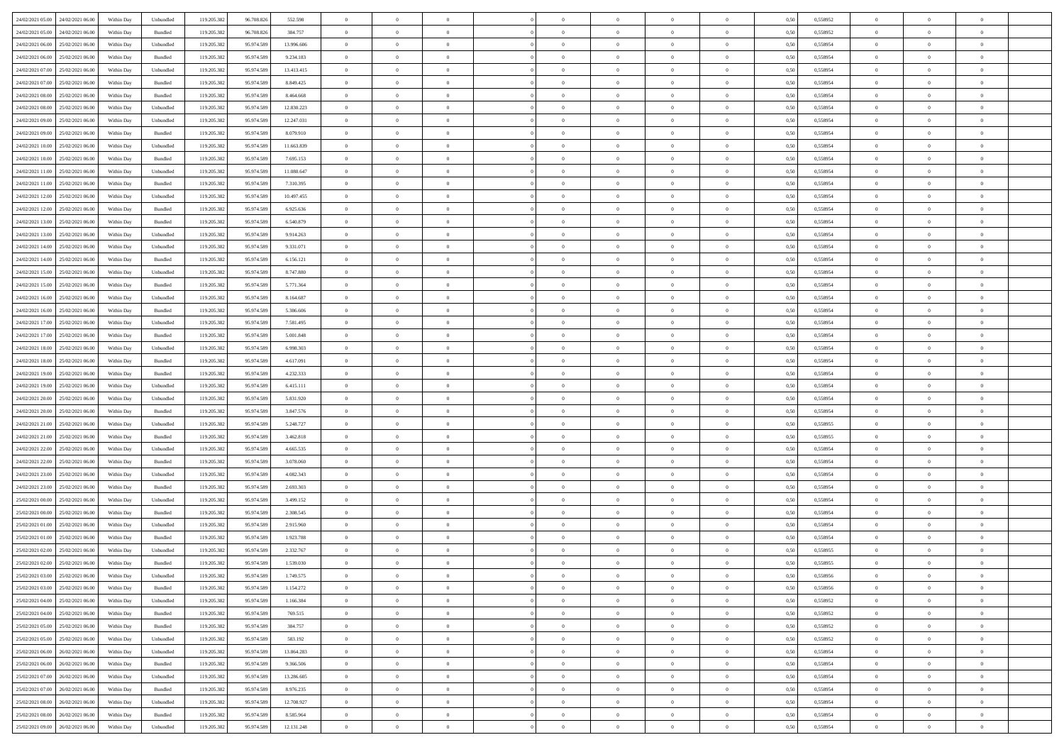| | | | | | | | | | | | | | | | | | | | | | |
|---|---|---|---|---|---|---|---|---|---|---|---|---|---|---|---|---|---|---|---|---|---|
| 24/02/2021 05.00 | 24/02/2021 06.00 | Within Day | Unbundled | 119.205.382 | 96.708.826 | 552.598 | 0 | 0 | 0 | | 0 | 0 | 0 | 0 | 0 | 0,50 | 0,558952 | 0 | 0 | 0 | |
| 24/02/2021 05.00 | 24/02/2021 06.00 | Within Day | Bundled | 119.205.382 | 96.708.826 | 384.757 | 0 | 0 | 0 | | 0 | 0 | 0 | 0 | 0 | 0,50 | 0,558952 | 0 | 0 | 0 | |
| 24/02/2021 06.00 | 25/02/2021 06.00 | Within Day | Unbundled | 119.205.382 | 95.974.589 | 13.996.606 | 0 | 0 | 0 | | 0 | 0 | 0 | 0 | 0 | 0,50 | 0,558954 | 0 | 0 | 0 | |
| 24/02/2021 06.00 | 25/02/2021 06.00 | Within Day | Bundled | 119.205.382 | 95.974.589 | 9.234.183 | 0 | 0 | 0 | | 0 | 0 | 0 | 0 | 0 | 0,50 | 0,558954 | 0 | 0 | 0 | |
| 24/02/2021 07.00 | 25/02/2021 06.00 | Within Day | Unbundled | 119.205.382 | 95.974.589 | 13.413.415 | 0 | 0 | 0 | | 0 | 0 | 0 | 0 | 0 | 0,50 | 0,558954 | 0 | 0 | 0 | |
| 24/02/2021 07.00 | 25/02/2021 06.00 | Within Day | Bundled | 119.205.382 | 95.974.589 | 8.849.425 | 0 | 0 | 0 | | 0 | 0 | 0 | 0 | 0 | 0,50 | 0,558954 | 0 | 0 | 0 | |
| 24/02/2021 08.00 | 25/02/2021 06.00 | Within Day | Bundled | 119.205.382 | 95.974.589 | 8.464.668 | 0 | 0 | 0 | | 0 | 0 | 0 | 0 | 0 | 0,50 | 0,558954 | 0 | 0 | 0 | |
| 24/02/2021 08.00 | 25/02/2021 06.00 | Within Day | Unbundled | 119.205.382 | 95.974.589 | 12.830.223 | 0 | 0 | 0 | | 0 | 0 | 0 | 0 | 0 | 0,50 | 0,558954 | 0 | 0 | 0 | |
| 24/02/2021 09.00 | 25/02/2021 06.00 | Within Day | Unbundled | 119.205.382 | 95.974.589 | 12.247.031 | 0 | 0 | 0 | | 0 | 0 | 0 | 0 | 0 | 0,50 | 0,558954 | 0 | 0 | 0 | |
| 24/02/2021 09.00 | 25/02/2021 06.00 | Within Day | Bundled | 119.205.382 | 95.974.589 | 8.079.910 | 0 | 0 | 0 | | 0 | 0 | 0 | 0 | 0 | 0,50 | 0,558954 | 0 | 0 | 0 | |
| 24/02/2021 10.00 | 25/02/2021 06.00 | Within Day | Unbundled | 119.205.382 | 95.974.589 | 11.663.839 | 0 | 0 | 0 | | 0 | 0 | 0 | 0 | 0 | 0,50 | 0,558954 | 0 | 0 | 0 | |
| 24/02/2021 10.00 | 25/02/2021 06.00 | Within Day | Bundled | 119.205.382 | 95.974.589 | 7.695.153 | 0 | 0 | 0 | | 0 | 0 | 0 | 0 | 0 | 0,50 | 0,558954 | 0 | 0 | 0 | |
| 24/02/2021 11.00 | 25/02/2021 06.00 | Within Day | Unbundled | 119.205.382 | 95.974.589 | 11.080.647 | 0 | 0 | 0 | | 0 | 0 | 0 | 0 | 0 | 0,50 | 0,558954 | 0 | 0 | 0 | |
| 24/02/2021 11.00 | 25/02/2021 06.00 | Within Day | Bundled | 119.205.382 | 95.974.589 | 7.310.395 | 0 | 0 | 0 | | 0 | 0 | 0 | 0 | 0 | 0,50 | 0,558954 | 0 | 0 | 0 | |
| 24/02/2021 12.00 | 25/02/2021 06.00 | Within Day | Unbundled | 119.205.382 | 95.974.589 | 10.497.455 | 0 | 0 | 0 | | 0 | 0 | 0 | 0 | 0 | 0,50 | 0,558954 | 0 | 0 | 0 | |
| 24/02/2021 12.00 | 25/02/2021 06.00 | Within Day | Bundled | 119.205.382 | 95.974.589 | 6.925.636 | 0 | 0 | 0 | | 0 | 0 | 0 | 0 | 0 | 0,50 | 0,558954 | 0 | 0 | 0 | |
| 24/02/2021 13.00 | 25/02/2021 06.00 | Within Day | Bundled | 119.205.382 | 95.974.589 | 6.540.879 | 0 | 0 | 0 | | 0 | 0 | 0 | 0 | 0 | 0,50 | 0,558954 | 0 | 0 | 0 | |
| 24/02/2021 13.00 | 25/02/2021 06.00 | Within Day | Unbundled | 119.205.382 | 95.974.589 | 9.914.263 | 0 | 0 | 0 | | 0 | 0 | 0 | 0 | 0 | 0,50 | 0,558954 | 0 | 0 | 0 | |
| 24/02/2021 14.00 | 25/02/2021 06.00 | Within Day | Unbundled | 119.205.382 | 95.974.589 | 9.331.071 | 0 | 0 | 0 | | 0 | 0 | 0 | 0 | 0 | 0,50 | 0,558954 | 0 | 0 | 0 | |
| 24/02/2021 14.00 | 25/02/2021 06.00 | Within Day | Bundled | 119.205.382 | 95.974.589 | 6.156.121 | 0 | 0 | 0 | | 0 | 0 | 0 | 0 | 0 | 0,50 | 0,558954 | 0 | 0 | 0 | |
| 24/02/2021 15.00 | 25/02/2021 06.00 | Within Day | Unbundled | 119.205.382 | 95.974.589 | 8.747.880 | 0 | 0 | 0 | | 0 | 0 | 0 | 0 | 0 | 0,50 | 0,558954 | 0 | 0 | 0 | |
| 24/02/2021 15.00 | 25/02/2021 06.00 | Within Day | Bundled | 119.205.382 | 95.974.589 | 5.771.364 | 0 | 0 | 0 | | 0 | 0 | 0 | 0 | 0 | 0,50 | 0,558954 | 0 | 0 | 0 | |
| 24/02/2021 16.00 | 25/02/2021 06.00 | Within Day | Unbundled | 119.205.382 | 95.974.589 | 8.164.687 | 0 | 0 | 0 | | 0 | 0 | 0 | 0 | 0 | 0,50 | 0,558954 | 0 | 0 | 0 | |
| 24/02/2021 16.00 | 25/02/2021 06.00 | Within Day | Bundled | 119.205.382 | 95.974.589 | 5.386.606 | 0 | 0 | 0 | | 0 | 0 | 0 | 0 | 0 | 0,50 | 0,558954 | 0 | 0 | 0 | |
| 24/02/2021 17.00 | 25/02/2021 06.00 | Within Day | Unbundled | 119.205.382 | 95.974.589 | 7.581.495 | 0 | 0 | 0 | | 0 | 0 | 0 | 0 | 0 | 0,50 | 0,558954 | 0 | 0 | 0 | |
| 24/02/2021 17.00 | 25/02/2021 06.00 | Within Day | Bundled | 119.205.382 | 95.974.589 | 5.001.848 | 0 | 0 | 0 | | 0 | 0 | 0 | 0 | 0 | 0,50 | 0,558954 | 0 | 0 | 0 | |
| 24/02/2021 18.00 | 25/02/2021 06.00 | Within Day | Unbundled | 119.205.382 | 95.974.589 | 6.998.303 | 0 | 0 | 0 | | 0 | 0 | 0 | 0 | 0 | 0,50 | 0,558954 | 0 | 0 | 0 | |
| 24/02/2021 18.00 | 25/02/2021 06.00 | Within Day | Bundled | 119.205.382 | 95.974.589 | 4.617.091 | 0 | 0 | 0 | | 0 | 0 | 0 | 0 | 0 | 0,50 | 0,558954 | 0 | 0 | 0 | |
| 24/02/2021 19.00 | 25/02/2021 06.00 | Within Day | Bundled | 119.205.382 | 95.974.589 | 4.232.333 | 0 | 0 | 0 | | 0 | 0 | 0 | 0 | 0 | 0,50 | 0,558954 | 0 | 0 | 0 | |
| 24/02/2021 19.00 | 25/02/2021 06.00 | Within Day | Unbundled | 119.205.382 | 95.974.589 | 6.415.111 | 0 | 0 | 0 | | 0 | 0 | 0 | 0 | 0 | 0,50 | 0,558954 | 0 | 0 | 0 | |
| 24/02/2021 20.00 | 25/02/2021 06.00 | Within Day | Unbundled | 119.205.382 | 95.974.589 | 5.831.920 | 0 | 0 | 0 | | 0 | 0 | 0 | 0 | 0 | 0,50 | 0,558954 | 0 | 0 | 0 | |
| 24/02/2021 20.00 | 25/02/2021 06.00 | Within Day | Bundled | 119.205.382 | 95.974.589 | 3.847.576 | 0 | 0 | 0 | | 0 | 0 | 0 | 0 | 0 | 0,50 | 0,558954 | 0 | 0 | 0 | |
| 24/02/2021 21.00 | 25/02/2021 06.00 | Within Day | Unbundled | 119.205.382 | 95.974.589 | 5.248.727 | 0 | 0 | 0 | | 0 | 0 | 0 | 0 | 0 | 0,50 | 0,558955 | 0 | 0 | 0 | |
| 24/02/2021 21.00 | 25/02/2021 06.00 | Within Day | Bundled | 119.205.382 | 95.974.589 | 3.462.818 | 0 | 0 | 0 | | 0 | 0 | 0 | 0 | 0 | 0,50 | 0,558955 | 0 | 0 | 0 | |
| 24/02/2021 22.00 | 25/02/2021 06.00 | Within Day | Unbundled | 119.205.382 | 95.974.589 | 4.665.535 | 0 | 0 | 0 | | 0 | 0 | 0 | 0 | 0 | 0,50 | 0,558954 | 0 | 0 | 0 | |
| 24/02/2021 22.00 | 25/02/2021 06.00 | Within Day | Bundled | 119.205.382 | 95.974.589 | 3.078.060 | 0 | 0 | 0 | | 0 | 0 | 0 | 0 | 0 | 0,50 | 0,558954 | 0 | 0 | 0 | |
| 24/02/2021 23.00 | 25/02/2021 06.00 | Within Day | Unbundled | 119.205.382 | 95.974.589 | 4.082.343 | 0 | 0 | 0 | | 0 | 0 | 0 | 0 | 0 | 0,50 | 0,558954 | 0 | 0 | 0 | |
| 24/02/2021 23.00 | 25/02/2021 06.00 | Within Day | Bundled | 119.205.382 | 95.974.589 | 2.693.303 | 0 | 0 | 0 | | 0 | 0 | 0 | 0 | 0 | 0,50 | 0,558954 | 0 | 0 | 0 | |
| 25/02/2021 00.00 | 25/02/2021 06.00 | Within Day | Unbundled | 119.205.382 | 95.974.589 | 3.499.152 | 0 | 0 | 0 | | 0 | 0 | 0 | 0 | 0 | 0,50 | 0,558954 | 0 | 0 | 0 | |
| 25/02/2021 00.00 | 25/02/2021 06.00 | Within Day | Bundled | 119.205.382 | 95.974.589 | 2.308.545 | 0 | 0 | 0 | | 0 | 0 | 0 | 0 | 0 | 0,50 | 0,558954 | 0 | 0 | 0 | |
| 25/02/2021 01.00 | 25/02/2021 06.00 | Within Day | Unbundled | 119.205.382 | 95.974.589 | 2.915.960 | 0 | 0 | 0 | | 0 | 0 | 0 | 0 | 0 | 0,50 | 0,558954 | 0 | 0 | 0 | |
| 25/02/2021 01.00 | 25/02/2021 06.00 | Within Day | Bundled | 119.205.382 | 95.974.589 | 1.923.788 | 0 | 0 | 0 | | 0 | 0 | 0 | 0 | 0 | 0,50 | 0,558954 | 0 | 0 | 0 | |
| 25/02/2021 02.00 | 25/02/2021 06.00 | Within Day | Unbundled | 119.205.382 | 95.974.589 | 2.332.767 | 0 | 0 | 0 | | 0 | 0 | 0 | 0 | 0 | 0,50 | 0,558955 | 0 | 0 | 0 | |
| 25/02/2021 02.00 | 25/02/2021 06.00 | Within Day | Bundled | 119.205.382 | 95.974.589 | 1.539.030 | 0 | 0 | 0 | | 0 | 0 | 0 | 0 | 0 | 0,50 | 0,558955 | 0 | 0 | 0 | |
| 25/02/2021 03.00 | 25/02/2021 06.00 | Within Day | Unbundled | 119.205.382 | 95.974.589 | 1.749.575 | 0 | 0 | 0 | | 0 | 0 | 0 | 0 | 0 | 0,50 | 0,558956 | 0 | 0 | 0 | |
| 25/02/2021 03.00 | 25/02/2021 06.00 | Within Day | Bundled | 119.205.382 | 95.974.589 | 1.154.272 | 0 | 0 | 0 | | 0 | 0 | 0 | 0 | 0 | 0,50 | 0,558956 | 0 | 0 | 0 | |
| 25/02/2021 04.00 | 25/02/2021 06.00 | Within Day | Unbundled | 119.205.382 | 95.974.589 | 1.166.384 | 0 | 0 | 0 | | 0 | 0 | 0 | 0 | 0 | 0,50 | 0,558952 | 0 | 0 | 0 | |
| 25/02/2021 04.00 | 25/02/2021 06.00 | Within Day | Bundled | 119.205.382 | 95.974.589 | 769.515 | 0 | 0 | 0 | | 0 | 0 | 0 | 0 | 0 | 0,50 | 0,558952 | 0 | 0 | 0 | |
| 25/02/2021 05.00 | 25/02/2021 06.00 | Within Day | Bundled | 119.205.382 | 95.974.589 | 384.757 | 0 | 0 | 0 | | 0 | 0 | 0 | 0 | 0 | 0,50 | 0,558952 | 0 | 0 | 0 | |
| 25/02/2021 05.00 | 25/02/2021 06.00 | Within Day | Unbundled | 119.205.382 | 95.974.589 | 583.192 | 0 | 0 | 0 | | 0 | 0 | 0 | 0 | 0 | 0,50 | 0,558952 | 0 | 0 | 0 | |
| 25/02/2021 06.00 | 26/02/2021 06.00 | Within Day | Unbundled | 119.205.382 | 95.974.589 | 13.864.283 | 0 | 0 | 0 | | 0 | 0 | 0 | 0 | 0 | 0,50 | 0,558954 | 0 | 0 | 0 | |
| 25/02/2021 06.00 | 26/02/2021 06.00 | Within Day | Bundled | 119.205.382 | 95.974.589 | 9.366.506 | 0 | 0 | 0 | | 0 | 0 | 0 | 0 | 0 | 0,50 | 0,558954 | 0 | 0 | 0 | |
| 25/02/2021 07.00 | 26/02/2021 06.00 | Within Day | Unbundled | 119.205.382 | 95.974.589 | 13.286.605 | 0 | 0 | 0 | | 0 | 0 | 0 | 0 | 0 | 0,50 | 0,558954 | 0 | 0 | 0 | |
| 25/02/2021 07.00 | 26/02/2021 06.00 | Within Day | Bundled | 119.205.382 | 95.974.589 | 8.976.235 | 0 | 0 | 0 | | 0 | 0 | 0 | 0 | 0 | 0,50 | 0,558954 | 0 | 0 | 0 | |
| 25/02/2021 08.00 | 26/02/2021 06.00 | Within Day | Unbundled | 119.205.382 | 95.974.589 | 12.708.927 | 0 | 0 | 0 | | 0 | 0 | 0 | 0 | 0 | 0,50 | 0,558954 | 0 | 0 | 0 | |
| 25/02/2021 08.00 | 26/02/2021 06.00 | Within Day | Bundled | 119.205.382 | 95.974.589 | 8.585.964 | 0 | 0 | 0 | | 0 | 0 | 0 | 0 | 0 | 0,50 | 0,558954 | 0 | 0 | 0 | |
| 25/02/2021 09.00 | 26/02/2021 06.00 | Within Day | Unbundled | 119.205.382 | 95.974.589 | 12.131.248 | 0 | 0 | 0 | | 0 | 0 | 0 | 0 | 0 | 0,50 | 0,558954 | 0 | 0 | 0 | |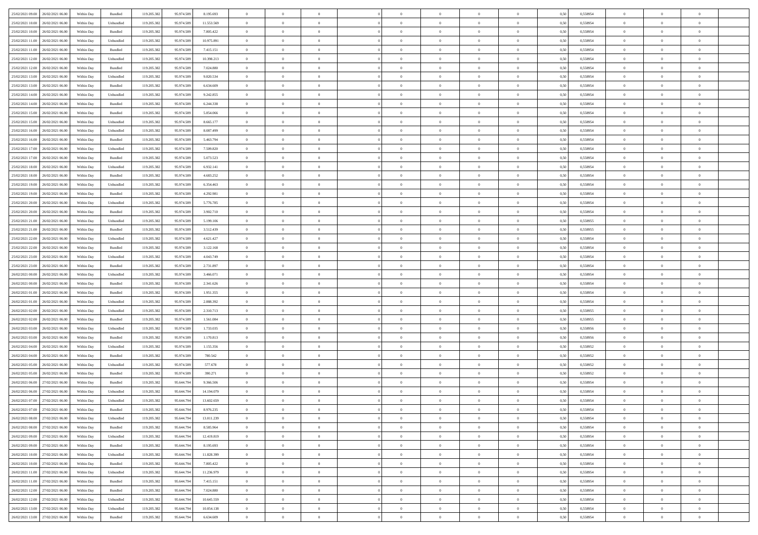| | | | | | | | | | | | | | | | | | | | | | |
|---|---|---|---|---|---|---|---|---|---|---|---|---|---|---|---|---|---|---|---|---|---|
| 25/02/2021 09:00 | 26/02/2021 06:00 | Within Day | Bundled | 119.205.382 | 95.974.589 | 8.195.693 | 0 | 0 | 0 | | 0 | 0 | 0 | 0 | 0,50 | 0,558954 | 0 | 0 | 0 | |
| 25/02/2021 10:00 | 26/02/2021 06:00 | Within Day | Unbundled | 119.205.382 | 95.974.589 | 11.553.569 | 0 | 0 | 0 | | 0 | 0 | 0 | 0 | 0,50 | 0,558954 | 0 | 0 | 0 | |
| 25/02/2021 10:00 | 26/02/2021 06:00 | Within Day | Bundled | 119.205.382 | 95.974.589 | 7.805.422 | 0 | 0 | 0 | | 0 | 0 | 0 | 0 | 0,50 | 0,558954 | 0 | 0 | 0 | |
| 25/02/2021 11:00 | 26/02/2021 06:00 | Within Day | Unbundled | 119.205.382 | 95.974.589 | 10.975.891 | 0 | 0 | 0 | | 0 | 0 | 0 | 0 | 0,50 | 0,558954 | 0 | 0 | 0 | |
| 25/02/2021 11:00 | 26/02/2021 06:00 | Within Day | Bundled | 119.205.382 | 95.974.589 | 7.415.151 | 0 | 0 | 0 | | 0 | 0 | 0 | 0 | 0,50 | 0,558954 | 0 | 0 | 0 | |
| 25/02/2021 12:00 | 26/02/2021 06:00 | Within Day | Unbundled | 119.205.382 | 95.974.589 | 10.398.213 | 0 | 0 | 0 | | 0 | 0 | 0 | 0 | 0,50 | 0,558954 | 0 | 0 | 0 | |
| 25/02/2021 12:00 | 26/02/2021 06:00 | Within Day | Bundled | 119.205.382 | 95.974.589 | 7.024.880 | 0 | 0 | 0 | | 0 | 0 | 0 | 0 | 0,50 | 0,558954 | 0 | 0 | 0 | |
| 25/02/2021 13:00 | 26/02/2021 06:00 | Within Day | Unbundled | 119.205.382 | 95.974.589 | 9.820.534 | 0 | 0 | 0 | | 0 | 0 | 0 | 0 | 0,50 | 0,558954 | 0 | 0 | 0 | |
| 25/02/2021 13:00 | 26/02/2021 06:00 | Within Day | Bundled | 119.205.382 | 95.974.589 | 6.634.609 | 0 | 0 | 0 | | 0 | 0 | 0 | 0 | 0,50 | 0,558954 | 0 | 0 | 0 | |
| 25/02/2021 14:00 | 26/02/2021 06:00 | Within Day | Unbundled | 119.205.382 | 95.974.589 | 9.242.855 | 0 | 0 | 0 | | 0 | 0 | 0 | 0 | 0,50 | 0,558954 | 0 | 0 | 0 | |
| 25/02/2021 14:00 | 26/02/2021 06:00 | Within Day | Bundled | 119.205.382 | 95.974.589 | 6.244.338 | 0 | 0 | 0 | | 0 | 0 | 0 | 0 | 0,50 | 0,558954 | 0 | 0 | 0 | |
| 25/02/2021 15:00 | 26/02/2021 06:00 | Within Day | Bundled | 119.205.382 | 95.974.589 | 5.854.066 | 0 | 0 | 0 | | 0 | 0 | 0 | 0 | 0,50 | 0,558954 | 0 | 0 | 0 | |
| 25/02/2021 15:00 | 26/02/2021 06:00 | Within Day | Unbundled | 119.205.382 | 95.974.589 | 8.665.177 | 0 | 0 | 0 | | 0 | 0 | 0 | 0 | 0,50 | 0,558954 | 0 | 0 | 0 | |
| 25/02/2021 16:00 | 26/02/2021 06:00 | Within Day | Unbundled | 119.205.382 | 95.974.589 | 8.087.499 | 0 | 0 | 0 | | 0 | 0 | 0 | 0 | 0,50 | 0,558954 | 0 | 0 | 0 | |
| 25/02/2021 16:00 | 26/02/2021 06:00 | Within Day | Bundled | 119.205.382 | 95.974.589 | 5.463.794 | 0 | 0 | 0 | | 0 | 0 | 0 | 0 | 0,50 | 0,558954 | 0 | 0 | 0 | |
| 25/02/2021 17:00 | 26/02/2021 06:00 | Within Day | Unbundled | 119.205.382 | 95.974.589 | 7.509.820 | 0 | 0 | 0 | | 0 | 0 | 0 | 0 | 0,50 | 0,558954 | 0 | 0 | 0 | |
| 25/02/2021 17:00 | 26/02/2021 06:00 | Within Day | Bundled | 119.205.382 | 95.974.589 | 5.073.523 | 0 | 0 | 0 | | 0 | 0 | 0 | 0 | 0,50 | 0,558954 | 0 | 0 | 0 | |
| 25/02/2021 18:00 | 26/02/2021 06:00 | Within Day | Unbundled | 119.205.382 | 95.974.589 | 6.932.141 | 0 | 0 | 0 | | 0 | 0 | 0 | 0 | 0,50 | 0,558954 | 0 | 0 | 0 | |
| 25/02/2021 18:00 | 26/02/2021 06:00 | Within Day | Bundled | 119.205.382 | 95.974.589 | 4.683.252 | 0 | 0 | 0 | | 0 | 0 | 0 | 0 | 0,50 | 0,558954 | 0 | 0 | 0 | |
| 25/02/2021 19:00 | 26/02/2021 06:00 | Within Day | Unbundled | 119.205.382 | 95.974.589 | 6.354.463 | 0 | 0 | 0 | | 0 | 0 | 0 | 0 | 0,50 | 0,558954 | 0 | 0 | 0 | |
| 25/02/2021 19:00 | 26/02/2021 06:00 | Within Day | Bundled | 119.205.382 | 95.974.589 | 4.292.981 | 0 | 0 | 0 | | 0 | 0 | 0 | 0 | 0,50 | 0,558954 | 0 | 0 | 0 | |
| 25/02/2021 20:00 | 26/02/2021 06:00 | Within Day | Unbundled | 119.205.382 | 95.974.589 | 5.776.785 | 0 | 0 | 0 | | 0 | 0 | 0 | 0 | 0,50 | 0,558954 | 0 | 0 | 0 | |
| 25/02/2021 20:00 | 26/02/2021 06:00 | Within Day | Bundled | 119.205.382 | 95.974.589 | 3.902.710 | 0 | 0 | 0 | | 0 | 0 | 0 | 0 | 0,50 | 0,558954 | 0 | 0 | 0 | |
| 25/02/2021 21:00 | 26/02/2021 06:00 | Within Day | Unbundled | 119.205.382 | 95.974.589 | 5.199.106 | 0 | 0 | 0 | | 0 | 0 | 0 | 0 | 0,50 | 0,558955 | 0 | 0 | 0 | |
| 25/02/2021 21:00 | 26/02/2021 06:00 | Within Day | Bundled | 119.205.382 | 95.974.589 | 3.512.439 | 0 | 0 | 0 | | 0 | 0 | 0 | 0 | 0,50 | 0,558955 | 0 | 0 | 0 | |
| 25/02/2021 22:00 | 26/02/2021 06:00 | Within Day | Unbundled | 119.205.382 | 95.974.589 | 4.621.427 | 0 | 0 | 0 | | 0 | 0 | 0 | 0 | 0,50 | 0,558954 | 0 | 0 | 0 | |
| 25/02/2021 22:00 | 26/02/2021 06:00 | Within Day | Bundled | 119.205.382 | 95.974.589 | 3.122.168 | 0 | 0 | 0 | | 0 | 0 | 0 | 0 | 0,50 | 0,558954 | 0 | 0 | 0 | |
| 25/02/2021 23:00 | 26/02/2021 06:00 | Within Day | Unbundled | 119.205.382 | 95.974.589 | 4.043.749 | 0 | 0 | 0 | | 0 | 0 | 0 | 0 | 0,50 | 0,558954 | 0 | 0 | 0 | |
| 25/02/2021 23:00 | 26/02/2021 06:00 | Within Day | Bundled | 119.205.382 | 95.974.589 | 2.731.897 | 0 | 0 | 0 | | 0 | 0 | 0 | 0 | 0,50 | 0,558954 | 0 | 0 | 0 | |
| 26/02/2021 00:00 | 26/02/2021 06:00 | Within Day | Unbundled | 119.205.382 | 95.974.589 | 3.466.071 | 0 | 0 | 0 | | 0 | 0 | 0 | 0 | 0,50 | 0,558954 | 0 | 0 | 0 | |
| 26/02/2021 00:00 | 26/02/2021 06:00 | Within Day | Bundled | 119.205.382 | 95.974.589 | 2.341.626 | 0 | 0 | 0 | | 0 | 0 | 0 | 0 | 0,50 | 0,558954 | 0 | 0 | 0 | |
| 26/02/2021 01:00 | 26/02/2021 06:00 | Within Day | Bundled | 119.205.382 | 95.974.589 | 1.951.355 | 0 | 0 | 0 | | 0 | 0 | 0 | 0 | 0,50 | 0,558954 | 0 | 0 | 0 | |
| 26/02/2021 01:00 | 26/02/2021 06:00 | Within Day | Unbundled | 119.205.382 | 95.974.589 | 2.888.392 | 0 | 0 | 0 | | 0 | 0 | 0 | 0 | 0,50 | 0,558954 | 0 | 0 | 0 | |
| 26/02/2021 02:00 | 26/02/2021 06:00 | Within Day | Unbundled | 119.205.382 | 95.974.589 | 2.310.713 | 0 | 0 | 0 | | 0 | 0 | 0 | 0 | 0,50 | 0,558955 | 0 | 0 | 0 | |
| 26/02/2021 02:00 | 26/02/2021 06:00 | Within Day | Bundled | 119.205.382 | 95.974.589 | 1.561.084 | 0 | 0 | 0 | | 0 | 0 | 0 | 0 | 0,50 | 0,558955 | 0 | 0 | 0 | |
| 26/02/2021 03:00 | 26/02/2021 06:00 | Within Day | Unbundled | 119.205.382 | 95.974.589 | 1.733.035 | 0 | 0 | 0 | | 0 | 0 | 0 | 0 | 0,50 | 0,558956 | 0 | 0 | 0 | |
| 26/02/2021 03:00 | 26/02/2021 06:00 | Within Day | Bundled | 119.205.382 | 95.974.589 | 1.170.813 | 0 | 0 | 0 | | 0 | 0 | 0 | 0 | 0,50 | 0,558956 | 0 | 0 | 0 | |
| 26/02/2021 04:00 | 26/02/2021 06:00 | Within Day | Unbundled | 119.205.382 | 95.974.589 | 1.155.356 | 0 | 0 | 0 | | 0 | 0 | 0 | 0 | 0,50 | 0,558952 | 0 | 0 | 0 | |
| 26/02/2021 04:00 | 26/02/2021 06:00 | Within Day | Bundled | 119.205.382 | 95.974.589 | 780.542 | 0 | 0 | 0 | | 0 | 0 | 0 | 0 | 0,50 | 0,558952 | 0 | 0 | 0 | |
| 26/02/2021 05:00 | 26/02/2021 06:00 | Within Day | Unbundled | 119.205.382 | 95.974.589 | 577.678 | 0 | 0 | 0 | | 0 | 0 | 0 | 0 | 0,50 | 0,558952 | 0 | 0 | 0 | |
| 26/02/2021 05:00 | 26/02/2021 06:00 | Within Day | Bundled | 119.205.382 | 95.974.589 | 390.271 | 0 | 0 | 0 | | 0 | 0 | 0 | 0 | 0,50 | 0,558952 | 0 | 0 | 0 | |
| 26/02/2021 06:00 | 27/02/2021 06:00 | Within Day | Bundled | 119.205.382 | 95.644.794 | 9.366.506 | 0 | 0 | 0 | | 0 | 0 | 0 | 0 | 0,50 | 0,558954 | 0 | 0 | 0 | |
| 26/02/2021 06:00 | 27/02/2021 06:00 | Within Day | Unbundled | 119.205.382 | 95.644.794 | 14.194.079 | 0 | 0 | 0 | | 0 | 0 | 0 | 0 | 0,50 | 0,558954 | 0 | 0 | 0 | |
| 26/02/2021 07:00 | 27/02/2021 06:00 | Within Day | Unbundled | 119.205.382 | 95.644.794 | 13.602.659 | 0 | 0 | 0 | | 0 | 0 | 0 | 0 | 0,50 | 0,558954 | 0 | 0 | 0 | |
| 26/02/2021 07:00 | 27/02/2021 06:00 | Within Day | Bundled | 119.205.382 | 95.644.794 | 8.976.235 | 0 | 0 | 0 | | 0 | 0 | 0 | 0 | 0,50 | 0,558954 | 0 | 0 | 0 | |
| 26/02/2021 08:00 | 27/02/2021 06:00 | Within Day | Unbundled | 119.205.382 | 95.644.794 | 13.011.239 | 0 | 0 | 0 | | 0 | 0 | 0 | 0 | 0,50 | 0,558954 | 0 | 0 | 0 | |
| 26/02/2021 08:00 | 27/02/2021 06:00 | Within Day | Bundled | 119.205.382 | 95.644.794 | 8.585.964 | 0 | 0 | 0 | | 0 | 0 | 0 | 0 | 0,50 | 0,558954 | 0 | 0 | 0 | |
| 26/02/2021 09:00 | 27/02/2021 06:00 | Within Day | Unbundled | 119.205.382 | 95.644.794 | 12.419.819 | 0 | 0 | 0 | | 0 | 0 | 0 | 0 | 0,50 | 0,558954 | 0 | 0 | 0 | |
| 26/02/2021 09:00 | 27/02/2021 06:00 | Within Day | Bundled | 119.205.382 | 95.644.794 | 8.195.693 | 0 | 0 | 0 | | 0 | 0 | 0 | 0 | 0,50 | 0,558954 | 0 | 0 | 0 | |
| 26/02/2021 10:00 | 27/02/2021 06:00 | Within Day | Unbundled | 119.205.382 | 95.644.794 | 11.828.399 | 0 | 0 | 0 | | 0 | 0 | 0 | 0 | 0,50 | 0,558954 | 0 | 0 | 0 | |
| 26/02/2021 10:00 | 27/02/2021 06:00 | Within Day | Bundled | 119.205.382 | 95.644.794 | 7.805.422 | 0 | 0 | 0 | | 0 | 0 | 0 | 0 | 0,50 | 0,558954 | 0 | 0 | 0 | |
| 26/02/2021 11:00 | 27/02/2021 06:00 | Within Day | Unbundled | 119.205.382 | 95.644.794 | 11.236.979 | 0 | 0 | 0 | | 0 | 0 | 0 | 0 | 0,50 | 0,558954 | 0 | 0 | 0 | |
| 26/02/2021 11:00 | 27/02/2021 06:00 | Within Day | Bundled | 119.205.382 | 95.644.794 | 7.415.151 | 0 | 0 | 0 | | 0 | 0 | 0 | 0 | 0,50 | 0,558954 | 0 | 0 | 0 | |
| 26/02/2021 12:00 | 27/02/2021 06:00 | Within Day | Bundled | 119.205.382 | 95.644.794 | 7.024.880 | 0 | 0 | 0 | | 0 | 0 | 0 | 0 | 0,50 | 0,558954 | 0 | 0 | 0 | |
| 26/02/2021 12:00 | 27/02/2021 06:00 | Within Day | Unbundled | 119.205.382 | 95.644.794 | 10.645.559 | 0 | 0 | 0 | | 0 | 0 | 0 | 0 | 0,50 | 0,558954 | 0 | 0 | 0 | |
| 26/02/2021 13:00 | 27/02/2021 06:00 | Within Day | Unbundled | 119.205.382 | 95.644.794 | 10.054.138 | 0 | 0 | 0 | | 0 | 0 | 0 | 0 | 0,50 | 0,558954 | 0 | 0 | 0 | |
| 26/02/2021 13:00 | 27/02/2021 06:00 | Within Day | Bundled | 119.205.382 | 95.644.794 | 6.634.609 | 0 | 0 | 0 | | 0 | 0 | 0 | 0 | 0,50 | 0,558954 | 0 | 0 | 0 | |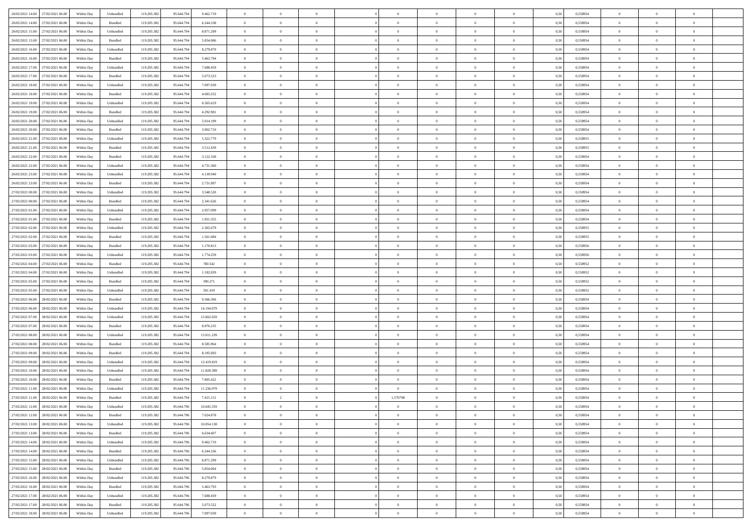| | | | | | | | | | | | | | | | | | | | | | |
|---|---|---|---|---|---|---|---|---|---|---|---|---|---|---|---|---|---|---|---|---|---|
| 26/02/2021 14:00 | 27/02/2021 06:00 | Within Day | Unbundled | 119.205.382 | 95.644.794 | 9.462.719 | 0 | 0 | 0 | | 0 | 0 | 0 | 0 | 0,50 | 0,558954 | 0 | 0 | 0 | |
| 26/02/2021 14:00 | 27/02/2021 06:00 | Within Day | Bundled | 119.205.382 | 95.644.794 | 6.244.338 | 0 | 0 | 0 | | 0 | 0 | 0 | 0 | 0,50 | 0,558954 | 0 | 0 | 0 | |
| 26/02/2021 15:00 | 27/02/2021 06:00 | Within Day | Unbundled | 119.205.382 | 95.644.794 | 8.871.299 | 0 | 0 | 0 | | 0 | 0 | 0 | 0 | 0,50 | 0,558954 | 0 | 0 | 0 | |
| 26/02/2021 15:00 | 27/02/2021 06:00 | Within Day | Bundled | 119.205.382 | 95.644.794 | 5.854.066 | 0 | 0 | 0 | | 0 | 0 | 0 | 0 | 0,50 | 0,558954 | 0 | 0 | 0 | |
| 26/02/2021 16:00 | 27/02/2021 06:00 | Within Day | Unbundled | 119.205.382 | 95.644.794 | 8.279.879 | 0 | 0 | 0 | | 0 | 0 | 0 | 0 | 0,50 | 0,558954 | 0 | 0 | 0 | |
| 26/02/2021 16:00 | 27/02/2021 06:00 | Within Day | Bundled | 119.205.382 | 95.644.794 | 5.463.794 | 0 | 0 | 0 | | 0 | 0 | 0 | 0 | 0,50 | 0,558954 | 0 | 0 | 0 | |
| 26/02/2021 17:00 | 27/02/2021 06:00 | Within Day | Unbundled | 119.205.382 | 95.644.794 | 7.688.459 | 0 | 0 | 0 | | 0 | 0 | 0 | 0 | 0,50 | 0,558954 | 0 | 0 | 0 | |
| 26/02/2021 17:00 | 27/02/2021 06:00 | Within Day | Bundled | 119.205.382 | 95.644.794 | 5.073.523 | 0 | 0 | 0 | | 0 | 0 | 0 | 0 | 0,50 | 0,558954 | 0 | 0 | 0 | |
| 26/02/2021 18:00 | 27/02/2021 06:00 | Within Day | Unbundled | 119.205.382 | 95.644.794 | 7.097.039 | 0 | 0 | 0 | | 0 | 0 | 0 | 0 | 0,50 | 0,558954 | 0 | 0 | 0 | |
| 26/02/2021 18:00 | 27/02/2021 06:00 | Within Day | Bundled | 119.205.382 | 95.644.794 | 4.683.252 | 0 | 0 | 0 | | 0 | 0 | 0 | 0 | 0,50 | 0,558954 | 0 | 0 | 0 | |
| 26/02/2021 19:00 | 27/02/2021 06:00 | Within Day | Unbundled | 119.205.382 | 95.644.794 | 6.505.619 | 0 | 0 | 0 | | 0 | 0 | 0 | 0 | 0,50 | 0,558954 | 0 | 0 | 0 | |
| 26/02/2021 19:00 | 27/02/2021 06:00 | Within Day | Bundled | 119.205.382 | 95.644.794 | 4.292.981 | 0 | 0 | 0 | | 0 | 0 | 0 | 0 | 0,50 | 0,558954 | 0 | 0 | 0 | |
| 26/02/2021 20:00 | 27/02/2021 06:00 | Within Day | Unbundled | 119.205.382 | 95.644.794 | 5.914.199 | 0 | 0 | 0 | | 0 | 0 | 0 | 0 | 0,50 | 0,558954 | 0 | 0 | 0 | |
| 26/02/2021 20:00 | 27/02/2021 06:00 | Within Day | Bundled | 119.205.382 | 95.644.794 | 3.902.710 | 0 | 0 | 0 | | 0 | 0 | 0 | 0 | 0,50 | 0,558954 | 0 | 0 | 0 | |
| 26/02/2021 21:00 | 27/02/2021 06:00 | Within Day | Unbundled | 119.205.382 | 95.644.794 | 5.322.779 | 0 | 0 | 0 | | 0 | 0 | 0 | 0 | 0,50 | 0,558955 | 0 | 0 | 0 | |
| 26/02/2021 21:00 | 27/02/2021 06:00 | Within Day | Bundled | 119.205.382 | 95.644.794 | 3.512.439 | 0 | 0 | 0 | | 0 | 0 | 0 | 0 | 0,50 | 0,558955 | 0 | 0 | 0 | |
| 26/02/2021 22:00 | 27/02/2021 06:00 | Within Day | Bundled | 119.205.382 | 95.644.794 | 3.122.168 | 0 | 0 | 0 | | 0 | 0 | 0 | 0 | 0,50 | 0,558954 | 0 | 0 | 0 | |
| 26/02/2021 22:00 | 27/02/2021 06:00 | Within Day | Unbundled | 119.205.382 | 95.644.794 | 4.731.360 | 0 | 0 | 0 | | 0 | 0 | 0 | 0 | 0,50 | 0,558954 | 0 | 0 | 0 | |
| 26/02/2021 23:00 | 27/02/2021 06:00 | Within Day | Unbundled | 119.205.382 | 95.644.794 | 4.139.940 | 0 | 0 | 0 | | 0 | 0 | 0 | 0 | 0,50 | 0,558954 | 0 | 0 | 0 | |
| 26/02/2021 23:00 | 27/02/2021 06:00 | Within Day | Bundled | 119.205.382 | 95.644.794 | 2.731.897 | 0 | 0 | 0 | | 0 | 0 | 0 | 0 | 0,50 | 0,558954 | 0 | 0 | 0 | |
| 27/02/2021 00:00 | 27/02/2021 06:00 | Within Day | Unbundled | 119.205.382 | 95.644.794 | 3.548.520 | 0 | 0 | 0 | | 0 | 0 | 0 | 0 | 0,50 | 0,558954 | 0 | 0 | 0 | |
| 27/02/2021 00:00 | 27/02/2021 06:00 | Within Day | Bundled | 119.205.382 | 95.644.794 | 2.341.626 | 0 | 0 | 0 | | 0 | 0 | 0 | 0 | 0,50 | 0,558954 | 0 | 0 | 0 | |
| 27/02/2021 01:00 | 27/02/2021 06:00 | Within Day | Unbundled | 119.205.382 | 95.644.794 | 2.957.099 | 0 | 0 | 0 | | 0 | 0 | 0 | 0 | 0,50 | 0,558954 | 0 | 0 | 0 | |
| 27/02/2021 01:00 | 27/02/2021 06:00 | Within Day | Bundled | 119.205.382 | 95.644.794 | 1.951.355 | 0 | 0 | 0 | | 0 | 0 | 0 | 0 | 0,50 | 0,558954 | 0 | 0 | 0 | |
| 27/02/2021 02:00 | 27/02/2021 06:00 | Within Day | Unbundled | 119.205.382 | 95.644.794 | 2.365.679 | 0 | 0 | 0 | | 0 | 0 | 0 | 0 | 0,50 | 0,558955 | 0 | 0 | 0 | |
| 27/02/2021 02:00 | 27/02/2021 06:00 | Within Day | Bundled | 119.205.382 | 95.644.794 | 1.561.084 | 0 | 0 | 0 | | 0 | 0 | 0 | 0 | 0,50 | 0,558955 | 0 | 0 | 0 | |
| 27/02/2021 03:00 | 27/02/2021 06:00 | Within Day | Bundled | 119.205.382 | 95.644.794 | 1.170.813 | 0 | 0 | 0 | | 0 | 0 | 0 | 0 | 0,50 | 0,558956 | 0 | 0 | 0 | |
| 27/02/2021 03:00 | 27/02/2021 06:00 | Within Day | Unbundled | 119.205.382 | 95.644.794 | 1.774.259 | 0 | 0 | 0 | | 0 | 0 | 0 | 0 | 0,50 | 0,558956 | 0 | 0 | 0 | |
| 27/02/2021 04:00 | 27/02/2021 06:00 | Within Day | Bundled | 119.205.382 | 95.644.794 | 780.542 | 0 | 0 | 0 | | 0 | 0 | 0 | 0 | 0,50 | 0,558952 | 0 | 0 | 0 | |
| 27/02/2021 04:00 | 27/02/2021 06:00 | Within Day | Unbundled | 119.205.382 | 95.644.794 | 1.182.839 | 0 | 0 | 0 | | 0 | 0 | 0 | 0 | 0,50 | 0,558952 | 0 | 0 | 0 | |
| 27/02/2021 05:00 | 27/02/2021 06:00 | Within Day | Bundled | 119.205.382 | 95.644.794 | 390.271 | 0 | 0 | 0 | | 0 | 0 | 0 | 0 | 0,50 | 0,558952 | 0 | 0 | 0 | |
| 27/02/2021 05:00 | 27/02/2021 06:00 | Within Day | Unbundled | 119.205.382 | 95.644.794 | 591.419 | 0 | 0 | 0 | | 0 | 0 | 0 | 0 | 0,50 | 0,558952 | 0 | 0 | 0 | |
| 27/02/2021 06:00 | 28/02/2021 06:00 | Within Day | Bundled | 119.205.382 | 95.644.794 | 9.366.506 | 0 | 0 | 0 | | 0 | 0 | 0 | 0 | 0,50 | 0,558954 | 0 | 0 | 0 | |
| 27/02/2021 06:00 | 28/02/2021 06:00 | Within Day | Unbundled | 119.205.382 | 95.644.794 | 14.194.079 | 0 | 0 | 0 | | 0 | 0 | 0 | 0 | 0,50 | 0,558954 | 0 | 0 | 0 | |
| 27/02/2021 07:00 | 28/02/2021 06:00 | Within Day | Unbundled | 119.205.382 | 95.644.794 | 13.602.659 | 0 | 0 | 0 | | 0 | 0 | 0 | 0 | 0,50 | 0,558954 | 0 | 0 | 0 | |
| 27/02/2021 07:00 | 28/02/2021 06:00 | Within Day | Bundled | 119.205.382 | 95.644.794 | 8.976.235 | 0 | 0 | 0 | | 0 | 0 | 0 | 0 | 0,50 | 0,558954 | 0 | 0 | 0 | |
| 27/02/2021 08:00 | 28/02/2021 06:00 | Within Day | Unbundled | 119.205.382 | 95.644.794 | 13.011.239 | 0 | 0 | 0 | | 0 | 0 | 0 | 0 | 0,50 | 0,558954 | 0 | 0 | 0 | |
| 27/02/2021 08:00 | 28/02/2021 06:00 | Within Day | Bundled | 119.205.382 | 95.644.794 | 8.585.964 | 0 | 0 | 0 | | 0 | 0 | 0 | 0 | 0,50 | 0,558954 | 0 | 0 | 0 | |
| 27/02/2021 09:00 | 28/02/2021 06:00 | Within Day | Bundled | 119.205.382 | 95.644.794 | 8.195.693 | 0 | 0 | 0 | | 0 | 0 | 0 | 0 | 0,50 | 0,558954 | 0 | 0 | 0 | |
| 27/02/2021 09:00 | 28/02/2021 06:00 | Within Day | Unbundled | 119.205.382 | 95.644.794 | 12.419.819 | 0 | 0 | 0 | | 0 | 0 | 0 | 0 | 0,50 | 0,558954 | 0 | 0 | 0 | |
| 27/02/2021 10:00 | 28/02/2021 06:00 | Within Day | Unbundled | 119.205.382 | 95.644.794 | 11.828.399 | 0 | 0 | 0 | | 0 | 0 | 0 | 0 | 0,50 | 0,558954 | 0 | 0 | 0 | |
| 27/02/2021 10:00 | 28/02/2021 06:00 | Within Day | Bundled | 119.205.382 | 95.644.794 | 7.805.422 | 0 | 0 | 0 | | 0 | 0 | 0 | 0 | 0,50 | 0,558954 | 0 | 0 | 0 | |
| 27/02/2021 11:00 | 28/02/2021 06:00 | Within Day | Unbundled | 119.205.382 | 95.644.794 | 11.236.979 | 0 | 0 | 0 | | 0 | 0 | 0 | 0 | 0,50 | 0,558954 | 0 | 0 | 0 | |
| 27/02/2021 11:00 | 28/02/2021 06:00 | Within Day | Bundled | 119.205.382 | 95.644.794 | 7.415.151 | 0 | 2 | 0 | | 1,570798 | 0 | 0 | 0 | 0,50 | 0,558954 | 0 | 0 | 0 | |
| 27/02/2021 12:00 | 28/02/2021 06:00 | Within Day | Unbundled | 119.205.382 | 95.644.796 | 10.645.559 | 0 | 0 | 0 | | 0 | 0 | 0 | 0 | 0,50 | 0,558954 | 0 | 0 | 0 | |
| 27/02/2021 12:00 | 28/02/2021 06:00 | Within Day | Bundled | 119.205.382 | 95.644.796 | 7.024.878 | 0 | 0 | 0 | | 0 | 0 | 0 | 0 | 0,50 | 0,558954 | 0 | 0 | 0 | |
| 27/02/2021 13:00 | 28/02/2021 06:00 | Within Day | Unbundled | 119.205.382 | 95.644.796 | 10.054.138 | 0 | 0 | 0 | | 0 | 0 | 0 | 0 | 0,50 | 0,558954 | 0 | 0 | 0 | |
| 27/02/2021 13:00 | 28/02/2021 06:00 | Within Day | Bundled | 119.205.382 | 95.644.796 | 6.634.607 | 0 | 0 | 0 | | 0 | 0 | 0 | 0 | 0,50 | 0,558954 | 0 | 0 | 0 | |
| 27/02/2021 14:00 | 28/02/2021 06:00 | Within Day | Unbundled | 119.205.382 | 95.644.796 | 9.462.719 | 0 | 0 | 0 | | 0 | 0 | 0 | 0 | 0,50 | 0,558954 | 0 | 0 | 0 | |
| 27/02/2021 14:00 | 28/02/2021 06:00 | Within Day | Bundled | 119.205.382 | 95.644.796 | 6.244.336 | 0 | 0 | 0 | | 0 | 0 | 0 | 0 | 0,50 | 0,558954 | 0 | 0 | 0 | |
| 27/02/2021 15:00 | 28/02/2021 06:00 | Within Day | Unbundled | 119.205.382 | 95.644.796 | 8.871.299 | 0 | 0 | 0 | | 0 | 0 | 0 | 0 | 0,50 | 0,558954 | 0 | 0 | 0 | |
| 27/02/2021 15:00 | 28/02/2021 06:00 | Within Day | Bundled | 119.205.382 | 95.644.796 | 5.854.064 | 0 | 0 | 0 | | 0 | 0 | 0 | 0 | 0,50 | 0,558954 | 0 | 0 | 0 | |
| 27/02/2021 16:00 | 28/02/2021 06:00 | Within Day | Unbundled | 119.205.382 | 95.644.796 | 8.279.879 | 0 | 0 | 0 | | 0 | 0 | 0 | 0 | 0,50 | 0,558954 | 0 | 0 | 0 | |
| 27/02/2021 16:00 | 28/02/2021 06:00 | Within Day | Bundled | 119.205.382 | 95.644.796 | 5.463.793 | 0 | 0 | 0 | | 0 | 0 | 0 | 0 | 0,50 | 0,558954 | 0 | 0 | 0 | |
| 27/02/2021 17:00 | 28/02/2021 06:00 | Within Day | Unbundled | 119.205.382 | 95.644.796 | 7.688.459 | 0 | 0 | 0 | | 0 | 0 | 0 | 0 | 0,50 | 0,558954 | 0 | 0 | 0 | |
| 27/02/2021 17:00 | 28/02/2021 06:00 | Within Day | Bundled | 119.205.382 | 95.644.796 | 5.073.522 | 0 | 0 | 0 | | 0 | 0 | 0 | 0 | 0,50 | 0,558954 | 0 | 0 | 0 | |
| 27/02/2021 18:00 | 28/02/2021 06:00 | Within Day | Unbundled | 119.205.382 | 95.644.796 | 7.097.039 | 0 | 0 | 0 | | 0 | 0 | 0 | 0 | 0,50 | 0,558954 | 0 | 0 | 0 | |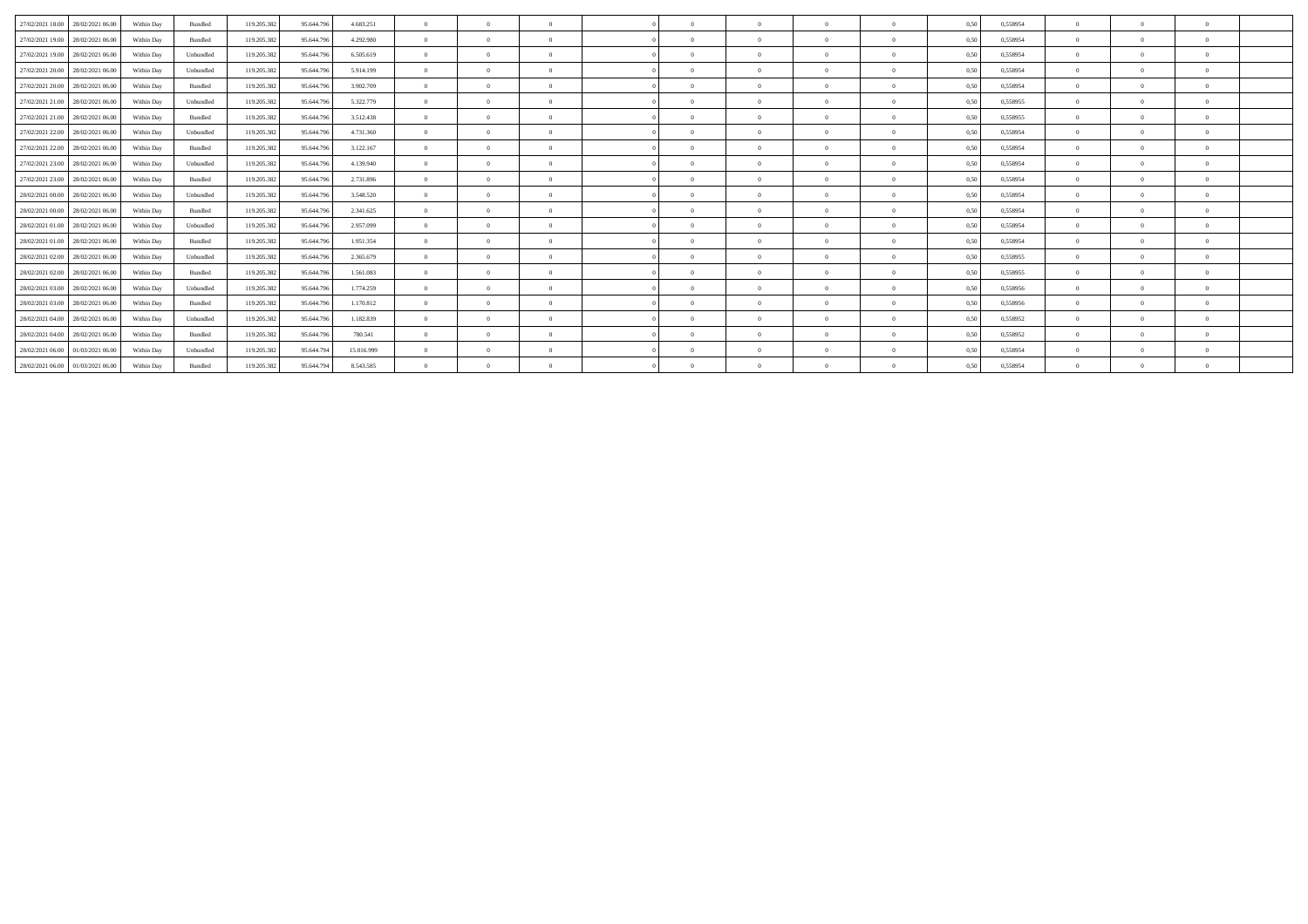| | | | | | | | | | | | | | | | | | | | | |
|---|---|---|---|---|---|---|---|---|---|---|---|---|---|---|---|---|---|---|---|---|
| 27/02/2021 18.00 | 28/02/2021 06.00 | Within Day | Bundled | 119.205.382 | 95.644.796 | 4.683.251 | 0 | 0 | 0 | 0 | 0 | 0 | 0 | 0 | 0,50 | 0,558954 | 0 | 0 | 0 | |
| 27/02/2021 19.00 | 28/02/2021 06.00 | Within Day | Bundled | 119.205.382 | 95.644.796 | 4.292.980 | 0 | 0 | 0 | 0 | 0 | 0 | 0 | 0 | 0,50 | 0,558954 | 0 | 0 | 0 | |
| 27/02/2021 19.00 | 28/02/2021 06.00 | Within Day | Unbundled | 119.205.382 | 95.644.796 | 6.505.619 | 0 | 0 | 0 | 0 | 0 | 0 | 0 | 0 | 0,50 | 0,558954 | 0 | 0 | 0 | |
| 27/02/2021 20.00 | 28/02/2021 06.00 | Within Day | Unbundled | 119.205.382 | 95.644.796 | 5.914.199 | 0 | 0 | 0 | 0 | 0 | 0 | 0 | 0 | 0,50 | 0,558954 | 0 | 0 | 0 | |
| 27/02/2021 20.00 | 28/02/2021 06.00 | Within Day | Bundled | 119.205.382 | 95.644.796 | 3.902.709 | 0 | 0 | 0 | 0 | 0 | 0 | 0 | 0 | 0,50 | 0,558954 | 0 | 0 | 0 | |
| 27/02/2021 21.00 | 28/02/2021 06.00 | Within Day | Unbundled | 119.205.382 | 95.644.796 | 5.322.779 | 0 | 0 | 0 | 0 | 0 | 0 | 0 | 0 | 0,50 | 0,558955 | 0 | 0 | 0 | |
| 27/02/2021 21.00 | 28/02/2021 06.00 | Within Day | Bundled | 119.205.382 | 95.644.796 | 3.512.438 | 0 | 0 | 0 | 0 | 0 | 0 | 0 | 0 | 0,50 | 0,558955 | 0 | 0 | 0 | |
| 27/02/2021 22.00 | 28/02/2021 06.00 | Within Day | Unbundled | 119.205.382 | 95.644.796 | 4.731.360 | 0 | 0 | 0 | 0 | 0 | 0 | 0 | 0 | 0,50 | 0,558954 | 0 | 0 | 0 | |
| 27/02/2021 22.00 | 28/02/2021 06.00 | Within Day | Bundled | 119.205.382 | 95.644.796 | 3.122.167 | 0 | 0 | 0 | 0 | 0 | 0 | 0 | 0 | 0,50 | 0,558954 | 0 | 0 | 0 | |
| 27/02/2021 23.00 | 28/02/2021 06.00 | Within Day | Unbundled | 119.205.382 | 95.644.796 | 4.139.940 | 0 | 0 | 0 | 0 | 0 | 0 | 0 | 0 | 0,50 | 0,558954 | 0 | 0 | 0 | |
| 27/02/2021 23.00 | 28/02/2021 06.00 | Within Day | Bundled | 119.205.382 | 95.644.796 | 2.731.896 | 0 | 0 | 0 | 0 | 0 | 0 | 0 | 0 | 0,50 | 0,558954 | 0 | 0 | 0 | |
| 28/02/2021 00.00 | 28/02/2021 06.00 | Within Day | Unbundled | 119.205.382 | 95.644.796 | 3.548.520 | 0 | 0 | 0 | 0 | 0 | 0 | 0 | 0 | 0,50 | 0,558954 | 0 | 0 | 0 | |
| 28/02/2021 00.00 | 28/02/2021 06.00 | Within Day | Bundled | 119.205.382 | 95.644.796 | 2.341.625 | 0 | 0 | 0 | 0 | 0 | 0 | 0 | 0 | 0,50 | 0,558954 | 0 | 0 | 0 | |
| 28/02/2021 01.00 | 28/02/2021 06.00 | Within Day | Unbundled | 119.205.382 | 95.644.796 | 2.957.099 | 0 | 0 | 0 | 0 | 0 | 0 | 0 | 0 | 0,50 | 0,558954 | 0 | 0 | 0 | |
| 28/02/2021 01.00 | 28/02/2021 06.00 | Within Day | Bundled | 119.205.382 | 95.644.796 | 1.951.354 | 0 | 0 | 0 | 0 | 0 | 0 | 0 | 0 | 0,50 | 0,558954 | 0 | 0 | 0 | |
| 28/02/2021 02.00 | 28/02/2021 06.00 | Within Day | Unbundled | 119.205.382 | 95.644.796 | 2.365.679 | 0 | 0 | 0 | 0 | 0 | 0 | 0 | 0 | 0,50 | 0,558955 | 0 | 0 | 0 | |
| 28/02/2021 02.00 | 28/02/2021 06.00 | Within Day | Bundled | 119.205.382 | 95.644.796 | 1.561.083 | 0 | 0 | 0 | 0 | 0 | 0 | 0 | 0 | 0,50 | 0,558955 | 0 | 0 | 0 | |
| 28/02/2021 03.00 | 28/02/2021 06.00 | Within Day | Unbundled | 119.205.382 | 95.644.796 | 1.774.259 | 0 | 0 | 0 | 0 | 0 | 0 | 0 | 0 | 0,50 | 0,558956 | 0 | 0 | 0 | |
| 28/02/2021 03.00 | 28/02/2021 06.00 | Within Day | Bundled | 119.205.382 | 95.644.796 | 1.170.812 | 0 | 0 | 0 | 0 | 0 | 0 | 0 | 0 | 0,50 | 0,558956 | 0 | 0 | 0 | |
| 28/02/2021 04.00 | 28/02/2021 06.00 | Within Day | Unbundled | 119.205.382 | 95.644.796 | 1.182.839 | 0 | 0 | 0 | 0 | 0 | 0 | 0 | 0 | 0,50 | 0,558952 | 0 | 0 | 0 | |
| 28/02/2021 04.00 | 28/02/2021 06.00 | Within Day | Bundled | 119.205.382 | 95.644.796 | 780.541 | 0 | 0 | 0 | 0 | 0 | 0 | 0 | 0 | 0,50 | 0,558952 | 0 | 0 | 0 | |
| 28/02/2021 06.00 | 01/03/2021 06.00 | Within Day | Unbundled | 119.205.382 | 95.644.794 | 15.016.999 | 0 | 0 | 0 | 0 | 0 | 0 | 0 | 0 | 0,50 | 0,558954 | 0 | 0 | 0 | |
| 28/02/2021 06.00 | 01/03/2021 06.00 | Within Day | Bundled | 119.205.382 | 95.644.794 | 8.543.585 | 0 | 0 | 0 | 0 | 0 | 0 | 0 | 0 | 0,50 | 0,558954 | 0 | 0 | 0 | |